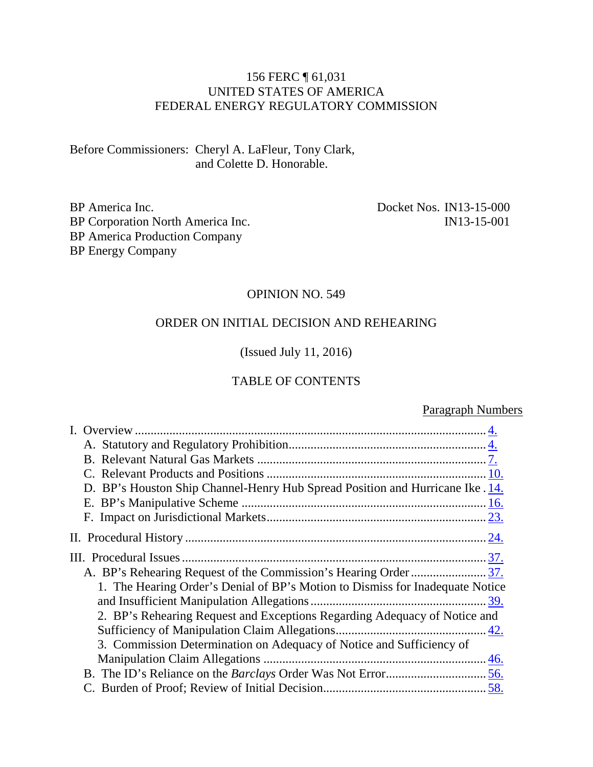156 FERC ¶ 61,031
UNITED STATES OF AMERICA
FEDERAL ENERGY REGULATORY COMMISSION

Before Commissioners: Cheryl A. LaFleur, Tony Clark,
and Colette D. Honorable.

| | |
|---|---|
| BP America Inc. | Docket Nos. IN13-15-000 |
| BP Corporation North America Inc. | IN13-15-001 |
| BP America Production Company | |
| BP Energy Company | |

OPINION NO. 549

ORDER ON INITIAL DECISION AND REHEARING

(Issued July 11, 2016)

TABLE OF CONTENTS

| | Paragraph Numbers |
|---|---|
| I. Overview | 4. |
| A. Statutory and Regulatory Prohibition | 4. |
| B. Relevant Natural Gas Markets | 7. |
| C. Relevant Products and Positions | 10. |
| D. BP's Houston Ship Channel-Henry Hub Spread Position and Hurricane Ike | 14. |
| E. BP's Manipulative Scheme | 16. |
| F. Impact on Jurisdictional Markets | 23. |
| II. Procedural History | 24. |
| III. Procedural Issues | 37. |
| A. BP's Rehearing Request of the Commission's Hearing Order | 37. |
| 1. The Hearing Order's Denial of BP's Motion to Dismiss for Inadequate Notice and Insufficient Manipulation Allegations | 39. |
| 2. BP's Rehearing Request and Exceptions Regarding Adequacy of Notice and Sufficiency of Manipulation Claim Allegations | 42. |
| 3. Commission Determination on Adequacy of Notice and Sufficiency of Manipulation Claim Allegations | 46. |
| B. The ID's Reliance on the *Barclays* Order Was Not Error | 56. |
| C. Burden of Proof; Review of Initial Decision | 58. |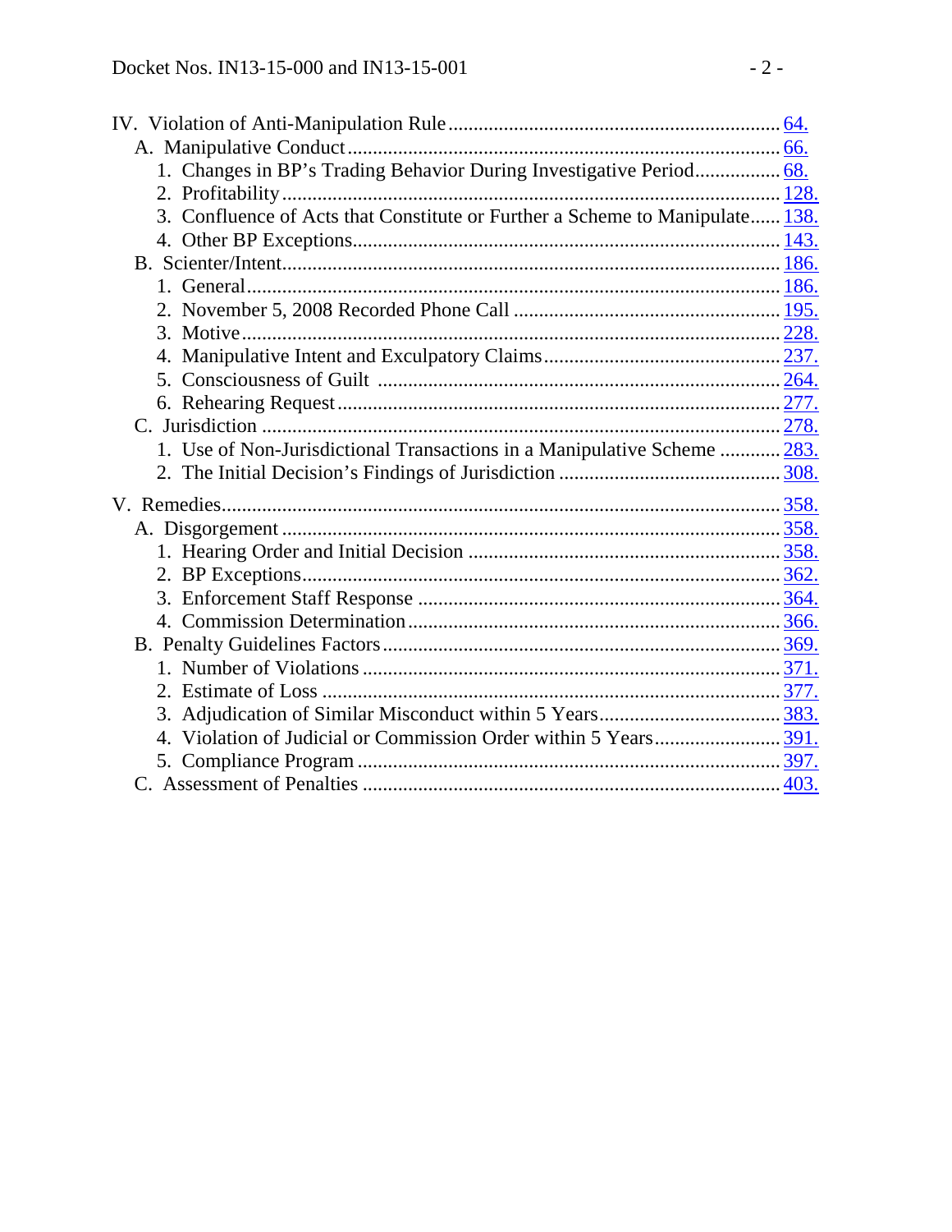IV. Violation of Anti-Manipulation Rule .... 64.
  A. Manipulative Conduct .... 66.
    1. Changes in BP's Trading Behavior During Investigative Period .... 68.
    2. Profitability .... 128.
    3. Confluence of Acts that Constitute or Further a Scheme to Manipulate .... 138.
    4. Other BP Exceptions .... 143.
  B. Scienter/Intent .... 186.
    1. General .... 186.
    2. November 5, 2008 Recorded Phone Call .... 195.
    3. Motive .... 228.
    4. Manipulative Intent and Exculpatory Claims .... 237.
    5. Consciousness of Guilt .... 264.
    6. Rehearing Request .... 277.
  C. Jurisdiction .... 278.
    1. Use of Non-Jurisdictional Transactions in a Manipulative Scheme .... 283.
    2. The Initial Decision's Findings of Jurisdiction .... 308.

V. Remedies .... 358.
  A. Disgorgement .... 358.
    1. Hearing Order and Initial Decision .... 358.
    2. BP Exceptions .... 362.
    3. Enforcement Staff Response .... 364.
    4. Commission Determination .... 366.
  B. Penalty Guidelines Factors .... 369.
    1. Number of Violations .... 371.
    2. Estimate of Loss .... 377.
    3. Adjudication of Similar Misconduct within 5 Years .... 383.
    4. Violation of Judicial or Commission Order within 5 Years .... 391.
    5. Compliance Program .... 397.
  C. Assessment of Penalties .... 403.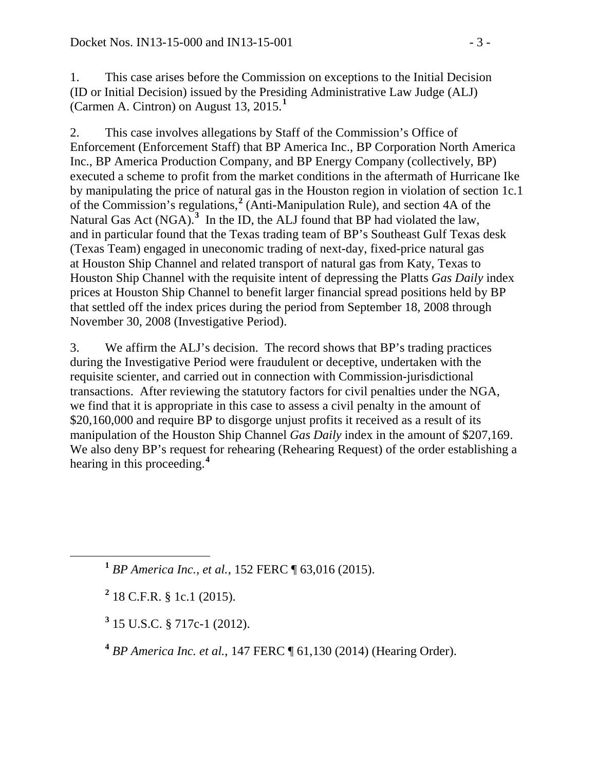1. This case arises before the Commission on exceptions to the Initial Decision (ID or Initial Decision) issued by the Presiding Administrative Law Judge (ALJ) (Carmen A. Cintron) on August 13, 2015.[1]

2. This case involves allegations by Staff of the Commission's Office of Enforcement (Enforcement Staff) that BP America Inc., BP Corporation North America Inc., BP America Production Company, and BP Energy Company (collectively, BP) executed a scheme to profit from the market conditions in the aftermath of Hurricane Ike by manipulating the price of natural gas in the Houston region in violation of section 1c.1 of the Commission's regulations,[2] (Anti-Manipulation Rule), and section 4A of the Natural Gas Act (NGA).[3] In the ID, the ALJ found that BP had violated the law, and in particular found that the Texas trading team of BP's Southeast Gulf Texas desk (Texas Team) engaged in uneconomic trading of next-day, fixed-price natural gas at Houston Ship Channel and related transport of natural gas from Katy, Texas to Houston Ship Channel with the requisite intent of depressing the Platts *Gas Daily* index prices at Houston Ship Channel to benefit larger financial spread positions held by BP that settled off the index prices during the period from September 18, 2008 through November 30, 2008 (Investigative Period).

3. We affirm the ALJ's decision. The record shows that BP's trading practices during the Investigative Period were fraudulent or deceptive, undertaken with the requisite scienter, and carried out in connection with Commission-jurisdictional transactions. After reviewing the statutory factors for civil penalties under the NGA, we find that it is appropriate in this case to assess a civil penalty in the amount of $20,160,000 and require BP to disgorge unjust profits it received as a result of its manipulation of the Houston Ship Channel *Gas Daily* index in the amount of $207,169. We also deny BP's request for rehearing (Rehearing Request) of the order establishing a hearing in this proceeding.[4]

---

[1] *BP America Inc., et al.*, 152 FERC ¶ 63,016 (2015).

[2] 18 C.F.R. § 1c.1 (2015).

[3] 15 U.S.C. § 717c-1 (2012).

[4] *BP America Inc. et al.*, 147 FERC ¶ 61,130 (2014) (Hearing Order).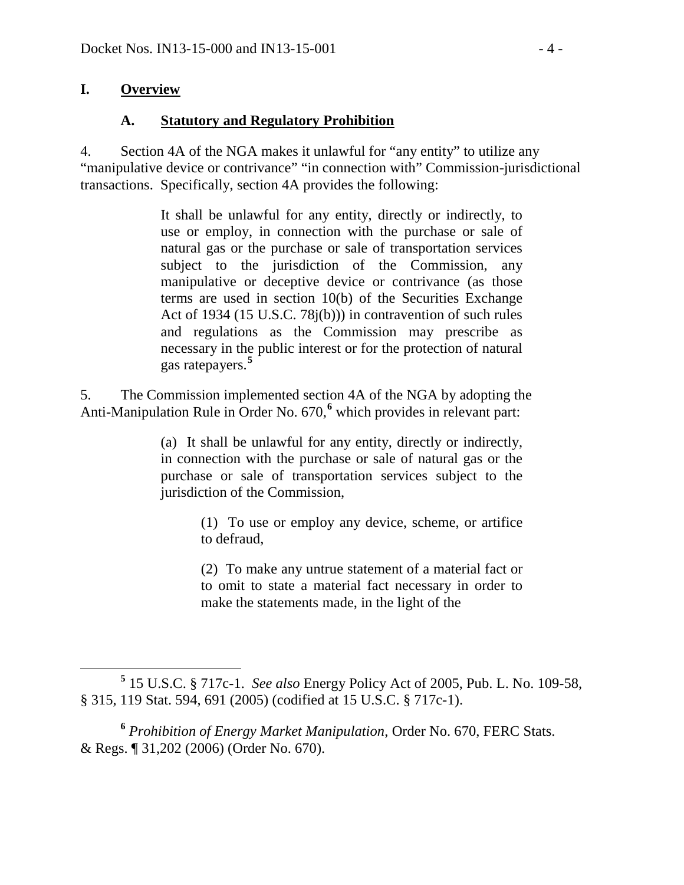## I. Overview

### A. Statutory and Regulatory Prohibition

4. Section 4A of the NGA makes it unlawful for "any entity" to utilize any "manipulative device or contrivance" "in connection with" Commission-jurisdictional transactions. Specifically, section 4A provides the following:

> It shall be unlawful for any entity, directly or indirectly, to use or employ, in connection with the purchase or sale of natural gas or the purchase or sale of transportation services subject to the jurisdiction of the Commission, any manipulative or deceptive device or contrivance (as those terms are used in section 10(b) of the Securities Exchange Act of 1934 (15 U.S.C. 78j(b))) in contravention of such rules and regulations as the Commission may prescribe as necessary in the public interest or for the protection of natural gas ratepayers.[5]

5. The Commission implemented section 4A of the NGA by adopting the Anti-Manipulation Rule in Order No. 670,[6] which provides in relevant part:

> (a) It shall be unlawful for any entity, directly or indirectly, in connection with the purchase or sale of natural gas or the purchase or sale of transportation services subject to the jurisdiction of the Commission,
>
> > (1) To use or employ any device, scheme, or artifice to defraud,
> >
> > (2) To make any untrue statement of a material fact or to omit to state a material fact necessary in order to make the statements made, in the light of the

---

[5] 15 U.S.C. § 717c-1. *See also* Energy Policy Act of 2005, Pub. L. No. 109-58, § 315, 119 Stat. 594, 691 (2005) (codified at 15 U.S.C. § 717c-1).

[6] *Prohibition of Energy Market Manipulation*, Order No. 670, FERC Stats. & Regs. ¶ 31,202 (2006) (Order No. 670).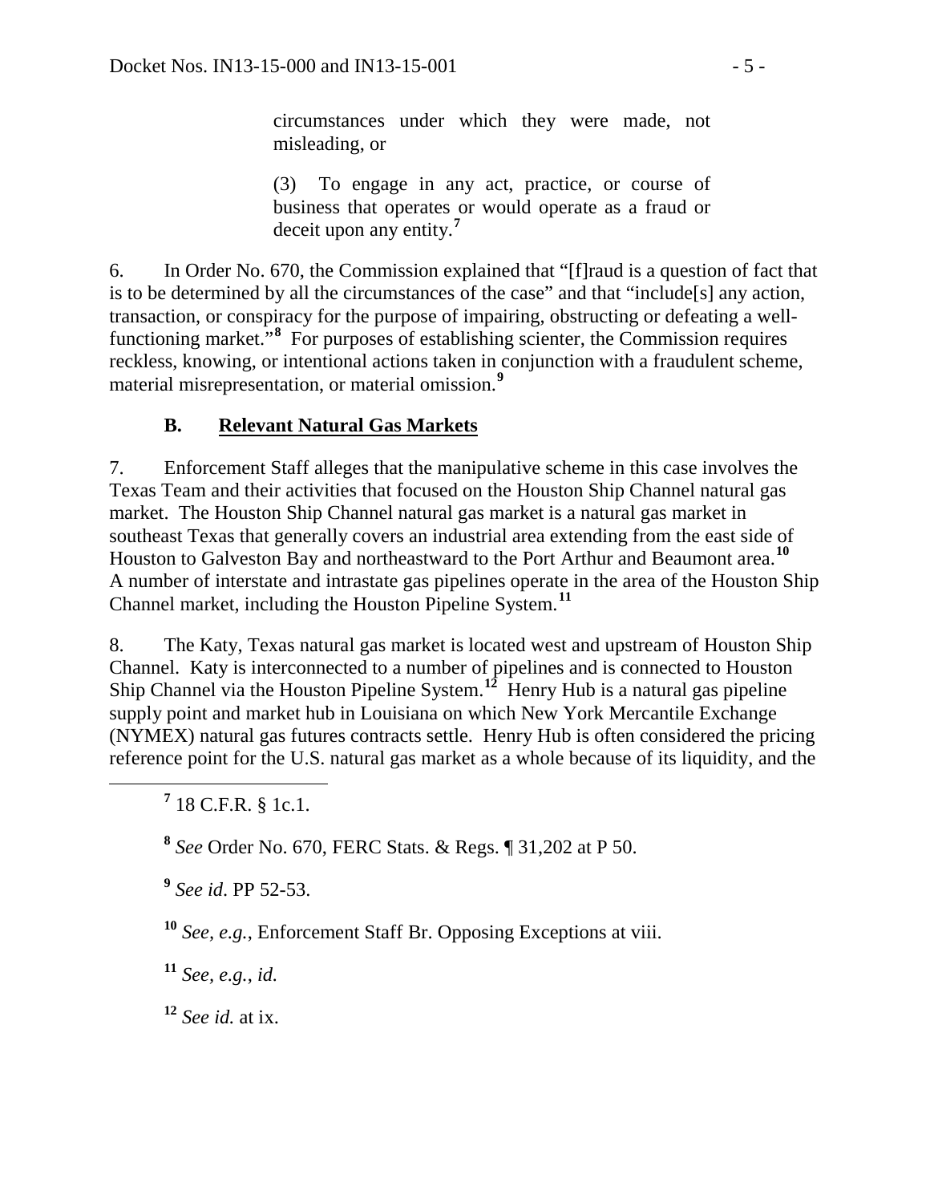> circumstances under which they were made, not misleading, or
>
> (3) To engage in any act, practice, or course of business that operates or would operate as a fraud or deceit upon any entity.[7]

6. In Order No. 670, the Commission explained that "[f]raud is a question of fact that is to be determined by all the circumstances of the case" and that "include[s] any action, transaction, or conspiracy for the purpose of impairing, obstructing or defeating a well-functioning market."[8] For purposes of establishing scienter, the Commission requires reckless, knowing, or intentional actions taken in conjunction with a fraudulent scheme, material misrepresentation, or material omission.[9]

### B. Relevant Natural Gas Markets

7. Enforcement Staff alleges that the manipulative scheme in this case involves the Texas Team and their activities that focused on the Houston Ship Channel natural gas market. The Houston Ship Channel natural gas market is a natural gas market in southeast Texas that generally covers an industrial area extending from the east side of Houston to Galveston Bay and northeastward to the Port Arthur and Beaumont area.[10] A number of interstate and intrastate gas pipelines operate in the area of the Houston Ship Channel market, including the Houston Pipeline System.[11]

8. The Katy, Texas natural gas market is located west and upstream of Houston Ship Channel. Katy is interconnected to a number of pipelines and is connected to Houston Ship Channel via the Houston Pipeline System.[12] Henry Hub is a natural gas pipeline supply point and market hub in Louisiana on which New York Mercantile Exchange (NYMEX) natural gas futures contracts settle. Henry Hub is often considered the pricing reference point for the U.S. natural gas market as a whole because of its liquidity, and the

---

[7] 18 C.F.R. § 1c.1.

[8] *See* Order No. 670, FERC Stats. & Regs. ¶ 31,202 at P 50.

[9] *See id.* PP 52-53.

[10] *See, e.g.*, Enforcement Staff Br. Opposing Exceptions at viii.

[11] *See, e.g.*, *id.*

[12] *See id.* at ix.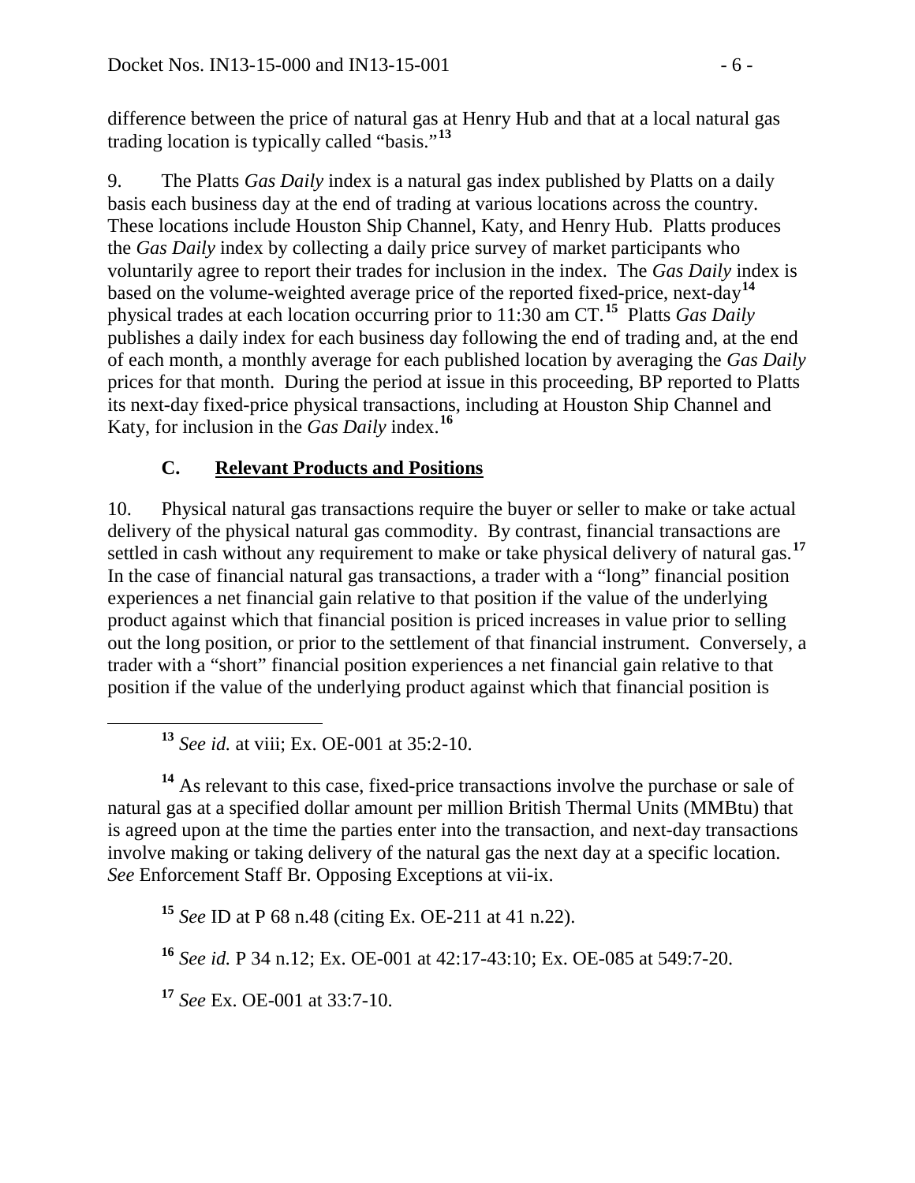difference between the price of natural gas at Henry Hub and that at a local natural gas trading location is typically called "basis."[13]

9. The Platts *Gas Daily* index is a natural gas index published by Platts on a daily basis each business day at the end of trading at various locations across the country. These locations include Houston Ship Channel, Katy, and Henry Hub. Platts produces the *Gas Daily* index by collecting a daily price survey of market participants who voluntarily agree to report their trades for inclusion in the index. The *Gas Daily* index is based on the volume-weighted average price of the reported fixed-price, next-day[14] physical trades at each location occurring prior to 11:30 am CT.[15] Platts *Gas Daily* publishes a daily index for each business day following the end of trading and, at the end of each month, a monthly average for each published location by averaging the *Gas Daily* prices for that month. During the period at issue in this proceeding, BP reported to Platts its next-day fixed-price physical transactions, including at Houston Ship Channel and Katy, for inclusion in the *Gas Daily* index.[16]

### C. Relevant Products and Positions

10. Physical natural gas transactions require the buyer or seller to make or take actual delivery of the physical natural gas commodity. By contrast, financial transactions are settled in cash without any requirement to make or take physical delivery of natural gas.[17] In the case of financial natural gas transactions, a trader with a "long" financial position experiences a net financial gain relative to that position if the value of the underlying product against which that financial position is priced increases in value prior to selling out the long position, or prior to the settlement of that financial instrument. Conversely, a trader with a "short" financial position experiences a net financial gain relative to that position if the value of the underlying product against which that financial position is

---

[13] *See id.* at viii; Ex. OE-001 at 35:2-10.

[14] As relevant to this case, fixed-price transactions involve the purchase or sale of natural gas at a specified dollar amount per million British Thermal Units (MMBtu) that is agreed upon at the time the parties enter into the transaction, and next-day transactions involve making or taking delivery of the natural gas the next day at a specific location. *See* Enforcement Staff Br. Opposing Exceptions at vii-ix.

[15] *See* ID at P 68 n.48 (citing Ex. OE-211 at 41 n.22).

[16] *See id.* P 34 n.12; Ex. OE-001 at 42:17-43:10; Ex. OE-085 at 549:7-20.

[17] *See* Ex. OE-001 at 33:7-10.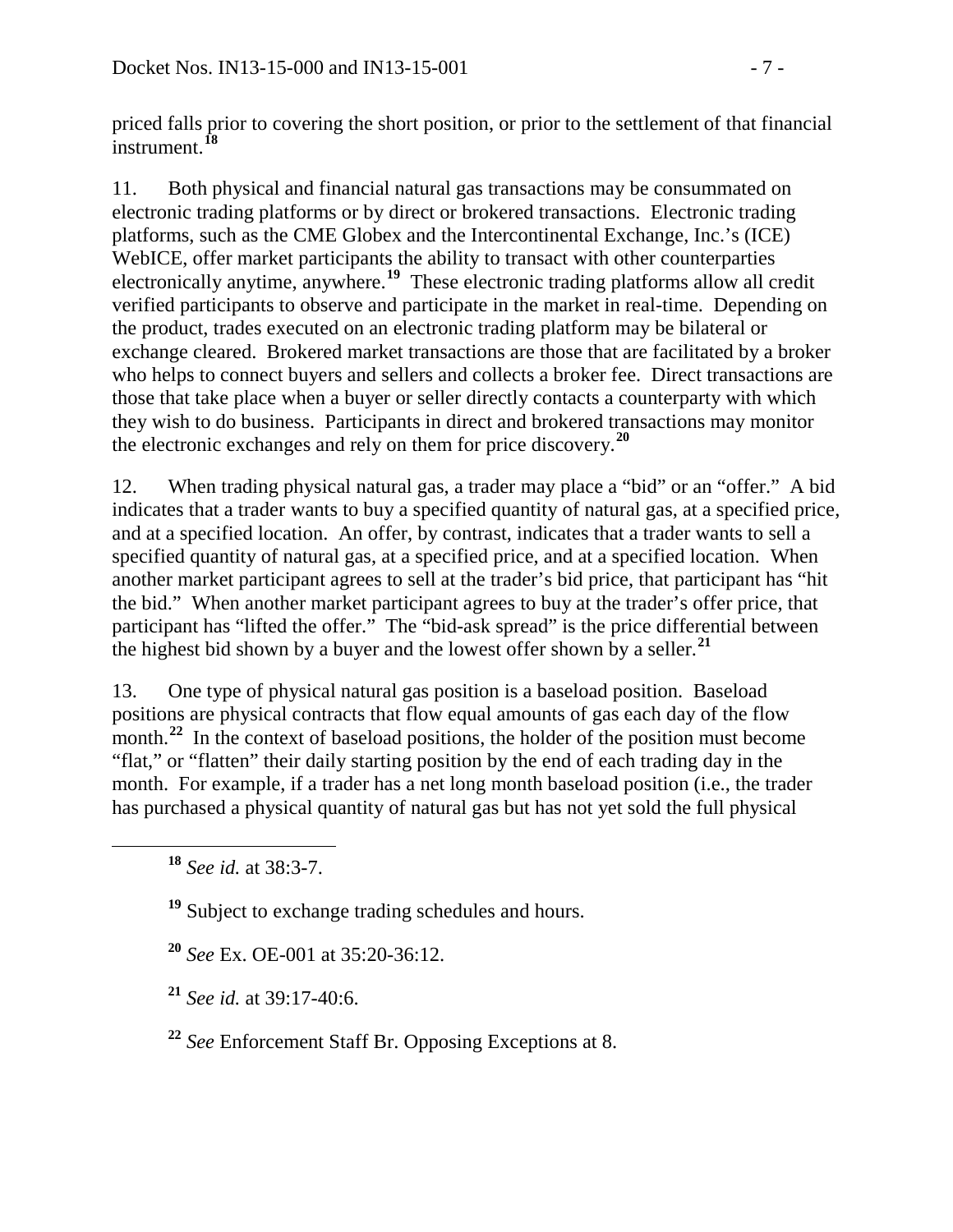priced falls prior to covering the short position, or prior to the settlement of that financial instrument.[18]

11. Both physical and financial natural gas transactions may be consummated on electronic trading platforms or by direct or brokered transactions. Electronic trading platforms, such as the CME Globex and the Intercontinental Exchange, Inc.'s (ICE) WebICE, offer market participants the ability to transact with other counterparties electronically anytime, anywhere.[19] These electronic trading platforms allow all credit verified participants to observe and participate in the market in real-time. Depending on the product, trades executed on an electronic trading platform may be bilateral or exchange cleared. Brokered market transactions are those that are facilitated by a broker who helps to connect buyers and sellers and collects a broker fee. Direct transactions are those that take place when a buyer or seller directly contacts a counterparty with which they wish to do business. Participants in direct and brokered transactions may monitor the electronic exchanges and rely on them for price discovery.[20]

12. When trading physical natural gas, a trader may place a "bid" or an "offer." A bid indicates that a trader wants to buy a specified quantity of natural gas, at a specified price, and at a specified location. An offer, by contrast, indicates that a trader wants to sell a specified quantity of natural gas, at a specified price, and at a specified location. When another market participant agrees to sell at the trader's bid price, that participant has "hit the bid." When another market participant agrees to buy at the trader's offer price, that participant has "lifted the offer." The "bid-ask spread" is the price differential between the highest bid shown by a buyer and the lowest offer shown by a seller.[21]

13. One type of physical natural gas position is a baseload position. Baseload positions are physical contracts that flow equal amounts of gas each day of the flow month.[22] In the context of baseload positions, the holder of the position must become "flat," or "flatten" their daily starting position by the end of each trading day in the month. For example, if a trader has a net long month baseload position (i.e., the trader has purchased a physical quantity of natural gas but has not yet sold the full physical

---

[18] *See id.* at 38:3-7.

[19] Subject to exchange trading schedules and hours.

[20] *See* Ex. OE-001 at 35:20-36:12.

[21] *See id.* at 39:17-40:6.

[22] *See* Enforcement Staff Br. Opposing Exceptions at 8.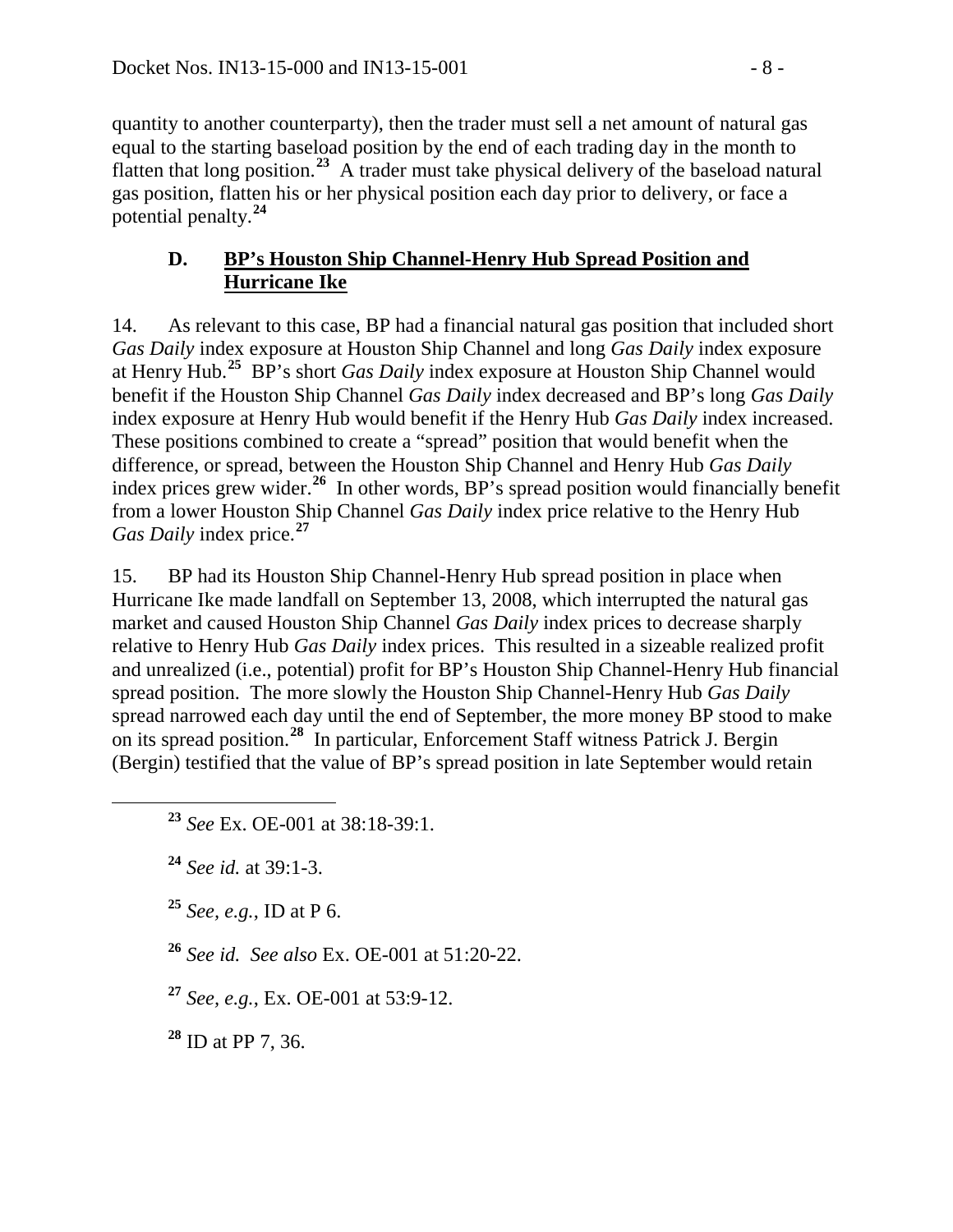quantity to another counterparty), then the trader must sell a net amount of natural gas equal to the starting baseload position by the end of each trading day in the month to flatten that long position.[23] A trader must take physical delivery of the baseload natural gas position, flatten his or her physical position each day prior to delivery, or face a potential penalty.[24]

### D. BP's Houston Ship Channel-Henry Hub Spread Position and Hurricane Ike

14. As relevant to this case, BP had a financial natural gas position that included short *Gas Daily* index exposure at Houston Ship Channel and long *Gas Daily* index exposure at Henry Hub.[25] BP's short *Gas Daily* index exposure at Houston Ship Channel would benefit if the Houston Ship Channel *Gas Daily* index decreased and BP's long *Gas Daily* index exposure at Henry Hub would benefit if the Henry Hub *Gas Daily* index increased. These positions combined to create a "spread" position that would benefit when the difference, or spread, between the Houston Ship Channel and Henry Hub *Gas Daily* index prices grew wider.[26] In other words, BP's spread position would financially benefit from a lower Houston Ship Channel *Gas Daily* index price relative to the Henry Hub *Gas Daily* index price.[27]

15. BP had its Houston Ship Channel-Henry Hub spread position in place when Hurricane Ike made landfall on September 13, 2008, which interrupted the natural gas market and caused Houston Ship Channel *Gas Daily* index prices to decrease sharply relative to Henry Hub *Gas Daily* index prices. This resulted in a sizeable realized profit and unrealized (i.e., potential) profit for BP's Houston Ship Channel-Henry Hub financial spread position. The more slowly the Houston Ship Channel-Henry Hub *Gas Daily* spread narrowed each day until the end of September, the more money BP stood to make on its spread position.[28] In particular, Enforcement Staff witness Patrick J. Bergin (Bergin) testified that the value of BP's spread position in late September would retain

---

[23] *See* Ex. OE-001 at 38:18-39:1.

[24] *See id.* at 39:1-3.

[25] *See, e.g.*, ID at P 6.

[26] *See id. See also* Ex. OE-001 at 51:20-22.

[27] *See, e.g.*, Ex. OE-001 at 53:9-12.

[28] ID at PP 7, 36.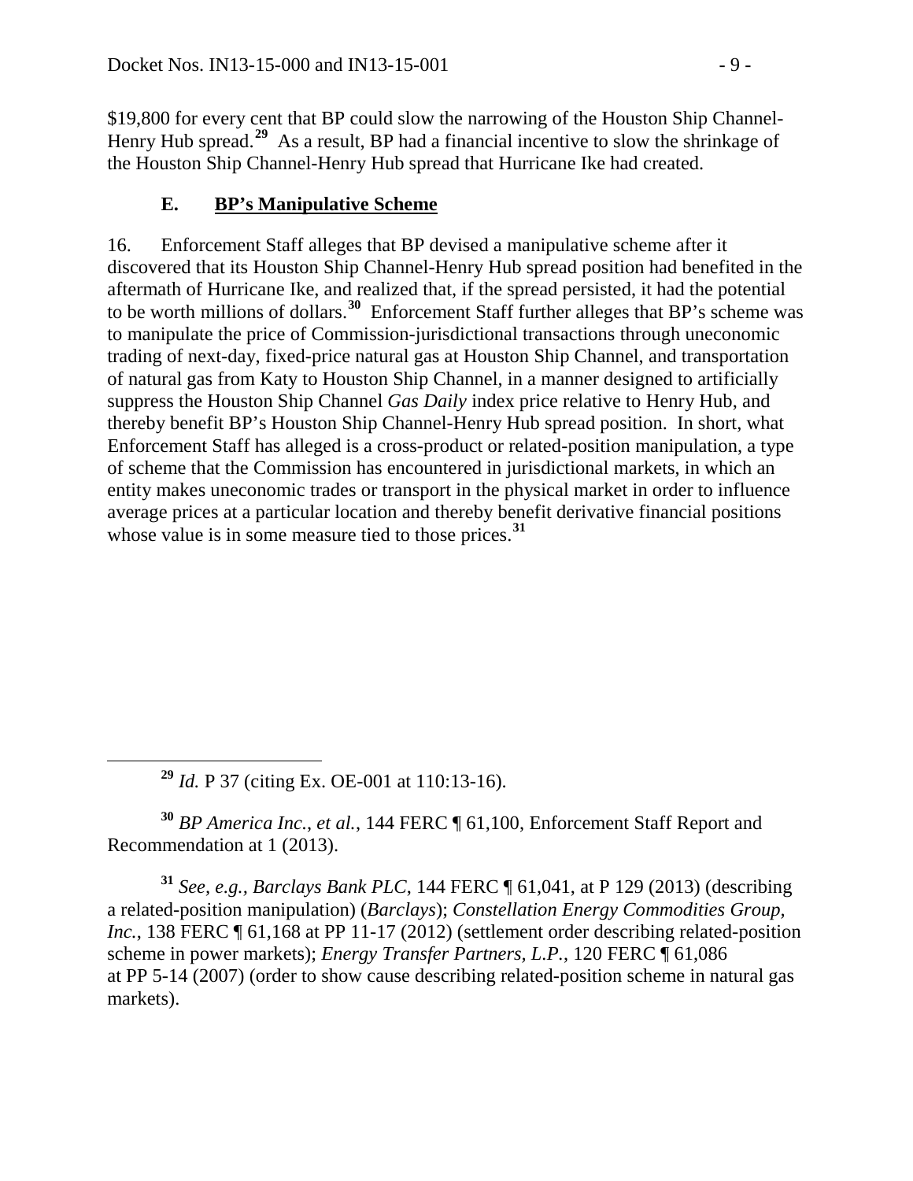$19,800 for every cent that BP could slow the narrowing of the Houston Ship Channel-Henry Hub spread.[29] As a result, BP had a financial incentive to slow the shrinkage of the Houston Ship Channel-Henry Hub spread that Hurricane Ike had created.

### E. BP's Manipulative Scheme

16. Enforcement Staff alleges that BP devised a manipulative scheme after it discovered that its Houston Ship Channel-Henry Hub spread position had benefited in the aftermath of Hurricane Ike, and realized that, if the spread persisted, it had the potential to be worth millions of dollars.[30] Enforcement Staff further alleges that BP's scheme was to manipulate the price of Commission-jurisdictional transactions through uneconomic trading of next-day, fixed-price natural gas at Houston Ship Channel, and transportation of natural gas from Katy to Houston Ship Channel, in a manner designed to artificially suppress the Houston Ship Channel *Gas Daily* index price relative to Henry Hub, and thereby benefit BP's Houston Ship Channel-Henry Hub spread position. In short, what Enforcement Staff has alleged is a cross-product or related-position manipulation, a type of scheme that the Commission has encountered in jurisdictional markets, in which an entity makes uneconomic trades or transport in the physical market in order to influence average prices at a particular location and thereby benefit derivative financial positions whose value is in some measure tied to those prices.[31]

---

[29] *Id.* P 37 (citing Ex. OE-001 at 110:13-16).

[30] *BP America Inc., et al.*, 144 FERC ¶ 61,100, Enforcement Staff Report and Recommendation at 1 (2013).

[31] *See, e.g.*, *Barclays Bank PLC*, 144 FERC ¶ 61,041, at P 129 (2013) (describing a related-position manipulation) (*Barclays*); *Constellation Energy Commodities Group, Inc.*, 138 FERC ¶ 61,168 at PP 11-17 (2012) (settlement order describing related-position scheme in power markets); *Energy Transfer Partners, L.P.*, 120 FERC ¶ 61,086 at PP 5-14 (2007) (order to show cause describing related-position scheme in natural gas markets).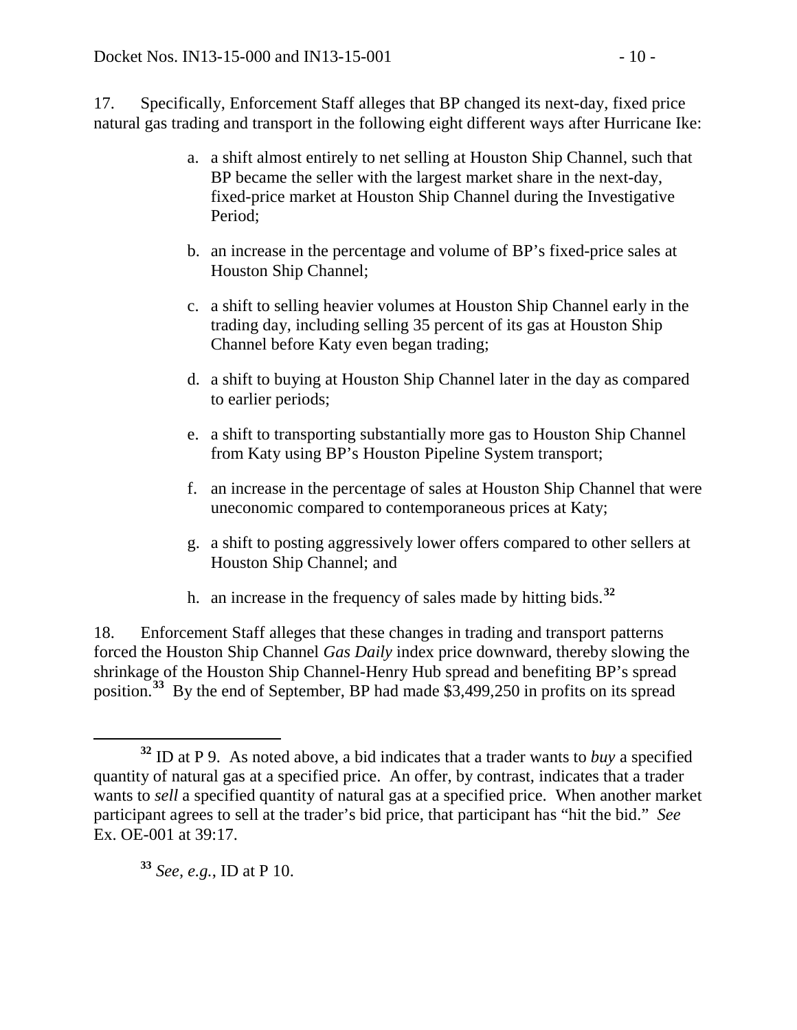17. Specifically, Enforcement Staff alleges that BP changed its next-day, fixed price natural gas trading and transport in the following eight different ways after Hurricane Ike:

a. a shift almost entirely to net selling at Houston Ship Channel, such that BP became the seller with the largest market share in the next-day, fixed-price market at Houston Ship Channel during the Investigative Period;

b. an increase in the percentage and volume of BP's fixed-price sales at Houston Ship Channel;

c. a shift to selling heavier volumes at Houston Ship Channel early in the trading day, including selling 35 percent of its gas at Houston Ship Channel before Katy even began trading;

d. a shift to buying at Houston Ship Channel later in the day as compared to earlier periods;

e. a shift to transporting substantially more gas to Houston Ship Channel from Katy using BP's Houston Pipeline System transport;

f. an increase in the percentage of sales at Houston Ship Channel that were uneconomic compared to contemporaneous prices at Katy;

g. a shift to posting aggressively lower offers compared to other sellers at Houston Ship Channel; and

h. an increase in the frequency of sales made by hitting bids.[32]

18. Enforcement Staff alleges that these changes in trading and transport patterns forced the Houston Ship Channel *Gas Daily* index price downward, thereby slowing the shrinkage of the Houston Ship Channel-Henry Hub spread and benefiting BP's spread position.[33] By the end of September, BP had made $3,499,250 in profits on its spread

---

[32] ID at P 9. As noted above, a bid indicates that a trader wants to *buy* a specified quantity of natural gas at a specified price. An offer, by contrast, indicates that a trader wants to *sell* a specified quantity of natural gas at a specified price. When another market participant agrees to sell at the trader's bid price, that participant has "hit the bid." *See* Ex. OE-001 at 39:17.

[33] *See, e.g.*, ID at P 10.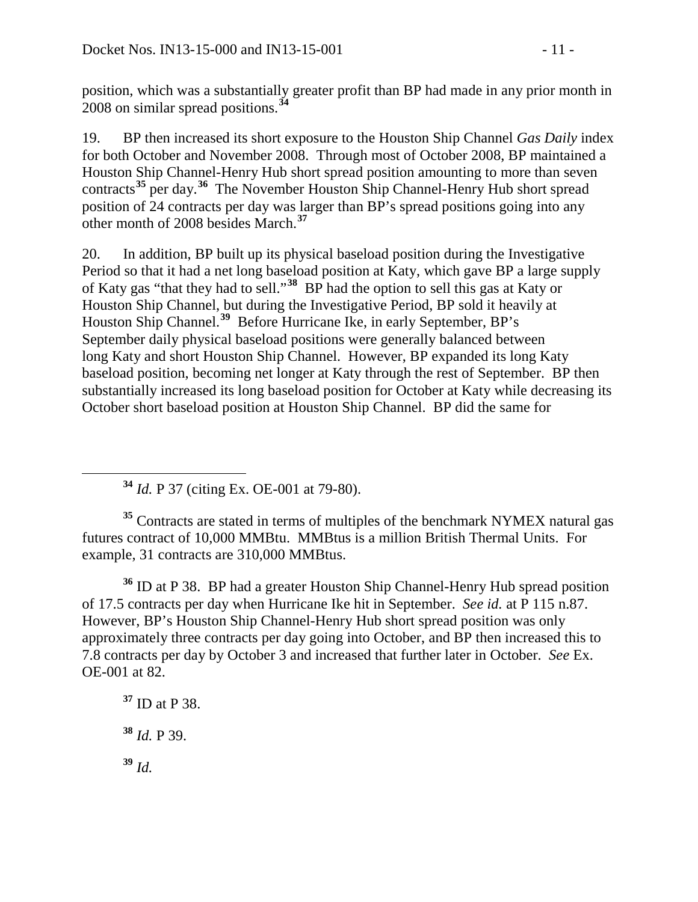position, which was a substantially greater profit than BP had made in any prior month in 2008 on similar spread positions.[34]

19. BP then increased its short exposure to the Houston Ship Channel *Gas Daily* index for both October and November 2008. Through most of October 2008, BP maintained a Houston Ship Channel-Henry Hub short spread position amounting to more than seven contracts[35] per day.[36] The November Houston Ship Channel-Henry Hub short spread position of 24 contracts per day was larger than BP's spread positions going into any other month of 2008 besides March.[37]

20. In addition, BP built up its physical baseload position during the Investigative Period so that it had a net long baseload position at Katy, which gave BP a large supply of Katy gas "that they had to sell."[38] BP had the option to sell this gas at Katy or Houston Ship Channel, but during the Investigative Period, BP sold it heavily at Houston Ship Channel.[39] Before Hurricane Ike, in early September, BP's September daily physical baseload positions were generally balanced between long Katy and short Houston Ship Channel. However, BP expanded its long Katy baseload position, becoming net longer at Katy through the rest of September. BP then substantially increased its long baseload position for October at Katy while decreasing its October short baseload position at Houston Ship Channel. BP did the same for

---

[34] *Id.* P 37 (citing Ex. OE-001 at 79-80).

[35] Contracts are stated in terms of multiples of the benchmark NYMEX natural gas futures contract of 10,000 MMBtu. MMBtus is a million British Thermal Units. For example, 31 contracts are 310,000 MMBtus.

[36] ID at P 38. BP had a greater Houston Ship Channel-Henry Hub spread position of 17.5 contracts per day when Hurricane Ike hit in September. *See id.* at P 115 n.87. However, BP's Houston Ship Channel-Henry Hub short spread position was only approximately three contracts per day going into October, and BP then increased this to 7.8 contracts per day by October 3 and increased that further later in October. *See* Ex. OE-001 at 82.

[37] ID at P 38.

[38] *Id.* P 39.

[39] *Id.*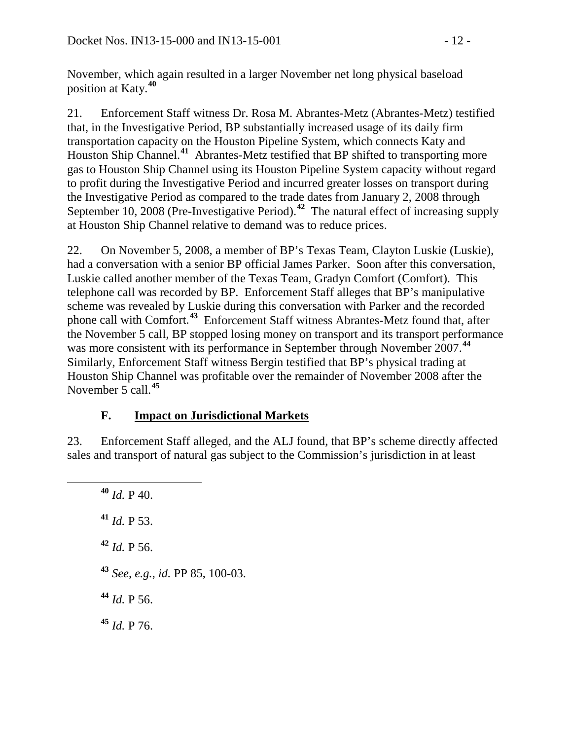November, which again resulted in a larger November net long physical baseload position at Katy.[40]

21. Enforcement Staff witness Dr. Rosa M. Abrantes-Metz (Abrantes-Metz) testified that, in the Investigative Period, BP substantially increased usage of its daily firm transportation capacity on the Houston Pipeline System, which connects Katy and Houston Ship Channel.[41] Abrantes-Metz testified that BP shifted to transporting more gas to Houston Ship Channel using its Houston Pipeline System capacity without regard to profit during the Investigative Period and incurred greater losses on transport during the Investigative Period as compared to the trade dates from January 2, 2008 through September 10, 2008 (Pre-Investigative Period).[42] The natural effect of increasing supply at Houston Ship Channel relative to demand was to reduce prices.

22. On November 5, 2008, a member of BP's Texas Team, Clayton Luskie (Luskie), had a conversation with a senior BP official James Parker. Soon after this conversation, Luskie called another member of the Texas Team, Gradyn Comfort (Comfort). This telephone call was recorded by BP. Enforcement Staff alleges that BP's manipulative scheme was revealed by Luskie during this conversation with Parker and the recorded phone call with Comfort.[43] Enforcement Staff witness Abrantes-Metz found that, after the November 5 call, BP stopped losing money on transport and its transport performance was more consistent with its performance in September through November 2007.[44] Similarly, Enforcement Staff witness Bergin testified that BP's physical trading at Houston Ship Channel was profitable over the remainder of November 2008 after the November 5 call.[45]

### F. Impact on Jurisdictional Markets

23. Enforcement Staff alleged, and the ALJ found, that BP's scheme directly affected sales and transport of natural gas subject to the Commission's jurisdiction in at least

[40] *Id.* P 40.

[41] *Id.* P 53.

[42] *Id.* P 56.

[43] *See, e.g.*, *id.* PP 85, 100-03.

[44] *Id.* P 56.

[45] *Id.* P 76.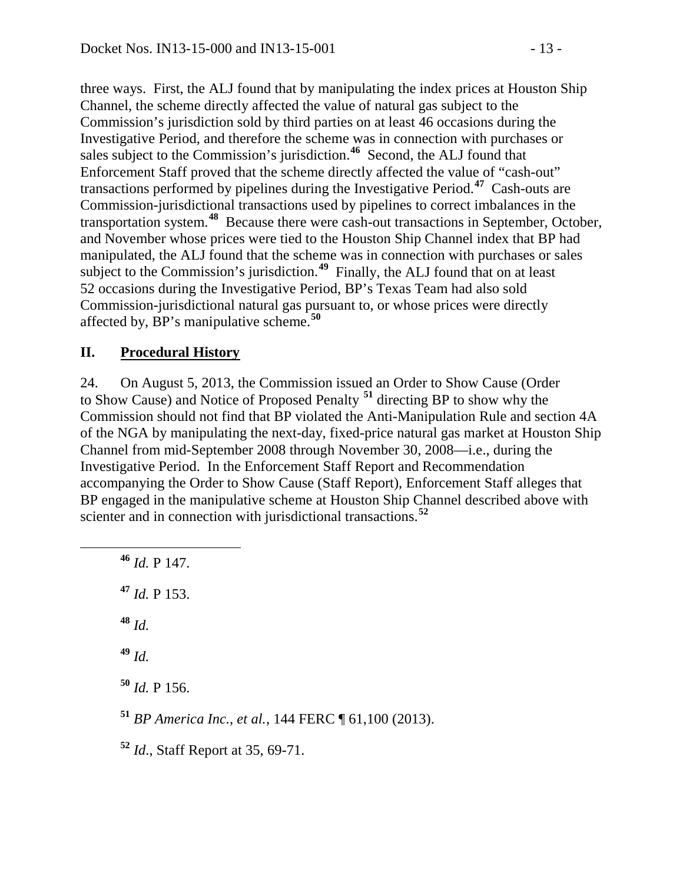three ways. First, the ALJ found that by manipulating the index prices at Houston Ship Channel, the scheme directly affected the value of natural gas subject to the Commission's jurisdiction sold by third parties on at least 46 occasions during the Investigative Period, and therefore the scheme was in connection with purchases or sales subject to the Commission's jurisdiction.[46] Second, the ALJ found that Enforcement Staff proved that the scheme directly affected the value of "cash-out" transactions performed by pipelines during the Investigative Period.[47] Cash-outs are Commission-jurisdictional transactions used by pipelines to correct imbalances in the transportation system.[48] Because there were cash-out transactions in September, October, and November whose prices were tied to the Houston Ship Channel index that BP had manipulated, the ALJ found that the scheme was in connection with purchases or sales subject to the Commission's jurisdiction.[49] Finally, the ALJ found that on at least 52 occasions during the Investigative Period, BP's Texas Team had also sold Commission-jurisdictional natural gas pursuant to, or whose prices were directly affected by, BP's manipulative scheme.[50]

## II. **Procedural History**

24. On August 5, 2013, the Commission issued an Order to Show Cause (Order to Show Cause) and Notice of Proposed Penalty [51] directing BP to show why the Commission should not find that BP violated the Anti-Manipulation Rule and section 4A of the NGA by manipulating the next-day, fixed-price natural gas market at Houston Ship Channel from mid-September 2008 through November 30, 2008—i.e., during the Investigative Period. In the Enforcement Staff Report and Recommendation accompanying the Order to Show Cause (Staff Report), Enforcement Staff alleges that BP engaged in the manipulative scheme at Houston Ship Channel described above with scienter and in connection with jurisdictional transactions.[52]

---

[46] *Id.* P 147.

[47] *Id.* P 153.

[48] *Id.*

[49] *Id.*

[50] *Id.* P 156.

[51] *BP America Inc., et al.*, 144 FERC ¶ 61,100 (2013).

[52] *Id*., Staff Report at 35, 69-71.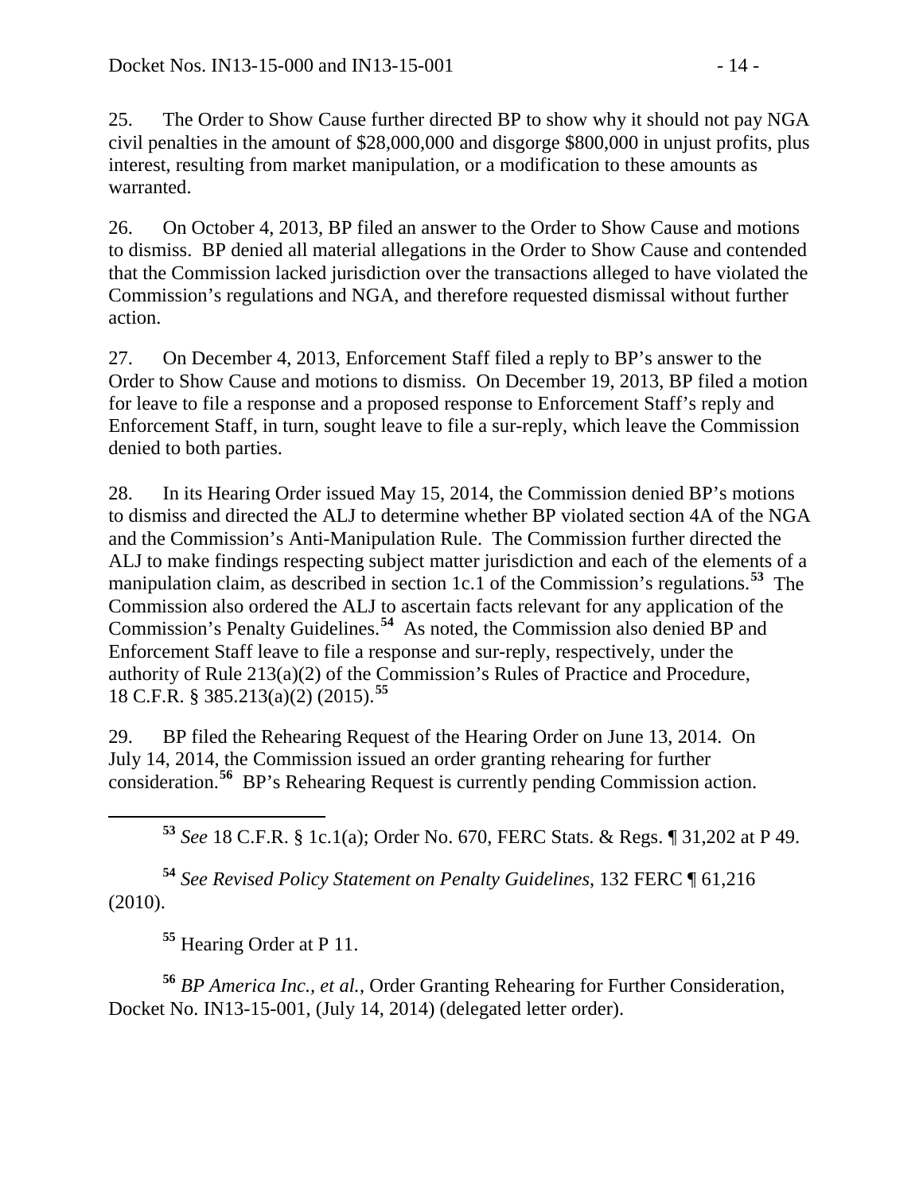25. The Order to Show Cause further directed BP to show why it should not pay NGA civil penalties in the amount of $28,000,000 and disgorge $800,000 in unjust profits, plus interest, resulting from market manipulation, or a modification to these amounts as warranted.

26. On October 4, 2013, BP filed an answer to the Order to Show Cause and motions to dismiss. BP denied all material allegations in the Order to Show Cause and contended that the Commission lacked jurisdiction over the transactions alleged to have violated the Commission's regulations and NGA, and therefore requested dismissal without further action.

27. On December 4, 2013, Enforcement Staff filed a reply to BP's answer to the Order to Show Cause and motions to dismiss. On December 19, 2013, BP filed a motion for leave to file a response and a proposed response to Enforcement Staff's reply and Enforcement Staff, in turn, sought leave to file a sur-reply, which leave the Commission denied to both parties.

28. In its Hearing Order issued May 15, 2014, the Commission denied BP's motions to dismiss and directed the ALJ to determine whether BP violated section 4A of the NGA and the Commission's Anti-Manipulation Rule. The Commission further directed the ALJ to make findings respecting subject matter jurisdiction and each of the elements of a manipulation claim, as described in section 1c.1 of the Commission's regulations.[53] The Commission also ordered the ALJ to ascertain facts relevant for any application of the Commission's Penalty Guidelines.[54] As noted, the Commission also denied BP and Enforcement Staff leave to file a response and sur-reply, respectively, under the authority of Rule 213(a)(2) of the Commission's Rules of Practice and Procedure, 18 C.F.R. § 385.213(a)(2) (2015).[55]

29. BP filed the Rehearing Request of the Hearing Order on June 13, 2014. On July 14, 2014, the Commission issued an order granting rehearing for further consideration.[56] BP's Rehearing Request is currently pending Commission action.

---

[53] *See* 18 C.F.R. § 1c.1(a); Order No. 670, FERC Stats. & Regs. ¶ 31,202 at P 49.

[54] *See Revised Policy Statement on Penalty Guidelines*, 132 FERC ¶ 61,216 (2010).

[55] Hearing Order at P 11.

[56] *BP America Inc., et al.*, Order Granting Rehearing for Further Consideration, Docket No. IN13-15-001, (July 14, 2014) (delegated letter order).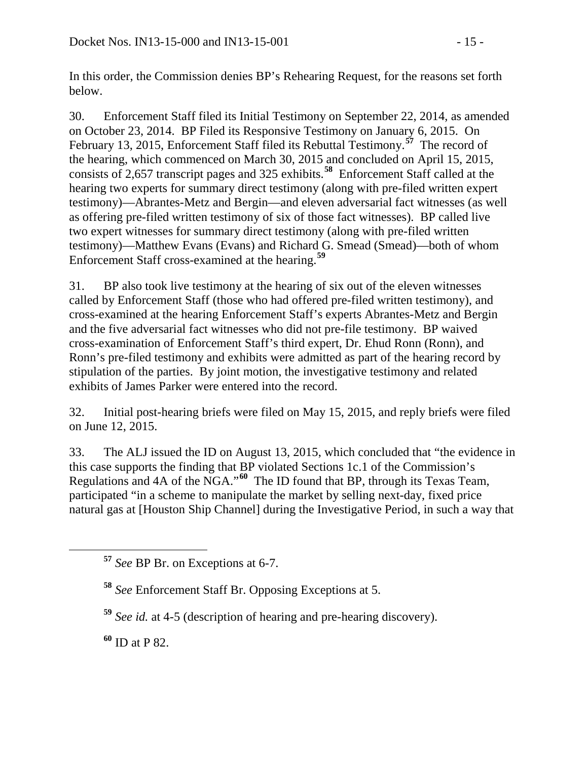In this order, the Commission denies BP's Rehearing Request, for the reasons set forth below.

30. Enforcement Staff filed its Initial Testimony on September 22, 2014, as amended on October 23, 2014. BP Filed its Responsive Testimony on January 6, 2015. On February 13, 2015, Enforcement Staff filed its Rebuttal Testimony.[57] The record of the hearing, which commenced on March 30, 2015 and concluded on April 15, 2015, consists of 2,657 transcript pages and 325 exhibits.[58] Enforcement Staff called at the hearing two experts for summary direct testimony (along with pre-filed written expert testimony)—Abrantes-Metz and Bergin—and eleven adversarial fact witnesses (as well as offering pre-filed written testimony of six of those fact witnesses). BP called live two expert witnesses for summary direct testimony (along with pre-filed written testimony)—Matthew Evans (Evans) and Richard G. Smead (Smead)—both of whom Enforcement Staff cross-examined at the hearing.[59]

31. BP also took live testimony at the hearing of six out of the eleven witnesses called by Enforcement Staff (those who had offered pre-filed written testimony), and cross-examined at the hearing Enforcement Staff's experts Abrantes-Metz and Bergin and the five adversarial fact witnesses who did not pre-file testimony. BP waived cross-examination of Enforcement Staff's third expert, Dr. Ehud Ronn (Ronn), and Ronn's pre-filed testimony and exhibits were admitted as part of the hearing record by stipulation of the parties. By joint motion, the investigative testimony and related exhibits of James Parker were entered into the record.

32. Initial post-hearing briefs were filed on May 15, 2015, and reply briefs were filed on June 12, 2015.

33. The ALJ issued the ID on August 13, 2015, which concluded that "the evidence in this case supports the finding that BP violated Sections 1c.1 of the Commission's Regulations and 4A of the NGA."[60] The ID found that BP, through its Texas Team, participated "in a scheme to manipulate the market by selling next-day, fixed price natural gas at [Houston Ship Channel] during the Investigative Period, in such a way that

---

[57] *See* BP Br. on Exceptions at 6-7.

[58] *See* Enforcement Staff Br. Opposing Exceptions at 5.

[59] *See id.* at 4-5 (description of hearing and pre-hearing discovery).

[60] ID at P 82.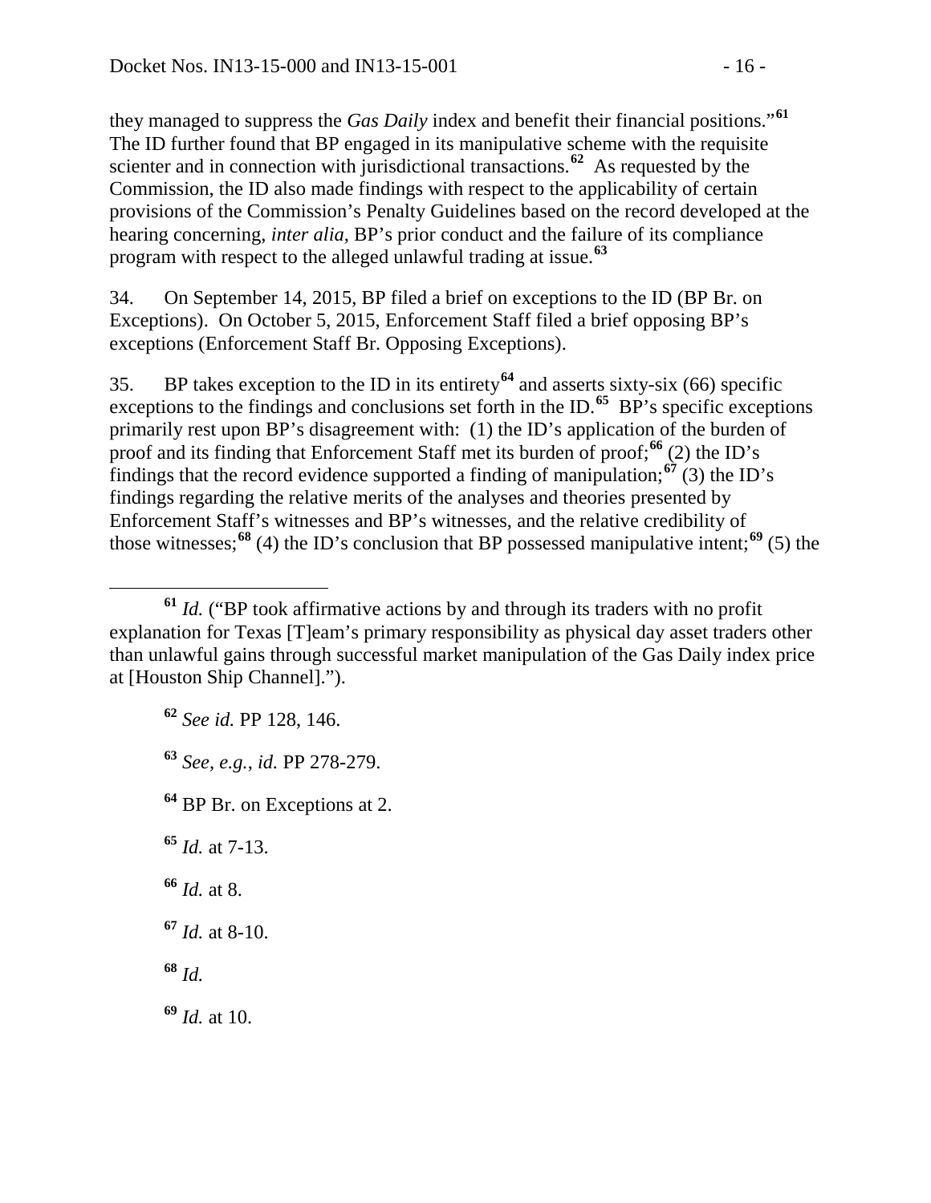they managed to suppress the *Gas Daily* index and benefit their financial positions."[61] The ID further found that BP engaged in its manipulative scheme with the requisite scienter and in connection with jurisdictional transactions.[62] As requested by the Commission, the ID also made findings with respect to the applicability of certain provisions of the Commission's Penalty Guidelines based on the record developed at the hearing concerning, *inter alia*, BP's prior conduct and the failure of its compliance program with respect to the alleged unlawful trading at issue.[63]

34. On September 14, 2015, BP filed a brief on exceptions to the ID (BP Br. on Exceptions). On October 5, 2015, Enforcement Staff filed a brief opposing BP's exceptions (Enforcement Staff Br. Opposing Exceptions).

35. BP takes exception to the ID in its entirety[64] and asserts sixty-six (66) specific exceptions to the findings and conclusions set forth in the ID.[65] BP's specific exceptions primarily rest upon BP's disagreement with: (1) the ID's application of the burden of proof and its finding that Enforcement Staff met its burden of proof;[66] (2) the ID's findings that the record evidence supported a finding of manipulation;[67] (3) the ID's findings regarding the relative merits of the analyses and theories presented by Enforcement Staff's witnesses and BP's witnesses, and the relative credibility of those witnesses;[68] (4) the ID's conclusion that BP possessed manipulative intent;[69] (5) the

[61] *Id.* ("BP took affirmative actions by and through its traders with no profit explanation for Texas [T]eam's primary responsibility as physical day asset traders other than unlawful gains through successful market manipulation of the Gas Daily index price at [Houston Ship Channel].").

[62] *See id.* PP 128, 146.

[63] *See, e.g.*, *id.* PP 278-279.

[64] BP Br. on Exceptions at 2.

[65] *Id.* at 7-13.

[66] *Id.* at 8.

[67] *Id.* at 8-10.

[68] *Id.*

[69] *Id.* at 10.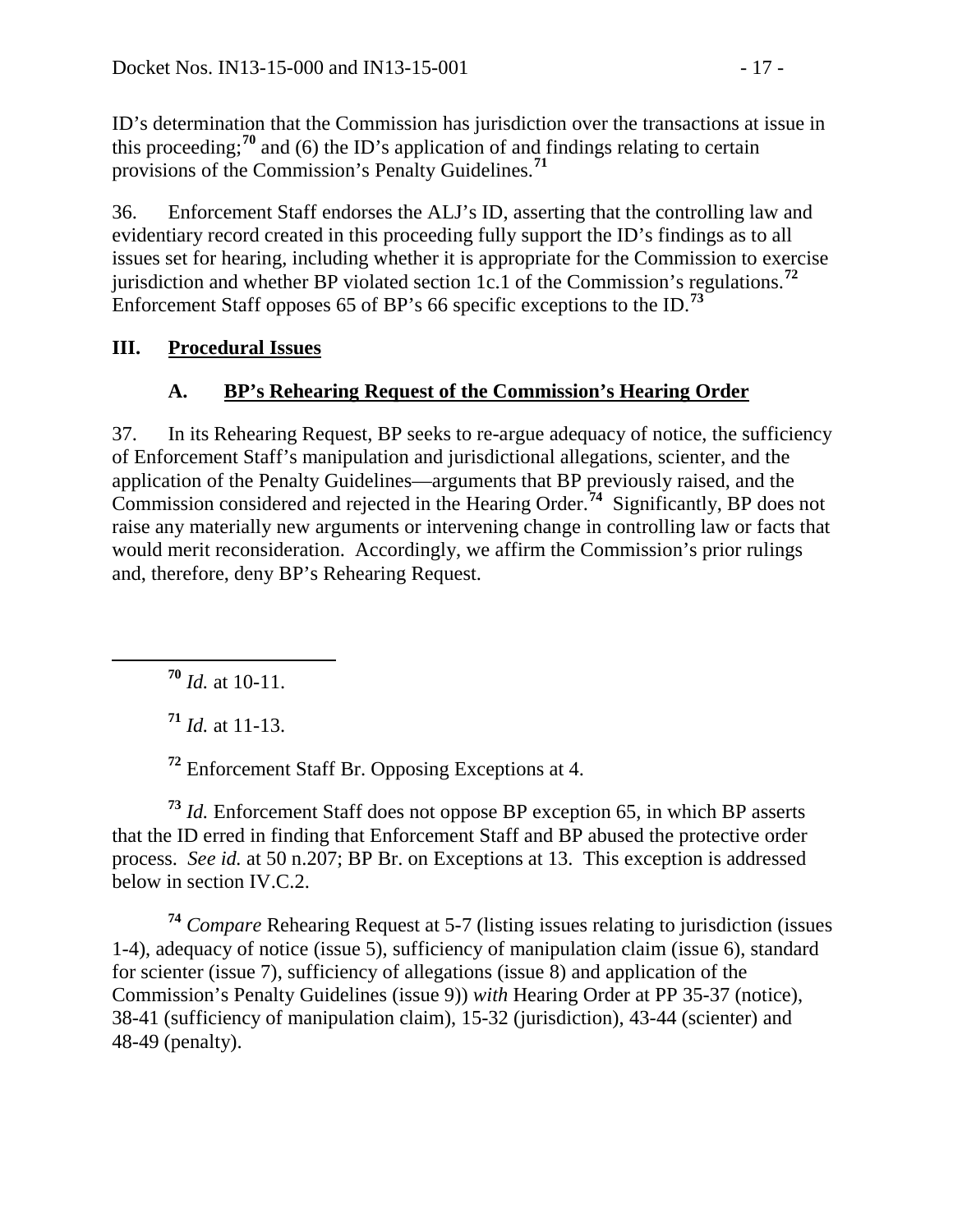ID's determination that the Commission has jurisdiction over the transactions at issue in this proceeding;[70] and (6) the ID's application of and findings relating to certain provisions of the Commission's Penalty Guidelines.[71]

36. Enforcement Staff endorses the ALJ's ID, asserting that the controlling law and evidentiary record created in this proceeding fully support the ID's findings as to all issues set for hearing, including whether it is appropriate for the Commission to exercise jurisdiction and whether BP violated section 1c.1 of the Commission's regulations.[72] Enforcement Staff opposes 65 of BP's 66 specific exceptions to the ID.[73]

## III. Procedural Issues

### A. BP's Rehearing Request of the Commission's Hearing Order

37. In its Rehearing Request, BP seeks to re-argue adequacy of notice, the sufficiency of Enforcement Staff's manipulation and jurisdictional allegations, scienter, and the application of the Penalty Guidelines—arguments that BP previously raised, and the Commission considered and rejected in the Hearing Order.[74] Significantly, BP does not raise any materially new arguments or intervening change in controlling law or facts that would merit reconsideration. Accordingly, we affirm the Commission's prior rulings and, therefore, deny BP's Rehearing Request.

---

[70] *Id.* at 10-11.

[71] *Id.* at 11-13.

[72] Enforcement Staff Br. Opposing Exceptions at 4.

[73] *Id.* Enforcement Staff does not oppose BP exception 65, in which BP asserts that the ID erred in finding that Enforcement Staff and BP abused the protective order process. *See id.* at 50 n.207; BP Br. on Exceptions at 13. This exception is addressed below in section IV.C.2.

[74] *Compare* Rehearing Request at 5-7 (listing issues relating to jurisdiction (issues 1-4), adequacy of notice (issue 5), sufficiency of manipulation claim (issue 6), standard for scienter (issue 7), sufficiency of allegations (issue 8) and application of the Commission's Penalty Guidelines (issue 9)) *with* Hearing Order at PP 35-37 (notice), 38-41 (sufficiency of manipulation claim), 15-32 (jurisdiction), 43-44 (scienter) and 48-49 (penalty).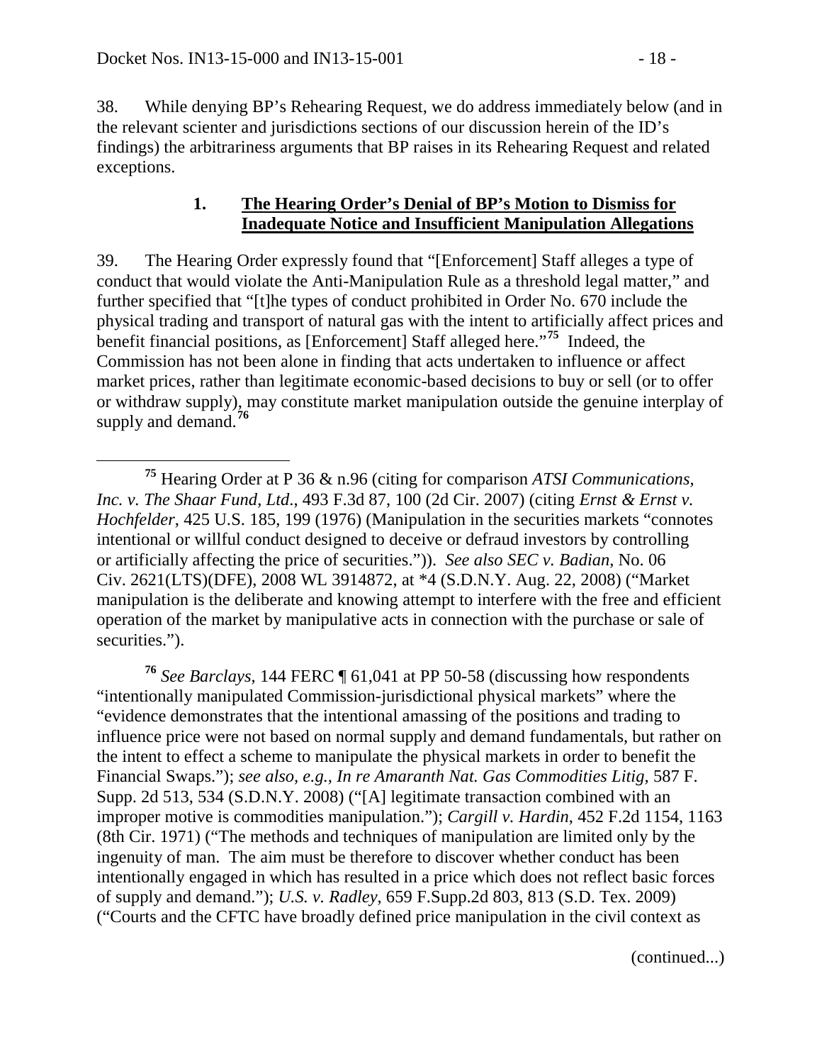38. While denying BP's Rehearing Request, we do address immediately below (and in the relevant scienter and jurisdictions sections of our discussion herein of the ID's findings) the arbitrariness arguments that BP raises in its Rehearing Request and related exceptions.

### 1. **The Hearing Order's Denial of BP's Motion to Dismiss for Inadequate Notice and Insufficient Manipulation Allegations**

39. The Hearing Order expressly found that "[Enforcement] Staff alleges a type of conduct that would violate the Anti-Manipulation Rule as a threshold legal matter," and further specified that "[t]he types of conduct prohibited in Order No. 670 include the physical trading and transport of natural gas with the intent to artificially affect prices and benefit financial positions, as [Enforcement] Staff alleged here."[75] Indeed, the Commission has not been alone in finding that acts undertaken to influence or affect market prices, rather than legitimate economic-based decisions to buy or sell (or to offer or withdraw supply), may constitute market manipulation outside the genuine interplay of supply and demand.[76]

---

[75] Hearing Order at P 36 & n.96 (citing for comparison *ATSI Communications, Inc. v. The Shaar Fund, Ltd*., 493 F.3d 87, 100 (2d Cir. 2007) (citing *Ernst & Ernst v. Hochfelder*, 425 U.S. 185, 199 (1976) (Manipulation in the securities markets "connotes intentional or willful conduct designed to deceive or defraud investors by controlling or artificially affecting the price of securities.")). *See also SEC v. Badian*, No. 06 Civ. 2621(LTS)(DFE), 2008 WL 3914872, at *4 (S.D.N.Y. Aug. 22, 2008) ("Market manipulation is the deliberate and knowing attempt to interfere with the free and efficient operation of the market by manipulative acts in connection with the purchase or sale of securities.").

[76] *See Barclays*, 144 FERC ¶ 61,041 at PP 50-58 (discussing how respondents "intentionally manipulated Commission-jurisdictional physical markets" where the "evidence demonstrates that the intentional amassing of the positions and trading to influence price were not based on normal supply and demand fundamentals, but rather on the intent to effect a scheme to manipulate the physical markets in order to benefit the Financial Swaps."); *see also, e.g.*, *In re Amaranth Nat. Gas Commodities Litig,* 587 F. Supp. 2d 513, 534 (S.D.N.Y. 2008) ("[A] legitimate transaction combined with an improper motive is commodities manipulation."); *Cargill v. Hardin*, 452 F.2d 1154, 1163 (8th Cir. 1971) ("The methods and techniques of manipulation are limited only by the ingenuity of man. The aim must be therefore to discover whether conduct has been intentionally engaged in which has resulted in a price which does not reflect basic forces of supply and demand."); *U.S. v. Radley*, 659 F.Supp.2d 803, 813 (S.D. Tex. 2009) ("Courts and the CFTC have broadly defined price manipulation in the civil context as

(continued...)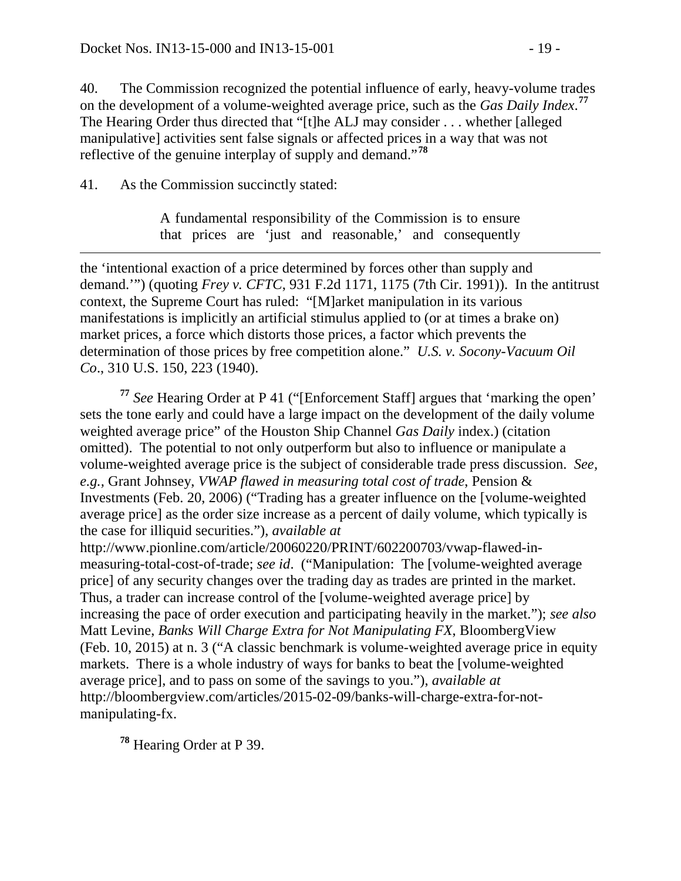40. The Commission recognized the potential influence of early, heavy-volume trades on the development of a volume-weighted average price, such as the *Gas Daily Index*.[77] The Hearing Order thus directed that "[t]he ALJ may consider . . . whether [alleged manipulative] activities sent false signals or affected prices in a way that was not reflective of the genuine interplay of supply and demand."[78]

41. As the Commission succinctly stated:

> A fundamental responsibility of the Commission is to ensure that prices are 'just and reasonable,' and consequently

---

the 'intentional exaction of a price determined by forces other than supply and demand.'") (quoting *Frey v. CFTC*, 931 F.2d 1171, 1175 (7th Cir. 1991)). In the antitrust context, the Supreme Court has ruled: "[M]arket manipulation in its various manifestations is implicitly an artificial stimulus applied to (or at times a brake on) market prices, a force which distorts those prices, a factor which prevents the determination of those prices by free competition alone." *U.S. v. Socony-Vacuum Oil Co*., 310 U.S. 150, 223 (1940).

[77] *See* Hearing Order at P 41 ("[Enforcement Staff] argues that 'marking the open' sets the tone early and could have a large impact on the development of the daily volume weighted average price" of the Houston Ship Channel *Gas Daily* index.) (citation omitted). The potential to not only outperform but also to influence or manipulate a volume-weighted average price is the subject of considerable trade press discussion. *See, e.g.*, Grant Johnsey, *VWAP flawed in measuring total cost of trade*, Pension & Investments (Feb. 20, 2006) ("Trading has a greater influence on the [volume-weighted average price] as the order size increase as a percent of daily volume, which typically is the case for illiquid securities."), *available at* http://www.pionline.com/article/20060220/PRINT/602200703/vwap-flawed-in-measuring-total-cost-of-trade; *see id*. ("Manipulation: The [volume-weighted average price] of any security changes over the trading day as trades are printed in the market. Thus, a trader can increase control of the [volume-weighted average price] by increasing the pace of order execution and participating heavily in the market."); *see also* Matt Levine, *Banks Will Charge Extra for Not Manipulating FX*, BloombergView (Feb. 10, 2015) at n. 3 ("A classic benchmark is volume-weighted average price in equity markets. There is a whole industry of ways for banks to beat the [volume-weighted average price], and to pass on some of the savings to you."), *available at* http://bloombergview.com/articles/2015-02-09/banks-will-charge-extra-for-not-manipulating-fx.

[78] Hearing Order at P 39.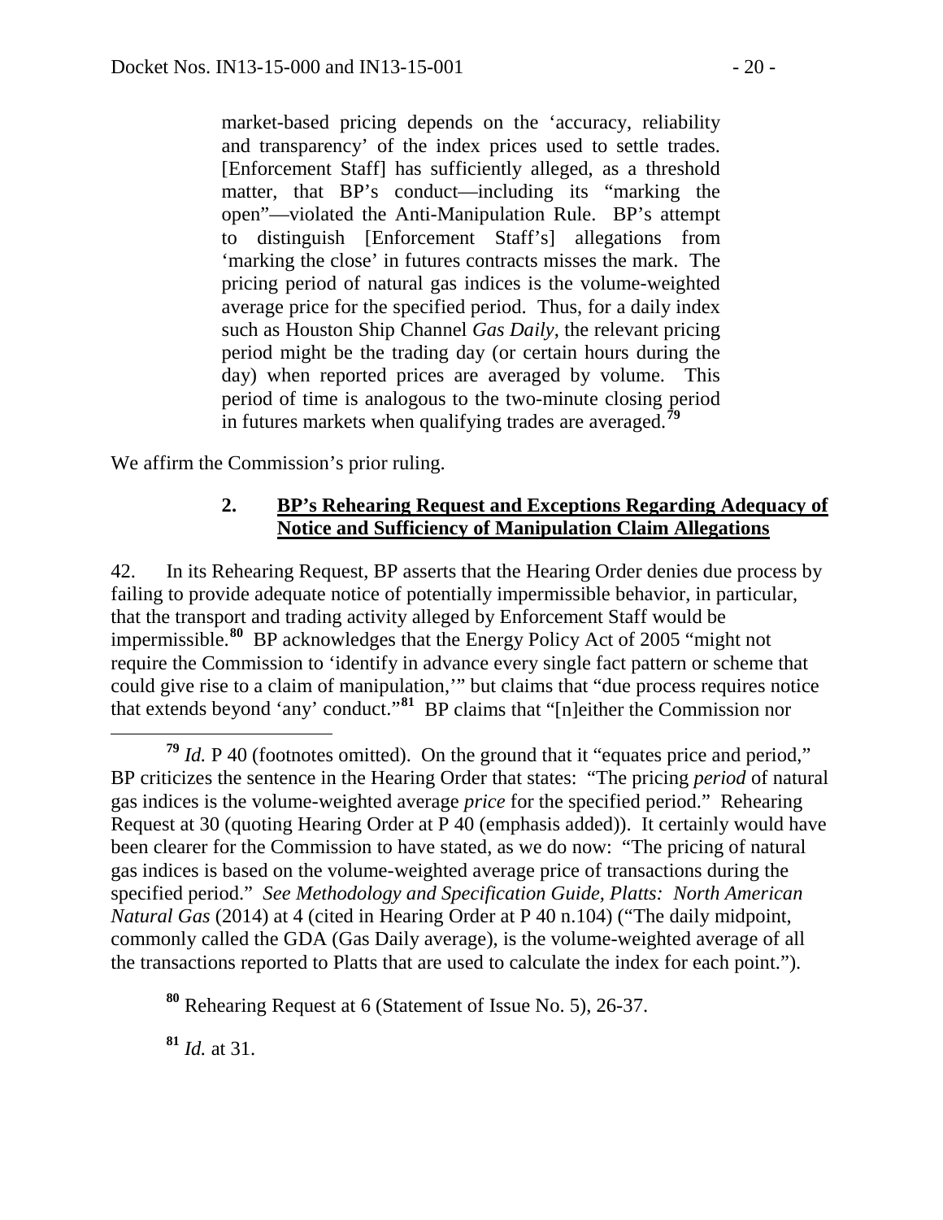> market-based pricing depends on the 'accuracy, reliability and transparency' of the index prices used to settle trades. [Enforcement Staff] has sufficiently alleged, as a threshold matter, that BP's conduct—including its "marking the open"—violated the Anti-Manipulation Rule. BP's attempt to distinguish [Enforcement Staff's] allegations from 'marking the close' in futures contracts misses the mark. The pricing period of natural gas indices is the volume-weighted average price for the specified period. Thus, for a daily index such as Houston Ship Channel *Gas Daily*, the relevant pricing period might be the trading day (or certain hours during the day) when reported prices are averaged by volume. This period of time is analogous to the two-minute closing period in futures markets when qualifying trades are averaged.[79]

We affirm the Commission's prior ruling.

### 2. BP's Rehearing Request and Exceptions Regarding Adequacy of Notice and Sufficiency of Manipulation Claim Allegations

42. In its Rehearing Request, BP asserts that the Hearing Order denies due process by failing to provide adequate notice of potentially impermissible behavior, in particular, that the transport and trading activity alleged by Enforcement Staff would be impermissible.[80] BP acknowledges that the Energy Policy Act of 2005 "might not require the Commission to 'identify in advance every single fact pattern or scheme that could give rise to a claim of manipulation,'" but claims that "due process requires notice that extends beyond 'any' conduct."[81] BP claims that "[n]either the Commission nor

---

[79] *Id.* P 40 (footnotes omitted). On the ground that it "equates price and period," BP criticizes the sentence in the Hearing Order that states: "The pricing *period* of natural gas indices is the volume-weighted average *price* for the specified period." Rehearing Request at 30 (quoting Hearing Order at P 40 (emphasis added)). It certainly would have been clearer for the Commission to have stated, as we do now: "The pricing of natural gas indices is based on the volume-weighted average price of transactions during the specified period." *See Methodology and Specification Guide, Platts: North American Natural Gas* (2014) at 4 (cited in Hearing Order at P 40 n.104) ("The daily midpoint, commonly called the GDA (Gas Daily average), is the volume-weighted average of all the transactions reported to Platts that are used to calculate the index for each point.").

[80] Rehearing Request at 6 (Statement of Issue No. 5), 26-37.

[81] *Id.* at 31.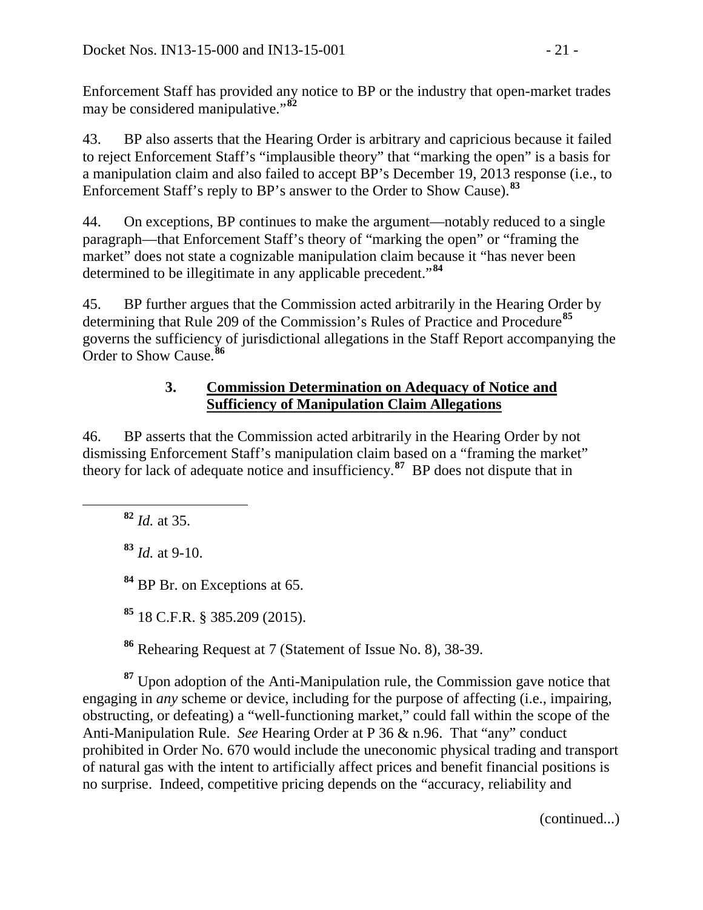Enforcement Staff has provided any notice to BP or the industry that open-market trades may be considered manipulative."[82]

43. BP also asserts that the Hearing Order is arbitrary and capricious because it failed to reject Enforcement Staff's "implausible theory" that "marking the open" is a basis for a manipulation claim and also failed to accept BP's December 19, 2013 response (i.e., to Enforcement Staff's reply to BP's answer to the Order to Show Cause).[83]

44. On exceptions, BP continues to make the argument—notably reduced to a single paragraph—that Enforcement Staff's theory of "marking the open" or "framing the market" does not state a cognizable manipulation claim because it "has never been determined to be illegitimate in any applicable precedent."[84]

45. BP further argues that the Commission acted arbitrarily in the Hearing Order by determining that Rule 209 of the Commission's Rules of Practice and Procedure[85] governs the sufficiency of jurisdictional allegations in the Staff Report accompanying the Order to Show Cause.[86]

### 3. Commission Determination on Adequacy of Notice and Sufficiency of Manipulation Claim Allegations

46. BP asserts that the Commission acted arbitrarily in the Hearing Order by not dismissing Enforcement Staff's manipulation claim based on a "framing the market" theory for lack of adequate notice and insufficiency.[87] BP does not dispute that in

---

[82] *Id.* at 35.

[83] *Id.* at 9-10.

[84] BP Br. on Exceptions at 65.

[85] 18 C.F.R. § 385.209 (2015).

[86] Rehearing Request at 7 (Statement of Issue No. 8), 38-39.

[87] Upon adoption of the Anti-Manipulation rule, the Commission gave notice that engaging in *any* scheme or device, including for the purpose of affecting (i.e., impairing, obstructing, or defeating) a "well-functioning market," could fall within the scope of the Anti-Manipulation Rule. *See* Hearing Order at P 36 & n.96. That "any" conduct prohibited in Order No. 670 would include the uneconomic physical trading and transport of natural gas with the intent to artificially affect prices and benefit financial positions is no surprise. Indeed, competitive pricing depends on the "accuracy, reliability and

(continued...)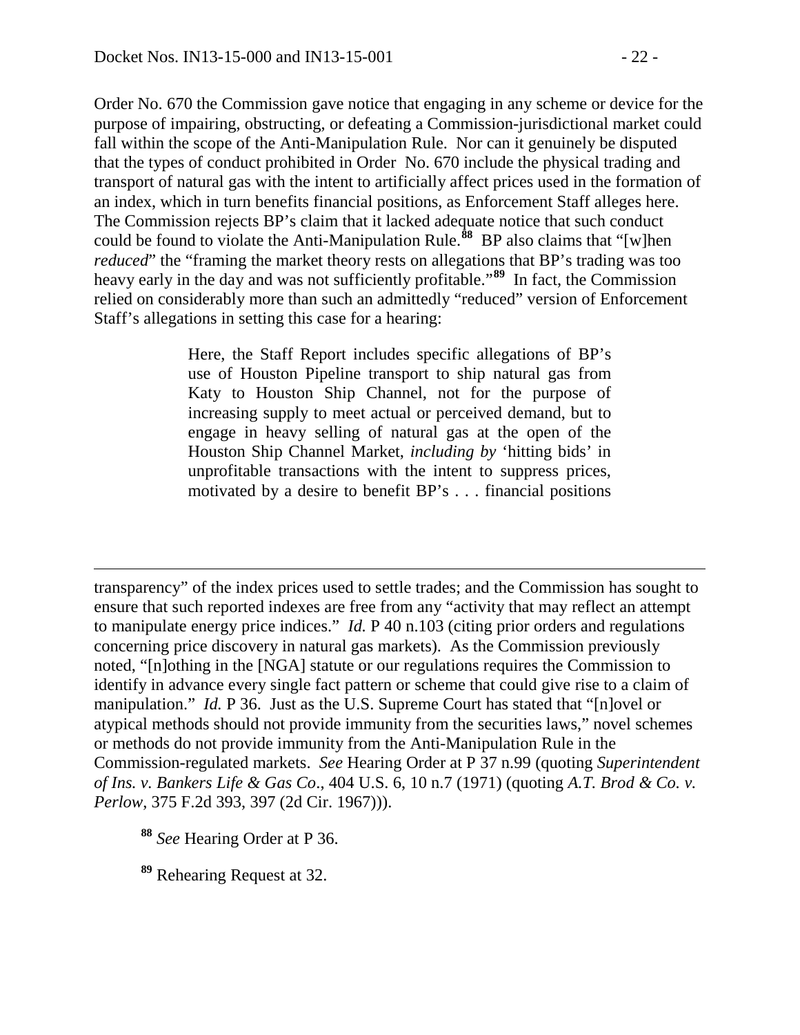Order No. 670 the Commission gave notice that engaging in any scheme or device for the purpose of impairing, obstructing, or defeating a Commission-jurisdictional market could fall within the scope of the Anti-Manipulation Rule. Nor can it genuinely be disputed that the types of conduct prohibited in Order No. 670 include the physical trading and transport of natural gas with the intent to artificially affect prices used in the formation of an index, which in turn benefits financial positions, as Enforcement Staff alleges here. The Commission rejects BP's claim that it lacked adequate notice that such conduct could be found to violate the Anti-Manipulation Rule.[88] BP also claims that "[w]hen *reduced*" the "framing the market theory rests on allegations that BP's trading was too heavy early in the day and was not sufficiently profitable."[89] In fact, the Commission relied on considerably more than such an admittedly "reduced" version of Enforcement Staff's allegations in setting this case for a hearing:

> Here, the Staff Report includes specific allegations of BP's use of Houston Pipeline transport to ship natural gas from Katy to Houston Ship Channel, not for the purpose of increasing supply to meet actual or perceived demand, but to engage in heavy selling of natural gas at the open of the Houston Ship Channel Market, *including by* 'hitting bids' in unprofitable transactions with the intent to suppress prices, motivated by a desire to benefit BP's . . . financial positions

---

transparency" of the index prices used to settle trades; and the Commission has sought to ensure that such reported indexes are free from any "activity that may reflect an attempt to manipulate energy price indices." *Id.* P 40 n.103 (citing prior orders and regulations concerning price discovery in natural gas markets). As the Commission previously noted, "[n]othing in the [NGA] statute or our regulations requires the Commission to identify in advance every single fact pattern or scheme that could give rise to a claim of manipulation." *Id.* P 36. Just as the U.S. Supreme Court has stated that "[n]ovel or atypical methods should not provide immunity from the securities laws," novel schemes or methods do not provide immunity from the Anti-Manipulation Rule in the Commission-regulated markets. *See* Hearing Order at P 37 n.99 (quoting *Superintendent of Ins. v. Bankers Life & Gas Co*., 404 U.S. 6, 10 n.7 (1971) (quoting *A.T. Brod & Co. v. Perlow*, 375 F.2d 393, 397 (2d Cir. 1967))).

[88] *See* Hearing Order at P 36.

[89] Rehearing Request at 32.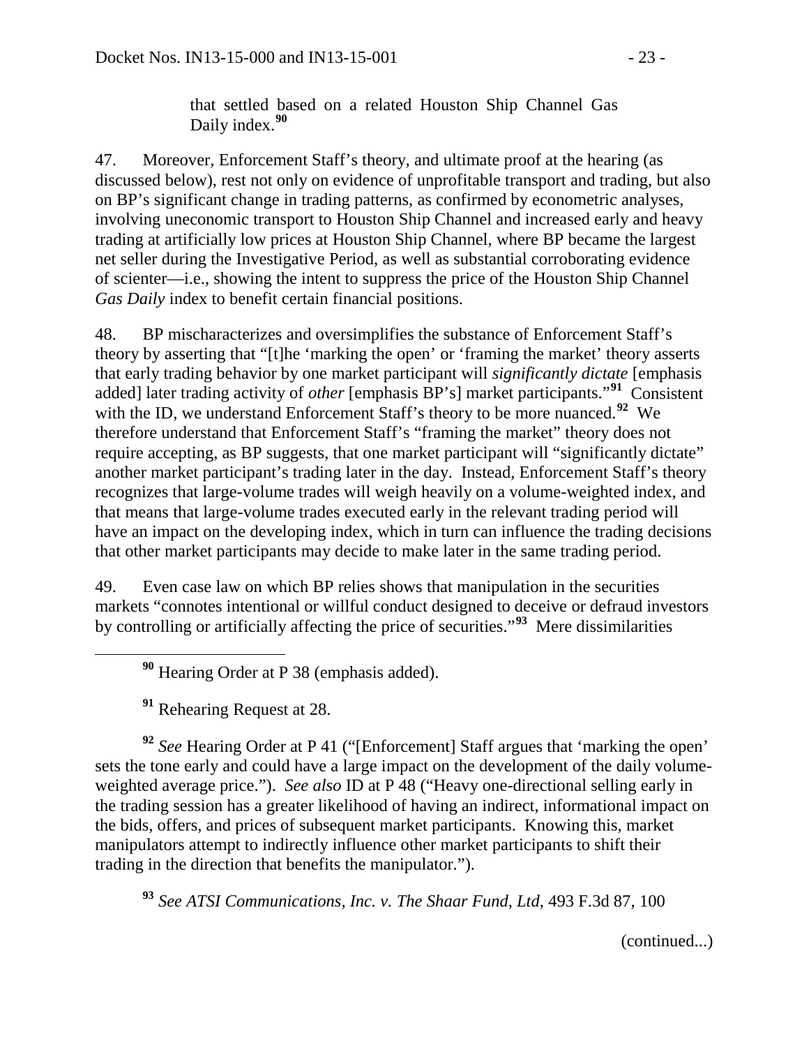that settled based on a related Houston Ship Channel Gas Daily index.[90]

47. Moreover, Enforcement Staff's theory, and ultimate proof at the hearing (as discussed below), rest not only on evidence of unprofitable transport and trading, but also on BP's significant change in trading patterns, as confirmed by econometric analyses, involving uneconomic transport to Houston Ship Channel and increased early and heavy trading at artificially low prices at Houston Ship Channel, where BP became the largest net seller during the Investigative Period, as well as substantial corroborating evidence of scienter—i.e., showing the intent to suppress the price of the Houston Ship Channel *Gas Daily* index to benefit certain financial positions.

48. BP mischaracterizes and oversimplifies the substance of Enforcement Staff's theory by asserting that "[t]he 'marking the open' or 'framing the market' theory asserts that early trading behavior by one market participant will *significantly dictate* [emphasis added] later trading activity of *other* [emphasis BP's] market participants."[91] Consistent with the ID, we understand Enforcement Staff's theory to be more nuanced.[92] We therefore understand that Enforcement Staff's "framing the market" theory does not require accepting, as BP suggests, that one market participant will "significantly dictate" another market participant's trading later in the day. Instead, Enforcement Staff's theory recognizes that large-volume trades will weigh heavily on a volume-weighted index, and that means that large-volume trades executed early in the relevant trading period will have an impact on the developing index, which in turn can influence the trading decisions that other market participants may decide to make later in the same trading period.

49. Even case law on which BP relies shows that manipulation in the securities markets "connotes intentional or willful conduct designed to deceive or defraud investors by controlling or artificially affecting the price of securities."[93] Mere dissimilarities

---

[90] Hearing Order at P 38 (emphasis added).

[91] Rehearing Request at 28.

[92] *See* Hearing Order at P 41 ("[Enforcement] Staff argues that 'marking the open' sets the tone early and could have a large impact on the development of the daily volume-weighted average price."). *See also* ID at P 48 ("Heavy one-directional selling early in the trading session has a greater likelihood of having an indirect, informational impact on the bids, offers, and prices of subsequent market participants. Knowing this, market manipulators attempt to indirectly influence other market participants to shift their trading in the direction that benefits the manipulator.").

[93] *See ATSI Communications, Inc. v. The Shaar Fund, Ltd*, 493 F.3d 87, 100

(continued...)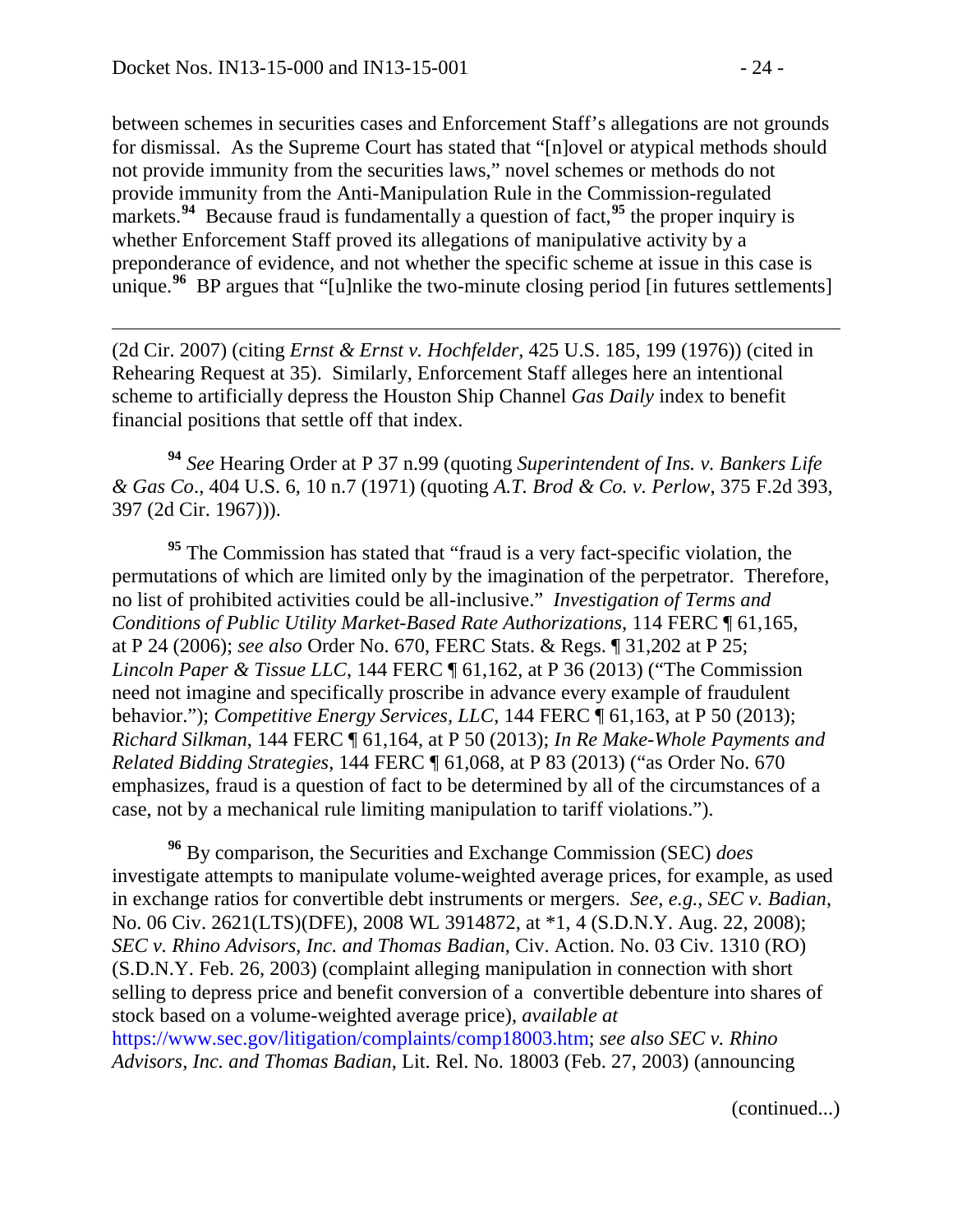between schemes in securities cases and Enforcement Staff's allegations are not grounds for dismissal. As the Supreme Court has stated that "[n]ovel or atypical methods should not provide immunity from the securities laws," novel schemes or methods do not provide immunity from the Anti-Manipulation Rule in the Commission-regulated markets.[94] Because fraud is fundamentally a question of fact,[95] the proper inquiry is whether Enforcement Staff proved its allegations of manipulative activity by a preponderance of evidence, and not whether the specific scheme at issue in this case is unique.[96] BP argues that "[u]nlike the two-minute closing period [in futures settlements]

---

(2d Cir. 2007) (citing *Ernst & Ernst v. Hochfelder*, 425 U.S. 185, 199 (1976)) (cited in Rehearing Request at 35). Similarly, Enforcement Staff alleges here an intentional scheme to artificially depress the Houston Ship Channel *Gas Daily* index to benefit financial positions that settle off that index.

[94] *See* Hearing Order at P 37 n.99 (quoting *Superintendent of Ins. v. Bankers Life & Gas Co*., 404 U.S. 6, 10 n.7 (1971) (quoting *A.T. Brod & Co. v. Perlow*, 375 F.2d 393, 397 (2d Cir. 1967))).

[95] The Commission has stated that "fraud is a very fact-specific violation, the permutations of which are limited only by the imagination of the perpetrator. Therefore, no list of prohibited activities could be all-inclusive." *Investigation of Terms and Conditions of Public Utility Market-Based Rate Authorizations*, 114 FERC ¶ 61,165, at P 24 (2006); *see also* Order No. 670, FERC Stats. & Regs. ¶ 31,202 at P 25; *Lincoln Paper & Tissue LLC*, 144 FERC ¶ 61,162, at P 36 (2013) ("The Commission need not imagine and specifically proscribe in advance every example of fraudulent behavior."); *Competitive Energy Services, LLC*, 144 FERC ¶ 61,163, at P 50 (2013); *Richard Silkman*, 144 FERC ¶ 61,164, at P 50 (2013); *In Re Make-Whole Payments and Related Bidding Strategies*, 144 FERC ¶ 61,068, at P 83 (2013) ("as Order No. 670 emphasizes, fraud is a question of fact to be determined by all of the circumstances of a case, not by a mechanical rule limiting manipulation to tariff violations.").

[96] By comparison, the Securities and Exchange Commission (SEC) *does* investigate attempts to manipulate volume-weighted average prices, for example, as used in exchange ratios for convertible debt instruments or mergers. *See, e.g., SEC v. Badian*, No. 06 Civ. 2621(LTS)(DFE), 2008 WL 3914872, at *1, 4 (S.D.N.Y. Aug. 22, 2008); *SEC v. Rhino Advisors, Inc. and Thomas Badian*, Civ. Action. No. 03 Civ. 1310 (RO) (S.D.N.Y. Feb. 26, 2003) (complaint alleging manipulation in connection with short selling to depress price and benefit conversion of a convertible debenture into shares of stock based on a volume-weighted average price), *available at* https://www.sec.gov/litigation/complaints/comp18003.htm; *see also SEC v. Rhino Advisors, Inc. and Thomas Badian*, Lit. Rel. No. 18003 (Feb. 27, 2003) (announcing

(continued...)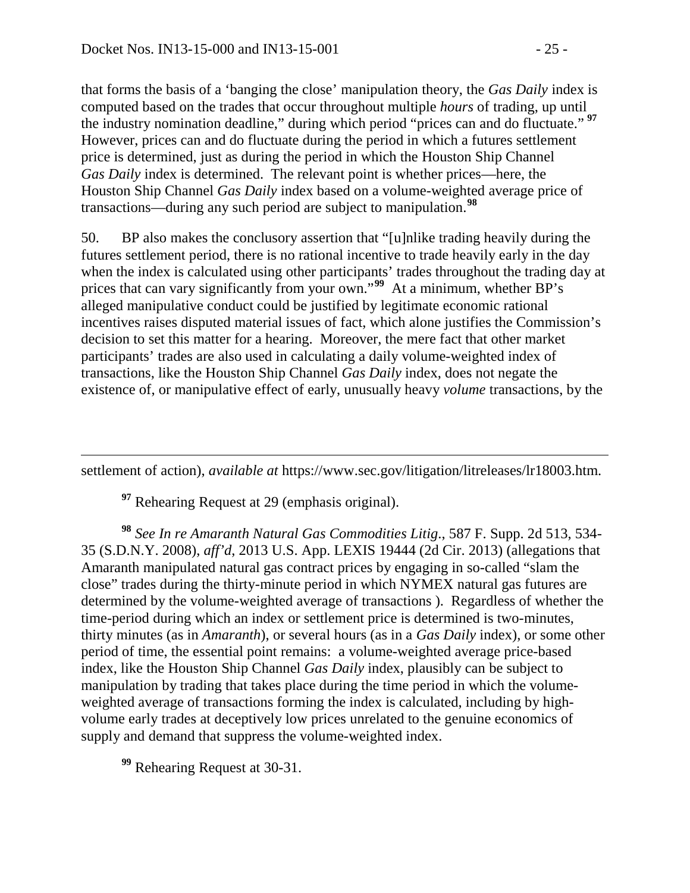that forms the basis of a 'banging the close' manipulation theory, the *Gas Daily* index is computed based on the trades that occur throughout multiple *hours* of trading, up until the industry nomination deadline," during which period "prices can and do fluctuate."[97] However, prices can and do fluctuate during the period in which a futures settlement price is determined, just as during the period in which the Houston Ship Channel *Gas Daily* index is determined. The relevant point is whether prices—here, the Houston Ship Channel *Gas Daily* index based on a volume-weighted average price of transactions—during any such period are subject to manipulation.[98]

50. BP also makes the conclusory assertion that "[u]nlike trading heavily during the futures settlement period, there is no rational incentive to trade heavily early in the day when the index is calculated using other participants' trades throughout the trading day at prices that can vary significantly from your own."[99] At a minimum, whether BP's alleged manipulative conduct could be justified by legitimate economic rational incentives raises disputed material issues of fact, which alone justifies the Commission's decision to set this matter for a hearing. Moreover, the mere fact that other market participants' trades are also used in calculating a daily volume-weighted index of transactions, like the Houston Ship Channel *Gas Daily* index, does not negate the existence of, or manipulative effect of early, unusually heavy *volume* transactions, by the

---

settlement of action), *available at* https://www.sec.gov/litigation/litreleases/lr18003.htm.

[97] Rehearing Request at 29 (emphasis original).

[98] *See In re Amaranth Natural Gas Commodities Litig*., 587 F. Supp. 2d 513, 534-35 (S.D.N.Y. 2008), *aff'd*, 2013 U.S. App. LEXIS 19444 (2d Cir. 2013) (allegations that Amaranth manipulated natural gas contract prices by engaging in so-called "slam the close" trades during the thirty-minute period in which NYMEX natural gas futures are determined by the volume-weighted average of transactions ). Regardless of whether the time-period during which an index or settlement price is determined is two-minutes, thirty minutes (as in *Amaranth*), or several hours (as in a *Gas Daily* index), or some other period of time, the essential point remains: a volume-weighted average price-based index, like the Houston Ship Channel *Gas Daily* index, plausibly can be subject to manipulation by trading that takes place during the time period in which the volume-weighted average of transactions forming the index is calculated, including by high-volume early trades at deceptively low prices unrelated to the genuine economics of supply and demand that suppress the volume-weighted index.

[99] Rehearing Request at 30-31.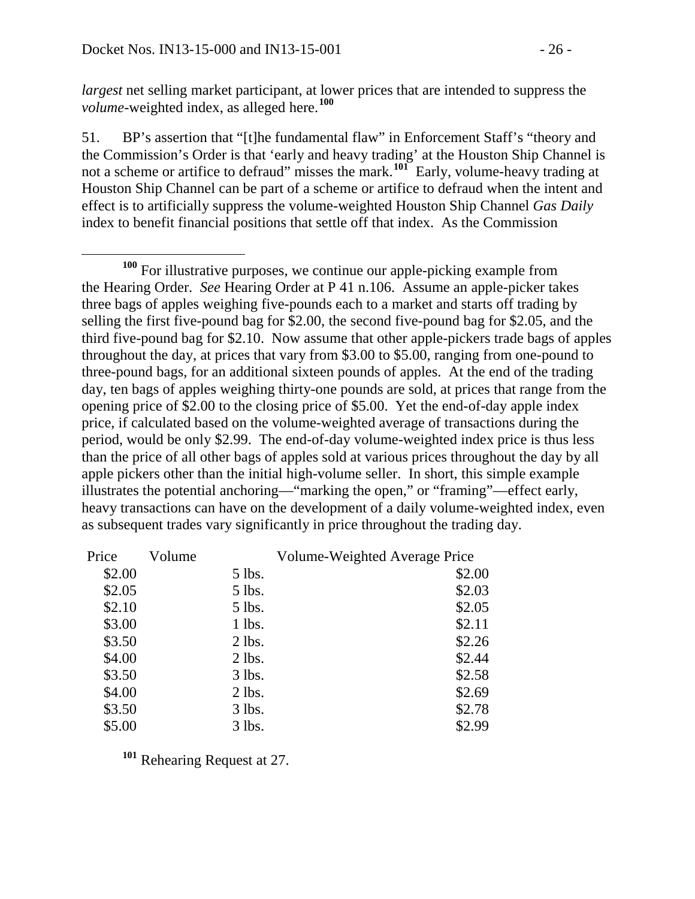*largest* net selling market participant, at lower prices that are intended to suppress the *volume*-weighted index, as alleged here.[100]

51. BP's assertion that "[t]he fundamental flaw" in Enforcement Staff's "theory and the Commission's Order is that 'early and heavy trading' at the Houston Ship Channel is not a scheme or artifice to defraud" misses the mark.[101] Early, volume-heavy trading at Houston Ship Channel can be part of a scheme or artifice to defraud when the intent and effect is to artificially suppress the volume-weighted Houston Ship Channel *Gas Daily* index to benefit financial positions that settle off that index. As the Commission

---

[100] For illustrative purposes, we continue our apple-picking example from the Hearing Order. *See* Hearing Order at P 41 n.106. Assume an apple-picker takes three bags of apples weighing five-pounds each to a market and starts off trading by selling the first five-pound bag for $2.00, the second five-pound bag for $2.05, and the third five-pound bag for $2.10. Now assume that other apple-pickers trade bags of apples throughout the day, at prices that vary from $3.00 to $5.00, ranging from one-pound to three-pound bags, for an additional sixteen pounds of apples. At the end of the trading day, ten bags of apples weighing thirty-one pounds are sold, at prices that range from the opening price of $2.00 to the closing price of $5.00. Yet the end-of-day apple index price, if calculated based on the volume-weighted average of transactions during the period, would be only $2.99. The end-of-day volume-weighted index price is thus less than the price of all other bags of apples sold at various prices throughout the day by all apple pickers other than the initial high-volume seller. In short, this simple example illustrates the potential anchoring—"marking the open," or "framing"—effect early, heavy transactions can have on the development of a daily volume-weighted index, even as subsequent trades vary significantly in price throughout the trading day.

| Price | Volume | Volume-Weighted Average Price |
|---|---|---|
| $2.00 | 5 lbs. | $2.00 |
| $2.05 | 5 lbs. | $2.03 |
| $2.10 | 5 lbs. | $2.05 |
| $3.00 | 1 lbs. | $2.11 |
| $3.50 | 2 lbs. | $2.26 |
| $4.00 | 2 lbs. | $2.44 |
| $3.50 | 3 lbs. | $2.58 |
| $4.00 | 2 lbs. | $2.69 |
| $3.50 | 3 lbs. | $2.78 |
| $5.00 | 3 lbs. | $2.99 |

[101] Rehearing Request at 27.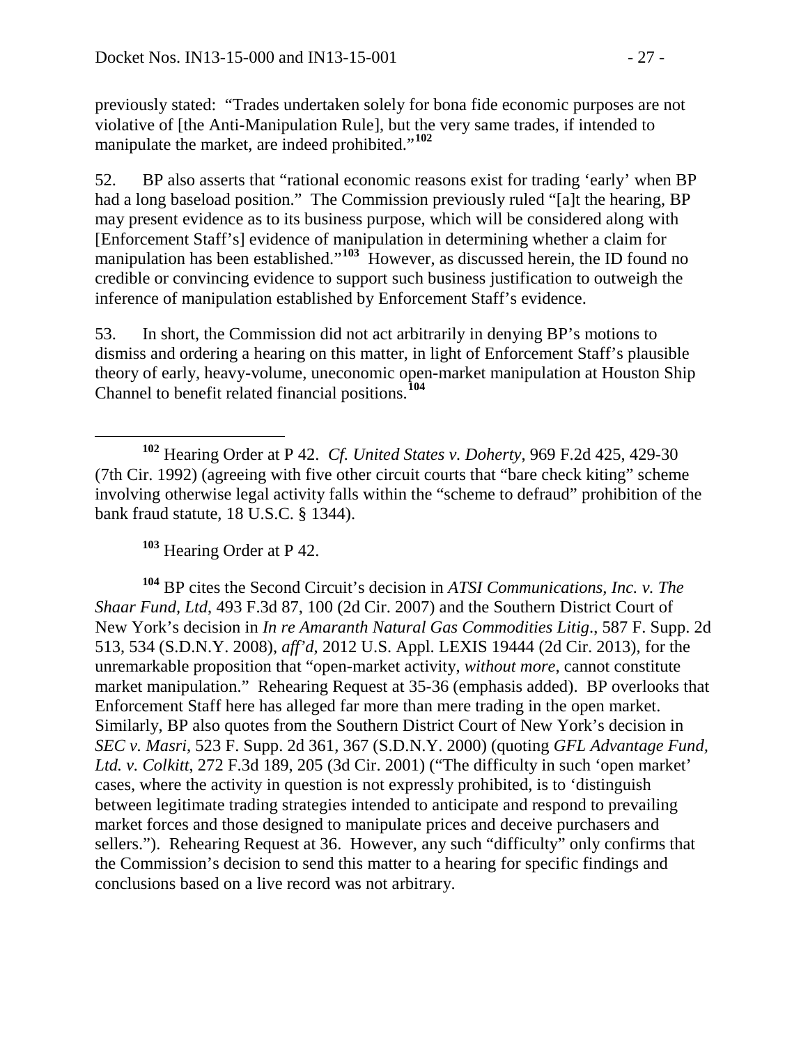previously stated: "Trades undertaken solely for bona fide economic purposes are not violative of [the Anti-Manipulation Rule], but the very same trades, if intended to manipulate the market, are indeed prohibited."[102]

52. BP also asserts that "rational economic reasons exist for trading 'early' when BP had a long baseload position." The Commission previously ruled "[a]t the hearing, BP may present evidence as to its business purpose, which will be considered along with [Enforcement Staff's] evidence of manipulation in determining whether a claim for manipulation has been established."[103] However, as discussed herein, the ID found no credible or convincing evidence to support such business justification to outweigh the inference of manipulation established by Enforcement Staff's evidence.

53. In short, the Commission did not act arbitrarily in denying BP's motions to dismiss and ordering a hearing on this matter, in light of Enforcement Staff's plausible theory of early, heavy-volume, uneconomic open-market manipulation at Houston Ship Channel to benefit related financial positions.[104]

---

[102] Hearing Order at P 42. *Cf. United States v. Doherty*, 969 F.2d 425, 429-30 (7th Cir. 1992) (agreeing with five other circuit courts that "bare check kiting" scheme involving otherwise legal activity falls within the "scheme to defraud" prohibition of the bank fraud statute, 18 U.S.C. § 1344).

[103] Hearing Order at P 42.

[104] BP cites the Second Circuit's decision in *ATSI Communications, Inc. v. The Shaar Fund, Ltd*, 493 F.3d 87, 100 (2d Cir. 2007) and the Southern District Court of New York's decision in *In re Amaranth Natural Gas Commodities Litig*., 587 F. Supp. 2d 513, 534 (S.D.N.Y. 2008), *aff'd*, 2012 U.S. Appl. LEXIS 19444 (2d Cir. 2013), for the unremarkable proposition that "open-market activity, *without more*, cannot constitute market manipulation." Rehearing Request at 35-36 (emphasis added). BP overlooks that Enforcement Staff here has alleged far more than mere trading in the open market. Similarly, BP also quotes from the Southern District Court of New York's decision in *SEC v. Masri*, 523 F. Supp. 2d 361, 367 (S.D.N.Y. 2000) (quoting *GFL Advantage Fund, Ltd. v. Colkitt*, 272 F.3d 189, 205 (3d Cir. 2001) ("The difficulty in such 'open market' cases, where the activity in question is not expressly prohibited, is to 'distinguish between legitimate trading strategies intended to anticipate and respond to prevailing market forces and those designed to manipulate prices and deceive purchasers and sellers."). Rehearing Request at 36. However, any such "difficulty" only confirms that the Commission's decision to send this matter to a hearing for specific findings and conclusions based on a live record was not arbitrary.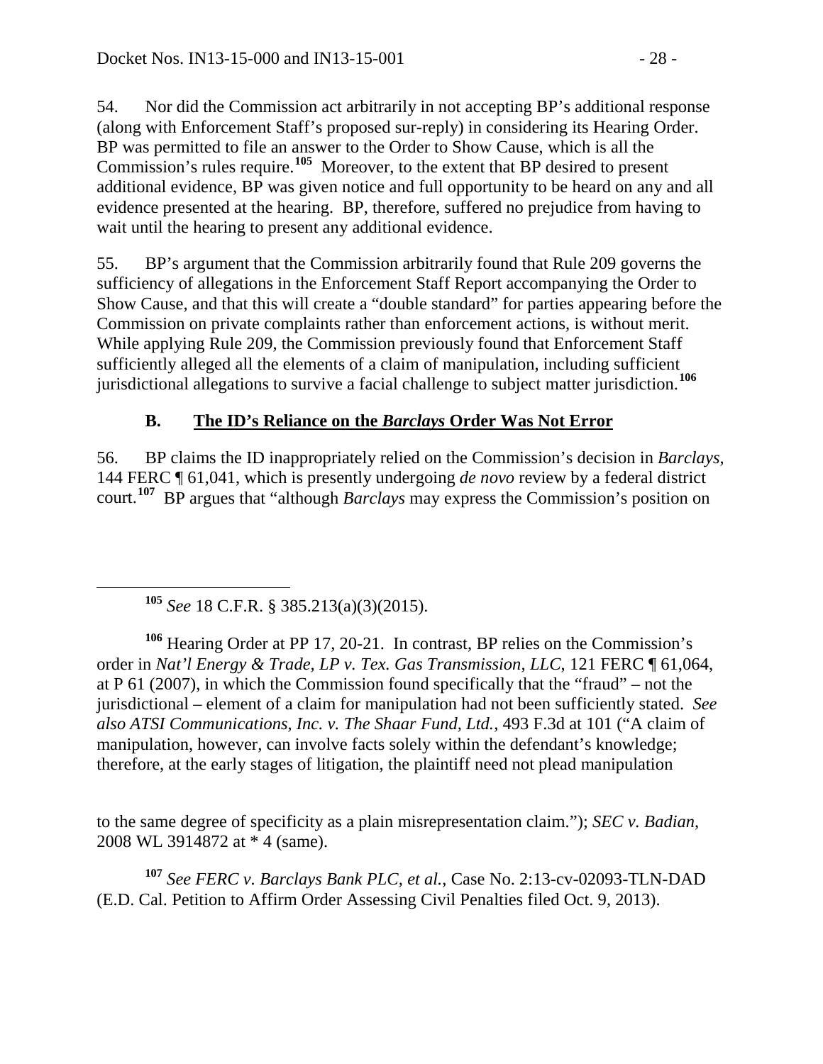54. Nor did the Commission act arbitrarily in not accepting BP's additional response (along with Enforcement Staff's proposed sur-reply) in considering its Hearing Order. BP was permitted to file an answer to the Order to Show Cause, which is all the Commission's rules require.[105] Moreover, to the extent that BP desired to present additional evidence, BP was given notice and full opportunity to be heard on any and all evidence presented at the hearing. BP, therefore, suffered no prejudice from having to wait until the hearing to present any additional evidence.

55. BP's argument that the Commission arbitrarily found that Rule 209 governs the sufficiency of allegations in the Enforcement Staff Report accompanying the Order to Show Cause, and that this will create a "double standard" for parties appearing before the Commission on private complaints rather than enforcement actions, is without merit. While applying Rule 209, the Commission previously found that Enforcement Staff sufficiently alleged all the elements of a claim of manipulation, including sufficient jurisdictional allegations to survive a facial challenge to subject matter jurisdiction.[106]

### B. The ID's Reliance on the *Barclays* Order Was Not Error

56. BP claims the ID inappropriately relied on the Commission's decision in *Barclays*, 144 FERC ¶ 61,041, which is presently undergoing *de novo* review by a federal district court.[107] BP argues that "although *Barclays* may express the Commission's position on

---

[105] *See* 18 C.F.R. § 385.213(a)(3)(2015).

[106] Hearing Order at PP 17, 20-21. In contrast, BP relies on the Commission's order in *Nat'l Energy & Trade, LP v. Tex. Gas Transmission, LLC*, 121 FERC ¶ 61,064, at P 61 (2007), in which the Commission found specifically that the "fraud" – not the jurisdictional – element of a claim for manipulation had not been sufficiently stated. *See also ATSI Communications, Inc. v. The Shaar Fund, Ltd.*, 493 F.3d at 101 ("A claim of manipulation, however, can involve facts solely within the defendant's knowledge; therefore, at the early stages of litigation, the plaintiff need not plead manipulation to the same degree of specificity as a plain misrepresentation claim."); *SEC v. Badian*, 2008 WL 3914872 at * 4 (same).

[107] *See FERC v. Barclays Bank PLC, et al.*, Case No. 2:13-cv-02093-TLN-DAD (E.D. Cal. Petition to Affirm Order Assessing Civil Penalties filed Oct. 9, 2013).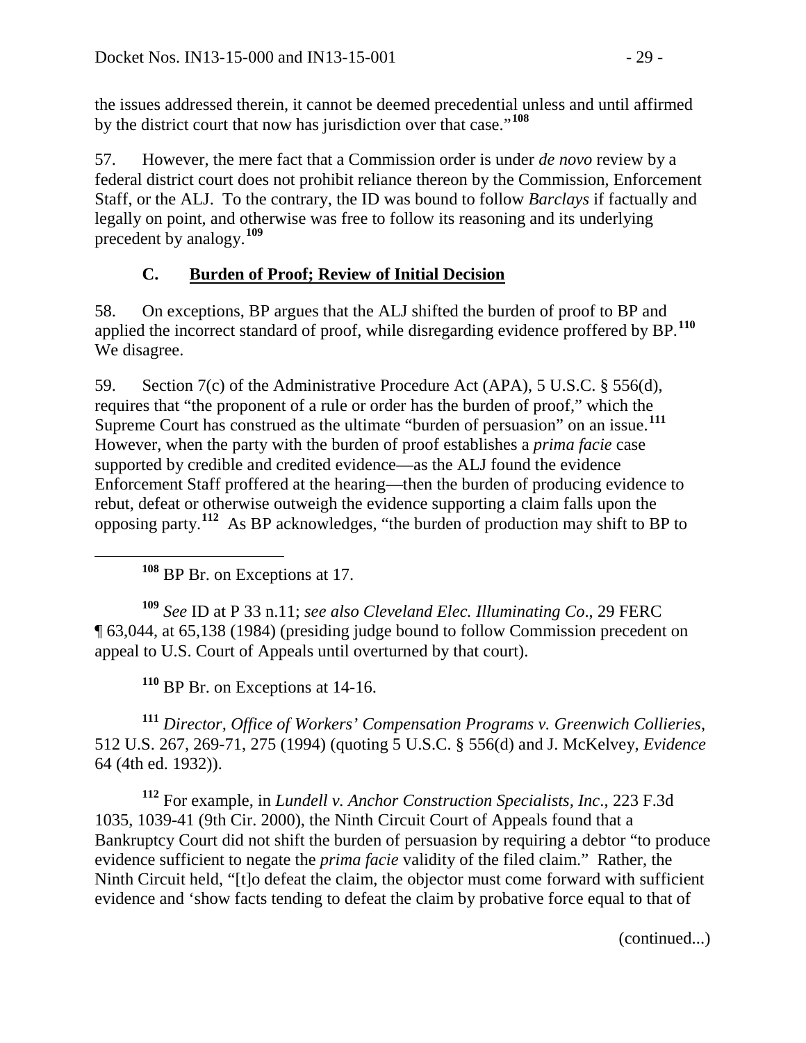the issues addressed therein, it cannot be deemed precedential unless and until affirmed by the district court that now has jurisdiction over that case."[108]

57. However, the mere fact that a Commission order is under *de novo* review by a federal district court does not prohibit reliance thereon by the Commission, Enforcement Staff, or the ALJ. To the contrary, the ID was bound to follow *Barclays* if factually and legally on point, and otherwise was free to follow its reasoning and its underlying precedent by analogy.[109]

### C. Burden of Proof; Review of Initial Decision

58. On exceptions, BP argues that the ALJ shifted the burden of proof to BP and applied the incorrect standard of proof, while disregarding evidence proffered by BP.[110] We disagree.

59. Section 7(c) of the Administrative Procedure Act (APA), 5 U.S.C. § 556(d), requires that "the proponent of a rule or order has the burden of proof," which the Supreme Court has construed as the ultimate "burden of persuasion" on an issue.[111] However, when the party with the burden of proof establishes a *prima facie* case supported by credible and credited evidence—as the ALJ found the evidence Enforcement Staff proffered at the hearing—then the burden of producing evidence to rebut, defeat or otherwise outweigh the evidence supporting a claim falls upon the opposing party.[112] As BP acknowledges, "the burden of production may shift to BP to

---

[108] BP Br. on Exceptions at 17.

[109] *See* ID at P 33 n.11; *see also Cleveland Elec. Illuminating Co*., 29 FERC ¶ 63,044, at 65,138 (1984) (presiding judge bound to follow Commission precedent on appeal to U.S. Court of Appeals until overturned by that court).

[110] BP Br. on Exceptions at 14-16.

[111] *Director, Office of Workers' Compensation Programs v. Greenwich Collieries*, 512 U.S. 267, 269-71, 275 (1994) (quoting 5 U.S.C. § 556(d) and J. McKelvey, *Evidence* 64 (4th ed. 1932)).

[112] For example, in *Lundell v. Anchor Construction Specialists, Inc*., 223 F.3d 1035, 1039-41 (9th Cir. 2000), the Ninth Circuit Court of Appeals found that a Bankruptcy Court did not shift the burden of persuasion by requiring a debtor "to produce evidence sufficient to negate the *prima facie* validity of the filed claim." Rather, the Ninth Circuit held, "[t]o defeat the claim, the objector must come forward with sufficient evidence and 'show facts tending to defeat the claim by probative force equal to that of

(continued...)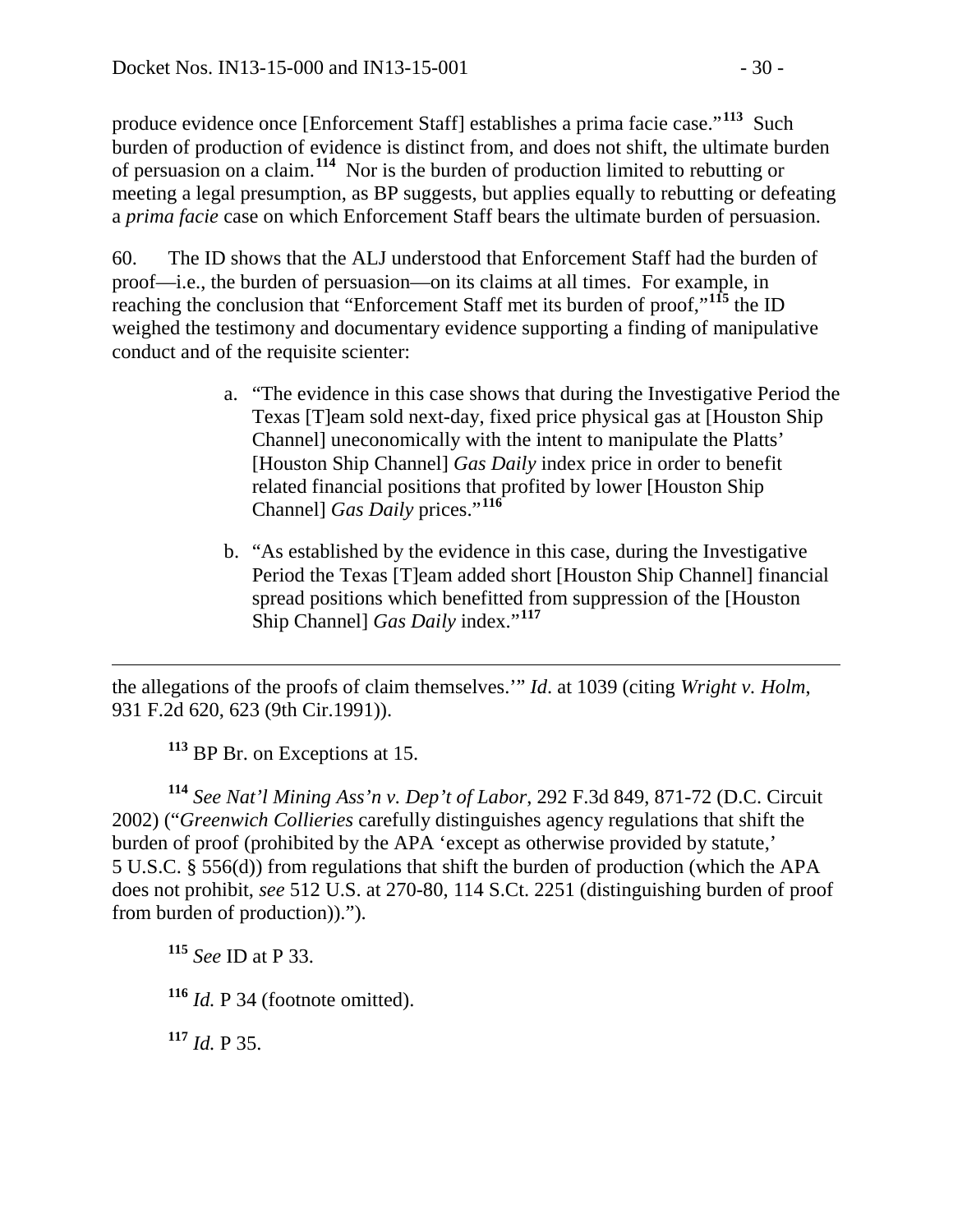produce evidence once [Enforcement Staff] establishes a prima facie case."[113] Such burden of production of evidence is distinct from, and does not shift, the ultimate burden of persuasion on a claim.[114] Nor is the burden of production limited to rebutting or meeting a legal presumption, as BP suggests, but applies equally to rebutting or defeating a *prima facie* case on which Enforcement Staff bears the ultimate burden of persuasion.

60. The ID shows that the ALJ understood that Enforcement Staff had the burden of proof—i.e., the burden of persuasion—on its claims at all times. For example, in reaching the conclusion that "Enforcement Staff met its burden of proof,"[115] the ID weighed the testimony and documentary evidence supporting a finding of manipulative conduct and of the requisite scienter:

> a. "The evidence in this case shows that during the Investigative Period the Texas [T]eam sold next-day, fixed price physical gas at [Houston Ship Channel] uneconomically with the intent to manipulate the Platts' [Houston Ship Channel] *Gas Daily* index price in order to benefit related financial positions that profited by lower [Houston Ship Channel] *Gas Daily* prices."[116]
>
> b. "As established by the evidence in this case, during the Investigative Period the Texas [T]eam added short [Houston Ship Channel] financial spread positions which benefitted from suppression of the [Houston Ship Channel] *Gas Daily* index."[117]

---

the allegations of the proofs of claim themselves.'" *Id*. at 1039 (citing *Wright v. Holm*, 931 F.2d 620, 623 (9th Cir.1991)).

[113] BP Br. on Exceptions at 15.

[114] *See Nat'l Mining Ass'n v. Dep't of Labor*, 292 F.3d 849, 871-72 (D.C. Circuit 2002) ("*Greenwich Collieries* carefully distinguishes agency regulations that shift the burden of proof (prohibited by the APA 'except as otherwise provided by statute,' 5 U.S.C. § 556(d)) from regulations that shift the burden of production (which the APA does not prohibit, *see* 512 U.S. at 270-80, 114 S.Ct. 2251 (distinguishing burden of proof from burden of production)).").

[115] *See* ID at P 33.

[116] *Id.* P 34 (footnote omitted).

[117] *Id.* P 35.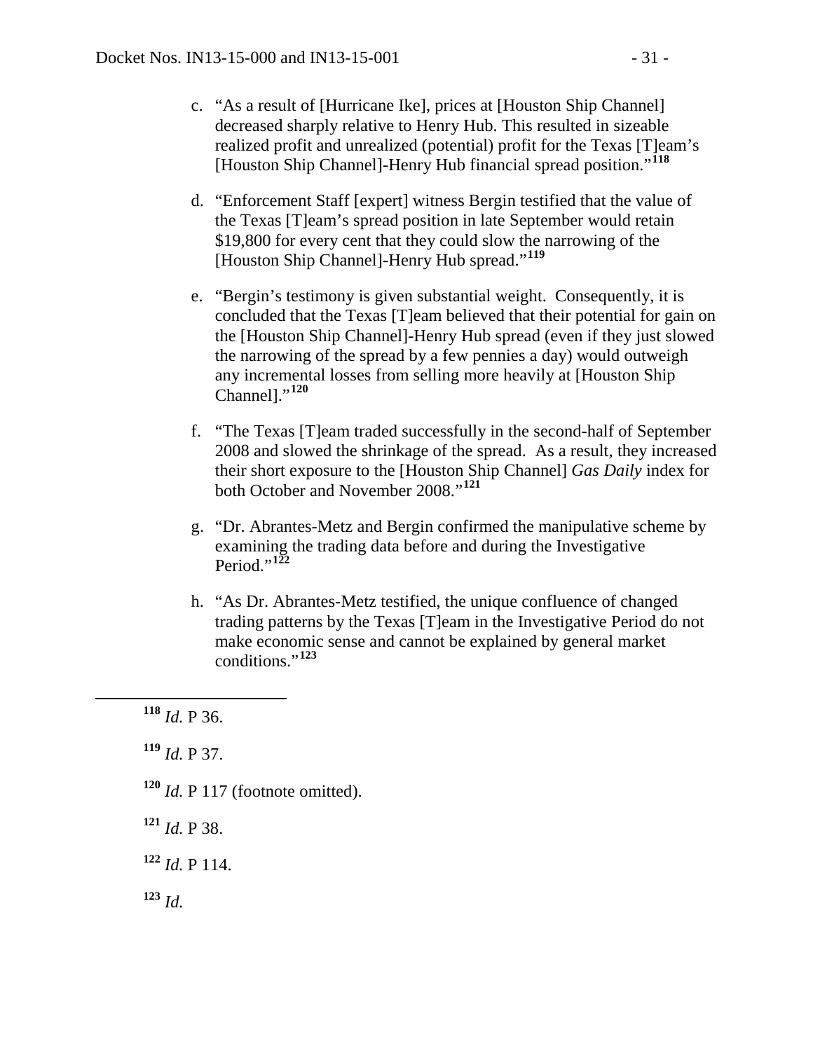c. "As a result of [Hurricane Ike], prices at [Houston Ship Channel] decreased sharply relative to Henry Hub. This resulted in sizeable realized profit and unrealized (potential) profit for the Texas [T]eam's [Houston Ship Channel]-Henry Hub financial spread position."[118]

d. "Enforcement Staff [expert] witness Bergin testified that the value of the Texas [T]eam's spread position in late September would retain \$19,800 for every cent that they could slow the narrowing of the [Houston Ship Channel]-Henry Hub spread."[119]

e. "Bergin's testimony is given substantial weight. Consequently, it is concluded that the Texas [T]eam believed that their potential for gain on the [Houston Ship Channel]-Henry Hub spread (even if they just slowed the narrowing of the spread by a few pennies a day) would outweigh any incremental losses from selling more heavily at [Houston Ship Channel]."[120]

f. "The Texas [T]eam traded successfully in the second-half of September 2008 and slowed the shrinkage of the spread. As a result, they increased their short exposure to the [Houston Ship Channel] *Gas Daily* index for both October and November 2008."[121]

g. "Dr. Abrantes-Metz and Bergin confirmed the manipulative scheme by examining the trading data before and during the Investigative Period."[122]

h. "As Dr. Abrantes-Metz testified, the unique confluence of changed trading patterns by the Texas [T]eam in the Investigative Period do not make economic sense and cannot be explained by general market conditions."[123]

---

[118] *Id.* P 36.

[119] *Id.* P 37.

[120] *Id.* P 117 (footnote omitted).

[121] *Id.* P 38.

[122] *Id.* P 114.

[123] *Id.*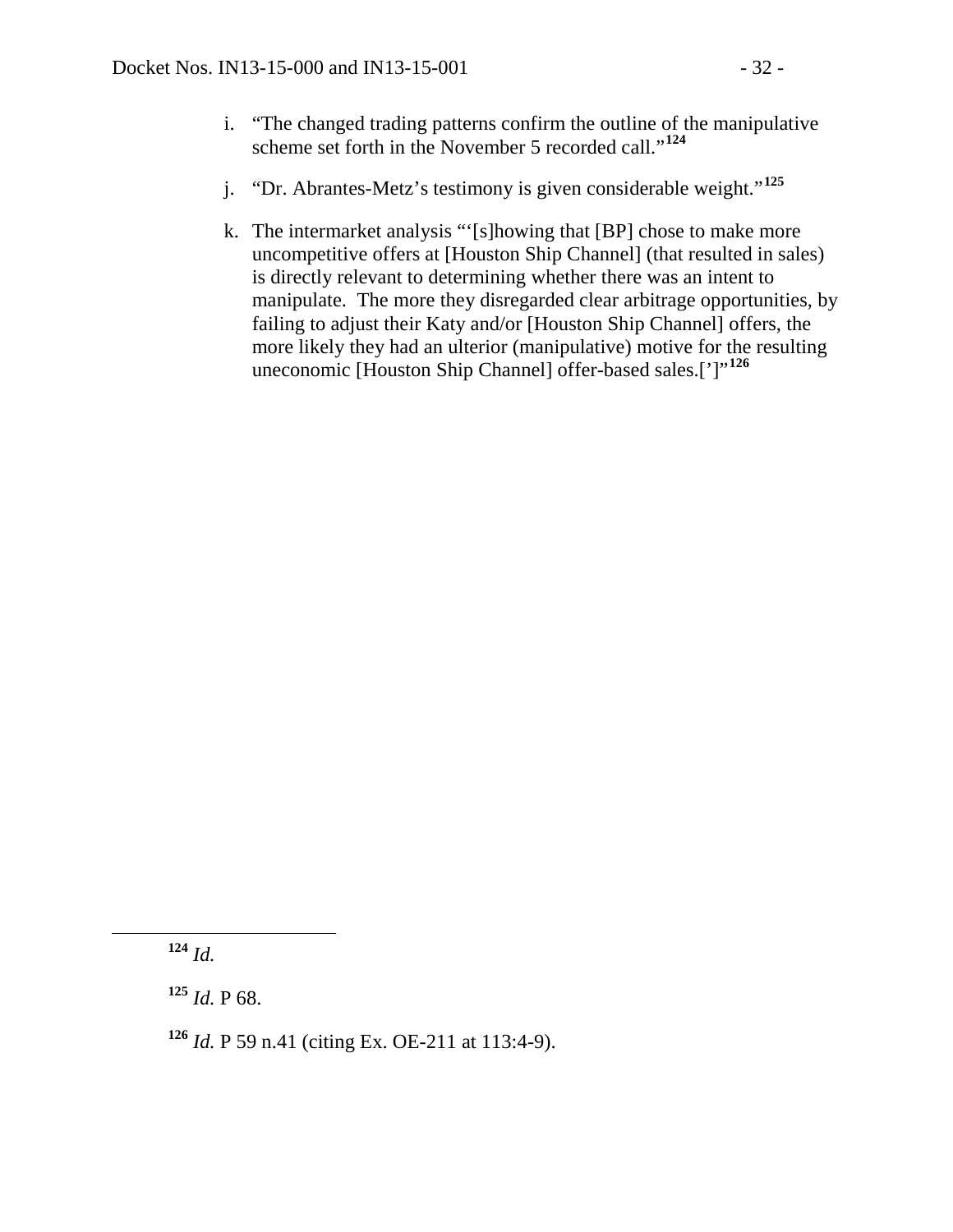i. "The changed trading patterns confirm the outline of the manipulative scheme set forth in the November 5 recorded call."[124]

j. "Dr. Abrantes-Metz's testimony is given considerable weight."[125]

k. The intermarket analysis "'[s]howing that [BP] chose to make more uncompetitive offers at [Houston Ship Channel] (that resulted in sales) is directly relevant to determining whether there was an intent to manipulate. The more they disregarded clear arbitrage opportunities, by failing to adjust their Katy and/or [Houston Ship Channel] offers, the more likely they had an ulterior (manipulative) motive for the resulting uneconomic [Houston Ship Channel] offer-based sales.[']"[126]

---

[124] *Id.*

[125] *Id.* P 68.

[126] *Id.* P 59 n.41 (citing Ex. OE-211 at 113:4-9).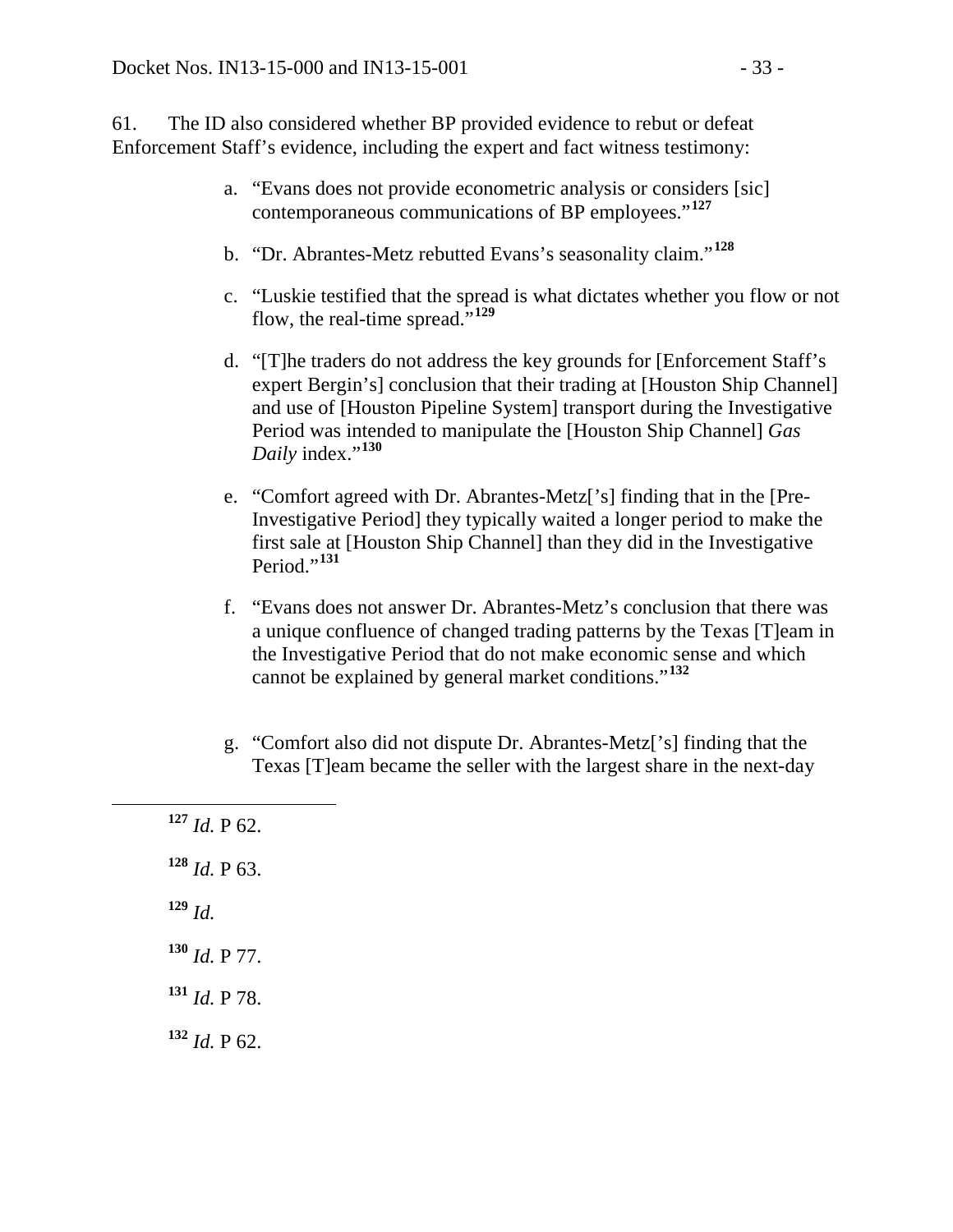61. The ID also considered whether BP provided evidence to rebut or defeat Enforcement Staff's evidence, including the expert and fact witness testimony:

a. "Evans does not provide econometric analysis or considers [sic] contemporaneous communications of BP employees."[127]

b. "Dr. Abrantes-Metz rebutted Evans's seasonality claim."[128]

c. "Luskie testified that the spread is what dictates whether you flow or not flow, the real-time spread."[129]

d. "[T]he traders do not address the key grounds for [Enforcement Staff's expert Bergin's] conclusion that their trading at [Houston Ship Channel] and use of [Houston Pipeline System] transport during the Investigative Period was intended to manipulate the [Houston Ship Channel] *Gas Daily* index."[130]

e. "Comfort agreed with Dr. Abrantes-Metz['s] finding that in the [Pre-Investigative Period] they typically waited a longer period to make the first sale at [Houston Ship Channel] than they did in the Investigative Period."[131]

f. "Evans does not answer Dr. Abrantes-Metz's conclusion that there was a unique confluence of changed trading patterns by the Texas [T]eam in the Investigative Period that do not make economic sense and which cannot be explained by general market conditions."[132]

g. "Comfort also did not dispute Dr. Abrantes-Metz['s] finding that the Texas [T]eam became the seller with the largest share in the next-day

---

[127] *Id.* P 62.

[128] *Id.* P 63.

[129] *Id.*

[130] *Id.* P 77.

[131] *Id.* P 78.

[132] *Id.* P 62.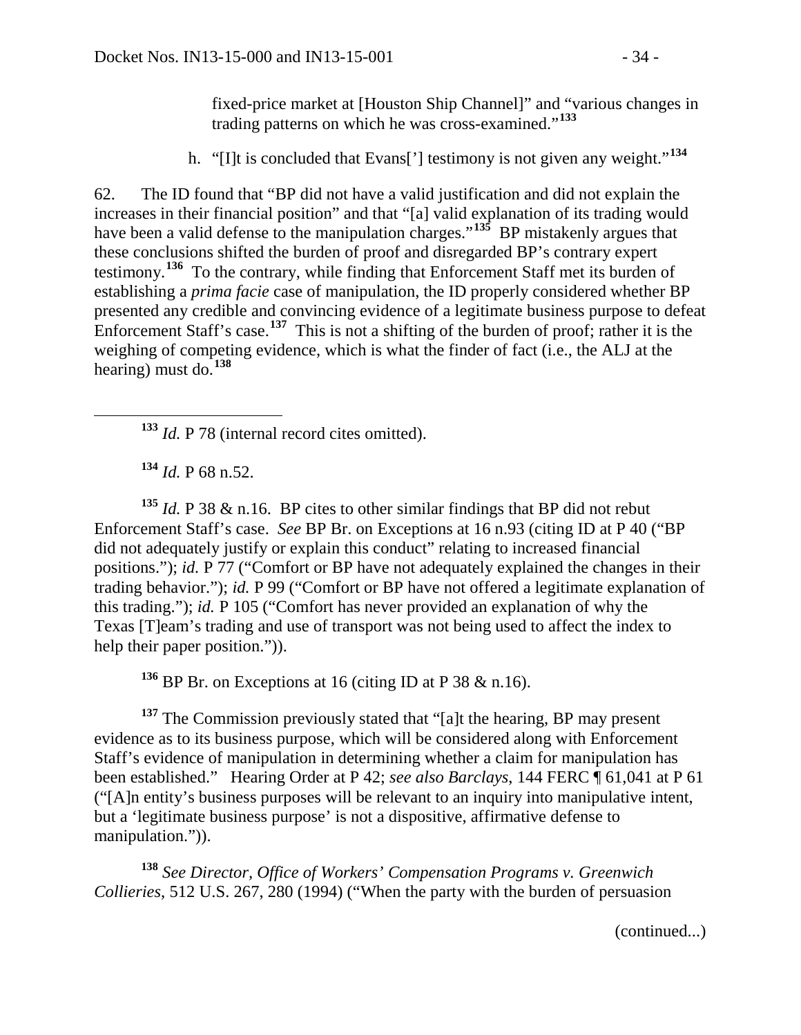fixed-price market at [Houston Ship Channel]" and "various changes in trading patterns on which he was cross-examined."[133]

h. "[I]t is concluded that Evans['] testimony is not given any weight."[134]

62. The ID found that "BP did not have a valid justification and did not explain the increases in their financial position" and that "[a] valid explanation of its trading would have been a valid defense to the manipulation charges."[135] BP mistakenly argues that these conclusions shifted the burden of proof and disregarded BP's contrary expert testimony.[136] To the contrary, while finding that Enforcement Staff met its burden of establishing a *prima facie* case of manipulation, the ID properly considered whether BP presented any credible and convincing evidence of a legitimate business purpose to defeat Enforcement Staff's case.[137] This is not a shifting of the burden of proof; rather it is the weighing of competing evidence, which is what the finder of fact (i.e., the ALJ at the hearing) must do.[138]

---

[133] *Id.* P 78 (internal record cites omitted).

[134] *Id.* P 68 n.52.

[135] *Id.* P 38 & n.16. BP cites to other similar findings that BP did not rebut Enforcement Staff's case. *See* BP Br. on Exceptions at 16 n.93 (citing ID at P 40 ("BP did not adequately justify or explain this conduct" relating to increased financial positions."); *id.* P 77 ("Comfort or BP have not adequately explained the changes in their trading behavior."); *id.* P 99 ("Comfort or BP have not offered a legitimate explanation of this trading."); *id.* P 105 ("Comfort has never provided an explanation of why the Texas [T]eam's trading and use of transport was not being used to affect the index to help their paper position.")).

[136] BP Br. on Exceptions at 16 (citing ID at P 38 & n.16).

[137] The Commission previously stated that "[a]t the hearing, BP may present evidence as to its business purpose, which will be considered along with Enforcement Staff's evidence of manipulation in determining whether a claim for manipulation has been established." Hearing Order at P 42; *see also Barclays*, 144 FERC ¶ 61,041 at P 61 ("[A]n entity's business purposes will be relevant to an inquiry into manipulative intent, but a 'legitimate business purpose' is not a dispositive, affirmative defense to manipulation.")).

[138] *See Director, Office of Workers' Compensation Programs v. Greenwich Collieries*, 512 U.S. 267, 280 (1994) ("When the party with the burden of persuasion

(continued...)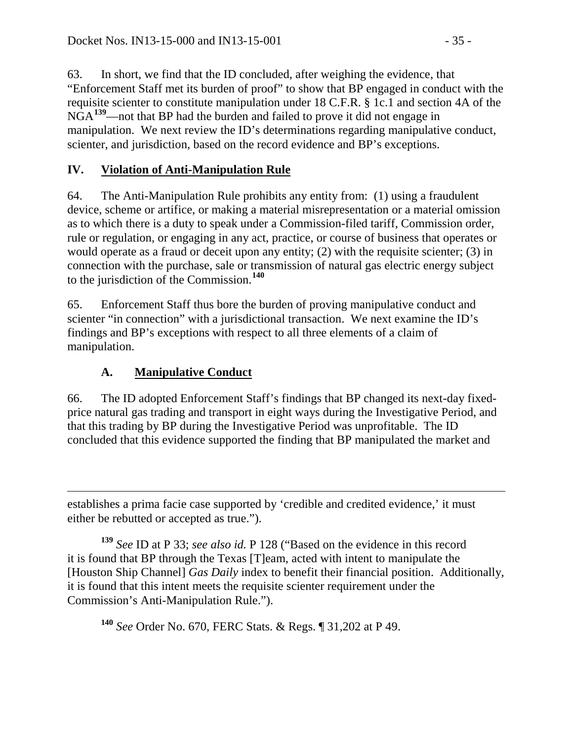63. In short, we find that the ID concluded, after weighing the evidence, that "Enforcement Staff met its burden of proof" to show that BP engaged in conduct with the requisite scienter to constitute manipulation under 18 C.F.R. § 1c.1 and section 4A of the NGA[139]—not that BP had the burden and failed to prove it did not engage in manipulation. We next review the ID's determinations regarding manipulative conduct, scienter, and jurisdiction, based on the record evidence and BP's exceptions.

## IV. Violation of Anti-Manipulation Rule

64. The Anti-Manipulation Rule prohibits any entity from: (1) using a fraudulent device, scheme or artifice, or making a material misrepresentation or a material omission as to which there is a duty to speak under a Commission-filed tariff, Commission order, rule or regulation, or engaging in any act, practice, or course of business that operates or would operate as a fraud or deceit upon any entity; (2) with the requisite scienter; (3) in connection with the purchase, sale or transmission of natural gas electric energy subject to the jurisdiction of the Commission.[140]

65. Enforcement Staff thus bore the burden of proving manipulative conduct and scienter "in connection" with a jurisdictional transaction. We next examine the ID's findings and BP's exceptions with respect to all three elements of a claim of manipulation.

### A. Manipulative Conduct

66. The ID adopted Enforcement Staff's findings that BP changed its next-day fixed-price natural gas trading and transport in eight ways during the Investigative Period, and that this trading by BP during the Investigative Period was unprofitable. The ID concluded that this evidence supported the finding that BP manipulated the market and

---

establishes a prima facie case supported by 'credible and credited evidence,' it must either be rebutted or accepted as true.").

[139] *See* ID at P 33; *see also id.* P 128 ("Based on the evidence in this record it is found that BP through the Texas [T]eam, acted with intent to manipulate the [Houston Ship Channel] *Gas Daily* index to benefit their financial position. Additionally, it is found that this intent meets the requisite scienter requirement under the Commission's Anti-Manipulation Rule.").

[140] *See* Order No. 670, FERC Stats. & Regs. ¶ 31,202 at P 49.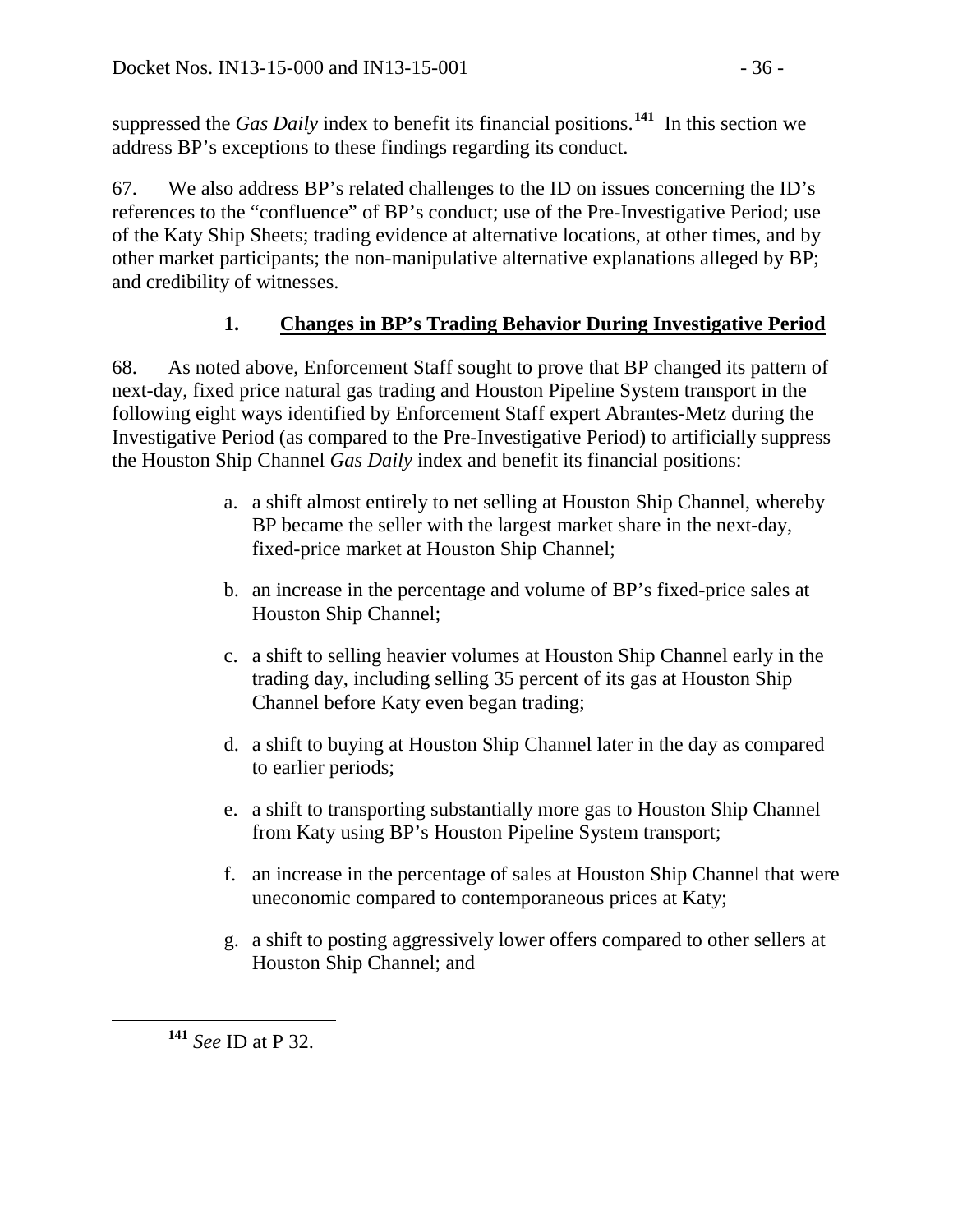suppressed the *Gas Daily* index to benefit its financial positions.[141] In this section we address BP's exceptions to these findings regarding its conduct.

67. We also address BP's related challenges to the ID on issues concerning the ID's references to the "confluence" of BP's conduct; use of the Pre-Investigative Period; use of the Katy Ship Sheets; trading evidence at alternative locations, at other times, and by other market participants; the non-manipulative alternative explanations alleged by BP; and credibility of witnesses.

### 1. Changes in BP's Trading Behavior During Investigative Period

68. As noted above, Enforcement Staff sought to prove that BP changed its pattern of next-day, fixed price natural gas trading and Houston Pipeline System transport in the following eight ways identified by Enforcement Staff expert Abrantes-Metz during the Investigative Period (as compared to the Pre-Investigative Period) to artificially suppress the Houston Ship Channel *Gas Daily* index and benefit its financial positions:

a. a shift almost entirely to net selling at Houston Ship Channel, whereby BP became the seller with the largest market share in the next-day, fixed-price market at Houston Ship Channel;

b. an increase in the percentage and volume of BP's fixed-price sales at Houston Ship Channel;

c. a shift to selling heavier volumes at Houston Ship Channel early in the trading day, including selling 35 percent of its gas at Houston Ship Channel before Katy even began trading;

d. a shift to buying at Houston Ship Channel later in the day as compared to earlier periods;

e. a shift to transporting substantially more gas to Houston Ship Channel from Katy using BP's Houston Pipeline System transport;

f. an increase in the percentage of sales at Houston Ship Channel that were uneconomic compared to contemporaneous prices at Katy;

g. a shift to posting aggressively lower offers compared to other sellers at Houston Ship Channel; and

---

[141] *See* ID at P 32.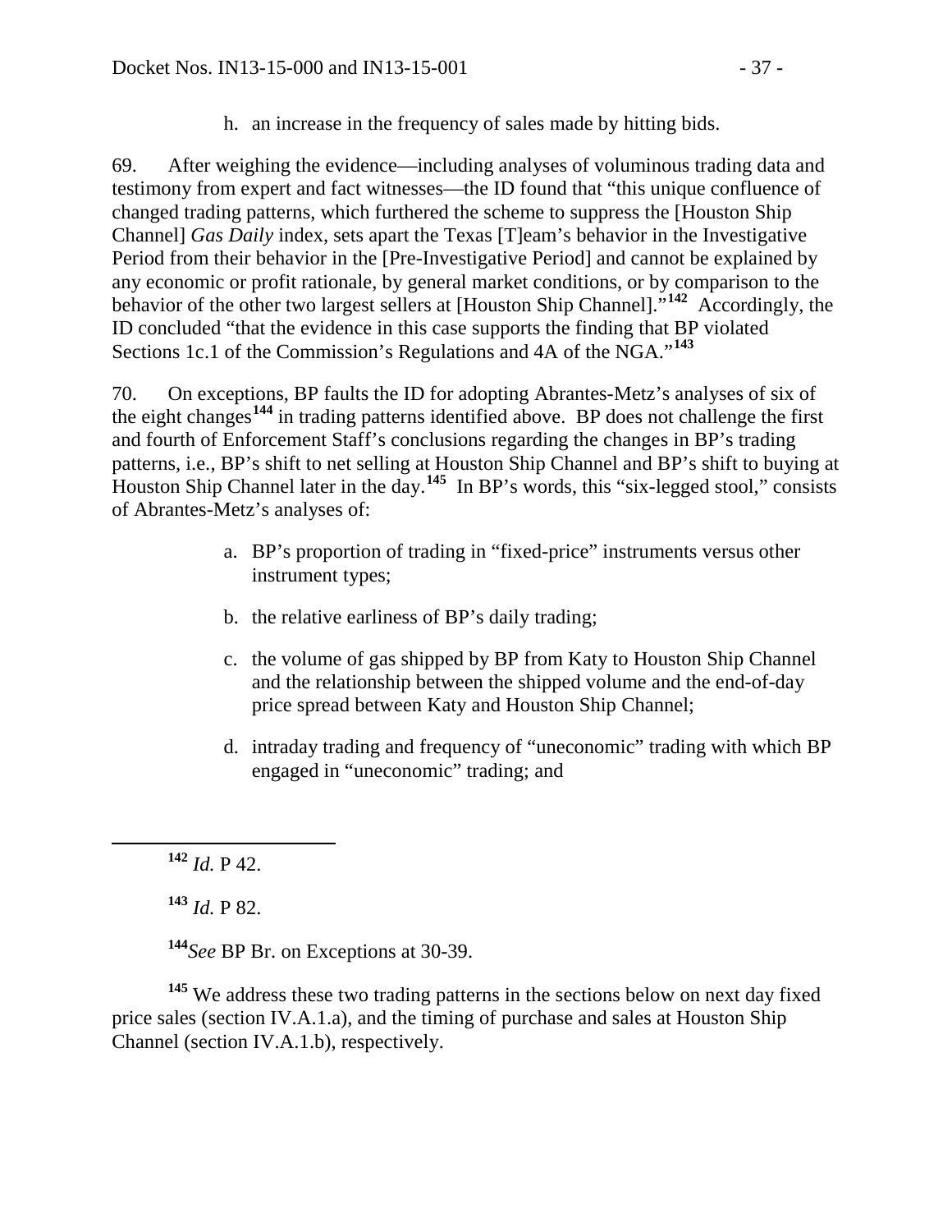h. an increase in the frequency of sales made by hitting bids.

69. After weighing the evidence—including analyses of voluminous trading data and testimony from expert and fact witnesses—the ID found that "this unique confluence of changed trading patterns, which furthered the scheme to suppress the [Houston Ship Channel] *Gas Daily* index, sets apart the Texas [T]eam's behavior in the Investigative Period from their behavior in the [Pre-Investigative Period] and cannot be explained by any economic or profit rationale, by general market conditions, or by comparison to the behavior of the other two largest sellers at [Houston Ship Channel]."[142] Accordingly, the ID concluded "that the evidence in this case supports the finding that BP violated Sections 1c.1 of the Commission's Regulations and 4A of the NGA."[143]

70. On exceptions, BP faults the ID for adopting Abrantes-Metz's analyses of six of the eight changes[144] in trading patterns identified above. BP does not challenge the first and fourth of Enforcement Staff's conclusions regarding the changes in BP's trading patterns, i.e., BP's shift to net selling at Houston Ship Channel and BP's shift to buying at Houston Ship Channel later in the day.[145] In BP's words, this "six-legged stool," consists of Abrantes-Metz's analyses of:

a. BP's proportion of trading in "fixed-price" instruments versus other instrument types;

b. the relative earliness of BP's daily trading;

c. the volume of gas shipped by BP from Katy to Houston Ship Channel and the relationship between the shipped volume and the end-of-day price spread between Katy and Houston Ship Channel;

d. intraday trading and frequency of "uneconomic" trading with which BP engaged in "uneconomic" trading; and

---

[142] *Id.* P 42.

[143] *Id.* P 82.

[144] *See* BP Br. on Exceptions at 30-39.

[145] We address these two trading patterns in the sections below on next day fixed price sales (section IV.A.1.a), and the timing of purchase and sales at Houston Ship Channel (section IV.A.1.b), respectively.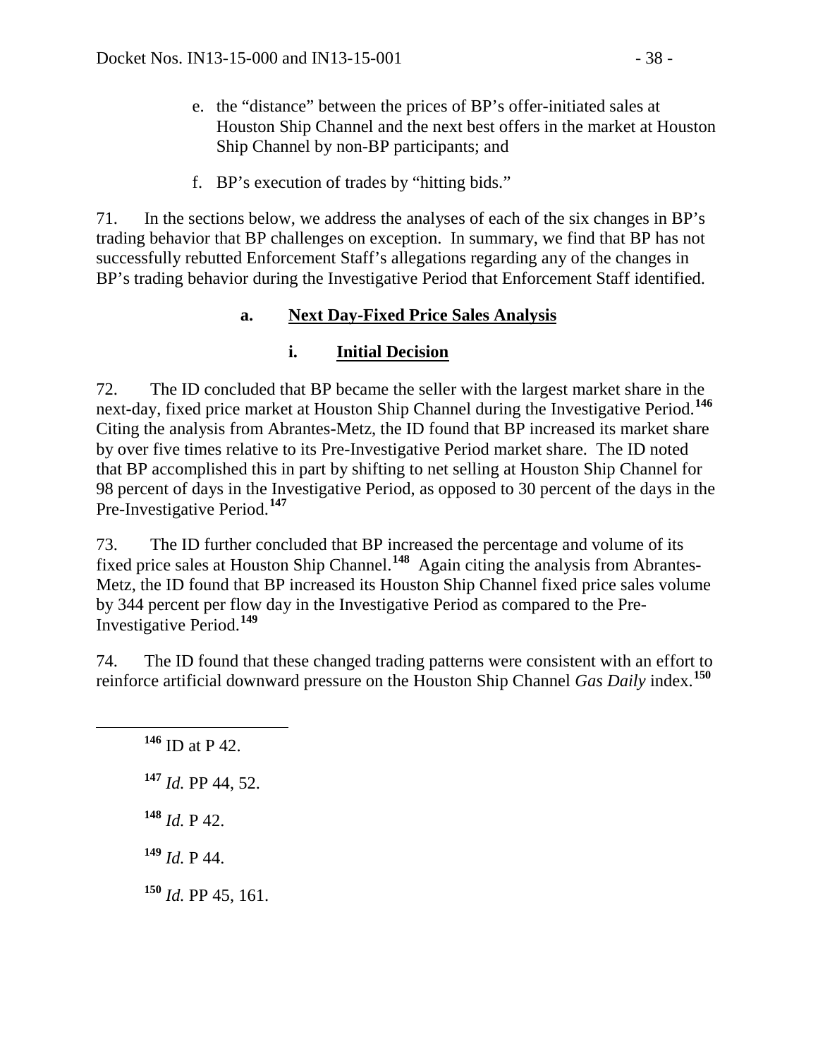e. the "distance" between the prices of BP's offer-initiated sales at Houston Ship Channel and the next best offers in the market at Houston Ship Channel by non-BP participants; and

f. BP's execution of trades by "hitting bids."

71. In the sections below, we address the analyses of each of the six changes in BP's trading behavior that BP challenges on exception. In summary, we find that BP has not successfully rebutted Enforcement Staff's allegations regarding any of the changes in BP's trading behavior during the Investigative Period that Enforcement Staff identified.

### a. Next Day-Fixed Price Sales Analysis

#### i. Initial Decision

72. The ID concluded that BP became the seller with the largest market share in the next-day, fixed price market at Houston Ship Channel during the Investigative Period.[146] Citing the analysis from Abrantes-Metz, the ID found that BP increased its market share by over five times relative to its Pre-Investigative Period market share. The ID noted that BP accomplished this in part by shifting to net selling at Houston Ship Channel for 98 percent of days in the Investigative Period, as opposed to 30 percent of the days in the Pre-Investigative Period.[147]

73. The ID further concluded that BP increased the percentage and volume of its fixed price sales at Houston Ship Channel.[148] Again citing the analysis from Abrantes-Metz, the ID found that BP increased its Houston Ship Channel fixed price sales volume by 344 percent per flow day in the Investigative Period as compared to the Pre-Investigative Period.[149]

74. The ID found that these changed trading patterns were consistent with an effort to reinforce artificial downward pressure on the Houston Ship Channel *Gas Daily* index.[150]

---

[146] ID at P 42.

[147] *Id.* PP 44, 52.

[148] *Id.* P 42.

[149] *Id.* P 44.

[150] *Id.* PP 45, 161.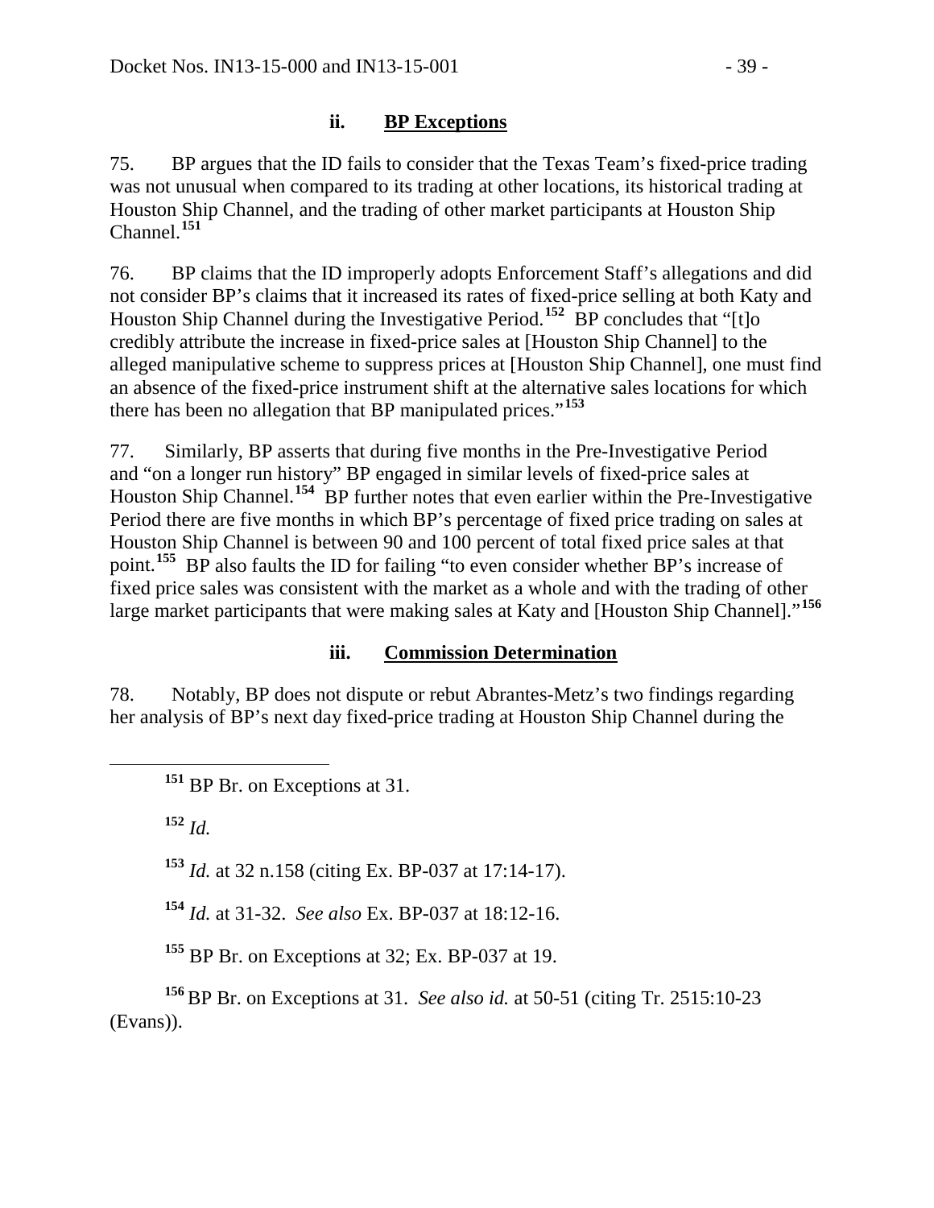### ii. **BP Exceptions**

75. BP argues that the ID fails to consider that the Texas Team's fixed-price trading was not unusual when compared to its trading at other locations, its historical trading at Houston Ship Channel, and the trading of other market participants at Houston Ship Channel.[151]

76. BP claims that the ID improperly adopts Enforcement Staff's allegations and did not consider BP's claims that it increased its rates of fixed-price selling at both Katy and Houston Ship Channel during the Investigative Period.[152] BP concludes that "[t]o credibly attribute the increase in fixed-price sales at [Houston Ship Channel] to the alleged manipulative scheme to suppress prices at [Houston Ship Channel], one must find an absence of the fixed-price instrument shift at the alternative sales locations for which there has been no allegation that BP manipulated prices."[153]

77. Similarly, BP asserts that during five months in the Pre-Investigative Period and "on a longer run history" BP engaged in similar levels of fixed-price sales at Houston Ship Channel.[154] BP further notes that even earlier within the Pre-Investigative Period there are five months in which BP's percentage of fixed price trading on sales at Houston Ship Channel is between 90 and 100 percent of total fixed price sales at that point.[155] BP also faults the ID for failing "to even consider whether BP's increase of fixed price sales was consistent with the market as a whole and with the trading of other large market participants that were making sales at Katy and [Houston Ship Channel]."[156]

### iii. **Commission Determination**

78. Notably, BP does not dispute or rebut Abrantes-Metz's two findings regarding her analysis of BP's next day fixed-price trading at Houston Ship Channel during the

---

[151] BP Br. on Exceptions at 31.

[152] *Id.*

[153] *Id.* at 32 n.158 (citing Ex. BP-037 at 17:14-17).

[154] *Id.* at 31-32. *See also* Ex. BP-037 at 18:12-16.

[155] BP Br. on Exceptions at 32; Ex. BP-037 at 19.

[156] BP Br. on Exceptions at 31. *See also id.* at 50-51 (citing Tr. 2515:10-23 (Evans)).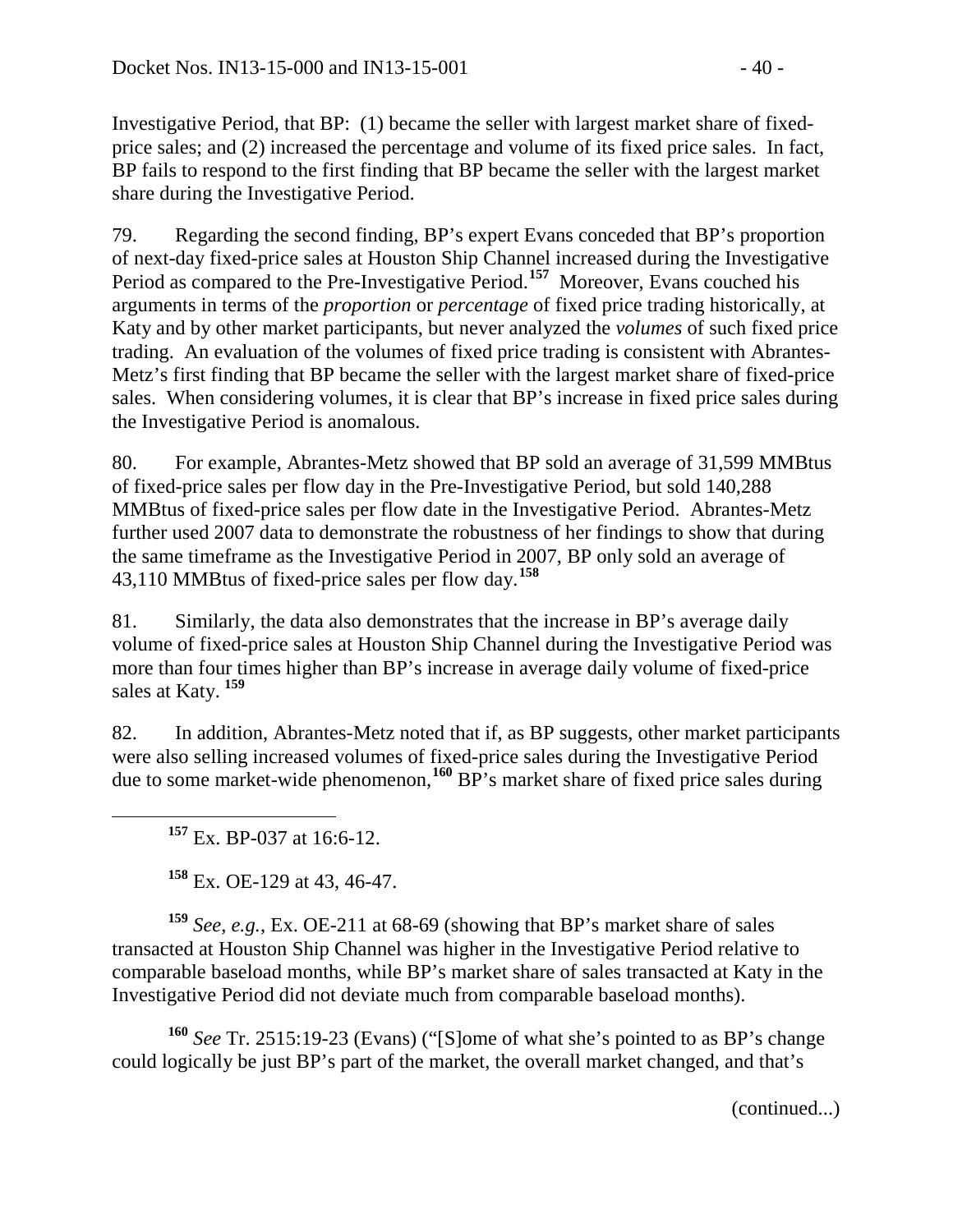Investigative Period, that BP: (1) became the seller with largest market share of fixed-price sales; and (2) increased the percentage and volume of its fixed price sales. In fact, BP fails to respond to the first finding that BP became the seller with the largest market share during the Investigative Period.

79. Regarding the second finding, BP's expert Evans conceded that BP's proportion of next-day fixed-price sales at Houston Ship Channel increased during the Investigative Period as compared to the Pre-Investigative Period.[157] Moreover, Evans couched his arguments in terms of the *proportion* or *percentage* of fixed price trading historically, at Katy and by other market participants, but never analyzed the *volumes* of such fixed price trading. An evaluation of the volumes of fixed price trading is consistent with Abrantes-Metz's first finding that BP became the seller with the largest market share of fixed-price sales. When considering volumes, it is clear that BP's increase in fixed price sales during the Investigative Period is anomalous.

80. For example, Abrantes-Metz showed that BP sold an average of 31,599 MMBtus of fixed-price sales per flow day in the Pre-Investigative Period, but sold 140,288 MMBtus of fixed-price sales per flow date in the Investigative Period. Abrantes-Metz further used 2007 data to demonstrate the robustness of her findings to show that during the same timeframe as the Investigative Period in 2007, BP only sold an average of 43,110 MMBtus of fixed-price sales per flow day.[158]

81. Similarly, the data also demonstrates that the increase in BP's average daily volume of fixed-price sales at Houston Ship Channel during the Investigative Period was more than four times higher than BP's increase in average daily volume of fixed-price sales at Katy.[159]

82. In addition, Abrantes-Metz noted that if, as BP suggests, other market participants were also selling increased volumes of fixed-price sales during the Investigative Period due to some market-wide phenomenon,[160] BP's market share of fixed price sales during

[157] Ex. BP-037 at 16:6-12.

[158] Ex. OE-129 at 43, 46-47.

[159] *See, e.g.*, Ex. OE-211 at 68-69 (showing that BP's market share of sales transacted at Houston Ship Channel was higher in the Investigative Period relative to comparable baseload months, while BP's market share of sales transacted at Katy in the Investigative Period did not deviate much from comparable baseload months).

[160] *See* Tr. 2515:19-23 (Evans) ("[S]ome of what she's pointed to as BP's change could logically be just BP's part of the market, the overall market changed, and that's

(continued...)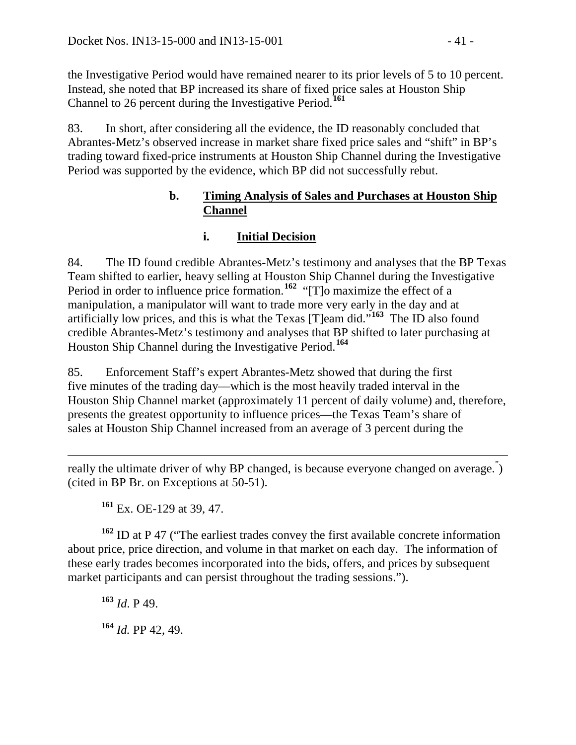the Investigative Period would have remained nearer to its prior levels of 5 to 10 percent. Instead, she noted that BP increased its share of fixed price sales at Houston Ship Channel to 26 percent during the Investigative Period.[161]

83. In short, after considering all the evidence, the ID reasonably concluded that Abrantes-Metz's observed increase in market share fixed price sales and "shift" in BP's trading toward fixed-price instruments at Houston Ship Channel during the Investigative Period was supported by the evidence, which BP did not successfully rebut.

#### b. Timing Analysis of Sales and Purchases at Houston Ship Channel

##### i. Initial Decision

84. The ID found credible Abrantes-Metz's testimony and analyses that the BP Texas Team shifted to earlier, heavy selling at Houston Ship Channel during the Investigative Period in order to influence price formation.[162] "[T]o maximize the effect of a manipulation, a manipulator will want to trade more very early in the day and at artificially low prices, and this is what the Texas [T]eam did."[163] The ID also found credible Abrantes-Metz's testimony and analyses that BP shifted to later purchasing at Houston Ship Channel during the Investigative Period.[164]

85. Enforcement Staff's expert Abrantes-Metz showed that during the first five minutes of the trading day—which is the most heavily traded interval in the Houston Ship Channel market (approximately 11 percent of daily volume) and, therefore, presents the greatest opportunity to influence prices—the Texas Team's share of sales at Houston Ship Channel increased from an average of 3 percent during the

---

really the ultimate driver of why BP changed, is because everyone changed on average.") (cited in BP Br. on Exceptions at 50-51).

[161] Ex. OE-129 at 39, 47.

[162] ID at P 47 ("The earliest trades convey the first available concrete information about price, price direction, and volume in that market on each day. The information of these early trades becomes incorporated into the bids, offers, and prices by subsequent market participants and can persist throughout the trading sessions.").

[163] *Id*. P 49.

[164] *Id.* PP 42, 49.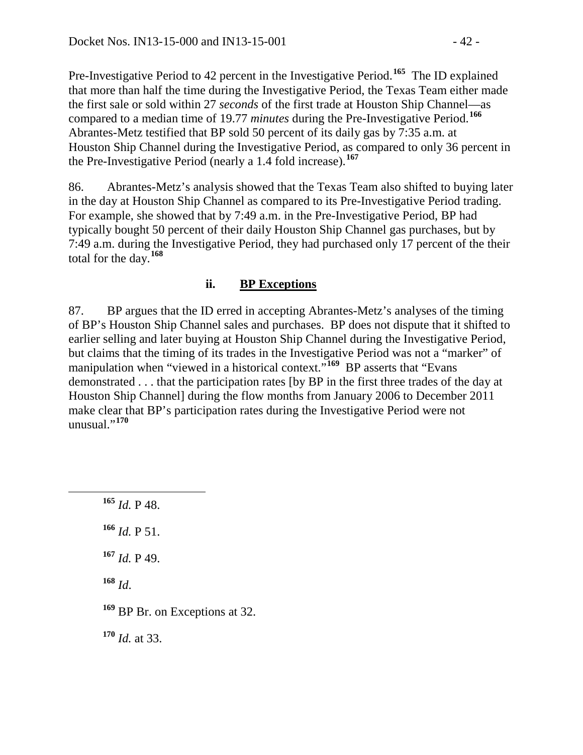Pre-Investigative Period to 42 percent in the Investigative Period.[165] The ID explained that more than half the time during the Investigative Period, the Texas Team either made the first sale or sold within 27 *seconds* of the first trade at Houston Ship Channel—as compared to a median time of 19.77 *minutes* during the Pre-Investigative Period.[166] Abrantes-Metz testified that BP sold 50 percent of its daily gas by 7:35 a.m. at Houston Ship Channel during the Investigative Period, as compared to only 36 percent in the Pre-Investigative Period (nearly a 1.4 fold increase).[167]

86. Abrantes-Metz's analysis showed that the Texas Team also shifted to buying later in the day at Houston Ship Channel as compared to its Pre-Investigative Period trading. For example, she showed that by 7:49 a.m. in the Pre-Investigative Period, BP had typically bought 50 percent of their daily Houston Ship Channel gas purchases, but by 7:49 a.m. during the Investigative Period, they had purchased only 17 percent of the their total for the day.[168]

### ii. BP Exceptions

87. BP argues that the ID erred in accepting Abrantes-Metz's analyses of the timing of BP's Houston Ship Channel sales and purchases. BP does not dispute that it shifted to earlier selling and later buying at Houston Ship Channel during the Investigative Period, but claims that the timing of its trades in the Investigative Period was not a "marker" of manipulation when "viewed in a historical context."[169] BP asserts that "Evans demonstrated . . . that the participation rates [by BP in the first three trades of the day at Houston Ship Channel] during the flow months from January 2006 to December 2011 make clear that BP's participation rates during the Investigative Period were not unusual."[170]

---

[165] *Id.* P 48.

[166] *Id.* P 51.

[167] *Id.* P 49.

[168] *Id*.

[169] BP Br. on Exceptions at 32.

[170] *Id.* at 33.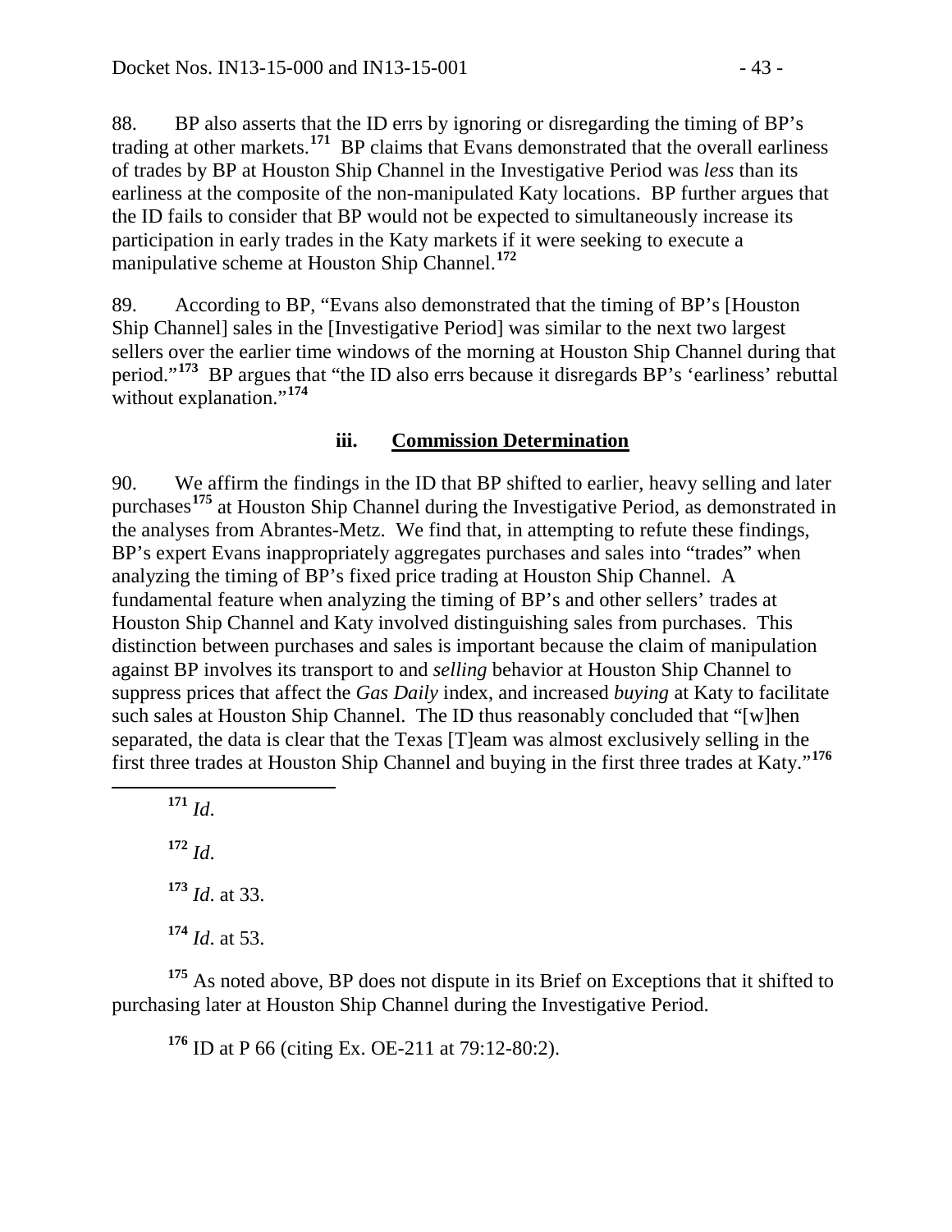88. BP also asserts that the ID errs by ignoring or disregarding the timing of BP's trading at other markets.[171] BP claims that Evans demonstrated that the overall earliness of trades by BP at Houston Ship Channel in the Investigative Period was *less* than its earliness at the composite of the non-manipulated Katy locations. BP further argues that the ID fails to consider that BP would not be expected to simultaneously increase its participation in early trades in the Katy markets if it were seeking to execute a manipulative scheme at Houston Ship Channel.[172]

89. According to BP, "Evans also demonstrated that the timing of BP's [Houston Ship Channel] sales in the [Investigative Period] was similar to the next two largest sellers over the earlier time windows of the morning at Houston Ship Channel during that period."[173] BP argues that "the ID also errs because it disregards BP's 'earliness' rebuttal without explanation."[174]

### iii. Commission Determination

90. We affirm the findings in the ID that BP shifted to earlier, heavy selling and later purchases[175] at Houston Ship Channel during the Investigative Period, as demonstrated in the analyses from Abrantes-Metz. We find that, in attempting to refute these findings, BP's expert Evans inappropriately aggregates purchases and sales into "trades" when analyzing the timing of BP's fixed price trading at Houston Ship Channel. A fundamental feature when analyzing the timing of BP's and other sellers' trades at Houston Ship Channel and Katy involved distinguishing sales from purchases. This distinction between purchases and sales is important because the claim of manipulation against BP involves its transport to and *selling* behavior at Houston Ship Channel to suppress prices that affect the *Gas Daily* index, and increased *buying* at Katy to facilitate such sales at Houston Ship Channel. The ID thus reasonably concluded that "[w]hen separated, the data is clear that the Texas [T]eam was almost exclusively selling in the first three trades at Houston Ship Channel and buying in the first three trades at Katy."[176]

---

[171] *Id*.

[172] *Id*.

[173] *Id*. at 33.

[174] *Id*. at 53.

[175] As noted above, BP does not dispute in its Brief on Exceptions that it shifted to purchasing later at Houston Ship Channel during the Investigative Period.

[176] ID at P 66 (citing Ex. OE-211 at 79:12-80:2).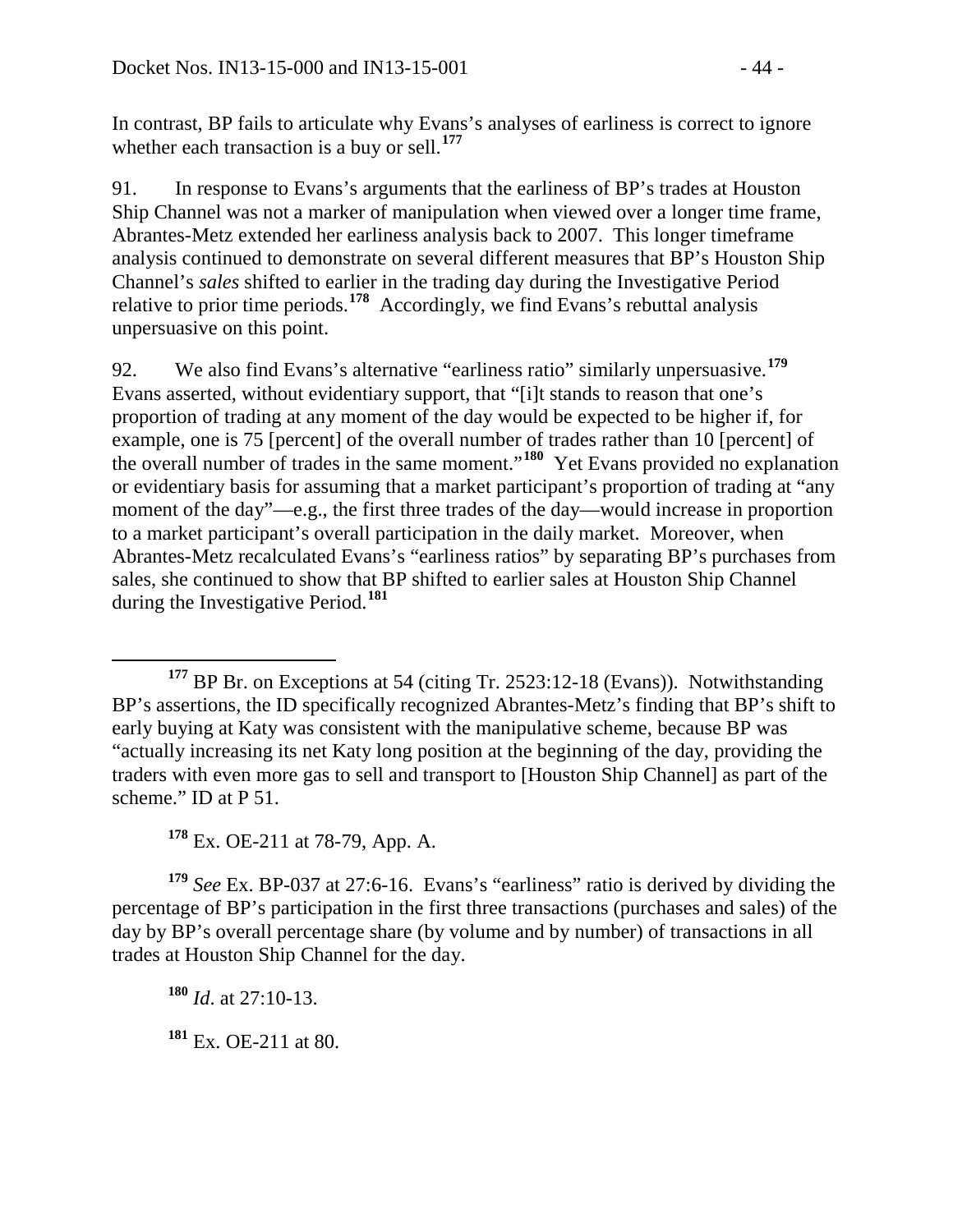In contrast, BP fails to articulate why Evans's analyses of earliness is correct to ignore whether each transaction is a buy or sell.[177]

91. In response to Evans's arguments that the earliness of BP's trades at Houston Ship Channel was not a marker of manipulation when viewed over a longer time frame, Abrantes-Metz extended her earliness analysis back to 2007. This longer timeframe analysis continued to demonstrate on several different measures that BP's Houston Ship Channel's *sales* shifted to earlier in the trading day during the Investigative Period relative to prior time periods.[178] Accordingly, we find Evans's rebuttal analysis unpersuasive on this point.

92. We also find Evans's alternative "earliness ratio" similarly unpersuasive.[179] Evans asserted, without evidentiary support, that "[i]t stands to reason that one's proportion of trading at any moment of the day would be expected to be higher if, for example, one is 75 [percent] of the overall number of trades rather than 10 [percent] of the overall number of trades in the same moment."[180] Yet Evans provided no explanation or evidentiary basis for assuming that a market participant's proportion of trading at "any moment of the day"—e.g., the first three trades of the day—would increase in proportion to a market participant's overall participation in the daily market. Moreover, when Abrantes-Metz recalculated Evans's "earliness ratios" by separating BP's purchases from sales, she continued to show that BP shifted to earlier sales at Houston Ship Channel during the Investigative Period.[181]

---

[177] BP Br. on Exceptions at 54 (citing Tr. 2523:12-18 (Evans)). Notwithstanding BP's assertions, the ID specifically recognized Abrantes-Metz's finding that BP's shift to early buying at Katy was consistent with the manipulative scheme, because BP was "actually increasing its net Katy long position at the beginning of the day, providing the traders with even more gas to sell and transport to [Houston Ship Channel] as part of the scheme." ID at P 51.

[178] Ex. OE-211 at 78-79, App. A.

[179] *See* Ex. BP-037 at 27:6-16. Evans's "earliness" ratio is derived by dividing the percentage of BP's participation in the first three transactions (purchases and sales) of the day by BP's overall percentage share (by volume and by number) of transactions in all trades at Houston Ship Channel for the day.

[180] *Id.* at 27:10-13.

[181] Ex. OE-211 at 80.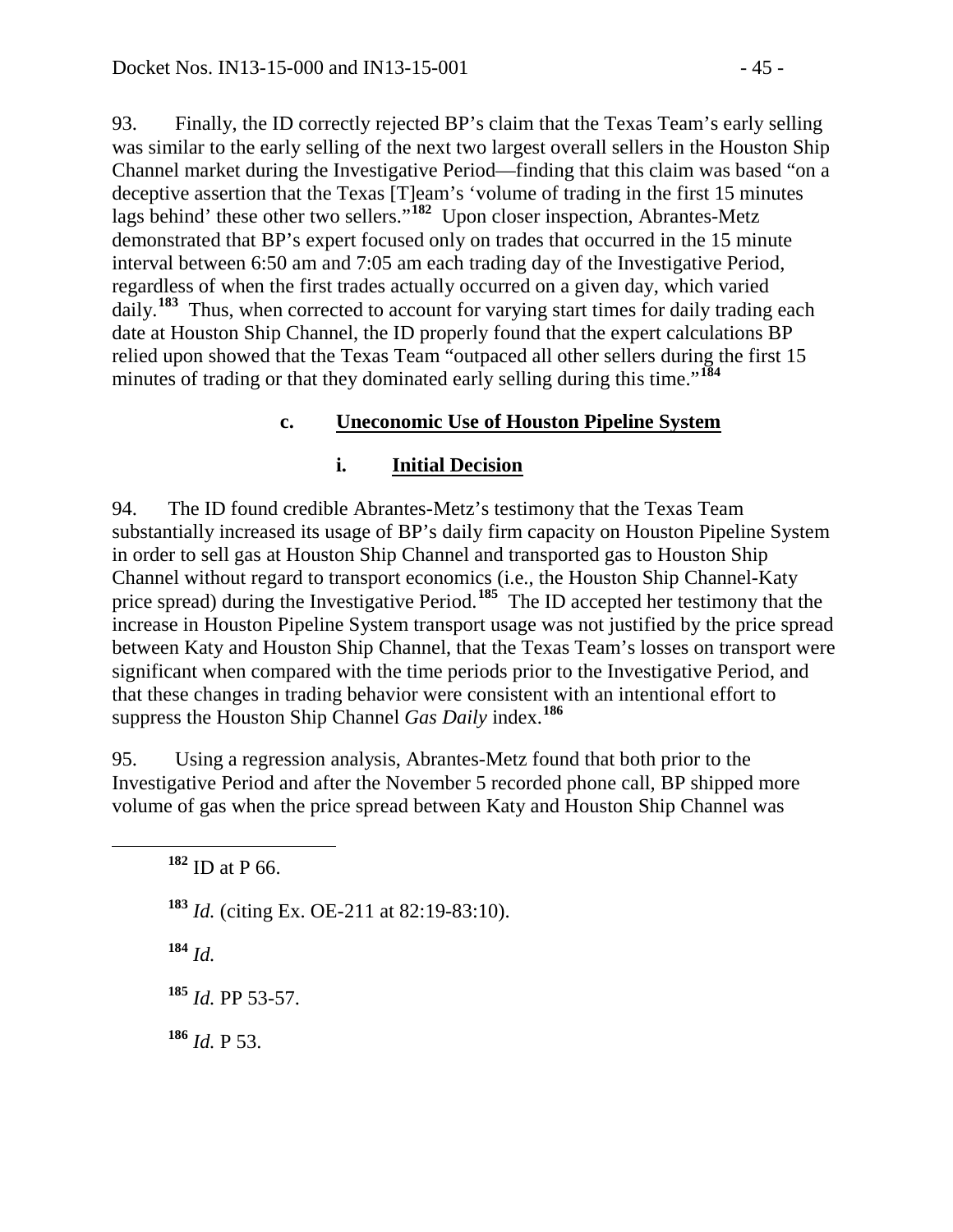93. Finally, the ID correctly rejected BP's claim that the Texas Team's early selling was similar to the early selling of the next two largest overall sellers in the Houston Ship Channel market during the Investigative Period—finding that this claim was based "on a deceptive assertion that the Texas [T]eam's 'volume of trading in the first 15 minutes lags behind' these other two sellers."[182] Upon closer inspection, Abrantes-Metz demonstrated that BP's expert focused only on trades that occurred in the 15 minute interval between 6:50 am and 7:05 am each trading day of the Investigative Period, regardless of when the first trades actually occurred on a given day, which varied daily.[183] Thus, when corrected to account for varying start times for daily trading each date at Houston Ship Channel, the ID properly found that the expert calculations BP relied upon showed that the Texas Team "outpaced all other sellers during the first 15 minutes of trading or that they dominated early selling during this time."[184]

### c. Uneconomic Use of Houston Pipeline System

#### i. Initial Decision

94. The ID found credible Abrantes-Metz's testimony that the Texas Team substantially increased its usage of BP's daily firm capacity on Houston Pipeline System in order to sell gas at Houston Ship Channel and transported gas to Houston Ship Channel without regard to transport economics (i.e., the Houston Ship Channel-Katy price spread) during the Investigative Period.[185] The ID accepted her testimony that the increase in Houston Pipeline System transport usage was not justified by the price spread between Katy and Houston Ship Channel, that the Texas Team's losses on transport were significant when compared with the time periods prior to the Investigative Period, and that these changes in trading behavior were consistent with an intentional effort to suppress the Houston Ship Channel *Gas Daily* index.[186]

95. Using a regression analysis, Abrantes-Metz found that both prior to the Investigative Period and after the November 5 recorded phone call, BP shipped more volume of gas when the price spread between Katy and Houston Ship Channel was

---

[182] ID at P 66.

[183] *Id.* (citing Ex. OE-211 at 82:19-83:10).

[184] *Id.*

[185] *Id.* PP 53-57.

[186] *Id.* P 53.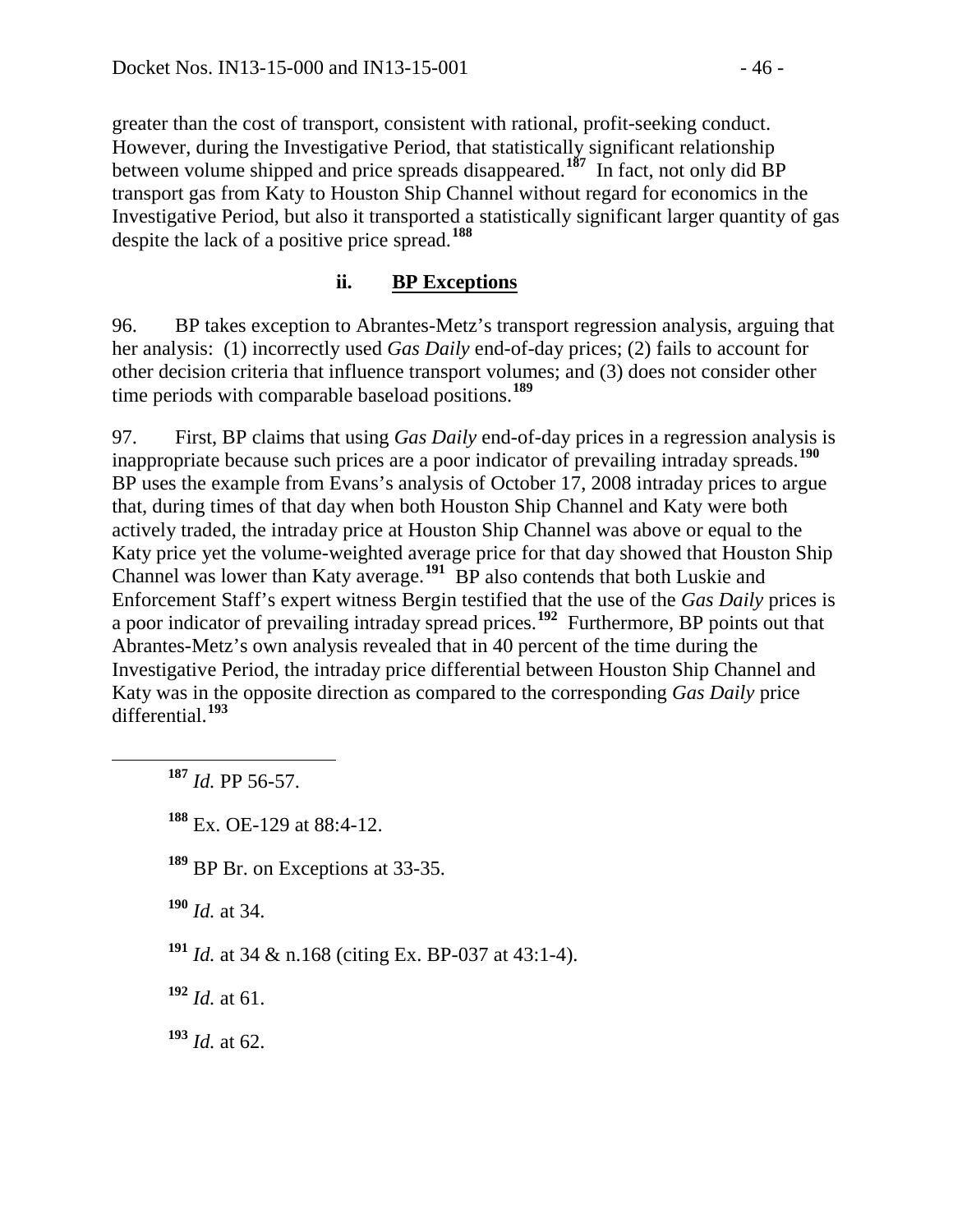greater than the cost of transport, consistent with rational, profit-seeking conduct. However, during the Investigative Period, that statistically significant relationship between volume shipped and price spreads disappeared.[187] In fact, not only did BP transport gas from Katy to Houston Ship Channel without regard for economics in the Investigative Period, but also it transported a statistically significant larger quantity of gas despite the lack of a positive price spread.[188]

### ii. BP Exceptions

96. BP takes exception to Abrantes-Metz's transport regression analysis, arguing that her analysis: (1) incorrectly used *Gas Daily* end-of-day prices; (2) fails to account for other decision criteria that influence transport volumes; and (3) does not consider other time periods with comparable baseload positions.[189]

97. First, BP claims that using *Gas Daily* end-of-day prices in a regression analysis is inappropriate because such prices are a poor indicator of prevailing intraday spreads.[190] BP uses the example from Evans's analysis of October 17, 2008 intraday prices to argue that, during times of that day when both Houston Ship Channel and Katy were both actively traded, the intraday price at Houston Ship Channel was above or equal to the Katy price yet the volume-weighted average price for that day showed that Houston Ship Channel was lower than Katy average.[191] BP also contends that both Luskie and Enforcement Staff's expert witness Bergin testified that the use of the *Gas Daily* prices is a poor indicator of prevailing intraday spread prices.[192] Furthermore, BP points out that Abrantes-Metz's own analysis revealed that in 40 percent of the time during the Investigative Period, the intraday price differential between Houston Ship Channel and Katy was in the opposite direction as compared to the corresponding *Gas Daily* price differential.[193]

---

[187] *Id.* PP 56-57.

[188] Ex. OE-129 at 88:4-12.

[189] BP Br. on Exceptions at 33-35.

[190] *Id.* at 34.

[191] *Id.* at 34 & n.168 (citing Ex. BP-037 at 43:1-4).

[192] *Id.* at 61.

[193] *Id.* at 62.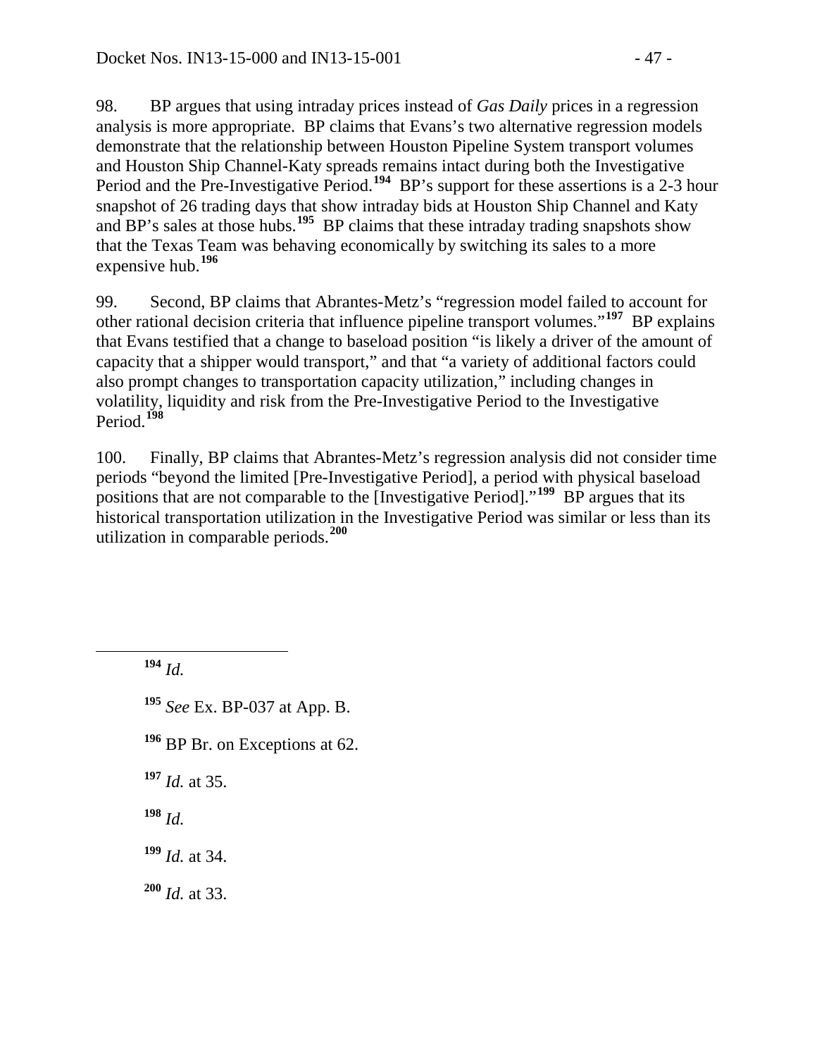98. BP argues that using intraday prices instead of *Gas Daily* prices in a regression analysis is more appropriate. BP claims that Evans's two alternative regression models demonstrate that the relationship between Houston Pipeline System transport volumes and Houston Ship Channel-Katy spreads remains intact during both the Investigative Period and the Pre-Investigative Period.[194] BP's support for these assertions is a 2-3 hour snapshot of 26 trading days that show intraday bids at Houston Ship Channel and Katy and BP's sales at those hubs.[195] BP claims that these intraday trading snapshots show that the Texas Team was behaving economically by switching its sales to a more expensive hub.[196]

99. Second, BP claims that Abrantes-Metz's "regression model failed to account for other rational decision criteria that influence pipeline transport volumes."[197] BP explains that Evans testified that a change to baseload position "is likely a driver of the amount of capacity that a shipper would transport," and that "a variety of additional factors could also prompt changes to transportation capacity utilization," including changes in volatility, liquidity and risk from the Pre-Investigative Period to the Investigative Period.[198]

100. Finally, BP claims that Abrantes-Metz's regression analysis did not consider time periods "beyond the limited [Pre-Investigative Period], a period with physical baseload positions that are not comparable to the [Investigative Period]."[199] BP argues that its historical transportation utilization in the Investigative Period was similar or less than its utilization in comparable periods.[200]

---

[194] *Id.*

[195] *See* Ex. BP-037 at App. B.

[196] BP Br. on Exceptions at 62.

[197] *Id.* at 35.

[198] *Id.*

[199] *Id.* at 34.

[200] *Id.* at 33.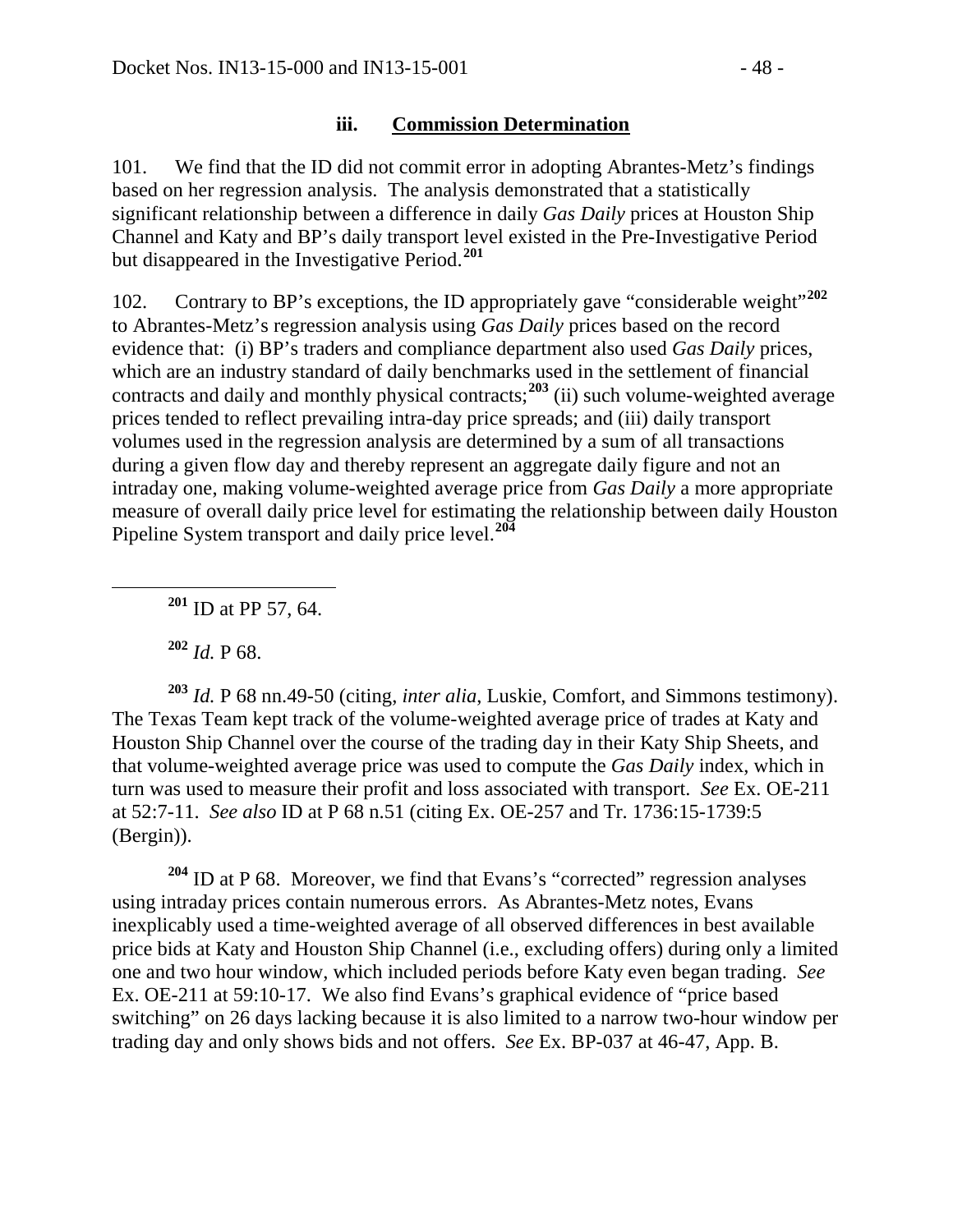### iii. Commission Determination

101. We find that the ID did not commit error in adopting Abrantes-Metz's findings based on her regression analysis. The analysis demonstrated that a statistically significant relationship between a difference in daily *Gas Daily* prices at Houston Ship Channel and Katy and BP's daily transport level existed in the Pre-Investigative Period but disappeared in the Investigative Period.[201]

102. Contrary to BP's exceptions, the ID appropriately gave "considerable weight"[202] to Abrantes-Metz's regression analysis using *Gas Daily* prices based on the record evidence that: (i) BP's traders and compliance department also used *Gas Daily* prices, which are an industry standard of daily benchmarks used in the settlement of financial contracts and daily and monthly physical contracts;[203] (ii) such volume-weighted average prices tended to reflect prevailing intra-day price spreads; and (iii) daily transport volumes used in the regression analysis are determined by a sum of all transactions during a given flow day and thereby represent an aggregate daily figure and not an intraday one, making volume-weighted average price from *Gas Daily* a more appropriate measure of overall daily price level for estimating the relationship between daily Houston Pipeline System transport and daily price level.[204]

---

[201] ID at PP 57, 64.

[202] *Id.* P 68.

[203] *Id.* P 68 nn.49-50 (citing, *inter alia*, Luskie, Comfort, and Simmons testimony). The Texas Team kept track of the volume-weighted average price of trades at Katy and Houston Ship Channel over the course of the trading day in their Katy Ship Sheets, and that volume-weighted average price was used to compute the *Gas Daily* index, which in turn was used to measure their profit and loss associated with transport. *See* Ex. OE-211 at 52:7-11. *See also* ID at P 68 n.51 (citing Ex. OE-257 and Tr. 1736:15-1739:5 (Bergin)).

[204] ID at P 68. Moreover, we find that Evans's "corrected" regression analyses using intraday prices contain numerous errors. As Abrantes-Metz notes, Evans inexplicably used a time-weighted average of all observed differences in best available price bids at Katy and Houston Ship Channel (i.e., excluding offers) during only a limited one and two hour window, which included periods before Katy even began trading. *See* Ex. OE-211 at 59:10-17. We also find Evans's graphical evidence of "price based switching" on 26 days lacking because it is also limited to a narrow two-hour window per trading day and only shows bids and not offers. *See* Ex. BP-037 at 46-47, App. B.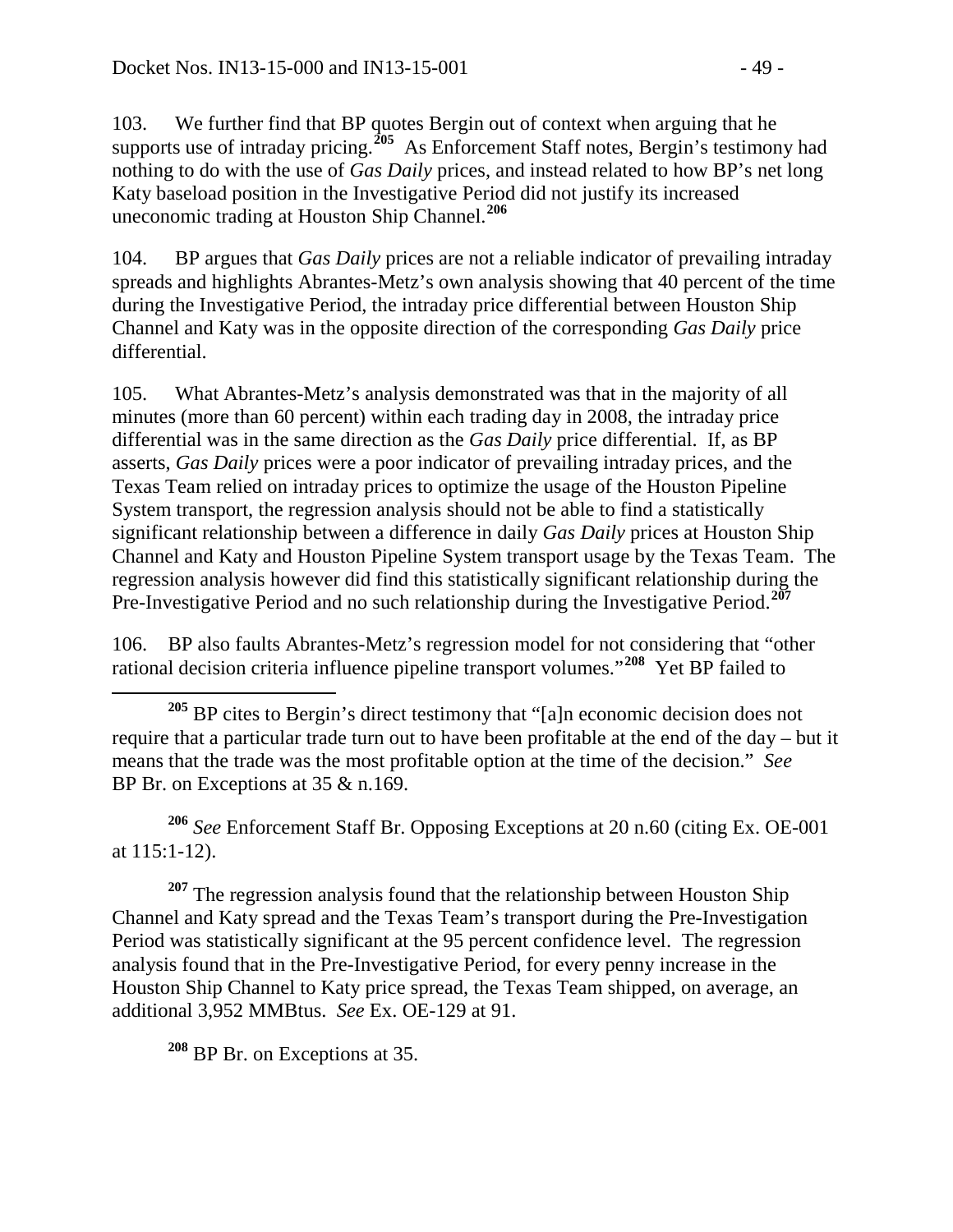103. We further find that BP quotes Bergin out of context when arguing that he supports use of intraday pricing.[205] As Enforcement Staff notes, Bergin's testimony had nothing to do with the use of *Gas Daily* prices, and instead related to how BP's net long Katy baseload position in the Investigative Period did not justify its increased uneconomic trading at Houston Ship Channel.[206]

104. BP argues that *Gas Daily* prices are not a reliable indicator of prevailing intraday spreads and highlights Abrantes-Metz's own analysis showing that 40 percent of the time during the Investigative Period, the intraday price differential between Houston Ship Channel and Katy was in the opposite direction of the corresponding *Gas Daily* price differential.

105. What Abrantes-Metz's analysis demonstrated was that in the majority of all minutes (more than 60 percent) within each trading day in 2008, the intraday price differential was in the same direction as the *Gas Daily* price differential. If, as BP asserts, *Gas Daily* prices were a poor indicator of prevailing intraday prices, and the Texas Team relied on intraday prices to optimize the usage of the Houston Pipeline System transport, the regression analysis should not be able to find a statistically significant relationship between a difference in daily *Gas Daily* prices at Houston Ship Channel and Katy and Houston Pipeline System transport usage by the Texas Team. The regression analysis however did find this statistically significant relationship during the Pre-Investigative Period and no such relationship during the Investigative Period.[207]

106. BP also faults Abrantes-Metz's regression model for not considering that "other rational decision criteria influence pipeline transport volumes."[208] Yet BP failed to

---

[205] BP cites to Bergin's direct testimony that "[a]n economic decision does not require that a particular trade turn out to have been profitable at the end of the day – but it means that the trade was the most profitable option at the time of the decision." *See* BP Br. on Exceptions at 35 & n.169.

[206] *See* Enforcement Staff Br. Opposing Exceptions at 20 n.60 (citing Ex. OE-001 at 115:1-12).

[207] The regression analysis found that the relationship between Houston Ship Channel and Katy spread and the Texas Team's transport during the Pre-Investigation Period was statistically significant at the 95 percent confidence level. The regression analysis found that in the Pre-Investigative Period, for every penny increase in the Houston Ship Channel to Katy price spread, the Texas Team shipped, on average, an additional 3,952 MMBtus. *See* Ex. OE-129 at 91.

[208] BP Br. on Exceptions at 35.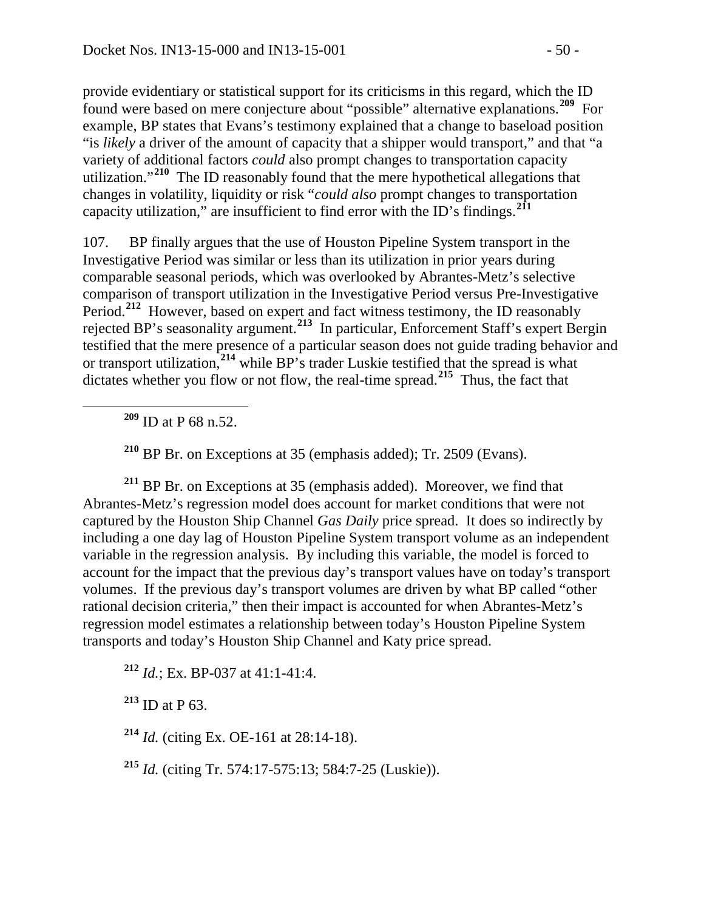provide evidentiary or statistical support for its criticisms in this regard, which the ID found were based on mere conjecture about "possible" alternative explanations.[209] For example, BP states that Evans's testimony explained that a change to baseload position "is *likely* a driver of the amount of capacity that a shipper would transport," and that "a variety of additional factors *could* also prompt changes to transportation capacity utilization."[210] The ID reasonably found that the mere hypothetical allegations that changes in volatility, liquidity or risk "*could also* prompt changes to transportation capacity utilization," are insufficient to find error with the ID's findings.[211]

107. BP finally argues that the use of Houston Pipeline System transport in the Investigative Period was similar or less than its utilization in prior years during comparable seasonal periods, which was overlooked by Abrantes-Metz's selective comparison of transport utilization in the Investigative Period versus Pre-Investigative Period.[212] However, based on expert and fact witness testimony, the ID reasonably rejected BP's seasonality argument.[213] In particular, Enforcement Staff's expert Bergin testified that the mere presence of a particular season does not guide trading behavior and or transport utilization,[214] while BP's trader Luskie testified that the spread is what dictates whether you flow or not flow, the real-time spread.[215] Thus, the fact that

---

[209] ID at P 68 n.52.

[210] BP Br. on Exceptions at 35 (emphasis added); Tr. 2509 (Evans).

[211] BP Br. on Exceptions at 35 (emphasis added). Moreover, we find that Abrantes-Metz's regression model does account for market conditions that were not captured by the Houston Ship Channel *Gas Daily* price spread. It does so indirectly by including a one day lag of Houston Pipeline System transport volume as an independent variable in the regression analysis. By including this variable, the model is forced to account for the impact that the previous day's transport values have on today's transport volumes. If the previous day's transport volumes are driven by what BP called "other rational decision criteria," then their impact is accounted for when Abrantes-Metz's regression model estimates a relationship between today's Houston Pipeline System transports and today's Houston Ship Channel and Katy price spread.

[212] *Id.*; Ex. BP-037 at 41:1-41:4.

[213] ID at P 63.

[214] *Id.* (citing Ex. OE-161 at 28:14-18).

[215] *Id.* (citing Tr. 574:17-575:13; 584:7-25 (Luskie)).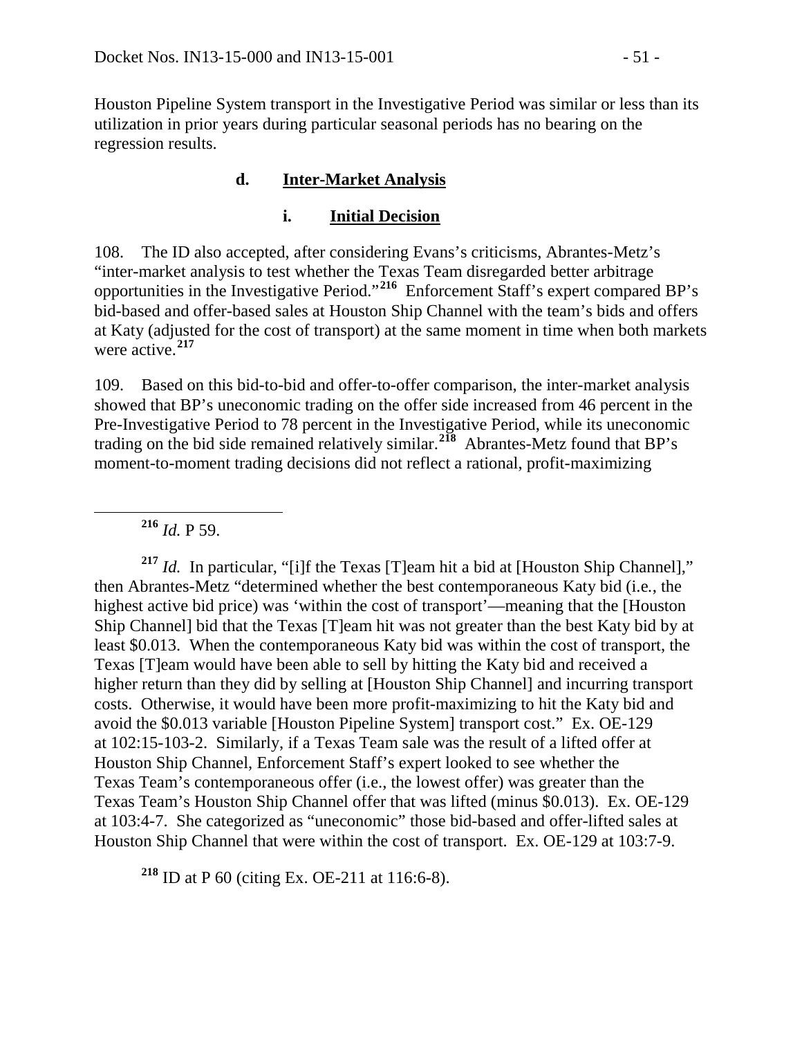Houston Pipeline System transport in the Investigative Period was similar or less than its utilization in prior years during particular seasonal periods has no bearing on the regression results.

### d. Inter-Market Analysis

#### i. Initial Decision

108. The ID also accepted, after considering Evans's criticisms, Abrantes-Metz's "inter-market analysis to test whether the Texas Team disregarded better arbitrage opportunities in the Investigative Period."[216] Enforcement Staff's expert compared BP's bid-based and offer-based sales at Houston Ship Channel with the team's bids and offers at Katy (adjusted for the cost of transport) at the same moment in time when both markets were active.[217]

109. Based on this bid-to-bid and offer-to-offer comparison, the inter-market analysis showed that BP's uneconomic trading on the offer side increased from 46 percent in the Pre-Investigative Period to 78 percent in the Investigative Period, while its uneconomic trading on the bid side remained relatively similar.[218] Abrantes-Metz found that BP's moment-to-moment trading decisions did not reflect a rational, profit-maximizing

---

[216] *Id.* P 59.

[217] *Id.* In particular, "[i]f the Texas [T]eam hit a bid at [Houston Ship Channel]," then Abrantes-Metz "determined whether the best contemporaneous Katy bid (i.e., the highest active bid price) was 'within the cost of transport'—meaning that the [Houston Ship Channel] bid that the Texas [T]eam hit was not greater than the best Katy bid by at least \$0.013. When the contemporaneous Katy bid was within the cost of transport, the Texas [T]eam would have been able to sell by hitting the Katy bid and received a higher return than they did by selling at [Houston Ship Channel] and incurring transport costs. Otherwise, it would have been more profit-maximizing to hit the Katy bid and avoid the \$0.013 variable [Houston Pipeline System] transport cost." Ex. OE-129 at 102:15-103-2. Similarly, if a Texas Team sale was the result of a lifted offer at Houston Ship Channel, Enforcement Staff's expert looked to see whether the Texas Team's contemporaneous offer (i.e., the lowest offer) was greater than the Texas Team's Houston Ship Channel offer that was lifted (minus \$0.013). Ex. OE-129 at 103:4-7. She categorized as "uneconomic" those bid-based and offer-lifted sales at Houston Ship Channel that were within the cost of transport. Ex. OE-129 at 103:7-9.

[218] ID at P 60 (citing Ex. OE-211 at 116:6-8).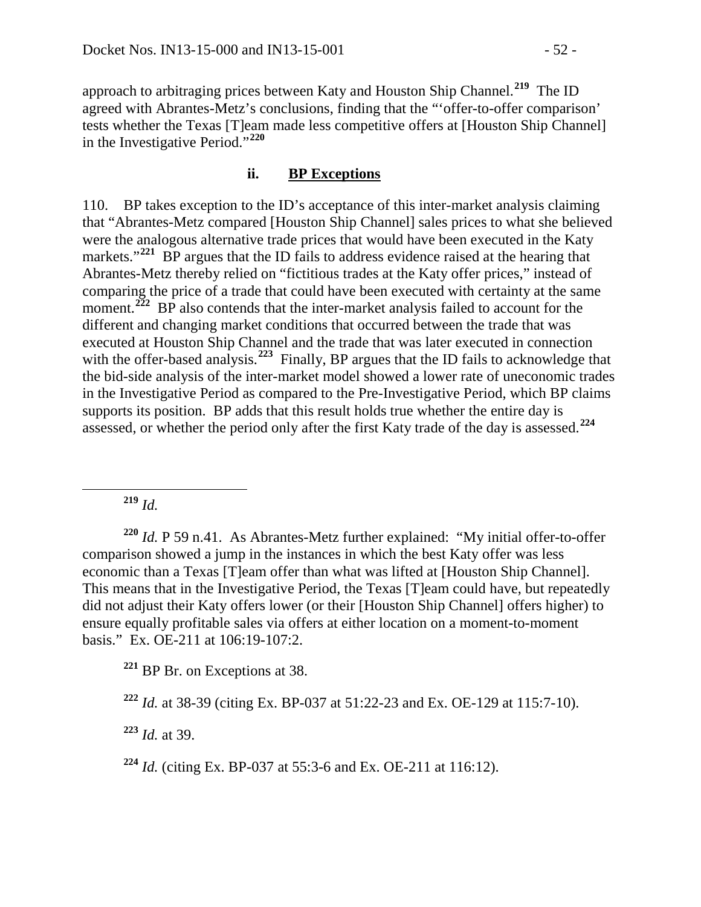approach to arbitraging prices between Katy and Houston Ship Channel.[219] The ID agreed with Abrantes-Metz's conclusions, finding that the "'offer-to-offer comparison' tests whether the Texas [T]eam made less competitive offers at [Houston Ship Channel] in the Investigative Period."[220]

### ii. <u>BP Exceptions</u>

110. BP takes exception to the ID's acceptance of this inter-market analysis claiming that "Abrantes-Metz compared [Houston Ship Channel] sales prices to what she believed were the analogous alternative trade prices that would have been executed in the Katy markets."[221] BP argues that the ID fails to address evidence raised at the hearing that Abrantes-Metz thereby relied on "fictitious trades at the Katy offer prices," instead of comparing the price of a trade that could have been executed with certainty at the same moment.[222] BP also contends that the inter-market analysis failed to account for the different and changing market conditions that occurred between the trade that was executed at Houston Ship Channel and the trade that was later executed in connection with the offer-based analysis.[223] Finally, BP argues that the ID fails to acknowledge that the bid-side analysis of the inter-market model showed a lower rate of uneconomic trades in the Investigative Period as compared to the Pre-Investigative Period, which BP claims supports its position. BP adds that this result holds true whether the entire day is assessed, or whether the period only after the first Katy trade of the day is assessed.[224]

---

[219] *Id.*

[220] *Id.* P 59 n.41. As Abrantes-Metz further explained: "My initial offer-to-offer comparison showed a jump in the instances in which the best Katy offer was less economic than a Texas [T]eam offer than what was lifted at [Houston Ship Channel]. This means that in the Investigative Period, the Texas [T]eam could have, but repeatedly did not adjust their Katy offers lower (or their [Houston Ship Channel] offers higher) to ensure equally profitable sales via offers at either location on a moment-to-moment basis." Ex. OE-211 at 106:19-107:2.

[221] BP Br. on Exceptions at 38.

[222] *Id.* at 38-39 (citing Ex. BP-037 at 51:22-23 and Ex. OE-129 at 115:7-10).

[223] *Id.* at 39.

[224] *Id.* (citing Ex. BP-037 at 55:3-6 and Ex. OE-211 at 116:12).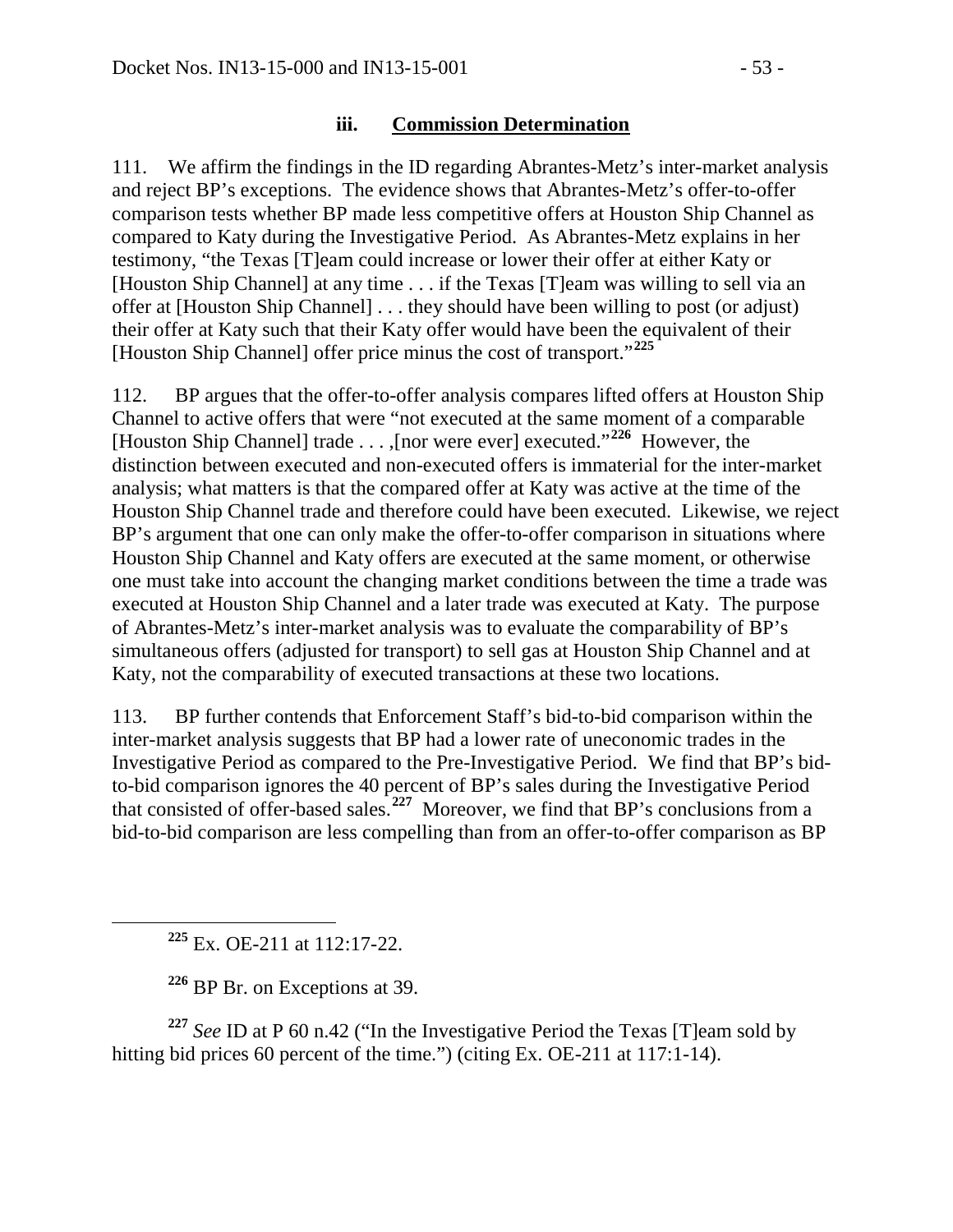### iii. Commission Determination

111. We affirm the findings in the ID regarding Abrantes-Metz's inter-market analysis and reject BP's exceptions. The evidence shows that Abrantes-Metz's offer-to-offer comparison tests whether BP made less competitive offers at Houston Ship Channel as compared to Katy during the Investigative Period. As Abrantes-Metz explains in her testimony, "the Texas [T]eam could increase or lower their offer at either Katy or [Houston Ship Channel] at any time . . . if the Texas [T]eam was willing to sell via an offer at [Houston Ship Channel] . . . they should have been willing to post (or adjust) their offer at Katy such that their Katy offer would have been the equivalent of their [Houston Ship Channel] offer price minus the cost of transport."[225]

112. BP argues that the offer-to-offer analysis compares lifted offers at Houston Ship Channel to active offers that were "not executed at the same moment of a comparable [Houston Ship Channel] trade . . . ,[nor were ever] executed."[226] However, the distinction between executed and non-executed offers is immaterial for the inter-market analysis; what matters is that the compared offer at Katy was active at the time of the Houston Ship Channel trade and therefore could have been executed. Likewise, we reject BP's argument that one can only make the offer-to-offer comparison in situations where Houston Ship Channel and Katy offers are executed at the same moment, or otherwise one must take into account the changing market conditions between the time a trade was executed at Houston Ship Channel and a later trade was executed at Katy. The purpose of Abrantes-Metz's inter-market analysis was to evaluate the comparability of BP's simultaneous offers (adjusted for transport) to sell gas at Houston Ship Channel and at Katy, not the comparability of executed transactions at these two locations.

113. BP further contends that Enforcement Staff's bid-to-bid comparison within the inter-market analysis suggests that BP had a lower rate of uneconomic trades in the Investigative Period as compared to the Pre-Investigative Period. We find that BP's bid-to-bid comparison ignores the 40 percent of BP's sales during the Investigative Period that consisted of offer-based sales.[227] Moreover, we find that BP's conclusions from a bid-to-bid comparison are less compelling than from an offer-to-offer comparison as BP

[225] Ex. OE-211 at 112:17-22.

[226] BP Br. on Exceptions at 39.

[227] *See* ID at P 60 n.42 ("In the Investigative Period the Texas [T]eam sold by hitting bid prices 60 percent of the time.") (citing Ex. OE-211 at 117:1-14).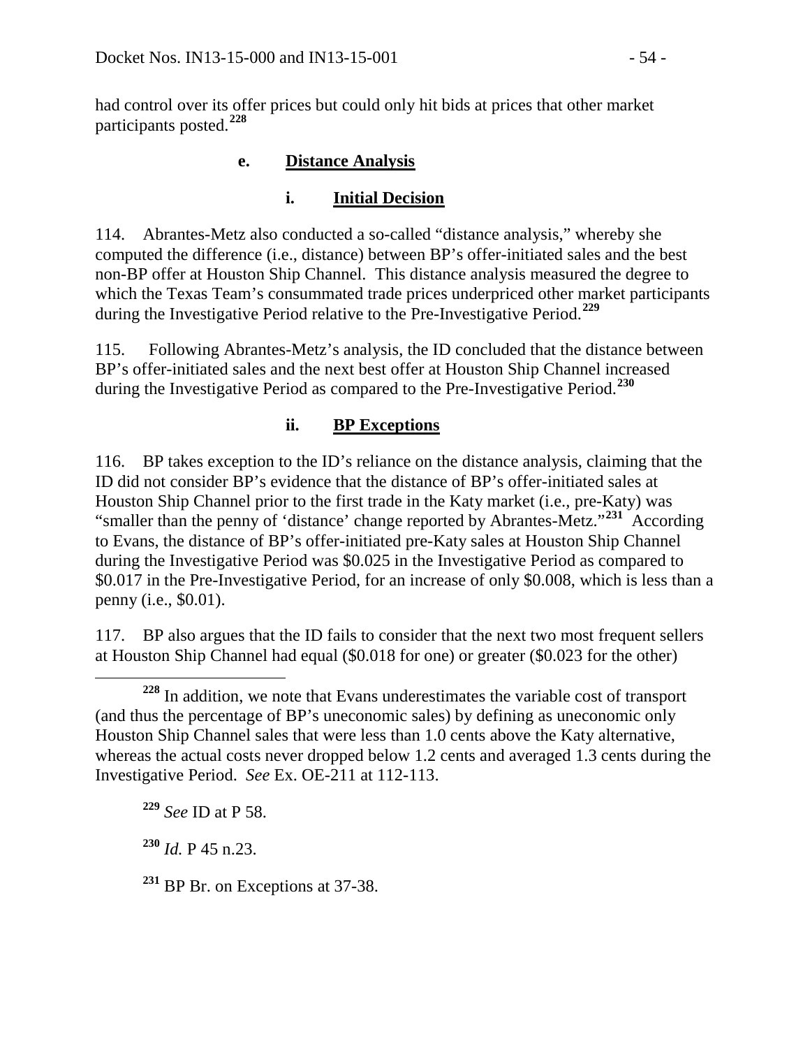had control over its offer prices but could only hit bids at prices that other market participants posted.[228]

#### e. Distance Analysis

##### i. Initial Decision

114. Abrantes-Metz also conducted a so-called "distance analysis," whereby she computed the difference (i.e., distance) between BP's offer-initiated sales and the best non-BP offer at Houston Ship Channel. This distance analysis measured the degree to which the Texas Team's consummated trade prices underpriced other market participants during the Investigative Period relative to the Pre-Investigative Period.[229]

115. Following Abrantes-Metz's analysis, the ID concluded that the distance between BP's offer-initiated sales and the next best offer at Houston Ship Channel increased during the Investigative Period as compared to the Pre-Investigative Period.[230]

##### ii. BP Exceptions

116. BP takes exception to the ID's reliance on the distance analysis, claiming that the ID did not consider BP's evidence that the distance of BP's offer-initiated sales at Houston Ship Channel prior to the first trade in the Katy market (i.e., pre-Katy) was "smaller than the penny of 'distance' change reported by Abrantes-Metz."[231] According to Evans, the distance of BP's offer-initiated pre-Katy sales at Houston Ship Channel during the Investigative Period was \$0.025 in the Investigative Period as compared to \$0.017 in the Pre-Investigative Period, for an increase of only \$0.008, which is less than a penny (i.e., \$0.01).

117. BP also argues that the ID fails to consider that the next two most frequent sellers at Houston Ship Channel had equal (\$0.018 for one) or greater (\$0.023 for the other)

---

[228] In addition, we note that Evans underestimates the variable cost of transport (and thus the percentage of BP's uneconomic sales) by defining as uneconomic only Houston Ship Channel sales that were less than 1.0 cents above the Katy alternative, whereas the actual costs never dropped below 1.2 cents and averaged 1.3 cents during the Investigative Period. *See* Ex. OE-211 at 112-113.

[229] *See* ID at P 58.

[230] *Id.* P 45 n.23.

[231] BP Br. on Exceptions at 37-38.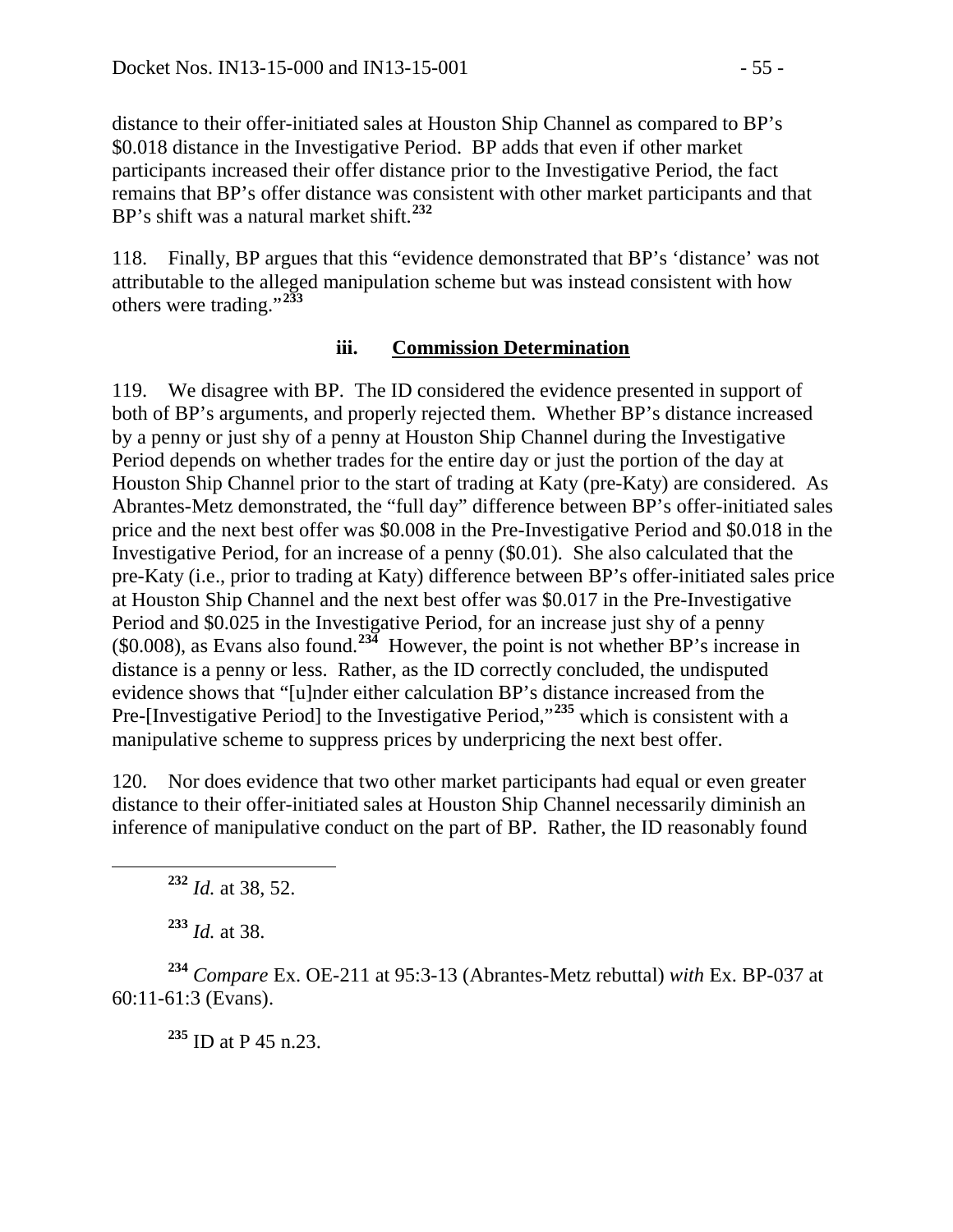distance to their offer-initiated sales at Houston Ship Channel as compared to BP's \$0.018 distance in the Investigative Period. BP adds that even if other market participants increased their offer distance prior to the Investigative Period, the fact remains that BP's offer distance was consistent with other market participants and that BP's shift was a natural market shift.[232]

118. Finally, BP argues that this "evidence demonstrated that BP's 'distance' was not attributable to the alleged manipulation scheme but was instead consistent with how others were trading."[233]

### iii. Commission Determination

119. We disagree with BP. The ID considered the evidence presented in support of both of BP's arguments, and properly rejected them. Whether BP's distance increased by a penny or just shy of a penny at Houston Ship Channel during the Investigative Period depends on whether trades for the entire day or just the portion of the day at Houston Ship Channel prior to the start of trading at Katy (pre-Katy) are considered. As Abrantes-Metz demonstrated, the "full day" difference between BP's offer-initiated sales price and the next best offer was \$0.008 in the Pre-Investigative Period and \$0.018 in the Investigative Period, for an increase of a penny (\$0.01). She also calculated that the pre-Katy (i.e., prior to trading at Katy) difference between BP's offer-initiated sales price at Houston Ship Channel and the next best offer was \$0.017 in the Pre-Investigative Period and \$0.025 in the Investigative Period, for an increase just shy of a penny (\$0.008), as Evans also found.[234] However, the point is not whether BP's increase in distance is a penny or less. Rather, as the ID correctly concluded, the undisputed evidence shows that "[u]nder either calculation BP's distance increased from the Pre-[Investigative Period] to the Investigative Period,"[235] which is consistent with a manipulative scheme to suppress prices by underpricing the next best offer.

120. Nor does evidence that two other market participants had equal or even greater distance to their offer-initiated sales at Houston Ship Channel necessarily diminish an inference of manipulative conduct on the part of BP. Rather, the ID reasonably found

---

[232] *Id.* at 38, 52.

[233] *Id.* at 38.

[234] *Compare* Ex. OE-211 at 95:3-13 (Abrantes-Metz rebuttal) *with* Ex. BP-037 at 60:11-61:3 (Evans).

[235] ID at P 45 n.23.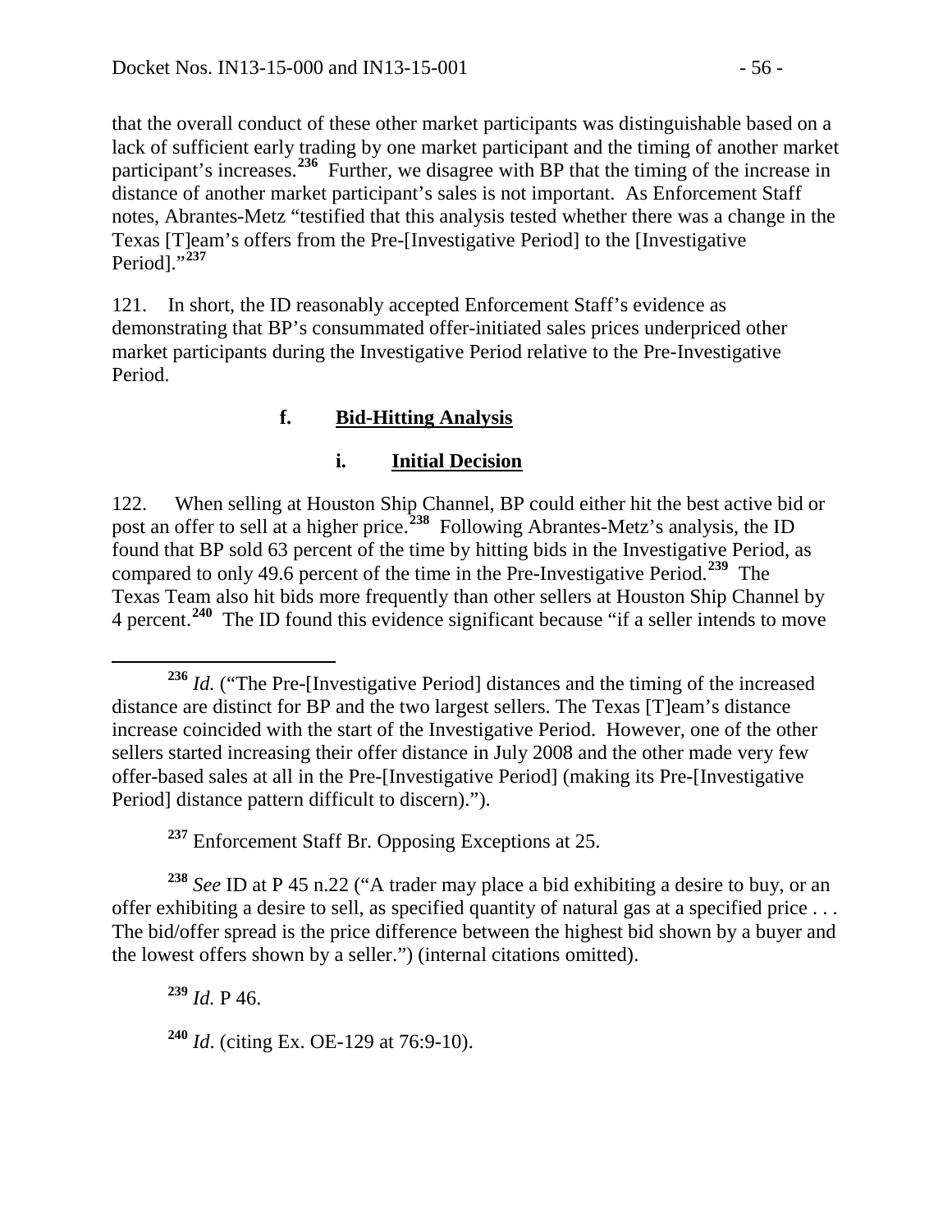that the overall conduct of these other market participants was distinguishable based on a lack of sufficient early trading by one market participant and the timing of another market participant's increases.[236] Further, we disagree with BP that the timing of the increase in distance of another market participant's sales is not important. As Enforcement Staff notes, Abrantes-Metz "testified that this analysis tested whether there was a change in the Texas [T]eam's offers from the Pre-[Investigative Period] to the [Investigative Period]."[237]

121. In short, the ID reasonably accepted Enforcement Staff's evidence as demonstrating that BP's consummated offer-initiated sales prices underpriced other market participants during the Investigative Period relative to the Pre-Investigative Period.

#### f. Bid-Hitting Analysis

##### i. Initial Decision

122. When selling at Houston Ship Channel, BP could either hit the best active bid or post an offer to sell at a higher price.[238] Following Abrantes-Metz's analysis, the ID found that BP sold 63 percent of the time by hitting bids in the Investigative Period, as compared to only 49.6 percent of the time in the Pre-Investigative Period.[239] The Texas Team also hit bids more frequently than other sellers at Houston Ship Channel by 4 percent.[240] The ID found this evidence significant because "if a seller intends to move

---

[236] *Id.* ("The Pre-[Investigative Period] distances and the timing of the increased distance are distinct for BP and the two largest sellers. The Texas [T]eam's distance increase coincided with the start of the Investigative Period. However, one of the other sellers started increasing their offer distance in July 2008 and the other made very few offer-based sales at all in the Pre-[Investigative Period] (making its Pre-[Investigative Period] distance pattern difficult to discern).").

[237] Enforcement Staff Br. Opposing Exceptions at 25.

[238] *See* ID at P 45 n.22 ("A trader may place a bid exhibiting a desire to buy, or an offer exhibiting a desire to sell, as specified quantity of natural gas at a specified price . . . The bid/offer spread is the price difference between the highest bid shown by a buyer and the lowest offers shown by a seller.") (internal citations omitted).

[239] *Id.* P 46.

[240] *Id*. (citing Ex. OE-129 at 76:9-10).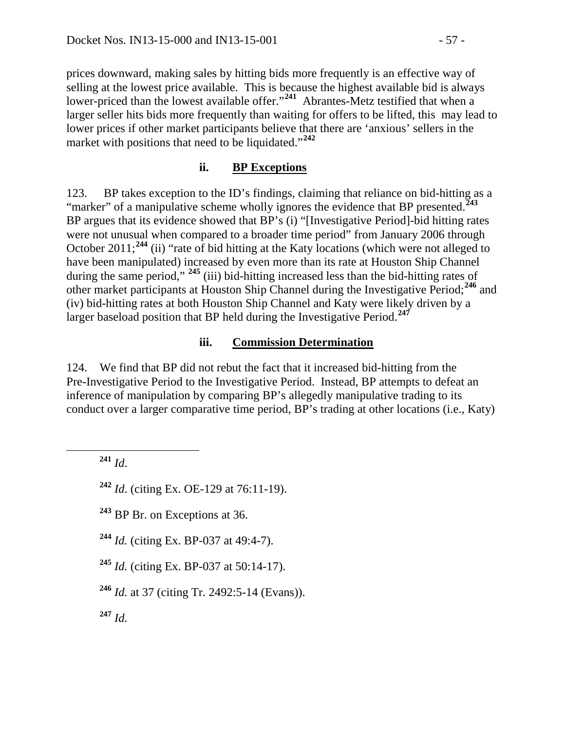prices downward, making sales by hitting bids more frequently is an effective way of selling at the lowest price available. This is because the highest available bid is always lower-priced than the lowest available offer."[241] Abrantes-Metz testified that when a larger seller hits bids more frequently than waiting for offers to be lifted, this may lead to lower prices if other market participants believe that there are 'anxious' sellers in the market with positions that need to be liquidated."[242]

### ii. BP Exceptions

123. BP takes exception to the ID's findings, claiming that reliance on bid-hitting as a "marker" of a manipulative scheme wholly ignores the evidence that BP presented.[243] BP argues that its evidence showed that BP's (i) "[Investigative Period]-bid hitting rates were not unusual when compared to a broader time period" from January 2006 through October 2011;[244] (ii) "rate of bid hitting at the Katy locations (which were not alleged to have been manipulated) increased by even more than its rate at Houston Ship Channel during the same period," [245] (iii) bid-hitting increased less than the bid-hitting rates of other market participants at Houston Ship Channel during the Investigative Period;[246] and (iv) bid-hitting rates at both Houston Ship Channel and Katy were likely driven by a larger baseload position that BP held during the Investigative Period.[247]

### iii. Commission Determination

124. We find that BP did not rebut the fact that it increased bid-hitting from the Pre-Investigative Period to the Investigative Period. Instead, BP attempts to defeat an inference of manipulation by comparing BP's allegedly manipulative trading to its conduct over a larger comparative time period, BP's trading at other locations (i.e., Katy)

---

[241] *Id*.

[242] *Id*. (citing Ex. OE-129 at 76:11-19).

[243] BP Br. on Exceptions at 36.

[244] *Id.* (citing Ex. BP-037 at 49:4-7).

[245] *Id.* (citing Ex. BP-037 at 50:14-17).

[246] *Id.* at 37 (citing Tr. 2492:5-14 (Evans)).

[247] *Id.*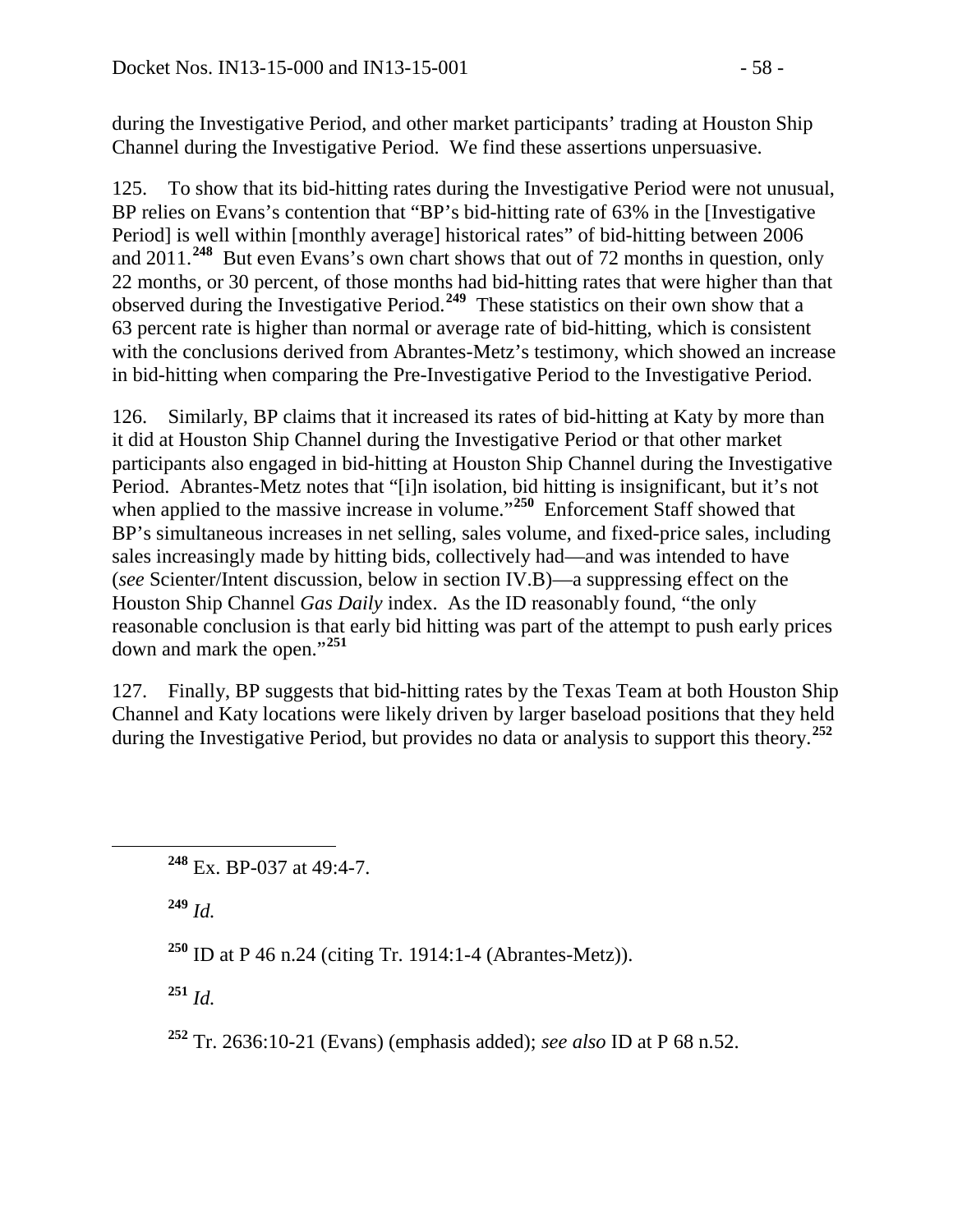during the Investigative Period, and other market participants' trading at Houston Ship Channel during the Investigative Period. We find these assertions unpersuasive.

125. To show that its bid-hitting rates during the Investigative Period were not unusual, BP relies on Evans's contention that "BP's bid-hitting rate of 63% in the [Investigative Period] is well within [monthly average] historical rates" of bid-hitting between 2006 and 2011.[248] But even Evans's own chart shows that out of 72 months in question, only 22 months, or 30 percent, of those months had bid-hitting rates that were higher than that observed during the Investigative Period.[249] These statistics on their own show that a 63 percent rate is higher than normal or average rate of bid-hitting, which is consistent with the conclusions derived from Abrantes-Metz's testimony, which showed an increase in bid-hitting when comparing the Pre-Investigative Period to the Investigative Period.

126. Similarly, BP claims that it increased its rates of bid-hitting at Katy by more than it did at Houston Ship Channel during the Investigative Period or that other market participants also engaged in bid-hitting at Houston Ship Channel during the Investigative Period. Abrantes-Metz notes that "[i]n isolation, bid hitting is insignificant, but it's not when applied to the massive increase in volume."[250] Enforcement Staff showed that BP's simultaneous increases in net selling, sales volume, and fixed-price sales, including sales increasingly made by hitting bids, collectively had—and was intended to have (*see* Scienter/Intent discussion, below in section IV.B)—a suppressing effect on the Houston Ship Channel *Gas Daily* index. As the ID reasonably found, "the only reasonable conclusion is that early bid hitting was part of the attempt to push early prices down and mark the open."[251]

127. Finally, BP suggests that bid-hitting rates by the Texas Team at both Houston Ship Channel and Katy locations were likely driven by larger baseload positions that they held during the Investigative Period, but provides no data or analysis to support this theory.[252]

---

[248] Ex. BP-037 at 49:4-7.

[249] *Id.*

[250] ID at P 46 n.24 (citing Tr. 1914:1-4 (Abrantes-Metz)).

[251] *Id.*

[252] Tr. 2636:10-21 (Evans) (emphasis added); *see also* ID at P 68 n.52.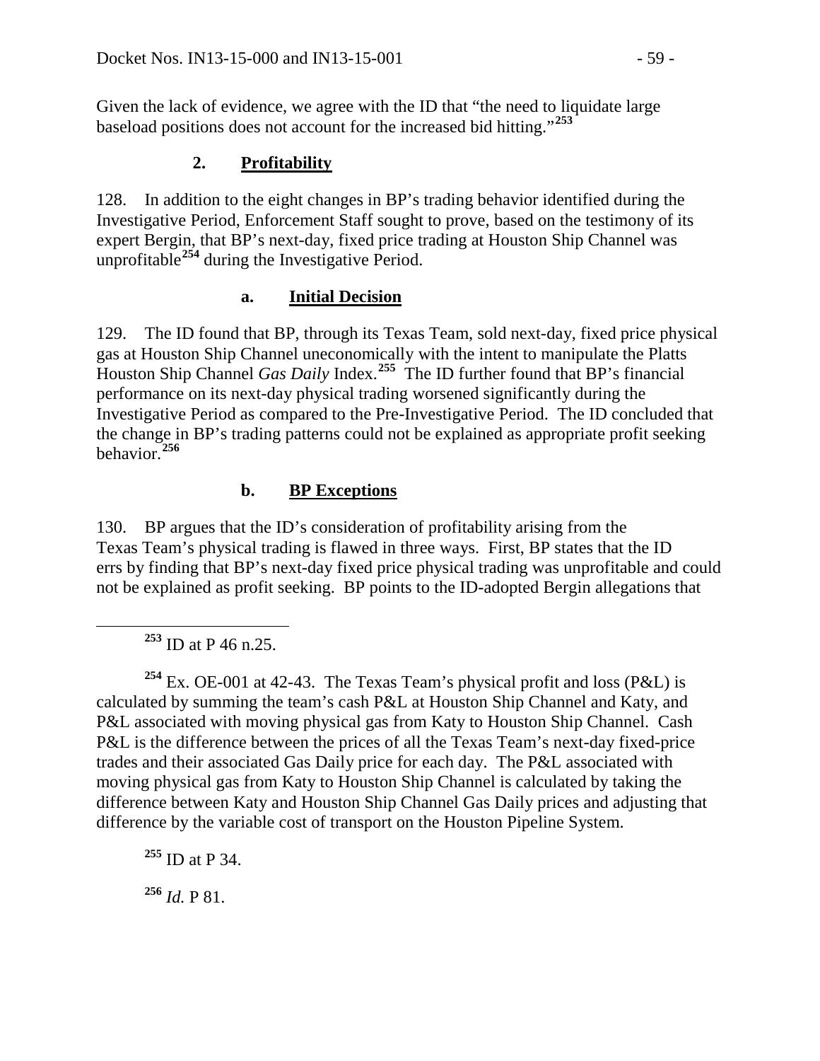Given the lack of evidence, we agree with the ID that "the need to liquidate large baseload positions does not account for the increased bid hitting."[253]

### 2. Profitability

128. In addition to the eight changes in BP's trading behavior identified during the Investigative Period, Enforcement Staff sought to prove, based on the testimony of its expert Bergin, that BP's next-day, fixed price trading at Houston Ship Channel was unprofitable[254] during the Investigative Period.

#### a. Initial Decision

129. The ID found that BP, through its Texas Team, sold next-day, fixed price physical gas at Houston Ship Channel uneconomically with the intent to manipulate the Platts Houston Ship Channel *Gas Daily* Index.[255] The ID further found that BP's financial performance on its next-day physical trading worsened significantly during the Investigative Period as compared to the Pre-Investigative Period. The ID concluded that the change in BP's trading patterns could not be explained as appropriate profit seeking behavior.[256]

#### b. BP Exceptions

130. BP argues that the ID's consideration of profitability arising from the Texas Team's physical trading is flawed in three ways. First, BP states that the ID errs by finding that BP's next-day fixed price physical trading was unprofitable and could not be explained as profit seeking. BP points to the ID-adopted Bergin allegations that

---

[253] ID at P 46 n.25.

[254] Ex. OE-001 at 42-43. The Texas Team's physical profit and loss (P&L) is calculated by summing the team's cash P&L at Houston Ship Channel and Katy, and P&L associated with moving physical gas from Katy to Houston Ship Channel. Cash P&L is the difference between the prices of all the Texas Team's next-day fixed-price trades and their associated Gas Daily price for each day. The P&L associated with moving physical gas from Katy to Houston Ship Channel is calculated by taking the difference between Katy and Houston Ship Channel Gas Daily prices and adjusting that difference by the variable cost of transport on the Houston Pipeline System.

[255] ID at P 34.

[256] *Id.* P 81.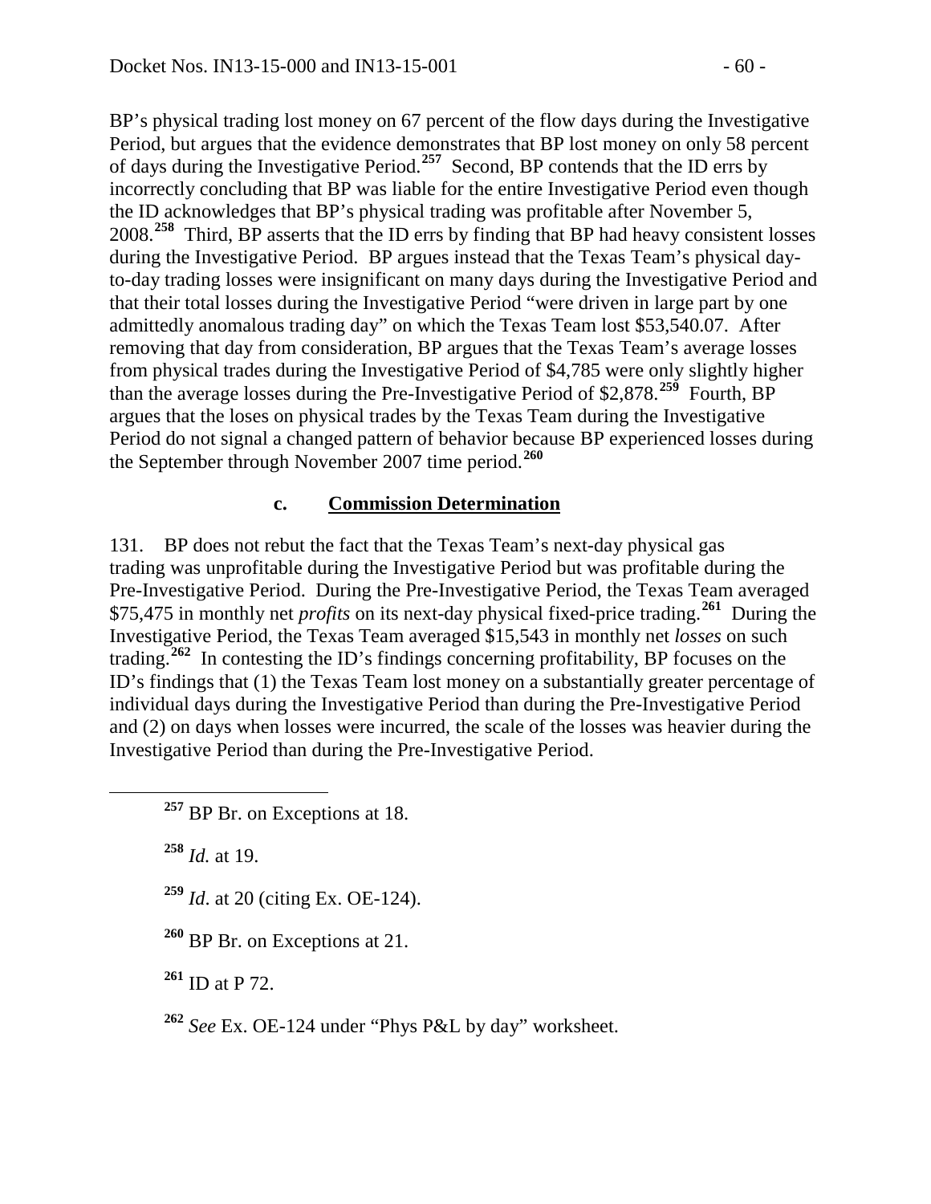BP's physical trading lost money on 67 percent of the flow days during the Investigative Period, but argues that the evidence demonstrates that BP lost money on only 58 percent of days during the Investigative Period.[257] Second, BP contends that the ID errs by incorrectly concluding that BP was liable for the entire Investigative Period even though the ID acknowledges that BP's physical trading was profitable after November 5, 2008.[258] Third, BP asserts that the ID errs by finding that BP had heavy consistent losses during the Investigative Period. BP argues instead that the Texas Team's physical day-to-day trading losses were insignificant on many days during the Investigative Period and that their total losses during the Investigative Period "were driven in large part by one admittedly anomalous trading day" on which the Texas Team lost $53,540.07. After removing that day from consideration, BP argues that the Texas Team's average losses from physical trades during the Investigative Period of $4,785 were only slightly higher than the average losses during the Pre-Investigative Period of $2,878.[259] Fourth, BP argues that the loses on physical trades by the Texas Team during the Investigative Period do not signal a changed pattern of behavior because BP experienced losses during the September through November 2007 time period.[260]

#### c. Commission Determination

131. BP does not rebut the fact that the Texas Team's next-day physical gas trading was unprofitable during the Investigative Period but was profitable during the Pre-Investigative Period. During the Pre-Investigative Period, the Texas Team averaged $75,475 in monthly net *profits* on its next-day physical fixed-price trading.[261] During the Investigative Period, the Texas Team averaged $15,543 in monthly net *losses* on such trading.[262] In contesting the ID's findings concerning profitability, BP focuses on the ID's findings that (1) the Texas Team lost money on a substantially greater percentage of individual days during the Investigative Period than during the Pre-Investigative Period and (2) on days when losses were incurred, the scale of the losses was heavier during the Investigative Period than during the Pre-Investigative Period.

---

[257] BP Br. on Exceptions at 18.

[258] *Id.* at 19.

[259] *Id*. at 20 (citing Ex. OE-124).

[260] BP Br. on Exceptions at 21.

[261] ID at P 72.

[262] *See* Ex. OE-124 under "Phys P&L by day" worksheet.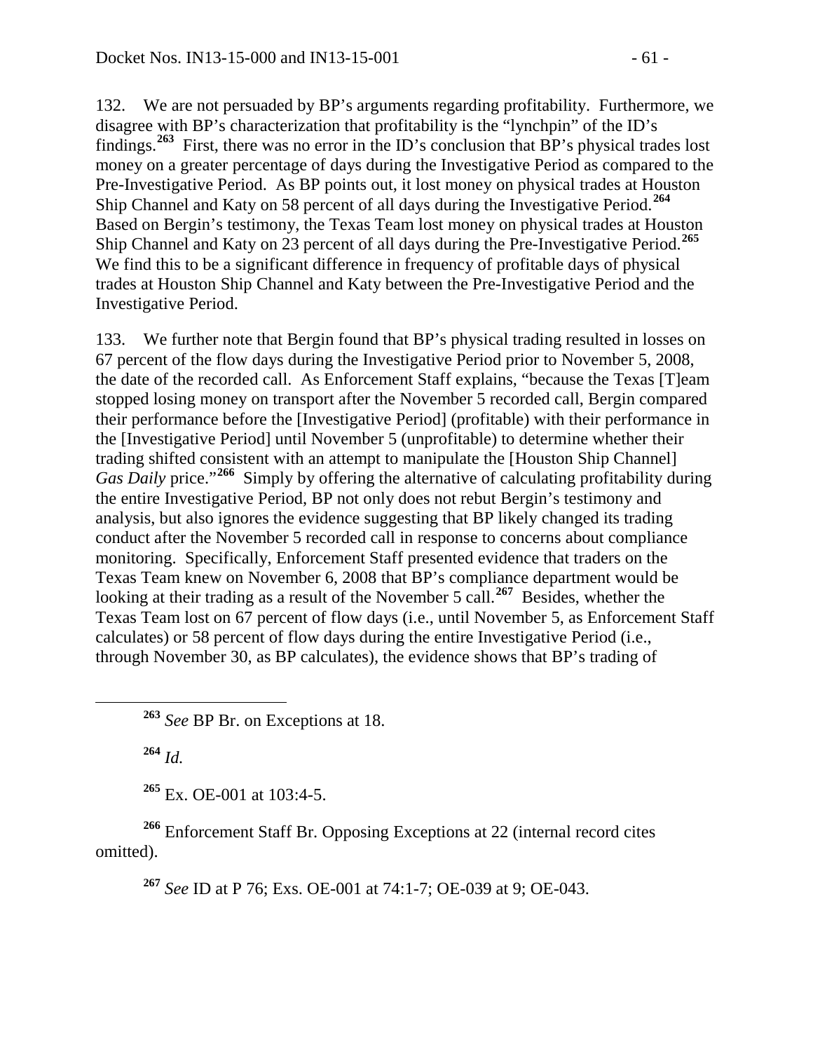132. We are not persuaded by BP's arguments regarding profitability. Furthermore, we disagree with BP's characterization that profitability is the "lynchpin" of the ID's findings.[263] First, there was no error in the ID's conclusion that BP's physical trades lost money on a greater percentage of days during the Investigative Period as compared to the Pre-Investigative Period. As BP points out, it lost money on physical trades at Houston Ship Channel and Katy on 58 percent of all days during the Investigative Period.[264] Based on Bergin's testimony, the Texas Team lost money on physical trades at Houston Ship Channel and Katy on 23 percent of all days during the Pre-Investigative Period.[265] We find this to be a significant difference in frequency of profitable days of physical trades at Houston Ship Channel and Katy between the Pre-Investigative Period and the Investigative Period.

133. We further note that Bergin found that BP's physical trading resulted in losses on 67 percent of the flow days during the Investigative Period prior to November 5, 2008, the date of the recorded call. As Enforcement Staff explains, "because the Texas [T]eam stopped losing money on transport after the November 5 recorded call, Bergin compared their performance before the [Investigative Period] (profitable) with their performance in the [Investigative Period] until November 5 (unprofitable) to determine whether their trading shifted consistent with an attempt to manipulate the [Houston Ship Channel] *Gas Daily* price."[266] Simply by offering the alternative of calculating profitability during the entire Investigative Period, BP not only does not rebut Bergin's testimony and analysis, but also ignores the evidence suggesting that BP likely changed its trading conduct after the November 5 recorded call in response to concerns about compliance monitoring. Specifically, Enforcement Staff presented evidence that traders on the Texas Team knew on November 6, 2008 that BP's compliance department would be looking at their trading as a result of the November 5 call.[267] Besides, whether the Texas Team lost on 67 percent of flow days (i.e., until November 5, as Enforcement Staff calculates) or 58 percent of flow days during the entire Investigative Period (i.e., through November 30, as BP calculates), the evidence shows that BP's trading of

---

[263] *See* BP Br. on Exceptions at 18.

[264] *Id.*

[265] Ex. OE-001 at 103:4-5.

[266] Enforcement Staff Br. Opposing Exceptions at 22 (internal record cites omitted).

[267] *See* ID at P 76; Exs. OE-001 at 74:1-7; OE-039 at 9; OE-043.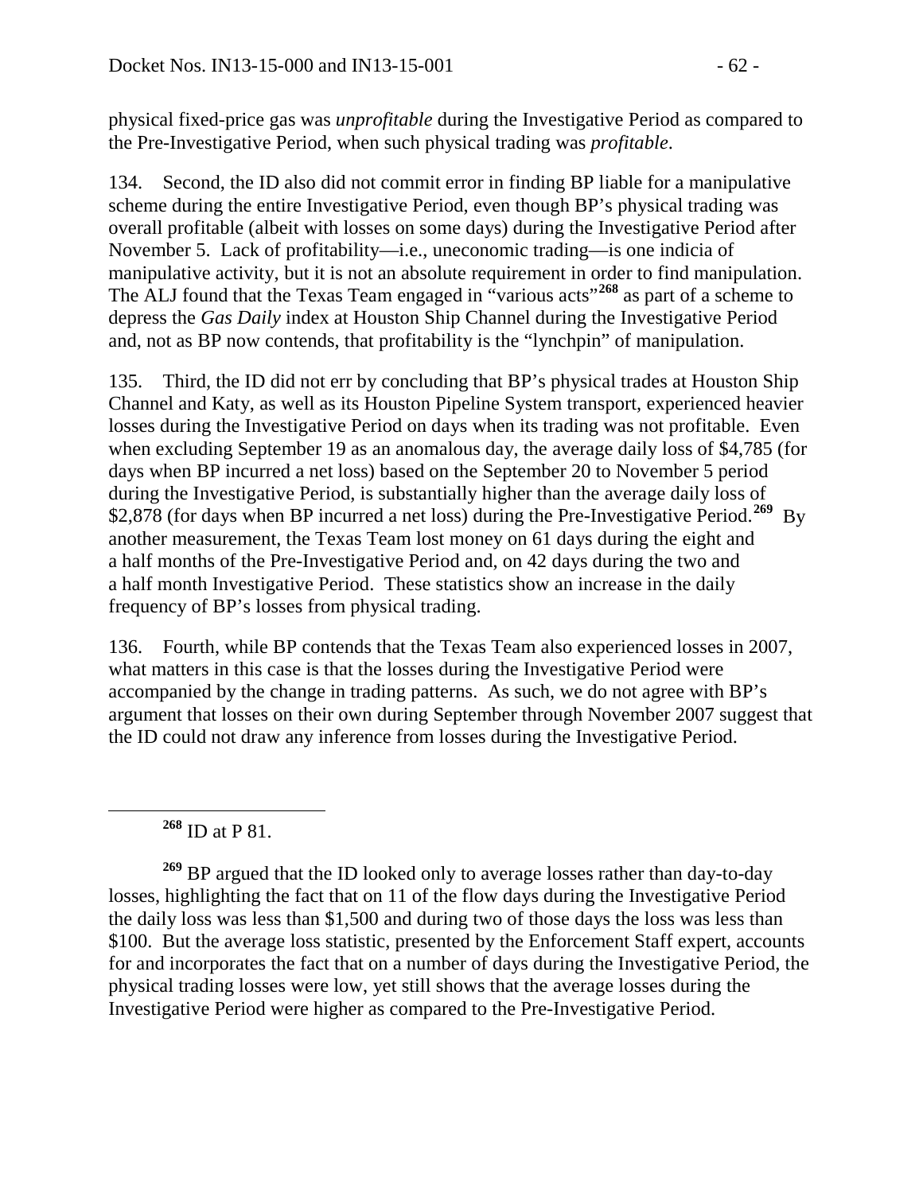physical fixed-price gas was *unprofitable* during the Investigative Period as compared to the Pre-Investigative Period, when such physical trading was *profitable*.

134. Second, the ID also did not commit error in finding BP liable for a manipulative scheme during the entire Investigative Period, even though BP's physical trading was overall profitable (albeit with losses on some days) during the Investigative Period after November 5. Lack of profitability—i.e., uneconomic trading—is one indicia of manipulative activity, but it is not an absolute requirement in order to find manipulation. The ALJ found that the Texas Team engaged in "various acts"[268] as part of a scheme to depress the *Gas Daily* index at Houston Ship Channel during the Investigative Period and, not as BP now contends, that profitability is the "lynchpin" of manipulation.

135. Third, the ID did not err by concluding that BP's physical trades at Houston Ship Channel and Katy, as well as its Houston Pipeline System transport, experienced heavier losses during the Investigative Period on days when its trading was not profitable. Even when excluding September 19 as an anomalous day, the average daily loss of $4,785 (for days when BP incurred a net loss) based on the September 20 to November 5 period during the Investigative Period, is substantially higher than the average daily loss of $2,878 (for days when BP incurred a net loss) during the Pre-Investigative Period.[269] By another measurement, the Texas Team lost money on 61 days during the eight and a half months of the Pre-Investigative Period and, on 42 days during the two and a half month Investigative Period. These statistics show an increase in the daily frequency of BP's losses from physical trading.

136. Fourth, while BP contends that the Texas Team also experienced losses in 2007, what matters in this case is that the losses during the Investigative Period were accompanied by the change in trading patterns. As such, we do not agree with BP's argument that losses on their own during September through November 2007 suggest that the ID could not draw any inference from losses during the Investigative Period.

---

[268] ID at P 81.

[269] BP argued that the ID looked only to average losses rather than day-to-day losses, highlighting the fact that on 11 of the flow days during the Investigative Period the daily loss was less than $1,500 and during two of those days the loss was less than $100. But the average loss statistic, presented by the Enforcement Staff expert, accounts for and incorporates the fact that on a number of days during the Investigative Period, the physical trading losses were low, yet still shows that the average losses during the Investigative Period were higher as compared to the Pre-Investigative Period.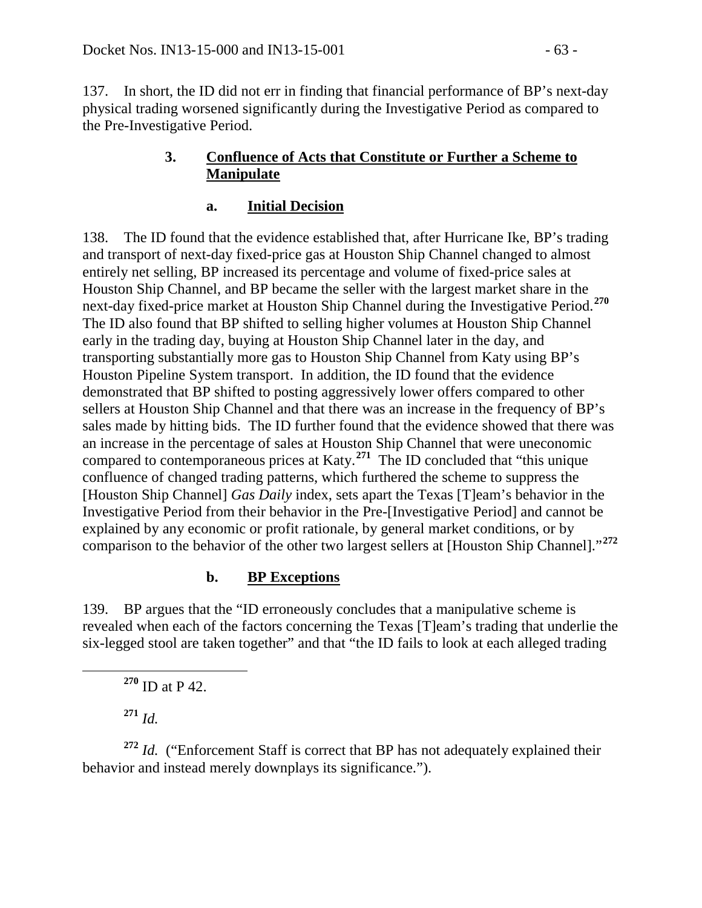137. In short, the ID did not err in finding that financial performance of BP's next-day physical trading worsened significantly during the Investigative Period as compared to the Pre-Investigative Period.

### 3. **Confluence of Acts that Constitute or Further a Scheme to Manipulate**

#### a. **Initial Decision**

138. The ID found that the evidence established that, after Hurricane Ike, BP's trading and transport of next-day fixed-price gas at Houston Ship Channel changed to almost entirely net selling, BP increased its percentage and volume of fixed-price sales at Houston Ship Channel, and BP became the seller with the largest market share in the next-day fixed-price market at Houston Ship Channel during the Investigative Period.[270] The ID also found that BP shifted to selling higher volumes at Houston Ship Channel early in the trading day, buying at Houston Ship Channel later in the day, and transporting substantially more gas to Houston Ship Channel from Katy using BP's Houston Pipeline System transport. In addition, the ID found that the evidence demonstrated that BP shifted to posting aggressively lower offers compared to other sellers at Houston Ship Channel and that there was an increase in the frequency of BP's sales made by hitting bids. The ID further found that the evidence showed that there was an increase in the percentage of sales at Houston Ship Channel that were uneconomic compared to contemporaneous prices at Katy.[271] The ID concluded that "this unique confluence of changed trading patterns, which furthered the scheme to suppress the [Houston Ship Channel] *Gas Daily* index, sets apart the Texas [T]eam's behavior in the Investigative Period from their behavior in the Pre-[Investigative Period] and cannot be explained by any economic or profit rationale, by general market conditions, or by comparison to the behavior of the other two largest sellers at [Houston Ship Channel]."[272]

#### b. **BP Exceptions**

139. BP argues that the "ID erroneously concludes that a manipulative scheme is revealed when each of the factors concerning the Texas [T]eam's trading that underlie the six-legged stool are taken together" and that "the ID fails to look at each alleged trading

---

[270] ID at P 42.

[271] *Id.*

[272] *Id.* ("Enforcement Staff is correct that BP has not adequately explained their behavior and instead merely downplays its significance.").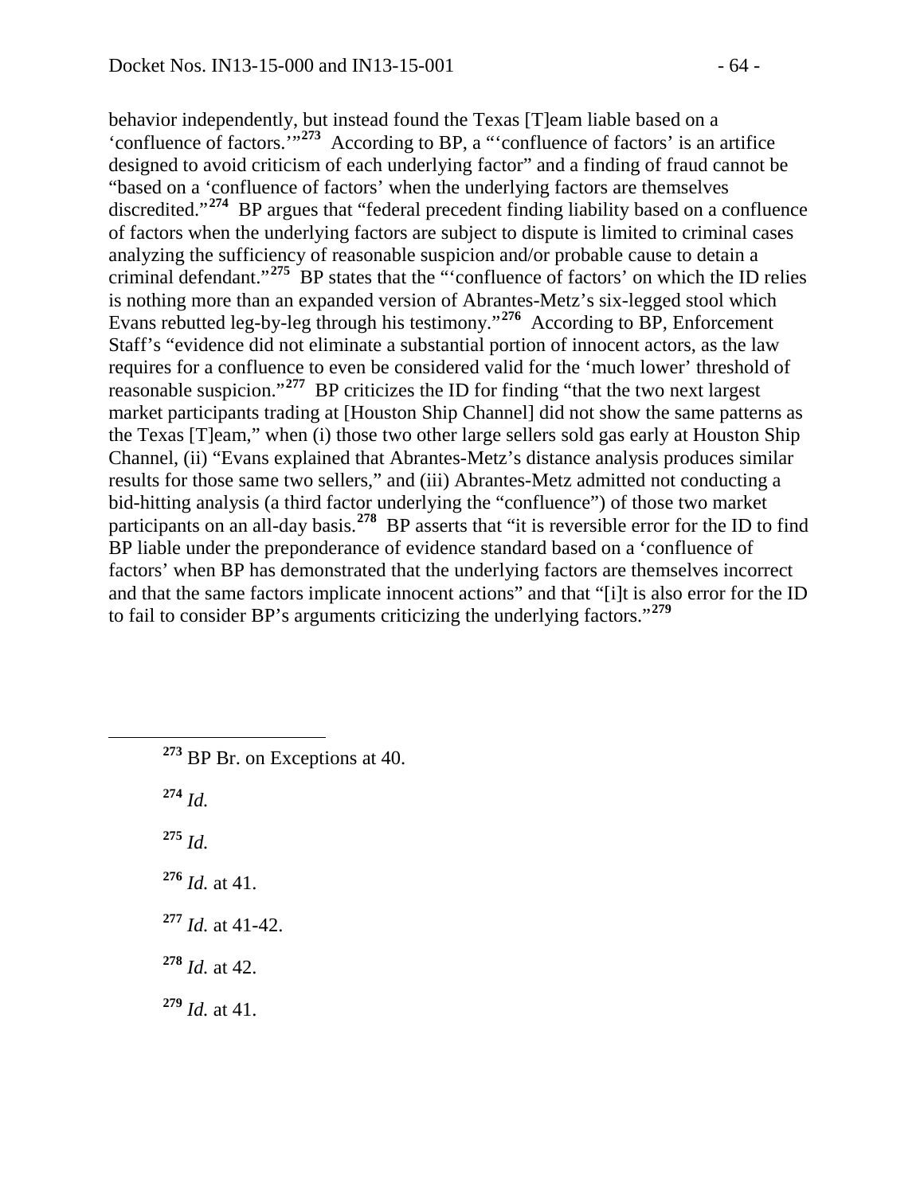behavior independently, but instead found the Texas [T]eam liable based on a 'confluence of factors.'"[273] According to BP, a "'confluence of factors' is an artifice designed to avoid criticism of each underlying factor" and a finding of fraud cannot be "based on a 'confluence of factors' when the underlying factors are themselves discredited."[274] BP argues that "federal precedent finding liability based on a confluence of factors when the underlying factors are subject to dispute is limited to criminal cases analyzing the sufficiency of reasonable suspicion and/or probable cause to detain a criminal defendant."[275] BP states that the "'confluence of factors' on which the ID relies is nothing more than an expanded version of Abrantes-Metz's six-legged stool which Evans rebutted leg-by-leg through his testimony."[276] According to BP, Enforcement Staff's "evidence did not eliminate a substantial portion of innocent actors, as the law requires for a confluence to even be considered valid for the 'much lower' threshold of reasonable suspicion."[277] BP criticizes the ID for finding "that the two next largest market participants trading at [Houston Ship Channel] did not show the same patterns as the Texas [T]eam," when (i) those two other large sellers sold gas early at Houston Ship Channel, (ii) "Evans explained that Abrantes-Metz's distance analysis produces similar results for those same two sellers," and (iii) Abrantes-Metz admitted not conducting a bid-hitting analysis (a third factor underlying the "confluence") of those two market participants on an all-day basis.[278] BP asserts that "it is reversible error for the ID to find BP liable under the preponderance of evidence standard based on a 'confluence of factors' when BP has demonstrated that the underlying factors are themselves incorrect and that the same factors implicate innocent actions" and that "[i]t is also error for the ID to fail to consider BP's arguments criticizing the underlying factors."[279]

---

[273] BP Br. on Exceptions at 40.

[274] *Id.*

[275] *Id.*

[276] *Id.* at 41.

[277] *Id.* at 41-42.

[278] *Id.* at 42.

[279] *Id.* at 41.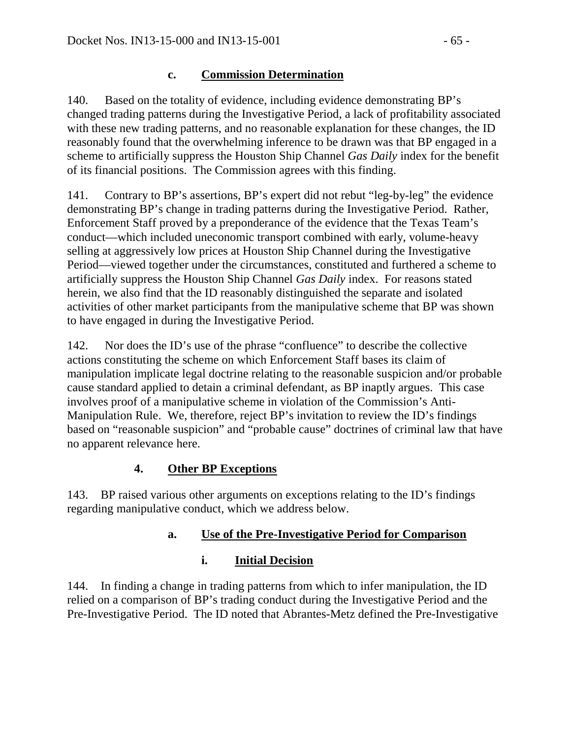#### c. **Commission Determination**

140. Based on the totality of evidence, including evidence demonstrating BP's changed trading patterns during the Investigative Period, a lack of profitability associated with these new trading patterns, and no reasonable explanation for these changes, the ID reasonably found that the overwhelming inference to be drawn was that BP engaged in a scheme to artificially suppress the Houston Ship Channel *Gas Daily* index for the benefit of its financial positions. The Commission agrees with this finding.

141. Contrary to BP's assertions, BP's expert did not rebut "leg-by-leg" the evidence demonstrating BP's change in trading patterns during the Investigative Period. Rather, Enforcement Staff proved by a preponderance of the evidence that the Texas Team's conduct—which included uneconomic transport combined with early, volume-heavy selling at aggressively low prices at Houston Ship Channel during the Investigative Period—viewed together under the circumstances, constituted and furthered a scheme to artificially suppress the Houston Ship Channel *Gas Daily* index. For reasons stated herein, we also find that the ID reasonably distinguished the separate and isolated activities of other market participants from the manipulative scheme that BP was shown to have engaged in during the Investigative Period.

142. Nor does the ID's use of the phrase "confluence" to describe the collective actions constituting the scheme on which Enforcement Staff bases its claim of manipulation implicate legal doctrine relating to the reasonable suspicion and/or probable cause standard applied to detain a criminal defendant, as BP inaptly argues. This case involves proof of a manipulative scheme in violation of the Commission's Anti-Manipulation Rule. We, therefore, reject BP's invitation to review the ID's findings based on "reasonable suspicion" and "probable cause" doctrines of criminal law that have no apparent relevance here.

### 4. **Other BP Exceptions**

143. BP raised various other arguments on exceptions relating to the ID's findings regarding manipulative conduct, which we address below.

#### a. **Use of the Pre-Investigative Period for Comparison**

##### i. **Initial Decision**

144. In finding a change in trading patterns from which to infer manipulation, the ID relied on a comparison of BP's trading conduct during the Investigative Period and the Pre-Investigative Period. The ID noted that Abrantes-Metz defined the Pre-Investigative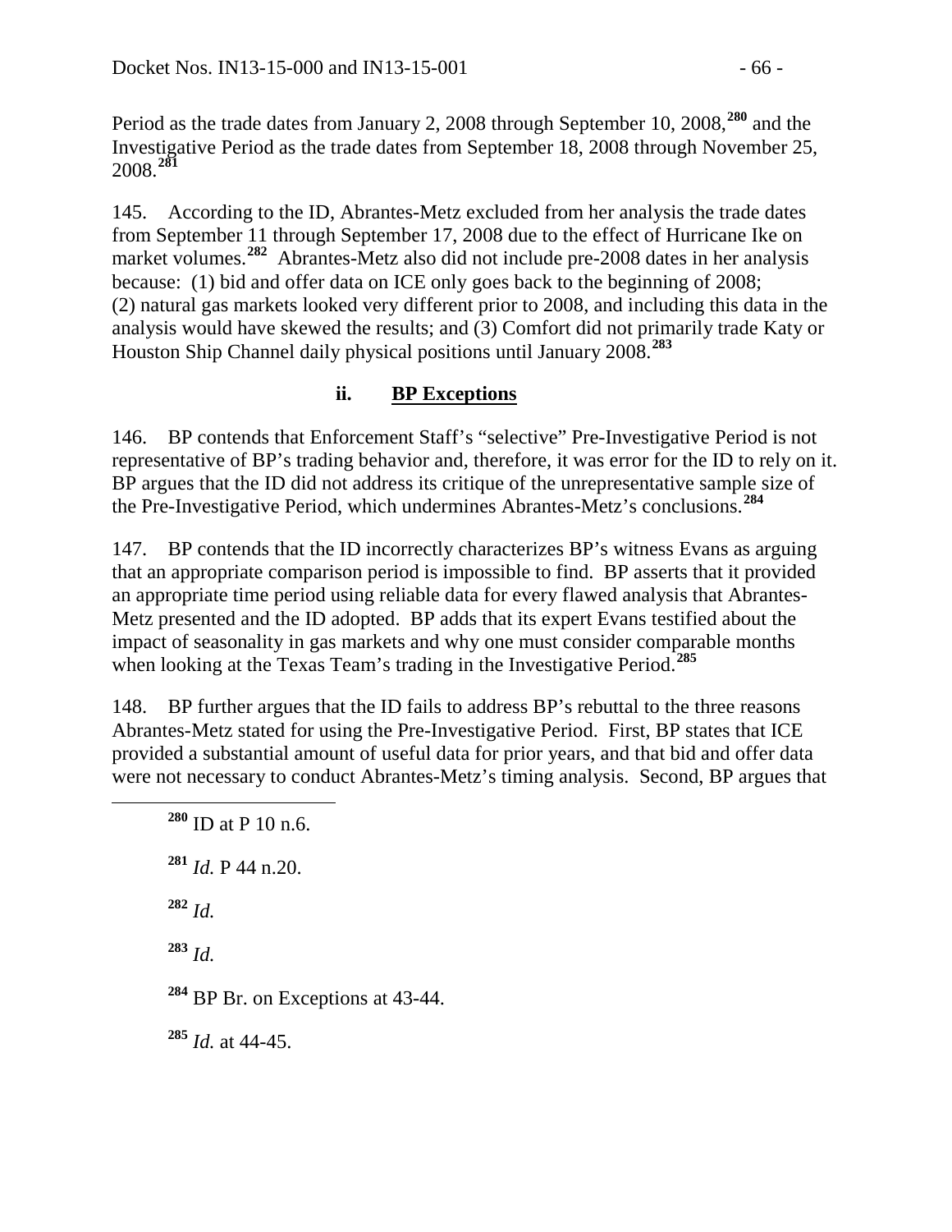Period as the trade dates from January 2, 2008 through September 10, 2008,[280] and the Investigative Period as the trade dates from September 18, 2008 through November 25, 2008.[281]

145. According to the ID, Abrantes-Metz excluded from her analysis the trade dates from September 11 through September 17, 2008 due to the effect of Hurricane Ike on market volumes.[282] Abrantes-Metz also did not include pre-2008 dates in her analysis because: (1) bid and offer data on ICE only goes back to the beginning of 2008; (2) natural gas markets looked very different prior to 2008, and including this data in the analysis would have skewed the results; and (3) Comfort did not primarily trade Katy or Houston Ship Channel daily physical positions until January 2008.[283]

### ii. <u>BP Exceptions</u>

146. BP contends that Enforcement Staff's "selective" Pre-Investigative Period is not representative of BP's trading behavior and, therefore, it was error for the ID to rely on it. BP argues that the ID did not address its critique of the unrepresentative sample size of the Pre-Investigative Period, which undermines Abrantes-Metz's conclusions.[284]

147. BP contends that the ID incorrectly characterizes BP's witness Evans as arguing that an appropriate comparison period is impossible to find. BP asserts that it provided an appropriate time period using reliable data for every flawed analysis that Abrantes-Metz presented and the ID adopted. BP adds that its expert Evans testified about the impact of seasonality in gas markets and why one must consider comparable months when looking at the Texas Team's trading in the Investigative Period.[285]

148. BP further argues that the ID fails to address BP's rebuttal to the three reasons Abrantes-Metz stated for using the Pre-Investigative Period. First, BP states that ICE provided a substantial amount of useful data for prior years, and that bid and offer data were not necessary to conduct Abrantes-Metz's timing analysis. Second, BP argues that

---

[280] ID at P 10 n.6.

[281] *Id.* P 44 n.20.

[282] *Id.*

[283] *Id.*

[284] BP Br. on Exceptions at 43-44.

[285] *Id.* at 44-45.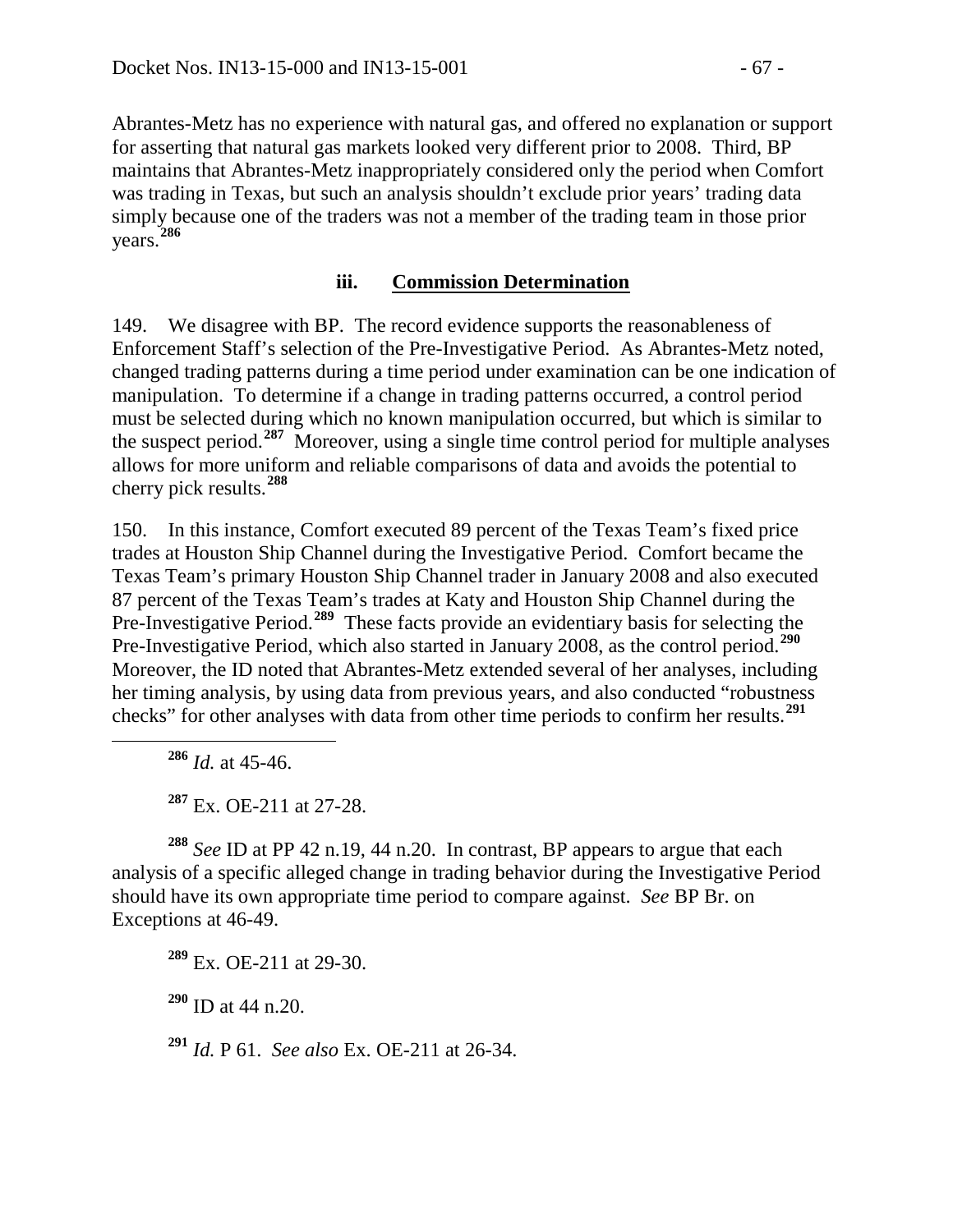Abrantes-Metz has no experience with natural gas, and offered no explanation or support for asserting that natural gas markets looked very different prior to 2008. Third, BP maintains that Abrantes-Metz inappropriately considered only the period when Comfort was trading in Texas, but such an analysis shouldn't exclude prior years' trading data simply because one of the traders was not a member of the trading team in those prior years.[286]

### iii. Commission Determination

149. We disagree with BP. The record evidence supports the reasonableness of Enforcement Staff's selection of the Pre-Investigative Period. As Abrantes-Metz noted, changed trading patterns during a time period under examination can be one indication of manipulation. To determine if a change in trading patterns occurred, a control period must be selected during which no known manipulation occurred, but which is similar to the suspect period.[287] Moreover, using a single time control period for multiple analyses allows for more uniform and reliable comparisons of data and avoids the potential to cherry pick results.[288]

150. In this instance, Comfort executed 89 percent of the Texas Team's fixed price trades at Houston Ship Channel during the Investigative Period. Comfort became the Texas Team's primary Houston Ship Channel trader in January 2008 and also executed 87 percent of the Texas Team's trades at Katy and Houston Ship Channel during the Pre-Investigative Period.[289] These facts provide an evidentiary basis for selecting the Pre-Investigative Period, which also started in January 2008, as the control period.[290] Moreover, the ID noted that Abrantes-Metz extended several of her analyses, including her timing analysis, by using data from previous years, and also conducted "robustness checks" for other analyses with data from other time periods to confirm her results.[291]

---

[286] *Id.* at 45-46.

[287] Ex. OE-211 at 27-28.

[288] *See* ID at PP 42 n.19, 44 n.20. In contrast, BP appears to argue that each analysis of a specific alleged change in trading behavior during the Investigative Period should have its own appropriate time period to compare against. *See* BP Br. on Exceptions at 46-49.

[289] Ex. OE-211 at 29-30.

[290] ID at 44 n.20.

[291] *Id.* P 61. *See also* Ex. OE-211 at 26-34.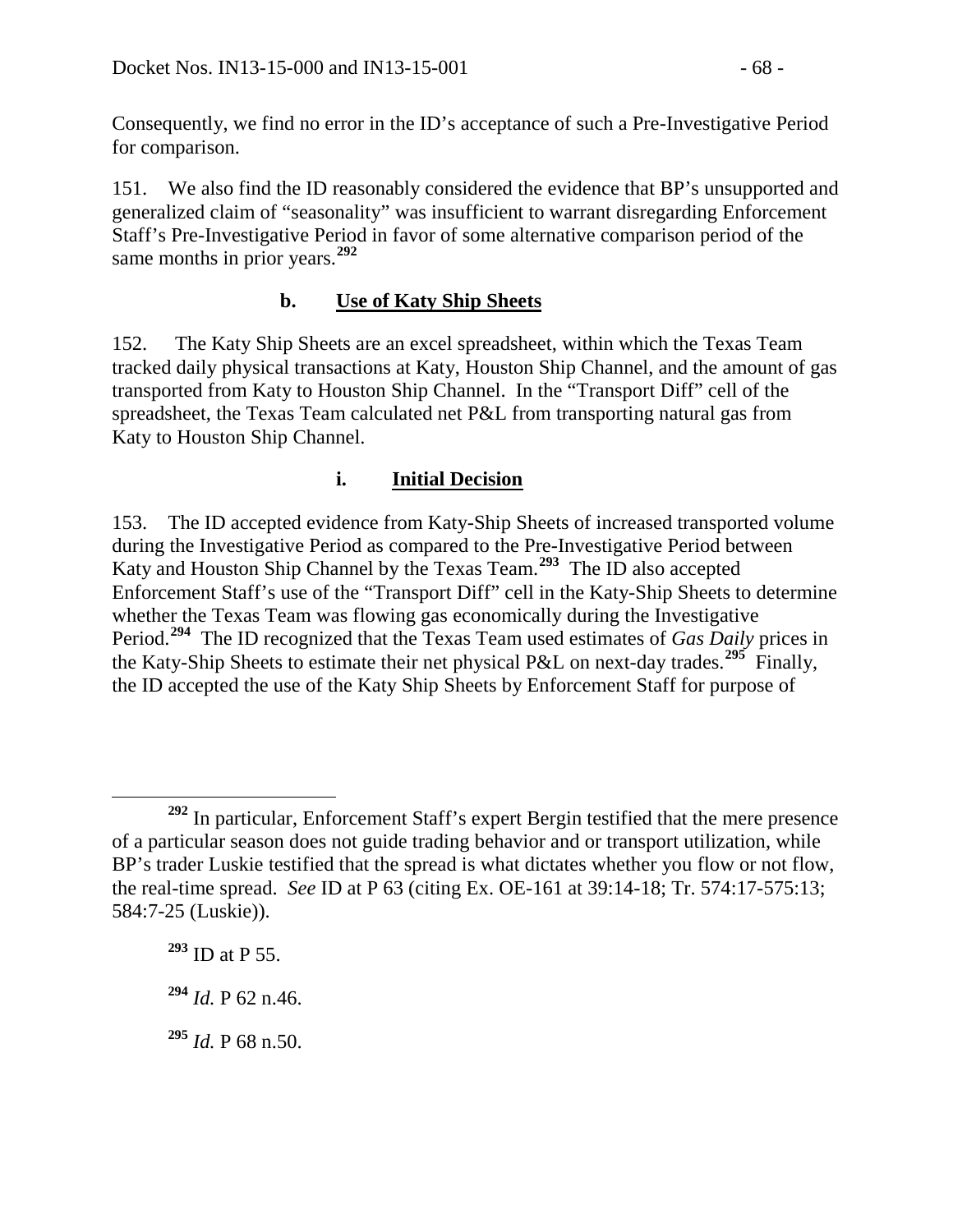Consequently, we find no error in the ID's acceptance of such a Pre-Investigative Period for comparison.

151. We also find the ID reasonably considered the evidence that BP's unsupported and generalized claim of "seasonality" was insufficient to warrant disregarding Enforcement Staff's Pre-Investigative Period in favor of some alternative comparison period of the same months in prior years.[292]

### b. Use of Katy Ship Sheets

152. The Katy Ship Sheets are an excel spreadsheet, within which the Texas Team tracked daily physical transactions at Katy, Houston Ship Channel, and the amount of gas transported from Katy to Houston Ship Channel. In the "Transport Diff" cell of the spreadsheet, the Texas Team calculated net P&L from transporting natural gas from Katy to Houston Ship Channel.

#### i. Initial Decision

153. The ID accepted evidence from Katy-Ship Sheets of increased transported volume during the Investigative Period as compared to the Pre-Investigative Period between Katy and Houston Ship Channel by the Texas Team.[293] The ID also accepted Enforcement Staff's use of the "Transport Diff" cell in the Katy-Ship Sheets to determine whether the Texas Team was flowing gas economically during the Investigative Period.[294] The ID recognized that the Texas Team used estimates of *Gas Daily* prices in the Katy-Ship Sheets to estimate their net physical P&L on next-day trades.[295] Finally, the ID accepted the use of the Katy Ship Sheets by Enforcement Staff for purpose of

---

[292] In particular, Enforcement Staff's expert Bergin testified that the mere presence of a particular season does not guide trading behavior and or transport utilization, while BP's trader Luskie testified that the spread is what dictates whether you flow or not flow, the real-time spread. *See* ID at P 63 (citing Ex. OE-161 at 39:14-18; Tr. 574:17-575:13; 584:7-25 (Luskie)).

[293] ID at P 55.

[294] *Id.* P 62 n.46.

[295] *Id.* P 68 n.50.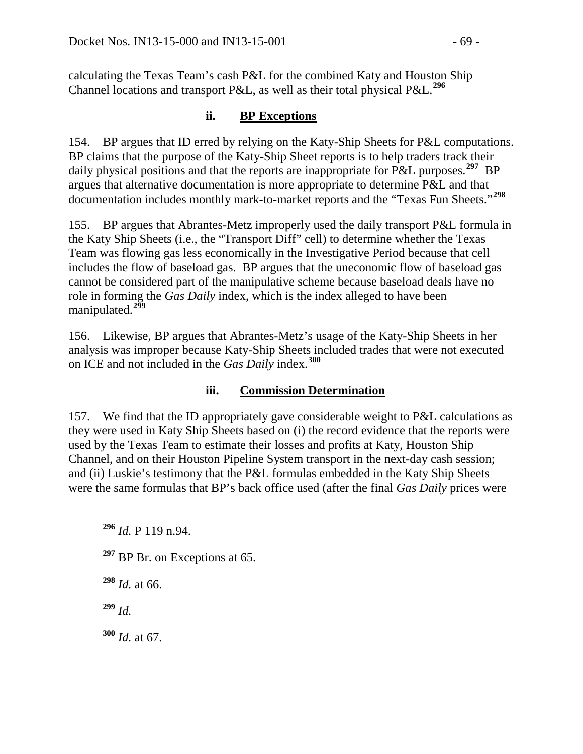calculating the Texas Team's cash P&L for the combined Katy and Houston Ship Channel locations and transport P&L, as well as their total physical P&L.[296]

### ii. **BP Exceptions**

154. BP argues that ID erred by relying on the Katy-Ship Sheets for P&L computations. BP claims that the purpose of the Katy-Ship Sheet reports is to help traders track their daily physical positions and that the reports are inappropriate for P&L purposes.[297] BP argues that alternative documentation is more appropriate to determine P&L and that documentation includes monthly mark-to-market reports and the "Texas Fun Sheets."[298]

155. BP argues that Abrantes-Metz improperly used the daily transport P&L formula in the Katy Ship Sheets (i.e., the "Transport Diff" cell) to determine whether the Texas Team was flowing gas less economically in the Investigative Period because that cell includes the flow of baseload gas. BP argues that the uneconomic flow of baseload gas cannot be considered part of the manipulative scheme because baseload deals have no role in forming the *Gas Daily* index, which is the index alleged to have been manipulated.[299]

156. Likewise, BP argues that Abrantes-Metz's usage of the Katy-Ship Sheets in her analysis was improper because Katy-Ship Sheets included trades that were not executed on ICE and not included in the *Gas Daily* index.[300]

### iii. **Commission Determination**

157. We find that the ID appropriately gave considerable weight to P&L calculations as they were used in Katy Ship Sheets based on (i) the record evidence that the reports were used by the Texas Team to estimate their losses and profits at Katy, Houston Ship Channel, and on their Houston Pipeline System transport in the next-day cash session; and (ii) Luskie's testimony that the P&L formulas embedded in the Katy Ship Sheets were the same formulas that BP's back office used (after the final *Gas Daily* prices were

---

[296] *Id.* P 119 n.94.

[297] BP Br. on Exceptions at 65.

[298] *Id.* at 66.

[299] *Id.*

[300] *Id.* at 67.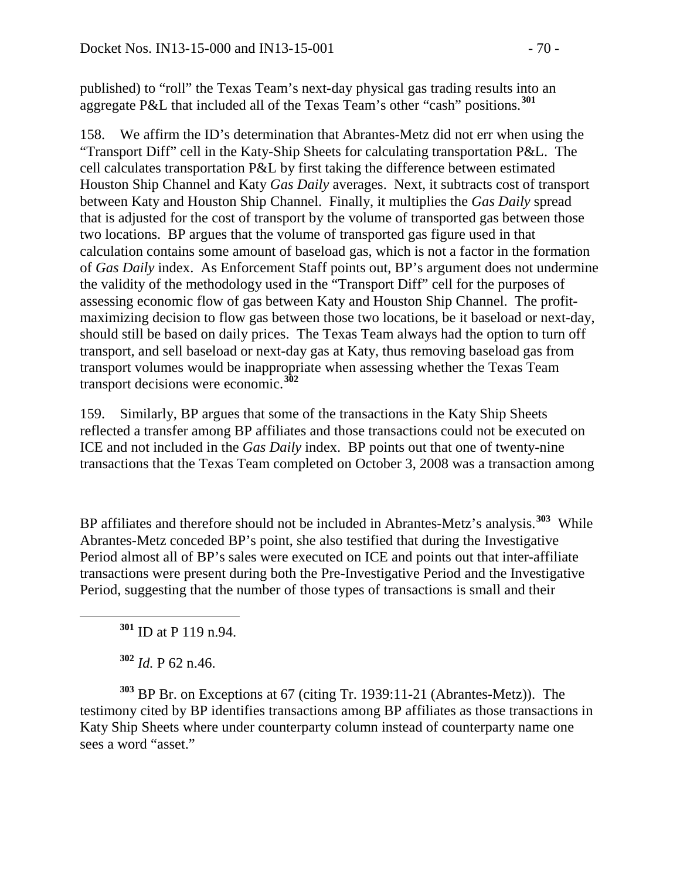published) to "roll" the Texas Team's next-day physical gas trading results into an aggregate P&L that included all of the Texas Team's other "cash" positions.[301]

158. We affirm the ID's determination that Abrantes-Metz did not err when using the "Transport Diff" cell in the Katy-Ship Sheets for calculating transportation P&L. The cell calculates transportation P&L by first taking the difference between estimated Houston Ship Channel and Katy *Gas Daily* averages. Next, it subtracts cost of transport between Katy and Houston Ship Channel. Finally, it multiplies the *Gas Daily* spread that is adjusted for the cost of transport by the volume of transported gas between those two locations. BP argues that the volume of transported gas figure used in that calculation contains some amount of baseload gas, which is not a factor in the formation of *Gas Daily* index. As Enforcement Staff points out, BP's argument does not undermine the validity of the methodology used in the "Transport Diff" cell for the purposes of assessing economic flow of gas between Katy and Houston Ship Channel. The profit-maximizing decision to flow gas between those two locations, be it baseload or next-day, should still be based on daily prices. The Texas Team always had the option to turn off transport, and sell baseload or next-day gas at Katy, thus removing baseload gas from transport volumes would be inappropriate when assessing whether the Texas Team transport decisions were economic.[302]

159. Similarly, BP argues that some of the transactions in the Katy Ship Sheets reflected a transfer among BP affiliates and those transactions could not be executed on ICE and not included in the *Gas Daily* index. BP points out that one of twenty-nine transactions that the Texas Team completed on October 3, 2008 was a transaction among BP affiliates and therefore should not be included in Abrantes-Metz's analysis.[303] While Abrantes-Metz conceded BP's point, she also testified that during the Investigative Period almost all of BP's sales were executed on ICE and points out that inter-affiliate transactions were present during both the Pre-Investigative Period and the Investigative Period, suggesting that the number of those types of transactions is small and their

---

[301] ID at P 119 n.94.

[302] *Id.* P 62 n.46.

[303] BP Br. on Exceptions at 67 (citing Tr. 1939:11-21 (Abrantes-Metz)). The testimony cited by BP identifies transactions among BP affiliates as those transactions in Katy Ship Sheets where under counterparty column instead of counterparty name one sees a word "asset."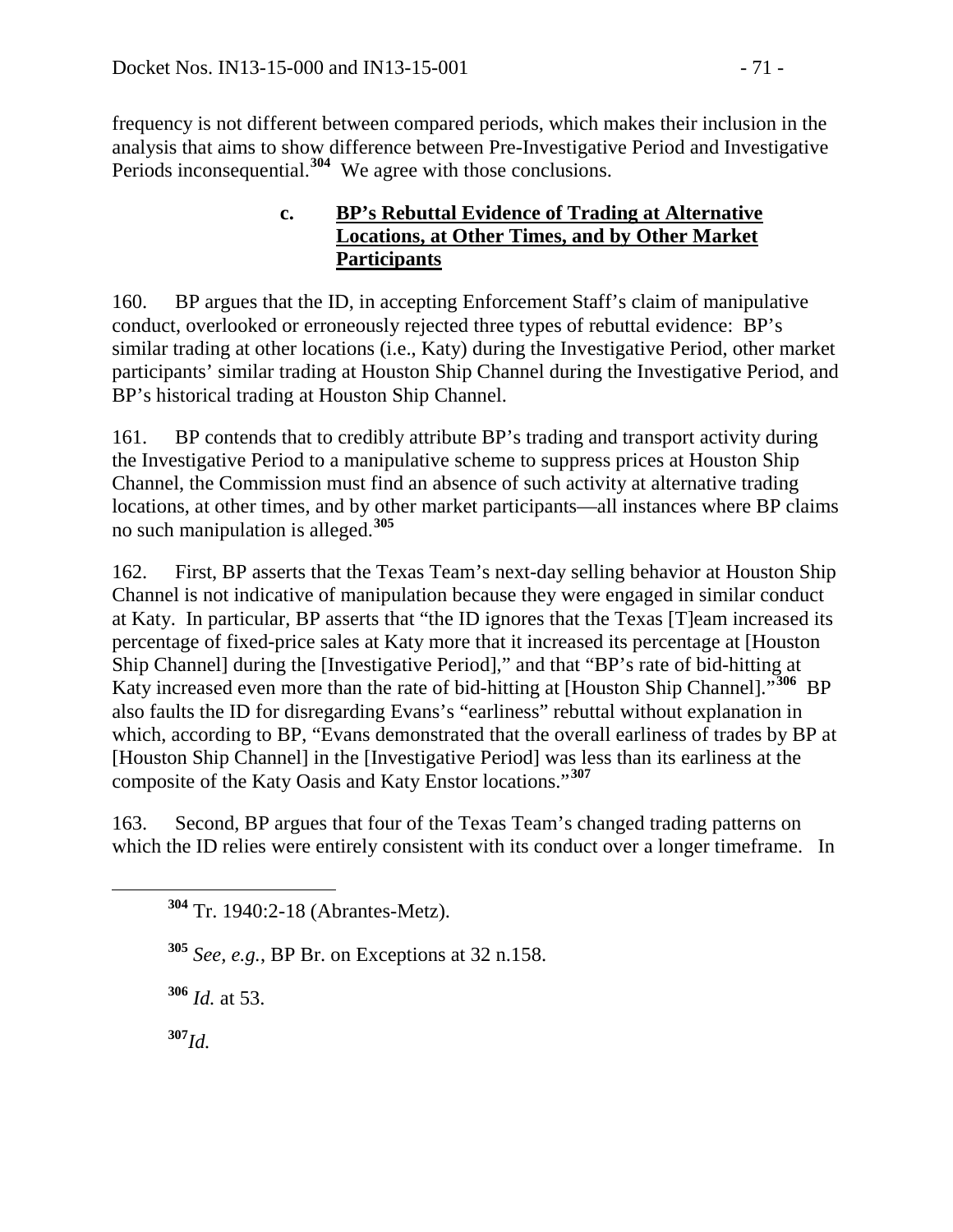frequency is not different between compared periods, which makes their inclusion in the analysis that aims to show difference between Pre-Investigative Period and Investigative Periods inconsequential.[304] We agree with those conclusions.

### c. BP's Rebuttal Evidence of Trading at Alternative Locations, at Other Times, and by Other Market Participants

160. BP argues that the ID, in accepting Enforcement Staff's claim of manipulative conduct, overlooked or erroneously rejected three types of rebuttal evidence: BP's similar trading at other locations (i.e., Katy) during the Investigative Period, other market participants' similar trading at Houston Ship Channel during the Investigative Period, and BP's historical trading at Houston Ship Channel.

161. BP contends that to credibly attribute BP's trading and transport activity during the Investigative Period to a manipulative scheme to suppress prices at Houston Ship Channel, the Commission must find an absence of such activity at alternative trading locations, at other times, and by other market participants—all instances where BP claims no such manipulation is alleged.[305]

162. First, BP asserts that the Texas Team's next-day selling behavior at Houston Ship Channel is not indicative of manipulation because they were engaged in similar conduct at Katy. In particular, BP asserts that "the ID ignores that the Texas [T]eam increased its percentage of fixed-price sales at Katy more that it increased its percentage at [Houston Ship Channel] during the [Investigative Period]," and that "BP's rate of bid-hitting at Katy increased even more than the rate of bid-hitting at [Houston Ship Channel]."[306] BP also faults the ID for disregarding Evans's "earliness" rebuttal without explanation in which, according to BP, "Evans demonstrated that the overall earliness of trades by BP at [Houston Ship Channel] in the [Investigative Period] was less than its earliness at the composite of the Katy Oasis and Katy Enstor locations."[307]

163. Second, BP argues that four of the Texas Team's changed trading patterns on which the ID relies were entirely consistent with its conduct over a longer timeframe. In

---

[304] Tr. 1940:2-18 (Abrantes-Metz).

[305] *See, e.g.*, BP Br. on Exceptions at 32 n.158.

[306] *Id.* at 53.

[307] *Id.*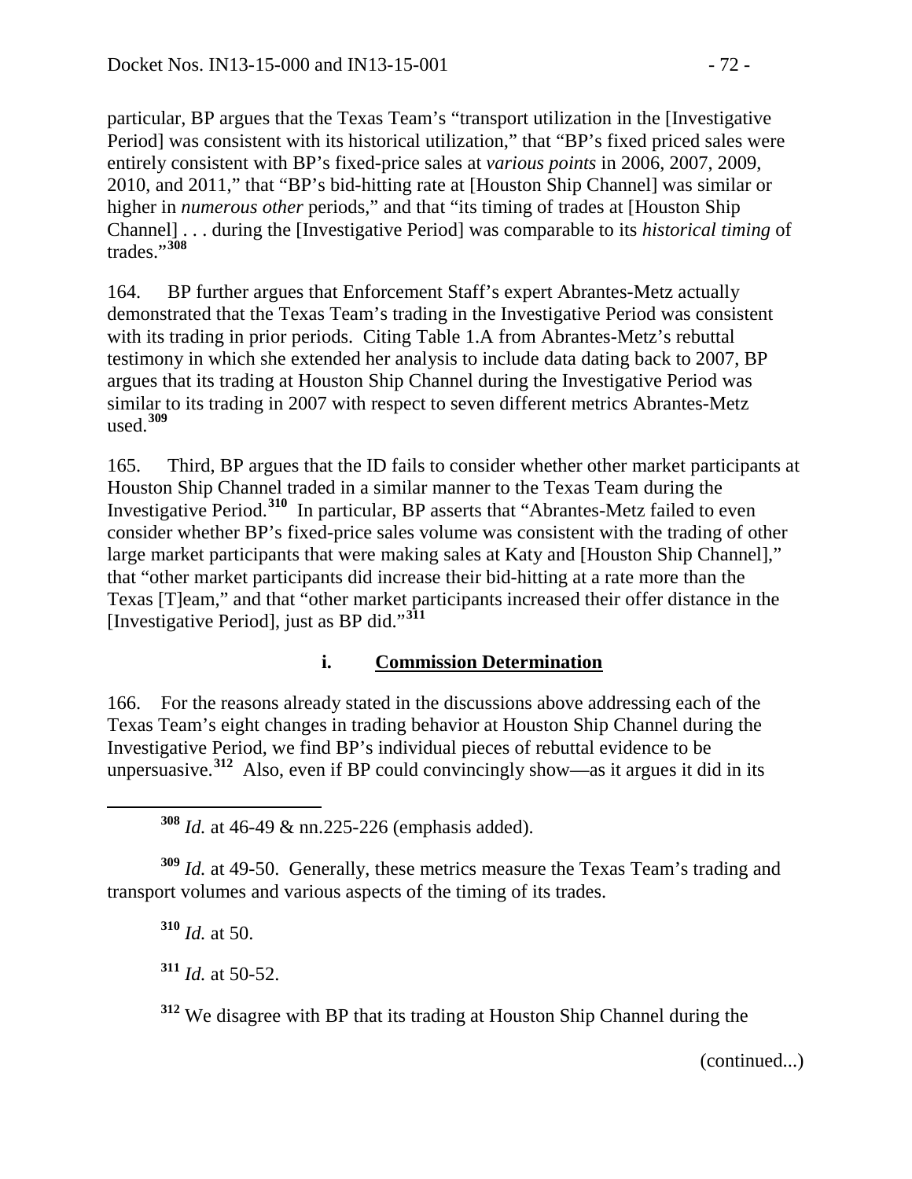particular, BP argues that the Texas Team's "transport utilization in the [Investigative Period] was consistent with its historical utilization," that "BP's fixed priced sales were entirely consistent with BP's fixed-price sales at *various points* in 2006, 2007, 2009, 2010, and 2011," that "BP's bid-hitting rate at [Houston Ship Channel] was similar or higher in *numerous other* periods," and that "its timing of trades at [Houston Ship Channel] . . . during the [Investigative Period] was comparable to its *historical timing* of trades."[308]

164. BP further argues that Enforcement Staff's expert Abrantes-Metz actually demonstrated that the Texas Team's trading in the Investigative Period was consistent with its trading in prior periods. Citing Table 1.A from Abrantes-Metz's rebuttal testimony in which she extended her analysis to include data dating back to 2007, BP argues that its trading at Houston Ship Channel during the Investigative Period was similar to its trading in 2007 with respect to seven different metrics Abrantes-Metz used.[309]

165. Third, BP argues that the ID fails to consider whether other market participants at Houston Ship Channel traded in a similar manner to the Texas Team during the Investigative Period.[310] In particular, BP asserts that "Abrantes-Metz failed to even consider whether BP's fixed-price sales volume was consistent with the trading of other large market participants that were making sales at Katy and [Houston Ship Channel]," that "other market participants did increase their bid-hitting at a rate more than the Texas [T]eam," and that "other market participants increased their offer distance in the [Investigative Period], just as BP did."[311]

#### i. Commission Determination

166. For the reasons already stated in the discussions above addressing each of the Texas Team's eight changes in trading behavior at Houston Ship Channel during the Investigative Period, we find BP's individual pieces of rebuttal evidence to be unpersuasive.[312] Also, even if BP could convincingly show—as it argues it did in its

---

[308] *Id.* at 46-49 & nn.225-226 (emphasis added).

[309] *Id.* at 49-50. Generally, these metrics measure the Texas Team's trading and transport volumes and various aspects of the timing of its trades.

[310] *Id.* at 50.

[311] *Id.* at 50-52.

[312] We disagree with BP that its trading at Houston Ship Channel during the

(continued...)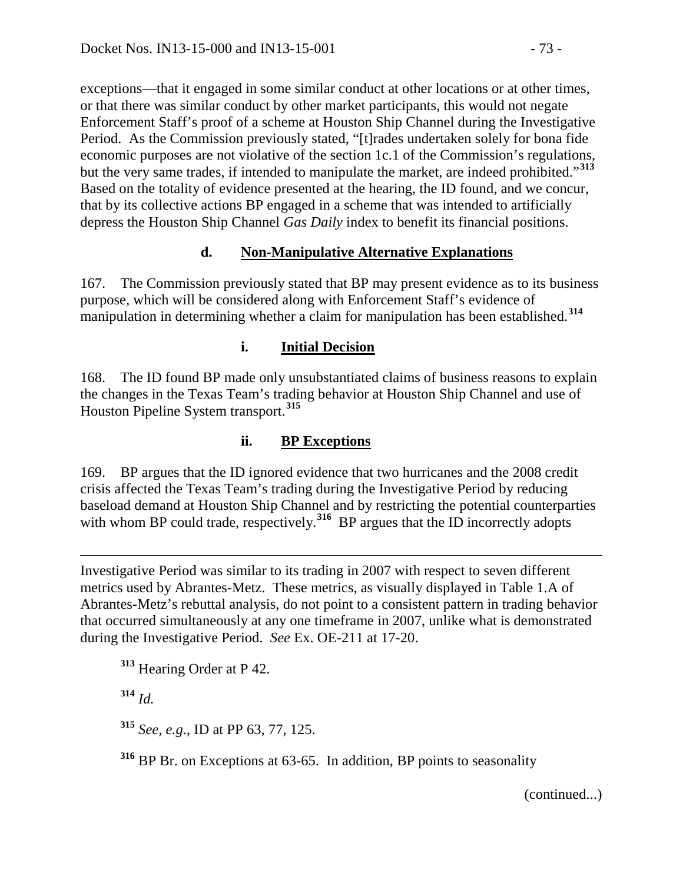exceptions—that it engaged in some similar conduct at other locations or at other times, or that there was similar conduct by other market participants, this would not negate Enforcement Staff's proof of a scheme at Houston Ship Channel during the Investigative Period. As the Commission previously stated, "[t]rades undertaken solely for bona fide economic purposes are not violative of the section 1c.1 of the Commission's regulations, but the very same trades, if intended to manipulate the market, are indeed prohibited."[313] Based on the totality of evidence presented at the hearing, the ID found, and we concur, that by its collective actions BP engaged in a scheme that was intended to artificially depress the Houston Ship Channel *Gas Daily* index to benefit its financial positions.

#### d. Non-Manipulative Alternative Explanations

167. The Commission previously stated that BP may present evidence as to its business purpose, which will be considered along with Enforcement Staff's evidence of manipulation in determining whether a claim for manipulation has been established.[314]

##### i. Initial Decision

168. The ID found BP made only unsubstantiated claims of business reasons to explain the changes in the Texas Team's trading behavior at Houston Ship Channel and use of Houston Pipeline System transport.[315]

##### ii. BP Exceptions

169. BP argues that the ID ignored evidence that two hurricanes and the 2008 credit crisis affected the Texas Team's trading during the Investigative Period by reducing baseload demand at Houston Ship Channel and by restricting the potential counterparties with whom BP could trade, respectively.[316] BP argues that the ID incorrectly adopts

---

Investigative Period was similar to its trading in 2007 with respect to seven different metrics used by Abrantes-Metz. These metrics, as visually displayed in Table 1.A of Abrantes-Metz's rebuttal analysis, do not point to a consistent pattern in trading behavior that occurred simultaneously at any one timeframe in 2007, unlike what is demonstrated during the Investigative Period. *See* Ex. OE-211 at 17-20.

[313] Hearing Order at P 42.

[314] *Id.*

[315] *See, e.g.*, ID at PP 63, 77, 125.

[316] BP Br. on Exceptions at 63-65. In addition, BP points to seasonality

(continued...)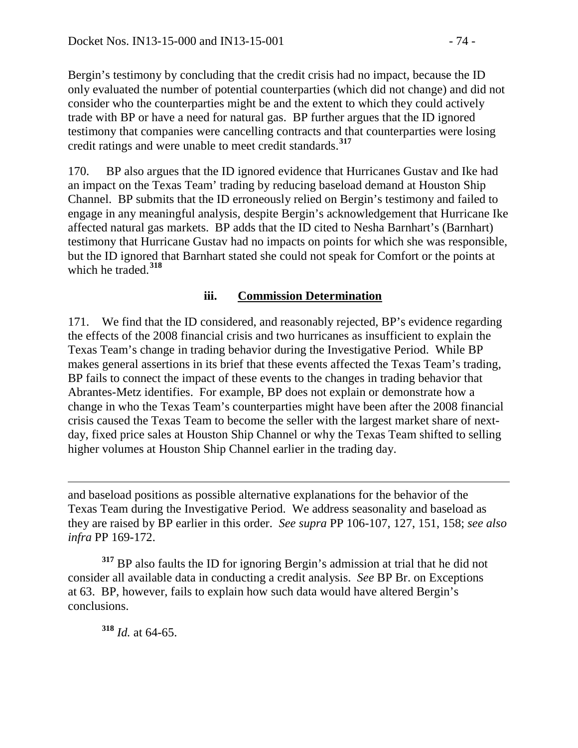Bergin's testimony by concluding that the credit crisis had no impact, because the ID only evaluated the number of potential counterparties (which did not change) and did not consider who the counterparties might be and the extent to which they could actively trade with BP or have a need for natural gas. BP further argues that the ID ignored testimony that companies were cancelling contracts and that counterparties were losing credit ratings and were unable to meet credit standards.[317]

170. BP also argues that the ID ignored evidence that Hurricanes Gustav and Ike had an impact on the Texas Team' trading by reducing baseload demand at Houston Ship Channel. BP submits that the ID erroneously relied on Bergin's testimony and failed to engage in any meaningful analysis, despite Bergin's acknowledgement that Hurricane Ike affected natural gas markets. BP adds that the ID cited to Nesha Barnhart's (Barnhart) testimony that Hurricane Gustav had no impacts on points for which she was responsible, but the ID ignored that Barnhart stated she could not speak for Comfort or the points at which he traded.[318]

### iii. Commission Determination

171. We find that the ID considered, and reasonably rejected, BP's evidence regarding the effects of the 2008 financial crisis and two hurricanes as insufficient to explain the Texas Team's change in trading behavior during the Investigative Period. While BP makes general assertions in its brief that these events affected the Texas Team's trading, BP fails to connect the impact of these events to the changes in trading behavior that Abrantes-Metz identifies. For example, BP does not explain or demonstrate how a change in who the Texas Team's counterparties might have been after the 2008 financial crisis caused the Texas Team to become the seller with the largest market share of next-day, fixed price sales at Houston Ship Channel or why the Texas Team shifted to selling higher volumes at Houston Ship Channel earlier in the trading day.

---

and baseload positions as possible alternative explanations for the behavior of the Texas Team during the Investigative Period. We address seasonality and baseload as they are raised by BP earlier in this order. *See supra* PP 106-107, 127, 151, 158; *see also infra* PP 169-172.

[317] BP also faults the ID for ignoring Bergin's admission at trial that he did not consider all available data in conducting a credit analysis. *See* BP Br. on Exceptions at 63. BP, however, fails to explain how such data would have altered Bergin's conclusions.

[318] *Id.* at 64-65.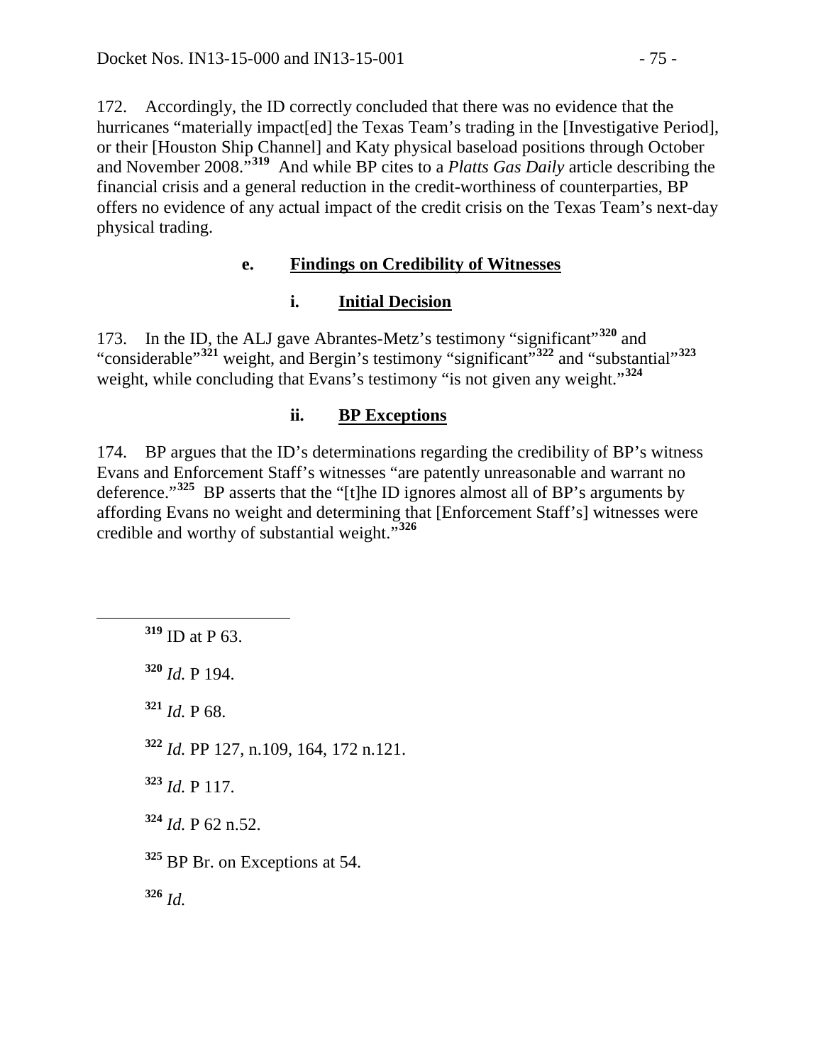172. Accordingly, the ID correctly concluded that there was no evidence that the hurricanes "materially impact[ed] the Texas Team's trading in the [Investigative Period], or their [Houston Ship Channel] and Katy physical baseload positions through October and November 2008."[319] And while BP cites to a *Platts Gas Daily* article describing the financial crisis and a general reduction in the credit-worthiness of counterparties, BP offers no evidence of any actual impact of the credit crisis on the Texas Team's next-day physical trading.

#### e. Findings on Credibility of Witnesses

##### i. Initial Decision

173. In the ID, the ALJ gave Abrantes-Metz's testimony "significant"[320] and "considerable"[321] weight, and Bergin's testimony "significant"[322] and "substantial"[323] weight, while concluding that Evans's testimony "is not given any weight."[324]

##### ii. BP Exceptions

174. BP argues that the ID's determinations regarding the credibility of BP's witness Evans and Enforcement Staff's witnesses "are patently unreasonable and warrant no deference."[325] BP asserts that the "[t]he ID ignores almost all of BP's arguments by affording Evans no weight and determining that [Enforcement Staff's] witnesses were credible and worthy of substantial weight."[326]

---

[319] ID at P 63.

[320] *Id.* P 194.

[321] *Id.* P 68.

[322] *Id.* PP 127, n.109, 164, 172 n.121.

[323] *Id.* P 117.

[324] *Id.* P 62 n.52.

[325] BP Br. on Exceptions at 54.

[326] *Id.*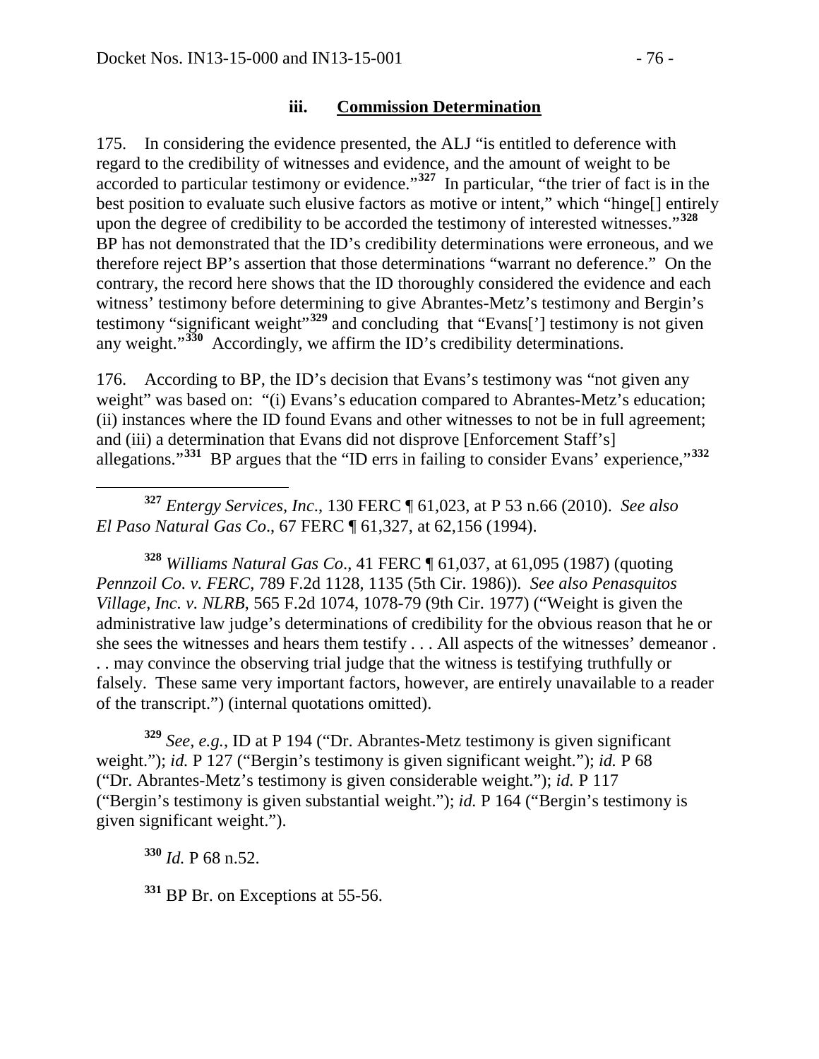### iii. **Commission Determination**

175. In considering the evidence presented, the ALJ "is entitled to deference with regard to the credibility of witnesses and evidence, and the amount of weight to be accorded to particular testimony or evidence."[327] In particular, "the trier of fact is in the best position to evaluate such elusive factors as motive or intent," which "hinge[] entirely upon the degree of credibility to be accorded the testimony of interested witnesses."[328] BP has not demonstrated that the ID's credibility determinations were erroneous, and we therefore reject BP's assertion that those determinations "warrant no deference." On the contrary, the record here shows that the ID thoroughly considered the evidence and each witness' testimony before determining to give Abrantes-Metz's testimony and Bergin's testimony "significant weight"[329] and concluding that "Evans['] testimony is not given any weight."[330] Accordingly, we affirm the ID's credibility determinations.

176. According to BP, the ID's decision that Evans's testimony was "not given any weight" was based on: "(i) Evans's education compared to Abrantes-Metz's education; (ii) instances where the ID found Evans and other witnesses to not be in full agreement; and (iii) a determination that Evans did not disprove [Enforcement Staff's] allegations."[331] BP argues that the "ID errs in failing to consider Evans' experience,"[332]

---

[327] *Entergy Services, Inc*., 130 FERC ¶ 61,023, at P 53 n.66 (2010). *See also El Paso Natural Gas Co*., 67 FERC ¶ 61,327, at 62,156 (1994).

[328] *Williams Natural Gas Co*., 41 FERC ¶ 61,037, at 61,095 (1987) (quoting *Pennzoil Co. v. FERC*, 789 F.2d 1128, 1135 (5th Cir. 1986)). *See also Penasquitos Village, Inc. v. NLRB*, 565 F.2d 1074, 1078-79 (9th Cir. 1977) ("Weight is given the administrative law judge's determinations of credibility for the obvious reason that he or she sees the witnesses and hears them testify . . . All aspects of the witnesses' demeanor . . . may convince the observing trial judge that the witness is testifying truthfully or falsely. These same very important factors, however, are entirely unavailable to a reader of the transcript.") (internal quotations omitted).

[329] *See, e.g.*, ID at P 194 ("Dr. Abrantes-Metz testimony is given significant weight."); *id.* P 127 ("Bergin's testimony is given significant weight."); *id.* P 68 ("Dr. Abrantes-Metz's testimony is given considerable weight."); *id.* P 117 ("Bergin's testimony is given substantial weight."); *id.* P 164 ("Bergin's testimony is given significant weight.").

[330] *Id.* P 68 n.52.

[331] BP Br. on Exceptions at 55-56.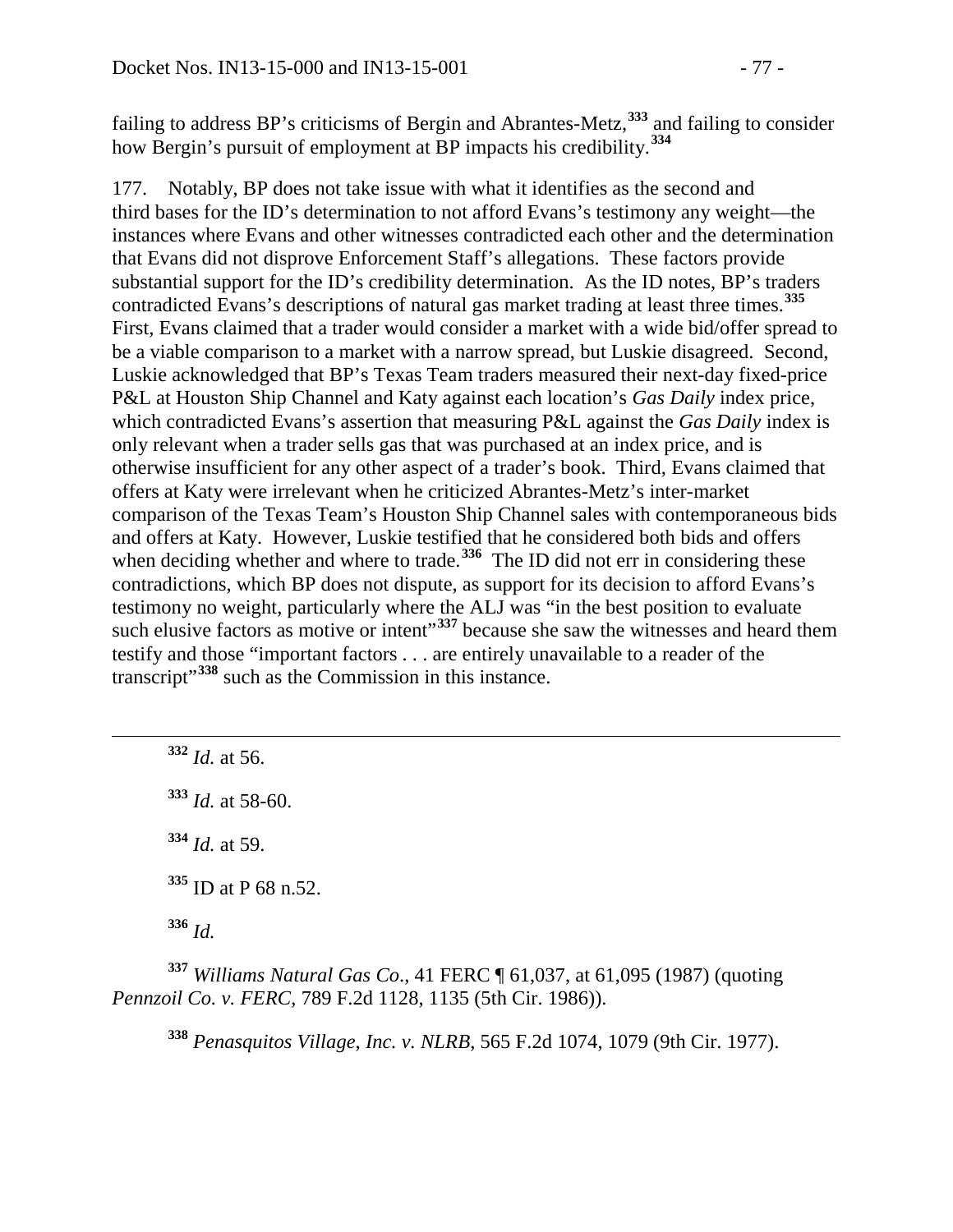failing to address BP's criticisms of Bergin and Abrantes-Metz,[333] and failing to consider how Bergin's pursuit of employment at BP impacts his credibility.[334]

177. Notably, BP does not take issue with what it identifies as the second and third bases for the ID's determination to not afford Evans's testimony any weight—the instances where Evans and other witnesses contradicted each other and the determination that Evans did not disprove Enforcement Staff's allegations. These factors provide substantial support for the ID's credibility determination. As the ID notes, BP's traders contradicted Evans's descriptions of natural gas market trading at least three times.[335] First, Evans claimed that a trader would consider a market with a wide bid/offer spread to be a viable comparison to a market with a narrow spread, but Luskie disagreed. Second, Luskie acknowledged that BP's Texas Team traders measured their next-day fixed-price P&L at Houston Ship Channel and Katy against each location's *Gas Daily* index price, which contradicted Evans's assertion that measuring P&L against the *Gas Daily* index is only relevant when a trader sells gas that was purchased at an index price, and is otherwise insufficient for any other aspect of a trader's book. Third, Evans claimed that offers at Katy were irrelevant when he criticized Abrantes-Metz's inter-market comparison of the Texas Team's Houston Ship Channel sales with contemporaneous bids and offers at Katy. However, Luskie testified that he considered both bids and offers when deciding whether and where to trade.[336] The ID did not err in considering these contradictions, which BP does not dispute, as support for its decision to afford Evans's testimony no weight, particularly where the ALJ was "in the best position to evaluate such elusive factors as motive or intent"[337] because she saw the witnesses and heard them testify and those "important factors . . . are entirely unavailable to a reader of the transcript"[338] such as the Commission in this instance.

---

[332] *Id.* at 56.

[333] *Id.* at 58-60.

[334] *Id.* at 59.

[335] ID at P 68 n.52.

[336] *Id.*

[337] *Williams Natural Gas Co*., 41 FERC ¶ 61,037, at 61,095 (1987) (quoting *Pennzoil Co. v. FERC*, 789 F.2d 1128, 1135 (5th Cir. 1986)).

[338] *Penasquitos Village, Inc. v. NLRB*, 565 F.2d 1074, 1079 (9th Cir. 1977).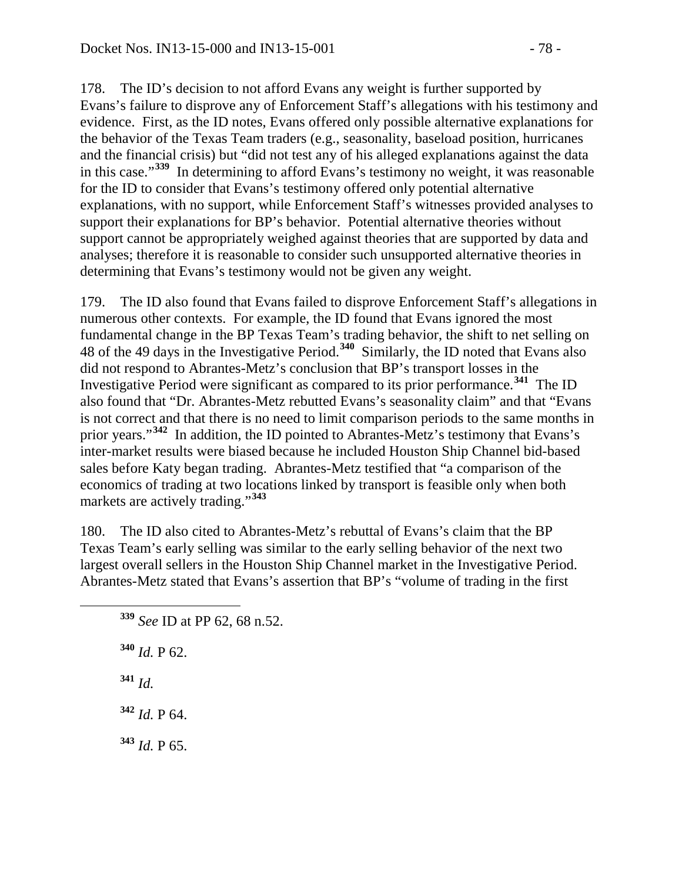178. The ID's decision to not afford Evans any weight is further supported by Evans's failure to disprove any of Enforcement Staff's allegations with his testimony and evidence. First, as the ID notes, Evans offered only possible alternative explanations for the behavior of the Texas Team traders (e.g., seasonality, baseload position, hurricanes and the financial crisis) but "did not test any of his alleged explanations against the data in this case."[339] In determining to afford Evans's testimony no weight, it was reasonable for the ID to consider that Evans's testimony offered only potential alternative explanations, with no support, while Enforcement Staff's witnesses provided analyses to support their explanations for BP's behavior. Potential alternative theories without support cannot be appropriately weighed against theories that are supported by data and analyses; therefore it is reasonable to consider such unsupported alternative theories in determining that Evans's testimony would not be given any weight.

179. The ID also found that Evans failed to disprove Enforcement Staff's allegations in numerous other contexts. For example, the ID found that Evans ignored the most fundamental change in the BP Texas Team's trading behavior, the shift to net selling on 48 of the 49 days in the Investigative Period.[340] Similarly, the ID noted that Evans also did not respond to Abrantes-Metz's conclusion that BP's transport losses in the Investigative Period were significant as compared to its prior performance.[341] The ID also found that "Dr. Abrantes-Metz rebutted Evans's seasonality claim" and that "Evans is not correct and that there is no need to limit comparison periods to the same months in prior years."[342] In addition, the ID pointed to Abrantes-Metz's testimony that Evans's inter-market results were biased because he included Houston Ship Channel bid-based sales before Katy began trading. Abrantes-Metz testified that "a comparison of the economics of trading at two locations linked by transport is feasible only when both markets are actively trading."[343]

180. The ID also cited to Abrantes-Metz's rebuttal of Evans's claim that the BP Texas Team's early selling was similar to the early selling behavior of the next two largest overall sellers in the Houston Ship Channel market in the Investigative Period. Abrantes-Metz stated that Evans's assertion that BP's "volume of trading in the first

---

[339] *See* ID at PP 62, 68 n.52.

[340] *Id.* P 62.

[341] *Id.*

[342] *Id.* P 64.

[343] *Id.* P 65.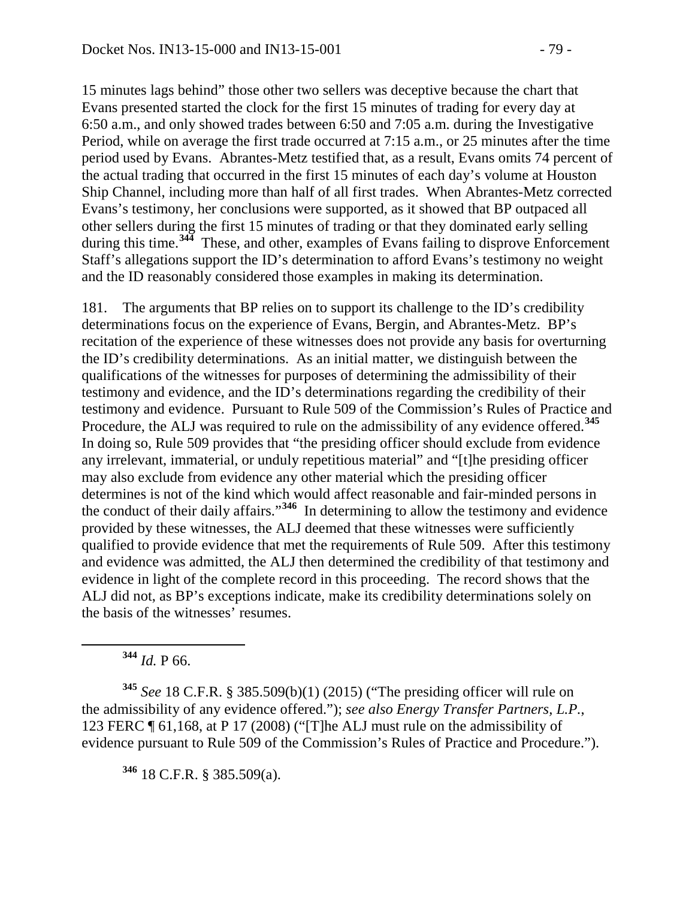15 minutes lags behind" those other two sellers was deceptive because the chart that Evans presented started the clock for the first 15 minutes of trading for every day at 6:50 a.m., and only showed trades between 6:50 and 7:05 a.m. during the Investigative Period, while on average the first trade occurred at 7:15 a.m., or 25 minutes after the time period used by Evans. Abrantes-Metz testified that, as a result, Evans omits 74 percent of the actual trading that occurred in the first 15 minutes of each day's volume at Houston Ship Channel, including more than half of all first trades. When Abrantes-Metz corrected Evans's testimony, her conclusions were supported, as it showed that BP outpaced all other sellers during the first 15 minutes of trading or that they dominated early selling during this time.[344] These, and other, examples of Evans failing to disprove Enforcement Staff's allegations support the ID's determination to afford Evans's testimony no weight and the ID reasonably considered those examples in making its determination.

181. The arguments that BP relies on to support its challenge to the ID's credibility determinations focus on the experience of Evans, Bergin, and Abrantes-Metz. BP's recitation of the experience of these witnesses does not provide any basis for overturning the ID's credibility determinations. As an initial matter, we distinguish between the qualifications of the witnesses for purposes of determining the admissibility of their testimony and evidence, and the ID's determinations regarding the credibility of their testimony and evidence. Pursuant to Rule 509 of the Commission's Rules of Practice and Procedure, the ALJ was required to rule on the admissibility of any evidence offered.[345] In doing so, Rule 509 provides that "the presiding officer should exclude from evidence any irrelevant, immaterial, or unduly repetitious material" and "[t]he presiding officer may also exclude from evidence any other material which the presiding officer determines is not of the kind which would affect reasonable and fair-minded persons in the conduct of their daily affairs."[346] In determining to allow the testimony and evidence provided by these witnesses, the ALJ deemed that these witnesses were sufficiently qualified to provide evidence that met the requirements of Rule 509. After this testimony and evidence was admitted, the ALJ then determined the credibility of that testimony and evidence in light of the complete record in this proceeding. The record shows that the ALJ did not, as BP's exceptions indicate, make its credibility determinations solely on the basis of the witnesses' resumes.

---

[344] *Id.* P 66.

[345] *See* 18 C.F.R. § 385.509(b)(1) (2015) ("The presiding officer will rule on the admissibility of any evidence offered."); *see also Energy Transfer Partners, L.P.*, 123 FERC ¶ 61,168, at P 17 (2008) ("[T]he ALJ must rule on the admissibility of evidence pursuant to Rule 509 of the Commission's Rules of Practice and Procedure.").

[346] 18 C.F.R. § 385.509(a).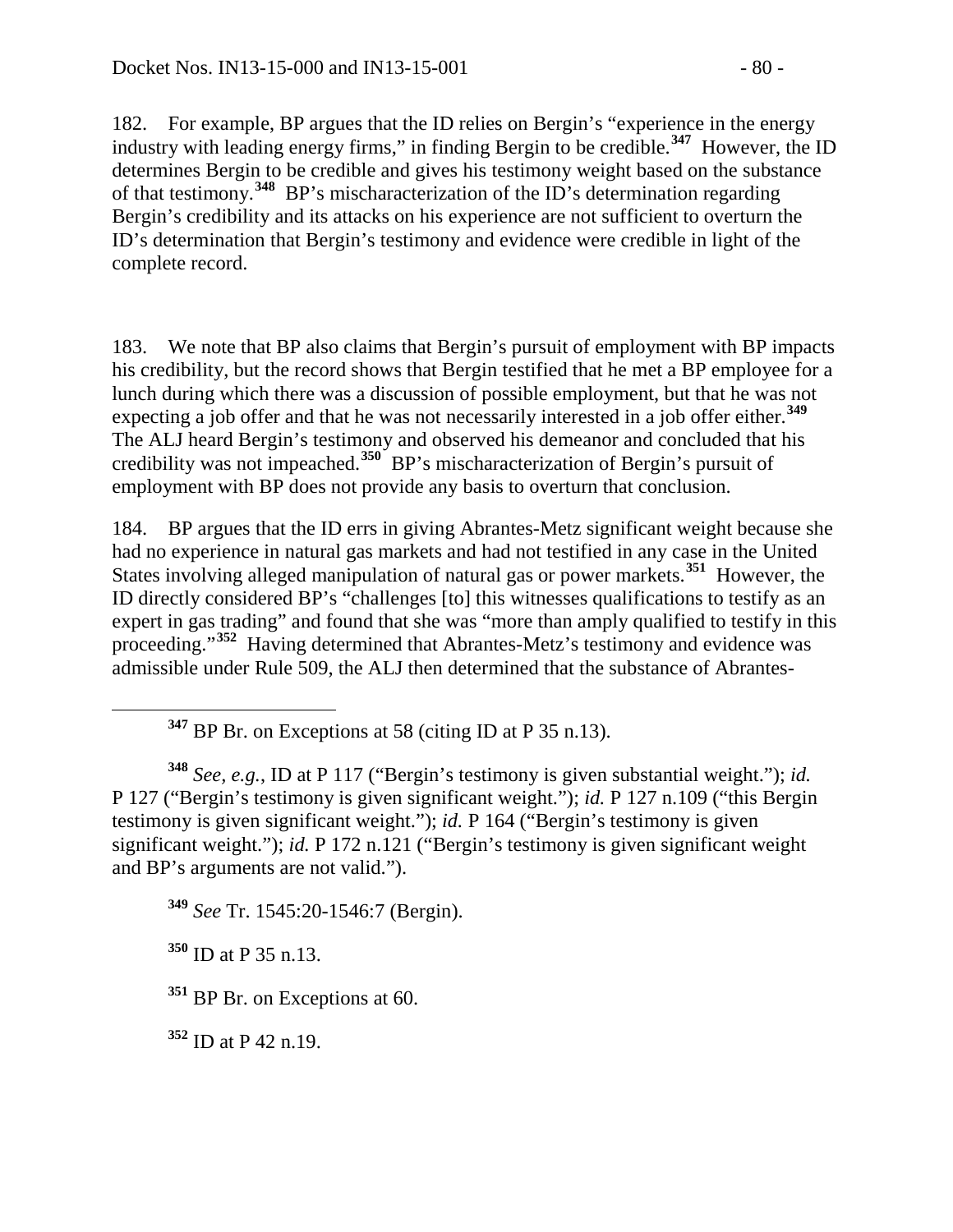182. For example, BP argues that the ID relies on Bergin's "experience in the energy industry with leading energy firms," in finding Bergin to be credible.[347] However, the ID determines Bergin to be credible and gives his testimony weight based on the substance of that testimony.[348] BP's mischaracterization of the ID's determination regarding Bergin's credibility and its attacks on his experience are not sufficient to overturn the ID's determination that Bergin's testimony and evidence were credible in light of the complete record.

183. We note that BP also claims that Bergin's pursuit of employment with BP impacts his credibility, but the record shows that Bergin testified that he met a BP employee for a lunch during which there was a discussion of possible employment, but that he was not expecting a job offer and that he was not necessarily interested in a job offer either.[349] The ALJ heard Bergin's testimony and observed his demeanor and concluded that his credibility was not impeached.[350] BP's mischaracterization of Bergin's pursuit of employment with BP does not provide any basis to overturn that conclusion.

184. BP argues that the ID errs in giving Abrantes-Metz significant weight because she had no experience in natural gas markets and had not testified in any case in the United States involving alleged manipulation of natural gas or power markets.[351] However, the ID directly considered BP's "challenges [to] this witnesses qualifications to testify as an expert in gas trading" and found that she was "more than amply qualified to testify in this proceeding."[352] Having determined that Abrantes-Metz's testimony and evidence was admissible under Rule 509, the ALJ then determined that the substance of Abrantes-

---

[347] BP Br. on Exceptions at 58 (citing ID at P 35 n.13).

[348] *See, e.g.*, ID at P 117 ("Bergin's testimony is given substantial weight."); *id.* P 127 ("Bergin's testimony is given significant weight."); *id.* P 127 n.109 ("this Bergin testimony is given significant weight."); *id.* P 164 ("Bergin's testimony is given significant weight."); *id.* P 172 n.121 ("Bergin's testimony is given significant weight and BP's arguments are not valid.").

[349] *See* Tr. 1545:20-1546:7 (Bergin).

[350] ID at P 35 n.13.

[351] BP Br. on Exceptions at 60.

[352] ID at P 42 n.19.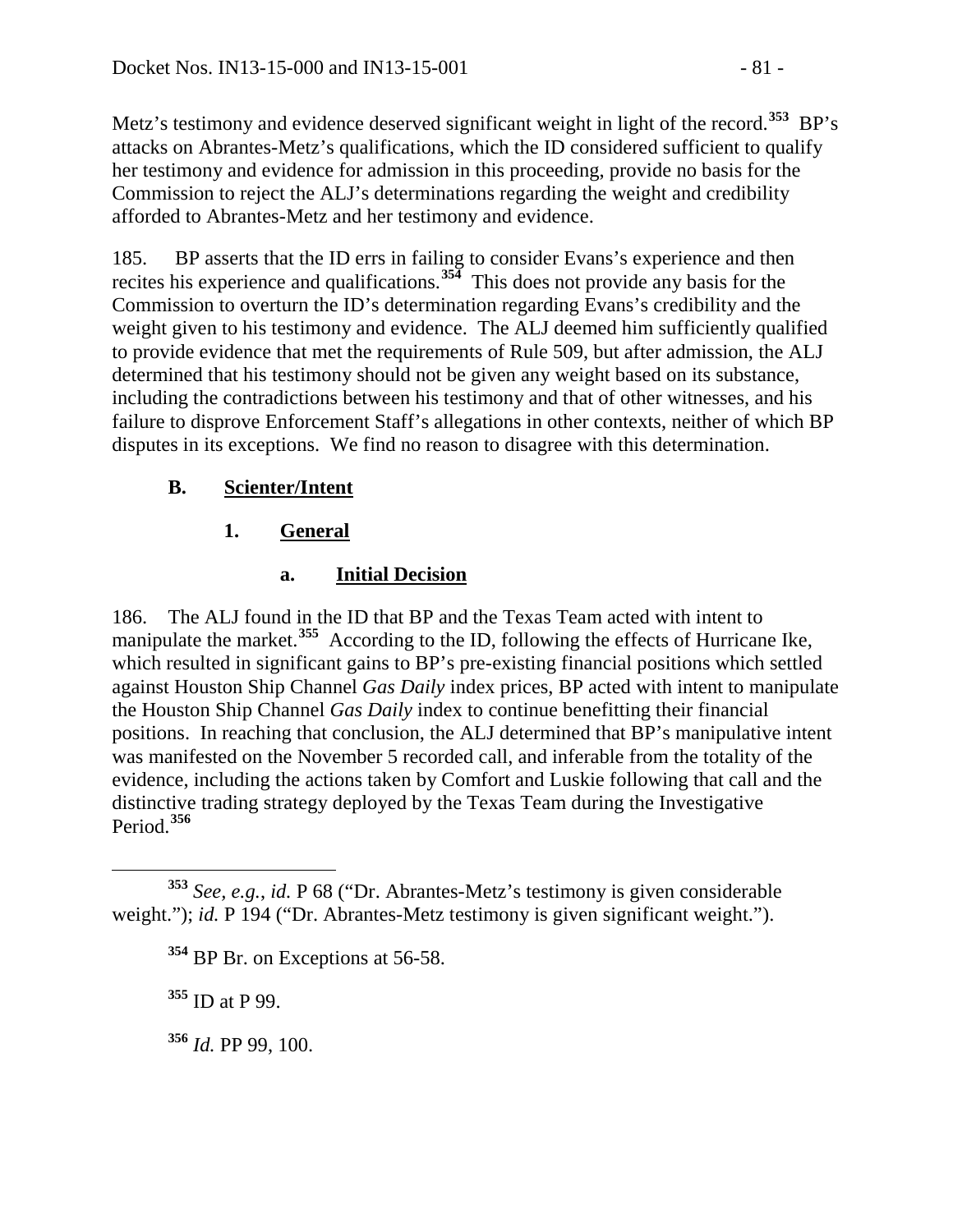Metz's testimony and evidence deserved significant weight in light of the record.[353] BP's attacks on Abrantes-Metz's qualifications, which the ID considered sufficient to qualify her testimony and evidence for admission in this proceeding, provide no basis for the Commission to reject the ALJ's determinations regarding the weight and credibility afforded to Abrantes-Metz and her testimony and evidence.

185. BP asserts that the ID errs in failing to consider Evans's experience and then recites his experience and qualifications.[354] This does not provide any basis for the Commission to overturn the ID's determination regarding Evans's credibility and the weight given to his testimony and evidence. The ALJ deemed him sufficiently qualified to provide evidence that met the requirements of Rule 509, but after admission, the ALJ determined that his testimony should not be given any weight based on its substance, including the contradictions between his testimony and that of other witnesses, and his failure to disprove Enforcement Staff's allegations in other contexts, neither of which BP disputes in its exceptions. We find no reason to disagree with this determination.

## B. Scienter/Intent

### 1. General

#### a. Initial Decision

186. The ALJ found in the ID that BP and the Texas Team acted with intent to manipulate the market.[355] According to the ID, following the effects of Hurricane Ike, which resulted in significant gains to BP's pre-existing financial positions which settled against Houston Ship Channel *Gas Daily* index prices, BP acted with intent to manipulate the Houston Ship Channel *Gas Daily* index to continue benefitting their financial positions. In reaching that conclusion, the ALJ determined that BP's manipulative intent was manifested on the November 5 recorded call, and inferable from the totality of the evidence, including the actions taken by Comfort and Luskie following that call and the distinctive trading strategy deployed by the Texas Team during the Investigative Period.[356]

---

[353] *See, e.g.*, *id.* P 68 ("Dr. Abrantes-Metz's testimony is given considerable weight."); *id.* P 194 ("Dr. Abrantes-Metz testimony is given significant weight.").

[354] BP Br. on Exceptions at 56-58.

[355] ID at P 99.

[356] *Id.* PP 99, 100.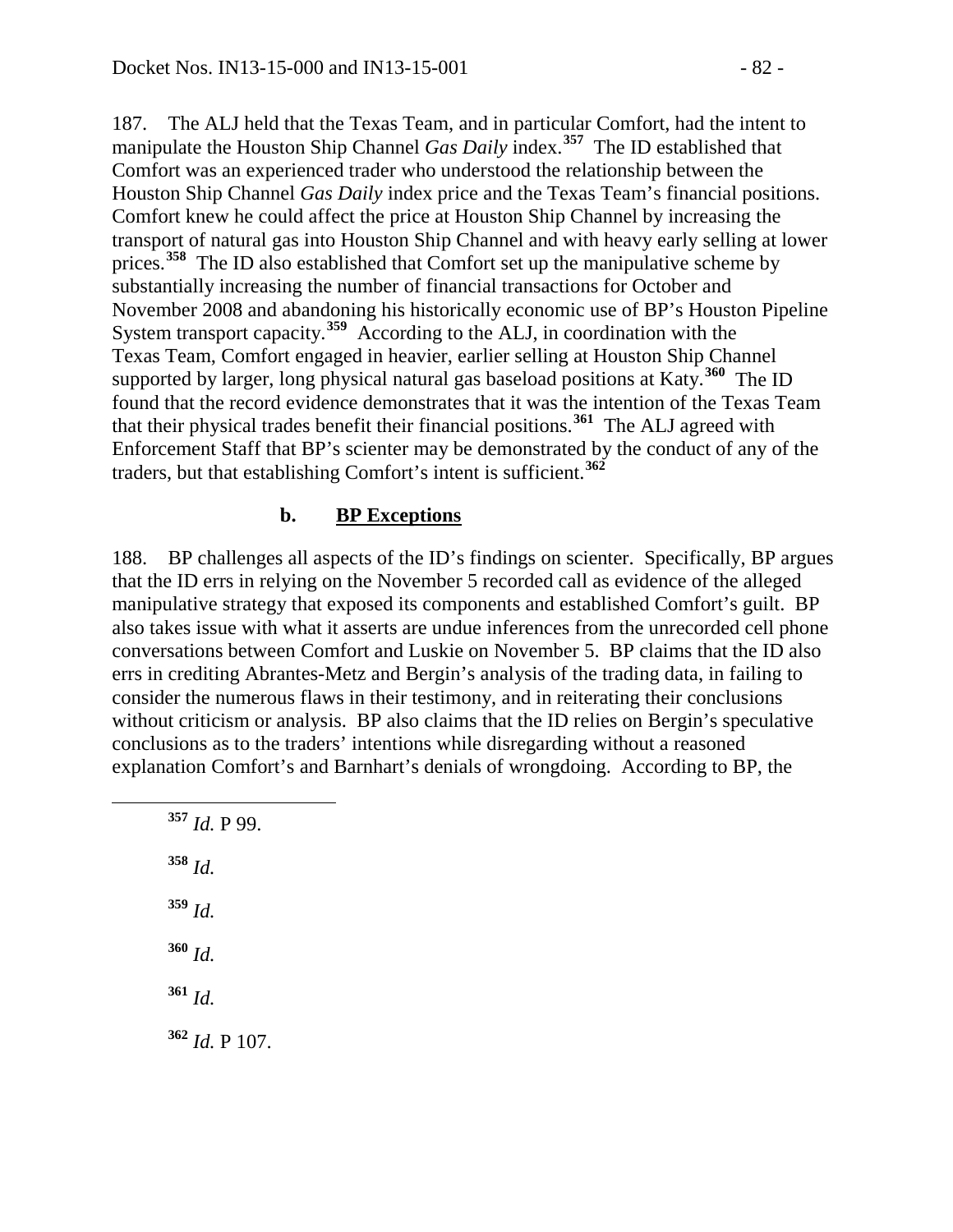187. The ALJ held that the Texas Team, and in particular Comfort, had the intent to manipulate the Houston Ship Channel *Gas Daily* index.[357] The ID established that Comfort was an experienced trader who understood the relationship between the Houston Ship Channel *Gas Daily* index price and the Texas Team's financial positions. Comfort knew he could affect the price at Houston Ship Channel by increasing the transport of natural gas into Houston Ship Channel and with heavy early selling at lower prices.[358] The ID also established that Comfort set up the manipulative scheme by substantially increasing the number of financial transactions for October and November 2008 and abandoning his historically economic use of BP's Houston Pipeline System transport capacity.[359] According to the ALJ, in coordination with the Texas Team, Comfort engaged in heavier, earlier selling at Houston Ship Channel supported by larger, long physical natural gas baseload positions at Katy.[360] The ID found that the record evidence demonstrates that it was the intention of the Texas Team that their physical trades benefit their financial positions.[361] The ALJ agreed with Enforcement Staff that BP's scienter may be demonstrated by the conduct of any of the traders, but that establishing Comfort's intent is sufficient.[362]

### b. **BP Exceptions**

188. BP challenges all aspects of the ID's findings on scienter. Specifically, BP argues that the ID errs in relying on the November 5 recorded call as evidence of the alleged manipulative strategy that exposed its components and established Comfort's guilt. BP also takes issue with what it asserts are undue inferences from the unrecorded cell phone conversations between Comfort and Luskie on November 5. BP claims that the ID also errs in crediting Abrantes-Metz and Bergin's analysis of the trading data, in failing to consider the numerous flaws in their testimony, and in reiterating their conclusions without criticism or analysis. BP also claims that the ID relies on Bergin's speculative conclusions as to the traders' intentions while disregarding without a reasoned explanation Comfort's and Barnhart's denials of wrongdoing. According to BP, the

---

[357] *Id.* P 99.

[358] *Id.*

[359] *Id.*

[360] *Id.*

[361] *Id.*

[362] *Id.* P 107.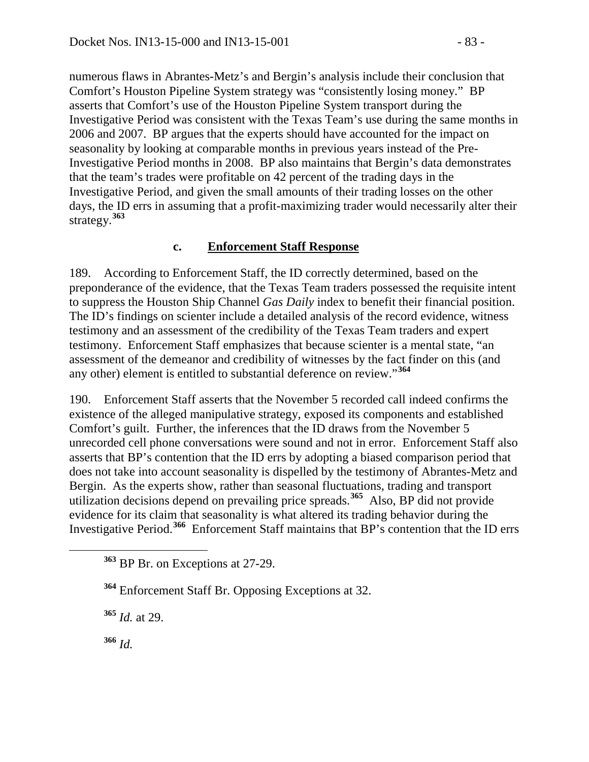numerous flaws in Abrantes-Metz's and Bergin's analysis include their conclusion that Comfort's Houston Pipeline System strategy was "consistently losing money." BP asserts that Comfort's use of the Houston Pipeline System transport during the Investigative Period was consistent with the Texas Team's use during the same months in 2006 and 2007. BP argues that the experts should have accounted for the impact on seasonality by looking at comparable months in previous years instead of the Pre-Investigative Period months in 2008. BP also maintains that Bergin's data demonstrates that the team's trades were profitable on 42 percent of the trading days in the Investigative Period, and given the small amounts of their trading losses on the other days, the ID errs in assuming that a profit-maximizing trader would necessarily alter their strategy.[363]

### c. Enforcement Staff Response

189. According to Enforcement Staff, the ID correctly determined, based on the preponderance of the evidence, that the Texas Team traders possessed the requisite intent to suppress the Houston Ship Channel *Gas Daily* index to benefit their financial position. The ID's findings on scienter include a detailed analysis of the record evidence, witness testimony and an assessment of the credibility of the Texas Team traders and expert testimony. Enforcement Staff emphasizes that because scienter is a mental state, "an assessment of the demeanor and credibility of witnesses by the fact finder on this (and any other) element is entitled to substantial deference on review."[364]

190. Enforcement Staff asserts that the November 5 recorded call indeed confirms the existence of the alleged manipulative strategy, exposed its components and established Comfort's guilt. Further, the inferences that the ID draws from the November 5 unrecorded cell phone conversations were sound and not in error. Enforcement Staff also asserts that BP's contention that the ID errs by adopting a biased comparison period that does not take into account seasonality is dispelled by the testimony of Abrantes-Metz and Bergin. As the experts show, rather than seasonal fluctuations, trading and transport utilization decisions depend on prevailing price spreads.[365] Also, BP did not provide evidence for its claim that seasonality is what altered its trading behavior during the Investigative Period.[366] Enforcement Staff maintains that BP's contention that the ID errs

---

[363] BP Br. on Exceptions at 27-29.

[364] Enforcement Staff Br. Opposing Exceptions at 32.

[365] *Id.* at 29.

[366] *Id.*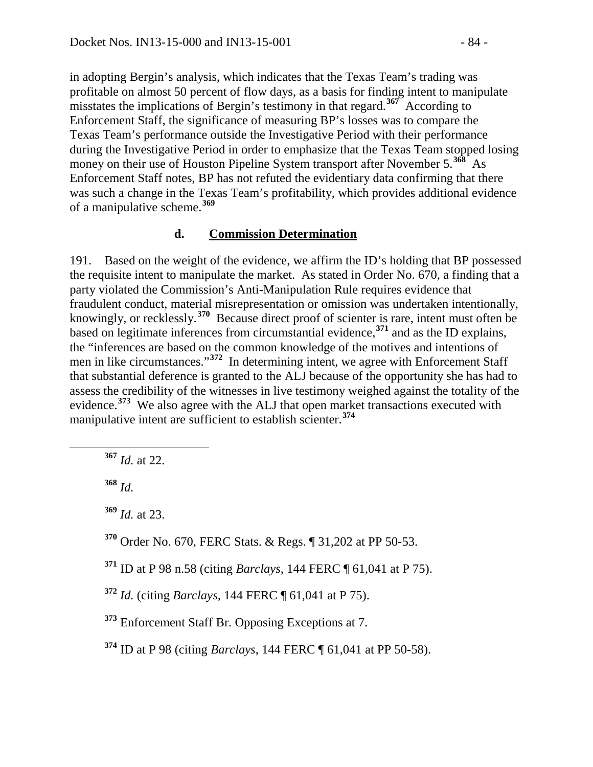in adopting Bergin's analysis, which indicates that the Texas Team's trading was profitable on almost 50 percent of flow days, as a basis for finding intent to manipulate misstates the implications of Bergin's testimony in that regard.[367] According to Enforcement Staff, the significance of measuring BP's losses was to compare the Texas Team's performance outside the Investigative Period with their performance during the Investigative Period in order to emphasize that the Texas Team stopped losing money on their use of Houston Pipeline System transport after November 5.[368] As Enforcement Staff notes, BP has not refuted the evidentiary data confirming that there was such a change in the Texas Team's profitability, which provides additional evidence of a manipulative scheme.[369]

#### d. **Commission Determination**

191. Based on the weight of the evidence, we affirm the ID's holding that BP possessed the requisite intent to manipulate the market. As stated in Order No. 670, a finding that a party violated the Commission's Anti-Manipulation Rule requires evidence that fraudulent conduct, material misrepresentation or omission was undertaken intentionally, knowingly, or recklessly.[370] Because direct proof of scienter is rare, intent must often be based on legitimate inferences from circumstantial evidence,[371] and as the ID explains, the "inferences are based on the common knowledge of the motives and intentions of men in like circumstances."[372] In determining intent, we agree with Enforcement Staff that substantial deference is granted to the ALJ because of the opportunity she has had to assess the credibility of the witnesses in live testimony weighed against the totality of the evidence.[373] We also agree with the ALJ that open market transactions executed with manipulative intent are sufficient to establish scienter.[374]

---

[367] *Id.* at 22.

[368] *Id.*

[369] *Id.* at 23.

[370] Order No. 670, FERC Stats. & Regs. ¶ 31,202 at PP 50-53.

[371] ID at P 98 n.58 (citing *Barclays*, 144 FERC ¶ 61,041 at P 75).

[372] *Id.* (citing *Barclays*, 144 FERC ¶ 61,041 at P 75).

[373] Enforcement Staff Br. Opposing Exceptions at 7.

[374] ID at P 98 (citing *Barclays*, 144 FERC ¶ 61,041 at PP 50-58).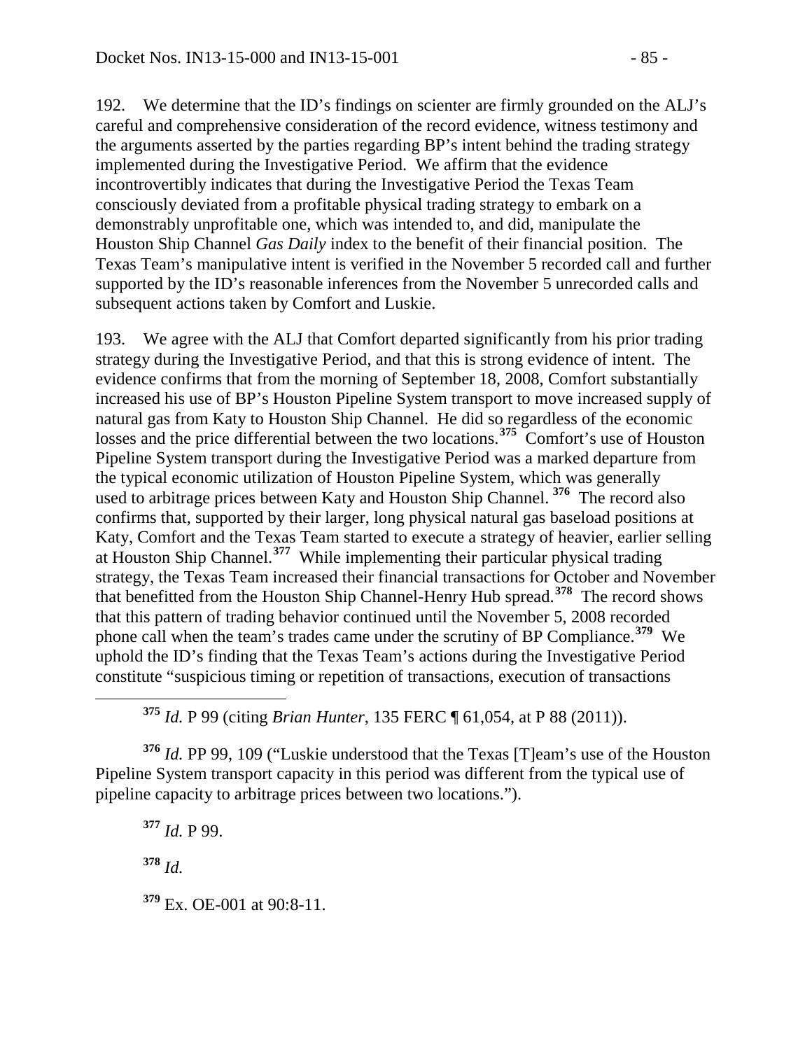192. We determine that the ID's findings on scienter are firmly grounded on the ALJ's careful and comprehensive consideration of the record evidence, witness testimony and the arguments asserted by the parties regarding BP's intent behind the trading strategy implemented during the Investigative Period. We affirm that the evidence incontrovertibly indicates that during the Investigative Period the Texas Team consciously deviated from a profitable physical trading strategy to embark on a demonstrably unprofitable one, which was intended to, and did, manipulate the Houston Ship Channel *Gas Daily* index to the benefit of their financial position. The Texas Team's manipulative intent is verified in the November 5 recorded call and further supported by the ID's reasonable inferences from the November 5 unrecorded calls and subsequent actions taken by Comfort and Luskie.

193. We agree with the ALJ that Comfort departed significantly from his prior trading strategy during the Investigative Period, and that this is strong evidence of intent. The evidence confirms that from the morning of September 18, 2008, Comfort substantially increased his use of BP's Houston Pipeline System transport to move increased supply of natural gas from Katy to Houston Ship Channel. He did so regardless of the economic losses and the price differential between the two locations.[375] Comfort's use of Houston Pipeline System transport during the Investigative Period was a marked departure from the typical economic utilization of Houston Pipeline System, which was generally used to arbitrage prices between Katy and Houston Ship Channel.[376] The record also confirms that, supported by their larger, long physical natural gas baseload positions at Katy, Comfort and the Texas Team started to execute a strategy of heavier, earlier selling at Houston Ship Channel.[377] While implementing their particular physical trading strategy, the Texas Team increased their financial transactions for October and November that benefitted from the Houston Ship Channel-Henry Hub spread.[378] The record shows that this pattern of trading behavior continued until the November 5, 2008 recorded phone call when the team's trades came under the scrutiny of BP Compliance.[379] We uphold the ID's finding that the Texas Team's actions during the Investigative Period constitute "suspicious timing or repetition of transactions, execution of transactions

[375] *Id.* P 99 (citing *Brian Hunter*, 135 FERC ¶ 61,054, at P 88 (2011)).

[376] *Id.* PP 99, 109 ("Luskie understood that the Texas [T]eam's use of the Houston Pipeline System transport capacity in this period was different from the typical use of pipeline capacity to arbitrage prices between two locations.").

[377] *Id.* P 99.

[378] *Id.*

[379] Ex. OE-001 at 90:8-11.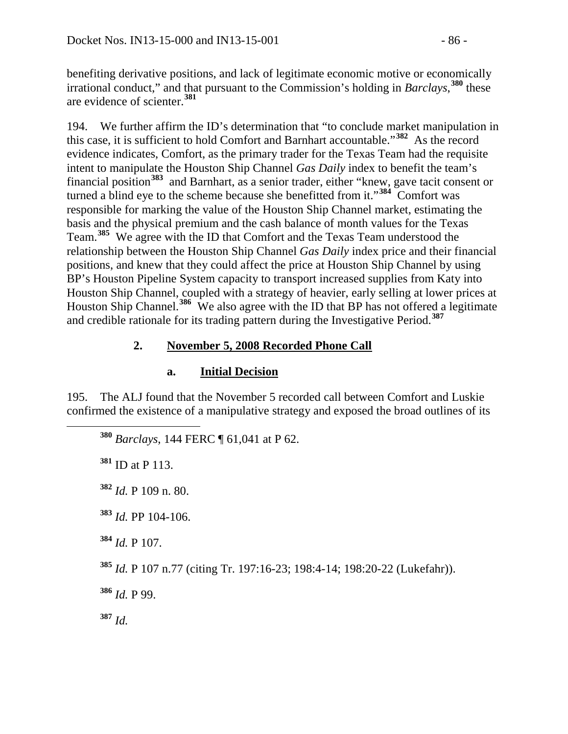benefiting derivative positions, and lack of legitimate economic motive or economically irrational conduct," and that pursuant to the Commission's holding in *Barclays*,[380] these are evidence of scienter.[381]

194. We further affirm the ID's determination that "to conclude market manipulation in this case, it is sufficient to hold Comfort and Barnhart accountable."[382] As the record evidence indicates, Comfort, as the primary trader for the Texas Team had the requisite intent to manipulate the Houston Ship Channel *Gas Daily* index to benefit the team's financial position[383] and Barnhart, as a senior trader, either "knew, gave tacit consent or turned a blind eye to the scheme because she benefitted from it."[384] Comfort was responsible for marking the value of the Houston Ship Channel market, estimating the basis and the physical premium and the cash balance of month values for the Texas Team.[385] We agree with the ID that Comfort and the Texas Team understood the relationship between the Houston Ship Channel *Gas Daily* index price and their financial positions, and knew that they could affect the price at Houston Ship Channel by using BP's Houston Pipeline System capacity to transport increased supplies from Katy into Houston Ship Channel, coupled with a strategy of heavier, early selling at lower prices at Houston Ship Channel.[386] We also agree with the ID that BP has not offered a legitimate and credible rationale for its trading pattern during the Investigative Period.[387]

### 2. November 5, 2008 Recorded Phone Call

#### a. Initial Decision

195. The ALJ found that the November 5 recorded call between Comfort and Luskie confirmed the existence of a manipulative strategy and exposed the broad outlines of its

---

[380] *Barclays*, 144 FERC ¶ 61,041 at P 62.

[381] ID at P 113.

[382] *Id.* P 109 n. 80.

[383] *Id.* PP 104-106.

[384] *Id.* P 107.

[385] *Id.* P 107 n.77 (citing Tr. 197:16-23; 198:4-14; 198:20-22 (Lukefahr)).

[386] *Id.* P 99.

[387] *Id.*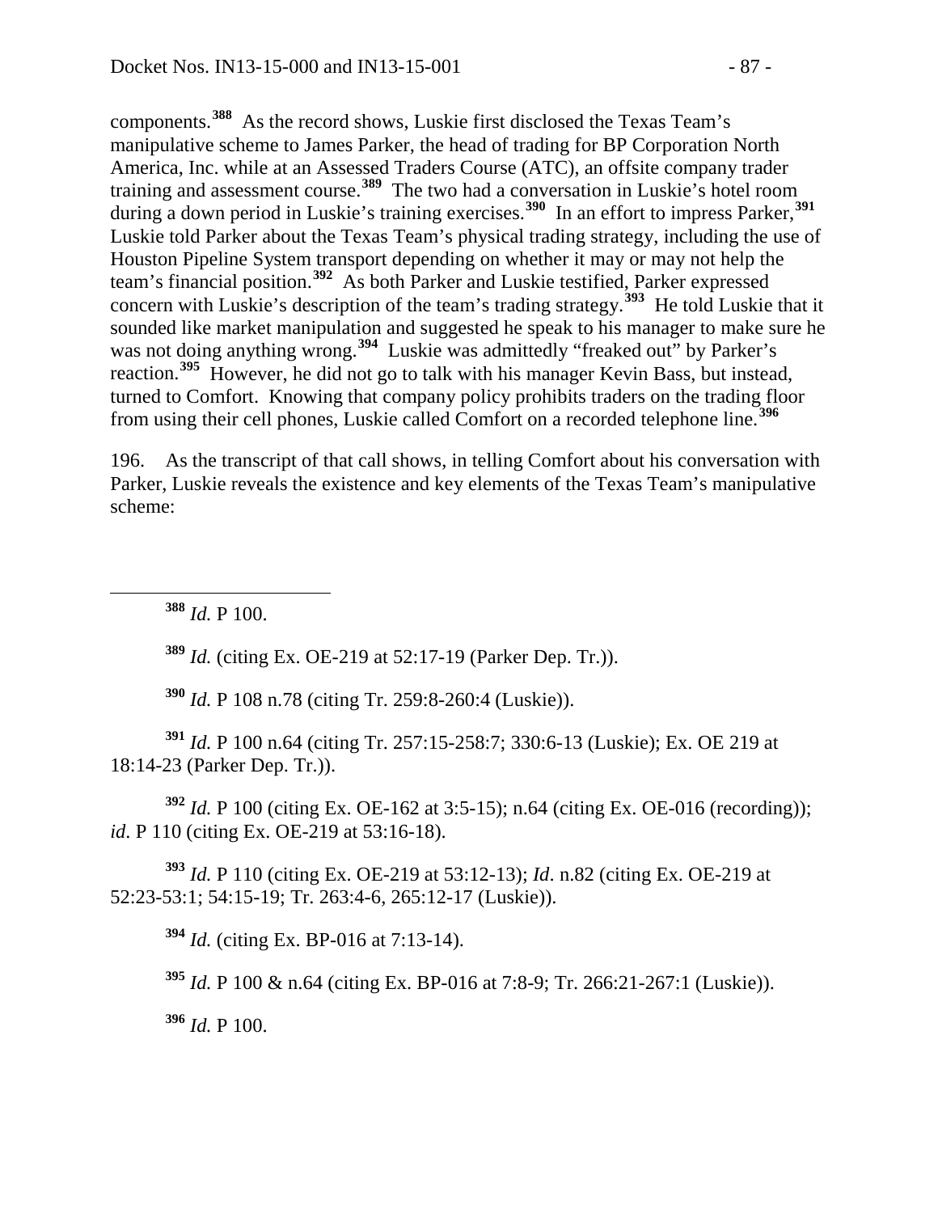components.[388] As the record shows, Luskie first disclosed the Texas Team's manipulative scheme to James Parker, the head of trading for BP Corporation North America, Inc. while at an Assessed Traders Course (ATC), an offsite company trader training and assessment course.[389] The two had a conversation in Luskie's hotel room during a down period in Luskie's training exercises.[390] In an effort to impress Parker,[391] Luskie told Parker about the Texas Team's physical trading strategy, including the use of Houston Pipeline System transport depending on whether it may or may not help the team's financial position.[392] As both Parker and Luskie testified, Parker expressed concern with Luskie's description of the team's trading strategy.[393] He told Luskie that it sounded like market manipulation and suggested he speak to his manager to make sure he was not doing anything wrong.[394] Luskie was admittedly "freaked out" by Parker's reaction.[395] However, he did not go to talk with his manager Kevin Bass, but instead, turned to Comfort. Knowing that company policy prohibits traders on the trading floor from using their cell phones, Luskie called Comfort on a recorded telephone line.[396]

196. As the transcript of that call shows, in telling Comfort about his conversation with Parker, Luskie reveals the existence and key elements of the Texas Team's manipulative scheme:

---

[388] *Id.* P 100.

[389] *Id.* (citing Ex. OE-219 at 52:17-19 (Parker Dep. Tr.)).

[390] *Id.* P 108 n.78 (citing Tr. 259:8-260:4 (Luskie)).

[391] *Id.* P 100 n.64 (citing Tr. 257:15-258:7; 330:6-13 (Luskie); Ex. OE 219 at 18:14-23 (Parker Dep. Tr.)).

[392] *Id.* P 100 (citing Ex. OE-162 at 3:5-15); n.64 (citing Ex. OE-016 (recording)); *id*. P 110 (citing Ex. OE-219 at 53:16-18).

[393] *Id.* P 110 (citing Ex. OE-219 at 53:12-13); *Id*. n.82 (citing Ex. OE-219 at 52:23-53:1; 54:15-19; Tr. 263:4-6, 265:12-17 (Luskie)).

[394] *Id.* (citing Ex. BP-016 at 7:13-14).

[395] *Id.* P 100 & n.64 (citing Ex. BP-016 at 7:8-9; Tr. 266:21-267:1 (Luskie)).

[396] *Id.* P 100.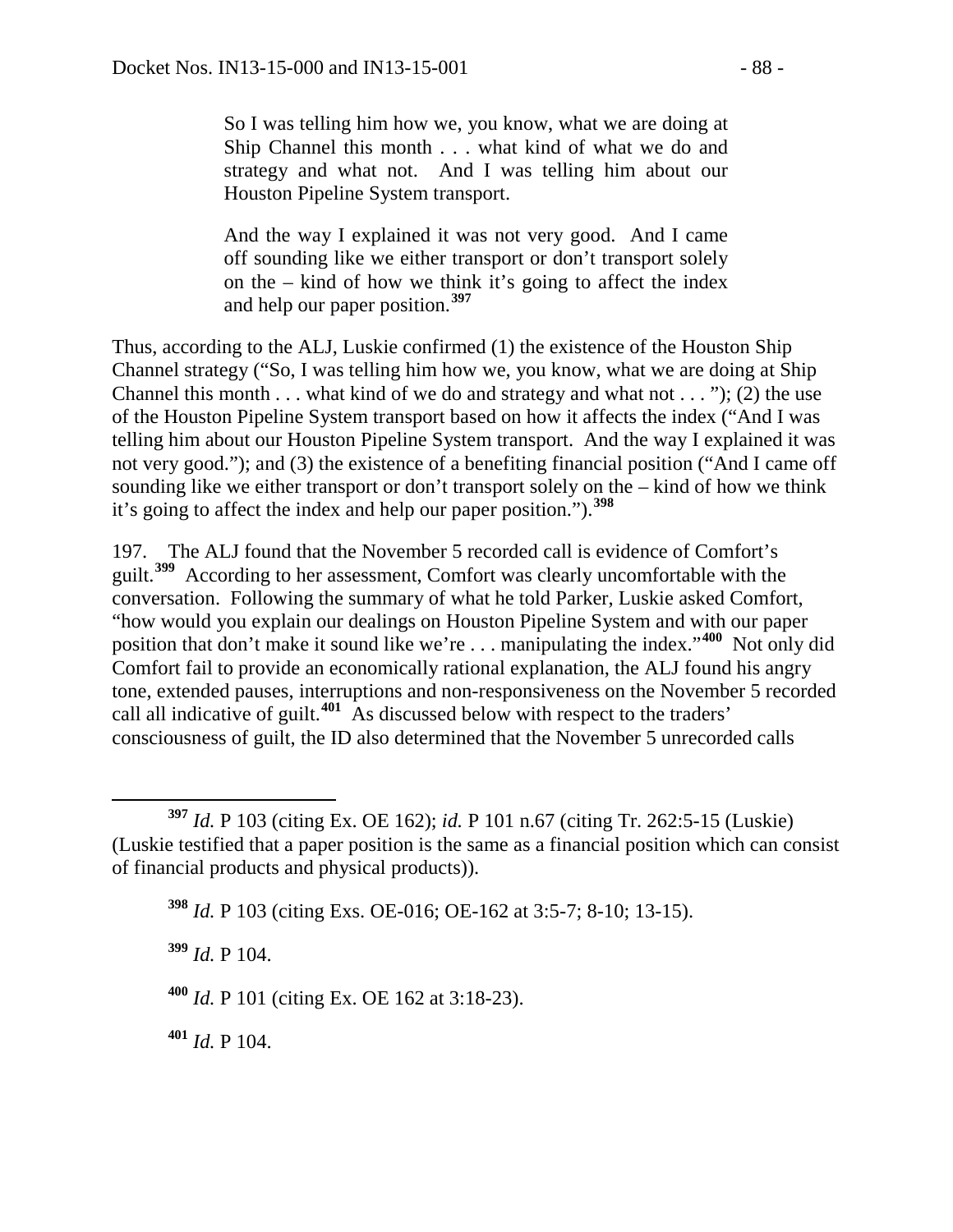> So I was telling him how we, you know, what we are doing at Ship Channel this month . . . what kind of what we do and strategy and what not. And I was telling him about our Houston Pipeline System transport.
>
> And the way I explained it was not very good. And I came off sounding like we either transport or don't transport solely on the – kind of how we think it's going to affect the index and help our paper position.[397]

Thus, according to the ALJ, Luskie confirmed (1) the existence of the Houston Ship Channel strategy ("So, I was telling him how we, you know, what we are doing at Ship Channel this month . . . what kind of we do and strategy and what not . . . "); (2) the use of the Houston Pipeline System transport based on how it affects the index ("And I was telling him about our Houston Pipeline System transport. And the way I explained it was not very good."); and (3) the existence of a benefiting financial position ("And I came off sounding like we either transport or don't transport solely on the – kind of how we think it's going to affect the index and help our paper position.").[398]

197. The ALJ found that the November 5 recorded call is evidence of Comfort's guilt.[399] According to her assessment, Comfort was clearly uncomfortable with the conversation. Following the summary of what he told Parker, Luskie asked Comfort, "how would you explain our dealings on Houston Pipeline System and with our paper position that don't make it sound like we're . . . manipulating the index."[400] Not only did Comfort fail to provide an economically rational explanation, the ALJ found his angry tone, extended pauses, interruptions and non-responsiveness on the November 5 recorded call all indicative of guilt.[401] As discussed below with respect to the traders' consciousness of guilt, the ID also determined that the November 5 unrecorded calls

---

[397] *Id.* P 103 (citing Ex. OE 162); *id.* P 101 n.67 (citing Tr. 262:5-15 (Luskie) (Luskie testified that a paper position is the same as a financial position which can consist of financial products and physical products)).

[398] *Id.* P 103 (citing Exs. OE-016; OE-162 at 3:5-7; 8-10; 13-15).

[399] *Id.* P 104.

[400] *Id.* P 101 (citing Ex. OE 162 at 3:18-23).

[401] *Id.* P 104.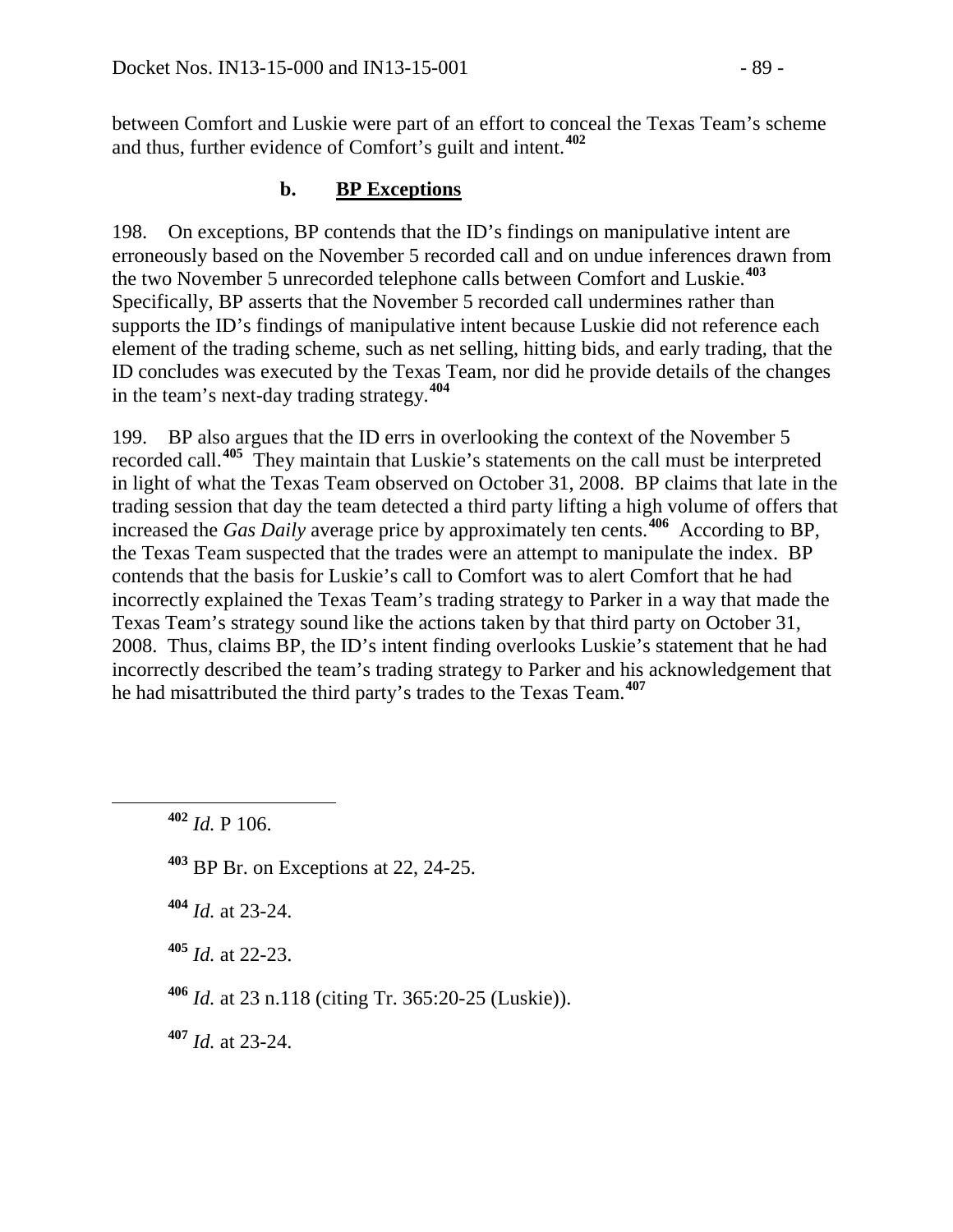between Comfort and Luskie were part of an effort to conceal the Texas Team's scheme and thus, further evidence of Comfort's guilt and intent.[402]

### b. **BP Exceptions**

198. On exceptions, BP contends that the ID's findings on manipulative intent are erroneously based on the November 5 recorded call and on undue inferences drawn from the two November 5 unrecorded telephone calls between Comfort and Luskie.[403] Specifically, BP asserts that the November 5 recorded call undermines rather than supports the ID's findings of manipulative intent because Luskie did not reference each element of the trading scheme, such as net selling, hitting bids, and early trading, that the ID concludes was executed by the Texas Team, nor did he provide details of the changes in the team's next-day trading strategy.[404]

199. BP also argues that the ID errs in overlooking the context of the November 5 recorded call.[405] They maintain that Luskie's statements on the call must be interpreted in light of what the Texas Team observed on October 31, 2008. BP claims that late in the trading session that day the team detected a third party lifting a high volume of offers that increased the *Gas Daily* average price by approximately ten cents.[406] According to BP, the Texas Team suspected that the trades were an attempt to manipulate the index. BP contends that the basis for Luskie's call to Comfort was to alert Comfort that he had incorrectly explained the Texas Team's trading strategy to Parker in a way that made the Texas Team's strategy sound like the actions taken by that third party on October 31, 2008. Thus, claims BP, the ID's intent finding overlooks Luskie's statement that he had incorrectly described the team's trading strategy to Parker and his acknowledgement that he had misattributed the third party's trades to the Texas Team.[407]

---

[402] *Id.* P 106.

[403] BP Br. on Exceptions at 22, 24-25.

[404] *Id.* at 23-24.

[405] *Id.* at 22-23.

[406] *Id.* at 23 n.118 (citing Tr. 365:20-25 (Luskie)).

[407] *Id.* at 23-24.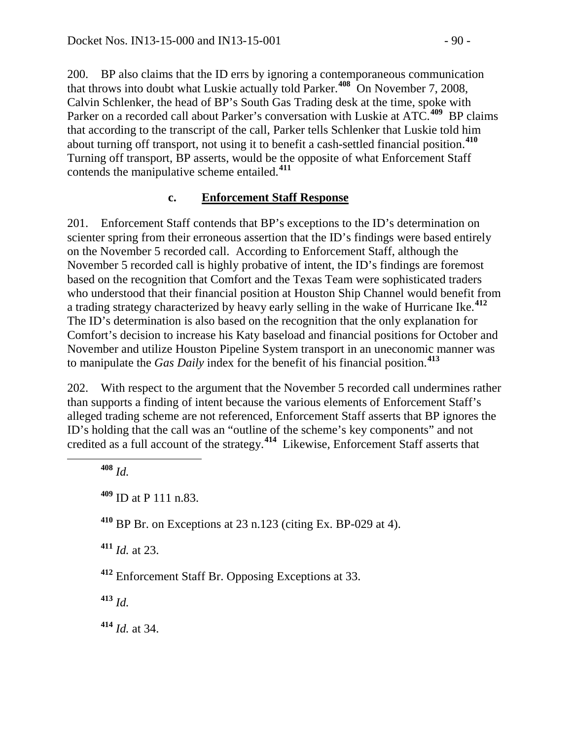200. BP also claims that the ID errs by ignoring a contemporaneous communication that throws into doubt what Luskie actually told Parker.[408] On November 7, 2008, Calvin Schlenker, the head of BP's South Gas Trading desk at the time, spoke with Parker on a recorded call about Parker's conversation with Luskie at ATC.[409] BP claims that according to the transcript of the call, Parker tells Schlenker that Luskie told him about turning off transport, not using it to benefit a cash-settled financial position.[410] Turning off transport, BP asserts, would be the opposite of what Enforcement Staff contends the manipulative scheme entailed.[411]

### c. Enforcement Staff Response

201. Enforcement Staff contends that BP's exceptions to the ID's determination on scienter spring from their erroneous assertion that the ID's findings were based entirely on the November 5 recorded call. According to Enforcement Staff, although the November 5 recorded call is highly probative of intent, the ID's findings are foremost based on the recognition that Comfort and the Texas Team were sophisticated traders who understood that their financial position at Houston Ship Channel would benefit from a trading strategy characterized by heavy early selling in the wake of Hurricane Ike.[412] The ID's determination is also based on the recognition that the only explanation for Comfort's decision to increase his Katy baseload and financial positions for October and November and utilize Houston Pipeline System transport in an uneconomic manner was to manipulate the *Gas Daily* index for the benefit of his financial position.[413]

202. With respect to the argument that the November 5 recorded call undermines rather than supports a finding of intent because the various elements of Enforcement Staff's alleged trading scheme are not referenced, Enforcement Staff asserts that BP ignores the ID's holding that the call was an "outline of the scheme's key components" and not credited as a full account of the strategy.[414] Likewise, Enforcement Staff asserts that

---

[408] *Id.*

[409] ID at P 111 n.83.

[410] BP Br. on Exceptions at 23 n.123 (citing Ex. BP-029 at 4).

[411] *Id.* at 23.

[412] Enforcement Staff Br. Opposing Exceptions at 33.

[413] *Id.*

[414] *Id.* at 34.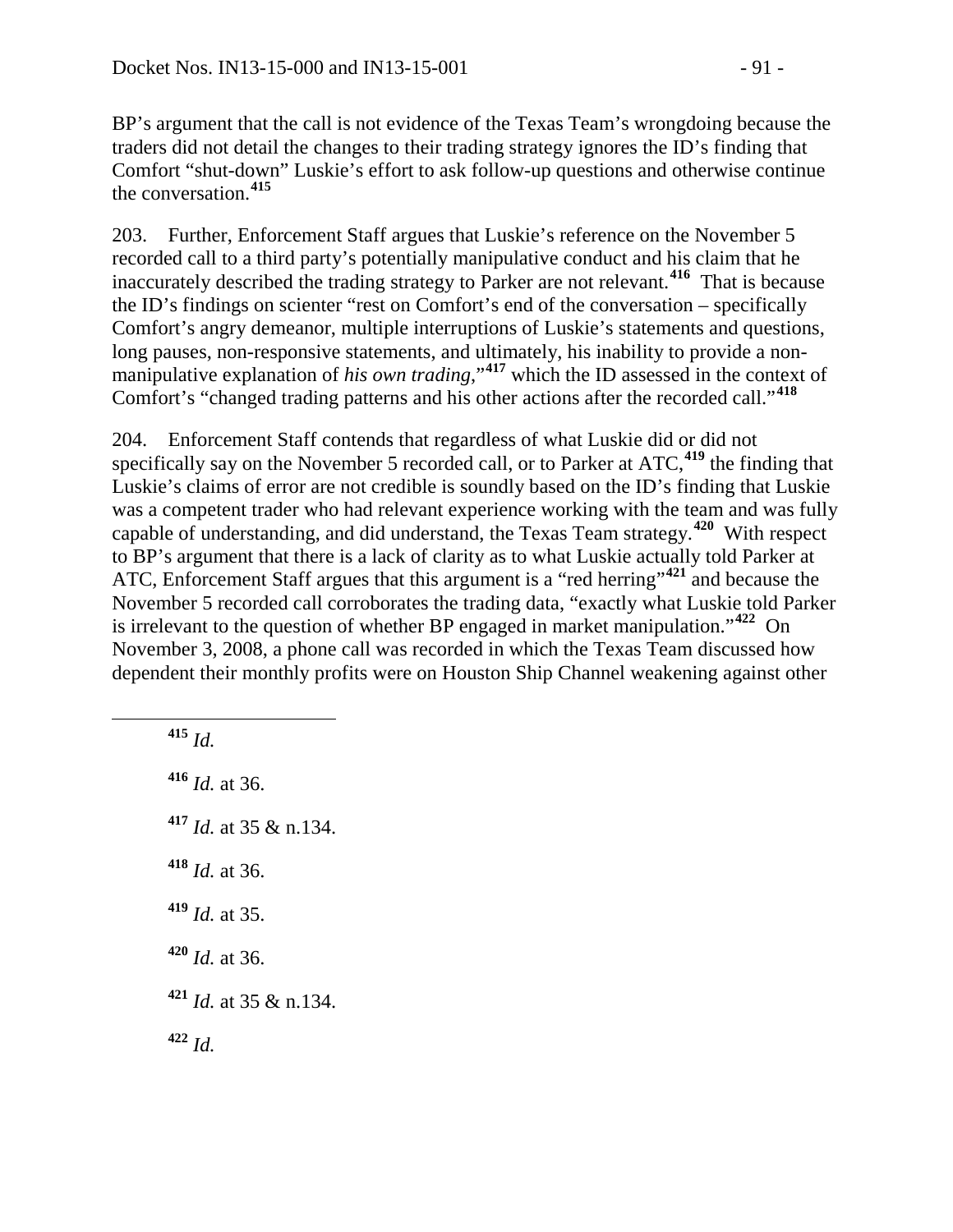BP's argument that the call is not evidence of the Texas Team's wrongdoing because the traders did not detail the changes to their trading strategy ignores the ID's finding that Comfort "shut-down" Luskie's effort to ask follow-up questions and otherwise continue the conversation.[415]

203. Further, Enforcement Staff argues that Luskie's reference on the November 5 recorded call to a third party's potentially manipulative conduct and his claim that he inaccurately described the trading strategy to Parker are not relevant.[416] That is because the ID's findings on scienter "rest on Comfort's end of the conversation – specifically Comfort's angry demeanor, multiple interruptions of Luskie's statements and questions, long pauses, non-responsive statements, and ultimately, his inability to provide a non-manipulative explanation of *his own trading*,"[417] which the ID assessed in the context of Comfort's "changed trading patterns and his other actions after the recorded call."[418]

204. Enforcement Staff contends that regardless of what Luskie did or did not specifically say on the November 5 recorded call, or to Parker at ATC,[419] the finding that Luskie's claims of error are not credible is soundly based on the ID's finding that Luskie was a competent trader who had relevant experience working with the team and was fully capable of understanding, and did understand, the Texas Team strategy.[420] With respect to BP's argument that there is a lack of clarity as to what Luskie actually told Parker at ATC, Enforcement Staff argues that this argument is a "red herring"[421] and because the November 5 recorded call corroborates the trading data, "exactly what Luskie told Parker is irrelevant to the question of whether BP engaged in market manipulation."[422] On November 3, 2008, a phone call was recorded in which the Texas Team discussed how dependent their monthly profits were on Houston Ship Channel weakening against other

[415] *Id.*

[416] *Id.* at 36.

[417] *Id.* at 35 & n.134.

[418] *Id.* at 36.

[419] *Id.* at 35.

[420] *Id.* at 36.

[421] *Id.* at 35 & n.134.

[422] *Id.*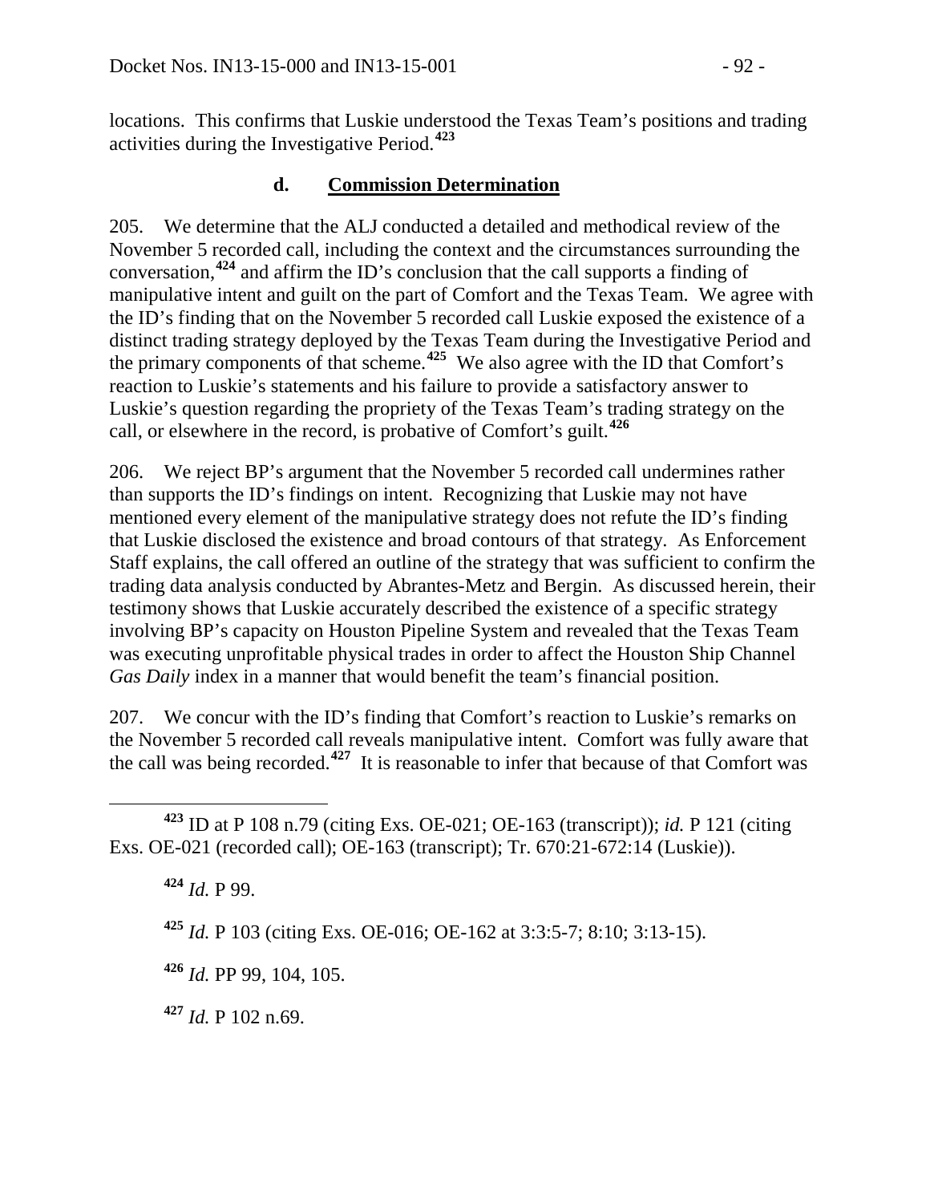locations. This confirms that Luskie understood the Texas Team's positions and trading activities during the Investigative Period.[423]

### d. Commission Determination

205. We determine that the ALJ conducted a detailed and methodical review of the November 5 recorded call, including the context and the circumstances surrounding the conversation,[424] and affirm the ID's conclusion that the call supports a finding of manipulative intent and guilt on the part of Comfort and the Texas Team. We agree with the ID's finding that on the November 5 recorded call Luskie exposed the existence of a distinct trading strategy deployed by the Texas Team during the Investigative Period and the primary components of that scheme.[425] We also agree with the ID that Comfort's reaction to Luskie's statements and his failure to provide a satisfactory answer to Luskie's question regarding the propriety of the Texas Team's trading strategy on the call, or elsewhere in the record, is probative of Comfort's guilt.[426]

206. We reject BP's argument that the November 5 recorded call undermines rather than supports the ID's findings on intent. Recognizing that Luskie may not have mentioned every element of the manipulative strategy does not refute the ID's finding that Luskie disclosed the existence and broad contours of that strategy. As Enforcement Staff explains, the call offered an outline of the strategy that was sufficient to confirm the trading data analysis conducted by Abrantes-Metz and Bergin. As discussed herein, their testimony shows that Luskie accurately described the existence of a specific strategy involving BP's capacity on Houston Pipeline System and revealed that the Texas Team was executing unprofitable physical trades in order to affect the Houston Ship Channel *Gas Daily* index in a manner that would benefit the team's financial position.

207. We concur with the ID's finding that Comfort's reaction to Luskie's remarks on the November 5 recorded call reveals manipulative intent. Comfort was fully aware that the call was being recorded.[427] It is reasonable to infer that because of that Comfort was

---

[423] ID at P 108 n.79 (citing Exs. OE-021; OE-163 (transcript)); *id.* P 121 (citing Exs. OE-021 (recorded call); OE-163 (transcript); Tr. 670:21-672:14 (Luskie)).

[424] *Id.* P 99.

[425] *Id.* P 103 (citing Exs. OE-016; OE-162 at 3:3:5-7; 8:10; 3:13-15).

[426] *Id.* PP 99, 104, 105.

[427] *Id.* P 102 n.69.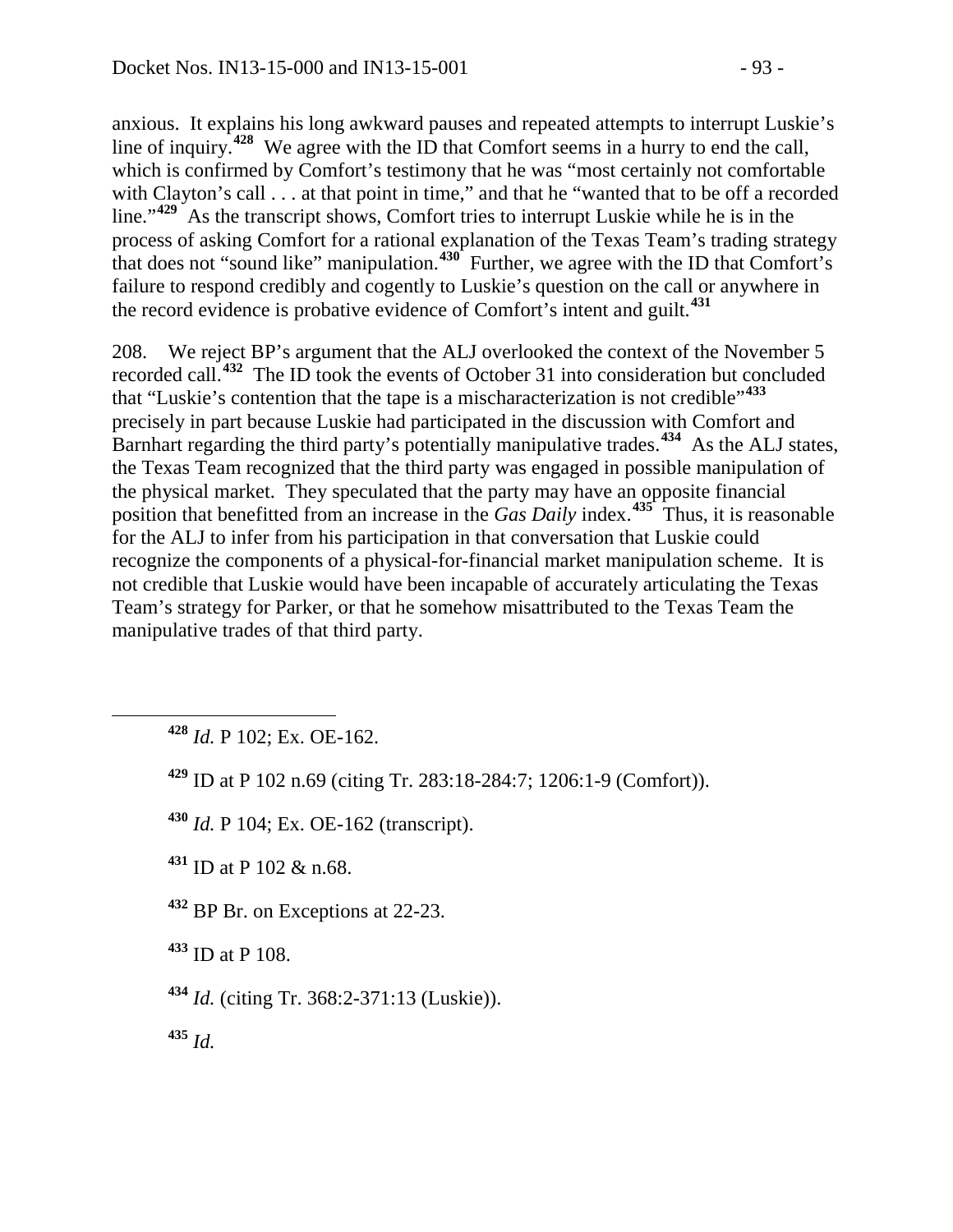anxious. It explains his long awkward pauses and repeated attempts to interrupt Luskie's line of inquiry.[428] We agree with the ID that Comfort seems in a hurry to end the call, which is confirmed by Comfort's testimony that he was "most certainly not comfortable with Clayton's call . . . at that point in time," and that he "wanted that to be off a recorded line."[429] As the transcript shows, Comfort tries to interrupt Luskie while he is in the process of asking Comfort for a rational explanation of the Texas Team's trading strategy that does not "sound like" manipulation.[430] Further, we agree with the ID that Comfort's failure to respond credibly and cogently to Luskie's question on the call or anywhere in the record evidence is probative evidence of Comfort's intent and guilt.[431]

208. We reject BP's argument that the ALJ overlooked the context of the November 5 recorded call.[432] The ID took the events of October 31 into consideration but concluded that "Luskie's contention that the tape is a mischaracterization is not credible"[433] precisely in part because Luskie had participated in the discussion with Comfort and Barnhart regarding the third party's potentially manipulative trades.[434] As the ALJ states, the Texas Team recognized that the third party was engaged in possible manipulation of the physical market. They speculated that the party may have an opposite financial position that benefitted from an increase in the *Gas Daily* index.[435] Thus, it is reasonable for the ALJ to infer from his participation in that conversation that Luskie could recognize the components of a physical-for-financial market manipulation scheme. It is not credible that Luskie would have been incapable of accurately articulating the Texas Team's strategy for Parker, or that he somehow misattributed to the Texas Team the manipulative trades of that third party.

---

[428] *Id.* P 102; Ex. OE-162.

[429] ID at P 102 n.69 (citing Tr. 283:18-284:7; 1206:1-9 (Comfort)).

[430] *Id.* P 104; Ex. OE-162 (transcript).

[431] ID at P 102 & n.68.

[432] BP Br. on Exceptions at 22-23.

[433] ID at P 108.

[434] *Id.* (citing Tr. 368:2-371:13 (Luskie)).

[435] *Id.*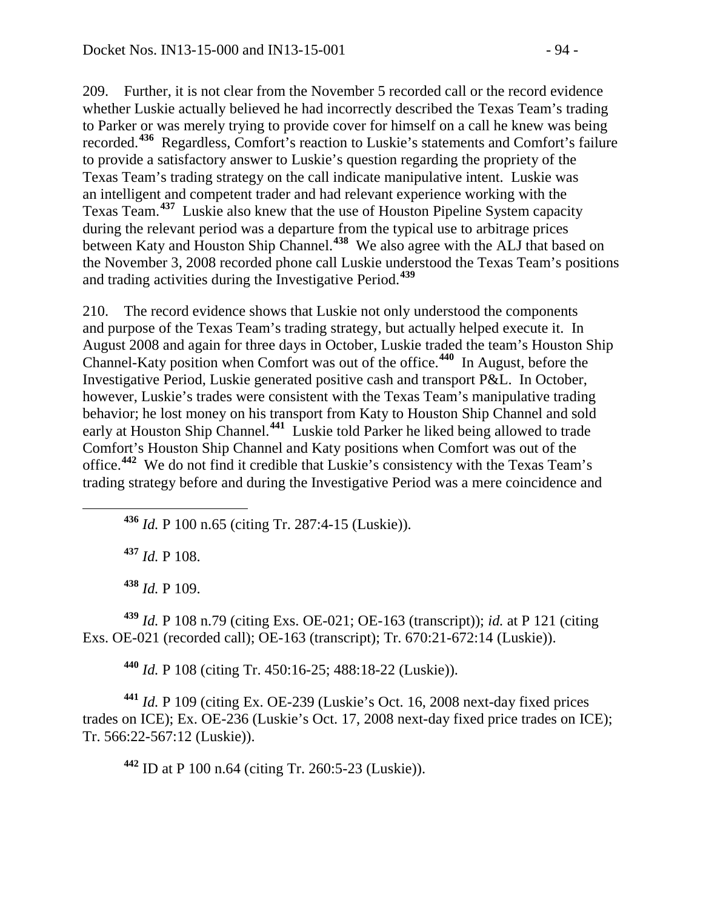209. Further, it is not clear from the November 5 recorded call or the record evidence whether Luskie actually believed he had incorrectly described the Texas Team's trading to Parker or was merely trying to provide cover for himself on a call he knew was being recorded.[436] Regardless, Comfort's reaction to Luskie's statements and Comfort's failure to provide a satisfactory answer to Luskie's question regarding the propriety of the Texas Team's trading strategy on the call indicate manipulative intent. Luskie was an intelligent and competent trader and had relevant experience working with the Texas Team.[437] Luskie also knew that the use of Houston Pipeline System capacity during the relevant period was a departure from the typical use to arbitrage prices between Katy and Houston Ship Channel.[438] We also agree with the ALJ that based on the November 3, 2008 recorded phone call Luskie understood the Texas Team's positions and trading activities during the Investigative Period.[439]

210. The record evidence shows that Luskie not only understood the components and purpose of the Texas Team's trading strategy, but actually helped execute it. In August 2008 and again for three days in October, Luskie traded the team's Houston Ship Channel-Katy position when Comfort was out of the office.[440] In August, before the Investigative Period, Luskie generated positive cash and transport P&L. In October, however, Luskie's trades were consistent with the Texas Team's manipulative trading behavior; he lost money on his transport from Katy to Houston Ship Channel and sold early at Houston Ship Channel.[441] Luskie told Parker he liked being allowed to trade Comfort's Houston Ship Channel and Katy positions when Comfort was out of the office.[442] We do not find it credible that Luskie's consistency with the Texas Team's trading strategy before and during the Investigative Period was a mere coincidence and

---

[436] *Id.* P 100 n.65 (citing Tr. 287:4-15 (Luskie)).

[437] *Id.* P 108.

[438] *Id.* P 109.

[439] *Id.* P 108 n.79 (citing Exs. OE-021; OE-163 (transcript)); *id.* at P 121 (citing Exs. OE-021 (recorded call); OE-163 (transcript); Tr. 670:21-672:14 (Luskie)).

[440] *Id.* P 108 (citing Tr. 450:16-25; 488:18-22 (Luskie)).

[441] *Id.* P 109 (citing Ex. OE-239 (Luskie's Oct. 16, 2008 next-day fixed prices trades on ICE); Ex. OE-236 (Luskie's Oct. 17, 2008 next-day fixed price trades on ICE); Tr. 566:22-567:12 (Luskie)).

[442] ID at P 100 n.64 (citing Tr. 260:5-23 (Luskie)).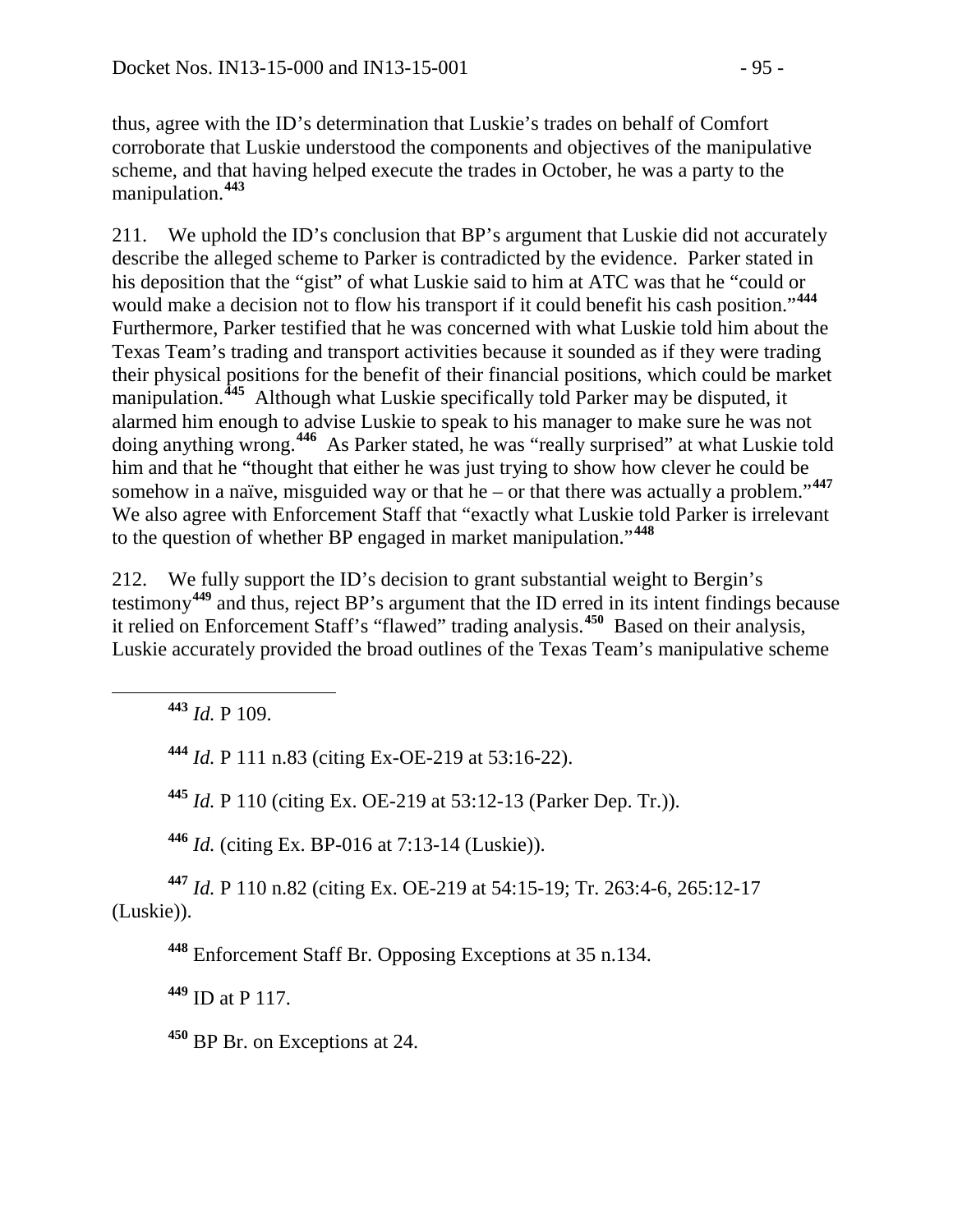thus, agree with the ID's determination that Luskie's trades on behalf of Comfort corroborate that Luskie understood the components and objectives of the manipulative scheme, and that having helped execute the trades in October, he was a party to the manipulation.[443]

211. We uphold the ID's conclusion that BP's argument that Luskie did not accurately describe the alleged scheme to Parker is contradicted by the evidence. Parker stated in his deposition that the "gist" of what Luskie said to him at ATC was that he "could or would make a decision not to flow his transport if it could benefit his cash position."[444] Furthermore, Parker testified that he was concerned with what Luskie told him about the Texas Team's trading and transport activities because it sounded as if they were trading their physical positions for the benefit of their financial positions, which could be market manipulation.[445] Although what Luskie specifically told Parker may be disputed, it alarmed him enough to advise Luskie to speak to his manager to make sure he was not doing anything wrong.[446] As Parker stated, he was "really surprised" at what Luskie told him and that he "thought that either he was just trying to show how clever he could be somehow in a naïve, misguided way or that he – or that there was actually a problem."[447] We also agree with Enforcement Staff that "exactly what Luskie told Parker is irrelevant to the question of whether BP engaged in market manipulation."[448]

212. We fully support the ID's decision to grant substantial weight to Bergin's testimony[449] and thus, reject BP's argument that the ID erred in its intent findings because it relied on Enforcement Staff's "flawed" trading analysis.[450] Based on their analysis, Luskie accurately provided the broad outlines of the Texas Team's manipulative scheme

---

[443] *Id.* P 109.

[444] *Id.* P 111 n.83 (citing Ex-OE-219 at 53:16-22).

[445] *Id.* P 110 (citing Ex. OE-219 at 53:12-13 (Parker Dep. Tr.)).

[446] *Id.* (citing Ex. BP-016 at 7:13-14 (Luskie)).

[447] *Id.* P 110 n.82 (citing Ex. OE-219 at 54:15-19; Tr. 263:4-6, 265:12-17 (Luskie)).

[448] Enforcement Staff Br. Opposing Exceptions at 35 n.134.

[449] ID at P 117.

[450] BP Br. on Exceptions at 24.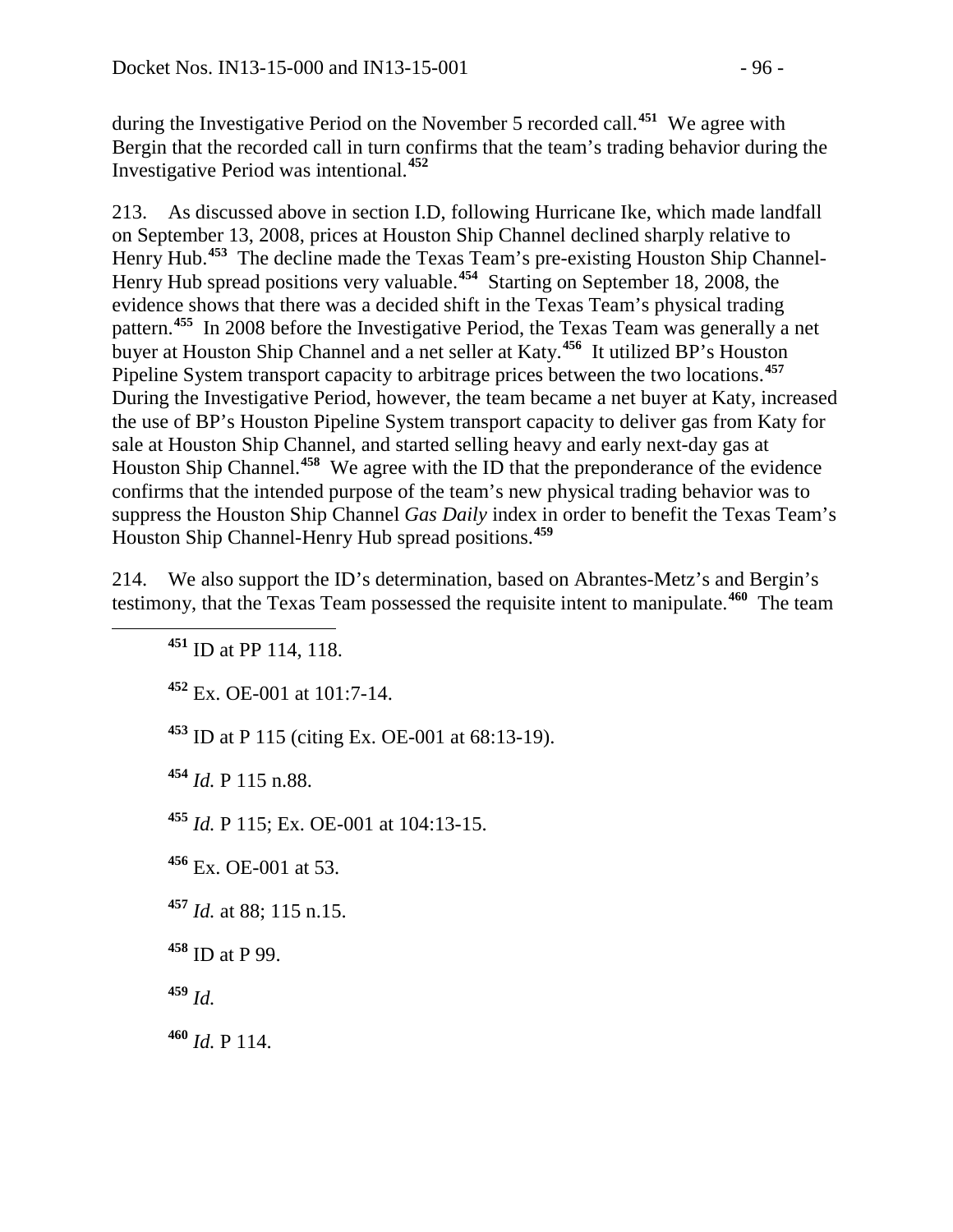during the Investigative Period on the November 5 recorded call.[451] We agree with Bergin that the recorded call in turn confirms that the team's trading behavior during the Investigative Period was intentional.[452]

213. As discussed above in section I.D, following Hurricane Ike, which made landfall on September 13, 2008, prices at Houston Ship Channel declined sharply relative to Henry Hub.[453] The decline made the Texas Team's pre-existing Houston Ship Channel-Henry Hub spread positions very valuable.[454] Starting on September 18, 2008, the evidence shows that there was a decided shift in the Texas Team's physical trading pattern.[455] In 2008 before the Investigative Period, the Texas Team was generally a net buyer at Houston Ship Channel and a net seller at Katy.[456] It utilized BP's Houston Pipeline System transport capacity to arbitrage prices between the two locations.[457] During the Investigative Period, however, the team became a net buyer at Katy, increased the use of BP's Houston Pipeline System transport capacity to deliver gas from Katy for sale at Houston Ship Channel, and started selling heavy and early next-day gas at Houston Ship Channel.[458] We agree with the ID that the preponderance of the evidence confirms that the intended purpose of the team's new physical trading behavior was to suppress the Houston Ship Channel *Gas Daily* index in order to benefit the Texas Team's Houston Ship Channel-Henry Hub spread positions.[459]

214. We also support the ID's determination, based on Abrantes-Metz's and Bergin's testimony, that the Texas Team possessed the requisite intent to manipulate.[460] The team

---

[451] ID at PP 114, 118.

[452] Ex. OE-001 at 101:7-14.

[453] ID at P 115 (citing Ex. OE-001 at 68:13-19).

[454] *Id.* P 115 n.88.

[455] *Id.* P 115; Ex. OE-001 at 104:13-15.

[456] Ex. OE-001 at 53.

[457] *Id.* at 88; 115 n.15.

[458] ID at P 99.

[459] *Id.*

[460] *Id.* P 114.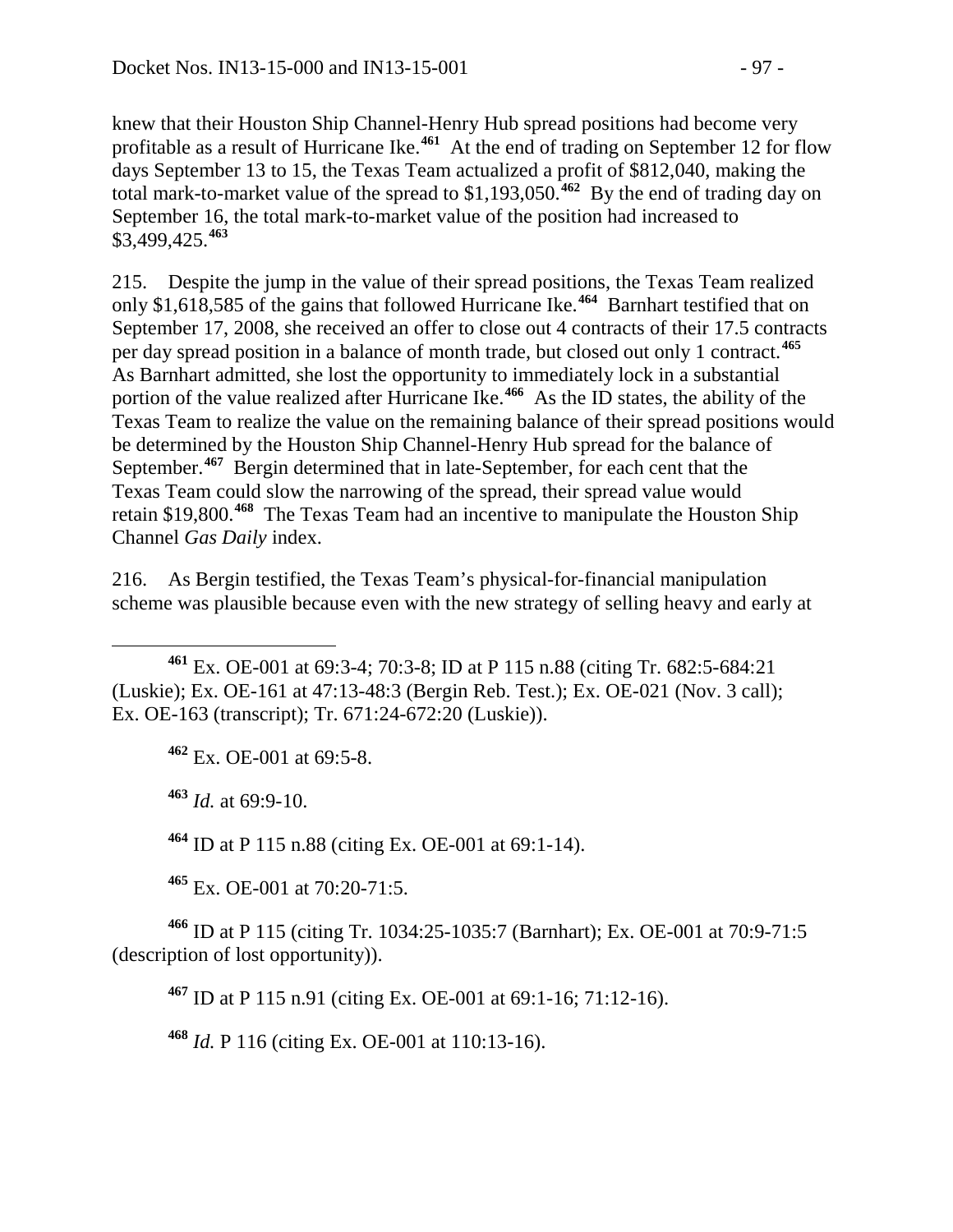knew that their Houston Ship Channel-Henry Hub spread positions had become very profitable as a result of Hurricane Ike.[461] At the end of trading on September 12 for flow days September 13 to 15, the Texas Team actualized a profit of $812,040, making the total mark-to-market value of the spread to $1,193,050.[462] By the end of trading day on September 16, the total mark-to-market value of the position had increased to $3,499,425.[463]

215. Despite the jump in the value of their spread positions, the Texas Team realized only $1,618,585 of the gains that followed Hurricane Ike.[464] Barnhart testified that on September 17, 2008, she received an offer to close out 4 contracts of their 17.5 contracts per day spread position in a balance of month trade, but closed out only 1 contract.[465] As Barnhart admitted, she lost the opportunity to immediately lock in a substantial portion of the value realized after Hurricane Ike.[466] As the ID states, the ability of the Texas Team to realize the value on the remaining balance of their spread positions would be determined by the Houston Ship Channel-Henry Hub spread for the balance of September.[467] Bergin determined that in late-September, for each cent that the Texas Team could slow the narrowing of the spread, their spread value would retain $19,800.[468] The Texas Team had an incentive to manipulate the Houston Ship Channel *Gas Daily* index.

216. As Bergin testified, the Texas Team's physical-for-financial manipulation scheme was plausible because even with the new strategy of selling heavy and early at

---

[461] Ex. OE-001 at 69:3-4; 70:3-8; ID at P 115 n.88 (citing Tr. 682:5-684:21 (Luskie); Ex. OE-161 at 47:13-48:3 (Bergin Reb. Test.); Ex. OE-021 (Nov. 3 call); Ex. OE-163 (transcript); Tr. 671:24-672:20 (Luskie)).

[462] Ex. OE-001 at 69:5-8.

[463] *Id.* at 69:9-10.

[464] ID at P 115 n.88 (citing Ex. OE-001 at 69:1-14).

[465] Ex. OE-001 at 70:20-71:5.

[466] ID at P 115 (citing Tr. 1034:25-1035:7 (Barnhart); Ex. OE-001 at 70:9-71:5 (description of lost opportunity)).

[467] ID at P 115 n.91 (citing Ex. OE-001 at 69:1-16; 71:12-16).

[468] *Id.* P 116 (citing Ex. OE-001 at 110:13-16).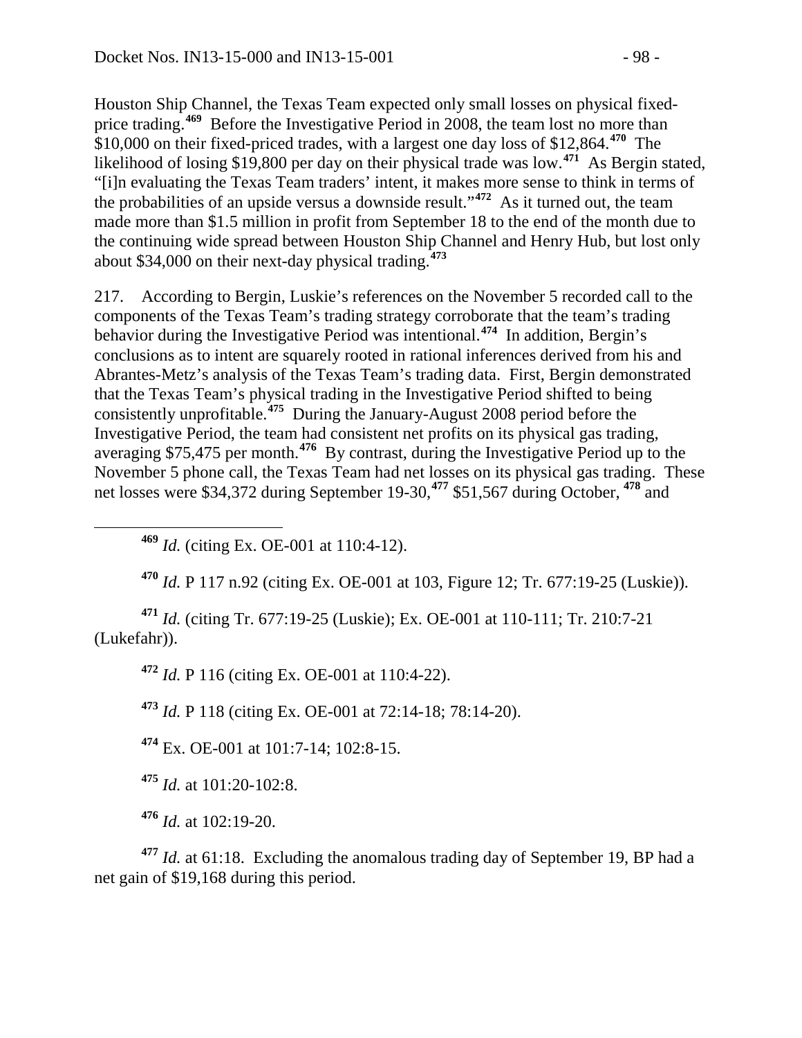Houston Ship Channel, the Texas Team expected only small losses on physical fixed-price trading.[469] Before the Investigative Period in 2008, the team lost no more than $10,000 on their fixed-priced trades, with a largest one day loss of $12,864.[470] The likelihood of losing $19,800 per day on their physical trade was low.[471] As Bergin stated, "[i]n evaluating the Texas Team traders' intent, it makes more sense to think in terms of the probabilities of an upside versus a downside result."[472] As it turned out, the team made more than $1.5 million in profit from September 18 to the end of the month due to the continuing wide spread between Houston Ship Channel and Henry Hub, but lost only about $34,000 on their next-day physical trading.[473]

217. According to Bergin, Luskie's references on the November 5 recorded call to the components of the Texas Team's trading strategy corroborate that the team's trading behavior during the Investigative Period was intentional.[474] In addition, Bergin's conclusions as to intent are squarely rooted in rational inferences derived from his and Abrantes-Metz's analysis of the Texas Team's trading data. First, Bergin demonstrated that the Texas Team's physical trading in the Investigative Period shifted to being consistently unprofitable.[475] During the January-August 2008 period before the Investigative Period, the team had consistent net profits on its physical gas trading, averaging $75,475 per month.[476] By contrast, during the Investigative Period up to the November 5 phone call, the Texas Team had net losses on its physical gas trading. These net losses were $34,372 during September 19-30,[477] $51,567 during October, [478] and

---

[469] *Id.* (citing Ex. OE-001 at 110:4-12).

[470] *Id.* P 117 n.92 (citing Ex. OE-001 at 103, Figure 12; Tr. 677:19-25 (Luskie)).

[471] *Id.* (citing Tr. 677:19-25 (Luskie); Ex. OE-001 at 110-111; Tr. 210:7-21 (Lukefahr)).

[472] *Id.* P 116 (citing Ex. OE-001 at 110:4-22).

[473] *Id.* P 118 (citing Ex. OE-001 at 72:14-18; 78:14-20).

[474] Ex. OE-001 at 101:7-14; 102:8-15.

[475] *Id.* at 101:20-102:8.

[476] *Id.* at 102:19-20.

[477] *Id.* at 61:18. Excluding the anomalous trading day of September 19, BP had a net gain of $19,168 during this period.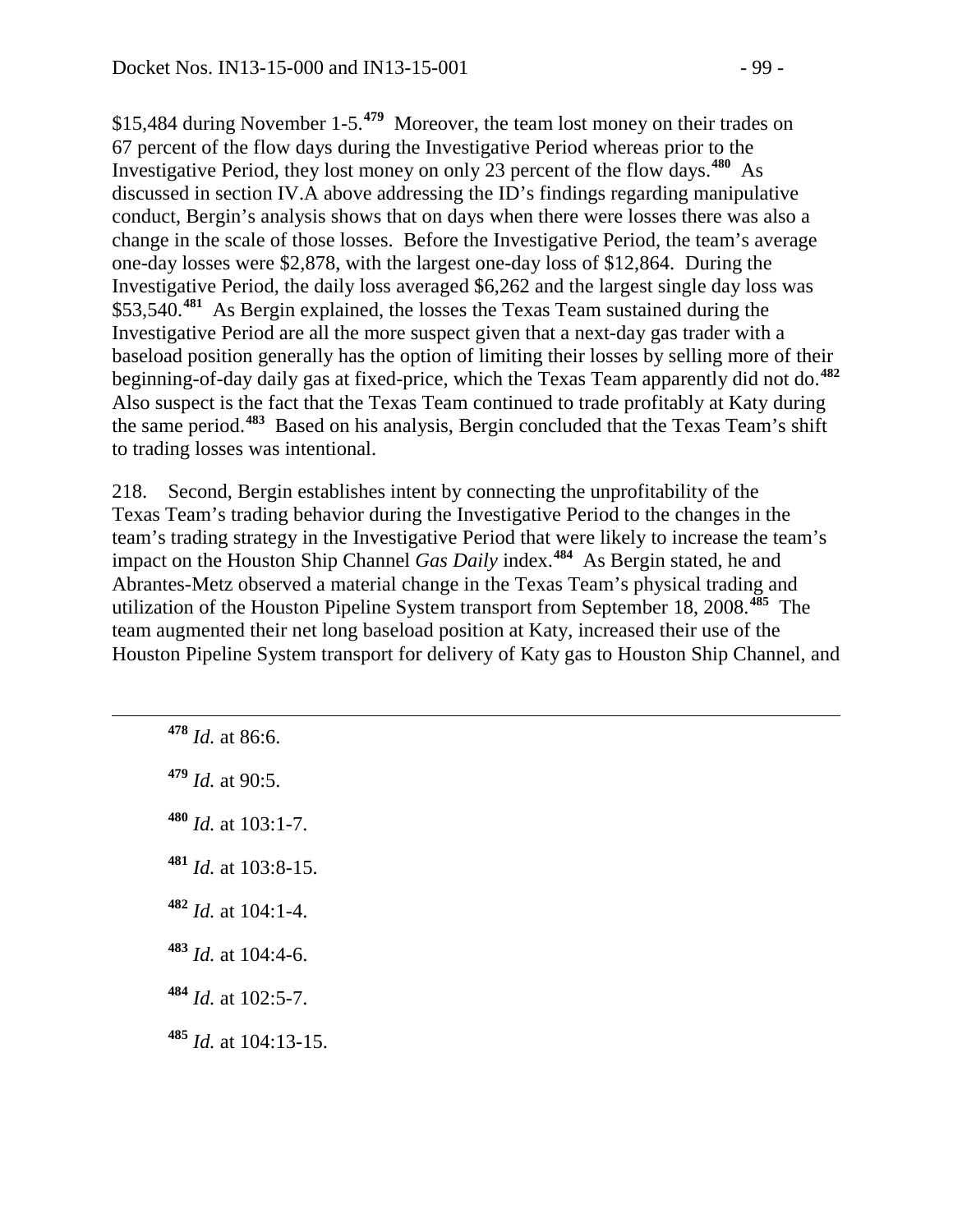\$15,484 during November 1-5.[479] Moreover, the team lost money on their trades on 67 percent of the flow days during the Investigative Period whereas prior to the Investigative Period, they lost money on only 23 percent of the flow days.[480] As discussed in section IV.A above addressing the ID's findings regarding manipulative conduct, Bergin's analysis shows that on days when there were losses there was also a change in the scale of those losses. Before the Investigative Period, the team's average one-day losses were \$2,878, with the largest one-day loss of \$12,864. During the Investigative Period, the daily loss averaged \$6,262 and the largest single day loss was \$53,540.[481] As Bergin explained, the losses the Texas Team sustained during the Investigative Period are all the more suspect given that a next-day gas trader with a baseload position generally has the option of limiting their losses by selling more of their beginning-of-day daily gas at fixed-price, which the Texas Team apparently did not do.[482] Also suspect is the fact that the Texas Team continued to trade profitably at Katy during the same period.[483] Based on his analysis, Bergin concluded that the Texas Team's shift to trading losses was intentional.

218. Second, Bergin establishes intent by connecting the unprofitability of the Texas Team's trading behavior during the Investigative Period to the changes in the team's trading strategy in the Investigative Period that were likely to increase the team's impact on the Houston Ship Channel *Gas Daily* index.[484] As Bergin stated, he and Abrantes-Metz observed a material change in the Texas Team's physical trading and utilization of the Houston Pipeline System transport from September 18, 2008.[485] The team augmented their net long baseload position at Katy, increased their use of the Houston Pipeline System transport for delivery of Katy gas to Houston Ship Channel, and

---

[478] *Id.* at 86:6.

[479] *Id.* at 90:5.

[480] *Id.* at 103:1-7.

[481] *Id.* at 103:8-15.

[482] *Id.* at 104:1-4.

[483] *Id.* at 104:4-6.

[484] *Id.* at 102:5-7.

[485] *Id.* at 104:13-15.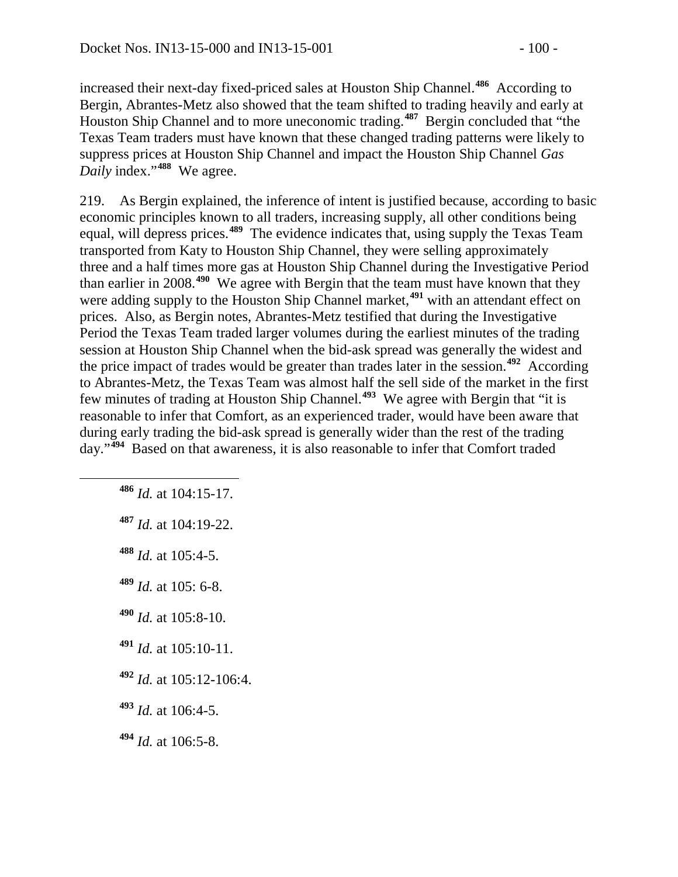increased their next-day fixed-priced sales at Houston Ship Channel.[486] According to Bergin, Abrantes-Metz also showed that the team shifted to trading heavily and early at Houston Ship Channel and to more uneconomic trading.[487] Bergin concluded that "the Texas Team traders must have known that these changed trading patterns were likely to suppress prices at Houston Ship Channel and impact the Houston Ship Channel *Gas Daily* index."[488] We agree.

219. As Bergin explained, the inference of intent is justified because, according to basic economic principles known to all traders, increasing supply, all other conditions being equal, will depress prices.[489] The evidence indicates that, using supply the Texas Team transported from Katy to Houston Ship Channel, they were selling approximately three and a half times more gas at Houston Ship Channel during the Investigative Period than earlier in 2008.[490] We agree with Bergin that the team must have known that they were adding supply to the Houston Ship Channel market,[491] with an attendant effect on prices. Also, as Bergin notes, Abrantes-Metz testified that during the Investigative Period the Texas Team traded larger volumes during the earliest minutes of the trading session at Houston Ship Channel when the bid-ask spread was generally the widest and the price impact of trades would be greater than trades later in the session.[492] According to Abrantes-Metz, the Texas Team was almost half the sell side of the market in the first few minutes of trading at Houston Ship Channel.[493] We agree with Bergin that "it is reasonable to infer that Comfort, as an experienced trader, would have been aware that during early trading the bid-ask spread is generally wider than the rest of the trading day."[494] Based on that awareness, it is also reasonable to infer that Comfort traded

[486] *Id.* at 104:15-17.

[487] *Id.* at 104:19-22.

[488] *Id.* at 105:4-5.

[489] *Id.* at 105: 6-8.

[490] *Id.* at 105:8-10.

[491] *Id.* at 105:10-11.

[492] *Id.* at 105:12-106:4.

[493] *Id.* at 106:4-5.

[494] *Id.* at 106:5-8.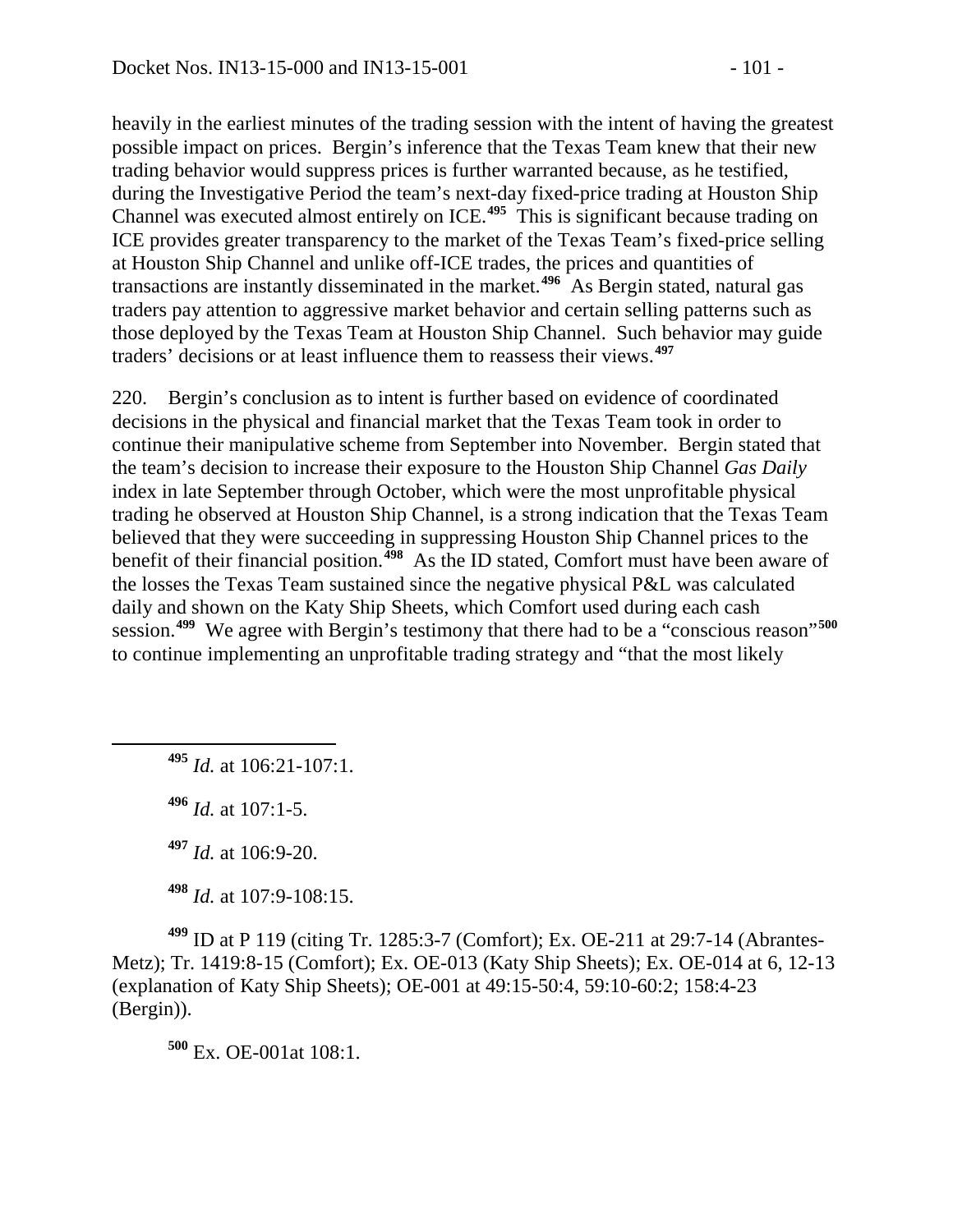heavily in the earliest minutes of the trading session with the intent of having the greatest possible impact on prices. Bergin's inference that the Texas Team knew that their new trading behavior would suppress prices is further warranted because, as he testified, during the Investigative Period the team's next-day fixed-price trading at Houston Ship Channel was executed almost entirely on ICE.[495] This is significant because trading on ICE provides greater transparency to the market of the Texas Team's fixed-price selling at Houston Ship Channel and unlike off-ICE trades, the prices and quantities of transactions are instantly disseminated in the market.[496] As Bergin stated, natural gas traders pay attention to aggressive market behavior and certain selling patterns such as those deployed by the Texas Team at Houston Ship Channel. Such behavior may guide traders' decisions or at least influence them to reassess their views.[497]

220. Bergin's conclusion as to intent is further based on evidence of coordinated decisions in the physical and financial market that the Texas Team took in order to continue their manipulative scheme from September into November. Bergin stated that the team's decision to increase their exposure to the Houston Ship Channel *Gas Daily* index in late September through October, which were the most unprofitable physical trading he observed at Houston Ship Channel, is a strong indication that the Texas Team believed that they were succeeding in suppressing Houston Ship Channel prices to the benefit of their financial position.[498] As the ID stated, Comfort must have been aware of the losses the Texas Team sustained since the negative physical P&L was calculated daily and shown on the Katy Ship Sheets, which Comfort used during each cash session.[499] We agree with Bergin's testimony that there had to be a "conscious reason"[500] to continue implementing an unprofitable trading strategy and "that the most likely

---

[495] *Id.* at 106:21-107:1.

[496] *Id.* at 107:1-5.

[497] *Id.* at 106:9-20.

[498] *Id.* at 107:9-108:15.

[499] ID at P 119 (citing Tr. 1285:3-7 (Comfort); Ex. OE-211 at 29:7-14 (Abrantes-Metz); Tr. 1419:8-15 (Comfort); Ex. OE-013 (Katy Ship Sheets); Ex. OE-014 at 6, 12-13 (explanation of Katy Ship Sheets); OE-001 at 49:15-50:4, 59:10-60:2; 158:4-23 (Bergin)).

[500] Ex. OE-001at 108:1.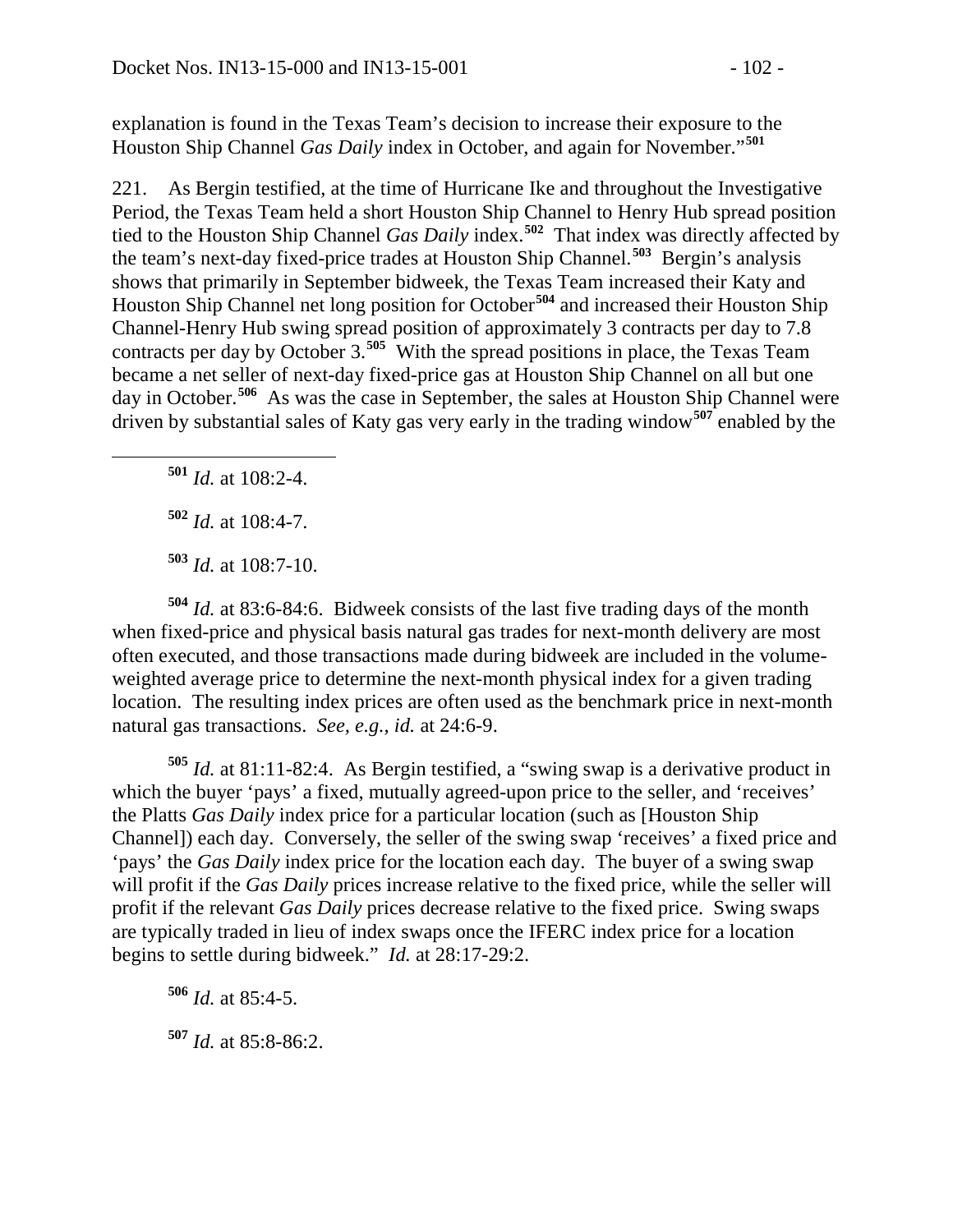explanation is found in the Texas Team's decision to increase their exposure to the Houston Ship Channel *Gas Daily* index in October, and again for November."[501]

221. As Bergin testified, at the time of Hurricane Ike and throughout the Investigative Period, the Texas Team held a short Houston Ship Channel to Henry Hub spread position tied to the Houston Ship Channel *Gas Daily* index.[502] That index was directly affected by the team's next-day fixed-price trades at Houston Ship Channel.[503] Bergin's analysis shows that primarily in September bidweek, the Texas Team increased their Katy and Houston Ship Channel net long position for October[504] and increased their Houston Ship Channel-Henry Hub swing spread position of approximately 3 contracts per day to 7.8 contracts per day by October 3.[505] With the spread positions in place, the Texas Team became a net seller of next-day fixed-price gas at Houston Ship Channel on all but one day in October.[506] As was the case in September, the sales at Houston Ship Channel were driven by substantial sales of Katy gas very early in the trading window[507] enabled by the

---

[501] *Id.* at 108:2-4.

[502] *Id.* at 108:4-7.

[503] *Id.* at 108:7-10.

[504] *Id.* at 83:6-84:6. Bidweek consists of the last five trading days of the month when fixed-price and physical basis natural gas trades for next-month delivery are most often executed, and those transactions made during bidweek are included in the volume-weighted average price to determine the next-month physical index for a given trading location. The resulting index prices are often used as the benchmark price in next-month natural gas transactions. *See, e.g., id.* at 24:6-9.

[505] *Id.* at 81:11-82:4. As Bergin testified, a "swing swap is a derivative product in which the buyer 'pays' a fixed, mutually agreed-upon price to the seller, and 'receives' the Platts *Gas Daily* index price for a particular location (such as [Houston Ship Channel]) each day. Conversely, the seller of the swing swap 'receives' a fixed price and 'pays' the *Gas Daily* index price for the location each day. The buyer of a swing swap will profit if the *Gas Daily* prices increase relative to the fixed price, while the seller will profit if the relevant *Gas Daily* prices decrease relative to the fixed price. Swing swaps are typically traded in lieu of index swaps once the IFERC index price for a location begins to settle during bidweek." *Id.* at 28:17-29:2.

[506] *Id.* at 85:4-5.

[507] *Id.* at 85:8-86:2.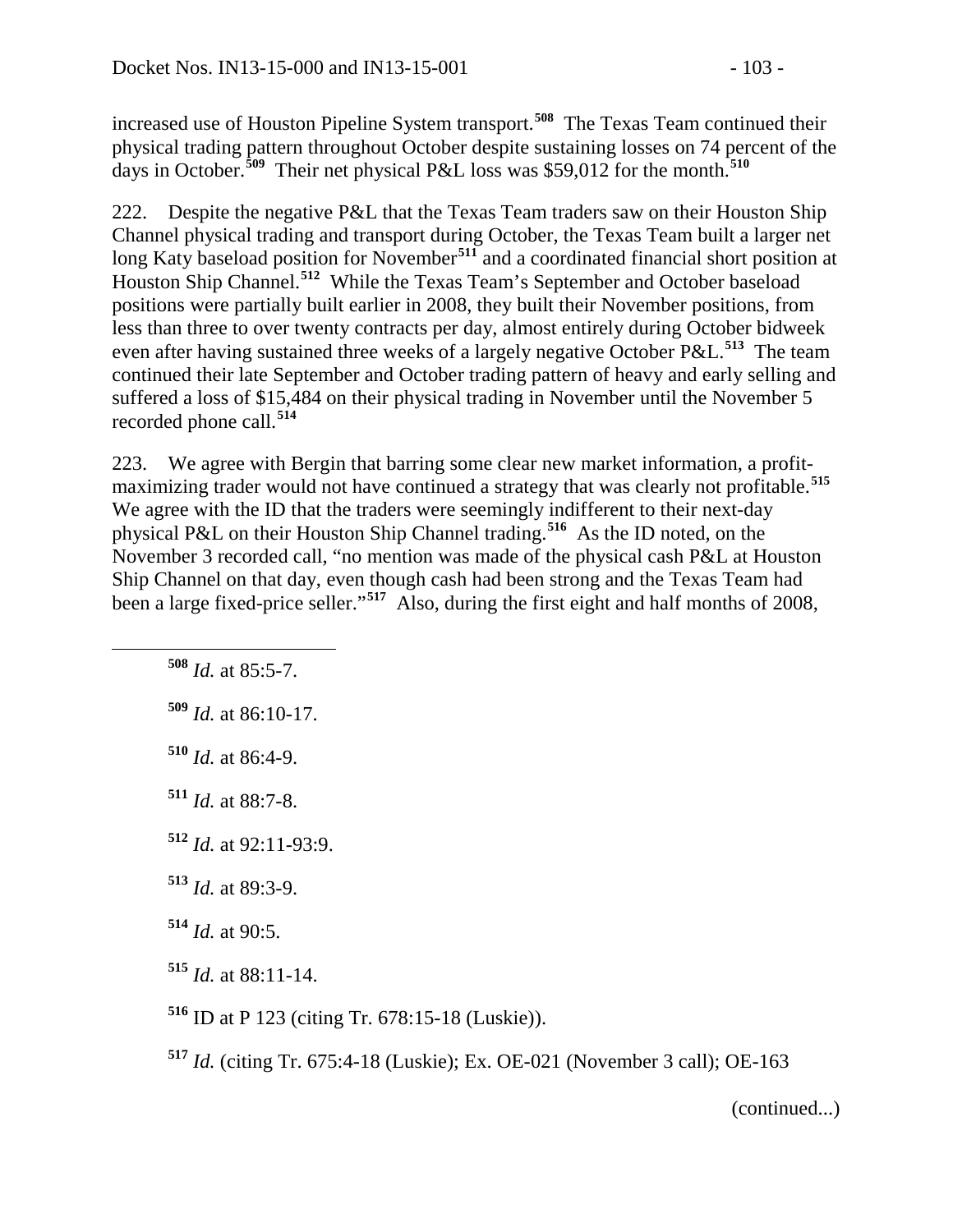increased use of Houston Pipeline System transport.[508] The Texas Team continued their physical trading pattern throughout October despite sustaining losses on 74 percent of the days in October.[509] Their net physical P&L loss was $59,012 for the month.[510]

222. Despite the negative P&L that the Texas Team traders saw on their Houston Ship Channel physical trading and transport during October, the Texas Team built a larger net long Katy baseload position for November[511] and a coordinated financial short position at Houston Ship Channel.[512] While the Texas Team's September and October baseload positions were partially built earlier in 2008, they built their November positions, from less than three to over twenty contracts per day, almost entirely during October bidweek even after having sustained three weeks of a largely negative October P&L.[513] The team continued their late September and October trading pattern of heavy and early selling and suffered a loss of $15,484 on their physical trading in November until the November 5 recorded phone call.[514]

223. We agree with Bergin that barring some clear new market information, a profit-maximizing trader would not have continued a strategy that was clearly not profitable.[515] We agree with the ID that the traders were seemingly indifferent to their next-day physical P&L on their Houston Ship Channel trading.[516] As the ID noted, on the November 3 recorded call, "no mention was made of the physical cash P&L at Houston Ship Channel on that day, even though cash had been strong and the Texas Team had been a large fixed-price seller."[517] Also, during the first eight and half months of 2008,

---

[508] *Id.* at 85:5-7.

[509] *Id.* at 86:10-17.

[510] *Id.* at 86:4-9.

[511] *Id.* at 88:7-8.

[512] *Id.* at 92:11-93:9.

[513] *Id.* at 89:3-9.

[514] *Id.* at 90:5.

[515] *Id.* at 88:11-14.

[516] ID at P 123 (citing Tr. 678:15-18 (Luskie)).

[517] *Id.* (citing Tr. 675:4-18 (Luskie); Ex. OE-021 (November 3 call); OE-163

(continued...)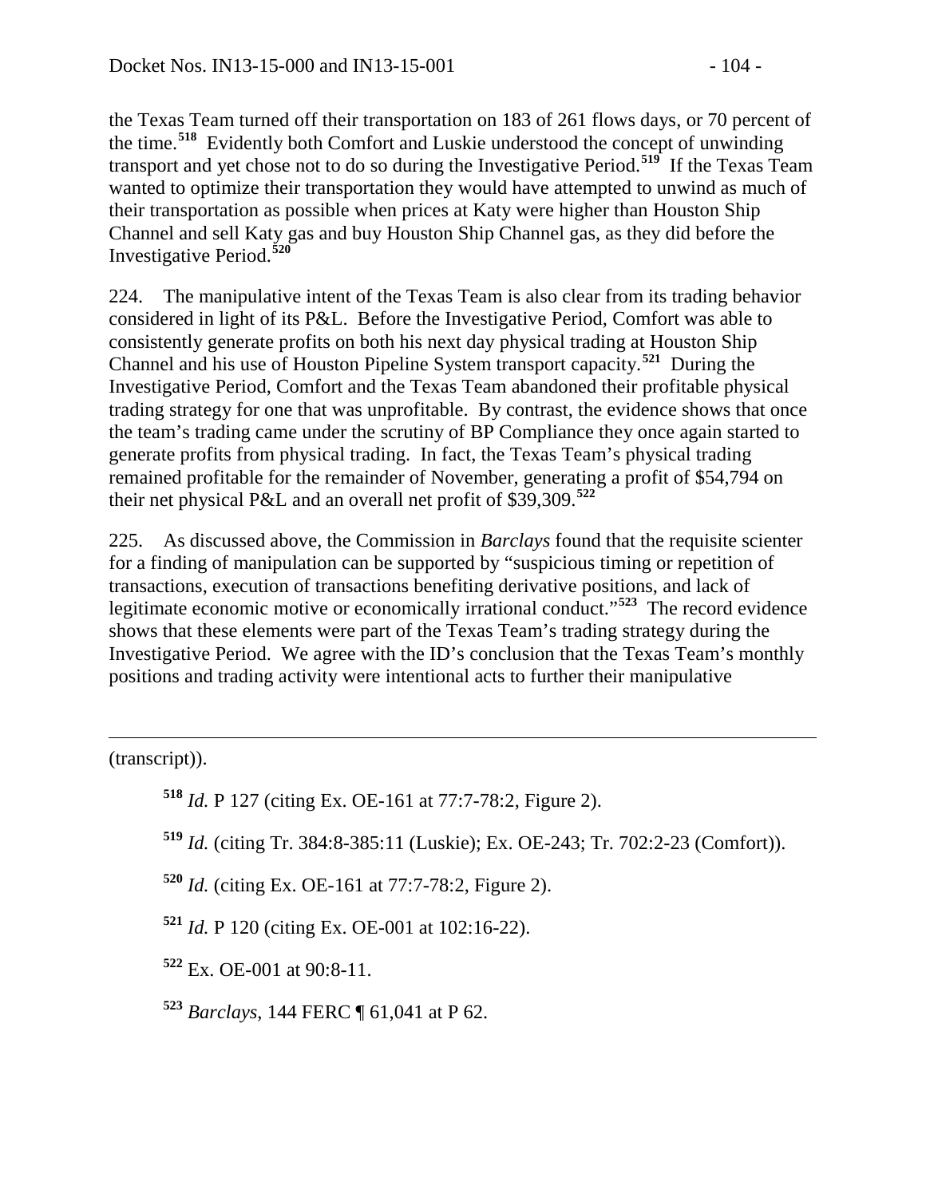the Texas Team turned off their transportation on 183 of 261 flows days, or 70 percent of the time.[518] Evidently both Comfort and Luskie understood the concept of unwinding transport and yet chose not to do so during the Investigative Period.[519] If the Texas Team wanted to optimize their transportation they would have attempted to unwind as much of their transportation as possible when prices at Katy were higher than Houston Ship Channel and sell Katy gas and buy Houston Ship Channel gas, as they did before the Investigative Period.[520]

224. The manipulative intent of the Texas Team is also clear from its trading behavior considered in light of its P&L. Before the Investigative Period, Comfort was able to consistently generate profits on both his next day physical trading at Houston Ship Channel and his use of Houston Pipeline System transport capacity.[521] During the Investigative Period, Comfort and the Texas Team abandoned their profitable physical trading strategy for one that was unprofitable. By contrast, the evidence shows that once the team's trading came under the scrutiny of BP Compliance they once again started to generate profits from physical trading. In fact, the Texas Team's physical trading remained profitable for the remainder of November, generating a profit of $54,794 on their net physical P&L and an overall net profit of $39,309.[522]

225. As discussed above, the Commission in *Barclays* found that the requisite scienter for a finding of manipulation can be supported by "suspicious timing or repetition of transactions, execution of transactions benefiting derivative positions, and lack of legitimate economic motive or economically irrational conduct."[523] The record evidence shows that these elements were part of the Texas Team's trading strategy during the Investigative Period. We agree with the ID's conclusion that the Texas Team's monthly positions and trading activity were intentional acts to further their manipulative

---

(transcript)).

[518] *Id.* P 127 (citing Ex. OE-161 at 77:7-78:2, Figure 2).

[519] *Id.* (citing Tr. 384:8-385:11 (Luskie); Ex. OE-243; Tr. 702:2-23 (Comfort)).

[520] *Id.* (citing Ex. OE-161 at 77:7-78:2, Figure 2).

[521] *Id.* P 120 (citing Ex. OE-001 at 102:16-22).

[522] Ex. OE-001 at 90:8-11.

[523] *Barclays*, 144 FERC ¶ 61,041 at P 62.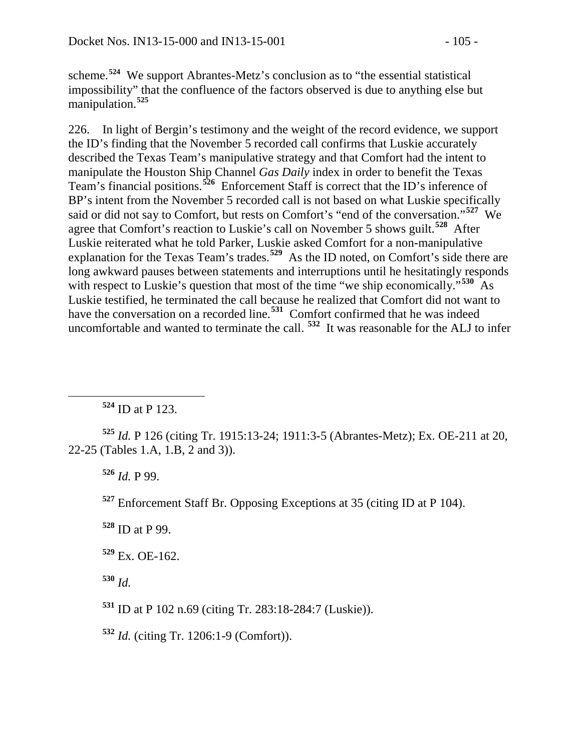scheme.[524] We support Abrantes-Metz's conclusion as to "the essential statistical impossibility" that the confluence of the factors observed is due to anything else but manipulation.[525]

226. In light of Bergin's testimony and the weight of the record evidence, we support the ID's finding that the November 5 recorded call confirms that Luskie accurately described the Texas Team's manipulative strategy and that Comfort had the intent to manipulate the Houston Ship Channel *Gas Daily* index in order to benefit the Texas Team's financial positions.[526] Enforcement Staff is correct that the ID's inference of BP's intent from the November 5 recorded call is not based on what Luskie specifically said or did not say to Comfort, but rests on Comfort's "end of the conversation."[527] We agree that Comfort's reaction to Luskie's call on November 5 shows guilt.[528] After Luskie reiterated what he told Parker, Luskie asked Comfort for a non-manipulative explanation for the Texas Team's trades.[529] As the ID noted, on Comfort's side there are long awkward pauses between statements and interruptions until he hesitatingly responds with respect to Luskie's question that most of the time "we ship economically."[530] As Luskie testified, he terminated the call because he realized that Comfort did not want to have the conversation on a recorded line.[531] Comfort confirmed that he was indeed uncomfortable and wanted to terminate the call.[532] It was reasonable for the ALJ to infer

---

[524] ID at P 123.

[525] *Id.* P 126 (citing Tr. 1915:13-24; 1911:3-5 (Abrantes-Metz); Ex. OE-211 at 20, 22-25 (Tables 1.A, 1.B, 2 and 3)).

[526] *Id.* P 99.

[527] Enforcement Staff Br. Opposing Exceptions at 35 (citing ID at P 104).

[528] ID at P 99.

[529] Ex. OE-162.

[530] *Id.*

[531] ID at P 102 n.69 (citing Tr. 283:18-284:7 (Luskie)).

[532] *Id.* (citing Tr. 1206:1-9 (Comfort)).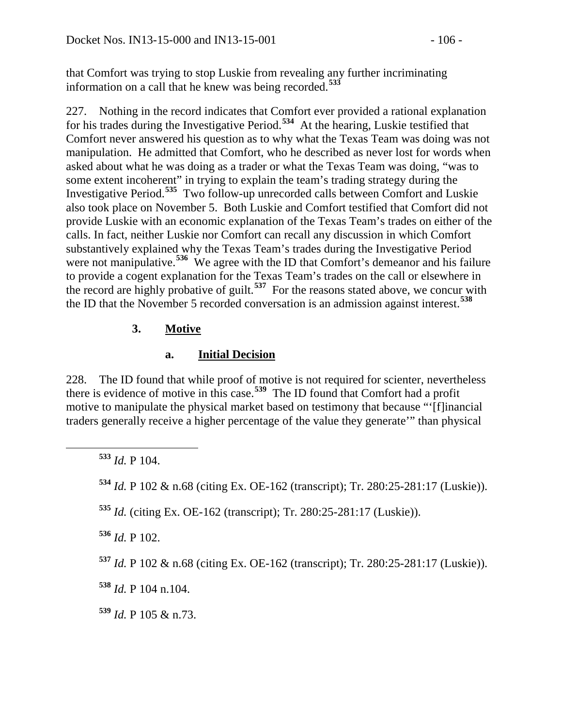that Comfort was trying to stop Luskie from revealing any further incriminating information on a call that he knew was being recorded.[533]

227. Nothing in the record indicates that Comfort ever provided a rational explanation for his trades during the Investigative Period.[534] At the hearing, Luskie testified that Comfort never answered his question as to why what the Texas Team was doing was not manipulation. He admitted that Comfort, who he described as never lost for words when asked about what he was doing as a trader or what the Texas Team was doing, "was to some extent incoherent" in trying to explain the team's trading strategy during the Investigative Period.[535] Two follow-up unrecorded calls between Comfort and Luskie also took place on November 5. Both Luskie and Comfort testified that Comfort did not provide Luskie with an economic explanation of the Texas Team's trades on either of the calls. In fact, neither Luskie nor Comfort can recall any discussion in which Comfort substantively explained why the Texas Team's trades during the Investigative Period were not manipulative.[536] We agree with the ID that Comfort's demeanor and his failure to provide a cogent explanation for the Texas Team's trades on the call or elsewhere in the record are highly probative of guilt.[537] For the reasons stated above, we concur with the ID that the November 5 recorded conversation is an admission against interest.[538]

### 3. Motive

#### a. Initial Decision

228. The ID found that while proof of motive is not required for scienter, nevertheless there is evidence of motive in this case.[539] The ID found that Comfort had a profit motive to manipulate the physical market based on testimony that because "'[f]inancial traders generally receive a higher percentage of the value they generate'" than physical

---

[533] *Id.* P 104.

[534] *Id.* P 102 & n.68 (citing Ex. OE-162 (transcript); Tr. 280:25-281:17 (Luskie)).

[535] *Id.* (citing Ex. OE-162 (transcript); Tr. 280:25-281:17 (Luskie)).

[536] *Id.* P 102.

[537] *Id.* P 102 & n.68 (citing Ex. OE-162 (transcript); Tr. 280:25-281:17 (Luskie)).

[538] *Id.* P 104 n.104.

[539] *Id.* P 105 & n.73.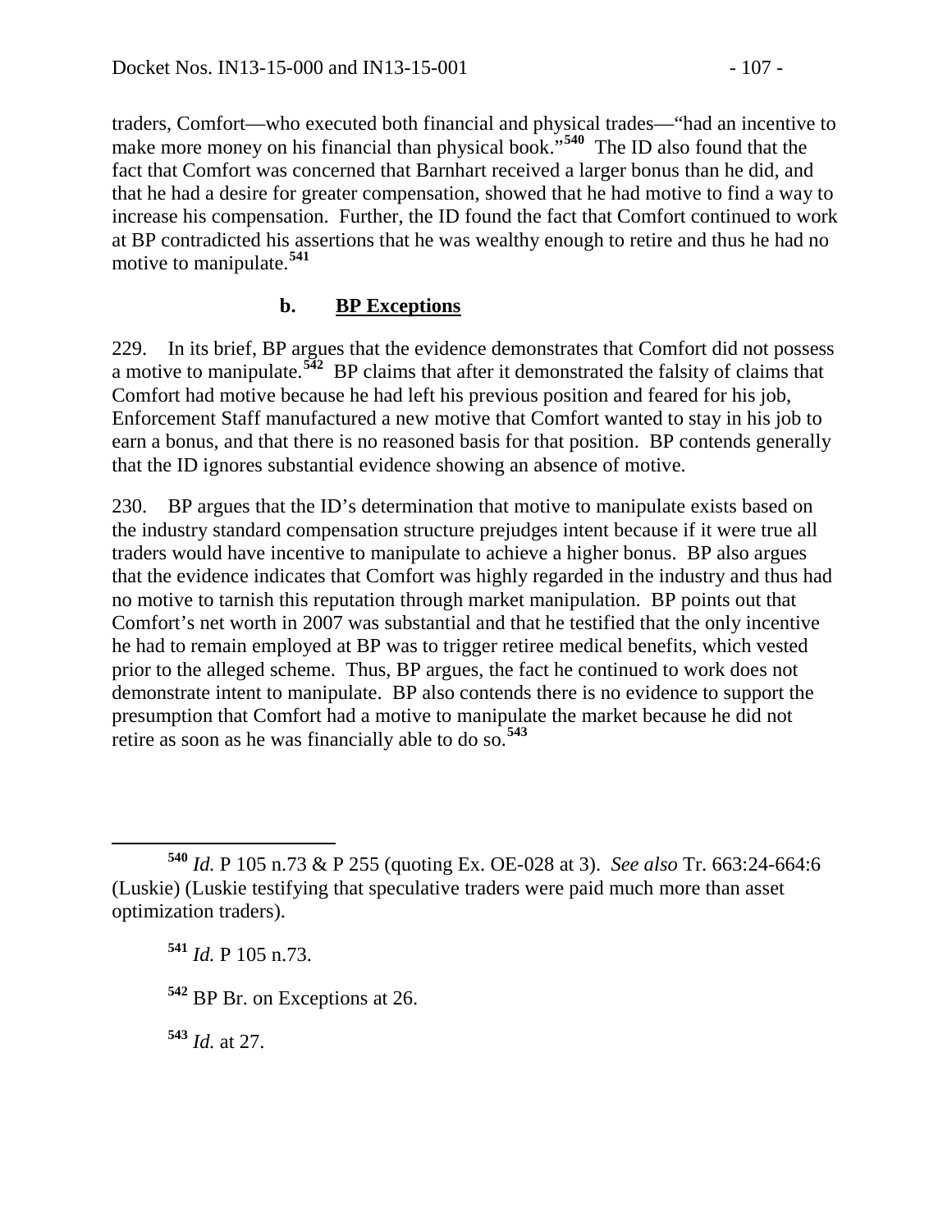traders, Comfort—who executed both financial and physical trades—"had an incentive to make more money on his financial than physical book."[540] The ID also found that the fact that Comfort was concerned that Barnhart received a larger bonus than he did, and that he had a desire for greater compensation, showed that he had motive to find a way to increase his compensation. Further, the ID found the fact that Comfort continued to work at BP contradicted his assertions that he was wealthy enough to retire and thus he had no motive to manipulate.[541]

### b. **BP Exceptions**

229. In its brief, BP argues that the evidence demonstrates that Comfort did not possess a motive to manipulate.[542] BP claims that after it demonstrated the falsity of claims that Comfort had motive because he had left his previous position and feared for his job, Enforcement Staff manufactured a new motive that Comfort wanted to stay in his job to earn a bonus, and that there is no reasoned basis for that position. BP contends generally that the ID ignores substantial evidence showing an absence of motive.

230. BP argues that the ID's determination that motive to manipulate exists based on the industry standard compensation structure prejudges intent because if it were true all traders would have incentive to manipulate to achieve a higher bonus. BP also argues that the evidence indicates that Comfort was highly regarded in the industry and thus had no motive to tarnish this reputation through market manipulation. BP points out that Comfort's net worth in 2007 was substantial and that he testified that the only incentive he had to remain employed at BP was to trigger retiree medical benefits, which vested prior to the alleged scheme. Thus, BP argues, the fact he continued to work does not demonstrate intent to manipulate. BP also contends there is no evidence to support the presumption that Comfort had a motive to manipulate the market because he did not retire as soon as he was financially able to do so.[543]

---

[540] *Id.* P 105 n.73 & P 255 (quoting Ex. OE-028 at 3). *See also* Tr. 663:24-664:6 (Luskie) (Luskie testifying that speculative traders were paid much more than asset optimization traders).

[541] *Id.* P 105 n.73.

[542] BP Br. on Exceptions at 26.

[543] *Id.* at 27.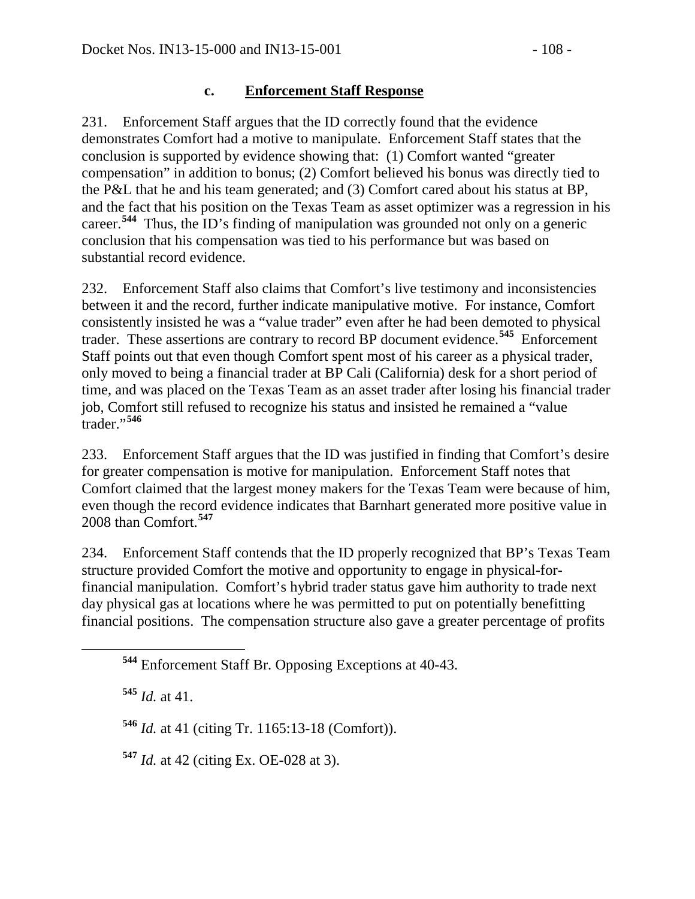### c. **Enforcement Staff Response**

231. Enforcement Staff argues that the ID correctly found that the evidence demonstrates Comfort had a motive to manipulate. Enforcement Staff states that the conclusion is supported by evidence showing that: (1) Comfort wanted "greater compensation" in addition to bonus; (2) Comfort believed his bonus was directly tied to the P&L that he and his team generated; and (3) Comfort cared about his status at BP, and the fact that his position on the Texas Team as asset optimizer was a regression in his career.[544] Thus, the ID's finding of manipulation was grounded not only on a generic conclusion that his compensation was tied to his performance but was based on substantial record evidence.

232. Enforcement Staff also claims that Comfort's live testimony and inconsistencies between it and the record, further indicate manipulative motive. For instance, Comfort consistently insisted he was a "value trader" even after he had been demoted to physical trader. These assertions are contrary to record BP document evidence.[545] Enforcement Staff points out that even though Comfort spent most of his career as a physical trader, only moved to being a financial trader at BP Cali (California) desk for a short period of time, and was placed on the Texas Team as an asset trader after losing his financial trader job, Comfort still refused to recognize his status and insisted he remained a "value trader."[546]

233. Enforcement Staff argues that the ID was justified in finding that Comfort's desire for greater compensation is motive for manipulation. Enforcement Staff notes that Comfort claimed that the largest money makers for the Texas Team were because of him, even though the record evidence indicates that Barnhart generated more positive value in 2008 than Comfort.[547]

234. Enforcement Staff contends that the ID properly recognized that BP's Texas Team structure provided Comfort the motive and opportunity to engage in physical-for-financial manipulation. Comfort's hybrid trader status gave him authority to trade next day physical gas at locations where he was permitted to put on potentially benefitting financial positions. The compensation structure also gave a greater percentage of profits

---

[544] Enforcement Staff Br. Opposing Exceptions at 40-43.

[545] *Id.* at 41.

[546] *Id.* at 41 (citing Tr. 1165:13-18 (Comfort)).

[547] *Id.* at 42 (citing Ex. OE-028 at 3).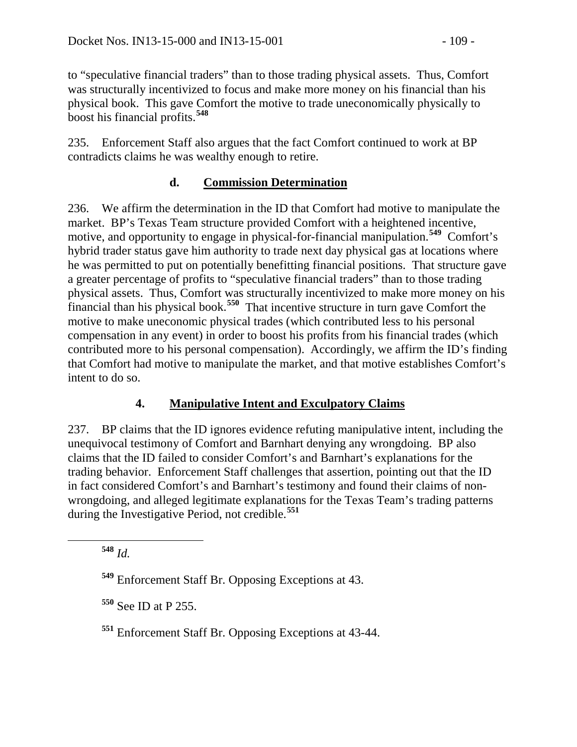to "speculative financial traders" than to those trading physical assets. Thus, Comfort was structurally incentivized to focus and make more money on his financial than his physical book. This gave Comfort the motive to trade uneconomically physically to boost his financial profits.[548]

235. Enforcement Staff also argues that the fact Comfort continued to work at BP contradicts claims he was wealthy enough to retire.

### d. Commission Determination

236. We affirm the determination in the ID that Comfort had motive to manipulate the market. BP's Texas Team structure provided Comfort with a heightened incentive, motive, and opportunity to engage in physical-for-financial manipulation.[549] Comfort's hybrid trader status gave him authority to trade next day physical gas at locations where he was permitted to put on potentially benefitting financial positions. That structure gave a greater percentage of profits to "speculative financial traders" than to those trading physical assets. Thus, Comfort was structurally incentivized to make more money on his financial than his physical book.[550] That incentive structure in turn gave Comfort the motive to make uneconomic physical trades (which contributed less to his personal compensation in any event) in order to boost his profits from his financial trades (which contributed more to his personal compensation). Accordingly, we affirm the ID's finding that Comfort had motive to manipulate the market, and that motive establishes Comfort's intent to do so.

## 4. Manipulative Intent and Exculpatory Claims

237. BP claims that the ID ignores evidence refuting manipulative intent, including the unequivocal testimony of Comfort and Barnhart denying any wrongdoing. BP also claims that the ID failed to consider Comfort's and Barnhart's explanations for the trading behavior. Enforcement Staff challenges that assertion, pointing out that the ID in fact considered Comfort's and Barnhart's testimony and found their claims of non-wrongdoing, and alleged legitimate explanations for the Texas Team's trading patterns during the Investigative Period, not credible.[551]

---

[548] *Id.*

[549] Enforcement Staff Br. Opposing Exceptions at 43.

[550] See ID at P 255.

[551] Enforcement Staff Br. Opposing Exceptions at 43-44.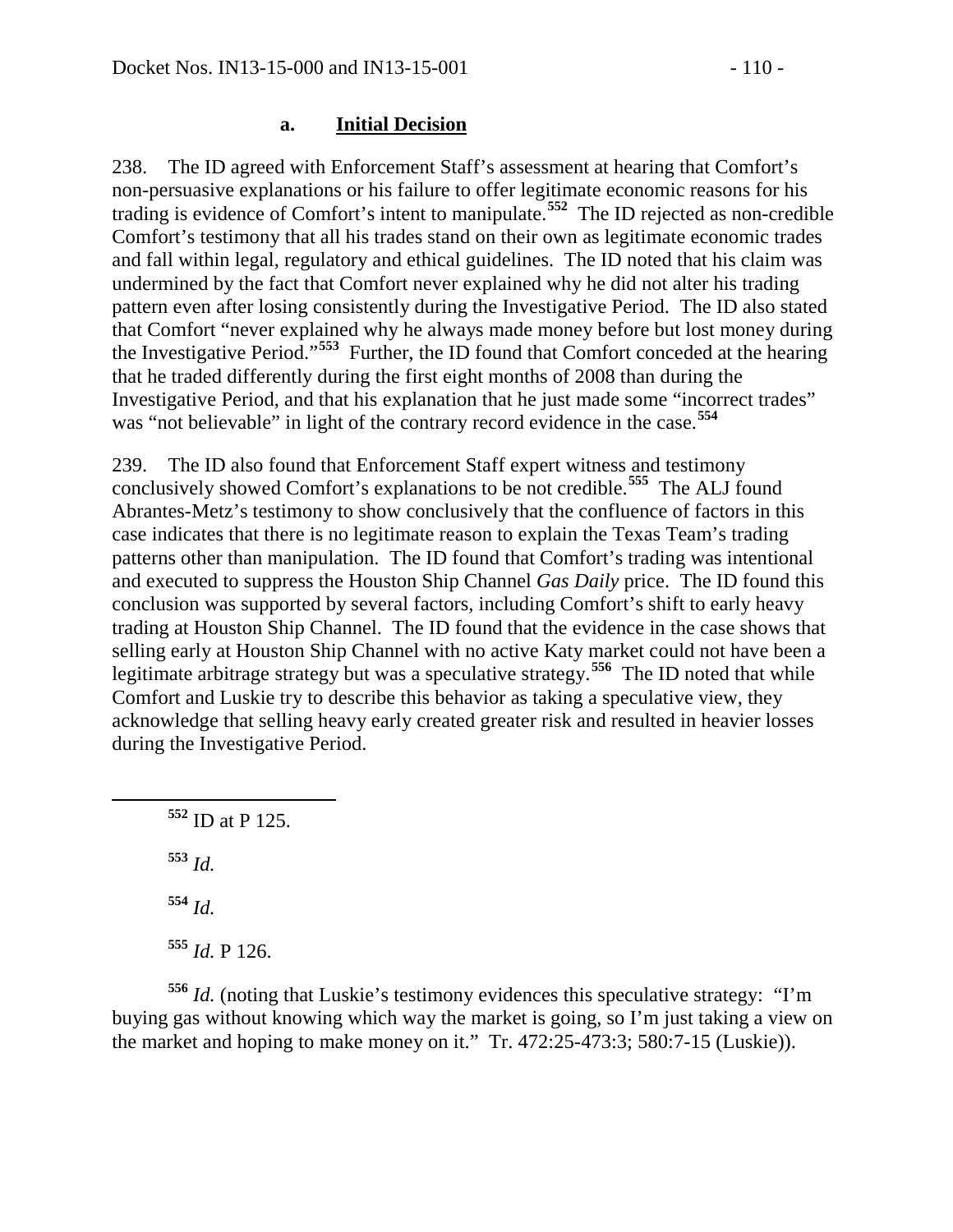### a. **Initial Decision**

238. The ID agreed with Enforcement Staff's assessment at hearing that Comfort's non-persuasive explanations or his failure to offer legitimate economic reasons for his trading is evidence of Comfort's intent to manipulate.[552] The ID rejected as non-credible Comfort's testimony that all his trades stand on their own as legitimate economic trades and fall within legal, regulatory and ethical guidelines. The ID noted that his claim was undermined by the fact that Comfort never explained why he did not alter his trading pattern even after losing consistently during the Investigative Period. The ID also stated that Comfort "never explained why he always made money before but lost money during the Investigative Period."[553] Further, the ID found that Comfort conceded at the hearing that he traded differently during the first eight months of 2008 than during the Investigative Period, and that his explanation that he just made some "incorrect trades" was "not believable" in light of the contrary record evidence in the case.[554]

239. The ID also found that Enforcement Staff expert witness and testimony conclusively showed Comfort's explanations to be not credible.[555] The ALJ found Abrantes-Metz's testimony to show conclusively that the confluence of factors in this case indicates that there is no legitimate reason to explain the Texas Team's trading patterns other than manipulation. The ID found that Comfort's trading was intentional and executed to suppress the Houston Ship Channel *Gas Daily* price. The ID found this conclusion was supported by several factors, including Comfort's shift to early heavy trading at Houston Ship Channel. The ID found that the evidence in the case shows that selling early at Houston Ship Channel with no active Katy market could not have been a legitimate arbitrage strategy but was a speculative strategy.[556] The ID noted that while Comfort and Luskie try to describe this behavior as taking a speculative view, they acknowledge that selling heavy early created greater risk and resulted in heavier losses during the Investigative Period.

---

[552] ID at P 125.

[553] *Id.*

[554] *Id.*

[555] *Id.* P 126.

[556] *Id.* (noting that Luskie's testimony evidences this speculative strategy: "I'm buying gas without knowing which way the market is going, so I'm just taking a view on the market and hoping to make money on it." Tr. 472:25-473:3; 580:7-15 (Luskie)).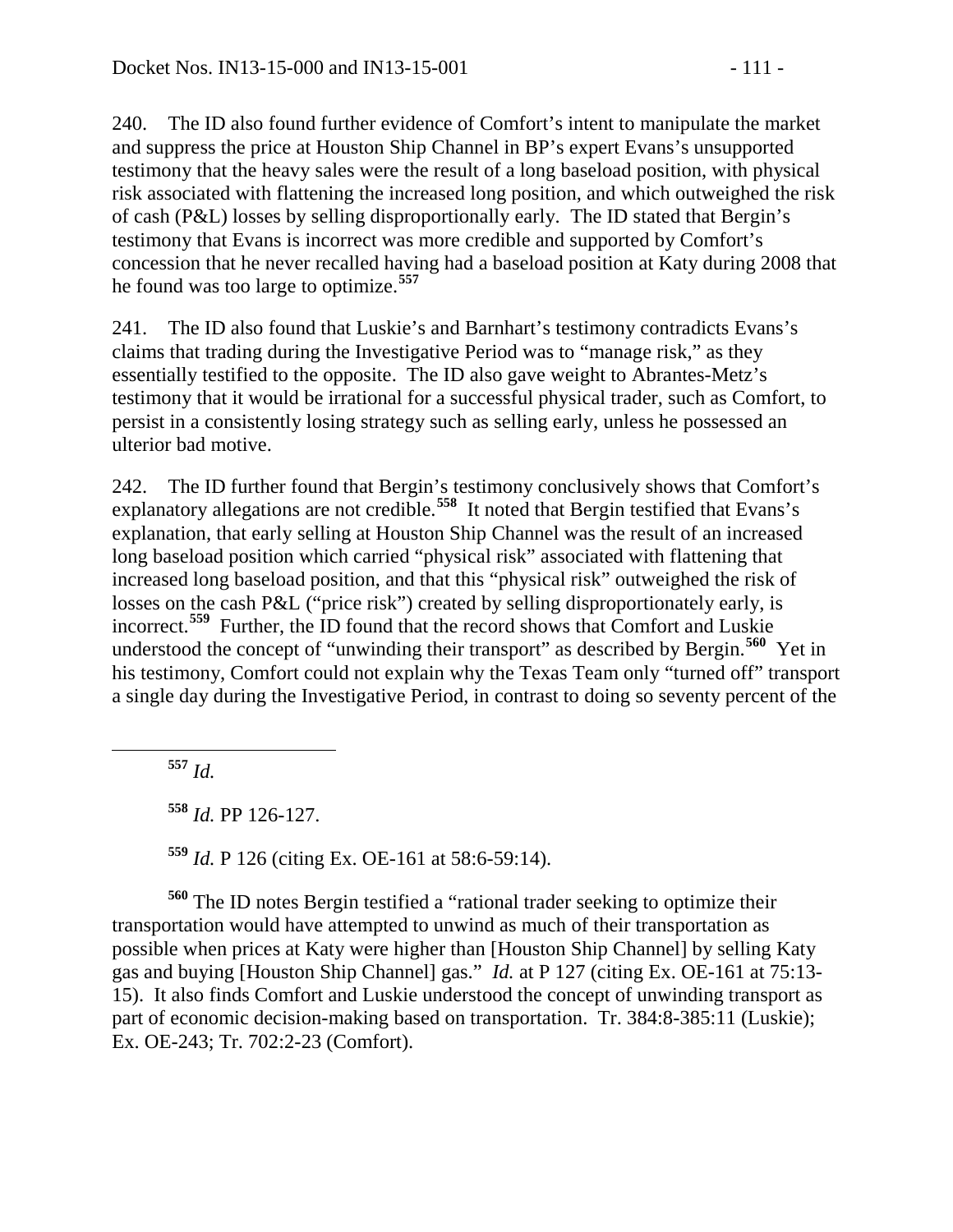240. The ID also found further evidence of Comfort's intent to manipulate the market and suppress the price at Houston Ship Channel in BP's expert Evans's unsupported testimony that the heavy sales were the result of a long baseload position, with physical risk associated with flattening the increased long position, and which outweighed the risk of cash (P&L) losses by selling disproportionally early. The ID stated that Bergin's testimony that Evans is incorrect was more credible and supported by Comfort's concession that he never recalled having had a baseload position at Katy during 2008 that he found was too large to optimize.[557]

241. The ID also found that Luskie's and Barnhart's testimony contradicts Evans's claims that trading during the Investigative Period was to "manage risk," as they essentially testified to the opposite. The ID also gave weight to Abrantes-Metz's testimony that it would be irrational for a successful physical trader, such as Comfort, to persist in a consistently losing strategy such as selling early, unless he possessed an ulterior bad motive.

242. The ID further found that Bergin's testimony conclusively shows that Comfort's explanatory allegations are not credible.[558] It noted that Bergin testified that Evans's explanation, that early selling at Houston Ship Channel was the result of an increased long baseload position which carried "physical risk" associated with flattening that increased long baseload position, and that this "physical risk" outweighed the risk of losses on the cash P&L ("price risk") created by selling disproportionately early, is incorrect.[559] Further, the ID found that the record shows that Comfort and Luskie understood the concept of "unwinding their transport" as described by Bergin.[560] Yet in his testimony, Comfort could not explain why the Texas Team only "turned off" transport a single day during the Investigative Period, in contrast to doing so seventy percent of the

---

[557] *Id.*

[558] *Id.* PP 126-127.

[559] *Id.* P 126 (citing Ex. OE-161 at 58:6-59:14).

[560] The ID notes Bergin testified a "rational trader seeking to optimize their transportation would have attempted to unwind as much of their transportation as possible when prices at Katy were higher than [Houston Ship Channel] by selling Katy gas and buying [Houston Ship Channel] gas." *Id.* at P 127 (citing Ex. OE-161 at 75:13-15). It also finds Comfort and Luskie understood the concept of unwinding transport as part of economic decision-making based on transportation. Tr. 384:8-385:11 (Luskie); Ex. OE-243; Tr. 702:2-23 (Comfort).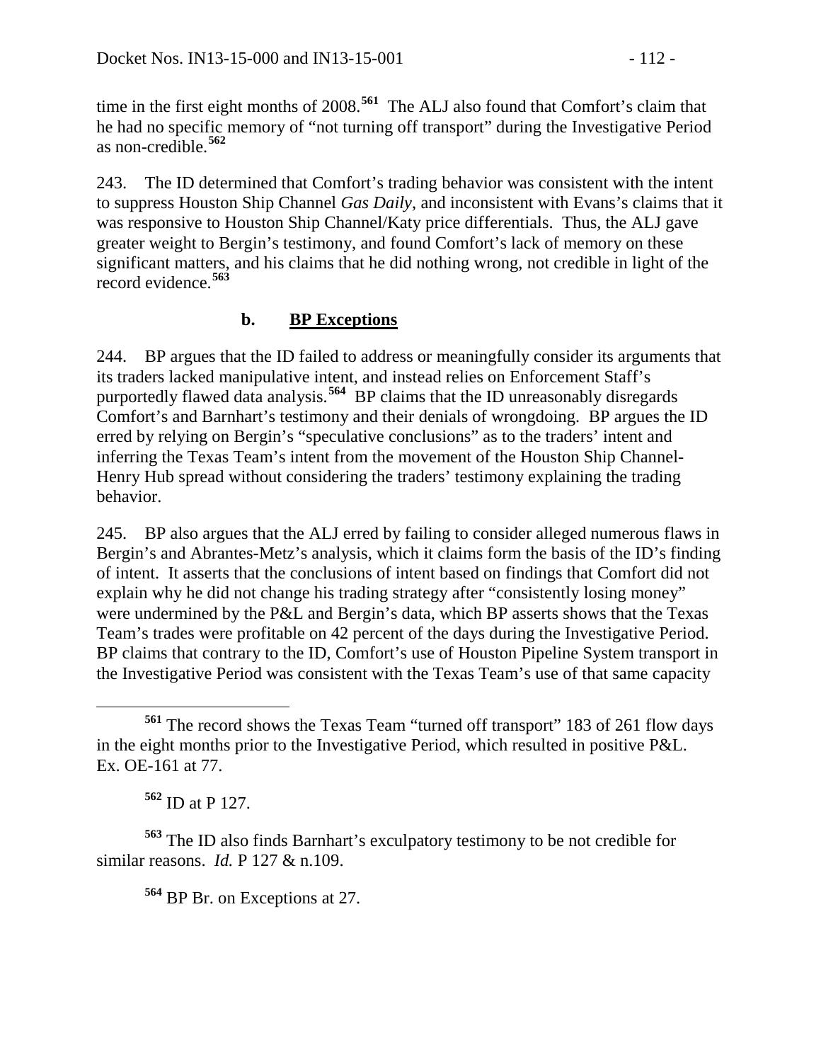time in the first eight months of 2008.[561] The ALJ also found that Comfort's claim that he had no specific memory of "not turning off transport" during the Investigative Period as non-credible.[562]

243. The ID determined that Comfort's trading behavior was consistent with the intent to suppress Houston Ship Channel *Gas Daily*, and inconsistent with Evans's claims that it was responsive to Houston Ship Channel/Katy price differentials. Thus, the ALJ gave greater weight to Bergin's testimony, and found Comfort's lack of memory on these significant matters, and his claims that he did nothing wrong, not credible in light of the record evidence.[563]

### b. BP Exceptions

244. BP argues that the ID failed to address or meaningfully consider its arguments that its traders lacked manipulative intent, and instead relies on Enforcement Staff's purportedly flawed data analysis.[564] BP claims that the ID unreasonably disregards Comfort's and Barnhart's testimony and their denials of wrongdoing. BP argues the ID erred by relying on Bergin's "speculative conclusions" as to the traders' intent and inferring the Texas Team's intent from the movement of the Houston Ship Channel-Henry Hub spread without considering the traders' testimony explaining the trading behavior.

245. BP also argues that the ALJ erred by failing to consider alleged numerous flaws in Bergin's and Abrantes-Metz's analysis, which it claims form the basis of the ID's finding of intent. It asserts that the conclusions of intent based on findings that Comfort did not explain why he did not change his trading strategy after "consistently losing money" were undermined by the P&L and Bergin's data, which BP asserts shows that the Texas Team's trades were profitable on 42 percent of the days during the Investigative Period. BP claims that contrary to the ID, Comfort's use of Houston Pipeline System transport in the Investigative Period was consistent with the Texas Team's use of that same capacity

---

[561] The record shows the Texas Team "turned off transport" 183 of 261 flow days in the eight months prior to the Investigative Period, which resulted in positive P&L. Ex. OE-161 at 77.

[562] ID at P 127.

[563] The ID also finds Barnhart's exculpatory testimony to be not credible for similar reasons. *Id.* P 127 & n.109.

[564] BP Br. on Exceptions at 27.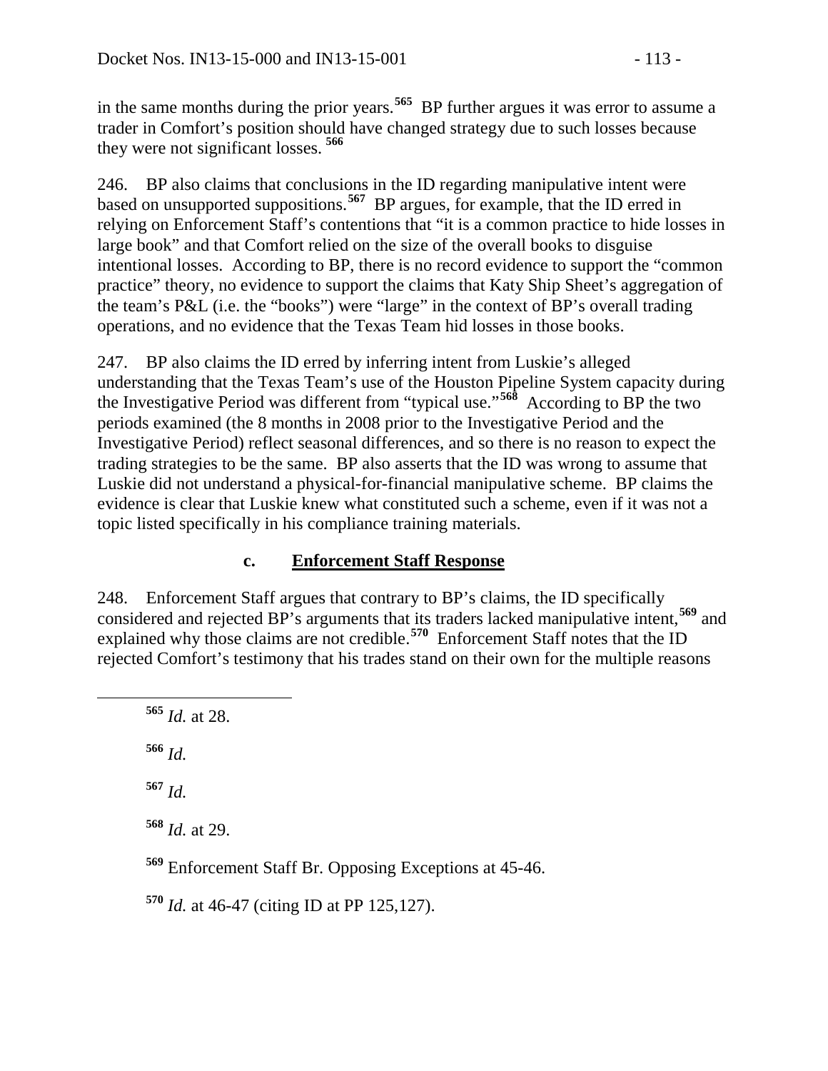in the same months during the prior years.[565] BP further argues it was error to assume a trader in Comfort's position should have changed strategy due to such losses because they were not significant losses.[566]

246. BP also claims that conclusions in the ID regarding manipulative intent were based on unsupported suppositions.[567] BP argues, for example, that the ID erred in relying on Enforcement Staff's contentions that "it is a common practice to hide losses in large book" and that Comfort relied on the size of the overall books to disguise intentional losses. According to BP, there is no record evidence to support the "common practice" theory, no evidence to support the claims that Katy Ship Sheet's aggregation of the team's P&L (i.e. the "books") were "large" in the context of BP's overall trading operations, and no evidence that the Texas Team hid losses in those books.

247. BP also claims the ID erred by inferring intent from Luskie's alleged understanding that the Texas Team's use of the Houston Pipeline System capacity during the Investigative Period was different from "typical use."[568] According to BP the two periods examined (the 8 months in 2008 prior to the Investigative Period and the Investigative Period) reflect seasonal differences, and so there is no reason to expect the trading strategies to be the same. BP also asserts that the ID was wrong to assume that Luskie did not understand a physical-for-financial manipulative scheme. BP claims the evidence is clear that Luskie knew what constituted such a scheme, even if it was not a topic listed specifically in his compliance training materials.

### c. Enforcement Staff Response

248. Enforcement Staff argues that contrary to BP's claims, the ID specifically considered and rejected BP's arguments that its traders lacked manipulative intent,[569] and explained why those claims are not credible.[570] Enforcement Staff notes that the ID rejected Comfort's testimony that his trades stand on their own for the multiple reasons

---

[565] *Id.* at 28.

[566] *Id.*

[567] *Id.*

[568] *Id.* at 29.

[569] Enforcement Staff Br. Opposing Exceptions at 45-46.

[570] *Id.* at 46-47 (citing ID at PP 125,127).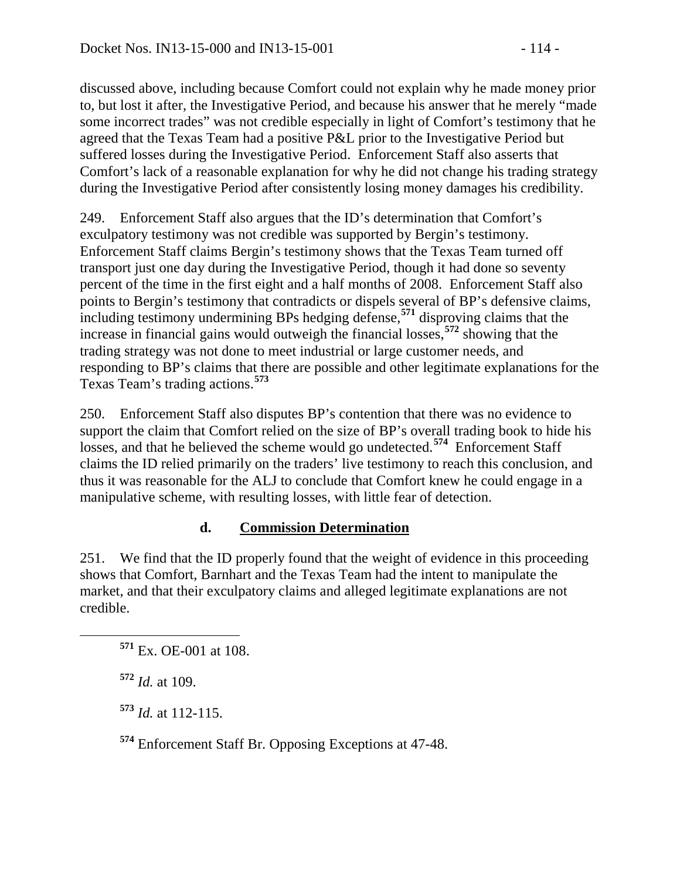discussed above, including because Comfort could not explain why he made money prior to, but lost it after, the Investigative Period, and because his answer that he merely "made some incorrect trades" was not credible especially in light of Comfort's testimony that he agreed that the Texas Team had a positive P&L prior to the Investigative Period but suffered losses during the Investigative Period. Enforcement Staff also asserts that Comfort's lack of a reasonable explanation for why he did not change his trading strategy during the Investigative Period after consistently losing money damages his credibility.

249. Enforcement Staff also argues that the ID's determination that Comfort's exculpatory testimony was not credible was supported by Bergin's testimony. Enforcement Staff claims Bergin's testimony shows that the Texas Team turned off transport just one day during the Investigative Period, though it had done so seventy percent of the time in the first eight and a half months of 2008. Enforcement Staff also points to Bergin's testimony that contradicts or dispels several of BP's defensive claims, including testimony undermining BPs hedging defense,[571] disproving claims that the increase in financial gains would outweigh the financial losses,[572] showing that the trading strategy was not done to meet industrial or large customer needs, and responding to BP's claims that there are possible and other legitimate explanations for the Texas Team's trading actions.[573]

250. Enforcement Staff also disputes BP's contention that there was no evidence to support the claim that Comfort relied on the size of BP's overall trading book to hide his losses, and that he believed the scheme would go undetected.[574] Enforcement Staff claims the ID relied primarily on the traders' live testimony to reach this conclusion, and thus it was reasonable for the ALJ to conclude that Comfort knew he could engage in a manipulative scheme, with resulting losses, with little fear of detection.

### d. Commission Determination

251. We find that the ID properly found that the weight of evidence in this proceeding shows that Comfort, Barnhart and the Texas Team had the intent to manipulate the market, and that their exculpatory claims and alleged legitimate explanations are not credible.

---

[571] Ex. OE-001 at 108.

[572] *Id.* at 109.

[573] *Id.* at 112-115.

[574] Enforcement Staff Br. Opposing Exceptions at 47-48.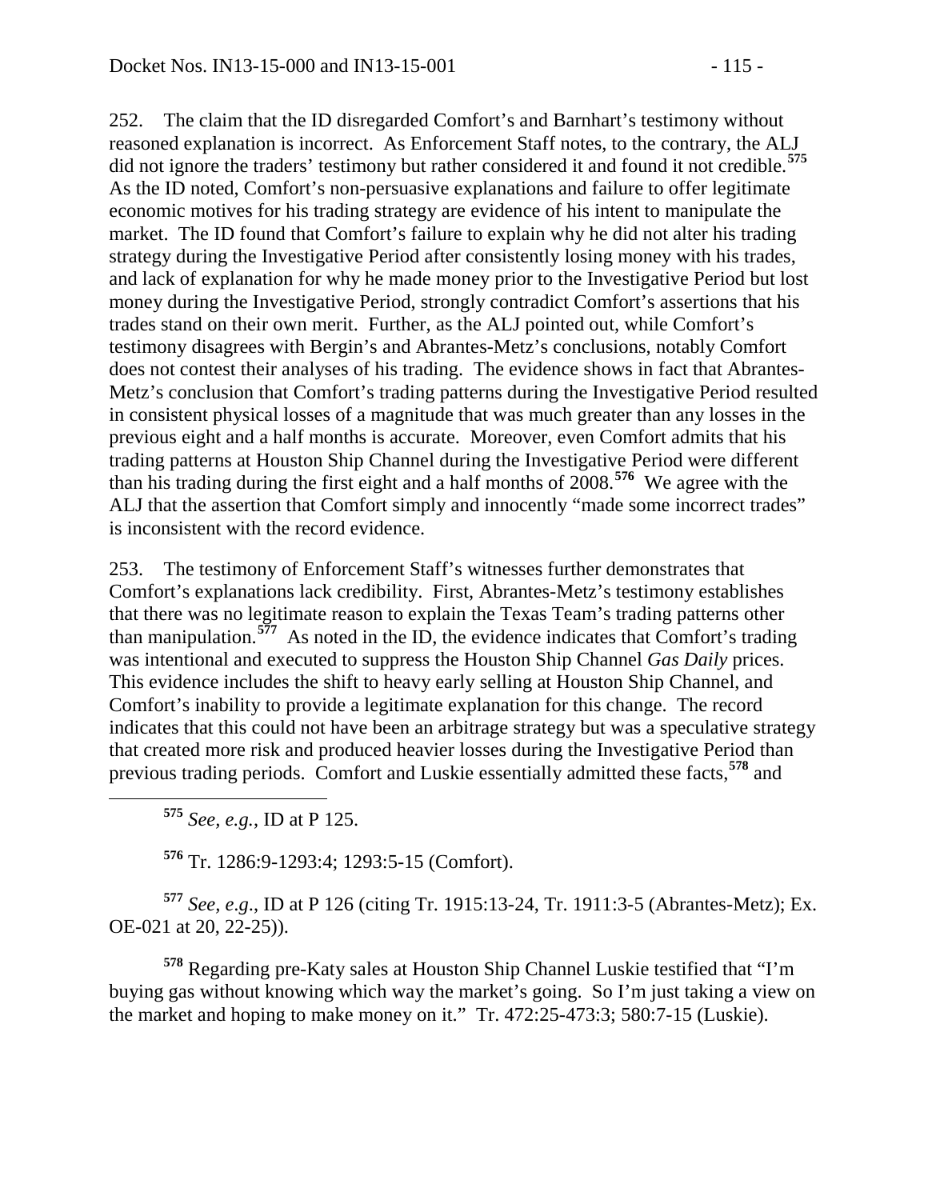252. The claim that the ID disregarded Comfort's and Barnhart's testimony without reasoned explanation is incorrect. As Enforcement Staff notes, to the contrary, the ALJ did not ignore the traders' testimony but rather considered it and found it not credible.[575] As the ID noted, Comfort's non-persuasive explanations and failure to offer legitimate economic motives for his trading strategy are evidence of his intent to manipulate the market. The ID found that Comfort's failure to explain why he did not alter his trading strategy during the Investigative Period after consistently losing money with his trades, and lack of explanation for why he made money prior to the Investigative Period but lost money during the Investigative Period, strongly contradict Comfort's assertions that his trades stand on their own merit. Further, as the ALJ pointed out, while Comfort's testimony disagrees with Bergin's and Abrantes-Metz's conclusions, notably Comfort does not contest their analyses of his trading. The evidence shows in fact that Abrantes-Metz's conclusion that Comfort's trading patterns during the Investigative Period resulted in consistent physical losses of a magnitude that was much greater than any losses in the previous eight and a half months is accurate. Moreover, even Comfort admits that his trading patterns at Houston Ship Channel during the Investigative Period were different than his trading during the first eight and a half months of 2008.[576] We agree with the ALJ that the assertion that Comfort simply and innocently "made some incorrect trades" is inconsistent with the record evidence.

253. The testimony of Enforcement Staff's witnesses further demonstrates that Comfort's explanations lack credibility. First, Abrantes-Metz's testimony establishes that there was no legitimate reason to explain the Texas Team's trading patterns other than manipulation.[577] As noted in the ID, the evidence indicates that Comfort's trading was intentional and executed to suppress the Houston Ship Channel *Gas Daily* prices. This evidence includes the shift to heavy early selling at Houston Ship Channel, and Comfort's inability to provide a legitimate explanation for this change. The record indicates that this could not have been an arbitrage strategy but was a speculative strategy that created more risk and produced heavier losses during the Investigative Period than previous trading periods. Comfort and Luskie essentially admitted these facts,[578] and

---

[575] *See, e.g.*, ID at P 125.

[576] Tr. 1286:9-1293:4; 1293:5-15 (Comfort).

[577] *See, e.g.*, ID at P 126 (citing Tr. 1915:13-24, Tr. 1911:3-5 (Abrantes-Metz); Ex. OE-021 at 20, 22-25)).

[578] Regarding pre-Katy sales at Houston Ship Channel Luskie testified that "I'm buying gas without knowing which way the market's going. So I'm just taking a view on the market and hoping to make money on it." Tr. 472:25-473:3; 580:7-15 (Luskie).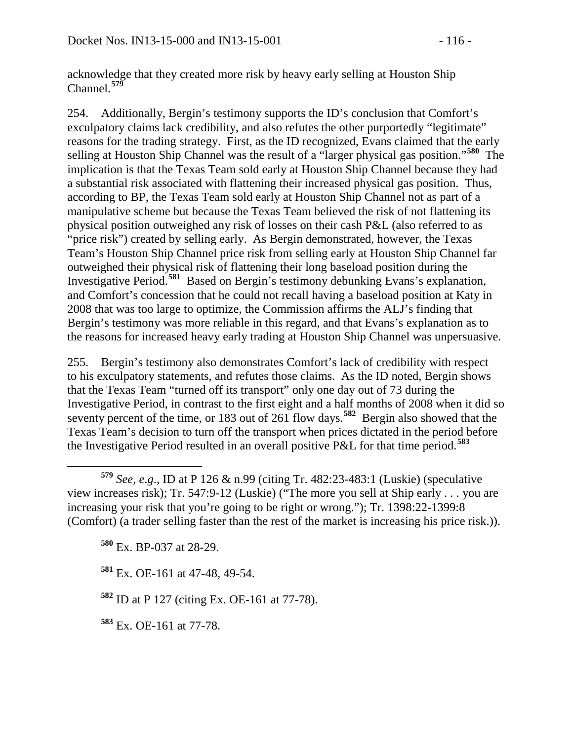acknowledge that they created more risk by heavy early selling at Houston Ship Channel.[579]

254. Additionally, Bergin's testimony supports the ID's conclusion that Comfort's exculpatory claims lack credibility, and also refutes the other purportedly "legitimate" reasons for the trading strategy. First, as the ID recognized, Evans claimed that the early selling at Houston Ship Channel was the result of a "larger physical gas position."[580] The implication is that the Texas Team sold early at Houston Ship Channel because they had a substantial risk associated with flattening their increased physical gas position. Thus, according to BP, the Texas Team sold early at Houston Ship Channel not as part of a manipulative scheme but because the Texas Team believed the risk of not flattening its physical position outweighed any risk of losses on their cash P&L (also referred to as "price risk") created by selling early. As Bergin demonstrated, however, the Texas Team's Houston Ship Channel price risk from selling early at Houston Ship Channel far outweighed their physical risk of flattening their long baseload position during the Investigative Period.[581] Based on Bergin's testimony debunking Evans's explanation, and Comfort's concession that he could not recall having a baseload position at Katy in 2008 that was too large to optimize, the Commission affirms the ALJ's finding that Bergin's testimony was more reliable in this regard, and that Evans's explanation as to the reasons for increased heavy early trading at Houston Ship Channel was unpersuasive.

255. Bergin's testimony also demonstrates Comfort's lack of credibility with respect to his exculpatory statements, and refutes those claims. As the ID noted, Bergin shows that the Texas Team "turned off its transport" only one day out of 73 during the Investigative Period, in contrast to the first eight and a half months of 2008 when it did so seventy percent of the time, or 183 out of 261 flow days.[582] Bergin also showed that the Texas Team's decision to turn off the transport when prices dictated in the period before the Investigative Period resulted in an overall positive P&L for that time period.[583]

---

[579] *See, e.g.*, ID at P 126 & n.99 (citing Tr. 482:23-483:1 (Luskie) (speculative view increases risk); Tr. 547:9-12 (Luskie) ("The more you sell at Ship early . . . you are increasing your risk that you're going to be right or wrong."); Tr. 1398:22-1399:8 (Comfort) (a trader selling faster than the rest of the market is increasing his price risk.)).

[580] Ex. BP-037 at 28-29.

[581] Ex. OE-161 at 47-48, 49-54.

[582] ID at P 127 (citing Ex. OE-161 at 77-78).

[583] Ex. OE-161 at 77-78.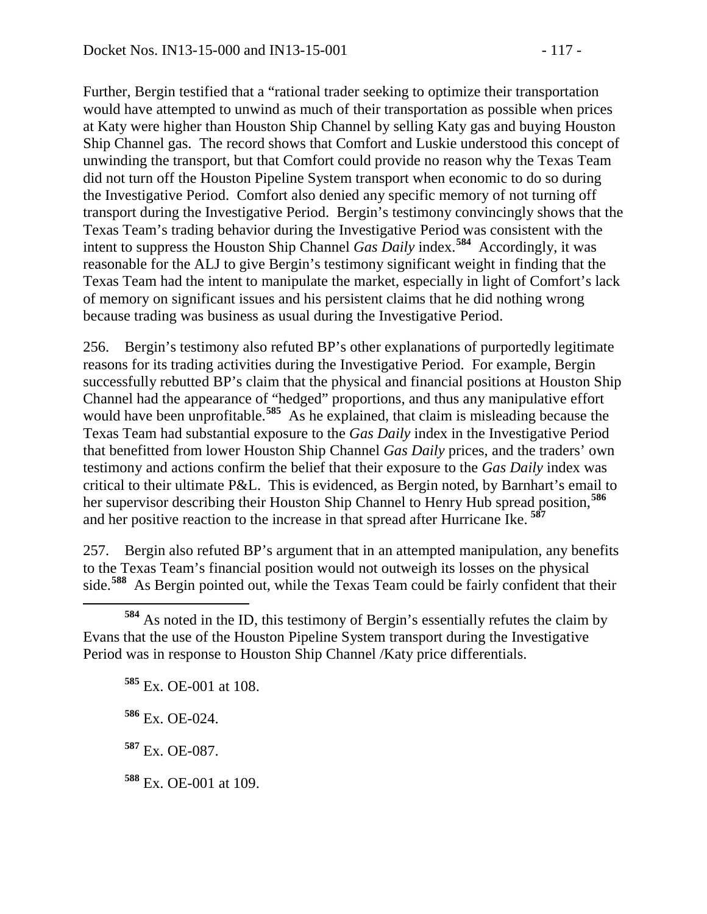Further, Bergin testified that a "rational trader seeking to optimize their transportation would have attempted to unwind as much of their transportation as possible when prices at Katy were higher than Houston Ship Channel by selling Katy gas and buying Houston Ship Channel gas. The record shows that Comfort and Luskie understood this concept of unwinding the transport, but that Comfort could provide no reason why the Texas Team did not turn off the Houston Pipeline System transport when economic to do so during the Investigative Period. Comfort also denied any specific memory of not turning off transport during the Investigative Period. Bergin's testimony convincingly shows that the Texas Team's trading behavior during the Investigative Period was consistent with the intent to suppress the Houston Ship Channel *Gas Daily* index.[584] Accordingly, it was reasonable for the ALJ to give Bergin's testimony significant weight in finding that the Texas Team had the intent to manipulate the market, especially in light of Comfort's lack of memory on significant issues and his persistent claims that he did nothing wrong because trading was business as usual during the Investigative Period.

256. Bergin's testimony also refuted BP's other explanations of purportedly legitimate reasons for its trading activities during the Investigative Period. For example, Bergin successfully rebutted BP's claim that the physical and financial positions at Houston Ship Channel had the appearance of "hedged" proportions, and thus any manipulative effort would have been unprofitable.[585] As he explained, that claim is misleading because the Texas Team had substantial exposure to the *Gas Daily* index in the Investigative Period that benefitted from lower Houston Ship Channel *Gas Daily* prices, and the traders' own testimony and actions confirm the belief that their exposure to the *Gas Daily* index was critical to their ultimate P&L. This is evidenced, as Bergin noted, by Barnhart's email to her supervisor describing their Houston Ship Channel to Henry Hub spread position,[586] and her positive reaction to the increase in that spread after Hurricane Ike.[587]

257. Bergin also refuted BP's argument that in an attempted manipulation, any benefits to the Texas Team's financial position would not outweigh its losses on the physical side.[588] As Bergin pointed out, while the Texas Team could be fairly confident that their

---

[584] As noted in the ID, this testimony of Bergin's essentially refutes the claim by Evans that the use of the Houston Pipeline System transport during the Investigative Period was in response to Houston Ship Channel /Katy price differentials.

[585] Ex. OE-001 at 108.

[586] Ex. OE-024.

[587] Ex. OE-087.

[588] Ex. OE-001 at 109.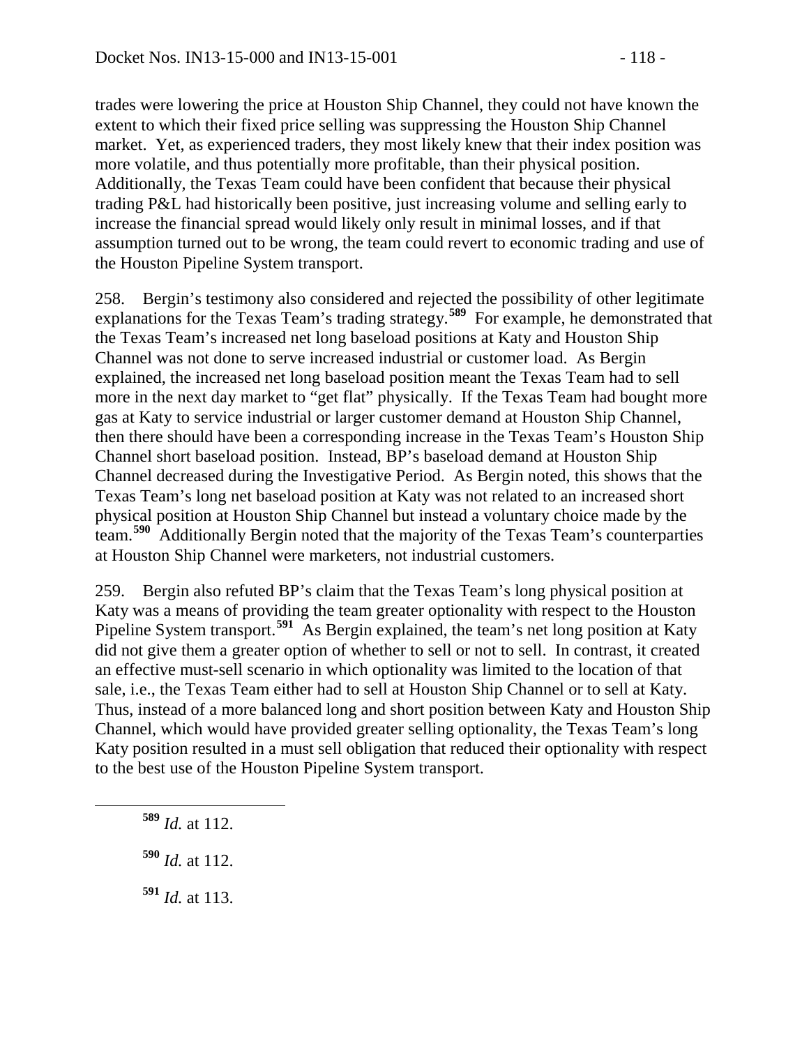trades were lowering the price at Houston Ship Channel, they could not have known the extent to which their fixed price selling was suppressing the Houston Ship Channel market. Yet, as experienced traders, they most likely knew that their index position was more volatile, and thus potentially more profitable, than their physical position. Additionally, the Texas Team could have been confident that because their physical trading P&L had historically been positive, just increasing volume and selling early to increase the financial spread would likely only result in minimal losses, and if that assumption turned out to be wrong, the team could revert to economic trading and use of the Houston Pipeline System transport.

258. Bergin's testimony also considered and rejected the possibility of other legitimate explanations for the Texas Team's trading strategy.[589] For example, he demonstrated that the Texas Team's increased net long baseload positions at Katy and Houston Ship Channel was not done to serve increased industrial or customer load. As Bergin explained, the increased net long baseload position meant the Texas Team had to sell more in the next day market to "get flat" physically. If the Texas Team had bought more gas at Katy to service industrial or larger customer demand at Houston Ship Channel, then there should have been a corresponding increase in the Texas Team's Houston Ship Channel short baseload position. Instead, BP's baseload demand at Houston Ship Channel decreased during the Investigative Period. As Bergin noted, this shows that the Texas Team's long net baseload position at Katy was not related to an increased short physical position at Houston Ship Channel but instead a voluntary choice made by the team.[590] Additionally Bergin noted that the majority of the Texas Team's counterparties at Houston Ship Channel were marketers, not industrial customers.

259. Bergin also refuted BP's claim that the Texas Team's long physical position at Katy was a means of providing the team greater optionality with respect to the Houston Pipeline System transport.[591] As Bergin explained, the team's net long position at Katy did not give them a greater option of whether to sell or not to sell. In contrast, it created an effective must-sell scenario in which optionality was limited to the location of that sale, i.e., the Texas Team either had to sell at Houston Ship Channel or to sell at Katy. Thus, instead of a more balanced long and short position between Katy and Houston Ship Channel, which would have provided greater selling optionality, the Texas Team's long Katy position resulted in a must sell obligation that reduced their optionality with respect to the best use of the Houston Pipeline System transport.

---

[589] *Id.* at 112.

[590] *Id.* at 112.

[591] *Id.* at 113.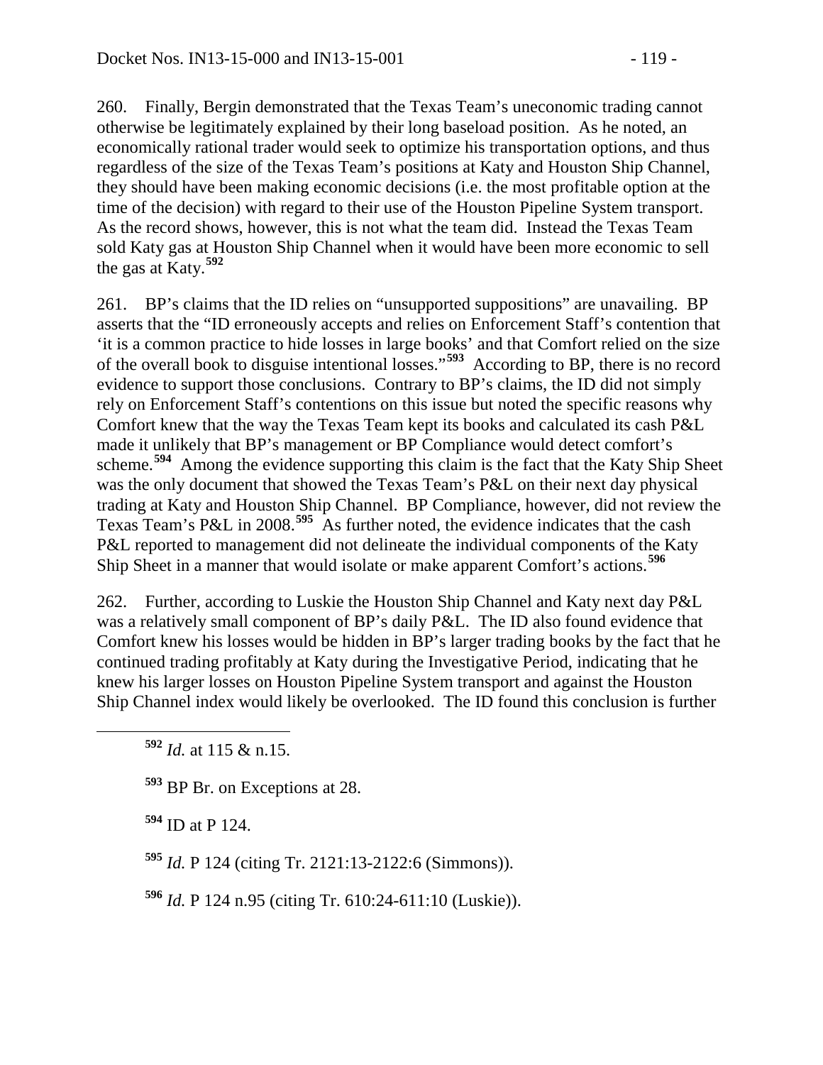260. Finally, Bergin demonstrated that the Texas Team's uneconomic trading cannot otherwise be legitimately explained by their long baseload position. As he noted, an economically rational trader would seek to optimize his transportation options, and thus regardless of the size of the Texas Team's positions at Katy and Houston Ship Channel, they should have been making economic decisions (i.e. the most profitable option at the time of the decision) with regard to their use of the Houston Pipeline System transport. As the record shows, however, this is not what the team did. Instead the Texas Team sold Katy gas at Houston Ship Channel when it would have been more economic to sell the gas at Katy.[592]

261. BP's claims that the ID relies on "unsupported suppositions" are unavailing. BP asserts that the "ID erroneously accepts and relies on Enforcement Staff's contention that 'it is a common practice to hide losses in large books' and that Comfort relied on the size of the overall book to disguise intentional losses."[593] According to BP, there is no record evidence to support those conclusions. Contrary to BP's claims, the ID did not simply rely on Enforcement Staff's contentions on this issue but noted the specific reasons why Comfort knew that the way the Texas Team kept its books and calculated its cash P&L made it unlikely that BP's management or BP Compliance would detect comfort's scheme.[594] Among the evidence supporting this claim is the fact that the Katy Ship Sheet was the only document that showed the Texas Team's P&L on their next day physical trading at Katy and Houston Ship Channel. BP Compliance, however, did not review the Texas Team's P&L in 2008.[595] As further noted, the evidence indicates that the cash P&L reported to management did not delineate the individual components of the Katy Ship Sheet in a manner that would isolate or make apparent Comfort's actions.[596]

262. Further, according to Luskie the Houston Ship Channel and Katy next day P&L was a relatively small component of BP's daily P&L. The ID also found evidence that Comfort knew his losses would be hidden in BP's larger trading books by the fact that he continued trading profitably at Katy during the Investigative Period, indicating that he knew his larger losses on Houston Pipeline System transport and against the Houston Ship Channel index would likely be overlooked. The ID found this conclusion is further

---

[592] *Id.* at 115 & n.15.

[593] BP Br. on Exceptions at 28.

[594] ID at P 124.

[595] *Id.* P 124 (citing Tr. 2121:13-2122:6 (Simmons)).

[596] *Id.* P 124 n.95 (citing Tr. 610:24-611:10 (Luskie)).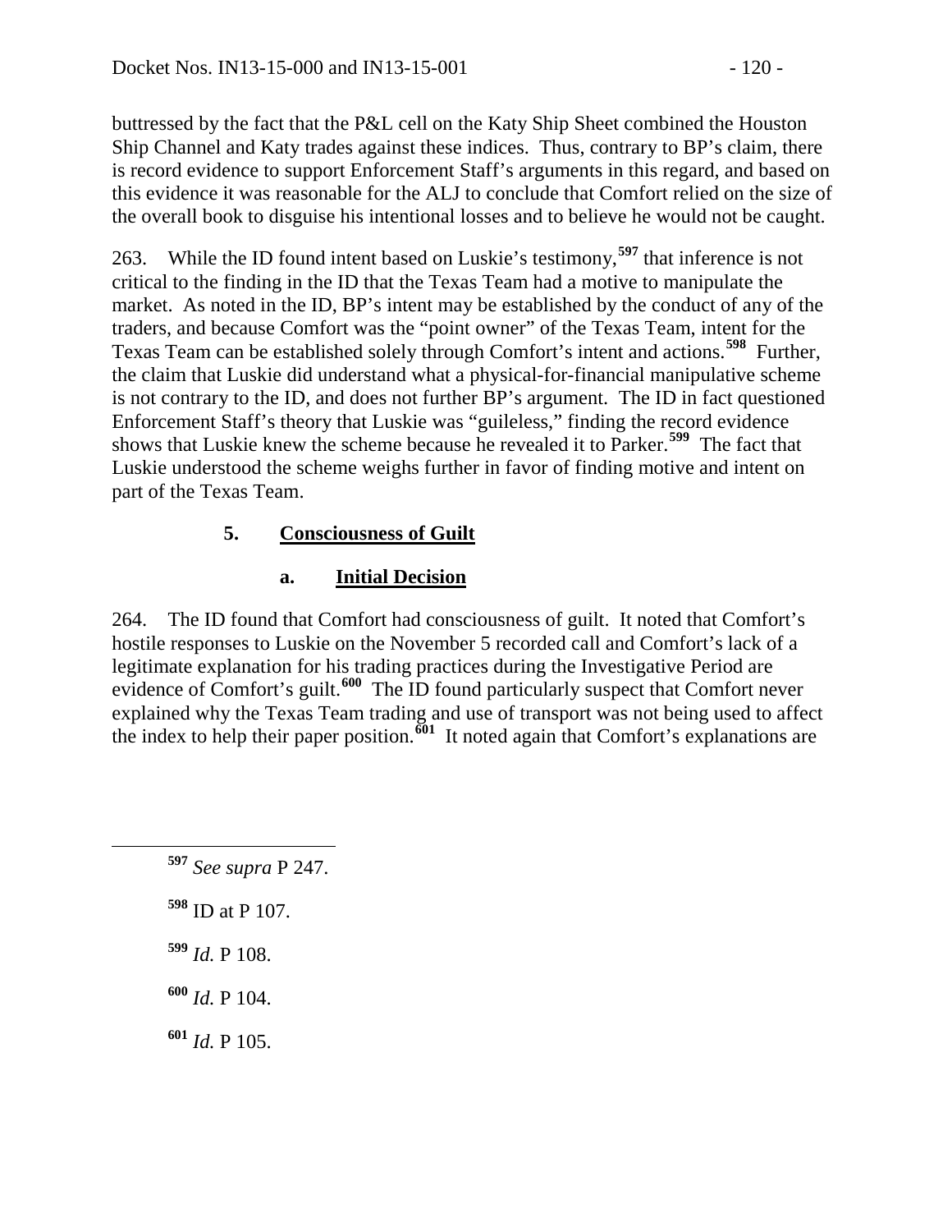buttressed by the fact that the P&L cell on the Katy Ship Sheet combined the Houston Ship Channel and Katy trades against these indices. Thus, contrary to BP's claim, there is record evidence to support Enforcement Staff's arguments in this regard, and based on this evidence it was reasonable for the ALJ to conclude that Comfort relied on the size of the overall book to disguise his intentional losses and to believe he would not be caught.

263. While the ID found intent based on Luskie's testimony,[597] that inference is not critical to the finding in the ID that the Texas Team had a motive to manipulate the market. As noted in the ID, BP's intent may be established by the conduct of any of the traders, and because Comfort was the "point owner" of the Texas Team, intent for the Texas Team can be established solely through Comfort's intent and actions.[598] Further, the claim that Luskie did understand what a physical-for-financial manipulative scheme is not contrary to the ID, and does not further BP's argument. The ID in fact questioned Enforcement Staff's theory that Luskie was "guileless," finding the record evidence shows that Luskie knew the scheme because he revealed it to Parker.[599] The fact that Luskie understood the scheme weighs further in favor of finding motive and intent on part of the Texas Team.

### 5. Consciousness of Guilt

#### a. Initial Decision

264. The ID found that Comfort had consciousness of guilt. It noted that Comfort's hostile responses to Luskie on the November 5 recorded call and Comfort's lack of a legitimate explanation for his trading practices during the Investigative Period are evidence of Comfort's guilt.[600] The ID found particularly suspect that Comfort never explained why the Texas Team trading and use of transport was not being used to affect the index to help their paper position.[601] It noted again that Comfort's explanations are

---

[597] *See supra* P 247.

[598] ID at P 107.

[599] *Id.* P 108.

[600] *Id.* P 104.

[601] *Id.* P 105.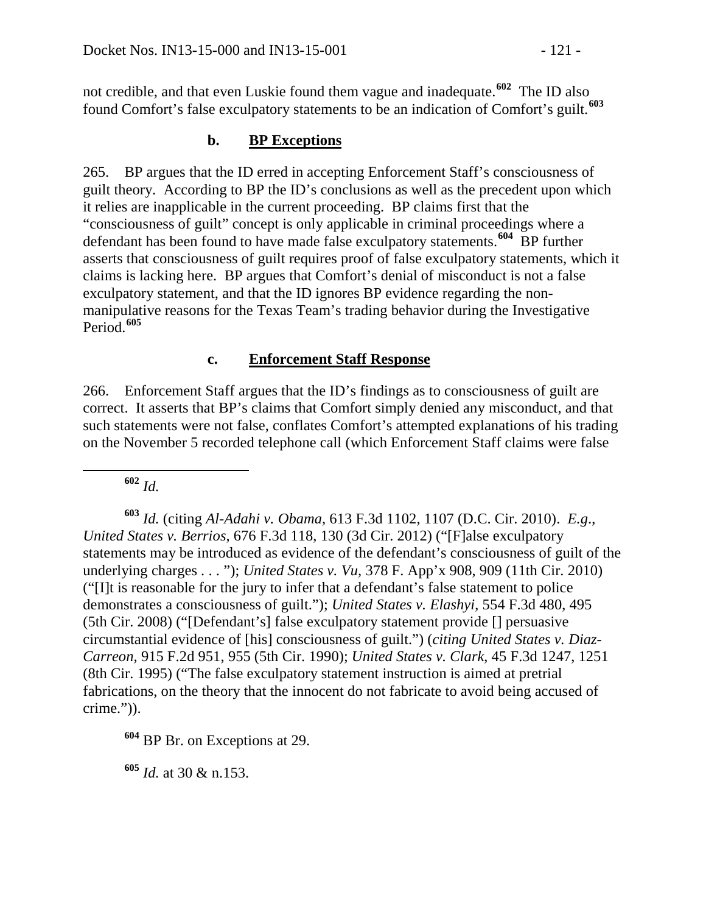not credible, and that even Luskie found them vague and inadequate.[602] The ID also found Comfort's false exculpatory statements to be an indication of Comfort's guilt.[603]

### b. BP Exceptions

265. BP argues that the ID erred in accepting Enforcement Staff's consciousness of guilt theory. According to BP the ID's conclusions as well as the precedent upon which it relies are inapplicable in the current proceeding. BP claims first that the "consciousness of guilt" concept is only applicable in criminal proceedings where a defendant has been found to have made false exculpatory statements.[604] BP further asserts that consciousness of guilt requires proof of false exculpatory statements, which it claims is lacking here. BP argues that Comfort's denial of misconduct is not a false exculpatory statement, and that the ID ignores BP evidence regarding the non-manipulative reasons for the Texas Team's trading behavior during the Investigative Period.[605]

### c. Enforcement Staff Response

266. Enforcement Staff argues that the ID's findings as to consciousness of guilt are correct. It asserts that BP's claims that Comfort simply denied any misconduct, and that such statements were not false, conflates Comfort's attempted explanations of his trading on the November 5 recorded telephone call (which Enforcement Staff claims were false

---

[602] *Id.*

[603] *Id.* (citing *Al-Adahi v. Obama*, 613 F.3d 1102, 1107 (D.C. Cir. 2010). *E.g.*, *United States v. Berrios*, 676 F.3d 118, 130 (3d Cir. 2012) ("[F]alse exculpatory statements may be introduced as evidence of the defendant's consciousness of guilt of the underlying charges . . . "); *United States v. Vu*, 378 F. App'x 908, 909 (11th Cir. 2010) ("[I]t is reasonable for the jury to infer that a defendant's false statement to police demonstrates a consciousness of guilt."); *United States v. Elashyi*, 554 F.3d 480, 495 (5th Cir. 2008) ("[Defendant's] false exculpatory statement provide [] persuasive circumstantial evidence of [his] consciousness of guilt.") (*citing United States v. Diaz-Carreon*, 915 F.2d 951, 955 (5th Cir. 1990); *United States v. Clark*, 45 F.3d 1247, 1251 (8th Cir. 1995) ("The false exculpatory statement instruction is aimed at pretrial fabrications, on the theory that the innocent do not fabricate to avoid being accused of crime.")).

[604] BP Br. on Exceptions at 29.

[605] *Id.* at 30 & n.153.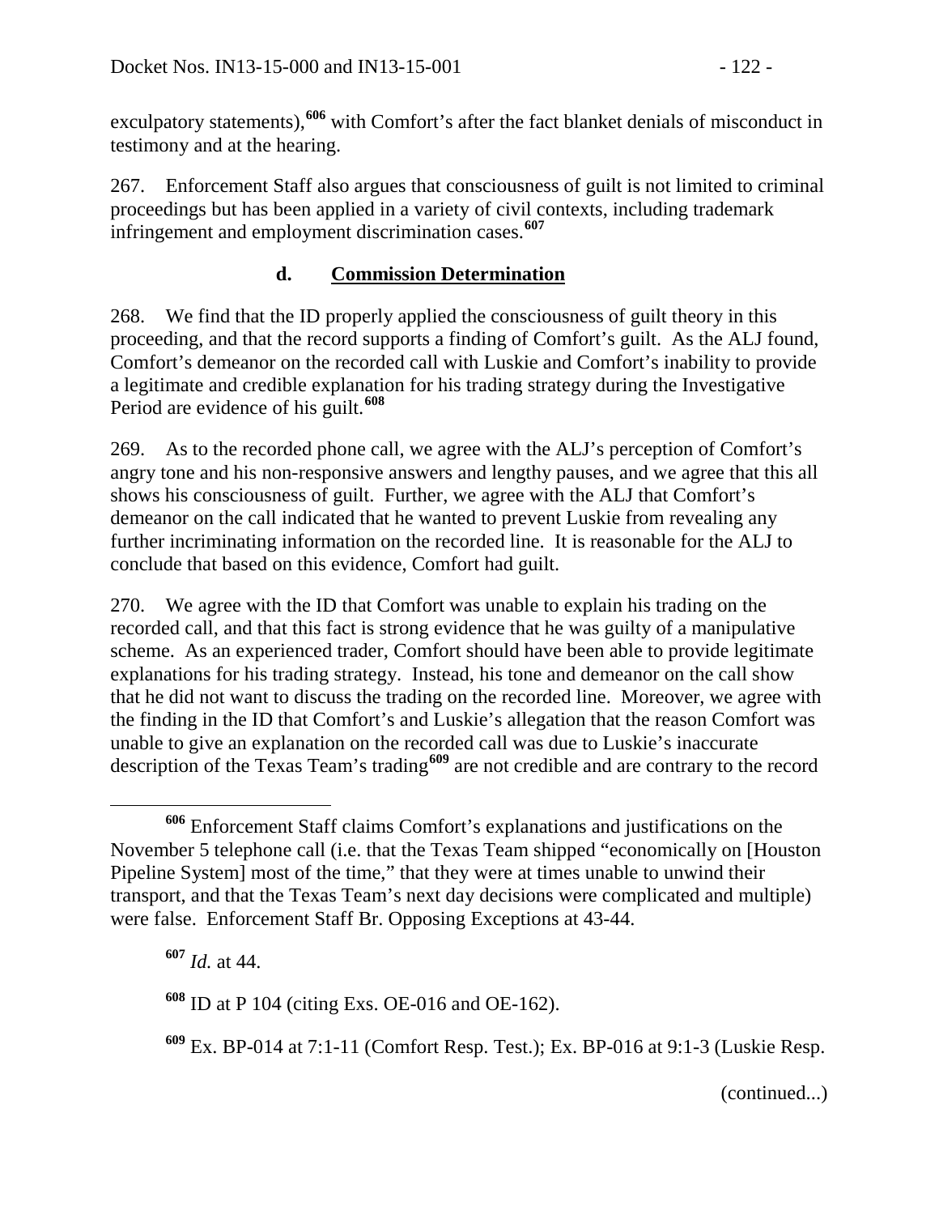exculpatory statements),[606] with Comfort's after the fact blanket denials of misconduct in testimony and at the hearing.

267. Enforcement Staff also argues that consciousness of guilt is not limited to criminal proceedings but has been applied in a variety of civil contexts, including trademark infringement and employment discrimination cases.[607]

### d. Commission Determination

268. We find that the ID properly applied the consciousness of guilt theory in this proceeding, and that the record supports a finding of Comfort's guilt. As the ALJ found, Comfort's demeanor on the recorded call with Luskie and Comfort's inability to provide a legitimate and credible explanation for his trading strategy during the Investigative Period are evidence of his guilt.[608]

269. As to the recorded phone call, we agree with the ALJ's perception of Comfort's angry tone and his non-responsive answers and lengthy pauses, and we agree that this all shows his consciousness of guilt. Further, we agree with the ALJ that Comfort's demeanor on the call indicated that he wanted to prevent Luskie from revealing any further incriminating information on the recorded line. It is reasonable for the ALJ to conclude that based on this evidence, Comfort had guilt.

270. We agree with the ID that Comfort was unable to explain his trading on the recorded call, and that this fact is strong evidence that he was guilty of a manipulative scheme. As an experienced trader, Comfort should have been able to provide legitimate explanations for his trading strategy. Instead, his tone and demeanor on the call show that he did not want to discuss the trading on the recorded line. Moreover, we agree with the finding in the ID that Comfort's and Luskie's allegation that the reason Comfort was unable to give an explanation on the recorded call was due to Luskie's inaccurate description of the Texas Team's trading[609] are not credible and are contrary to the record

---

[606] Enforcement Staff claims Comfort's explanations and justifications on the November 5 telephone call (i.e. that the Texas Team shipped "economically on [Houston Pipeline System] most of the time," that they were at times unable to unwind their transport, and that the Texas Team's next day decisions were complicated and multiple) were false. Enforcement Staff Br. Opposing Exceptions at 43-44.

[607] *Id.* at 44.

[608] ID at P 104 (citing Exs. OE-016 and OE-162).

[609] Ex. BP-014 at 7:1-11 (Comfort Resp. Test.); Ex. BP-016 at 9:1-3 (Luskie Resp.

(continued...)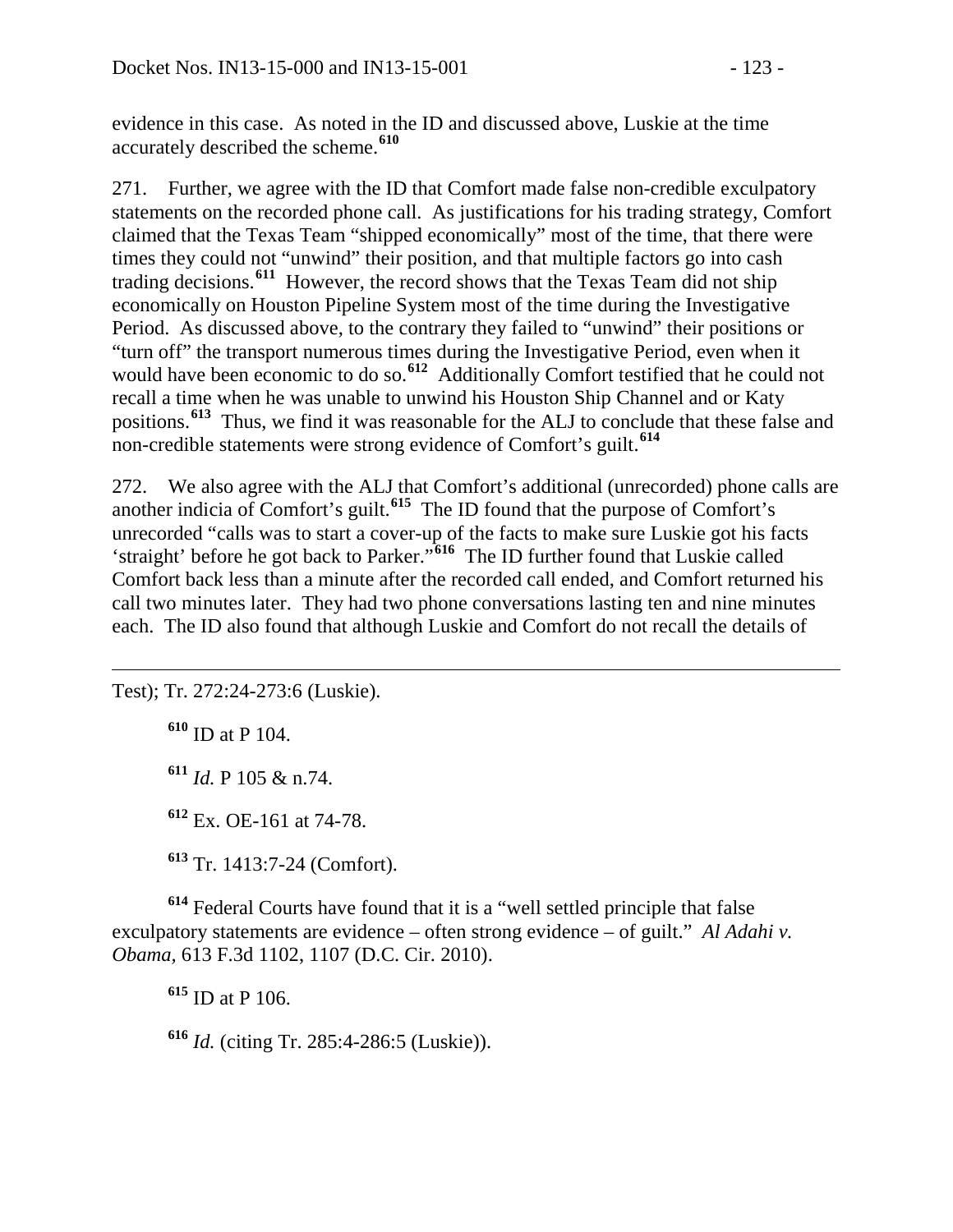evidence in this case. As noted in the ID and discussed above, Luskie at the time accurately described the scheme.[610]

271. Further, we agree with the ID that Comfort made false non-credible exculpatory statements on the recorded phone call. As justifications for his trading strategy, Comfort claimed that the Texas Team "shipped economically" most of the time, that there were times they could not "unwind" their position, and that multiple factors go into cash trading decisions.[611] However, the record shows that the Texas Team did not ship economically on Houston Pipeline System most of the time during the Investigative Period. As discussed above, to the contrary they failed to "unwind" their positions or "turn off" the transport numerous times during the Investigative Period, even when it would have been economic to do so.[612] Additionally Comfort testified that he could not recall a time when he was unable to unwind his Houston Ship Channel and or Katy positions.[613] Thus, we find it was reasonable for the ALJ to conclude that these false and non-credible statements were strong evidence of Comfort's guilt.[614]

272. We also agree with the ALJ that Comfort's additional (unrecorded) phone calls are another indicia of Comfort's guilt.[615] The ID found that the purpose of Comfort's unrecorded "calls was to start a cover-up of the facts to make sure Luskie got his facts 'straight' before he got back to Parker."[616] The ID further found that Luskie called Comfort back less than a minute after the recorded call ended, and Comfort returned his call two minutes later. They had two phone conversations lasting ten and nine minutes each. The ID also found that although Luskie and Comfort do not recall the details of

---

Test); Tr. 272:24-273:6 (Luskie).

[610] ID at P 104.

[611] *Id.* P 105 & n.74.

[612] Ex. OE-161 at 74-78.

[613] Tr. 1413:7-24 (Comfort).

[614] Federal Courts have found that it is a "well settled principle that false exculpatory statements are evidence – often strong evidence – of guilt." *Al Adahi v. Obama*, 613 F.3d 1102, 1107 (D.C. Cir. 2010).

[615] ID at P 106.

[616] *Id.* (citing Tr. 285:4-286:5 (Luskie)).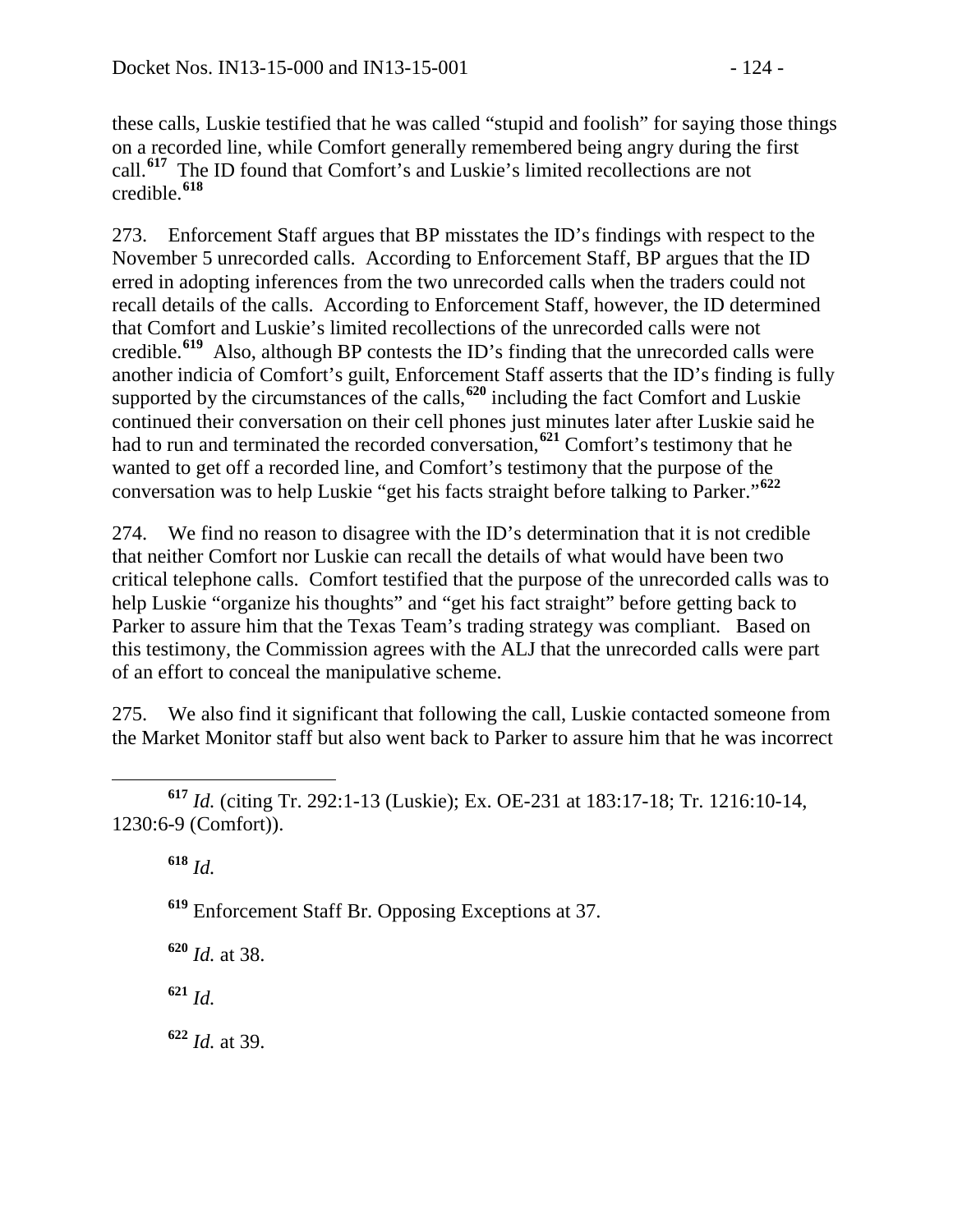these calls, Luskie testified that he was called "stupid and foolish" for saying those things on a recorded line, while Comfort generally remembered being angry during the first call.[617] The ID found that Comfort's and Luskie's limited recollections are not credible.[618]

273. Enforcement Staff argues that BP misstates the ID's findings with respect to the November 5 unrecorded calls. According to Enforcement Staff, BP argues that the ID erred in adopting inferences from the two unrecorded calls when the traders could not recall details of the calls. According to Enforcement Staff, however, the ID determined that Comfort and Luskie's limited recollections of the unrecorded calls were not credible.[619] Also, although BP contests the ID's finding that the unrecorded calls were another indicia of Comfort's guilt, Enforcement Staff asserts that the ID's finding is fully supported by the circumstances of the calls,[620] including the fact Comfort and Luskie continued their conversation on their cell phones just minutes later after Luskie said he had to run and terminated the recorded conversation,[621] Comfort's testimony that he wanted to get off a recorded line, and Comfort's testimony that the purpose of the conversation was to help Luskie "get his facts straight before talking to Parker."[622]

274. We find no reason to disagree with the ID's determination that it is not credible that neither Comfort nor Luskie can recall the details of what would have been two critical telephone calls. Comfort testified that the purpose of the unrecorded calls was to help Luskie "organize his thoughts" and "get his fact straight" before getting back to Parker to assure him that the Texas Team's trading strategy was compliant. Based on this testimony, the Commission agrees with the ALJ that the unrecorded calls were part of an effort to conceal the manipulative scheme.

275. We also find it significant that following the call, Luskie contacted someone from the Market Monitor staff but also went back to Parker to assure him that he was incorrect

---

[617] *Id.* (citing Tr. 292:1-13 (Luskie); Ex. OE-231 at 183:17-18; Tr. 1216:10-14, 1230:6-9 (Comfort)).

[618] *Id.*

[619] Enforcement Staff Br. Opposing Exceptions at 37.

[620] *Id.* at 38.

[621] *Id.*

[622] *Id.* at 39.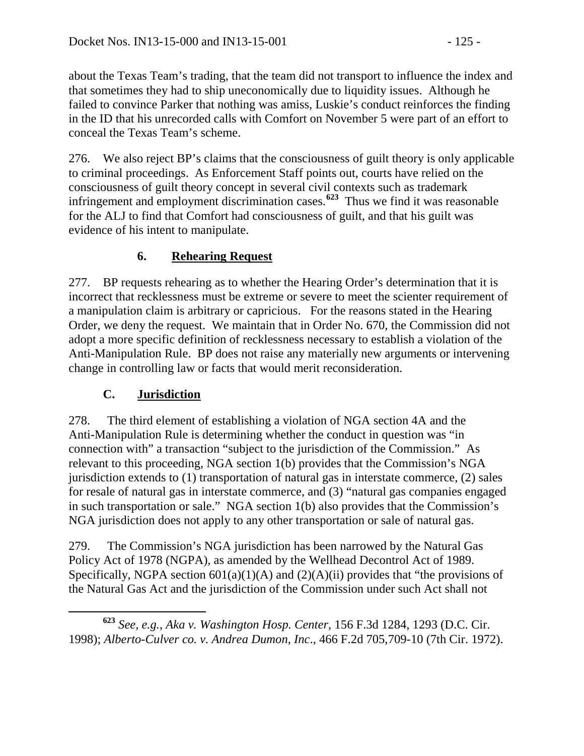about the Texas Team's trading, that the team did not transport to influence the index and that sometimes they had to ship uneconomically due to liquidity issues. Although he failed to convince Parker that nothing was amiss, Luskie's conduct reinforces the finding in the ID that his unrecorded calls with Comfort on November 5 were part of an effort to conceal the Texas Team's scheme.

276. We also reject BP's claims that the consciousness of guilt theory is only applicable to criminal proceedings. As Enforcement Staff points out, courts have relied on the consciousness of guilt theory concept in several civil contexts such as trademark infringement and employment discrimination cases.[623] Thus we find it was reasonable for the ALJ to find that Comfort had consciousness of guilt, and that his guilt was evidence of his intent to manipulate.

### 6. Rehearing Request

277. BP requests rehearing as to whether the Hearing Order's determination that it is incorrect that recklessness must be extreme or severe to meet the scienter requirement of a manipulation claim is arbitrary or capricious. For the reasons stated in the Hearing Order, we deny the request. We maintain that in Order No. 670, the Commission did not adopt a more specific definition of recklessness necessary to establish a violation of the Anti-Manipulation Rule. BP does not raise any materially new arguments or intervening change in controlling law or facts that would merit reconsideration.

## C. Jurisdiction

278. The third element of establishing a violation of NGA section 4A and the Anti-Manipulation Rule is determining whether the conduct in question was "in connection with" a transaction "subject to the jurisdiction of the Commission." As relevant to this proceeding, NGA section 1(b) provides that the Commission's NGA jurisdiction extends to (1) transportation of natural gas in interstate commerce, (2) sales for resale of natural gas in interstate commerce, and (3) "natural gas companies engaged in such transportation or sale." NGA section 1(b) also provides that the Commission's NGA jurisdiction does not apply to any other transportation or sale of natural gas.

279. The Commission's NGA jurisdiction has been narrowed by the Natural Gas Policy Act of 1978 (NGPA), as amended by the Wellhead Decontrol Act of 1989. Specifically, NGPA section 601(a)(1)(A) and (2)(A)(ii) provides that "the provisions of the Natural Gas Act and the jurisdiction of the Commission under such Act shall not

---

[623] *See, e.g.*, *Aka v. Washington Hosp. Center*, 156 F.3d 1284, 1293 (D.C. Cir. 1998); *Alberto-Culver co. v. Andrea Dumon, Inc*., 466 F.2d 705,709-10 (7th Cir. 1972).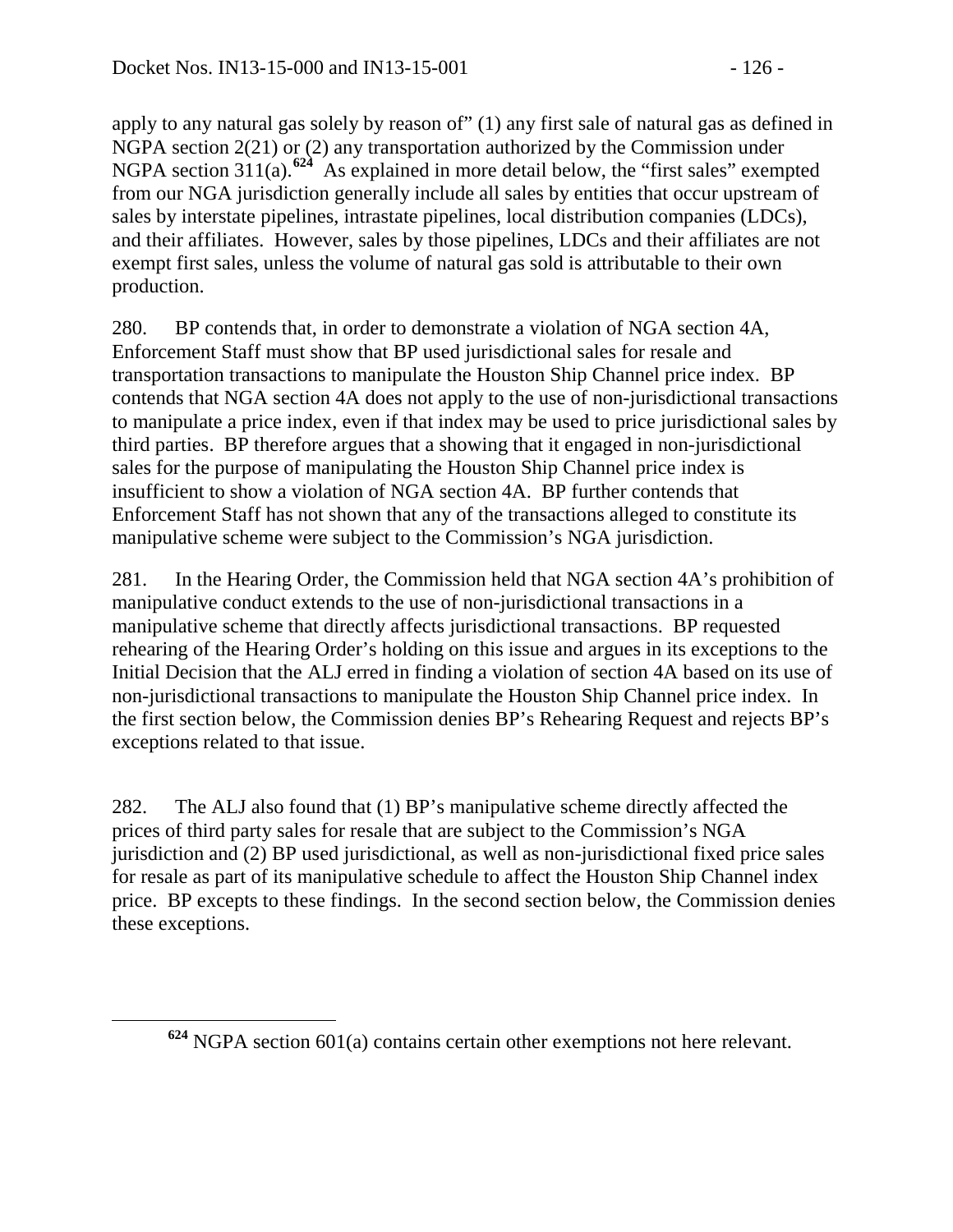apply to any natural gas solely by reason of" (1) any first sale of natural gas as defined in NGPA section 2(21) or (2) any transportation authorized by the Commission under NGPA section 311(a).[624] As explained in more detail below, the "first sales" exempted from our NGA jurisdiction generally include all sales by entities that occur upstream of sales by interstate pipelines, intrastate pipelines, local distribution companies (LDCs), and their affiliates. However, sales by those pipelines, LDCs and their affiliates are not exempt first sales, unless the volume of natural gas sold is attributable to their own production.

280. BP contends that, in order to demonstrate a violation of NGA section 4A, Enforcement Staff must show that BP used jurisdictional sales for resale and transportation transactions to manipulate the Houston Ship Channel price index. BP contends that NGA section 4A does not apply to the use of non-jurisdictional transactions to manipulate a price index, even if that index may be used to price jurisdictional sales by third parties. BP therefore argues that a showing that it engaged in non-jurisdictional sales for the purpose of manipulating the Houston Ship Channel price index is insufficient to show a violation of NGA section 4A. BP further contends that Enforcement Staff has not shown that any of the transactions alleged to constitute its manipulative scheme were subject to the Commission's NGA jurisdiction.

281. In the Hearing Order, the Commission held that NGA section 4A's prohibition of manipulative conduct extends to the use of non-jurisdictional transactions in a manipulative scheme that directly affects jurisdictional transactions. BP requested rehearing of the Hearing Order's holding on this issue and argues in its exceptions to the Initial Decision that the ALJ erred in finding a violation of section 4A based on its use of non-jurisdictional transactions to manipulate the Houston Ship Channel price index. In the first section below, the Commission denies BP's Rehearing Request and rejects BP's exceptions related to that issue.

282. The ALJ also found that (1) BP's manipulative scheme directly affected the prices of third party sales for resale that are subject to the Commission's NGA jurisdiction and (2) BP used jurisdictional, as well as non-jurisdictional fixed price sales for resale as part of its manipulative schedule to affect the Houston Ship Channel index price. BP excepts to these findings. In the second section below, the Commission denies these exceptions.

[624] NGPA section 601(a) contains certain other exemptions not here relevant.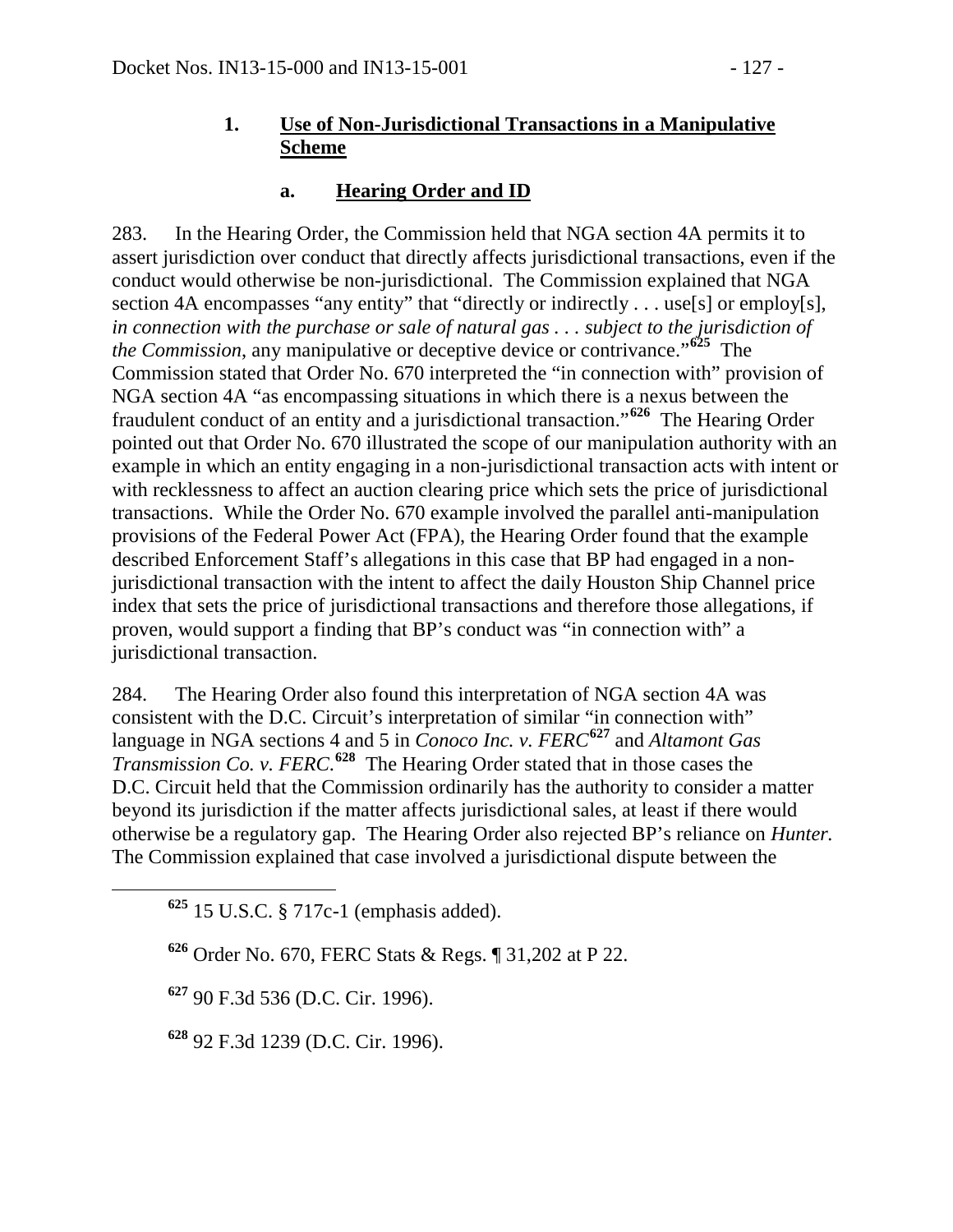### 1. Use of Non-Jurisdictional Transactions in a Manipulative Scheme

#### a. Hearing Order and ID

283. In the Hearing Order, the Commission held that NGA section 4A permits it to assert jurisdiction over conduct that directly affects jurisdictional transactions, even if the conduct would otherwise be non-jurisdictional. The Commission explained that NGA section 4A encompasses "any entity" that "directly or indirectly . . . use[s] or employ[s], *in connection with the purchase or sale of natural gas . . . subject to the jurisdiction of the Commission*, any manipulative or deceptive device or contrivance."[625] The Commission stated that Order No. 670 interpreted the "in connection with" provision of NGA section 4A "as encompassing situations in which there is a nexus between the fraudulent conduct of an entity and a jurisdictional transaction."[626] The Hearing Order pointed out that Order No. 670 illustrated the scope of our manipulation authority with an example in which an entity engaging in a non-jurisdictional transaction acts with intent or with recklessness to affect an auction clearing price which sets the price of jurisdictional transactions. While the Order No. 670 example involved the parallel anti-manipulation provisions of the Federal Power Act (FPA), the Hearing Order found that the example described Enforcement Staff's allegations in this case that BP had engaged in a non-jurisdictional transaction with the intent to affect the daily Houston Ship Channel price index that sets the price of jurisdictional transactions and therefore those allegations, if proven, would support a finding that BP's conduct was "in connection with" a jurisdictional transaction.

284. The Hearing Order also found this interpretation of NGA section 4A was consistent with the D.C. Circuit's interpretation of similar "in connection with" language in NGA sections 4 and 5 in *Conoco Inc. v. FERC*[627] and *Altamont Gas Transmission Co. v. FERC*.[628] The Hearing Order stated that in those cases the D.C. Circuit held that the Commission ordinarily has the authority to consider a matter beyond its jurisdiction if the matter affects jurisdictional sales, at least if there would otherwise be a regulatory gap. The Hearing Order also rejected BP's reliance on *Hunter.* The Commission explained that case involved a jurisdictional dispute between the

[625] 15 U.S.C. § 717c-1 (emphasis added).

[626] Order No. 670, FERC Stats & Regs. ¶ 31,202 at P 22.

[627] 90 F.3d 536 (D.C. Cir. 1996).

[628] 92 F.3d 1239 (D.C. Cir. 1996).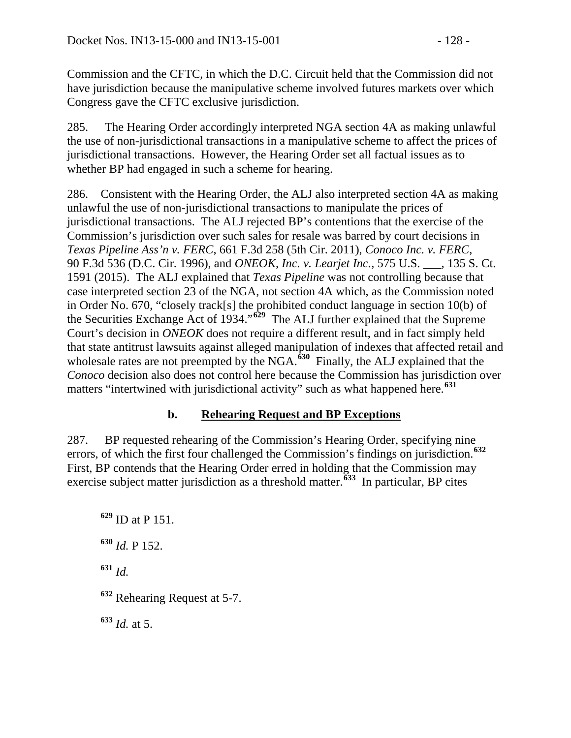Commission and the CFTC, in which the D.C. Circuit held that the Commission did not have jurisdiction because the manipulative scheme involved futures markets over which Congress gave the CFTC exclusive jurisdiction.

285. The Hearing Order accordingly interpreted NGA section 4A as making unlawful the use of non-jurisdictional transactions in a manipulative scheme to affect the prices of jurisdictional transactions. However, the Hearing Order set all factual issues as to whether BP had engaged in such a scheme for hearing.

286. Consistent with the Hearing Order, the ALJ also interpreted section 4A as making unlawful the use of non-jurisdictional transactions to manipulate the prices of jurisdictional transactions. The ALJ rejected BP's contentions that the exercise of the Commission's jurisdiction over such sales for resale was barred by court decisions in *Texas Pipeline Ass'n v. FERC*, 661 F.3d 258 (5th Cir. 2011), *Conoco Inc. v. FERC*, 90 F.3d 536 (D.C. Cir. 1996), and *ONEOK, Inc. v. Learjet Inc.*, 575 U.S. ___, 135 S. Ct. 1591 (2015). The ALJ explained that *Texas Pipeline* was not controlling because that case interpreted section 23 of the NGA, not section 4A which, as the Commission noted in Order No. 670, "closely track[s] the prohibited conduct language in section 10(b) of the Securities Exchange Act of 1934."[629] The ALJ further explained that the Supreme Court's decision in *ONEOK* does not require a different result, and in fact simply held that state antitrust lawsuits against alleged manipulation of indexes that affected retail and wholesale rates are not preempted by the NGA.[630] Finally, the ALJ explained that the *Conoco* decision also does not control here because the Commission has jurisdiction over matters "intertwined with jurisdictional activity" such as what happened here.[631]

### b. Rehearing Request and BP Exceptions

287. BP requested rehearing of the Commission's Hearing Order, specifying nine errors, of which the first four challenged the Commission's findings on jurisdiction.[632] First, BP contends that the Hearing Order erred in holding that the Commission may exercise subject matter jurisdiction as a threshold matter.[633] In particular, BP cites

[629] ID at P 151.

[630] *Id.* P 152.

[631] *Id.*

[632] Rehearing Request at 5-7.

[633] *Id.* at 5.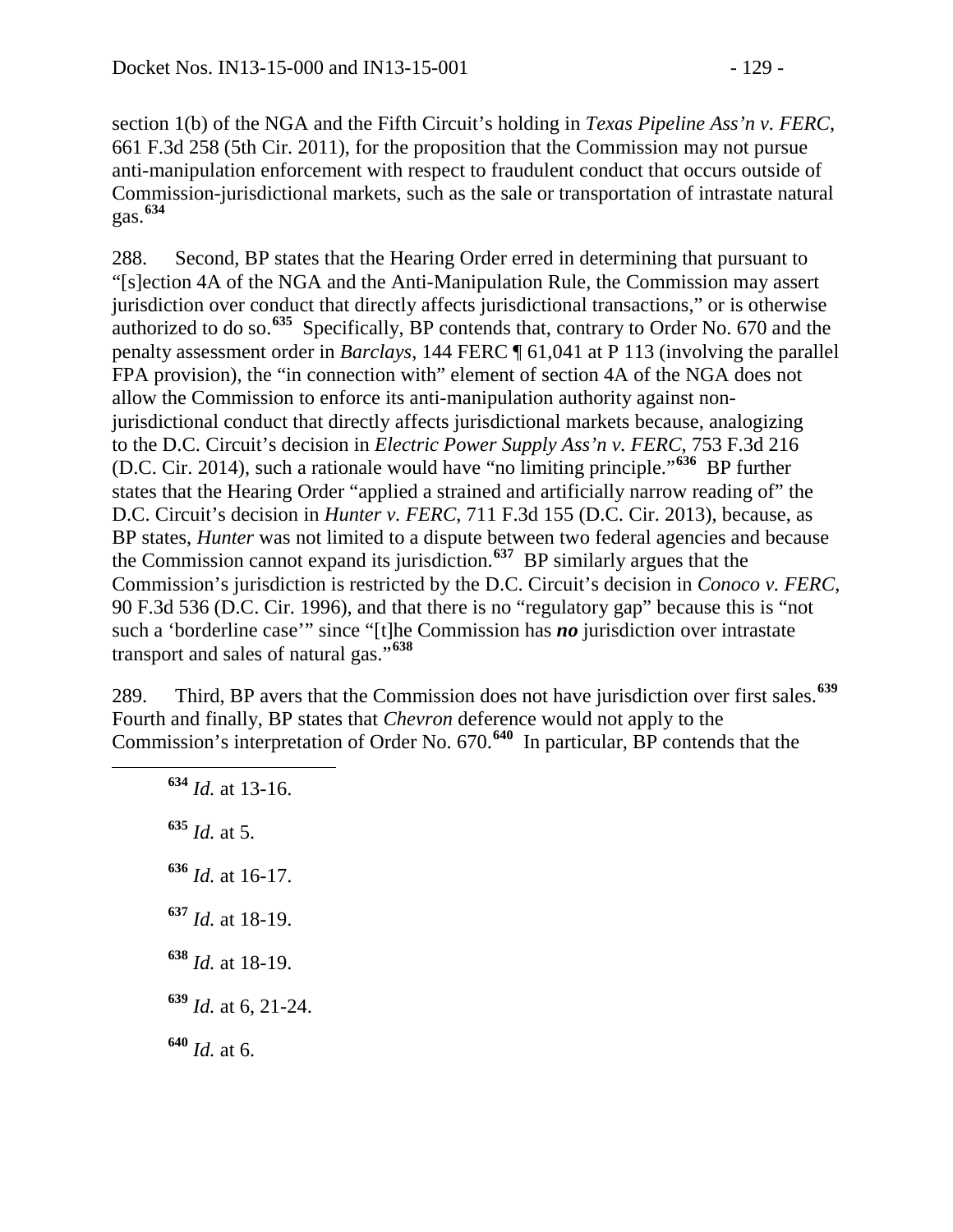section 1(b) of the NGA and the Fifth Circuit's holding in *Texas Pipeline Ass'n v. FERC*, 661 F.3d 258 (5th Cir. 2011), for the proposition that the Commission may not pursue anti-manipulation enforcement with respect to fraudulent conduct that occurs outside of Commission-jurisdictional markets, such as the sale or transportation of intrastate natural gas.[634]

288. Second, BP states that the Hearing Order erred in determining that pursuant to "[s]ection 4A of the NGA and the Anti-Manipulation Rule, the Commission may assert jurisdiction over conduct that directly affects jurisdictional transactions," or is otherwise authorized to do so.[635] Specifically, BP contends that, contrary to Order No. 670 and the penalty assessment order in *Barclays*, 144 FERC ¶ 61,041 at P 113 (involving the parallel FPA provision), the "in connection with" element of section 4A of the NGA does not allow the Commission to enforce its anti-manipulation authority against non-jurisdictional conduct that directly affects jurisdictional markets because, analogizing to the D.C. Circuit's decision in *Electric Power Supply Ass'n v. FERC*, 753 F.3d 216 (D.C. Cir. 2014), such a rationale would have "no limiting principle."[636] BP further states that the Hearing Order "applied a strained and artificially narrow reading of" the D.C. Circuit's decision in *Hunter v. FERC*, 711 F.3d 155 (D.C. Cir. 2013), because, as BP states, *Hunter* was not limited to a dispute between two federal agencies and because the Commission cannot expand its jurisdiction.[637] BP similarly argues that the Commission's jurisdiction is restricted by the D.C. Circuit's decision in *Conoco v. FERC*, 90 F.3d 536 (D.C. Cir. 1996), and that there is no "regulatory gap" because this is "not such a 'borderline case'" since "[t]he Commission has ***no*** jurisdiction over intrastate transport and sales of natural gas."[638]

289. Third, BP avers that the Commission does not have jurisdiction over first sales.[639] Fourth and finally, BP states that *Chevron* deference would not apply to the Commission's interpretation of Order No. 670.[640] In particular, BP contends that the

---

[634] *Id.* at 13-16.

[635] *Id.* at 5.

[636] *Id.* at 16-17.

[637] *Id.* at 18-19.

[638] *Id.* at 18-19.

[639] *Id.* at 6, 21-24.

[640] *Id.* at 6.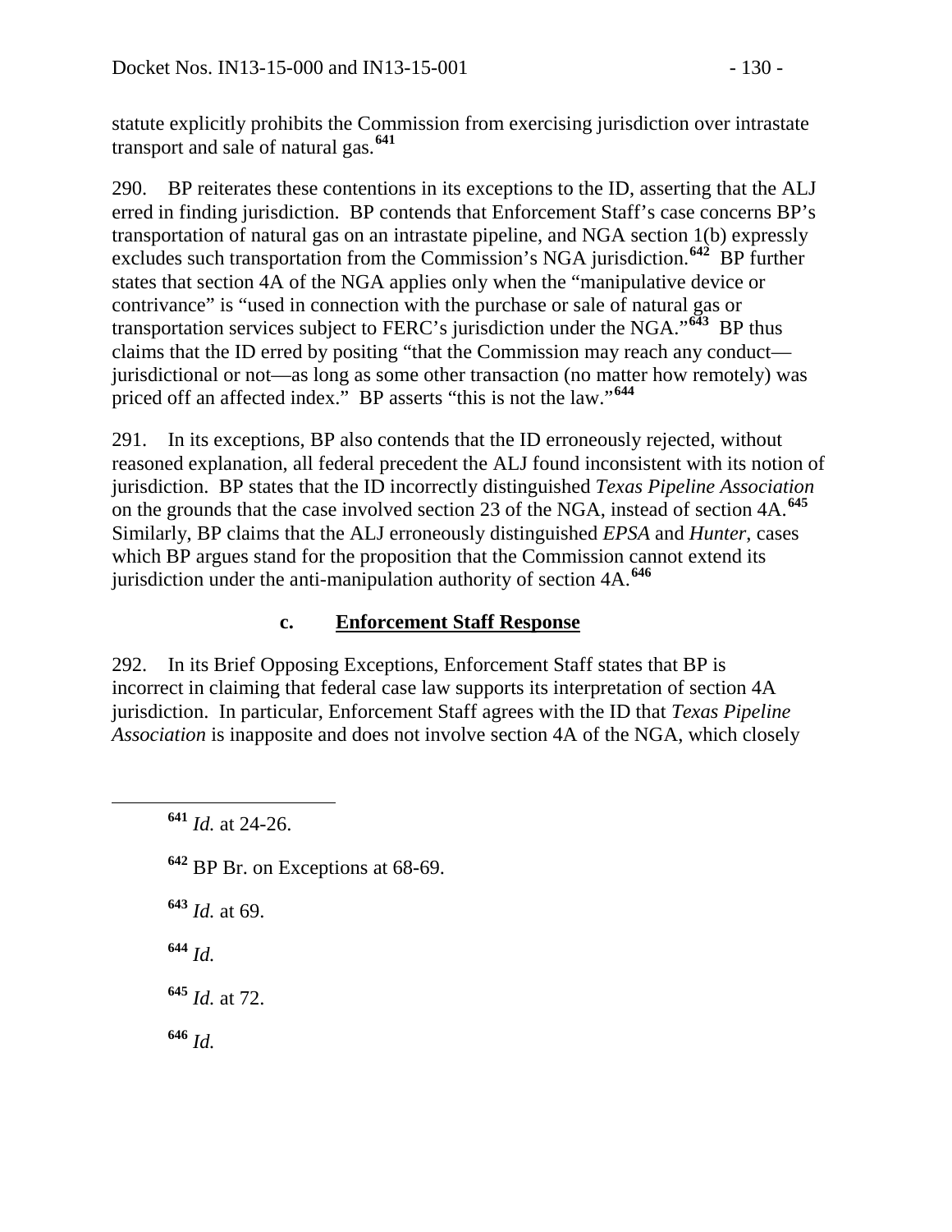statute explicitly prohibits the Commission from exercising jurisdiction over intrastate transport and sale of natural gas.[641]

290. BP reiterates these contentions in its exceptions to the ID, asserting that the ALJ erred in finding jurisdiction. BP contends that Enforcement Staff's case concerns BP's transportation of natural gas on an intrastate pipeline, and NGA section 1(b) expressly excludes such transportation from the Commission's NGA jurisdiction.[642] BP further states that section 4A of the NGA applies only when the "manipulative device or contrivance" is "used in connection with the purchase or sale of natural gas or transportation services subject to FERC's jurisdiction under the NGA."[643] BP thus claims that the ID erred by positing "that the Commission may reach any conduct—jurisdictional or not—as long as some other transaction (no matter how remotely) was priced off an affected index." BP asserts "this is not the law."[644]

291. In its exceptions, BP also contends that the ID erroneously rejected, without reasoned explanation, all federal precedent the ALJ found inconsistent with its notion of jurisdiction. BP states that the ID incorrectly distinguished *Texas Pipeline Association* on the grounds that the case involved section 23 of the NGA, instead of section 4A.[645] Similarly, BP claims that the ALJ erroneously distinguished *EPSA* and *Hunter*, cases which BP argues stand for the proposition that the Commission cannot extend its jurisdiction under the anti-manipulation authority of section 4A.[646]

### c. Enforcement Staff Response

292. In its Brief Opposing Exceptions, Enforcement Staff states that BP is incorrect in claiming that federal case law supports its interpretation of section 4A jurisdiction. In particular, Enforcement Staff agrees with the ID that *Texas Pipeline Association* is inapposite and does not involve section 4A of the NGA, which closely

---

[641] *Id.* at 24-26.

[642] BP Br. on Exceptions at 68-69.

[643] *Id.* at 69.

[644] *Id.*

[645] *Id.* at 72.

[646] *Id.*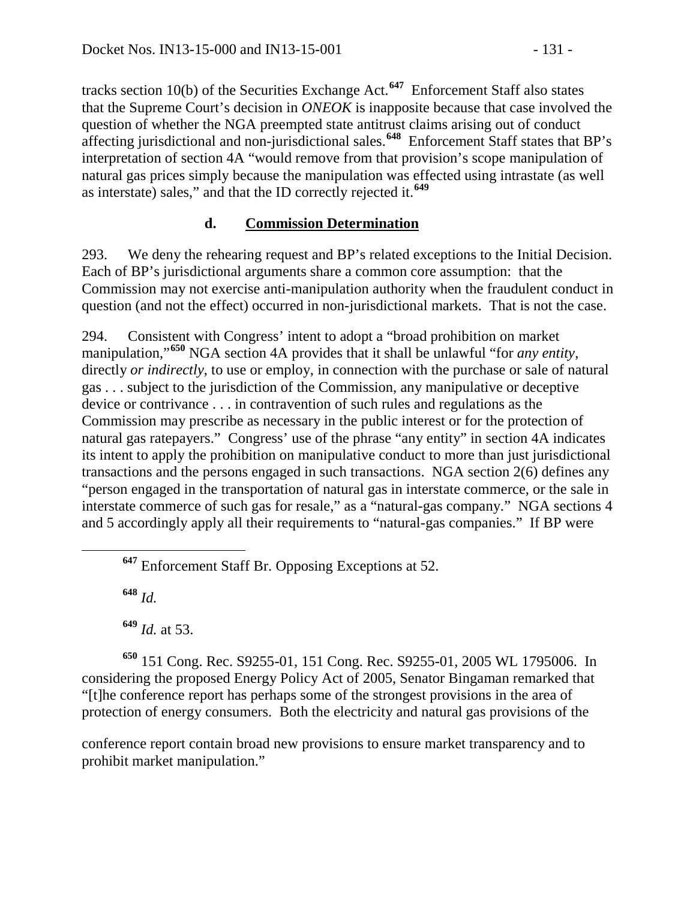tracks section 10(b) of the Securities Exchange Act.[647] Enforcement Staff also states that the Supreme Court's decision in *ONEOK* is inapposite because that case involved the question of whether the NGA preempted state antitrust claims arising out of conduct affecting jurisdictional and non-jurisdictional sales.[648] Enforcement Staff states that BP's interpretation of section 4A "would remove from that provision's scope manipulation of natural gas prices simply because the manipulation was effected using intrastate (as well as interstate) sales," and that the ID correctly rejected it.[649]

#### d. Commission Determination

293. We deny the rehearing request and BP's related exceptions to the Initial Decision. Each of BP's jurisdictional arguments share a common core assumption: that the Commission may not exercise anti-manipulation authority when the fraudulent conduct in question (and not the effect) occurred in non-jurisdictional markets. That is not the case.

294. Consistent with Congress' intent to adopt a "broad prohibition on market manipulation,"[650] NGA section 4A provides that it shall be unlawful "for *any entity*, directly *or indirectly*, to use or employ, in connection with the purchase or sale of natural gas . . . subject to the jurisdiction of the Commission, any manipulative or deceptive device or contrivance . . . in contravention of such rules and regulations as the Commission may prescribe as necessary in the public interest or for the protection of natural gas ratepayers." Congress' use of the phrase "any entity" in section 4A indicates its intent to apply the prohibition on manipulative conduct to more than just jurisdictional transactions and the persons engaged in such transactions. NGA section 2(6) defines any "person engaged in the transportation of natural gas in interstate commerce, or the sale in interstate commerce of such gas for resale," as a "natural-gas company." NGA sections 4 and 5 accordingly apply all their requirements to "natural-gas companies." If BP were

[647] Enforcement Staff Br. Opposing Exceptions at 52.

[648] *Id.*

[649] *Id.* at 53.

[650] 151 Cong. Rec. S9255-01, 151 Cong. Rec. S9255-01, 2005 WL 1795006. In considering the proposed Energy Policy Act of 2005, Senator Bingaman remarked that "[t]he conference report has perhaps some of the strongest provisions in the area of protection of energy consumers. Both the electricity and natural gas provisions of the conference report contain broad new provisions to ensure market transparency and to prohibit market manipulation."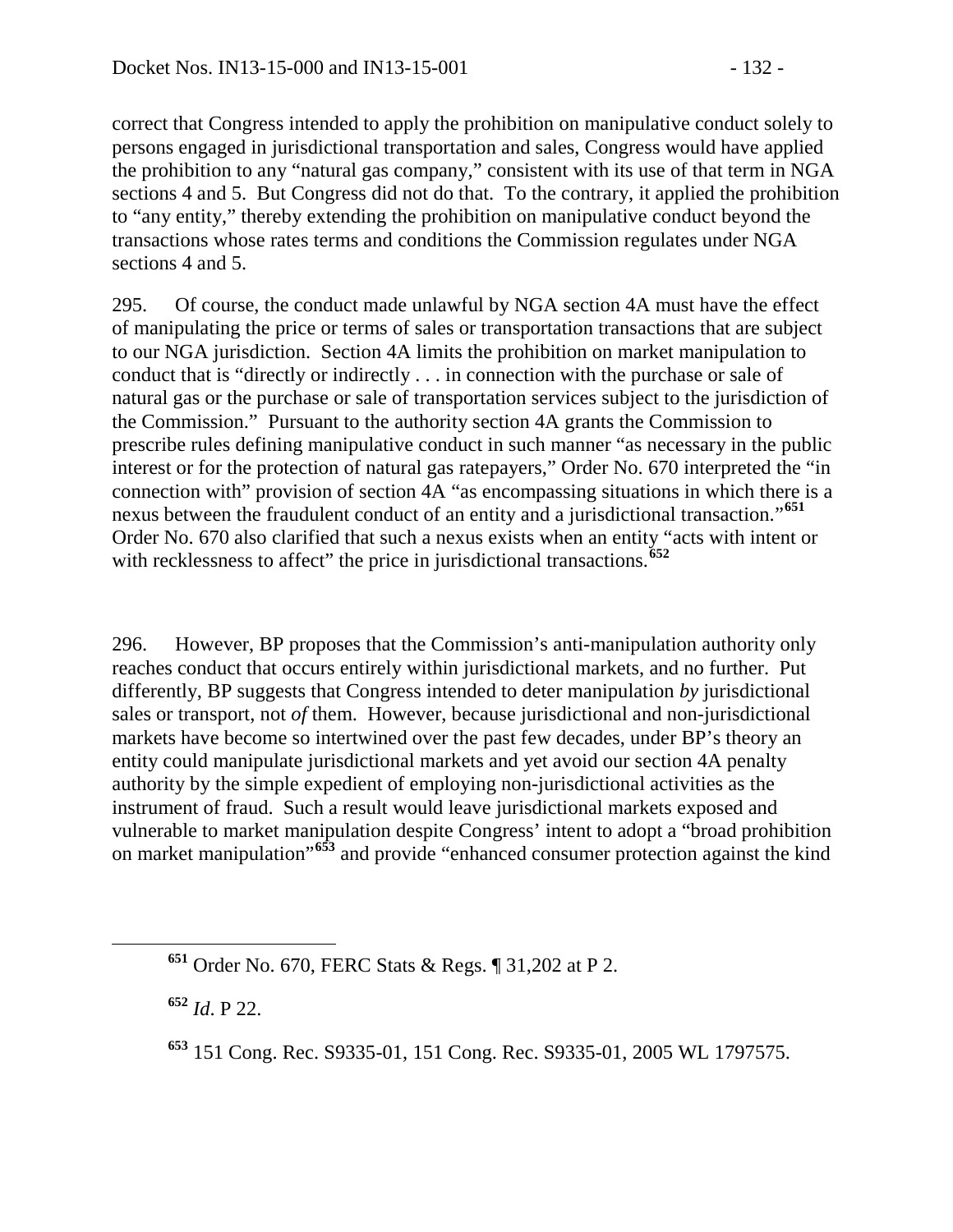correct that Congress intended to apply the prohibition on manipulative conduct solely to persons engaged in jurisdictional transportation and sales, Congress would have applied the prohibition to any "natural gas company," consistent with its use of that term in NGA sections 4 and 5. But Congress did not do that. To the contrary, it applied the prohibition to "any entity," thereby extending the prohibition on manipulative conduct beyond the transactions whose rates terms and conditions the Commission regulates under NGA sections 4 and 5.

295. Of course, the conduct made unlawful by NGA section 4A must have the effect of manipulating the price or terms of sales or transportation transactions that are subject to our NGA jurisdiction. Section 4A limits the prohibition on market manipulation to conduct that is "directly or indirectly . . . in connection with the purchase or sale of natural gas or the purchase or sale of transportation services subject to the jurisdiction of the Commission." Pursuant to the authority section 4A grants the Commission to prescribe rules defining manipulative conduct in such manner "as necessary in the public interest or for the protection of natural gas ratepayers," Order No. 670 interpreted the "in connection with" provision of section 4A "as encompassing situations in which there is a nexus between the fraudulent conduct of an entity and a jurisdictional transaction."[651] Order No. 670 also clarified that such a nexus exists when an entity "acts with intent or with recklessness to affect" the price in jurisdictional transactions.[652]

296. However, BP proposes that the Commission's anti-manipulation authority only reaches conduct that occurs entirely within jurisdictional markets, and no further. Put differently, BP suggests that Congress intended to deter manipulation *by* jurisdictional sales or transport, not *of* them. However, because jurisdictional and non-jurisdictional markets have become so intertwined over the past few decades, under BP's theory an entity could manipulate jurisdictional markets and yet avoid our section 4A penalty authority by the simple expedient of employing non-jurisdictional activities as the instrument of fraud. Such a result would leave jurisdictional markets exposed and vulnerable to market manipulation despite Congress' intent to adopt a "broad prohibition on market manipulation"[653] and provide "enhanced consumer protection against the kind

---

[651] Order No. 670, FERC Stats & Regs. ¶ 31,202 at P 2.

[652] *Id*. P 22.

[653] 151 Cong. Rec. S9335-01, 151 Cong. Rec. S9335-01, 2005 WL 1797575.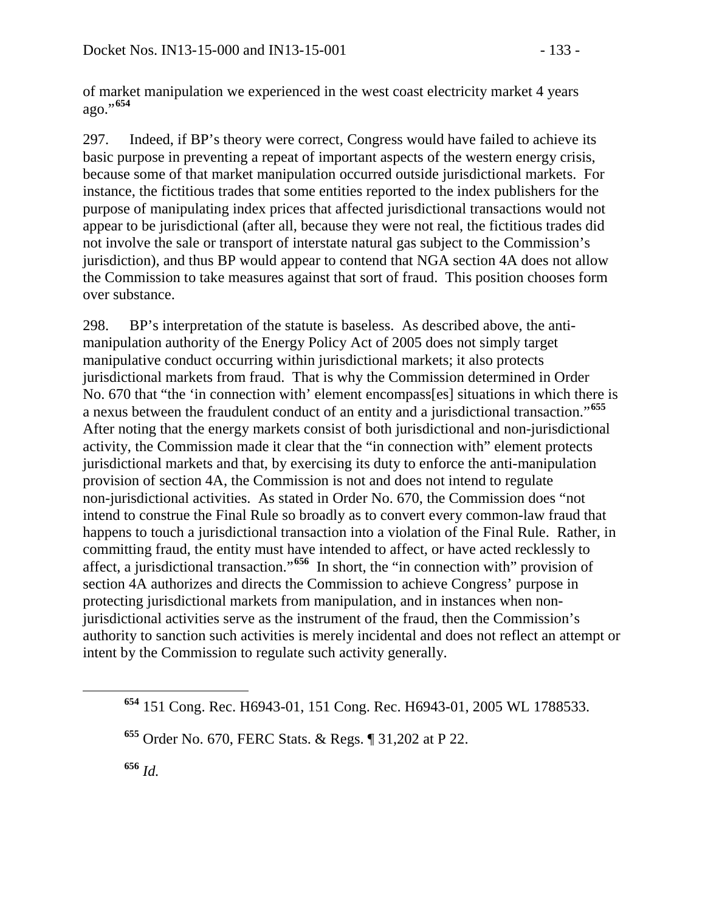of market manipulation we experienced in the west coast electricity market 4 years ago."[654]

297. Indeed, if BP's theory were correct, Congress would have failed to achieve its basic purpose in preventing a repeat of important aspects of the western energy crisis, because some of that market manipulation occurred outside jurisdictional markets. For instance, the fictitious trades that some entities reported to the index publishers for the purpose of manipulating index prices that affected jurisdictional transactions would not appear to be jurisdictional (after all, because they were not real, the fictitious trades did not involve the sale or transport of interstate natural gas subject to the Commission's jurisdiction), and thus BP would appear to contend that NGA section 4A does not allow the Commission to take measures against that sort of fraud. This position chooses form over substance.

298. BP's interpretation of the statute is baseless. As described above, the anti-manipulation authority of the Energy Policy Act of 2005 does not simply target manipulative conduct occurring within jurisdictional markets; it also protects jurisdictional markets from fraud. That is why the Commission determined in Order No. 670 that "the 'in connection with' element encompass[es] situations in which there is a nexus between the fraudulent conduct of an entity and a jurisdictional transaction."[655] After noting that the energy markets consist of both jurisdictional and non-jurisdictional activity, the Commission made it clear that the "in connection with" element protects jurisdictional markets and that, by exercising its duty to enforce the anti-manipulation provision of section 4A, the Commission is not and does not intend to regulate non-jurisdictional activities. As stated in Order No. 670, the Commission does "not intend to construe the Final Rule so broadly as to convert every common-law fraud that happens to touch a jurisdictional transaction into a violation of the Final Rule. Rather, in committing fraud, the entity must have intended to affect, or have acted recklessly to affect, a jurisdictional transaction."[656] In short, the "in connection with" provision of section 4A authorizes and directs the Commission to achieve Congress' purpose in protecting jurisdictional markets from manipulation, and in instances when non-jurisdictional activities serve as the instrument of the fraud, then the Commission's authority to sanction such activities is merely incidental and does not reflect an attempt or intent by the Commission to regulate such activity generally.

---

[654] 151 Cong. Rec. H6943-01, 151 Cong. Rec. H6943-01, 2005 WL 1788533.

[655] Order No. 670, FERC Stats. & Regs. ¶ 31,202 at P 22.

[656] *Id.*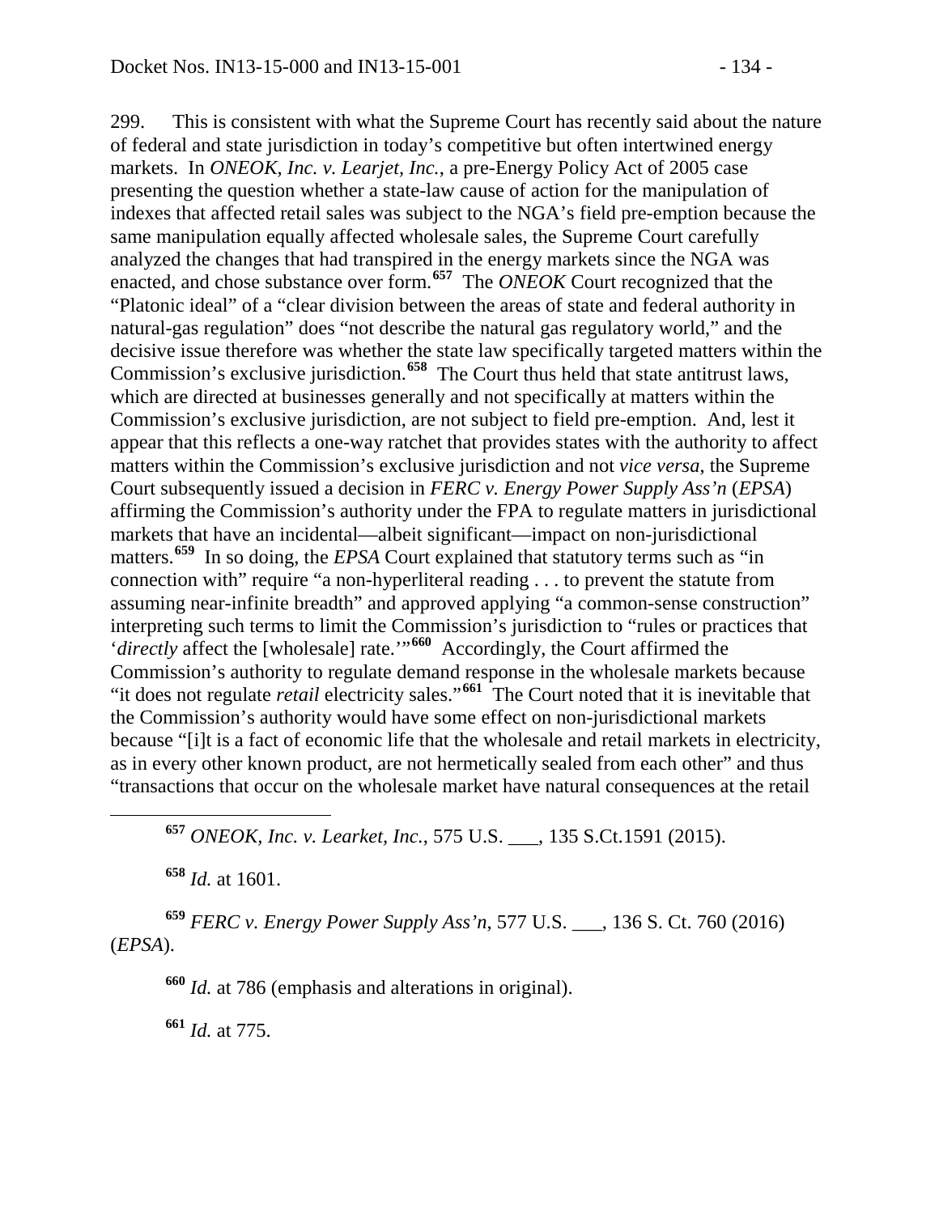299. This is consistent with what the Supreme Court has recently said about the nature of federal and state jurisdiction in today's competitive but often intertwined energy markets. In *ONEOK, Inc. v. Learjet, Inc.*, a pre-Energy Policy Act of 2005 case presenting the question whether a state-law cause of action for the manipulation of indexes that affected retail sales was subject to the NGA's field pre-emption because the same manipulation equally affected wholesale sales, the Supreme Court carefully analyzed the changes that had transpired in the energy markets since the NGA was enacted, and chose substance over form.[657] The *ONEOK* Court recognized that the "Platonic ideal" of a "clear division between the areas of state and federal authority in natural-gas regulation" does "not describe the natural gas regulatory world," and the decisive issue therefore was whether the state law specifically targeted matters within the Commission's exclusive jurisdiction.[658] The Court thus held that state antitrust laws, which are directed at businesses generally and not specifically at matters within the Commission's exclusive jurisdiction, are not subject to field pre-emption. And, lest it appear that this reflects a one-way ratchet that provides states with the authority to affect matters within the Commission's exclusive jurisdiction and not *vice versa*, the Supreme Court subsequently issued a decision in *FERC v. Energy Power Supply Ass'n* (*EPSA*) affirming the Commission's authority under the FPA to regulate matters in jurisdictional markets that have an incidental—albeit significant—impact on non-jurisdictional matters.[659] In so doing, the *EPSA* Court explained that statutory terms such as "in connection with" require "a non-hyperliteral reading . . . to prevent the statute from assuming near-infinite breadth" and approved applying "a common-sense construction" interpreting such terms to limit the Commission's jurisdiction to "rules or practices that '*directly* affect the [wholesale] rate.'"[660] Accordingly, the Court affirmed the Commission's authority to regulate demand response in the wholesale markets because "it does not regulate *retail* electricity sales."[661] The Court noted that it is inevitable that the Commission's authority would have some effect on non-jurisdictional markets because "[i]t is a fact of economic life that the wholesale and retail markets in electricity, as in every other known product, are not hermetically sealed from each other" and thus "transactions that occur on the wholesale market have natural consequences at the retail

---

[657] *ONEOK, Inc. v. Learket, Inc.*, 575 U.S. ___, 135 S.Ct.1591 (2015).

[658] *Id.* at 1601.

[659] *FERC v. Energy Power Supply Ass'n*, 577 U.S. ___, 136 S. Ct. 760 (2016) (*EPSA*).

[660] *Id.* at 786 (emphasis and alterations in original).

[661] *Id.* at 775.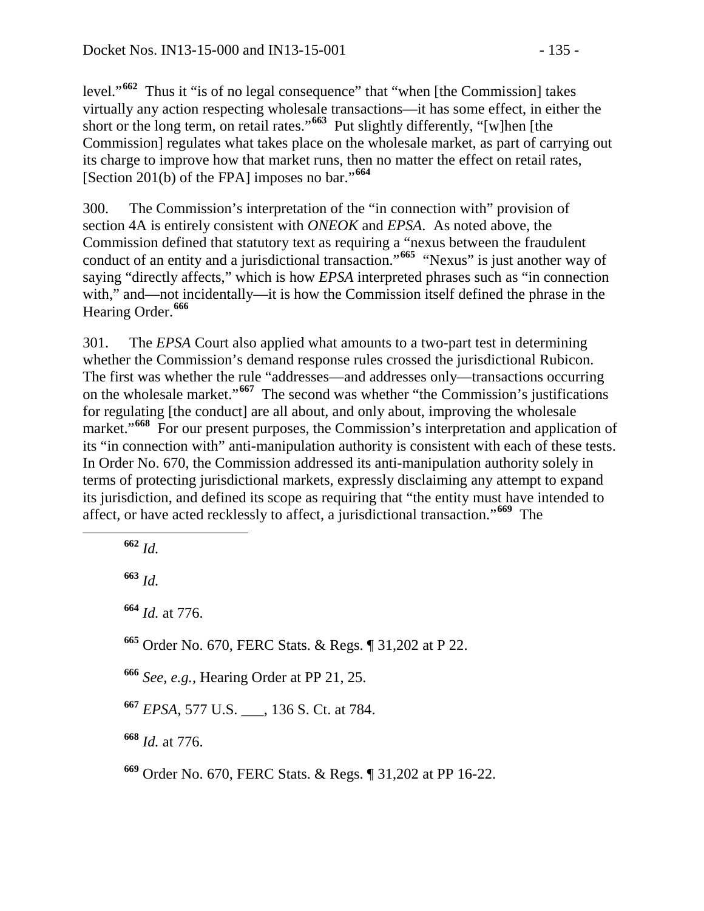level."[662] Thus it "is of no legal consequence" that "when [the Commission] takes virtually any action respecting wholesale transactions—it has some effect, in either the short or the long term, on retail rates."[663] Put slightly differently, "[w]hen [the Commission] regulates what takes place on the wholesale market, as part of carrying out its charge to improve how that market runs, then no matter the effect on retail rates, [Section 201(b) of the FPA] imposes no bar."[664]

300. The Commission's interpretation of the "in connection with" provision of section 4A is entirely consistent with *ONEOK* and *EPSA*. As noted above, the Commission defined that statutory text as requiring a "nexus between the fraudulent conduct of an entity and a jurisdictional transaction."[665] "Nexus" is just another way of saying "directly affects," which is how *EPSA* interpreted phrases such as "in connection with," and—not incidentally—it is how the Commission itself defined the phrase in the Hearing Order.[666]

301. The *EPSA* Court also applied what amounts to a two-part test in determining whether the Commission's demand response rules crossed the jurisdictional Rubicon. The first was whether the rule "addresses—and addresses only—transactions occurring on the wholesale market."[667] The second was whether "the Commission's justifications for regulating [the conduct] are all about, and only about, improving the wholesale market."[668] For our present purposes, the Commission's interpretation and application of its "in connection with" anti-manipulation authority is consistent with each of these tests. In Order No. 670, the Commission addressed its anti-manipulation authority solely in terms of protecting jurisdictional markets, expressly disclaiming any attempt to expand its jurisdiction, and defined its scope as requiring that "the entity must have intended to affect, or have acted recklessly to affect, a jurisdictional transaction."[669] The

---

[662] *Id.*

[663] *Id.*

[664] *Id.* at 776.

[665] Order No. 670, FERC Stats. & Regs. ¶ 31,202 at P 22.

[666] *See, e.g.*, Hearing Order at PP 21, 25.

[667] *EPSA*, 577 U.S. ___, 136 S. Ct. at 784.

[668] *Id.* at 776.

[669] Order No. 670, FERC Stats. & Regs. ¶ 31,202 at PP 16-22.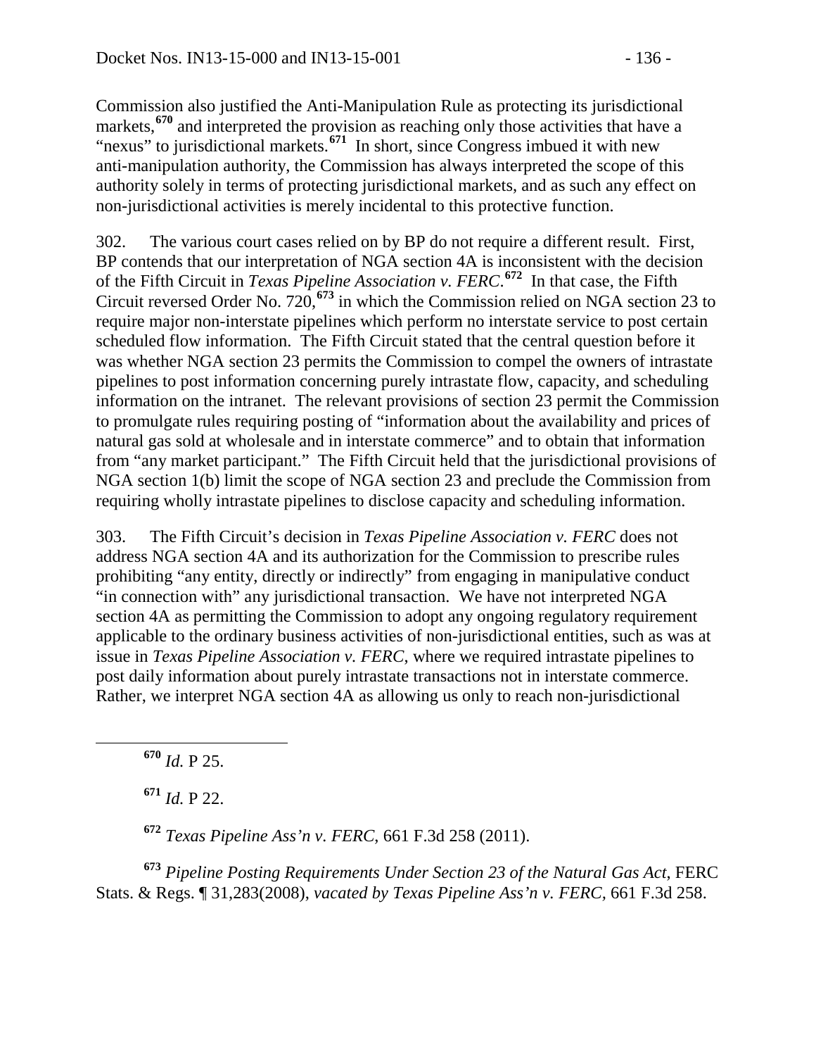Commission also justified the Anti-Manipulation Rule as protecting its jurisdictional markets,[670] and interpreted the provision as reaching only those activities that have a "nexus" to jurisdictional markets.[671] In short, since Congress imbued it with new anti-manipulation authority, the Commission has always interpreted the scope of this authority solely in terms of protecting jurisdictional markets, and as such any effect on non-jurisdictional activities is merely incidental to this protective function.

302. The various court cases relied on by BP do not require a different result. First, BP contends that our interpretation of NGA section 4A is inconsistent with the decision of the Fifth Circuit in *Texas Pipeline Association v. FERC*.[672] In that case, the Fifth Circuit reversed Order No. 720,[673] in which the Commission relied on NGA section 23 to require major non-interstate pipelines which perform no interstate service to post certain scheduled flow information. The Fifth Circuit stated that the central question before it was whether NGA section 23 permits the Commission to compel the owners of intrastate pipelines to post information concerning purely intrastate flow, capacity, and scheduling information on the intranet. The relevant provisions of section 23 permit the Commission to promulgate rules requiring posting of "information about the availability and prices of natural gas sold at wholesale and in interstate commerce" and to obtain that information from "any market participant." The Fifth Circuit held that the jurisdictional provisions of NGA section 1(b) limit the scope of NGA section 23 and preclude the Commission from requiring wholly intrastate pipelines to disclose capacity and scheduling information.

303. The Fifth Circuit's decision in *Texas Pipeline Association v. FERC* does not address NGA section 4A and its authorization for the Commission to prescribe rules prohibiting "any entity, directly or indirectly" from engaging in manipulative conduct "in connection with" any jurisdictional transaction. We have not interpreted NGA section 4A as permitting the Commission to adopt any ongoing regulatory requirement applicable to the ordinary business activities of non-jurisdictional entities, such as was at issue in *Texas Pipeline Association v. FERC*, where we required intrastate pipelines to post daily information about purely intrastate transactions not in interstate commerce. Rather, we interpret NGA section 4A as allowing us only to reach non-jurisdictional

[670] *Id.* P 25.

[671] *Id.* P 22.

[672] *Texas Pipeline Ass'n v. FERC*, 661 F.3d 258 (2011).

[673] *Pipeline Posting Requirements Under Section 23 of the Natural Gas Act*, FERC Stats. & Regs. ¶ 31,283(2008), *vacated by Texas Pipeline Ass'n v. FERC*, 661 F.3d 258.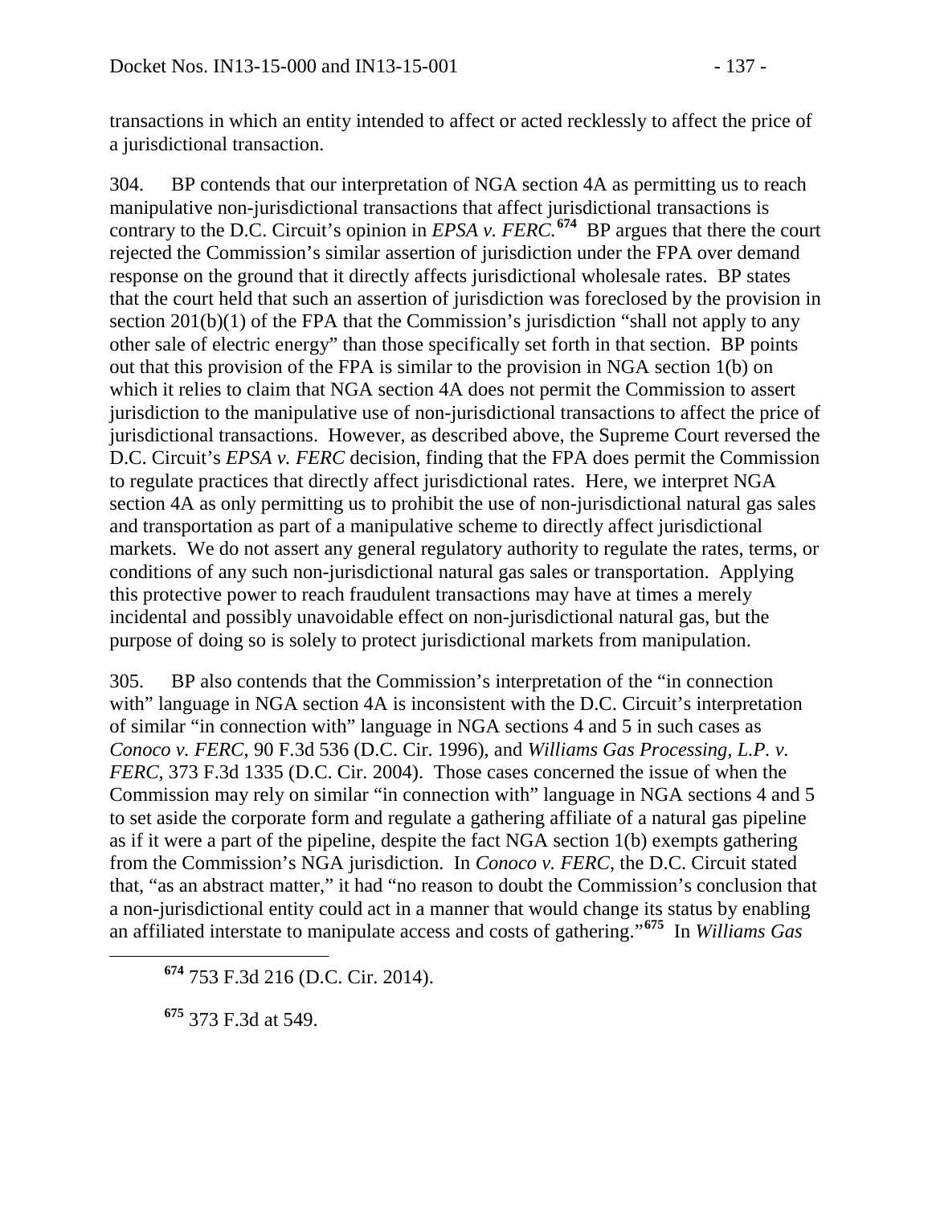transactions in which an entity intended to affect or acted recklessly to affect the price of a jurisdictional transaction.

304. BP contends that our interpretation of NGA section 4A as permitting us to reach manipulative non-jurisdictional transactions that affect jurisdictional transactions is contrary to the D.C. Circuit's opinion in *EPSA v. FERC*.[674] BP argues that there the court rejected the Commission's similar assertion of jurisdiction under the FPA over demand response on the ground that it directly affects jurisdictional wholesale rates. BP states that the court held that such an assertion of jurisdiction was foreclosed by the provision in section 201(b)(1) of the FPA that the Commission's jurisdiction "shall not apply to any other sale of electric energy" than those specifically set forth in that section. BP points out that this provision of the FPA is similar to the provision in NGA section 1(b) on which it relies to claim that NGA section 4A does not permit the Commission to assert jurisdiction to the manipulative use of non-jurisdictional transactions to affect the price of jurisdictional transactions. However, as described above, the Supreme Court reversed the D.C. Circuit's *EPSA v. FERC* decision, finding that the FPA does permit the Commission to regulate practices that directly affect jurisdictional rates. Here, we interpret NGA section 4A as only permitting us to prohibit the use of non-jurisdictional natural gas sales and transportation as part of a manipulative scheme to directly affect jurisdictional markets. We do not assert any general regulatory authority to regulate the rates, terms, or conditions of any such non-jurisdictional natural gas sales or transportation. Applying this protective power to reach fraudulent transactions may have at times a merely incidental and possibly unavoidable effect on non-jurisdictional natural gas, but the purpose of doing so is solely to protect jurisdictional markets from manipulation.

305. BP also contends that the Commission's interpretation of the "in connection with" language in NGA section 4A is inconsistent with the D.C. Circuit's interpretation of similar "in connection with" language in NGA sections 4 and 5 in such cases as *Conoco v. FERC*, 90 F.3d 536 (D.C. Cir. 1996), and *Williams Gas Processing, L.P. v. FERC*, 373 F.3d 1335 (D.C. Cir. 2004). Those cases concerned the issue of when the Commission may rely on similar "in connection with" language in NGA sections 4 and 5 to set aside the corporate form and regulate a gathering affiliate of a natural gas pipeline as if it were a part of the pipeline, despite the fact NGA section 1(b) exempts gathering from the Commission's NGA jurisdiction. In *Conoco v. FERC*, the D.C. Circuit stated that, "as an abstract matter," it had "no reason to doubt the Commission's conclusion that a non-jurisdictional entity could act in a manner that would change its status by enabling an affiliated interstate to manipulate access and costs of gathering."[675] In *Williams Gas*

[674] 753 F.3d 216 (D.C. Cir. 2014).

[675] 373 F.3d at 549.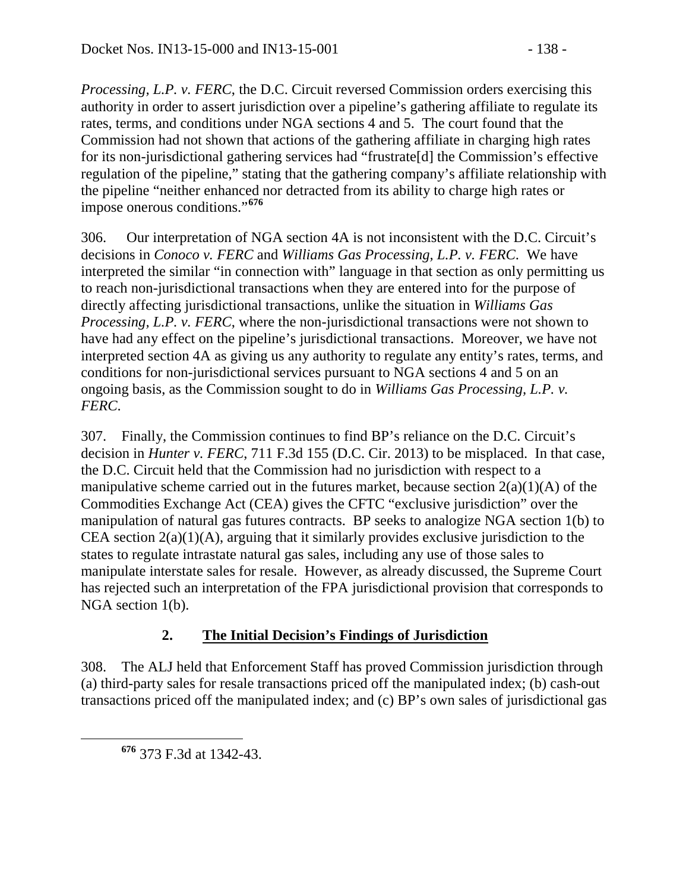*Processing, L.P. v. FERC*, the D.C. Circuit reversed Commission orders exercising this authority in order to assert jurisdiction over a pipeline's gathering affiliate to regulate its rates, terms, and conditions under NGA sections 4 and 5. The court found that the Commission had not shown that actions of the gathering affiliate in charging high rates for its non-jurisdictional gathering services had "frustrate[d] the Commission's effective regulation of the pipeline," stating that the gathering company's affiliate relationship with the pipeline "neither enhanced nor detracted from its ability to charge high rates or impose onerous conditions."[676]

306. Our interpretation of NGA section 4A is not inconsistent with the D.C. Circuit's decisions in *Conoco v. FERC* and *Williams Gas Processing, L.P. v. FERC*. We have interpreted the similar "in connection with" language in that section as only permitting us to reach non-jurisdictional transactions when they are entered into for the purpose of directly affecting jurisdictional transactions, unlike the situation in *Williams Gas Processing, L.P. v. FERC*, where the non-jurisdictional transactions were not shown to have had any effect on the pipeline's jurisdictional transactions. Moreover, we have not interpreted section 4A as giving us any authority to regulate any entity's rates, terms, and conditions for non-jurisdictional services pursuant to NGA sections 4 and 5 on an ongoing basis, as the Commission sought to do in *Williams Gas Processing, L.P. v. FERC*.

307. Finally, the Commission continues to find BP's reliance on the D.C. Circuit's decision in *Hunter v. FERC*, 711 F.3d 155 (D.C. Cir. 2013) to be misplaced. In that case, the D.C. Circuit held that the Commission had no jurisdiction with respect to a manipulative scheme carried out in the futures market, because section 2(a)(1)(A) of the Commodities Exchange Act (CEA) gives the CFTC "exclusive jurisdiction" over the manipulation of natural gas futures contracts. BP seeks to analogize NGA section 1(b) to CEA section 2(a)(1)(A), arguing that it similarly provides exclusive jurisdiction to the states to regulate intrastate natural gas sales, including any use of those sales to manipulate interstate sales for resale. However, as already discussed, the Supreme Court has rejected such an interpretation of the FPA jurisdictional provision that corresponds to NGA section 1(b).

### 2. The Initial Decision's Findings of Jurisdiction

308. The ALJ held that Enforcement Staff has proved Commission jurisdiction through (a) third-party sales for resale transactions priced off the manipulated index; (b) cash-out transactions priced off the manipulated index; and (c) BP's own sales of jurisdictional gas

[676] 373 F.3d at 1342-43.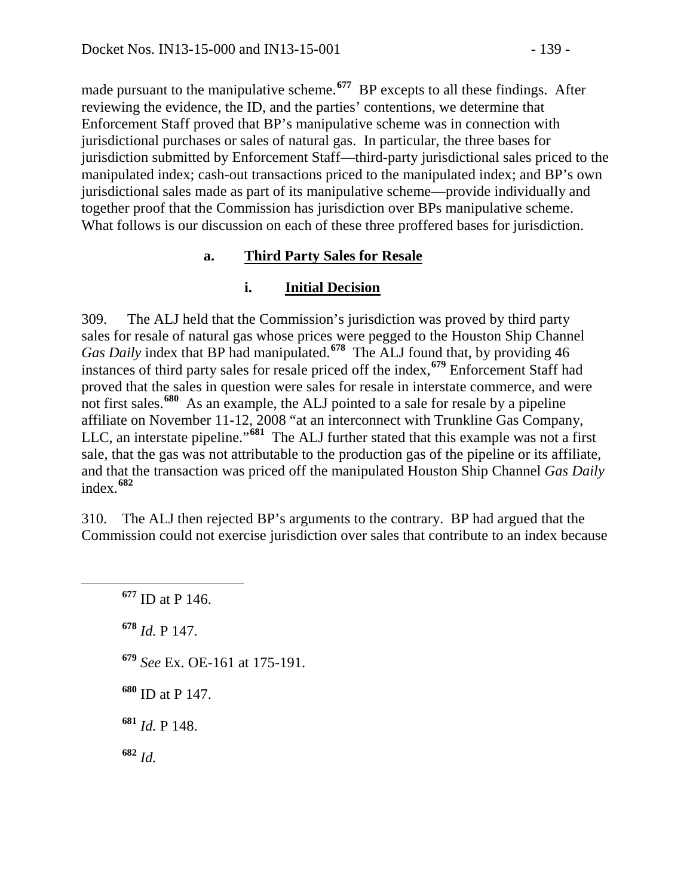made pursuant to the manipulative scheme.[677] BP excepts to all these findings. After reviewing the evidence, the ID, and the parties' contentions, we determine that Enforcement Staff proved that BP's manipulative scheme was in connection with jurisdictional purchases or sales of natural gas. In particular, the three bases for jurisdiction submitted by Enforcement Staff—third-party jurisdictional sales priced to the manipulated index; cash-out transactions priced to the manipulated index; and BP's own jurisdictional sales made as part of its manipulative scheme—provide individually and together proof that the Commission has jurisdiction over BPs manipulative scheme. What follows is our discussion on each of these three proffered bases for jurisdiction.

### a. Third Party Sales for Resale

#### i. Initial Decision

309. The ALJ held that the Commission's jurisdiction was proved by third party sales for resale of natural gas whose prices were pegged to the Houston Ship Channel *Gas Daily* index that BP had manipulated.[678] The ALJ found that, by providing 46 instances of third party sales for resale priced off the index,[679] Enforcement Staff had proved that the sales in question were sales for resale in interstate commerce, and were not first sales.[680] As an example, the ALJ pointed to a sale for resale by a pipeline affiliate on November 11-12, 2008 "at an interconnect with Trunkline Gas Company, LLC, an interstate pipeline."[681] The ALJ further stated that this example was not a first sale, that the gas was not attributable to the production gas of the pipeline or its affiliate, and that the transaction was priced off the manipulated Houston Ship Channel *Gas Daily* index.[682]

310. The ALJ then rejected BP's arguments to the contrary. BP had argued that the Commission could not exercise jurisdiction over sales that contribute to an index because

---

[677] ID at P 146.

[678] *Id.* P 147.

[679] *See* Ex. OE-161 at 175-191.

[680] ID at P 147.

[681] *Id.* P 148.

[682] *Id.*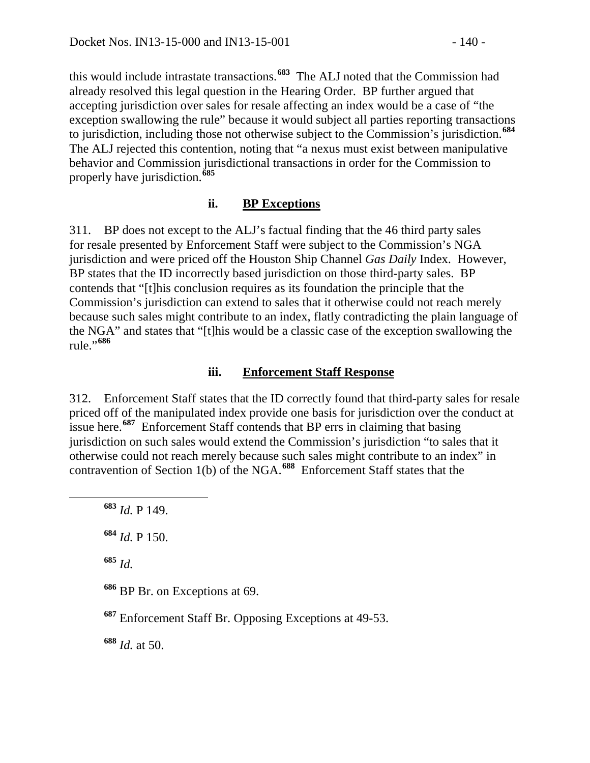this would include intrastate transactions.[683] The ALJ noted that the Commission had already resolved this legal question in the Hearing Order. BP further argued that accepting jurisdiction over sales for resale affecting an index would be a case of "the exception swallowing the rule" because it would subject all parties reporting transactions to jurisdiction, including those not otherwise subject to the Commission's jurisdiction.[684] The ALJ rejected this contention, noting that "a nexus must exist between manipulative behavior and Commission jurisdictional transactions in order for the Commission to properly have jurisdiction.[685]

### ii. BP Exceptions

311. BP does not except to the ALJ's factual finding that the 46 third party sales for resale presented by Enforcement Staff were subject to the Commission's NGA jurisdiction and were priced off the Houston Ship Channel *Gas Daily* Index. However, BP states that the ID incorrectly based jurisdiction on those third-party sales. BP contends that "[t]his conclusion requires as its foundation the principle that the Commission's jurisdiction can extend to sales that it otherwise could not reach merely because such sales might contribute to an index, flatly contradicting the plain language of the NGA" and states that "[t]his would be a classic case of the exception swallowing the rule."[686]

### iii. Enforcement Staff Response

312. Enforcement Staff states that the ID correctly found that third-party sales for resale priced off of the manipulated index provide one basis for jurisdiction over the conduct at issue here.[687] Enforcement Staff contends that BP errs in claiming that basing jurisdiction on such sales would extend the Commission's jurisdiction "to sales that it otherwise could not reach merely because such sales might contribute to an index" in contravention of Section 1(b) of the NGA.[688] Enforcement Staff states that the

---

[683] *Id.* P 149.

[684] *Id.* P 150.

[685] *Id.*

[686] BP Br. on Exceptions at 69.

[687] Enforcement Staff Br. Opposing Exceptions at 49-53.

[688] *Id.* at 50.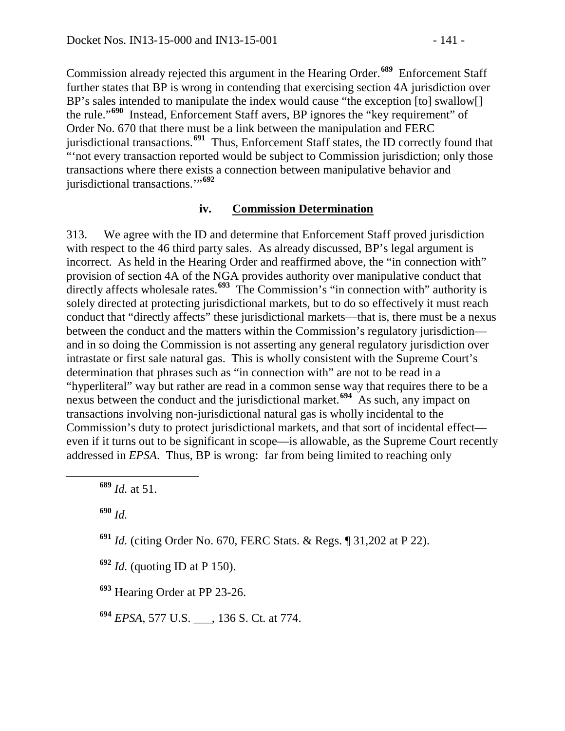Commission already rejected this argument in the Hearing Order.[689] Enforcement Staff further states that BP is wrong in contending that exercising section 4A jurisdiction over BP's sales intended to manipulate the index would cause "the exception [to] swallow[] the rule."[690] Instead, Enforcement Staff avers, BP ignores the "key requirement" of Order No. 670 that there must be a link between the manipulation and FERC jurisdictional transactions.[691] Thus, Enforcement Staff states, the ID correctly found that "'not every transaction reported would be subject to Commission jurisdiction; only those transactions where there exists a connection between manipulative behavior and jurisdictional transactions.'"[692]

### iv. Commission Determination

313. We agree with the ID and determine that Enforcement Staff proved jurisdiction with respect to the 46 third party sales. As already discussed, BP's legal argument is incorrect. As held in the Hearing Order and reaffirmed above, the "in connection with" provision of section 4A of the NGA provides authority over manipulative conduct that directly affects wholesale rates.[693] The Commission's "in connection with" authority is solely directed at protecting jurisdictional markets, but to do so effectively it must reach conduct that "directly affects" these jurisdictional markets—that is, there must be a nexus between the conduct and the matters within the Commission's regulatory jurisdiction—and in so doing the Commission is not asserting any general regulatory jurisdiction over intrastate or first sale natural gas. This is wholly consistent with the Supreme Court's determination that phrases such as "in connection with" are not to be read in a "hyperliteral" way but rather are read in a common sense way that requires there to be a nexus between the conduct and the jurisdictional market.[694] As such, any impact on transactions involving non-jurisdictional natural gas is wholly incidental to the Commission's duty to protect jurisdictional markets, and that sort of incidental effect—even if it turns out to be significant in scope—is allowable, as the Supreme Court recently addressed in *EPSA*. Thus, BP is wrong: far from being limited to reaching only

---

[689] *Id.* at 51.

[690] *Id.*

[691] *Id.* (citing Order No. 670, FERC Stats. & Regs. ¶ 31,202 at P 22).

[692] *Id.* (quoting ID at P 150).

[693] Hearing Order at PP 23-26.

[694] *EPSA*, 577 U.S. ___, 136 S. Ct. at 774.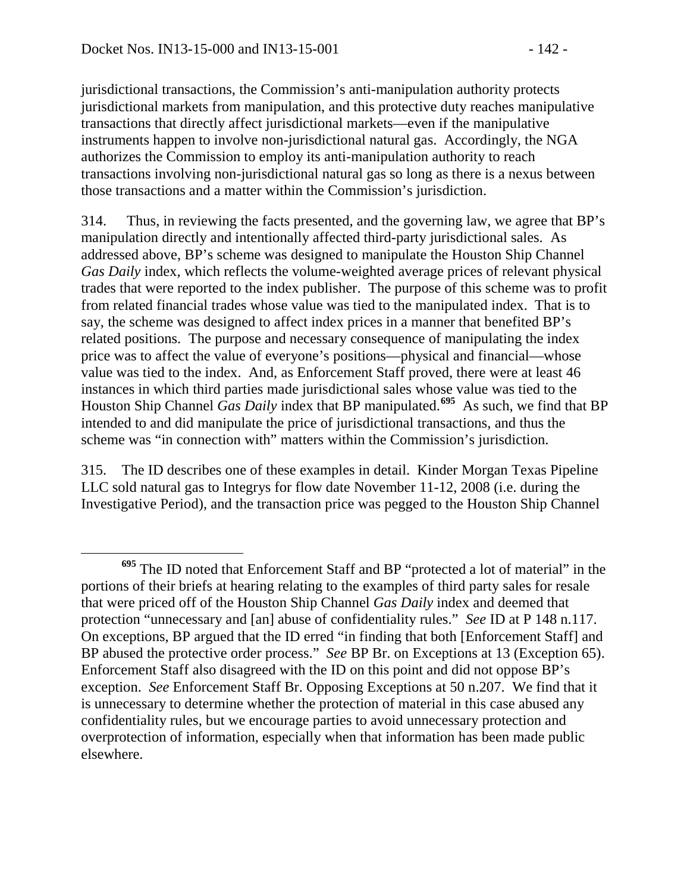jurisdictional transactions, the Commission's anti-manipulation authority protects jurisdictional markets from manipulation, and this protective duty reaches manipulative transactions that directly affect jurisdictional markets—even if the manipulative instruments happen to involve non-jurisdictional natural gas. Accordingly, the NGA authorizes the Commission to employ its anti-manipulation authority to reach transactions involving non-jurisdictional natural gas so long as there is a nexus between those transactions and a matter within the Commission's jurisdiction.

314. Thus, in reviewing the facts presented, and the governing law, we agree that BP's manipulation directly and intentionally affected third-party jurisdictional sales. As addressed above, BP's scheme was designed to manipulate the Houston Ship Channel *Gas Daily* index, which reflects the volume-weighted average prices of relevant physical trades that were reported to the index publisher. The purpose of this scheme was to profit from related financial trades whose value was tied to the manipulated index. That is to say, the scheme was designed to affect index prices in a manner that benefited BP's related positions. The purpose and necessary consequence of manipulating the index price was to affect the value of everyone's positions—physical and financial—whose value was tied to the index. And, as Enforcement Staff proved, there were at least 46 instances in which third parties made jurisdictional sales whose value was tied to the Houston Ship Channel *Gas Daily* index that BP manipulated.[695] As such, we find that BP intended to and did manipulate the price of jurisdictional transactions, and thus the scheme was "in connection with" matters within the Commission's jurisdiction.

315. The ID describes one of these examples in detail. Kinder Morgan Texas Pipeline LLC sold natural gas to Integrys for flow date November 11-12, 2008 (i.e. during the Investigative Period), and the transaction price was pegged to the Houston Ship Channel

---

[695] The ID noted that Enforcement Staff and BP "protected a lot of material" in the portions of their briefs at hearing relating to the examples of third party sales for resale that were priced off of the Houston Ship Channel *Gas Daily* index and deemed that protection "unnecessary and [an] abuse of confidentiality rules." *See* ID at P 148 n.117. On exceptions, BP argued that the ID erred "in finding that both [Enforcement Staff] and BP abused the protective order process." *See* BP Br. on Exceptions at 13 (Exception 65). Enforcement Staff also disagreed with the ID on this point and did not oppose BP's exception. *See* Enforcement Staff Br. Opposing Exceptions at 50 n.207. We find that it is unnecessary to determine whether the protection of material in this case abused any confidentiality rules, but we encourage parties to avoid unnecessary protection and overprotection of information, especially when that information has been made public elsewhere.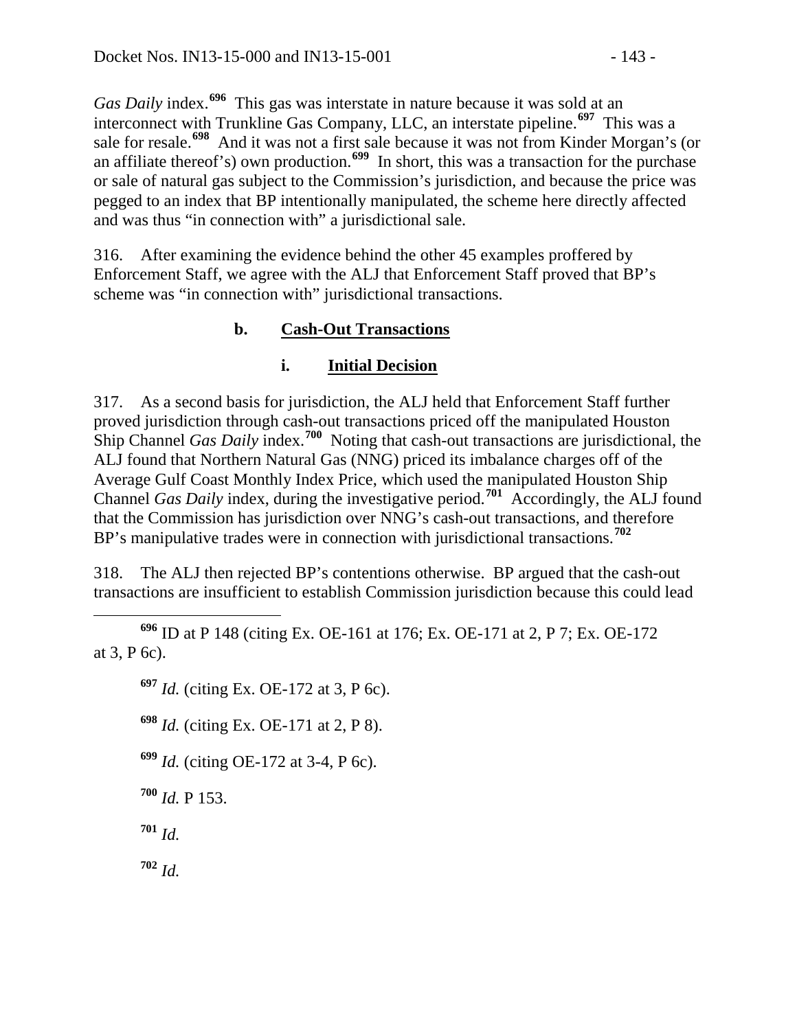*Gas Daily* index.[696] This gas was interstate in nature because it was sold at an interconnect with Trunkline Gas Company, LLC, an interstate pipeline.[697] This was a sale for resale.[698] And it was not a first sale because it was not from Kinder Morgan's (or an affiliate thereof's) own production.[699] In short, this was a transaction for the purchase or sale of natural gas subject to the Commission's jurisdiction, and because the price was pegged to an index that BP intentionally manipulated, the scheme here directly affected and was thus "in connection with" a jurisdictional sale.

316. After examining the evidence behind the other 45 examples proffered by Enforcement Staff, we agree with the ALJ that Enforcement Staff proved that BP's scheme was "in connection with" jurisdictional transactions.

### b. Cash-Out Transactions

#### i. Initial Decision

317. As a second basis for jurisdiction, the ALJ held that Enforcement Staff further proved jurisdiction through cash-out transactions priced off the manipulated Houston Ship Channel *Gas Daily* index.[700] Noting that cash-out transactions are jurisdictional, the ALJ found that Northern Natural Gas (NNG) priced its imbalance charges off of the Average Gulf Coast Monthly Index Price, which used the manipulated Houston Ship Channel *Gas Daily* index, during the investigative period.[701] Accordingly, the ALJ found that the Commission has jurisdiction over NNG's cash-out transactions, and therefore BP's manipulative trades were in connection with jurisdictional transactions.[702]

318. The ALJ then rejected BP's contentions otherwise. BP argued that the cash-out transactions are insufficient to establish Commission jurisdiction because this could lead

---

[696] ID at P 148 (citing Ex. OE-161 at 176; Ex. OE-171 at 2, P 7; Ex. OE-172 at 3, P 6c).

[697] *Id.* (citing Ex. OE-172 at 3, P 6c).

[698] *Id.* (citing Ex. OE-171 at 2, P 8).

[699] *Id.* (citing OE-172 at 3-4, P 6c).

[700] *Id.* P 153.

[701] *Id.*

[702] *Id.*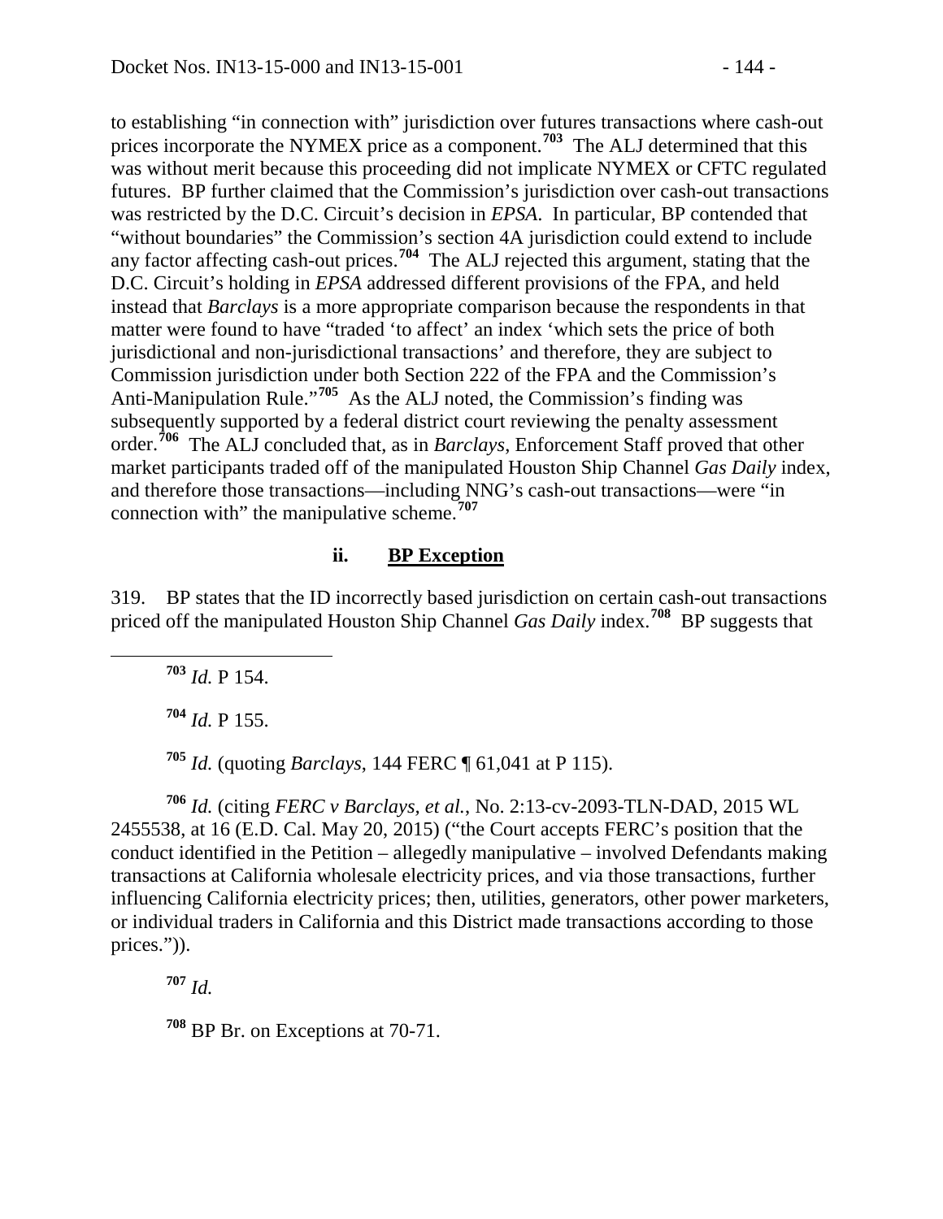to establishing "in connection with" jurisdiction over futures transactions where cash-out prices incorporate the NYMEX price as a component.[703] The ALJ determined that this was without merit because this proceeding did not implicate NYMEX or CFTC regulated futures. BP further claimed that the Commission's jurisdiction over cash-out transactions was restricted by the D.C. Circuit's decision in *EPSA*. In particular, BP contended that "without boundaries" the Commission's section 4A jurisdiction could extend to include any factor affecting cash-out prices.[704] The ALJ rejected this argument, stating that the D.C. Circuit's holding in *EPSA* addressed different provisions of the FPA, and held instead that *Barclays* is a more appropriate comparison because the respondents in that matter were found to have "traded 'to affect' an index 'which sets the price of both jurisdictional and non-jurisdictional transactions' and therefore, they are subject to Commission jurisdiction under both Section 222 of the FPA and the Commission's Anti-Manipulation Rule."[705] As the ALJ noted, the Commission's finding was subsequently supported by a federal district court reviewing the penalty assessment order.[706] The ALJ concluded that, as in *Barclays*, Enforcement Staff proved that other market participants traded off of the manipulated Houston Ship Channel *Gas Daily* index, and therefore those transactions—including NNG's cash-out transactions—were "in connection with" the manipulative scheme.[707]

#### ii. BP Exception

319. BP states that the ID incorrectly based jurisdiction on certain cash-out transactions priced off the manipulated Houston Ship Channel *Gas Daily* index.[708] BP suggests that

---

[703] *Id.* P 154.

[704] *Id.* P 155.

[705] *Id.* (quoting *Barclays*, 144 FERC ¶ 61,041 at P 115).

[706] *Id.* (citing *FERC v Barclays, et al.*, No. 2:13-cv-2093-TLN-DAD, 2015 WL 2455538, at 16 (E.D. Cal. May 20, 2015) ("the Court accepts FERC's position that the conduct identified in the Petition – allegedly manipulative – involved Defendants making transactions at California wholesale electricity prices, and via those transactions, further influencing California electricity prices; then, utilities, generators, other power marketers, or individual traders in California and this District made transactions according to those prices.")).

[707] *Id.*

[708] BP Br. on Exceptions at 70-71.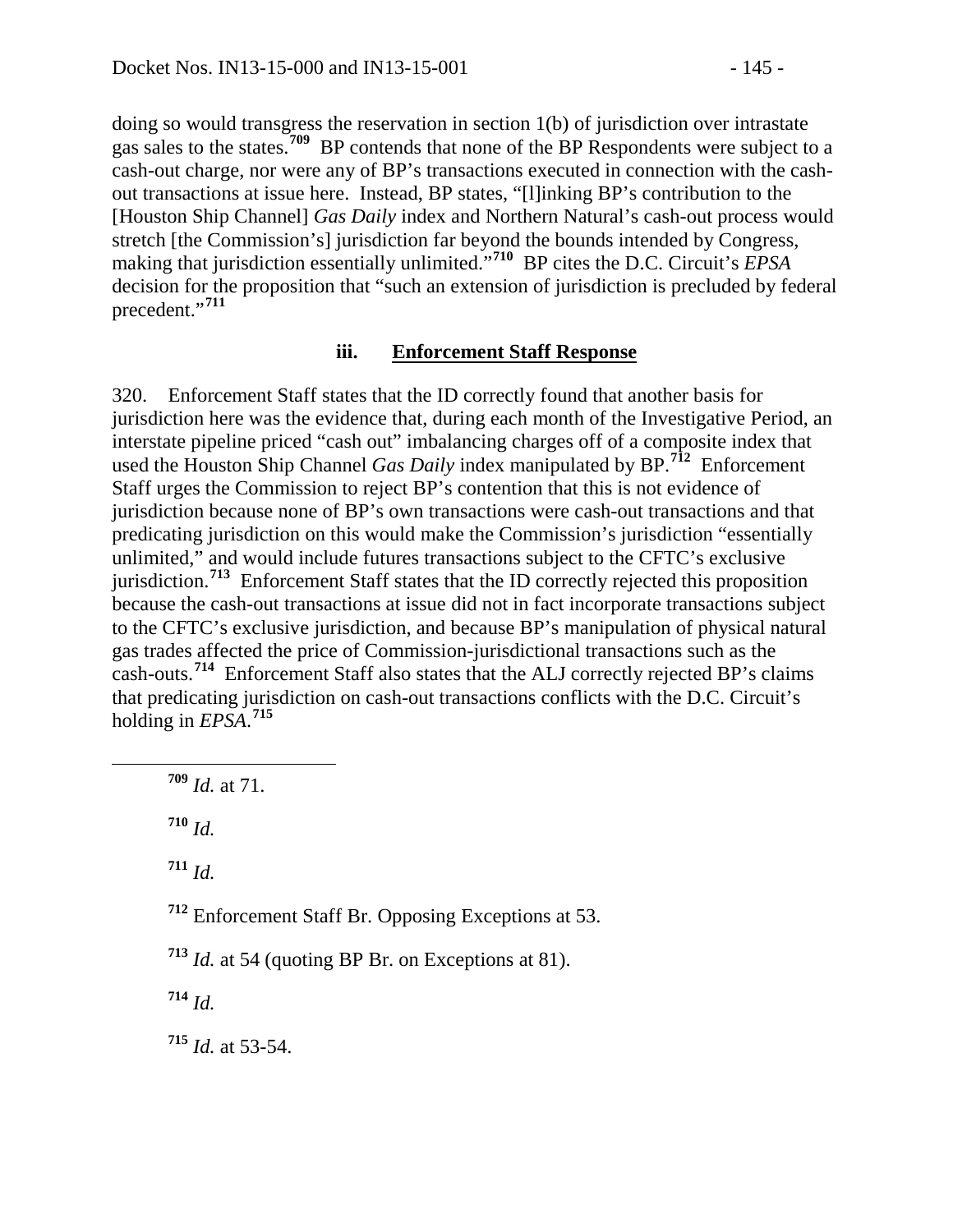doing so would transgress the reservation in section 1(b) of jurisdiction over intrastate gas sales to the states.[709] BP contends that none of the BP Respondents were subject to a cash-out charge, nor were any of BP's transactions executed in connection with the cash-out transactions at issue here. Instead, BP states, "[l]inking BP's contribution to the [Houston Ship Channel] *Gas Daily* index and Northern Natural's cash-out process would stretch [the Commission's] jurisdiction far beyond the bounds intended by Congress, making that jurisdiction essentially unlimited."[710] BP cites the D.C. Circuit's *EPSA* decision for the proposition that "such an extension of jurisdiction is precluded by federal precedent."[711]

### iii. Enforcement Staff Response

320. Enforcement Staff states that the ID correctly found that another basis for jurisdiction here was the evidence that, during each month of the Investigative Period, an interstate pipeline priced "cash out" imbalancing charges off of a composite index that used the Houston Ship Channel *Gas Daily* index manipulated by BP.[712] Enforcement Staff urges the Commission to reject BP's contention that this is not evidence of jurisdiction because none of BP's own transactions were cash-out transactions and that predicating jurisdiction on this would make the Commission's jurisdiction "essentially unlimited," and would include futures transactions subject to the CFTC's exclusive jurisdiction.[713] Enforcement Staff states that the ID correctly rejected this proposition because the cash-out transactions at issue did not in fact incorporate transactions subject to the CFTC's exclusive jurisdiction, and because BP's manipulation of physical natural gas trades affected the price of Commission-jurisdictional transactions such as the cash-outs.[714] Enforcement Staff also states that the ALJ correctly rejected BP's claims that predicating jurisdiction on cash-out transactions conflicts with the D.C. Circuit's holding in *EPSA*.[715]

---

[709] *Id.* at 71.

[710] *Id.*

[711] *Id.*

[712] Enforcement Staff Br. Opposing Exceptions at 53.

[713] *Id.* at 54 (quoting BP Br. on Exceptions at 81).

[714] *Id.*

[715] *Id.* at 53-54.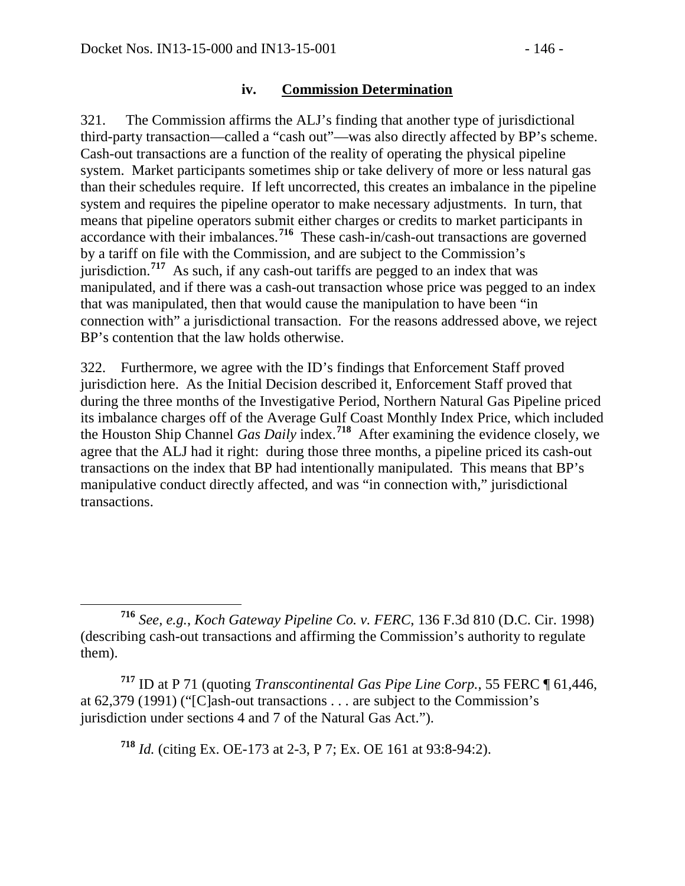#### iv. **Commission Determination**

321. The Commission affirms the ALJ's finding that another type of jurisdictional third-party transaction—called a "cash out"—was also directly affected by BP's scheme. Cash-out transactions are a function of the reality of operating the physical pipeline system. Market participants sometimes ship or take delivery of more or less natural gas than their schedules require. If left uncorrected, this creates an imbalance in the pipeline system and requires the pipeline operator to make necessary adjustments. In turn, that means that pipeline operators submit either charges or credits to market participants in accordance with their imbalances.[716] These cash-in/cash-out transactions are governed by a tariff on file with the Commission, and are subject to the Commission's jurisdiction.[717] As such, if any cash-out tariffs are pegged to an index that was manipulated, and if there was a cash-out transaction whose price was pegged to an index that was manipulated, then that would cause the manipulation to have been "in connection with" a jurisdictional transaction. For the reasons addressed above, we reject BP's contention that the law holds otherwise.

322. Furthermore, we agree with the ID's findings that Enforcement Staff proved jurisdiction here. As the Initial Decision described it, Enforcement Staff proved that during the three months of the Investigative Period, Northern Natural Gas Pipeline priced its imbalance charges off of the Average Gulf Coast Monthly Index Price, which included the Houston Ship Channel *Gas Daily* index.[718] After examining the evidence closely, we agree that the ALJ had it right: during those three months, a pipeline priced its cash-out transactions on the index that BP had intentionally manipulated. This means that BP's manipulative conduct directly affected, and was "in connection with," jurisdictional transactions.

---

[716] *See, e.g., Koch Gateway Pipeline Co. v. FERC*, 136 F.3d 810 (D.C. Cir. 1998) (describing cash-out transactions and affirming the Commission's authority to regulate them).

[717] ID at P 71 (quoting *Transcontinental Gas Pipe Line Corp.*, 55 FERC ¶ 61,446, at 62,379 (1991) ("[C]ash-out transactions . . . are subject to the Commission's jurisdiction under sections 4 and 7 of the Natural Gas Act.").

[718] *Id.* (citing Ex. OE-173 at 2-3, P 7; Ex. OE 161 at 93:8-94:2).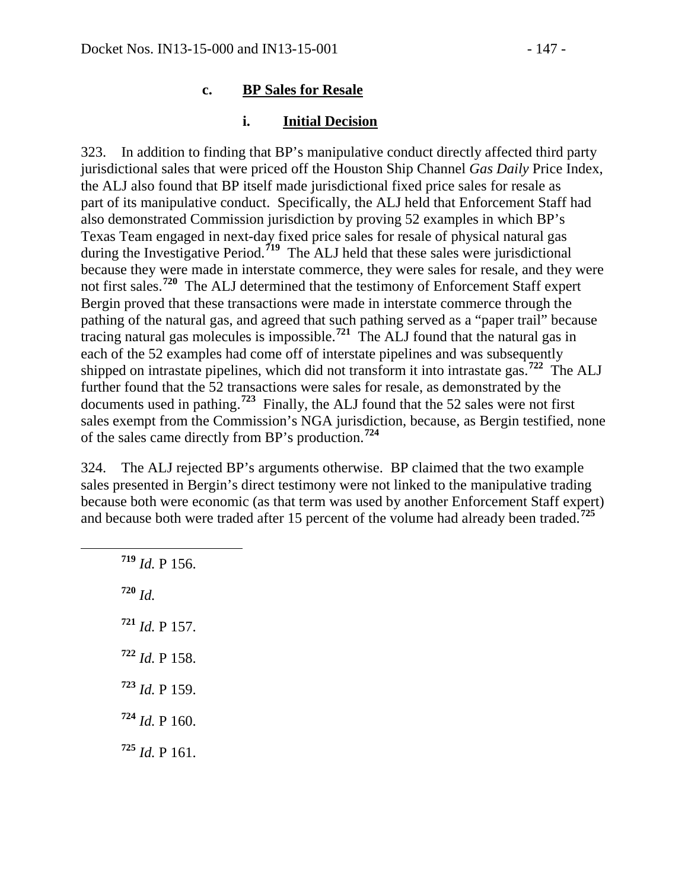### c. BP Sales for Resale

#### i. Initial Decision

323. In addition to finding that BP's manipulative conduct directly affected third party jurisdictional sales that were priced off the Houston Ship Channel *Gas Daily* Price Index, the ALJ also found that BP itself made jurisdictional fixed price sales for resale as part of its manipulative conduct. Specifically, the ALJ held that Enforcement Staff had also demonstrated Commission jurisdiction by proving 52 examples in which BP's Texas Team engaged in next-day fixed price sales for resale of physical natural gas during the Investigative Period.[719] The ALJ held that these sales were jurisdictional because they were made in interstate commerce, they were sales for resale, and they were not first sales.[720] The ALJ determined that the testimony of Enforcement Staff expert Bergin proved that these transactions were made in interstate commerce through the pathing of the natural gas, and agreed that such pathing served as a "paper trail" because tracing natural gas molecules is impossible.[721] The ALJ found that the natural gas in each of the 52 examples had come off of interstate pipelines and was subsequently shipped on intrastate pipelines, which did not transform it into intrastate gas.[722] The ALJ further found that the 52 transactions were sales for resale, as demonstrated by the documents used in pathing.[723] Finally, the ALJ found that the 52 sales were not first sales exempt from the Commission's NGA jurisdiction, because, as Bergin testified, none of the sales came directly from BP's production.[724]

324. The ALJ rejected BP's arguments otherwise. BP claimed that the two example sales presented in Bergin's direct testimony were not linked to the manipulative trading because both were economic (as that term was used by another Enforcement Staff expert) and because both were traded after 15 percent of the volume had already been traded.[725]

---

[719] *Id.* P 156.

[720] *Id.*

[721] *Id.* P 157.

[722] *Id.* P 158.

[723] *Id.* P 159.

[724] *Id.* P 160.

[725] *Id.* P 161.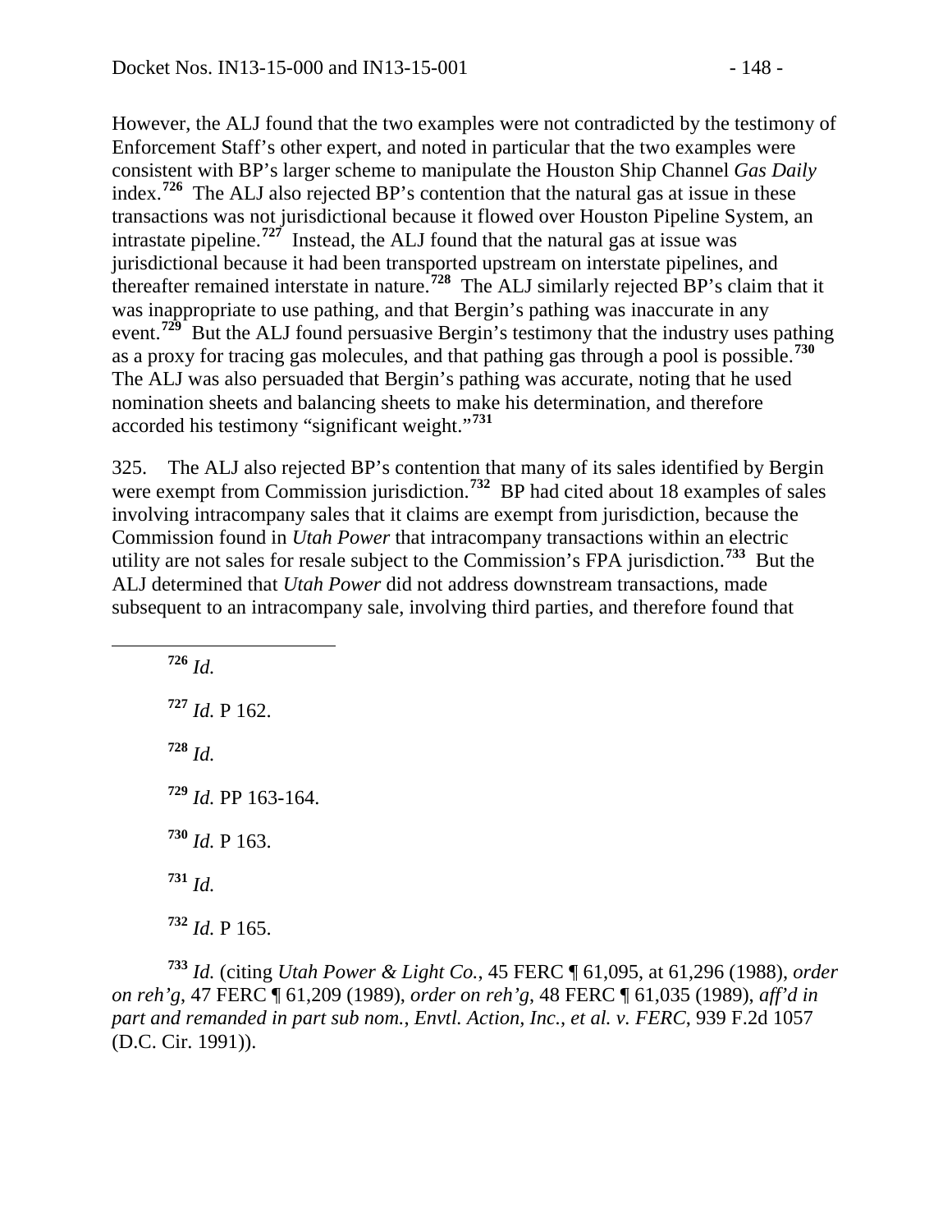However, the ALJ found that the two examples were not contradicted by the testimony of Enforcement Staff's other expert, and noted in particular that the two examples were consistent with BP's larger scheme to manipulate the Houston Ship Channel *Gas Daily* index.[726] The ALJ also rejected BP's contention that the natural gas at issue in these transactions was not jurisdictional because it flowed over Houston Pipeline System, an intrastate pipeline.[727] Instead, the ALJ found that the natural gas at issue was jurisdictional because it had been transported upstream on interstate pipelines, and thereafter remained interstate in nature.[728] The ALJ similarly rejected BP's claim that it was inappropriate to use pathing, and that Bergin's pathing was inaccurate in any event.[729] But the ALJ found persuasive Bergin's testimony that the industry uses pathing as a proxy for tracing gas molecules, and that pathing gas through a pool is possible.[730] The ALJ was also persuaded that Bergin's pathing was accurate, noting that he used nomination sheets and balancing sheets to make his determination, and therefore accorded his testimony "significant weight."[731]

325. The ALJ also rejected BP's contention that many of its sales identified by Bergin were exempt from Commission jurisdiction.[732] BP had cited about 18 examples of sales involving intracompany sales that it claims are exempt from jurisdiction, because the Commission found in *Utah Power* that intracompany transactions within an electric utility are not sales for resale subject to the Commission's FPA jurisdiction.[733] But the ALJ determined that *Utah Power* did not address downstream transactions, made subsequent to an intracompany sale, involving third parties, and therefore found that

---

[726] *Id.*

[727] *Id.* P 162.

[728] *Id.*

[729] *Id.* PP 163-164.

[730] *Id.* P 163.

[731] *Id.*

[732] *Id.* P 165.

[733] *Id.* (citing *Utah Power & Light Co.*, 45 FERC ¶ 61,095, at 61,296 (1988), *order on reh'g*, 47 FERC ¶ 61,209 (1989), *order on reh'g*, 48 FERC ¶ 61,035 (1989), *aff'd in part and remanded in part sub nom., Envtl. Action, Inc., et al. v. FERC*, 939 F.2d 1057 (D.C. Cir. 1991)).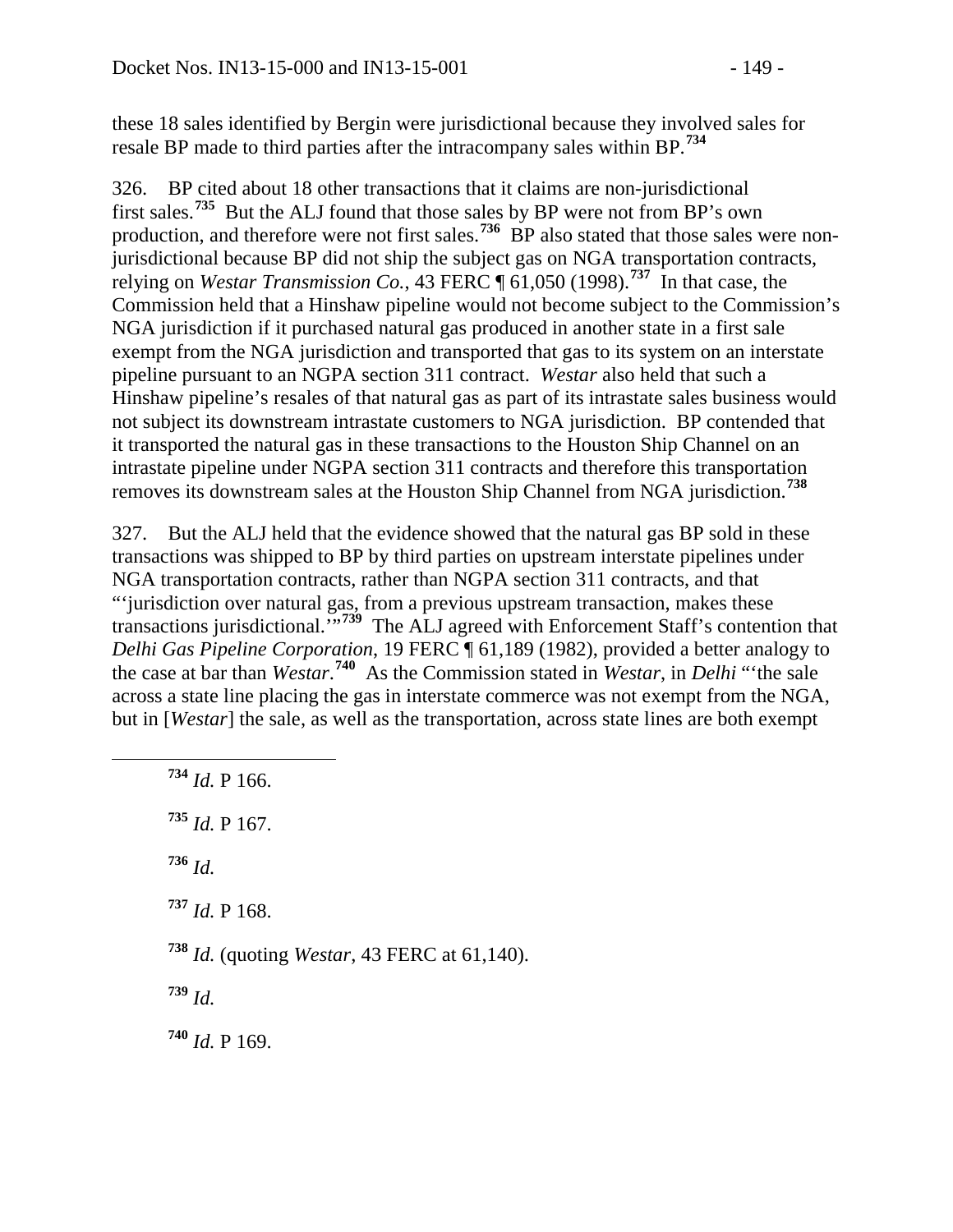these 18 sales identified by Bergin were jurisdictional because they involved sales for resale BP made to third parties after the intracompany sales within BP.[734]

326. BP cited about 18 other transactions that it claims are non-jurisdictional first sales.[735] But the ALJ found that those sales by BP were not from BP's own production, and therefore were not first sales.[736] BP also stated that those sales were non-jurisdictional because BP did not ship the subject gas on NGA transportation contracts, relying on *Westar Transmission Co.*, 43 FERC ¶ 61,050 (1998).[737] In that case, the Commission held that a Hinshaw pipeline would not become subject to the Commission's NGA jurisdiction if it purchased natural gas produced in another state in a first sale exempt from the NGA jurisdiction and transported that gas to its system on an interstate pipeline pursuant to an NGPA section 311 contract. *Westar* also held that such a Hinshaw pipeline's resales of that natural gas as part of its intrastate sales business would not subject its downstream intrastate customers to NGA jurisdiction. BP contended that it transported the natural gas in these transactions to the Houston Ship Channel on an intrastate pipeline under NGPA section 311 contracts and therefore this transportation removes its downstream sales at the Houston Ship Channel from NGA jurisdiction.[738]

327. But the ALJ held that the evidence showed that the natural gas BP sold in these transactions was shipped to BP by third parties on upstream interstate pipelines under NGA transportation contracts, rather than NGPA section 311 contracts, and that "'jurisdiction over natural gas, from a previous upstream transaction, makes these transactions jurisdictional.'"[739] The ALJ agreed with Enforcement Staff's contention that *Delhi Gas Pipeline Corporation*, 19 FERC ¶ 61,189 (1982), provided a better analogy to the case at bar than *Westar*.[740] As the Commission stated in *Westar*, in *Delhi* "'the sale across a state line placing the gas in interstate commerce was not exempt from the NGA, but in [*Westar*] the sale, as well as the transportation, across state lines are both exempt

[734] *Id.* P 166.

[735] *Id.* P 167.

[736] *Id.*

[737] *Id.* P 168.

[738] *Id.* (quoting *Westar*, 43 FERC at 61,140).

[739] *Id.*

[740] *Id.* P 169.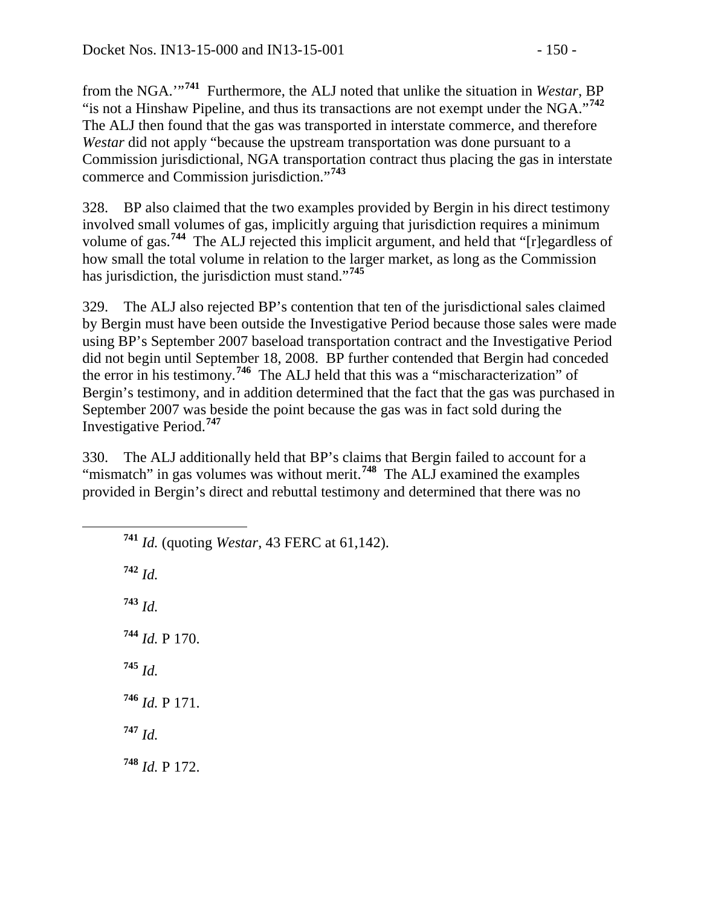from the NGA.'"[741] Furthermore, the ALJ noted that unlike the situation in *Westar*, BP "is not a Hinshaw Pipeline, and thus its transactions are not exempt under the NGA."[742] The ALJ then found that the gas was transported in interstate commerce, and therefore *Westar* did not apply "because the upstream transportation was done pursuant to a Commission jurisdictional, NGA transportation contract thus placing the gas in interstate commerce and Commission jurisdiction."[743]

328. BP also claimed that the two examples provided by Bergin in his direct testimony involved small volumes of gas, implicitly arguing that jurisdiction requires a minimum volume of gas.[744] The ALJ rejected this implicit argument, and held that "[r]egardless of how small the total volume in relation to the larger market, as long as the Commission has jurisdiction, the jurisdiction must stand."[745]

329. The ALJ also rejected BP's contention that ten of the jurisdictional sales claimed by Bergin must have been outside the Investigative Period because those sales were made using BP's September 2007 baseload transportation contract and the Investigative Period did not begin until September 18, 2008. BP further contended that Bergin had conceded the error in his testimony.[746] The ALJ held that this was a "mischaracterization" of Bergin's testimony, and in addition determined that the fact that the gas was purchased in September 2007 was beside the point because the gas was in fact sold during the Investigative Period.[747]

330. The ALJ additionally held that BP's claims that Bergin failed to account for a "mismatch" in gas volumes was without merit.[748] The ALJ examined the examples provided in Bergin's direct and rebuttal testimony and determined that there was no

---

[741] *Id.* (quoting *Westar*, 43 FERC at 61,142).

[742] *Id.*

[743] *Id.*

[744] *Id.* P 170.

[745] *Id.*

[746] *Id.* P 171.

[747] *Id.*

[748] *Id.* P 172.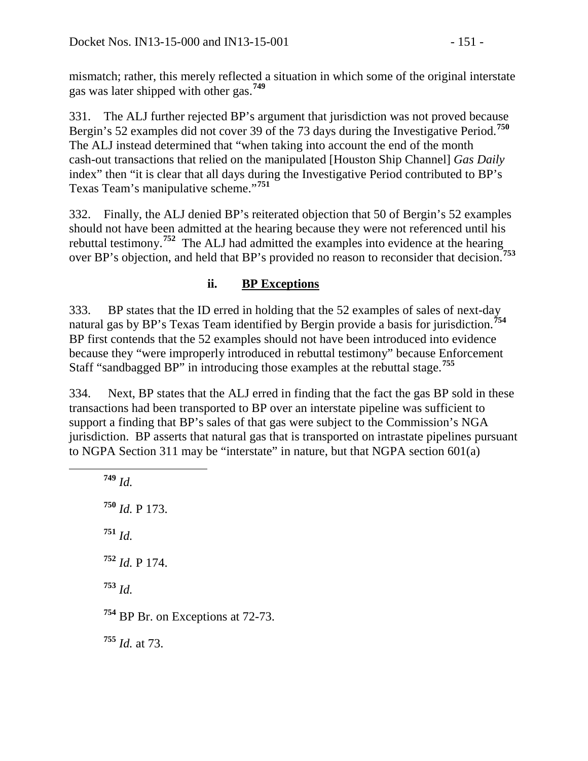mismatch; rather, this merely reflected a situation in which some of the original interstate gas was later shipped with other gas.[749]

331. The ALJ further rejected BP's argument that jurisdiction was not proved because Bergin's 52 examples did not cover 39 of the 73 days during the Investigative Period.[750] The ALJ instead determined that "when taking into account the end of the month cash-out transactions that relied on the manipulated [Houston Ship Channel] *Gas Daily* index" then "it is clear that all days during the Investigative Period contributed to BP's Texas Team's manipulative scheme."[751]

332. Finally, the ALJ denied BP's reiterated objection that 50 of Bergin's 52 examples should not have been admitted at the hearing because they were not referenced until his rebuttal testimony.[752] The ALJ had admitted the examples into evidence at the hearing over BP's objection, and held that BP's provided no reason to reconsider that decision.[753]

### ii. BP Exceptions

333. BP states that the ID erred in holding that the 52 examples of sales of next-day natural gas by BP's Texas Team identified by Bergin provide a basis for jurisdiction.[754] BP first contends that the 52 examples should not have been introduced into evidence because they "were improperly introduced in rebuttal testimony" because Enforcement Staff "sandbagged BP" in introducing those examples at the rebuttal stage.[755]

334. Next, BP states that the ALJ erred in finding that the fact the gas BP sold in these transactions had been transported to BP over an interstate pipeline was sufficient to support a finding that BP's sales of that gas were subject to the Commission's NGA jurisdiction. BP asserts that natural gas that is transported on intrastate pipelines pursuant to NGPA Section 311 may be "interstate" in nature, but that NGPA section 601(a)

---

[749] *Id.*

[750] *Id.* P 173.

[751] *Id.*

[752] *Id.* P 174.

[753] *Id.*

[754] BP Br. on Exceptions at 72-73.

[755] *Id.* at 73.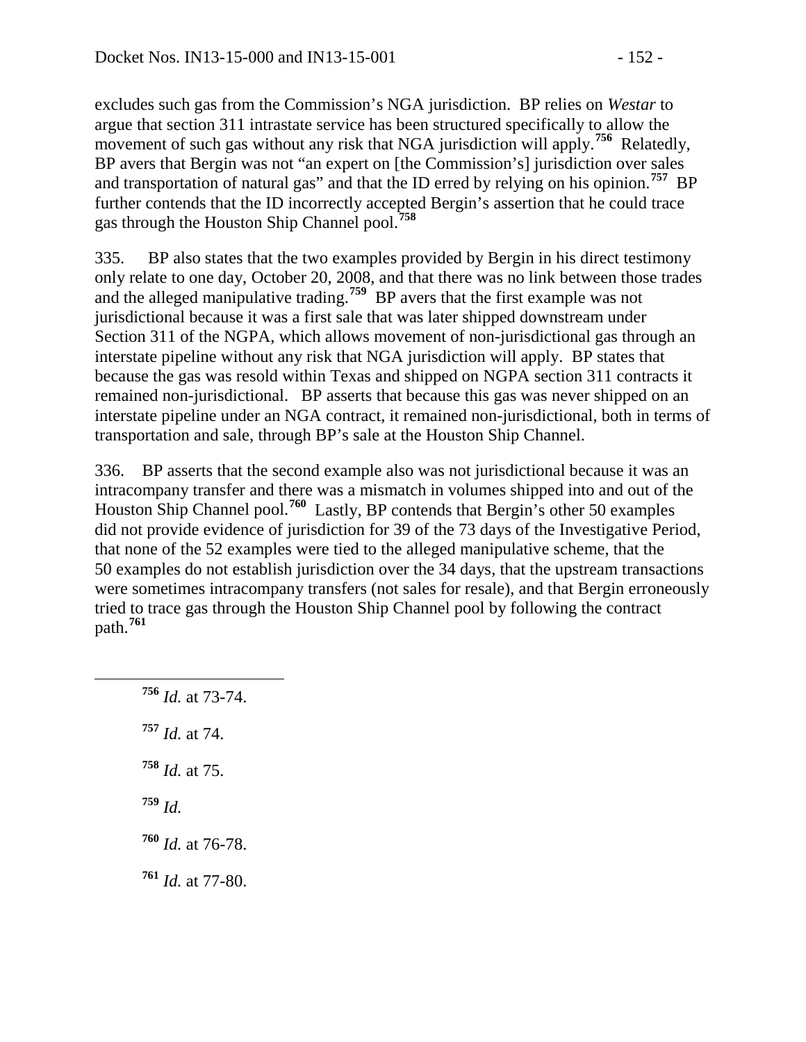excludes such gas from the Commission's NGA jurisdiction. BP relies on *Westar* to argue that section 311 intrastate service has been structured specifically to allow the movement of such gas without any risk that NGA jurisdiction will apply.[756] Relatedly, BP avers that Bergin was not "an expert on [the Commission's] jurisdiction over sales and transportation of natural gas" and that the ID erred by relying on his opinion.[757] BP further contends that the ID incorrectly accepted Bergin's assertion that he could trace gas through the Houston Ship Channel pool.[758]

335. BP also states that the two examples provided by Bergin in his direct testimony only relate to one day, October 20, 2008, and that there was no link between those trades and the alleged manipulative trading.[759] BP avers that the first example was not jurisdictional because it was a first sale that was later shipped downstream under Section 311 of the NGPA, which allows movement of non-jurisdictional gas through an interstate pipeline without any risk that NGA jurisdiction will apply. BP states that because the gas was resold within Texas and shipped on NGPA section 311 contracts it remained non-jurisdictional. BP asserts that because this gas was never shipped on an interstate pipeline under an NGA contract, it remained non-jurisdictional, both in terms of transportation and sale, through BP's sale at the Houston Ship Channel.

336. BP asserts that the second example also was not jurisdictional because it was an intracompany transfer and there was a mismatch in volumes shipped into and out of the Houston Ship Channel pool.[760] Lastly, BP contends that Bergin's other 50 examples did not provide evidence of jurisdiction for 39 of the 73 days of the Investigative Period, that none of the 52 examples were tied to the alleged manipulative scheme, that the 50 examples do not establish jurisdiction over the 34 days, that the upstream transactions were sometimes intracompany transfers (not sales for resale), and that Bergin erroneously tried to trace gas through the Houston Ship Channel pool by following the contract path.[761]

---

[756] *Id.* at 73-74.

[757] *Id.* at 74.

[758] *Id.* at 75.

[759] *Id.*

[760] *Id.* at 76-78.

[761] *Id.* at 77-80.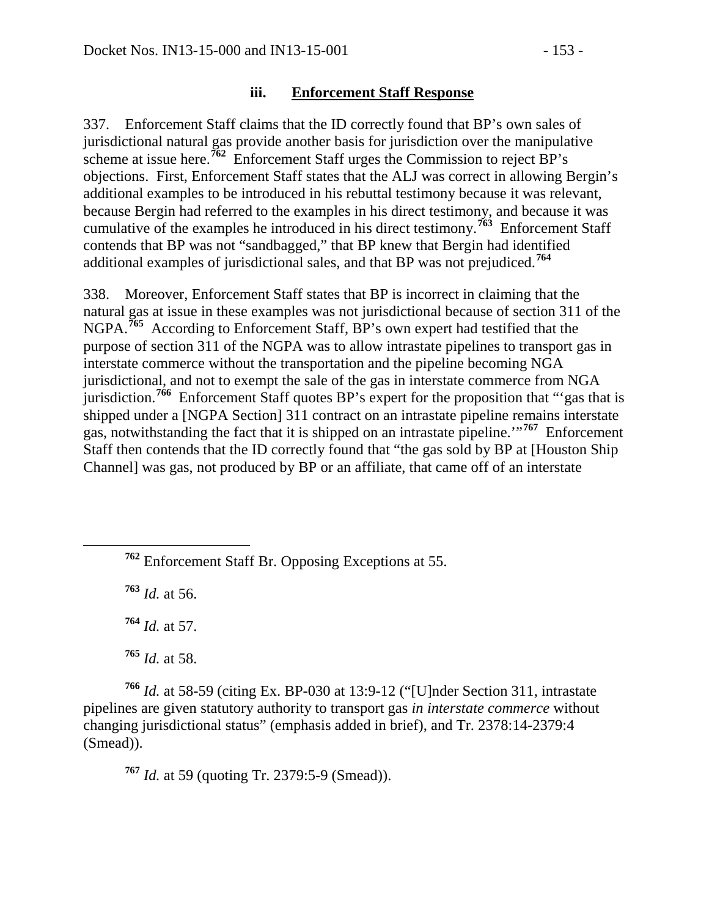### iii. Enforcement Staff Response

337. Enforcement Staff claims that the ID correctly found that BP's own sales of jurisdictional natural gas provide another basis for jurisdiction over the manipulative scheme at issue here.[762] Enforcement Staff urges the Commission to reject BP's objections. First, Enforcement Staff states that the ALJ was correct in allowing Bergin's additional examples to be introduced in his rebuttal testimony because it was relevant, because Bergin had referred to the examples in his direct testimony, and because it was cumulative of the examples he introduced in his direct testimony.[763] Enforcement Staff contends that BP was not "sandbagged," that BP knew that Bergin had identified additional examples of jurisdictional sales, and that BP was not prejudiced.[764]

338. Moreover, Enforcement Staff states that BP is incorrect in claiming that the natural gas at issue in these examples was not jurisdictional because of section 311 of the NGPA.[765] According to Enforcement Staff, BP's own expert had testified that the purpose of section 311 of the NGPA was to allow intrastate pipelines to transport gas in interstate commerce without the transportation and the pipeline becoming NGA jurisdictional, and not to exempt the sale of the gas in interstate commerce from NGA jurisdiction.[766] Enforcement Staff quotes BP's expert for the proposition that "'gas that is shipped under a [NGPA Section] 311 contract on an intrastate pipeline remains interstate gas, notwithstanding the fact that it is shipped on an intrastate pipeline.'"[767] Enforcement Staff then contends that the ID correctly found that "the gas sold by BP at [Houston Ship Channel] was gas, not produced by BP or an affiliate, that came off of an interstate

---

[762] Enforcement Staff Br. Opposing Exceptions at 55.

[763] *Id.* at 56.

[764] *Id.* at 57.

[765] *Id.* at 58.

[766] *Id.* at 58-59 (citing Ex. BP-030 at 13:9-12 ("[U]nder Section 311, intrastate pipelines are given statutory authority to transport gas *in interstate commerce* without changing jurisdictional status" (emphasis added in brief), and Tr. 2378:14-2379:4 (Smead)).

[767] *Id.* at 59 (quoting Tr. 2379:5-9 (Smead)).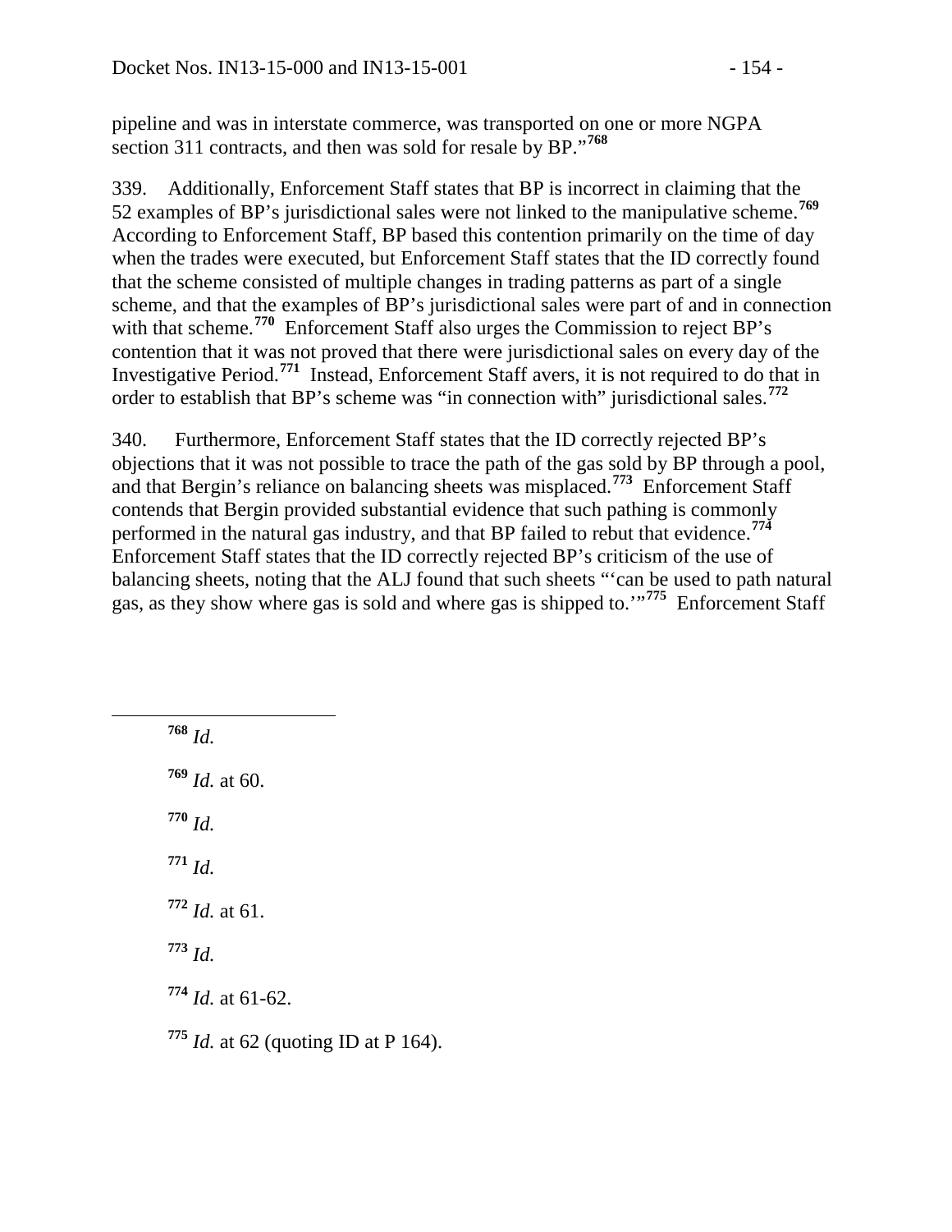pipeline and was in interstate commerce, was transported on one or more NGPA section 311 contracts, and then was sold for resale by BP."[768]

339. Additionally, Enforcement Staff states that BP is incorrect in claiming that the 52 examples of BP's jurisdictional sales were not linked to the manipulative scheme.[769] According to Enforcement Staff, BP based this contention primarily on the time of day when the trades were executed, but Enforcement Staff states that the ID correctly found that the scheme consisted of multiple changes in trading patterns as part of a single scheme, and that the examples of BP's jurisdictional sales were part of and in connection with that scheme.[770] Enforcement Staff also urges the Commission to reject BP's contention that it was not proved that there were jurisdictional sales on every day of the Investigative Period.[771] Instead, Enforcement Staff avers, it is not required to do that in order to establish that BP's scheme was "in connection with" jurisdictional sales.[772]

340. Furthermore, Enforcement Staff states that the ID correctly rejected BP's objections that it was not possible to trace the path of the gas sold by BP through a pool, and that Bergin's reliance on balancing sheets was misplaced.[773] Enforcement Staff contends that Bergin provided substantial evidence that such pathing is commonly performed in the natural gas industry, and that BP failed to rebut that evidence.[774] Enforcement Staff states that the ID correctly rejected BP's criticism of the use of balancing sheets, noting that the ALJ found that such sheets "'can be used to path natural gas, as they show where gas is sold and where gas is shipped to.'"[775] Enforcement Staff

---

[768] *Id.*

[769] *Id.* at 60.

[770] *Id.*

[771] *Id.*

[772] *Id.* at 61.

[773] *Id.*

[774] *Id.* at 61-62.

[775] *Id.* at 62 (quoting ID at P 164).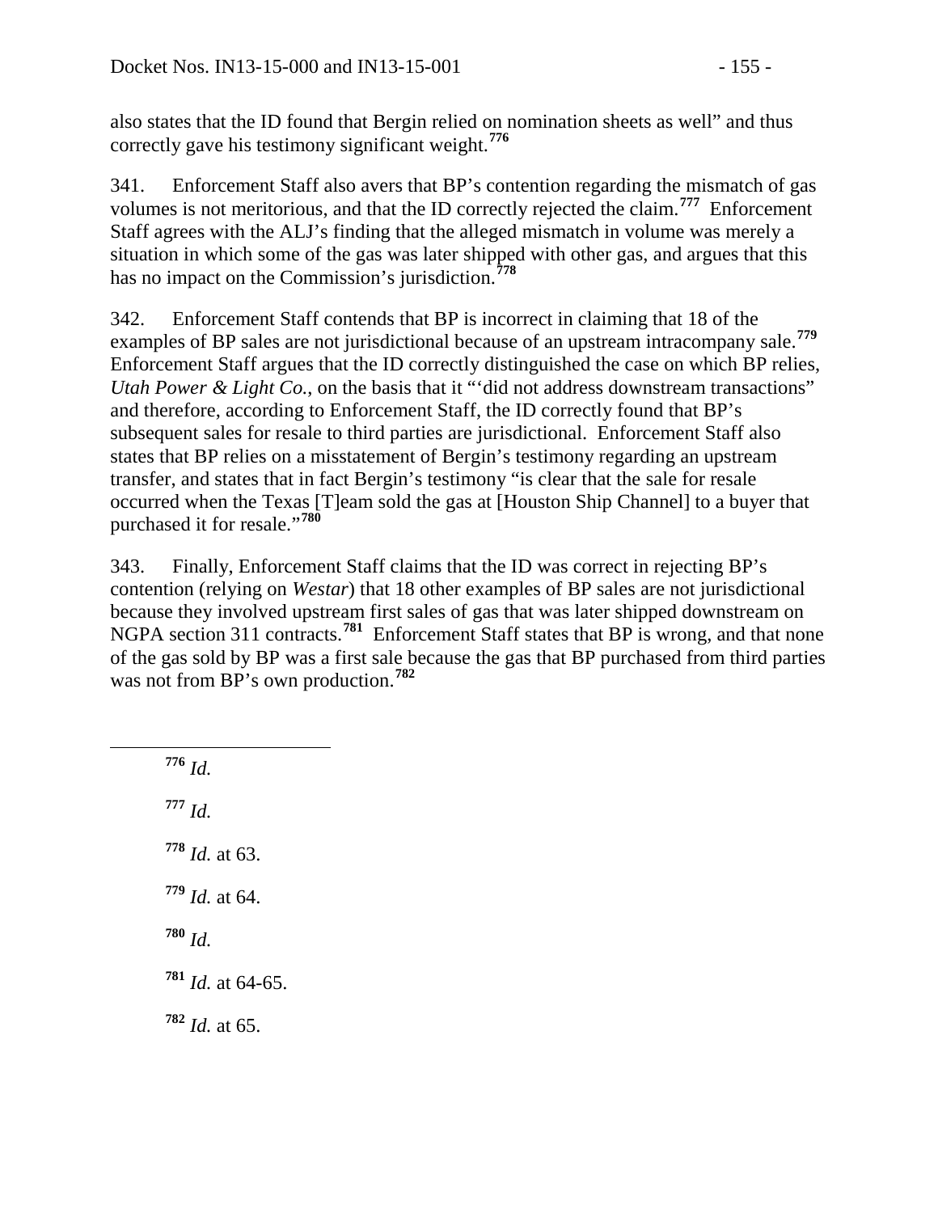also states that the ID found that Bergin relied on nomination sheets as well" and thus correctly gave his testimony significant weight.[776]

341. Enforcement Staff also avers that BP's contention regarding the mismatch of gas volumes is not meritorious, and that the ID correctly rejected the claim.[777] Enforcement Staff agrees with the ALJ's finding that the alleged mismatch in volume was merely a situation in which some of the gas was later shipped with other gas, and argues that this has no impact on the Commission's jurisdiction.[778]

342. Enforcement Staff contends that BP is incorrect in claiming that 18 of the examples of BP sales are not jurisdictional because of an upstream intracompany sale.[779] Enforcement Staff argues that the ID correctly distinguished the case on which BP relies, *Utah Power & Light Co.*, on the basis that it "'did not address downstream transactions" and therefore, according to Enforcement Staff, the ID correctly found that BP's subsequent sales for resale to third parties are jurisdictional. Enforcement Staff also states that BP relies on a misstatement of Bergin's testimony regarding an upstream transfer, and states that in fact Bergin's testimony "is clear that the sale for resale occurred when the Texas [T]eam sold the gas at [Houston Ship Channel] to a buyer that purchased it for resale."[780]

343. Finally, Enforcement Staff claims that the ID was correct in rejecting BP's contention (relying on *Westar*) that 18 other examples of BP sales are not jurisdictional because they involved upstream first sales of gas that was later shipped downstream on NGPA section 311 contracts.[781] Enforcement Staff states that BP is wrong, and that none of the gas sold by BP was a first sale because the gas that BP purchased from third parties was not from BP's own production.[782]

---

[776] *Id.*

[777] *Id.*

[778] *Id.* at 63.

[779] *Id.* at 64.

[780] *Id.*

[781] *Id.* at 64-65.

[782] *Id.* at 65.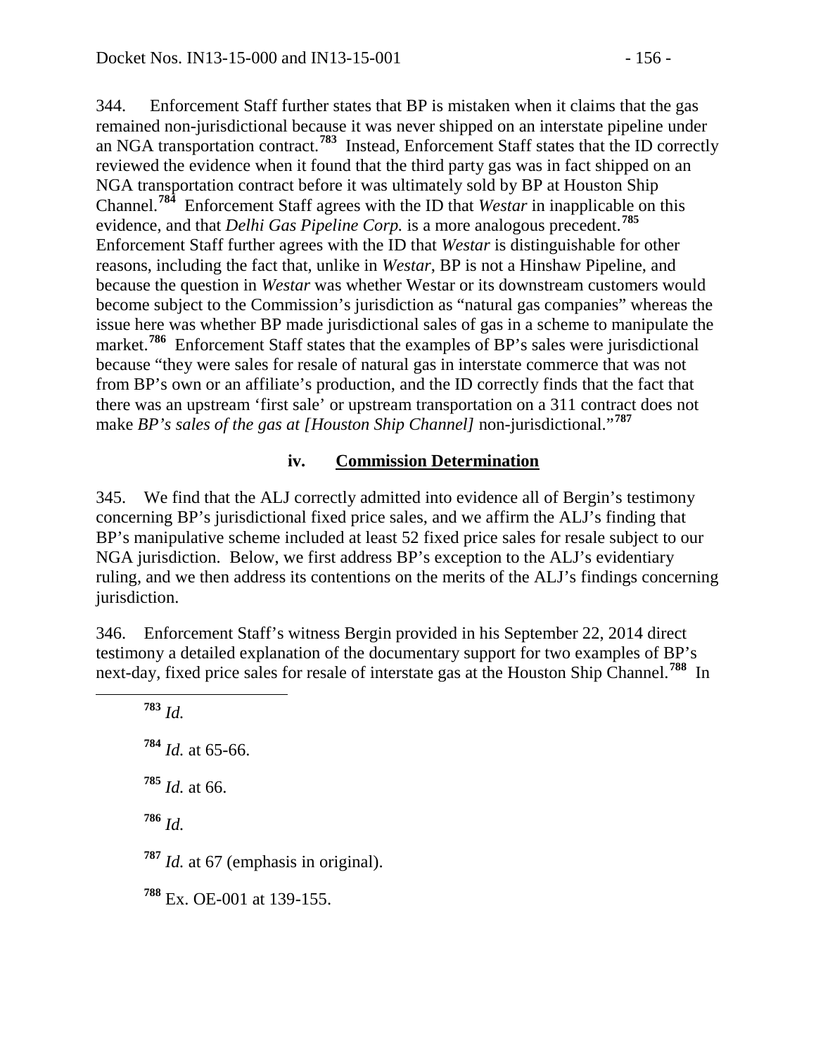344. Enforcement Staff further states that BP is mistaken when it claims that the gas remained non-jurisdictional because it was never shipped on an interstate pipeline under an NGA transportation contract.[783] Instead, Enforcement Staff states that the ID correctly reviewed the evidence when it found that the third party gas was in fact shipped on an NGA transportation contract before it was ultimately sold by BP at Houston Ship Channel.[784] Enforcement Staff agrees with the ID that *Westar* in inapplicable on this evidence, and that *Delhi Gas Pipeline Corp.* is a more analogous precedent.[785] Enforcement Staff further agrees with the ID that *Westar* is distinguishable for other reasons, including the fact that, unlike in *Westar*, BP is not a Hinshaw Pipeline, and because the question in *Westar* was whether Westar or its downstream customers would become subject to the Commission's jurisdiction as "natural gas companies" whereas the issue here was whether BP made jurisdictional sales of gas in a scheme to manipulate the market.[786] Enforcement Staff states that the examples of BP's sales were jurisdictional because "they were sales for resale of natural gas in interstate commerce that was not from BP's own or an affiliate's production, and the ID correctly finds that the fact that there was an upstream 'first sale' or upstream transportation on a 311 contract does not make *BP's sales of the gas at [Houston Ship Channel]* non-jurisdictional."[787]

### iv. Commission Determination

345. We find that the ALJ correctly admitted into evidence all of Bergin's testimony concerning BP's jurisdictional fixed price sales, and we affirm the ALJ's finding that BP's manipulative scheme included at least 52 fixed price sales for resale subject to our NGA jurisdiction. Below, we first address BP's exception to the ALJ's evidentiary ruling, and we then address its contentions on the merits of the ALJ's findings concerning jurisdiction.

346. Enforcement Staff's witness Bergin provided in his September 22, 2014 direct testimony a detailed explanation of the documentary support for two examples of BP's next-day, fixed price sales for resale of interstate gas at the Houston Ship Channel.[788] In

---

[783] *Id.*

[784] *Id.* at 65-66.

[785] *Id.* at 66.

[786] *Id.*

[787] *Id.* at 67 (emphasis in original).

[788] Ex. OE-001 at 139-155.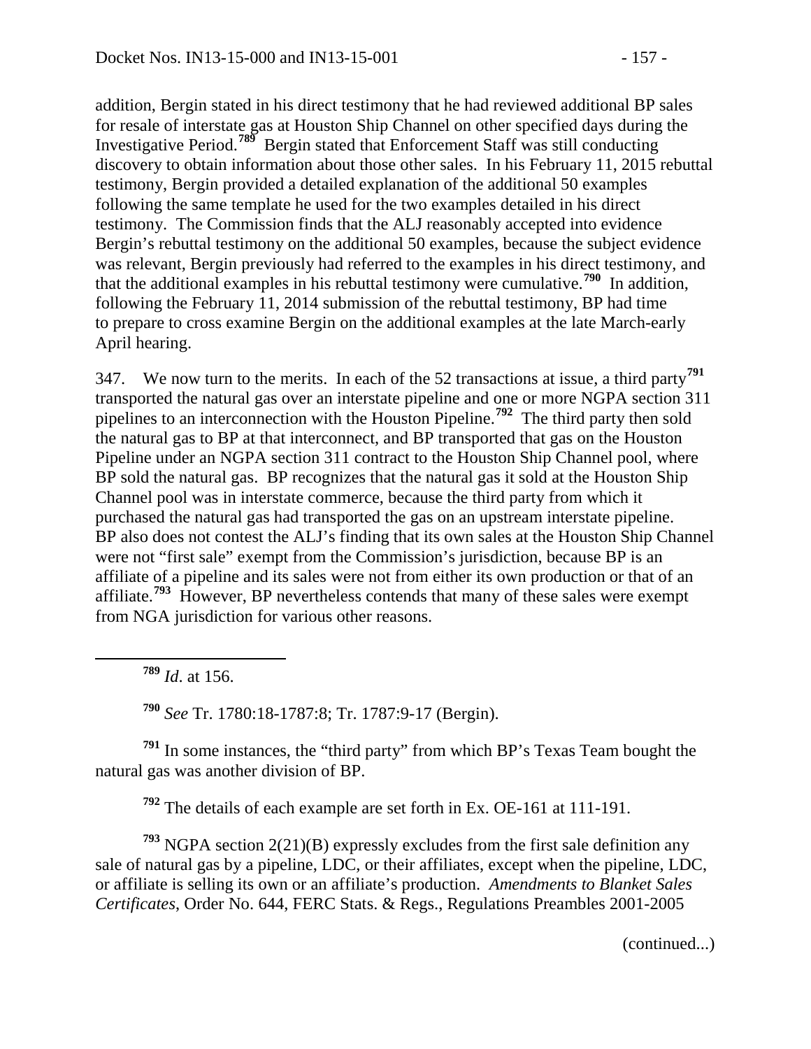addition, Bergin stated in his direct testimony that he had reviewed additional BP sales for resale of interstate gas at Houston Ship Channel on other specified days during the Investigative Period.[789] Bergin stated that Enforcement Staff was still conducting discovery to obtain information about those other sales. In his February 11, 2015 rebuttal testimony, Bergin provided a detailed explanation of the additional 50 examples following the same template he used for the two examples detailed in his direct testimony. The Commission finds that the ALJ reasonably accepted into evidence Bergin's rebuttal testimony on the additional 50 examples, because the subject evidence was relevant, Bergin previously had referred to the examples in his direct testimony, and that the additional examples in his rebuttal testimony were cumulative.[790] In addition, following the February 11, 2014 submission of the rebuttal testimony, BP had time to prepare to cross examine Bergin on the additional examples at the late March-early April hearing.

347. We now turn to the merits. In each of the 52 transactions at issue, a third party[791] transported the natural gas over an interstate pipeline and one or more NGPA section 311 pipelines to an interconnection with the Houston Pipeline.[792] The third party then sold the natural gas to BP at that interconnect, and BP transported that gas on the Houston Pipeline under an NGPA section 311 contract to the Houston Ship Channel pool, where BP sold the natural gas. BP recognizes that the natural gas it sold at the Houston Ship Channel pool was in interstate commerce, because the third party from which it purchased the natural gas had transported the gas on an upstream interstate pipeline. BP also does not contest the ALJ's finding that its own sales at the Houston Ship Channel were not "first sale" exempt from the Commission's jurisdiction, because BP is an affiliate of a pipeline and its sales were not from either its own production or that of an affiliate.[793] However, BP nevertheless contends that many of these sales were exempt from NGA jurisdiction for various other reasons.

[789] *Id*. at 156.

[790] *See* Tr. 1780:18-1787:8; Tr. 1787:9-17 (Bergin).

[791] In some instances, the "third party" from which BP's Texas Team bought the natural gas was another division of BP.

[792] The details of each example are set forth in Ex. OE-161 at 111-191.

[793] NGPA section 2(21)(B) expressly excludes from the first sale definition any sale of natural gas by a pipeline, LDC, or their affiliates, except when the pipeline, LDC, or affiliate is selling its own or an affiliate's production. *Amendments to Blanket Sales Certificates*, Order No. 644, FERC Stats. & Regs., Regulations Preambles 2001-2005

(continued...)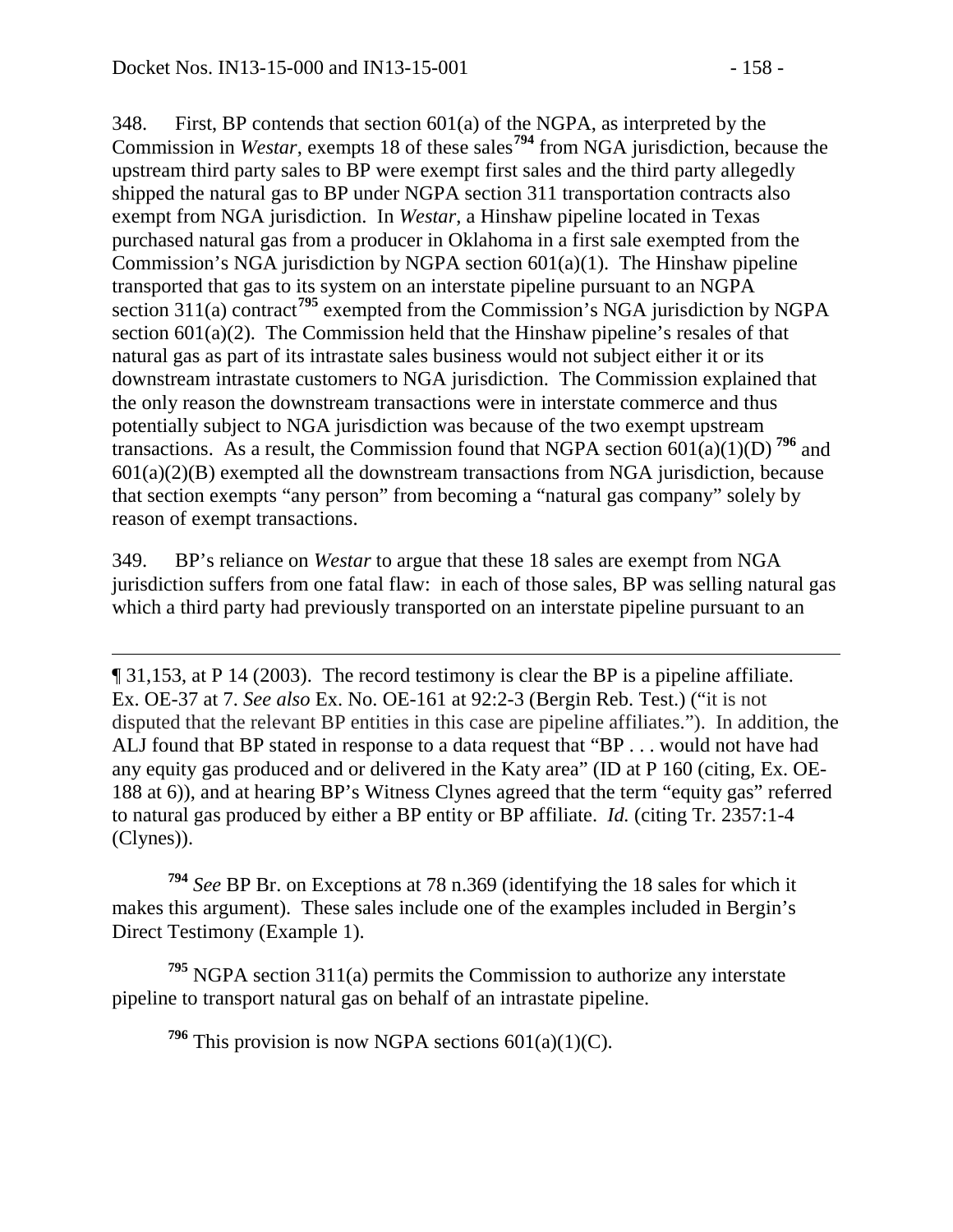348. First, BP contends that section 601(a) of the NGPA, as interpreted by the Commission in *Westar*, exempts 18 of these sales[794] from NGA jurisdiction, because the upstream third party sales to BP were exempt first sales and the third party allegedly shipped the natural gas to BP under NGPA section 311 transportation contracts also exempt from NGA jurisdiction. In *Westar*, a Hinshaw pipeline located in Texas purchased natural gas from a producer in Oklahoma in a first sale exempted from the Commission's NGA jurisdiction by NGPA section 601(a)(1). The Hinshaw pipeline transported that gas to its system on an interstate pipeline pursuant to an NGPA section 311(a) contract[795] exempted from the Commission's NGA jurisdiction by NGPA section 601(a)(2). The Commission held that the Hinshaw pipeline's resales of that natural gas as part of its intrastate sales business would not subject either it or its downstream intrastate customers to NGA jurisdiction. The Commission explained that the only reason the downstream transactions were in interstate commerce and thus potentially subject to NGA jurisdiction was because of the two exempt upstream transactions. As a result, the Commission found that NGPA section 601(a)(1)(D) [796] and 601(a)(2)(B) exempted all the downstream transactions from NGA jurisdiction, because that section exempts "any person" from becoming a "natural gas company" solely by reason of exempt transactions.

349. BP's reliance on *Westar* to argue that these 18 sales are exempt from NGA jurisdiction suffers from one fatal flaw: in each of those sales, BP was selling natural gas which a third party had previously transported on an interstate pipeline pursuant to an

---

¶ 31,153, at P 14 (2003). The record testimony is clear the BP is a pipeline affiliate. Ex. OE-37 at 7. *See also* Ex. No. OE-161 at 92:2-3 (Bergin Reb. Test.) ("it is not disputed that the relevant BP entities in this case are pipeline affiliates."). In addition, the ALJ found that BP stated in response to a data request that "BP . . . would not have had any equity gas produced and or delivered in the Katy area" (ID at P 160 (citing, Ex. OE-188 at 6)), and at hearing BP's Witness Clynes agreed that the term "equity gas" referred to natural gas produced by either a BP entity or BP affiliate. *Id.* (citing Tr. 2357:1-4 (Clynes)).

[794] *See* BP Br. on Exceptions at 78 n.369 (identifying the 18 sales for which it makes this argument). These sales include one of the examples included in Bergin's Direct Testimony (Example 1).

[795] NGPA section 311(a) permits the Commission to authorize any interstate pipeline to transport natural gas on behalf of an intrastate pipeline.

[796] This provision is now NGPA sections 601(a)(1)(C).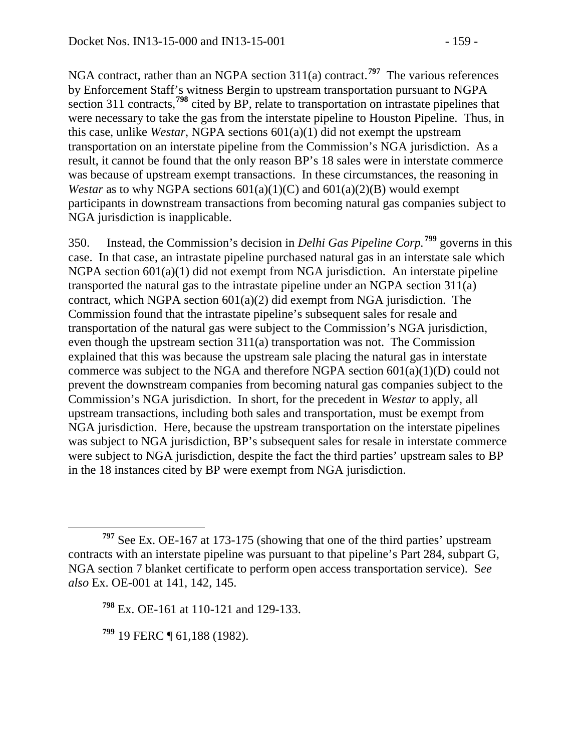NGA contract, rather than an NGPA section 311(a) contract.[797] The various references by Enforcement Staff's witness Bergin to upstream transportation pursuant to NGPA section 311 contracts,[798] cited by BP, relate to transportation on intrastate pipelines that were necessary to take the gas from the interstate pipeline to Houston Pipeline. Thus, in this case, unlike *Westar*, NGPA sections 601(a)(1) did not exempt the upstream transportation on an interstate pipeline from the Commission's NGA jurisdiction. As a result, it cannot be found that the only reason BP's 18 sales were in interstate commerce was because of upstream exempt transactions. In these circumstances, the reasoning in *Westar* as to why NGPA sections 601(a)(1)(C) and 601(a)(2)(B) would exempt participants in downstream transactions from becoming natural gas companies subject to NGA jurisdiction is inapplicable.

350. Instead, the Commission's decision in *Delhi Gas Pipeline Corp.*[799] governs in this case. In that case, an intrastate pipeline purchased natural gas in an interstate sale which NGPA section 601(a)(1) did not exempt from NGA jurisdiction. An interstate pipeline transported the natural gas to the intrastate pipeline under an NGPA section 311(a) contract, which NGPA section 601(a)(2) did exempt from NGA jurisdiction. The Commission found that the intrastate pipeline's subsequent sales for resale and transportation of the natural gas were subject to the Commission's NGA jurisdiction, even though the upstream section 311(a) transportation was not. The Commission explained that this was because the upstream sale placing the natural gas in interstate commerce was subject to the NGA and therefore NGPA section 601(a)(1)(D) could not prevent the downstream companies from becoming natural gas companies subject to the Commission's NGA jurisdiction. In short, for the precedent in *Westar* to apply, all upstream transactions, including both sales and transportation, must be exempt from NGA jurisdiction. Here, because the upstream transportation on the interstate pipelines was subject to NGA jurisdiction, BP's subsequent sales for resale in interstate commerce were subject to NGA jurisdiction, despite the fact the third parties' upstream sales to BP in the 18 instances cited by BP were exempt from NGA jurisdiction.

---

[797] See Ex. OE-167 at 173-175 (showing that one of the third parties' upstream contracts with an interstate pipeline was pursuant to that pipeline's Part 284, subpart G, NGA section 7 blanket certificate to perform open access transportation service). S*ee also* Ex. OE-001 at 141, 142, 145.

[798] Ex. OE-161 at 110-121 and 129-133.

[799] 19 FERC ¶ 61,188 (1982).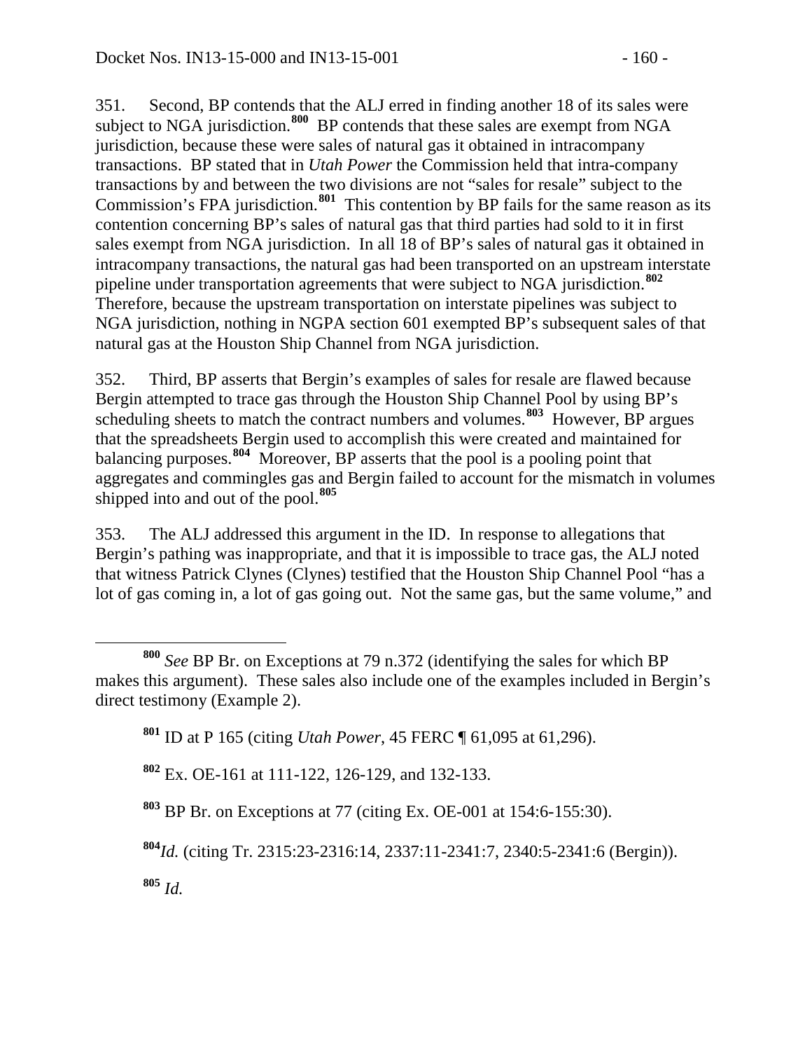351. Second, BP contends that the ALJ erred in finding another 18 of its sales were subject to NGA jurisdiction.[800] BP contends that these sales are exempt from NGA jurisdiction, because these were sales of natural gas it obtained in intracompany transactions. BP stated that in *Utah Power* the Commission held that intra-company transactions by and between the two divisions are not "sales for resale" subject to the Commission's FPA jurisdiction.[801] This contention by BP fails for the same reason as its contention concerning BP's sales of natural gas that third parties had sold to it in first sales exempt from NGA jurisdiction. In all 18 of BP's sales of natural gas it obtained in intracompany transactions, the natural gas had been transported on an upstream interstate pipeline under transportation agreements that were subject to NGA jurisdiction.[802] Therefore, because the upstream transportation on interstate pipelines was subject to NGA jurisdiction, nothing in NGPA section 601 exempted BP's subsequent sales of that natural gas at the Houston Ship Channel from NGA jurisdiction.

352. Third, BP asserts that Bergin's examples of sales for resale are flawed because Bergin attempted to trace gas through the Houston Ship Channel Pool by using BP's scheduling sheets to match the contract numbers and volumes.[803] However, BP argues that the spreadsheets Bergin used to accomplish this were created and maintained for balancing purposes.[804] Moreover, BP asserts that the pool is a pooling point that aggregates and commingles gas and Bergin failed to account for the mismatch in volumes shipped into and out of the pool.[805]

353. The ALJ addressed this argument in the ID. In response to allegations that Bergin's pathing was inappropriate, and that it is impossible to trace gas, the ALJ noted that witness Patrick Clynes (Clynes) testified that the Houston Ship Channel Pool "has a lot of gas coming in, a lot of gas going out. Not the same gas, but the same volume," and

---

[800] *See* BP Br. on Exceptions at 79 n.372 (identifying the sales for which BP makes this argument). These sales also include one of the examples included in Bergin's direct testimony (Example 2).

[801] ID at P 165 (citing *Utah Power*, 45 FERC ¶ 61,095 at 61,296).

[802] Ex. OE-161 at 111-122, 126-129, and 132-133.

[803] BP Br. on Exceptions at 77 (citing Ex. OE-001 at 154:6-155:30).

[804] *Id.* (citing Tr. 2315:23-2316:14, 2337:11-2341:7, 2340:5-2341:6 (Bergin)).

[805] *Id.*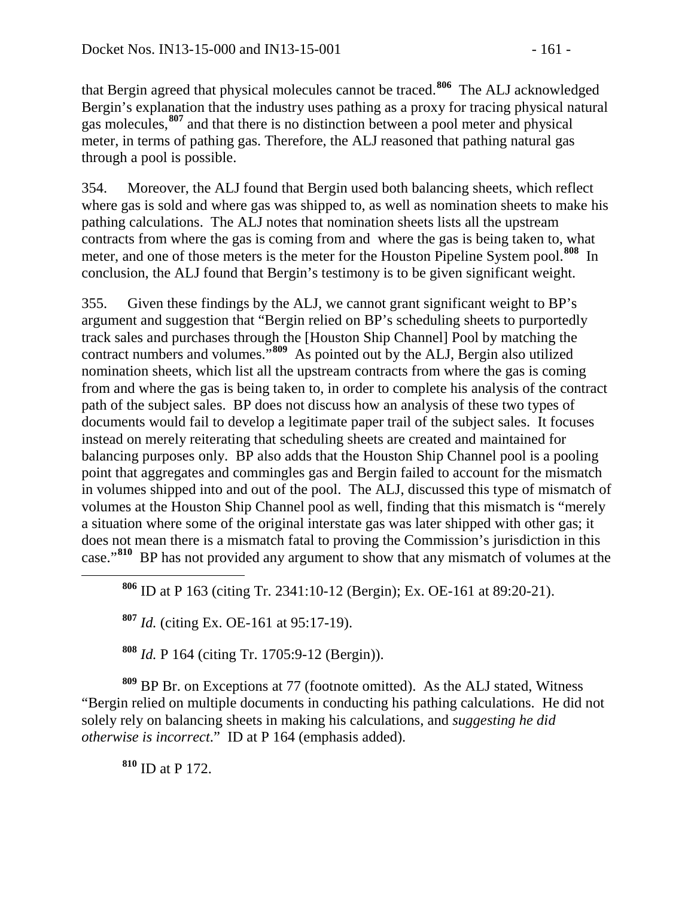that Bergin agreed that physical molecules cannot be traced.[806] The ALJ acknowledged Bergin's explanation that the industry uses pathing as a proxy for tracing physical natural gas molecules,[807] and that there is no distinction between a pool meter and physical meter, in terms of pathing gas. Therefore, the ALJ reasoned that pathing natural gas through a pool is possible.

354. Moreover, the ALJ found that Bergin used both balancing sheets, which reflect where gas is sold and where gas was shipped to, as well as nomination sheets to make his pathing calculations. The ALJ notes that nomination sheets lists all the upstream contracts from where the gas is coming from and where the gas is being taken to, what meter, and one of those meters is the meter for the Houston Pipeline System pool.[808] In conclusion, the ALJ found that Bergin's testimony is to be given significant weight.

355. Given these findings by the ALJ, we cannot grant significant weight to BP's argument and suggestion that "Bergin relied on BP's scheduling sheets to purportedly track sales and purchases through the [Houston Ship Channel] Pool by matching the contract numbers and volumes."[809] As pointed out by the ALJ, Bergin also utilized nomination sheets, which list all the upstream contracts from where the gas is coming from and where the gas is being taken to, in order to complete his analysis of the contract path of the subject sales. BP does not discuss how an analysis of these two types of documents would fail to develop a legitimate paper trail of the subject sales. It focuses instead on merely reiterating that scheduling sheets are created and maintained for balancing purposes only. BP also adds that the Houston Ship Channel pool is a pooling point that aggregates and commingles gas and Bergin failed to account for the mismatch in volumes shipped into and out of the pool. The ALJ, discussed this type of mismatch of volumes at the Houston Ship Channel pool as well, finding that this mismatch is "merely a situation where some of the original interstate gas was later shipped with other gas; it does not mean there is a mismatch fatal to proving the Commission's jurisdiction in this case."[810] BP has not provided any argument to show that any mismatch of volumes at the

[806] ID at P 163 (citing Tr. 2341:10-12 (Bergin); Ex. OE-161 at 89:20-21).

[807] *Id.* (citing Ex. OE-161 at 95:17-19).

[808] *Id.* P 164 (citing Tr. 1705:9-12 (Bergin)).

[809] BP Br. on Exceptions at 77 (footnote omitted). As the ALJ stated, Witness "Bergin relied on multiple documents in conducting his pathing calculations. He did not solely rely on balancing sheets in making his calculations, and *suggesting he did otherwise is incorrect*." ID at P 164 (emphasis added).

[810] ID at P 172.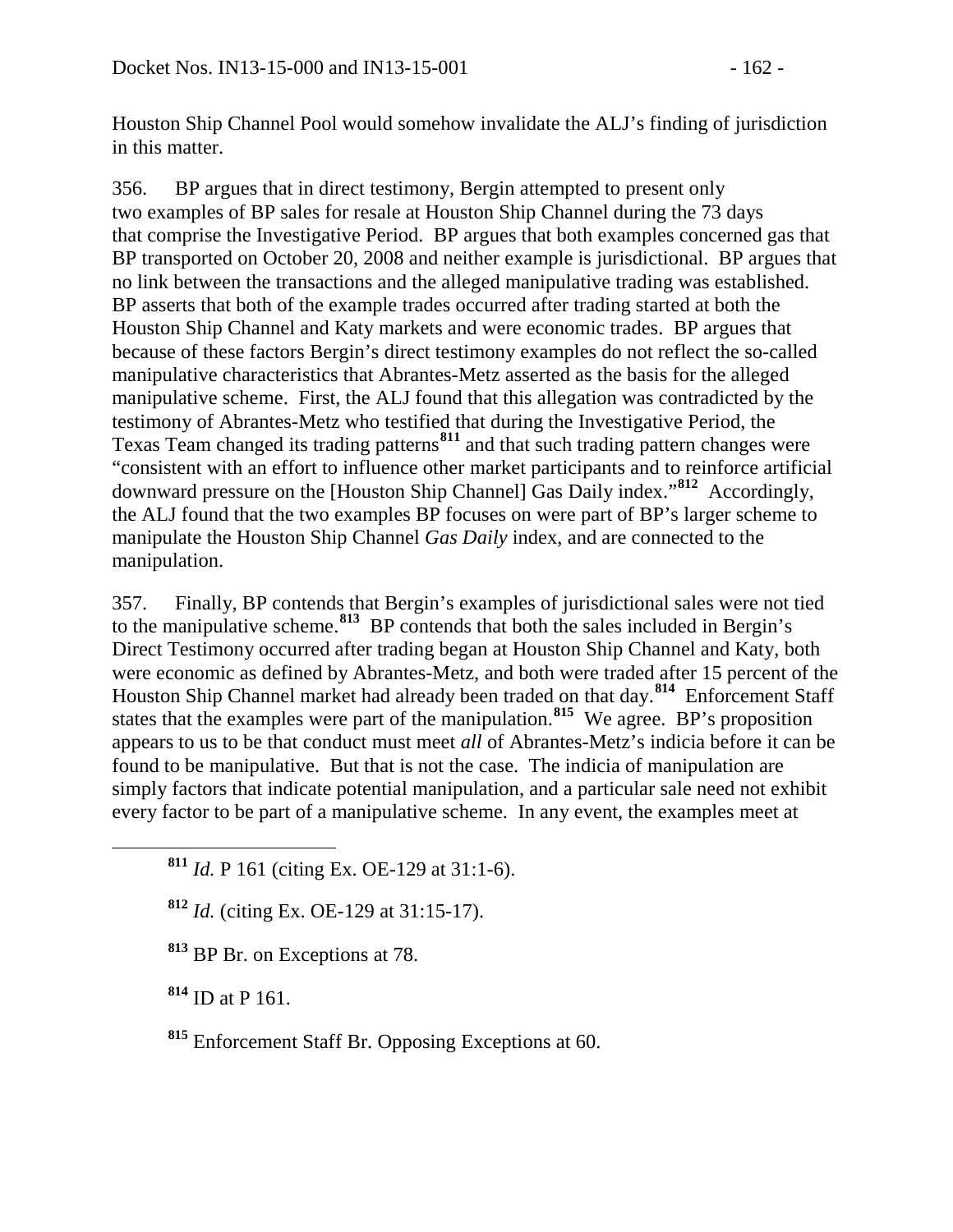Houston Ship Channel Pool would somehow invalidate the ALJ's finding of jurisdiction in this matter.

356. BP argues that in direct testimony, Bergin attempted to present only two examples of BP sales for resale at Houston Ship Channel during the 73 days that comprise the Investigative Period. BP argues that both examples concerned gas that BP transported on October 20, 2008 and neither example is jurisdictional. BP argues that no link between the transactions and the alleged manipulative trading was established. BP asserts that both of the example trades occurred after trading started at both the Houston Ship Channel and Katy markets and were economic trades. BP argues that because of these factors Bergin's direct testimony examples do not reflect the so-called manipulative characteristics that Abrantes-Metz asserted as the basis for the alleged manipulative scheme. First, the ALJ found that this allegation was contradicted by the testimony of Abrantes-Metz who testified that during the Investigative Period, the Texas Team changed its trading patterns[811] and that such trading pattern changes were "consistent with an effort to influence other market participants and to reinforce artificial downward pressure on the [Houston Ship Channel] Gas Daily index."[812] Accordingly, the ALJ found that the two examples BP focuses on were part of BP's larger scheme to manipulate the Houston Ship Channel *Gas Daily* index, and are connected to the manipulation.

357. Finally, BP contends that Bergin's examples of jurisdictional sales were not tied to the manipulative scheme.[813] BP contends that both the sales included in Bergin's Direct Testimony occurred after trading began at Houston Ship Channel and Katy, both were economic as defined by Abrantes-Metz, and both were traded after 15 percent of the Houston Ship Channel market had already been traded on that day.[814] Enforcement Staff states that the examples were part of the manipulation.[815] We agree. BP's proposition appears to us to be that conduct must meet *all* of Abrantes-Metz's indicia before it can be found to be manipulative. But that is not the case. The indicia of manipulation are simply factors that indicate potential manipulation, and a particular sale need not exhibit every factor to be part of a manipulative scheme. In any event, the examples meet at

---

[811] *Id.* P 161 (citing Ex. OE-129 at 31:1-6).

[812] *Id.* (citing Ex. OE-129 at 31:15-17).

[813] BP Br. on Exceptions at 78.

[814] ID at P 161.

[815] Enforcement Staff Br. Opposing Exceptions at 60.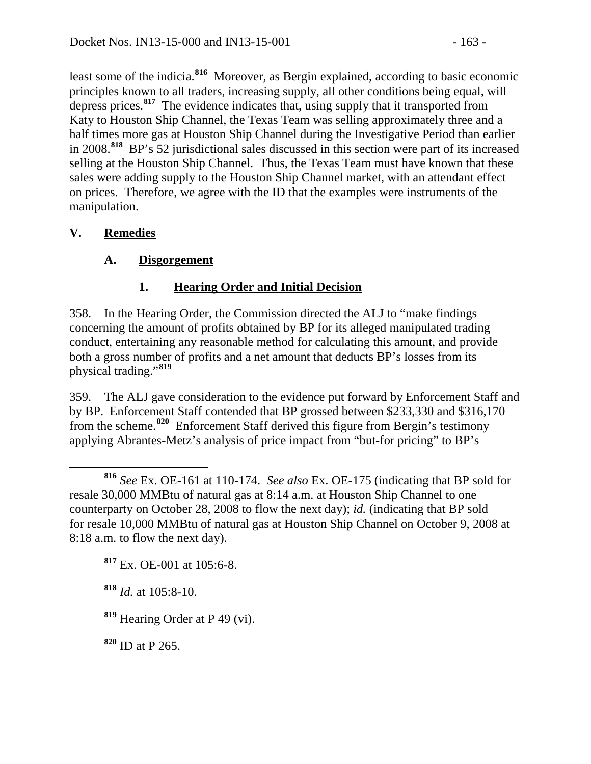least some of the indicia.[816] Moreover, as Bergin explained, according to basic economic principles known to all traders, increasing supply, all other conditions being equal, will depress prices.[817] The evidence indicates that, using supply that it transported from Katy to Houston Ship Channel, the Texas Team was selling approximately three and a half times more gas at Houston Ship Channel during the Investigative Period than earlier in 2008.[818] BP's 52 jurisdictional sales discussed in this section were part of its increased selling at the Houston Ship Channel. Thus, the Texas Team must have known that these sales were adding supply to the Houston Ship Channel market, with an attendant effect on prices. Therefore, we agree with the ID that the examples were instruments of the manipulation.

## V. Remedies

### A. Disgorgement

#### 1. Hearing Order and Initial Decision

358. In the Hearing Order, the Commission directed the ALJ to "make findings concerning the amount of profits obtained by BP for its alleged manipulated trading conduct, entertaining any reasonable method for calculating this amount, and provide both a gross number of profits and a net amount that deducts BP's losses from its physical trading."[819]

359. The ALJ gave consideration to the evidence put forward by Enforcement Staff and by BP. Enforcement Staff contended that BP grossed between \$233,330 and \$316,170 from the scheme.[820] Enforcement Staff derived this figure from Bergin's testimony applying Abrantes-Metz's analysis of price impact from "but-for pricing" to BP's

---

[816] *See* Ex. OE-161 at 110-174. *See also* Ex. OE-175 (indicating that BP sold for resale 30,000 MMBtu of natural gas at 8:14 a.m. at Houston Ship Channel to one counterparty on October 28, 2008 to flow the next day); *id.* (indicating that BP sold for resale 10,000 MMBtu of natural gas at Houston Ship Channel on October 9, 2008 at 8:18 a.m. to flow the next day).

[817] Ex. OE-001 at 105:6-8.

[818] *Id.* at 105:8-10.

[819] Hearing Order at P 49 (vi).

[820] ID at P 265.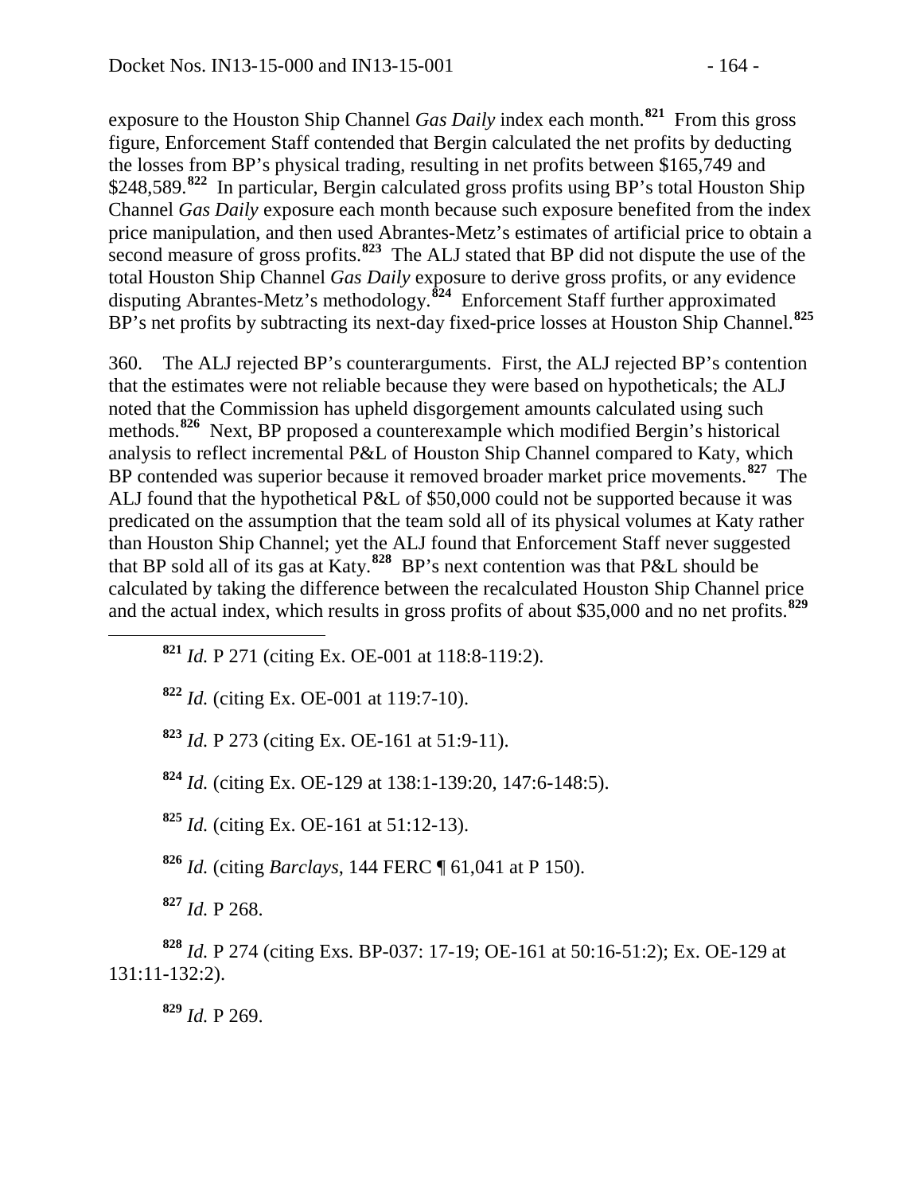exposure to the Houston Ship Channel *Gas Daily* index each month.[821] From this gross figure, Enforcement Staff contended that Bergin calculated the net profits by deducting the losses from BP's physical trading, resulting in net profits between $165,749 and $248,589.[822] In particular, Bergin calculated gross profits using BP's total Houston Ship Channel *Gas Daily* exposure each month because such exposure benefited from the index price manipulation, and then used Abrantes-Metz's estimates of artificial price to obtain a second measure of gross profits.[823] The ALJ stated that BP did not dispute the use of the total Houston Ship Channel *Gas Daily* exposure to derive gross profits, or any evidence disputing Abrantes-Metz's methodology.[824] Enforcement Staff further approximated BP's net profits by subtracting its next-day fixed-price losses at Houston Ship Channel.[825]

360. The ALJ rejected BP's counterarguments. First, the ALJ rejected BP's contention that the estimates were not reliable because they were based on hypotheticals; the ALJ noted that the Commission has upheld disgorgement amounts calculated using such methods.[826] Next, BP proposed a counterexample which modified Bergin's historical analysis to reflect incremental P&L of Houston Ship Channel compared to Katy, which BP contended was superior because it removed broader market price movements.[827] The ALJ found that the hypothetical P&L of $50,000 could not be supported because it was predicated on the assumption that the team sold all of its physical volumes at Katy rather than Houston Ship Channel; yet the ALJ found that Enforcement Staff never suggested that BP sold all of its gas at Katy.[828] BP's next contention was that P&L should be calculated by taking the difference between the recalculated Houston Ship Channel price and the actual index, which results in gross profits of about $35,000 and no net profits.[829]

---

[821] *Id.* P 271 (citing Ex. OE-001 at 118:8-119:2).

[822] *Id.* (citing Ex. OE-001 at 119:7-10).

[823] *Id.* P 273 (citing Ex. OE-161 at 51:9-11).

[824] *Id.* (citing Ex. OE-129 at 138:1-139:20, 147:6-148:5).

[825] *Id.* (citing Ex. OE-161 at 51:12-13).

[826] *Id.* (citing *Barclays*, 144 FERC ¶ 61,041 at P 150).

[827] *Id.* P 268.

[828] *Id.* P 274 (citing Exs. BP-037: 17-19; OE-161 at 50:16-51:2); Ex. OE-129 at 131:11-132:2).

[829] *Id.* P 269.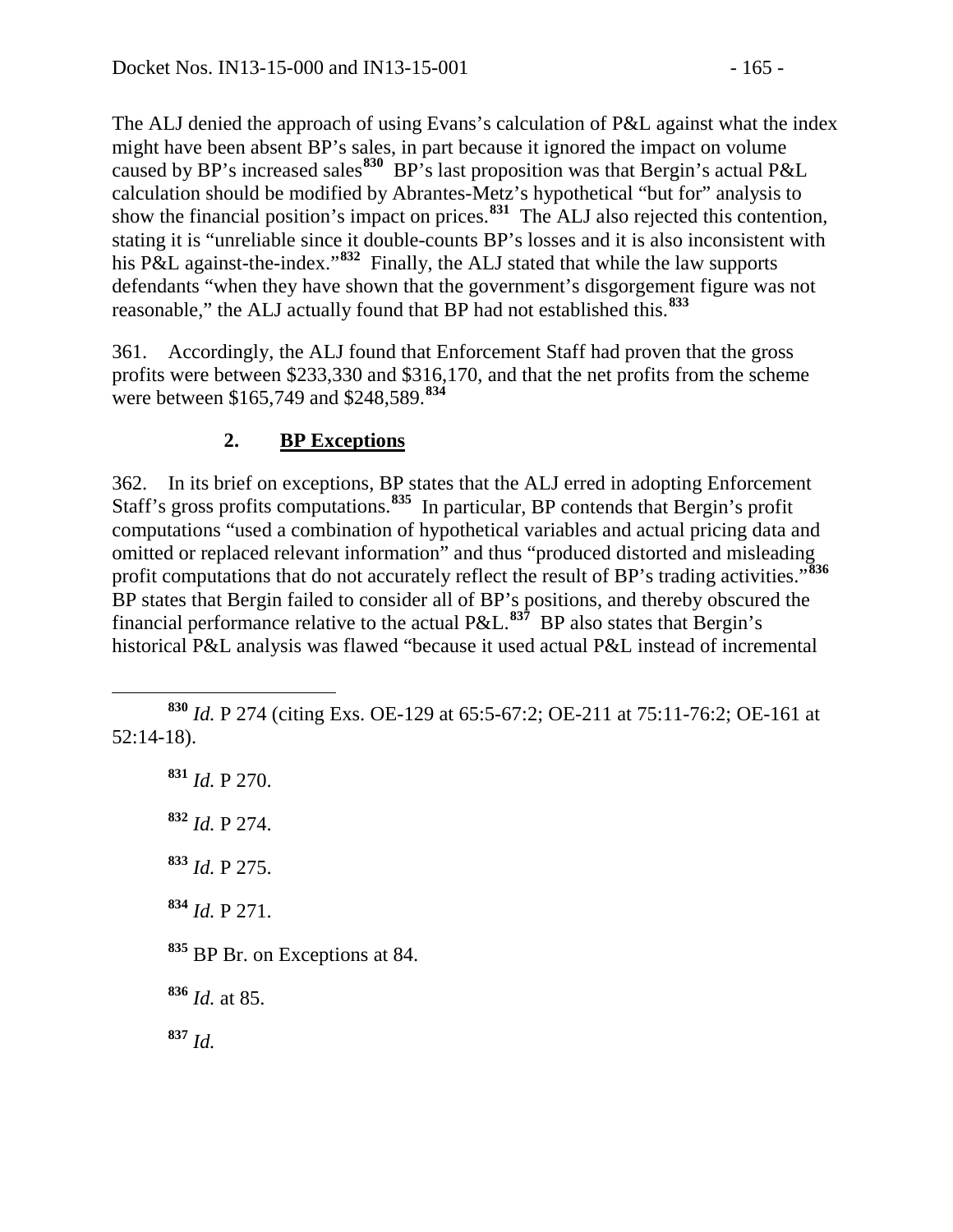The ALJ denied the approach of using Evans's calculation of P&L against what the index might have been absent BP's sales, in part because it ignored the impact on volume caused by BP's increased sales[830] BP's last proposition was that Bergin's actual P&L calculation should be modified by Abrantes-Metz's hypothetical "but for" analysis to show the financial position's impact on prices.[831] The ALJ also rejected this contention, stating it is "unreliable since it double-counts BP's losses and it is also inconsistent with his P&L against-the-index."[832] Finally, the ALJ stated that while the law supports defendants "when they have shown that the government's disgorgement figure was not reasonable," the ALJ actually found that BP had not established this.[833]

361. Accordingly, the ALJ found that Enforcement Staff had proven that the gross profits were between $233,330 and $316,170, and that the net profits from the scheme were between $165,749 and $248,589.[834]

### 2. **BP Exceptions**

362. In its brief on exceptions, BP states that the ALJ erred in adopting Enforcement Staff's gross profits computations.[835] In particular, BP contends that Bergin's profit computations "used a combination of hypothetical variables and actual pricing data and omitted or replaced relevant information" and thus "produced distorted and misleading profit computations that do not accurately reflect the result of BP's trading activities."[836] BP states that Bergin failed to consider all of BP's positions, and thereby obscured the financial performance relative to the actual P&L.[837] BP also states that Bergin's historical P&L analysis was flawed "because it used actual P&L instead of incremental

---

[830] *Id.* P 274 (citing Exs. OE-129 at 65:5-67:2; OE-211 at 75:11-76:2; OE-161 at 52:14-18).

[831] *Id.* P 270.

[832] *Id.* P 274.

[833] *Id.* P 275.

[834] *Id.* P 271.

[835] BP Br. on Exceptions at 84.

[836] *Id.* at 85.

[837] *Id.*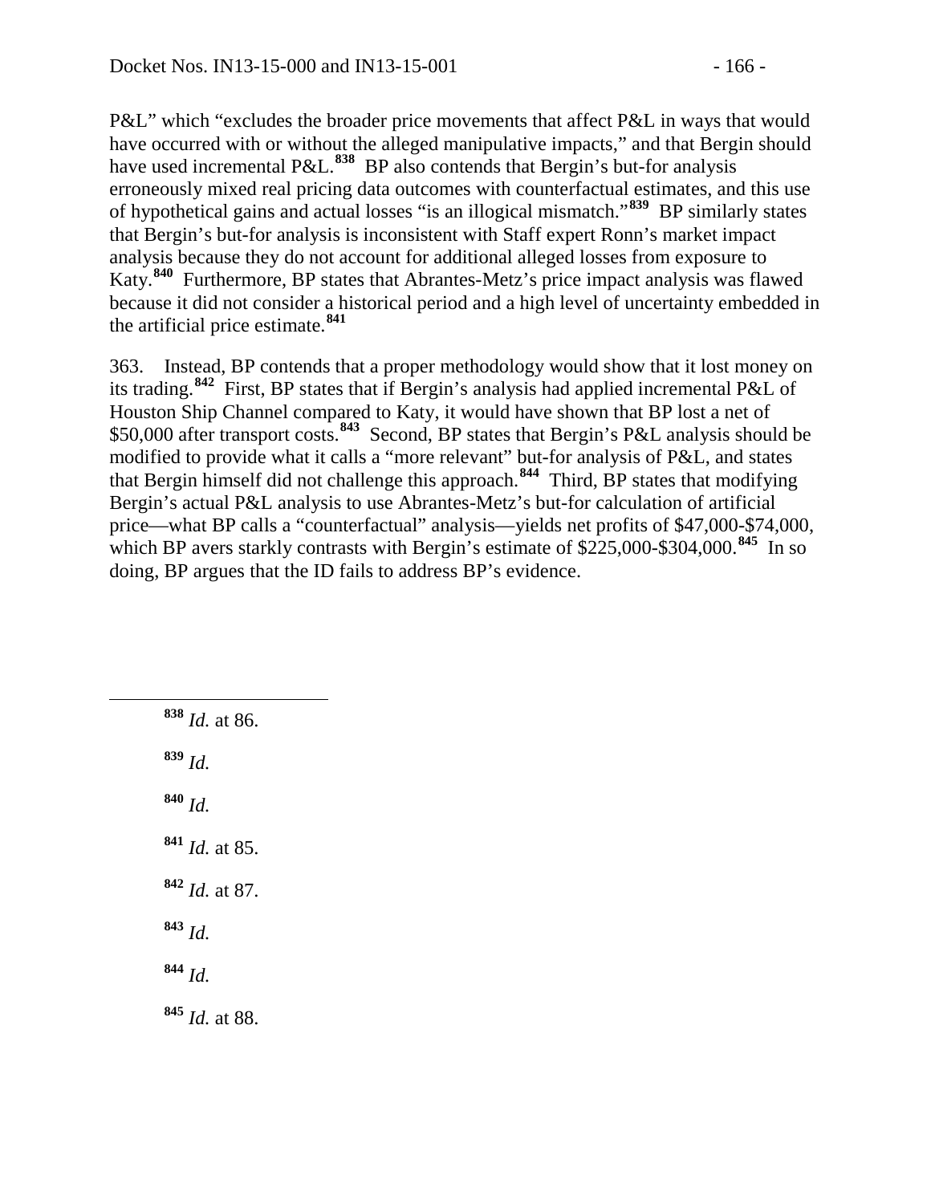P&L" which "excludes the broader price movements that affect P&L in ways that would have occurred with or without the alleged manipulative impacts," and that Bergin should have used incremental P&L.[838] BP also contends that Bergin's but-for analysis erroneously mixed real pricing data outcomes with counterfactual estimates, and this use of hypothetical gains and actual losses "is an illogical mismatch."[839] BP similarly states that Bergin's but-for analysis is inconsistent with Staff expert Ronn's market impact analysis because they do not account for additional alleged losses from exposure to Katy.[840] Furthermore, BP states that Abrantes-Metz's price impact analysis was flawed because it did not consider a historical period and a high level of uncertainty embedded in the artificial price estimate.[841]

363. Instead, BP contends that a proper methodology would show that it lost money on its trading.[842] First, BP states that if Bergin's analysis had applied incremental P&L of Houston Ship Channel compared to Katy, it would have shown that BP lost a net of $50,000 after transport costs.[843] Second, BP states that Bergin's P&L analysis should be modified to provide what it calls a "more relevant" but-for analysis of P&L, and states that Bergin himself did not challenge this approach.[844] Third, BP states that modifying Bergin's actual P&L analysis to use Abrantes-Metz's but-for calculation of artificial price—what BP calls a "counterfactual" analysis—yields net profits of $47,000-$74,000, which BP avers starkly contrasts with Bergin's estimate of $225,000-$304,000.[845] In so doing, BP argues that the ID fails to address BP's evidence.

---

[838] *Id.* at 86.

[839] *Id.*

[840] *Id.*

[841] *Id.* at 85.

[842] *Id.* at 87.

[843] *Id.*

[844] *Id.*

[845] *Id.* at 88.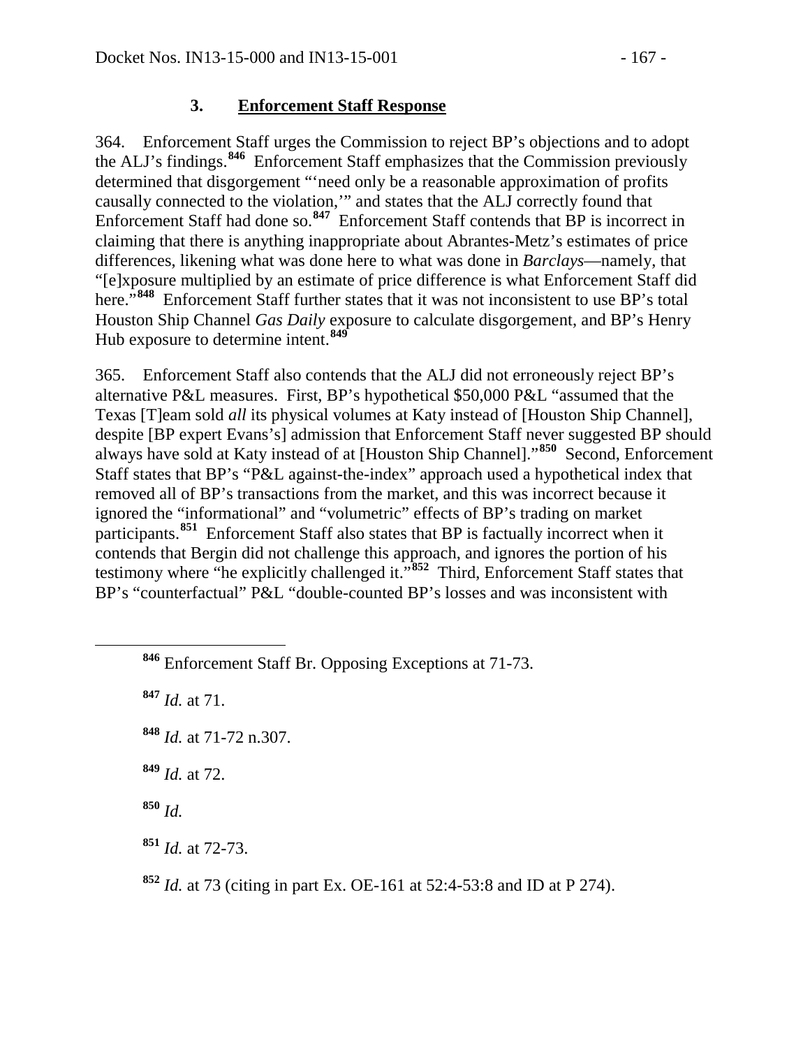### 3. **Enforcement Staff Response**

364. Enforcement Staff urges the Commission to reject BP's objections and to adopt the ALJ's findings.[846] Enforcement Staff emphasizes that the Commission previously determined that disgorgement "'need only be a reasonable approximation of profits causally connected to the violation,'" and states that the ALJ correctly found that Enforcement Staff had done so.[847] Enforcement Staff contends that BP is incorrect in claiming that there is anything inappropriate about Abrantes-Metz's estimates of price differences, likening what was done here to what was done in *Barclays*—namely, that "[e]xposure multiplied by an estimate of price difference is what Enforcement Staff did here."[848] Enforcement Staff further states that it was not inconsistent to use BP's total Houston Ship Channel *Gas Daily* exposure to calculate disgorgement, and BP's Henry Hub exposure to determine intent.[849]

365. Enforcement Staff also contends that the ALJ did not erroneously reject BP's alternative P&L measures. First, BP's hypothetical $50,000 P&L "assumed that the Texas [T]eam sold *all* its physical volumes at Katy instead of [Houston Ship Channel], despite [BP expert Evans's] admission that Enforcement Staff never suggested BP should always have sold at Katy instead of at [Houston Ship Channel]."[850] Second, Enforcement Staff states that BP's "P&L against-the-index" approach used a hypothetical index that removed all of BP's transactions from the market, and this was incorrect because it ignored the "informational" and "volumetric" effects of BP's trading on market participants.[851] Enforcement Staff also states that BP is factually incorrect when it contends that Bergin did not challenge this approach, and ignores the portion of his testimony where "he explicitly challenged it."[852] Third, Enforcement Staff states that BP's "counterfactual" P&L "double-counted BP's losses and was inconsistent with

---

[846] Enforcement Staff Br. Opposing Exceptions at 71-73.

[847] *Id.* at 71.

[848] *Id.* at 71-72 n.307.

[849] *Id.* at 72.

[850] *Id.*

[851] *Id.* at 72-73.

[852] *Id.* at 73 (citing in part Ex. OE-161 at 52:4-53:8 and ID at P 274).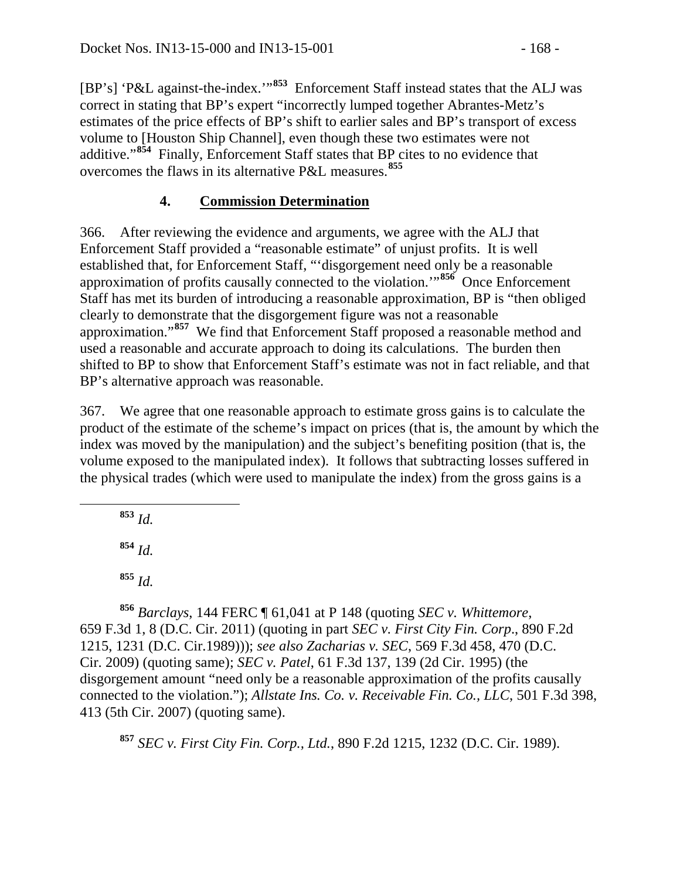[BP's] 'P&L against-the-index.'"[853] Enforcement Staff instead states that the ALJ was correct in stating that BP's expert "incorrectly lumped together Abrantes-Metz's estimates of the price effects of BP's shift to earlier sales and BP's transport of excess volume to [Houston Ship Channel], even though these two estimates were not additive."[854] Finally, Enforcement Staff states that BP cites to no evidence that overcomes the flaws in its alternative P&L measures.[855]

### 4. <u>Commission Determination</u>

366. After reviewing the evidence and arguments, we agree with the ALJ that Enforcement Staff provided a "reasonable estimate" of unjust profits. It is well established that, for Enforcement Staff, "'disgorgement need only be a reasonable approximation of profits causally connected to the violation.'"[856] Once Enforcement Staff has met its burden of introducing a reasonable approximation, BP is "then obliged clearly to demonstrate that the disgorgement figure was not a reasonable approximation."[857] We find that Enforcement Staff proposed a reasonable method and used a reasonable and accurate approach to doing its calculations. The burden then shifted to BP to show that Enforcement Staff's estimate was not in fact reliable, and that BP's alternative approach was reasonable.

367. We agree that one reasonable approach to estimate gross gains is to calculate the product of the estimate of the scheme's impact on prices (that is, the amount by which the index was moved by the manipulation) and the subject's benefiting position (that is, the volume exposed to the manipulated index). It follows that subtracting losses suffered in the physical trades (which were used to manipulate the index) from the gross gains is a

---

[853] *Id.*

[854] *Id.*

[855] *Id.*

[856] *Barclays*, 144 FERC ¶ 61,041 at P 148 (quoting *SEC v. Whittemore*, 659 F.3d 1, 8 (D.C. Cir. 2011) (quoting in part *SEC v. First City Fin. Corp*., 890 F.2d 1215, 1231 (D.C. Cir.1989))); *see also Zacharias v. SEC*, 569 F.3d 458, 470 (D.C. Cir. 2009) (quoting same); *SEC v. Patel*, 61 F.3d 137, 139 (2d Cir. 1995) (the disgorgement amount "need only be a reasonable approximation of the profits causally connected to the violation."); *Allstate Ins. Co. v. Receivable Fin. Co., LLC*, 501 F.3d 398, 413 (5th Cir. 2007) (quoting same).

[857] *SEC v. First City Fin. Corp., Ltd.*, 890 F.2d 1215, 1232 (D.C. Cir. 1989).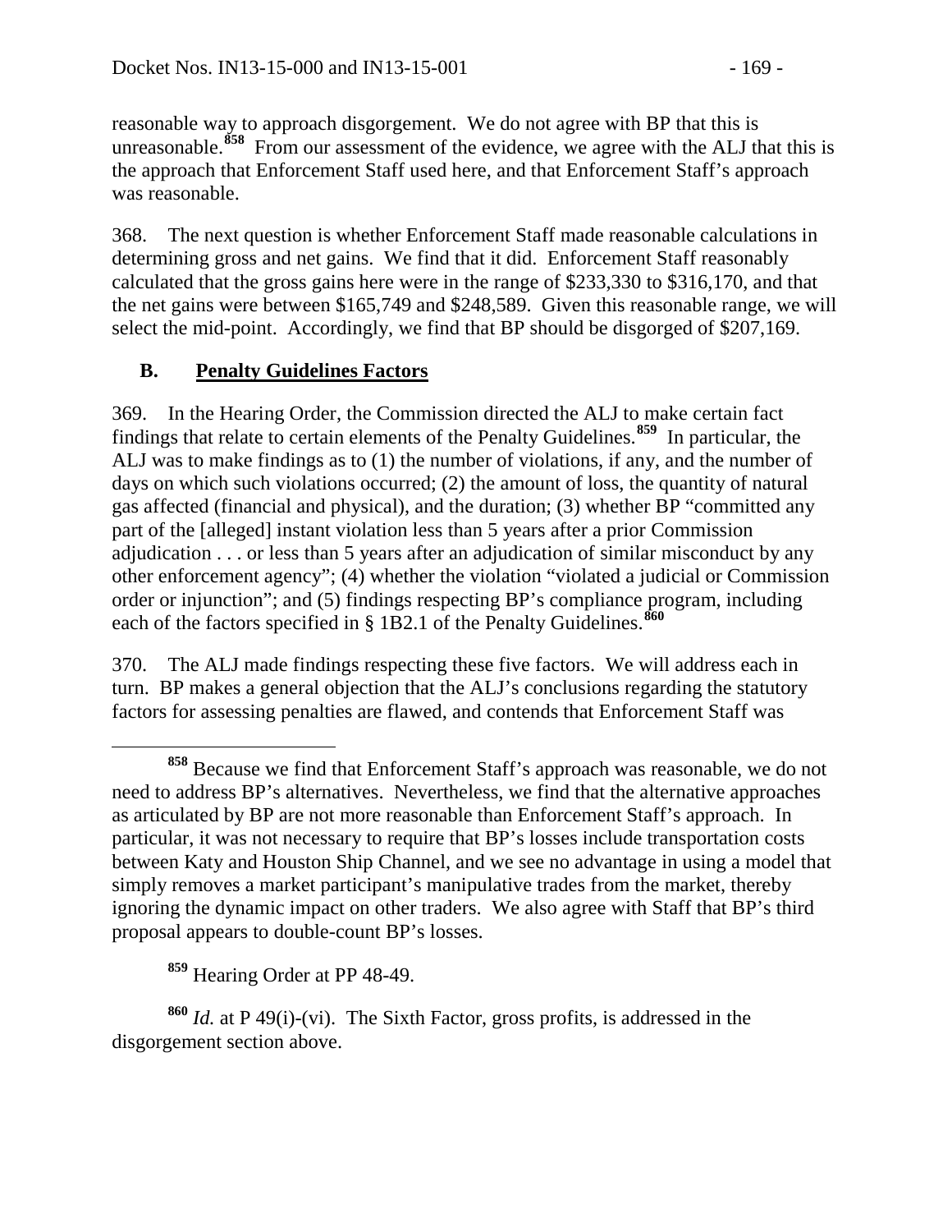reasonable way to approach disgorgement. We do not agree with BP that this is unreasonable.[858] From our assessment of the evidence, we agree with the ALJ that this is the approach that Enforcement Staff used here, and that Enforcement Staff's approach was reasonable.

368. The next question is whether Enforcement Staff made reasonable calculations in determining gross and net gains. We find that it did. Enforcement Staff reasonably calculated that the gross gains here were in the range of $233,330 to $316,170, and that the net gains were between $165,749 and $248,589. Given this reasonable range, we will select the mid-point. Accordingly, we find that BP should be disgorged of $207,169.

## B. **Penalty Guidelines Factors**

369. In the Hearing Order, the Commission directed the ALJ to make certain fact findings that relate to certain elements of the Penalty Guidelines.[859] In particular, the ALJ was to make findings as to (1) the number of violations, if any, and the number of days on which such violations occurred; (2) the amount of loss, the quantity of natural gas affected (financial and physical), and the duration; (3) whether BP "committed any part of the [alleged] instant violation less than 5 years after a prior Commission adjudication . . . or less than 5 years after an adjudication of similar misconduct by any other enforcement agency"; (4) whether the violation "violated a judicial or Commission order or injunction"; and (5) findings respecting BP's compliance program, including each of the factors specified in § 1B2.1 of the Penalty Guidelines.[860]

370. The ALJ made findings respecting these five factors. We will address each in turn. BP makes a general objection that the ALJ's conclusions regarding the statutory factors for assessing penalties are flawed, and contends that Enforcement Staff was

---

[858] Because we find that Enforcement Staff's approach was reasonable, we do not need to address BP's alternatives. Nevertheless, we find that the alternative approaches as articulated by BP are not more reasonable than Enforcement Staff's approach. In particular, it was not necessary to require that BP's losses include transportation costs between Katy and Houston Ship Channel, and we see no advantage in using a model that simply removes a market participant's manipulative trades from the market, thereby ignoring the dynamic impact on other traders. We also agree with Staff that BP's third proposal appears to double-count BP's losses.

[859] Hearing Order at PP 48-49.

[860] *Id.* at P 49(i)-(vi). The Sixth Factor, gross profits, is addressed in the disgorgement section above.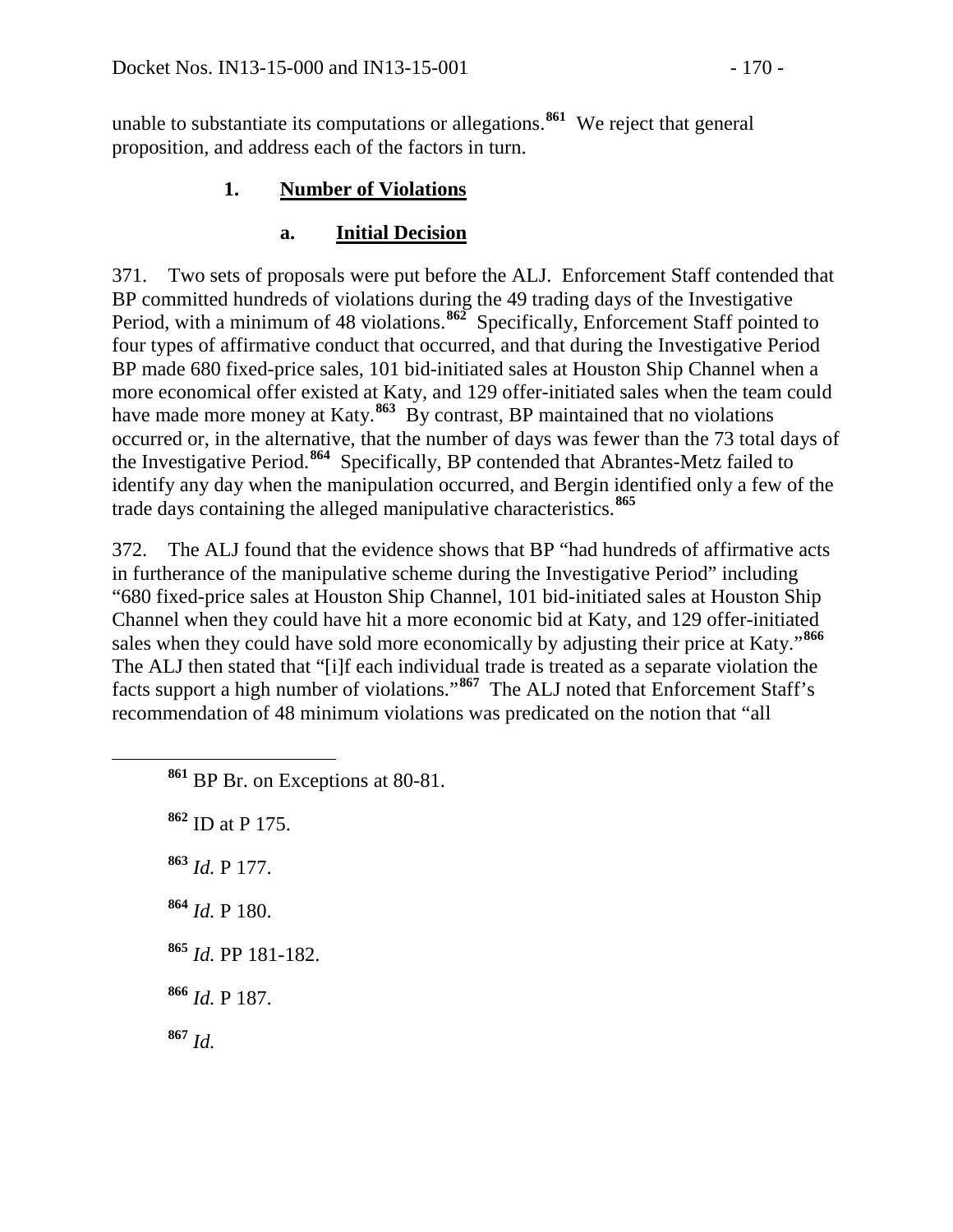unable to substantiate its computations or allegations.[861] We reject that general proposition, and address each of the factors in turn.

### 1. Number of Violations

#### a. Initial Decision

371. Two sets of proposals were put before the ALJ. Enforcement Staff contended that BP committed hundreds of violations during the 49 trading days of the Investigative Period, with a minimum of 48 violations.[862] Specifically, Enforcement Staff pointed to four types of affirmative conduct that occurred, and that during the Investigative Period BP made 680 fixed-price sales, 101 bid-initiated sales at Houston Ship Channel when a more economical offer existed at Katy, and 129 offer-initiated sales when the team could have made more money at Katy.[863] By contrast, BP maintained that no violations occurred or, in the alternative, that the number of days was fewer than the 73 total days of the Investigative Period.[864] Specifically, BP contended that Abrantes-Metz failed to identify any day when the manipulation occurred, and Bergin identified only a few of the trade days containing the alleged manipulative characteristics.[865]

372. The ALJ found that the evidence shows that BP "had hundreds of affirmative acts in furtherance of the manipulative scheme during the Investigative Period" including "680 fixed-price sales at Houston Ship Channel, 101 bid-initiated sales at Houston Ship Channel when they could have hit a more economic bid at Katy, and 129 offer-initiated sales when they could have sold more economically by adjusting their price at Katy."[866] The ALJ then stated that "[i]f each individual trade is treated as a separate violation the facts support a high number of violations."[867] The ALJ noted that Enforcement Staff's recommendation of 48 minimum violations was predicated on the notion that "all

---

[861] BP Br. on Exceptions at 80-81.

[862] ID at P 175.

[863] *Id.* P 177.

[864] *Id.* P 180.

[865] *Id.* PP 181-182.

[866] *Id.* P 187.

[867] *Id.*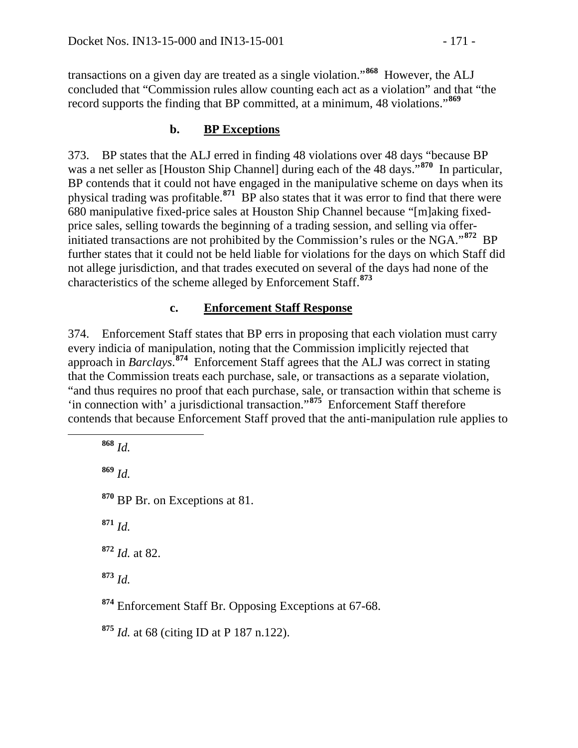transactions on a given day are treated as a single violation."[868] However, the ALJ concluded that "Commission rules allow counting each act as a violation" and that "the record supports the finding that BP committed, at a minimum, 48 violations."[869]

#### b. BP Exceptions

373. BP states that the ALJ erred in finding 48 violations over 48 days "because BP was a net seller as [Houston Ship Channel] during each of the 48 days."[870] In particular, BP contends that it could not have engaged in the manipulative scheme on days when its physical trading was profitable.[871] BP also states that it was error to find that there were 680 manipulative fixed-price sales at Houston Ship Channel because "[m]aking fixed-price sales, selling towards the beginning of a trading session, and selling via offer-initiated transactions are not prohibited by the Commission's rules or the NGA."[872] BP further states that it could not be held liable for violations for the days on which Staff did not allege jurisdiction, and that trades executed on several of the days had none of the characteristics of the scheme alleged by Enforcement Staff.[873]

#### c. Enforcement Staff Response

374. Enforcement Staff states that BP errs in proposing that each violation must carry every indicia of manipulation, noting that the Commission implicitly rejected that approach in *Barclays*.[874] Enforcement Staff agrees that the ALJ was correct in stating that the Commission treats each purchase, sale, or transactions as a separate violation, "and thus requires no proof that each purchase, sale, or transaction within that scheme is 'in connection with' a jurisdictional transaction."[875] Enforcement Staff therefore contends that because Enforcement Staff proved that the anti-manipulation rule applies to

---

[868] *Id.*

[869] *Id.*

[870] BP Br. on Exceptions at 81.

[871] *Id.*

[872] *Id.* at 82.

[873] *Id.*

[874] Enforcement Staff Br. Opposing Exceptions at 67-68.

[875] *Id.* at 68 (citing ID at P 187 n.122).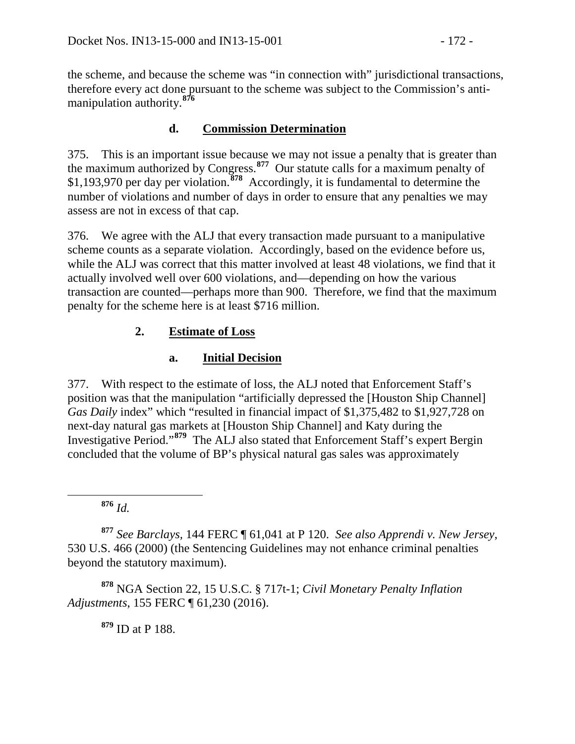the scheme, and because the scheme was "in connection with" jurisdictional transactions, therefore every act done pursuant to the scheme was subject to the Commission's anti-manipulation authority.[876]

#### d. Commission Determination

375. This is an important issue because we may not issue a penalty that is greater than the maximum authorized by Congress.[877] Our statute calls for a maximum penalty of $1,193,970 per day per violation.[878] Accordingly, it is fundamental to determine the number of violations and number of days in order to ensure that any penalties we may assess are not in excess of that cap.

376. We agree with the ALJ that every transaction made pursuant to a manipulative scheme counts as a separate violation. Accordingly, based on the evidence before us, while the ALJ was correct that this matter involved at least 48 violations, we find that it actually involved well over 600 violations, and—depending on how the various transaction are counted—perhaps more than 900. Therefore, we find that the maximum penalty for the scheme here is at least $716 million.

### 2. Estimate of Loss

#### a. Initial Decision

377. With respect to the estimate of loss, the ALJ noted that Enforcement Staff's position was that the manipulation "artificially depressed the [Houston Ship Channel] *Gas Daily* index" which "resulted in financial impact of $1,375,482 to $1,927,728 on next-day natural gas markets at [Houston Ship Channel] and Katy during the Investigative Period."[879] The ALJ also stated that Enforcement Staff's expert Bergin concluded that the volume of BP's physical natural gas sales was approximately

---

[876] *Id.*

[877] *See Barclays*, 144 FERC ¶ 61,041 at P 120. *See also Apprendi v. New Jersey*, 530 U.S. 466 (2000) (the Sentencing Guidelines may not enhance criminal penalties beyond the statutory maximum).

[878] NGA Section 22, 15 U.S.C. § 717t-1; *Civil Monetary Penalty Inflation Adjustments*, 155 FERC ¶ 61,230 (2016).

[879] ID at P 188.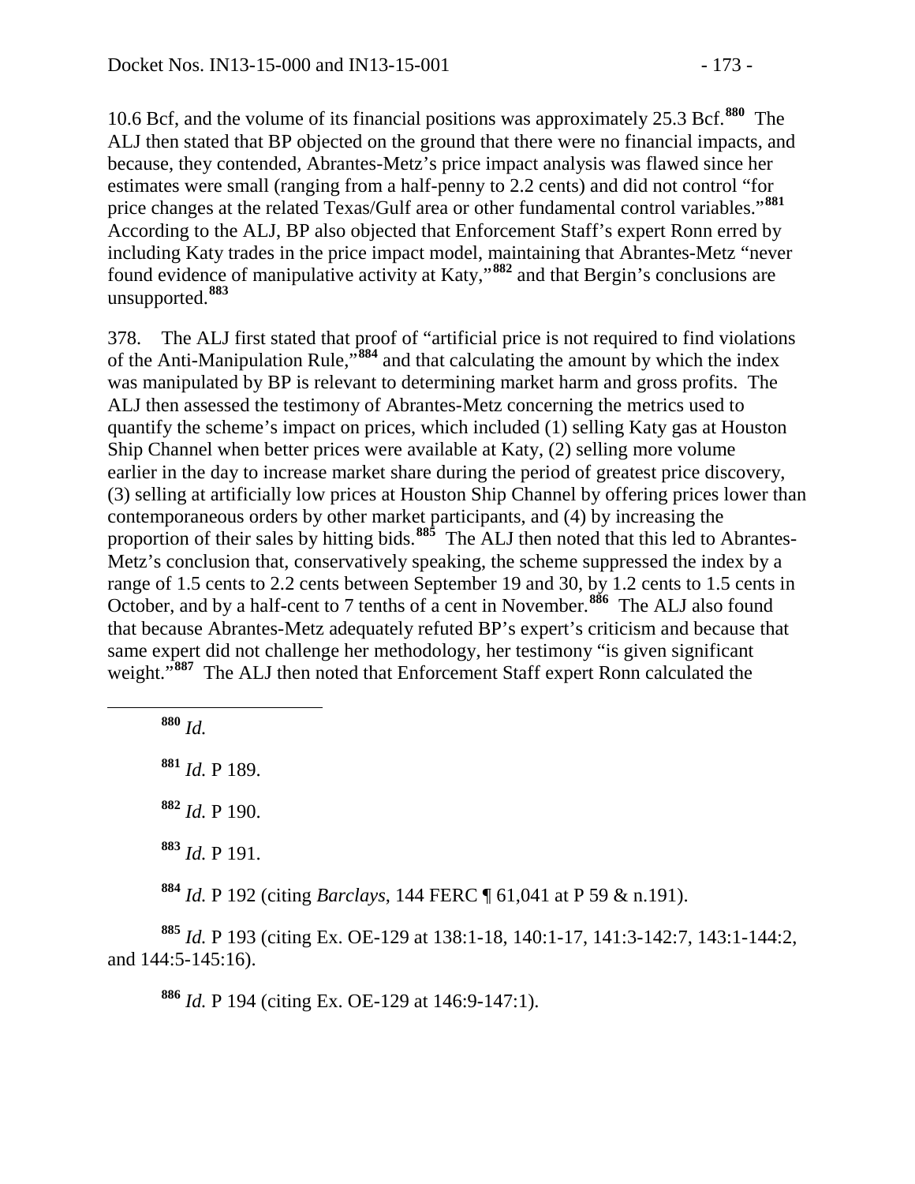10.6 Bcf, and the volume of its financial positions was approximately 25.3 Bcf.[880] The ALJ then stated that BP objected on the ground that there were no financial impacts, and because, they contended, Abrantes-Metz's price impact analysis was flawed since her estimates were small (ranging from a half-penny to 2.2 cents) and did not control "for price changes at the related Texas/Gulf area or other fundamental control variables."[881] According to the ALJ, BP also objected that Enforcement Staff's expert Ronn erred by including Katy trades in the price impact model, maintaining that Abrantes-Metz "never found evidence of manipulative activity at Katy,"[882] and that Bergin's conclusions are unsupported.[883]

378. The ALJ first stated that proof of "artificial price is not required to find violations of the Anti-Manipulation Rule,"[884] and that calculating the amount by which the index was manipulated by BP is relevant to determining market harm and gross profits. The ALJ then assessed the testimony of Abrantes-Metz concerning the metrics used to quantify the scheme's impact on prices, which included (1) selling Katy gas at Houston Ship Channel when better prices were available at Katy, (2) selling more volume earlier in the day to increase market share during the period of greatest price discovery, (3) selling at artificially low prices at Houston Ship Channel by offering prices lower than contemporaneous orders by other market participants, and (4) by increasing the proportion of their sales by hitting bids.[885] The ALJ then noted that this led to Abrantes-Metz's conclusion that, conservatively speaking, the scheme suppressed the index by a range of 1.5 cents to 2.2 cents between September 19 and 30, by 1.2 cents to 1.5 cents in October, and by a half-cent to 7 tenths of a cent in November.[886] The ALJ also found that because Abrantes-Metz adequately refuted BP's expert's criticism and because that same expert did not challenge her methodology, her testimony "is given significant weight."[887] The ALJ then noted that Enforcement Staff expert Ronn calculated the

---

[880] *Id.*

[881] *Id.* P 189.

[882] *Id.* P 190.

[883] *Id.* P 191.

[884] *Id.* P 192 (citing *Barclays*, 144 FERC ¶ 61,041 at P 59 & n.191).

[885] *Id.* P 193 (citing Ex. OE-129 at 138:1-18, 140:1-17, 141:3-142:7, 143:1-144:2, and 144:5-145:16).

[886] *Id.* P 194 (citing Ex. OE-129 at 146:9-147:1).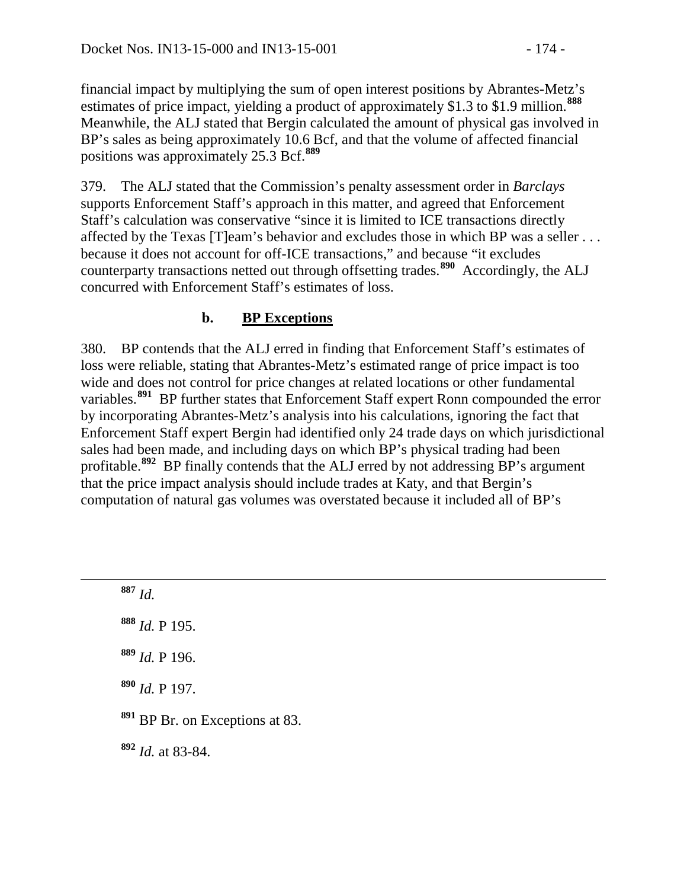financial impact by multiplying the sum of open interest positions by Abrantes-Metz's estimates of price impact, yielding a product of approximately $1.3 to $1.9 million.[888] Meanwhile, the ALJ stated that Bergin calculated the amount of physical gas involved in BP's sales as being approximately 10.6 Bcf, and that the volume of affected financial positions was approximately 25.3 Bcf.[889]

379. The ALJ stated that the Commission's penalty assessment order in *Barclays* supports Enforcement Staff's approach in this matter, and agreed that Enforcement Staff's calculation was conservative "since it is limited to ICE transactions directly affected by the Texas [T]eam's behavior and excludes those in which BP was a seller . . . because it does not account for off-ICE transactions," and because "it excludes counterparty transactions netted out through offsetting trades.[890] Accordingly, the ALJ concurred with Enforcement Staff's estimates of loss.

### b. BP Exceptions

380. BP contends that the ALJ erred in finding that Enforcement Staff's estimates of loss were reliable, stating that Abrantes-Metz's estimated range of price impact is too wide and does not control for price changes at related locations or other fundamental variables.[891] BP further states that Enforcement Staff expert Ronn compounded the error by incorporating Abrantes-Metz's analysis into his calculations, ignoring the fact that Enforcement Staff expert Bergin had identified only 24 trade days on which jurisdictional sales had been made, and including days on which BP's physical trading had been profitable.[892] BP finally contends that the ALJ erred by not addressing BP's argument that the price impact analysis should include trades at Katy, and that Bergin's computation of natural gas volumes was overstated because it included all of BP's

---

[887] *Id.*

[888] *Id.* P 195.

[889] *Id.* P 196.

[890] *Id.* P 197.

[891] BP Br. on Exceptions at 83.

[892] *Id.* at 83-84.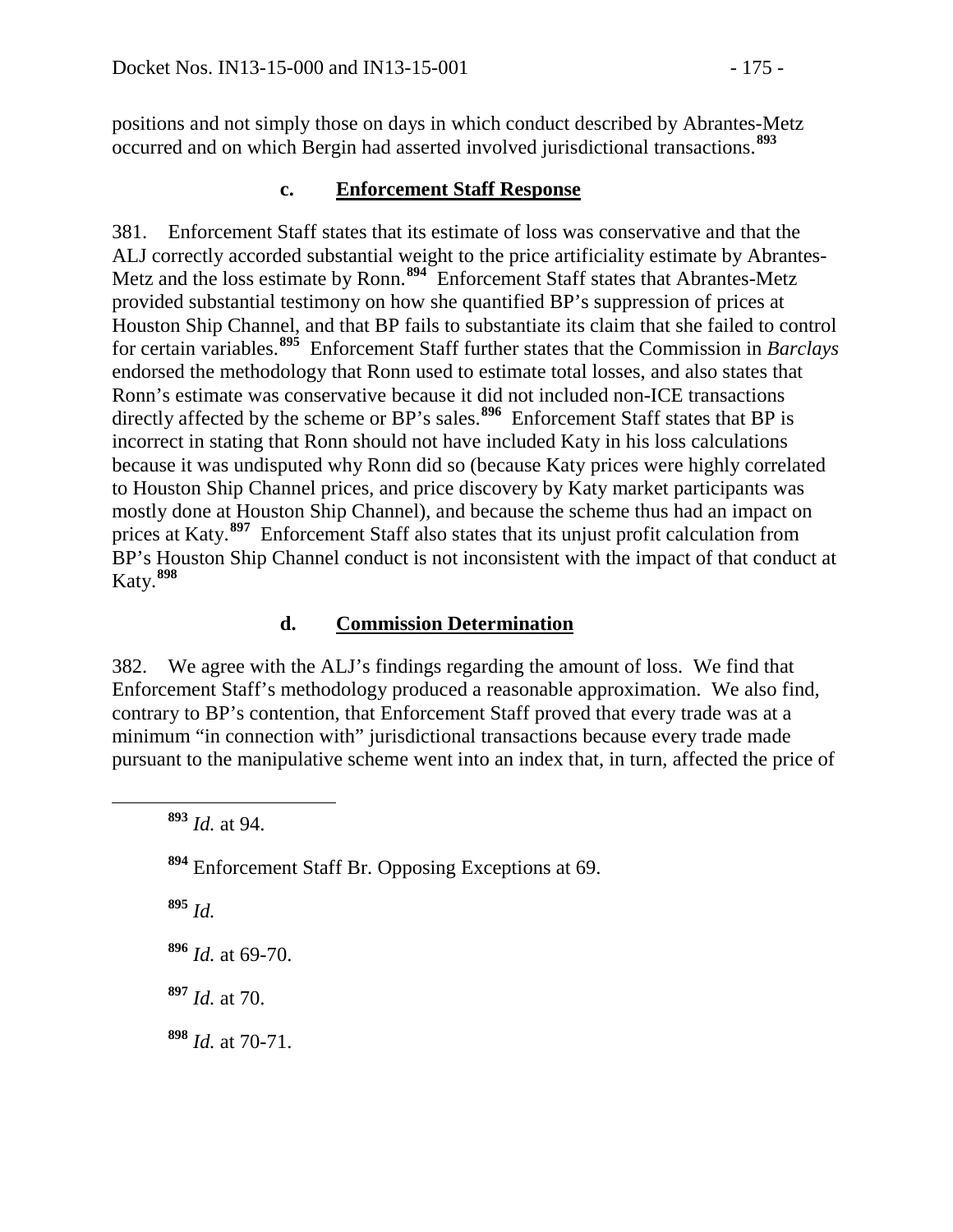positions and not simply those on days in which conduct described by Abrantes-Metz occurred and on which Bergin had asserted involved jurisdictional transactions.[893]

### c. Enforcement Staff Response

381. Enforcement Staff states that its estimate of loss was conservative and that the ALJ correctly accorded substantial weight to the price artificiality estimate by Abrantes-Metz and the loss estimate by Ronn.[894] Enforcement Staff states that Abrantes-Metz provided substantial testimony on how she quantified BP's suppression of prices at Houston Ship Channel, and that BP fails to substantiate its claim that she failed to control for certain variables.[895] Enforcement Staff further states that the Commission in *Barclays* endorsed the methodology that Ronn used to estimate total losses, and also states that Ronn's estimate was conservative because it did not included non-ICE transactions directly affected by the scheme or BP's sales.[896] Enforcement Staff states that BP is incorrect in stating that Ronn should not have included Katy in his loss calculations because it was undisputed why Ronn did so (because Katy prices were highly correlated to Houston Ship Channel prices, and price discovery by Katy market participants was mostly done at Houston Ship Channel), and because the scheme thus had an impact on prices at Katy.[897] Enforcement Staff also states that its unjust profit calculation from BP's Houston Ship Channel conduct is not inconsistent with the impact of that conduct at Katy.[898]

### d. Commission Determination

382. We agree with the ALJ's findings regarding the amount of loss. We find that Enforcement Staff's methodology produced a reasonable approximation. We also find, contrary to BP's contention, that Enforcement Staff proved that every trade was at a minimum "in connection with" jurisdictional transactions because every trade made pursuant to the manipulative scheme went into an index that, in turn, affected the price of

---

[893] *Id.* at 94.

[894] Enforcement Staff Br. Opposing Exceptions at 69.

[895] *Id.*

[896] *Id.* at 69-70.

[897] *Id.* at 70.

[898] *Id.* at 70-71.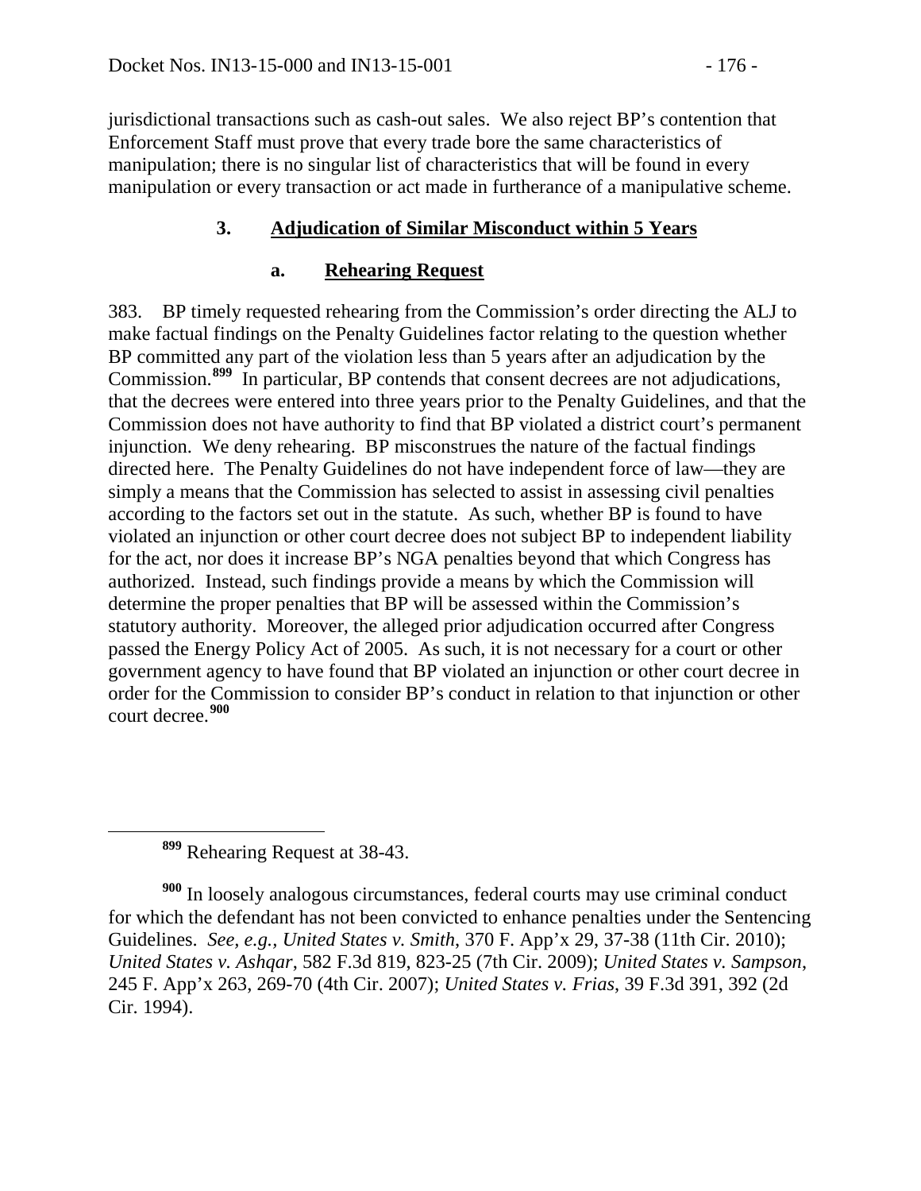jurisdictional transactions such as cash-out sales. We also reject BP's contention that Enforcement Staff must prove that every trade bore the same characteristics of manipulation; there is no singular list of characteristics that will be found in every manipulation or every transaction or act made in furtherance of a manipulative scheme.

### 3. Adjudication of Similar Misconduct within 5 Years

#### a. Rehearing Request

383. BP timely requested rehearing from the Commission's order directing the ALJ to make factual findings on the Penalty Guidelines factor relating to the question whether BP committed any part of the violation less than 5 years after an adjudication by the Commission.[899] In particular, BP contends that consent decrees are not adjudications, that the decrees were entered into three years prior to the Penalty Guidelines, and that the Commission does not have authority to find that BP violated a district court's permanent injunction. We deny rehearing. BP misconstrues the nature of the factual findings directed here. The Penalty Guidelines do not have independent force of law—they are simply a means that the Commission has selected to assist in assessing civil penalties according to the factors set out in the statute. As such, whether BP is found to have violated an injunction or other court decree does not subject BP to independent liability for the act, nor does it increase BP's NGA penalties beyond that which Congress has authorized. Instead, such findings provide a means by which the Commission will determine the proper penalties that BP will be assessed within the Commission's statutory authority. Moreover, the alleged prior adjudication occurred after Congress passed the Energy Policy Act of 2005. As such, it is not necessary for a court or other government agency to have found that BP violated an injunction or other court decree in order for the Commission to consider BP's conduct in relation to that injunction or other court decree.[900]

---

[899] Rehearing Request at 38-43.

[900] In loosely analogous circumstances, federal courts may use criminal conduct for which the defendant has not been convicted to enhance penalties under the Sentencing Guidelines. *See, e.g.*, *United States v. Smith*, 370 F. App'x 29, 37-38 (11th Cir. 2010); *United States v. Ashqar*, 582 F.3d 819, 823-25 (7th Cir. 2009); *United States v. Sampson*, 245 F. App'x 263, 269-70 (4th Cir. 2007); *United States v. Frias*, 39 F.3d 391, 392 (2d Cir. 1994).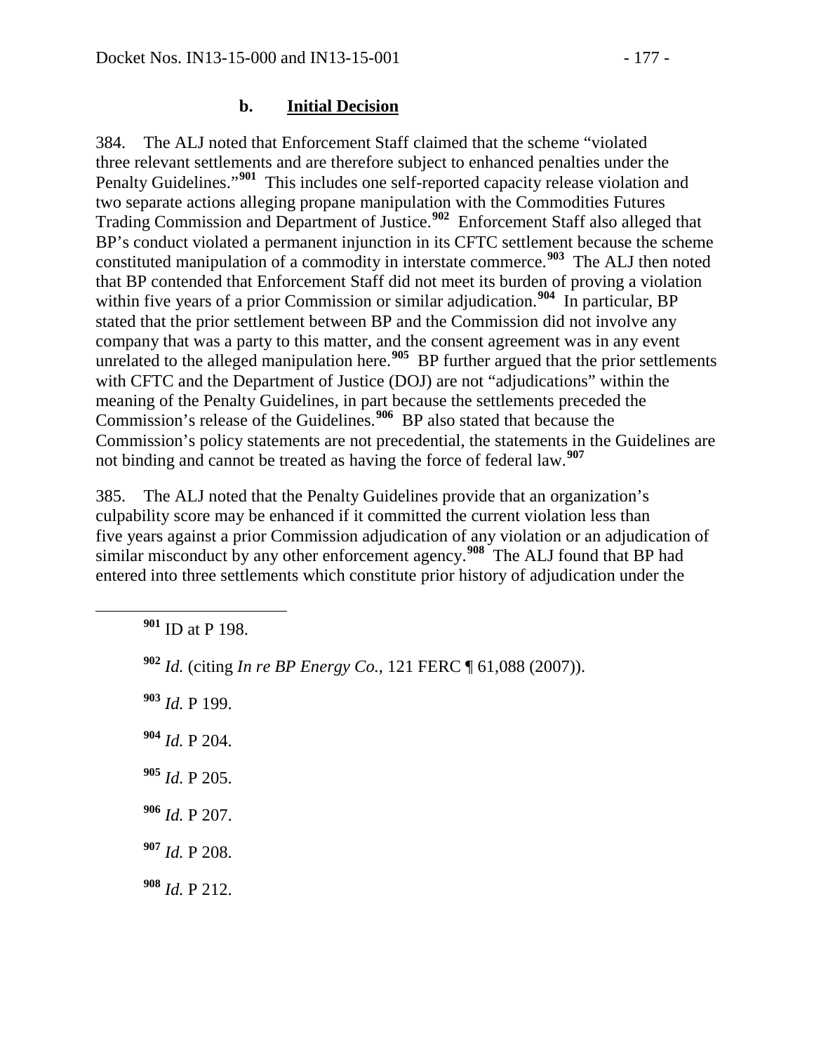### b. Initial Decision

384. The ALJ noted that Enforcement Staff claimed that the scheme "violated three relevant settlements and are therefore subject to enhanced penalties under the Penalty Guidelines."[901] This includes one self-reported capacity release violation and two separate actions alleging propane manipulation with the Commodities Futures Trading Commission and Department of Justice.[902] Enforcement Staff also alleged that BP's conduct violated a permanent injunction in its CFTC settlement because the scheme constituted manipulation of a commodity in interstate commerce.[903] The ALJ then noted that BP contended that Enforcement Staff did not meet its burden of proving a violation within five years of a prior Commission or similar adjudication.[904] In particular, BP stated that the prior settlement between BP and the Commission did not involve any company that was a party to this matter, and the consent agreement was in any event unrelated to the alleged manipulation here.[905] BP further argued that the prior settlements with CFTC and the Department of Justice (DOJ) are not "adjudications" within the meaning of the Penalty Guidelines, in part because the settlements preceded the Commission's release of the Guidelines.[906] BP also stated that because the Commission's policy statements are not precedential, the statements in the Guidelines are not binding and cannot be treated as having the force of federal law.[907]

385. The ALJ noted that the Penalty Guidelines provide that an organization's culpability score may be enhanced if it committed the current violation less than five years against a prior Commission adjudication of any violation or an adjudication of similar misconduct by any other enforcement agency.[908] The ALJ found that BP had entered into three settlements which constitute prior history of adjudication under the

---

[901] ID at P 198.

[902] *Id.* (citing *In re BP Energy Co.*, 121 FERC ¶ 61,088 (2007)).

[903] *Id.* P 199.

[904] *Id.* P 204.

[905] *Id.* P 205.

[906] *Id.* P 207.

[907] *Id.* P 208.

[908] *Id.* P 212.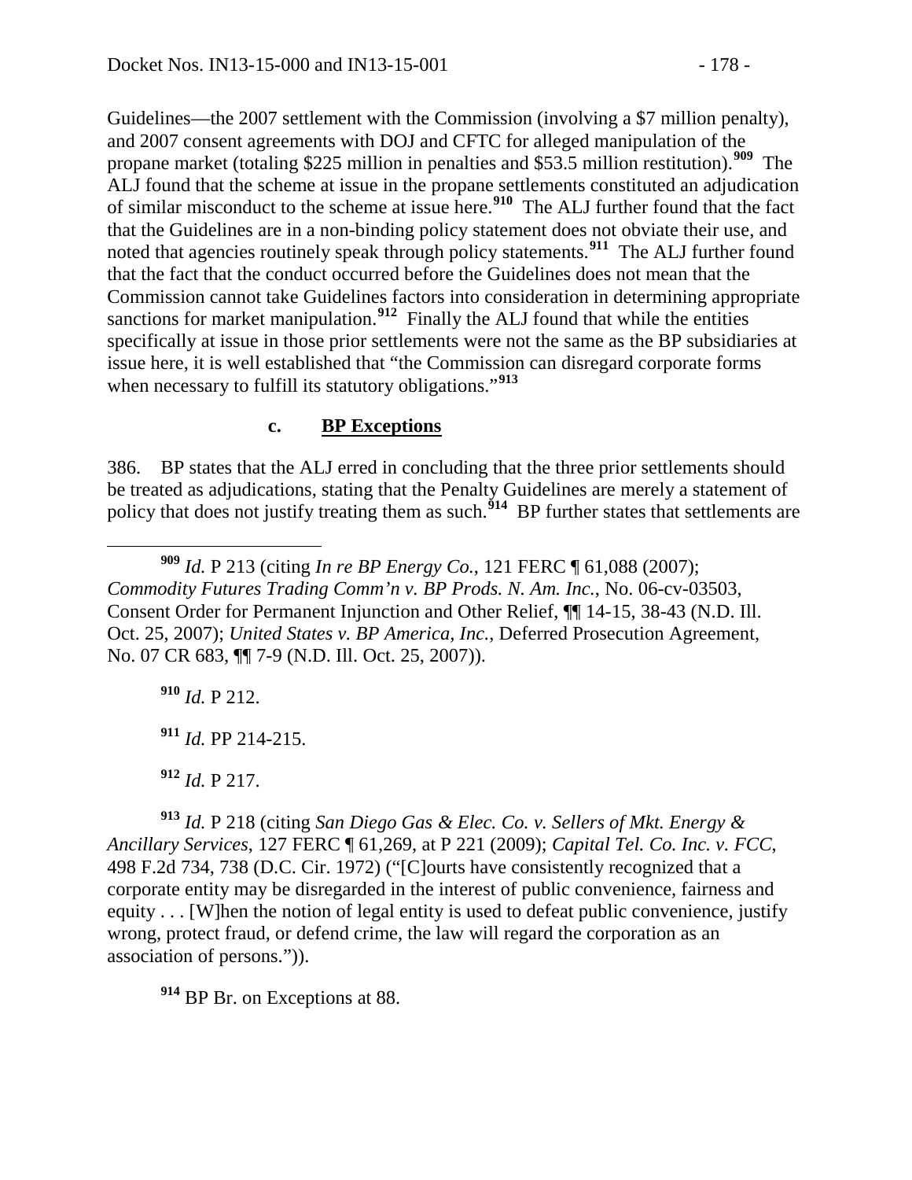Guidelines—the 2007 settlement with the Commission (involving a $7 million penalty), and 2007 consent agreements with DOJ and CFTC for alleged manipulation of the propane market (totaling $225 million in penalties and $53.5 million restitution).[909] The ALJ found that the scheme at issue in the propane settlements constituted an adjudication of similar misconduct to the scheme at issue here.[910] The ALJ further found that the fact that the Guidelines are in a non-binding policy statement does not obviate their use, and noted that agencies routinely speak through policy statements.[911] The ALJ further found that the fact that the conduct occurred before the Guidelines does not mean that the Commission cannot take Guidelines factors into consideration in determining appropriate sanctions for market manipulation.[912] Finally the ALJ found that while the entities specifically at issue in those prior settlements were not the same as the BP subsidiaries at issue here, it is well established that "the Commission can disregard corporate forms when necessary to fulfill its statutory obligations."[913]

### c. BP Exceptions

386. BP states that the ALJ erred in concluding that the three prior settlements should be treated as adjudications, stating that the Penalty Guidelines are merely a statement of policy that does not justify treating them as such.[914] BP further states that settlements are

---

[909] *Id.* P 213 (citing *In re BP Energy Co.*, 121 FERC ¶ 61,088 (2007); *Commodity Futures Trading Comm'n v. BP Prods. N. Am. Inc.*, No. 06-cv-03503, Consent Order for Permanent Injunction and Other Relief, ¶¶ 14-15, 38-43 (N.D. Ill. Oct. 25, 2007); *United States v. BP America, Inc.*, Deferred Prosecution Agreement, No. 07 CR 683, ¶¶ 7-9 (N.D. Ill. Oct. 25, 2007)).

[910] *Id.* P 212.

[911] *Id.* PP 214-215.

[912] *Id.* P 217.

[913] *Id.* P 218 (citing *San Diego Gas & Elec. Co. v. Sellers of Mkt. Energy & Ancillary Services*, 127 FERC ¶ 61,269, at P 221 (2009); *Capital Tel. Co. Inc. v. FCC*, 498 F.2d 734, 738 (D.C. Cir. 1972) ("[C]ourts have consistently recognized that a corporate entity may be disregarded in the interest of public convenience, fairness and equity . . . [W]hen the notion of legal entity is used to defeat public convenience, justify wrong, protect fraud, or defend crime, the law will regard the corporation as an association of persons.")).

[914] BP Br. on Exceptions at 88.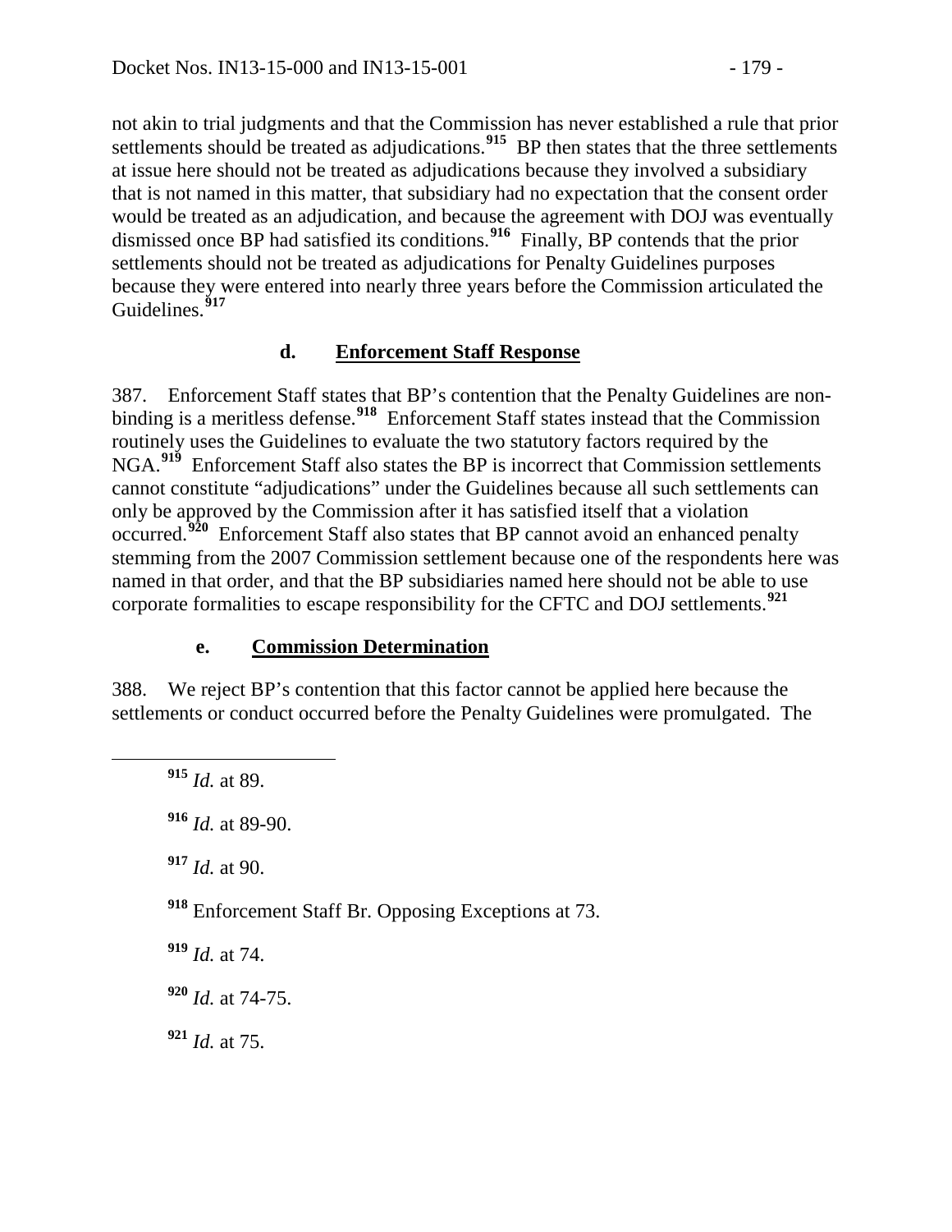not akin to trial judgments and that the Commission has never established a rule that prior settlements should be treated as adjudications.[915] BP then states that the three settlements at issue here should not be treated as adjudications because they involved a subsidiary that is not named in this matter, that subsidiary had no expectation that the consent order would be treated as an adjudication, and because the agreement with DOJ was eventually dismissed once BP had satisfied its conditions.[916] Finally, BP contends that the prior settlements should not be treated as adjudications for Penalty Guidelines purposes because they were entered into nearly three years before the Commission articulated the Guidelines.[917]

### d. Enforcement Staff Response

387. Enforcement Staff states that BP's contention that the Penalty Guidelines are non-binding is a meritless defense.[918] Enforcement Staff states instead that the Commission routinely uses the Guidelines to evaluate the two statutory factors required by the NGA.[919] Enforcement Staff also states the BP is incorrect that Commission settlements cannot constitute "adjudications" under the Guidelines because all such settlements can only be approved by the Commission after it has satisfied itself that a violation occurred.[920] Enforcement Staff also states that BP cannot avoid an enhanced penalty stemming from the 2007 Commission settlement because one of the respondents here was named in that order, and that the BP subsidiaries named here should not be able to use corporate formalities to escape responsibility for the CFTC and DOJ settlements.[921]

### e. Commission Determination

388. We reject BP's contention that this factor cannot be applied here because the settlements or conduct occurred before the Penalty Guidelines were promulgated. The

---

[915] *Id.* at 89.

[916] *Id.* at 89-90.

[917] *Id.* at 90.

[918] Enforcement Staff Br. Opposing Exceptions at 73.

[919] *Id.* at 74.

[920] *Id.* at 74-75.

[921] *Id.* at 75.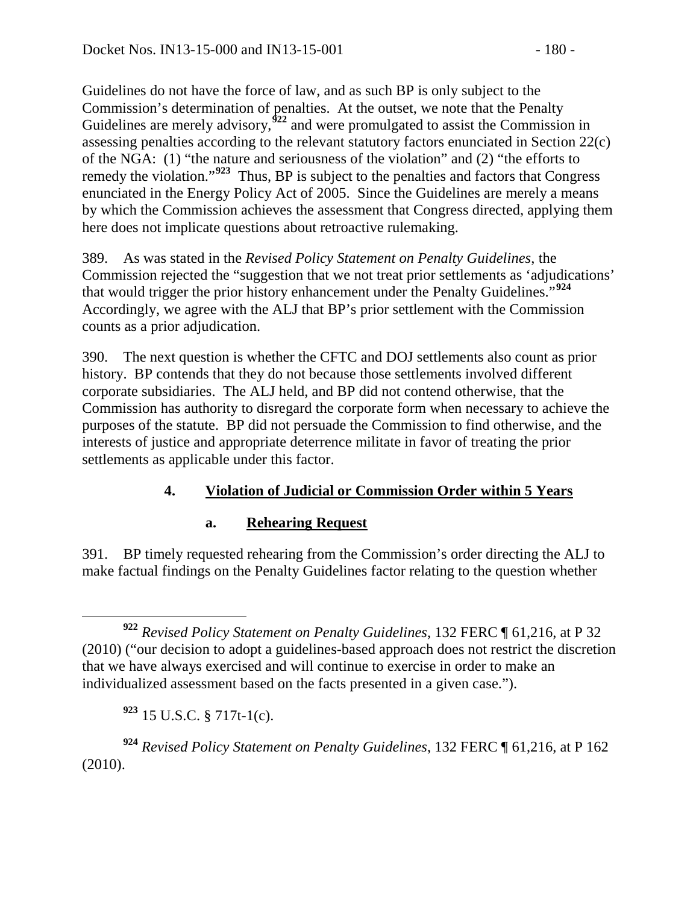Guidelines do not have the force of law, and as such BP is only subject to the Commission's determination of penalties. At the outset, we note that the Penalty Guidelines are merely advisory,[922] and were promulgated to assist the Commission in assessing penalties according to the relevant statutory factors enunciated in Section 22(c) of the NGA: (1) "the nature and seriousness of the violation" and (2) "the efforts to remedy the violation."[923] Thus, BP is subject to the penalties and factors that Congress enunciated in the Energy Policy Act of 2005. Since the Guidelines are merely a means by which the Commission achieves the assessment that Congress directed, applying them here does not implicate questions about retroactive rulemaking.

389. As was stated in the *Revised Policy Statement on Penalty Guidelines*, the Commission rejected the "suggestion that we not treat prior settlements as 'adjudications' that would trigger the prior history enhancement under the Penalty Guidelines."[924] Accordingly, we agree with the ALJ that BP's prior settlement with the Commission counts as a prior adjudication.

390. The next question is whether the CFTC and DOJ settlements also count as prior history. BP contends that they do not because those settlements involved different corporate subsidiaries. The ALJ held, and BP did not contend otherwise, that the Commission has authority to disregard the corporate form when necessary to achieve the purposes of the statute. BP did not persuade the Commission to find otherwise, and the interests of justice and appropriate deterrence militate in favor of treating the prior settlements as applicable under this factor.

### 4. Violation of Judicial or Commission Order within 5 Years

#### a. Rehearing Request

391. BP timely requested rehearing from the Commission's order directing the ALJ to make factual findings on the Penalty Guidelines factor relating to the question whether

---

[922] *Revised Policy Statement on Penalty Guidelines*, 132 FERC ¶ 61,216, at P 32 (2010) ("our decision to adopt a guidelines-based approach does not restrict the discretion that we have always exercised and will continue to exercise in order to make an individualized assessment based on the facts presented in a given case.").

[923] 15 U.S.C. § 717t-1(c).

[924] *Revised Policy Statement on Penalty Guidelines*, 132 FERC ¶ 61,216, at P 162 (2010).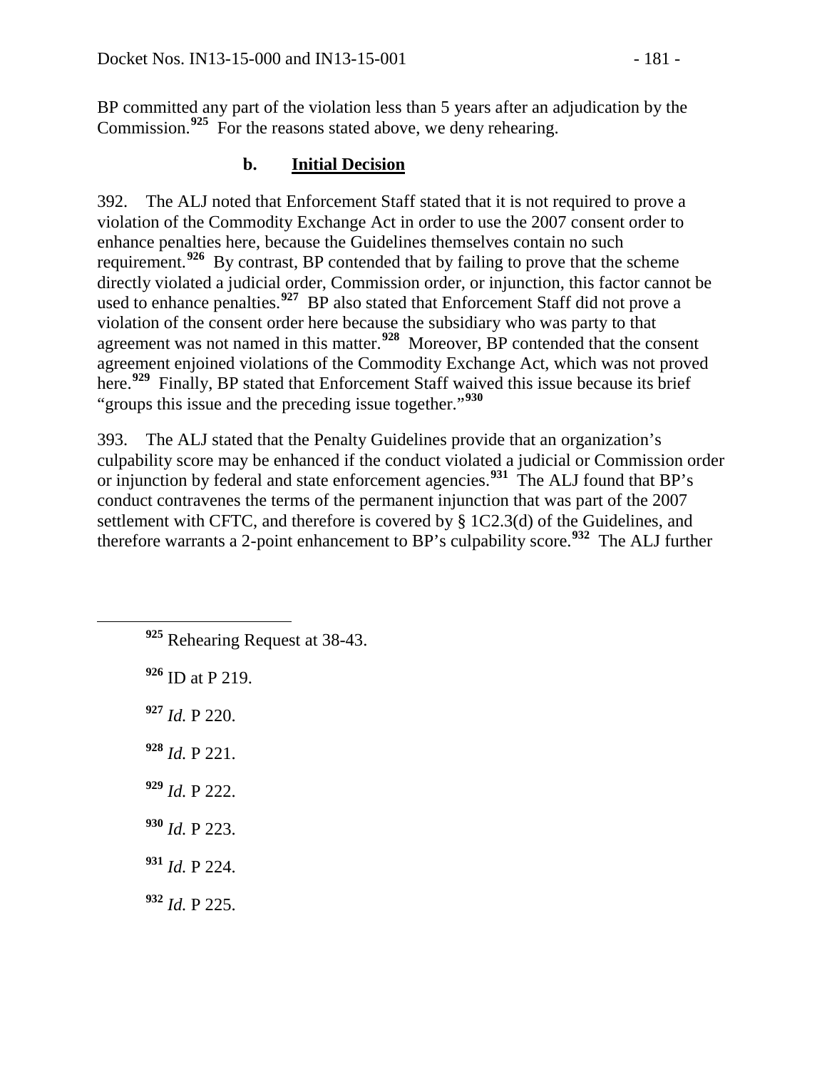BP committed any part of the violation less than 5 years after an adjudication by the Commission.[925] For the reasons stated above, we deny rehearing.

### b. Initial Decision

392. The ALJ noted that Enforcement Staff stated that it is not required to prove a violation of the Commodity Exchange Act in order to use the 2007 consent order to enhance penalties here, because the Guidelines themselves contain no such requirement.[926] By contrast, BP contended that by failing to prove that the scheme directly violated a judicial order, Commission order, or injunction, this factor cannot be used to enhance penalties.[927] BP also stated that Enforcement Staff did not prove a violation of the consent order here because the subsidiary who was party to that agreement was not named in this matter.[928] Moreover, BP contended that the consent agreement enjoined violations of the Commodity Exchange Act, which was not proved here.[929] Finally, BP stated that Enforcement Staff waived this issue because its brief "groups this issue and the preceding issue together."[930]

393. The ALJ stated that the Penalty Guidelines provide that an organization's culpability score may be enhanced if the conduct violated a judicial or Commission order or injunction by federal and state enforcement agencies.[931] The ALJ found that BP's conduct contravenes the terms of the permanent injunction that was part of the 2007 settlement with CFTC, and therefore is covered by § 1C2.3(d) of the Guidelines, and therefore warrants a 2-point enhancement to BP's culpability score.[932] The ALJ further

---

[925] Rehearing Request at 38-43.

[926] ID at P 219.

[927] *Id.* P 220.

[928] *Id.* P 221.

[929] *Id.* P 222.

[930] *Id.* P 223.

[931] *Id.* P 224.

[932] *Id.* P 225.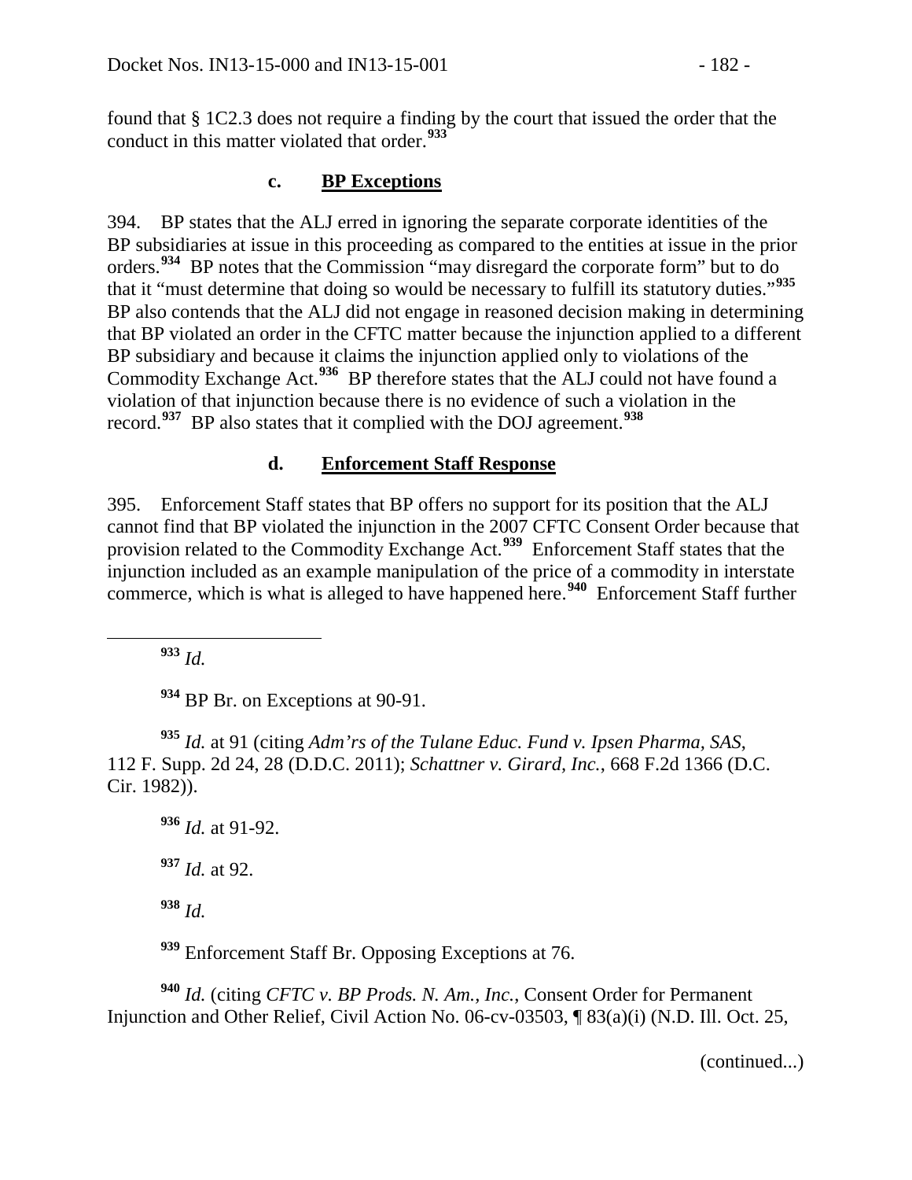found that § 1C2.3 does not require a finding by the court that issued the order that the conduct in this matter violated that order.[933]

### c. BP Exceptions

394. BP states that the ALJ erred in ignoring the separate corporate identities of the BP subsidiaries at issue in this proceeding as compared to the entities at issue in the prior orders.[934] BP notes that the Commission "may disregard the corporate form" but to do that it "must determine that doing so would be necessary to fulfill its statutory duties."[935] BP also contends that the ALJ did not engage in reasoned decision making in determining that BP violated an order in the CFTC matter because the injunction applied to a different BP subsidiary and because it claims the injunction applied only to violations of the Commodity Exchange Act.[936] BP therefore states that the ALJ could not have found a violation of that injunction because there is no evidence of such a violation in the record.[937] BP also states that it complied with the DOJ agreement.[938]

### d. Enforcement Staff Response

395. Enforcement Staff states that BP offers no support for its position that the ALJ cannot find that BP violated the injunction in the 2007 CFTC Consent Order because that provision related to the Commodity Exchange Act.[939] Enforcement Staff states that the injunction included as an example manipulation of the price of a commodity in interstate commerce, which is what is alleged to have happened here.[940] Enforcement Staff further

---

[933] *Id.*

[934] BP Br. on Exceptions at 90-91.

[935] *Id.* at 91 (citing *Adm'rs of the Tulane Educ. Fund v. Ipsen Pharma, SAS*, 112 F. Supp. 2d 24, 28 (D.D.C. 2011); *Schattner v. Girard, Inc.*, 668 F.2d 1366 (D.C. Cir. 1982)).

[936] *Id.* at 91-92.

[937] *Id.* at 92.

[938] *Id.*

[939] Enforcement Staff Br. Opposing Exceptions at 76.

[940] *Id.* (citing *CFTC v. BP Prods. N. Am., Inc.*, Consent Order for Permanent Injunction and Other Relief, Civil Action No. 06-cv-03503, ¶ 83(a)(i) (N.D. Ill. Oct. 25,

(continued...)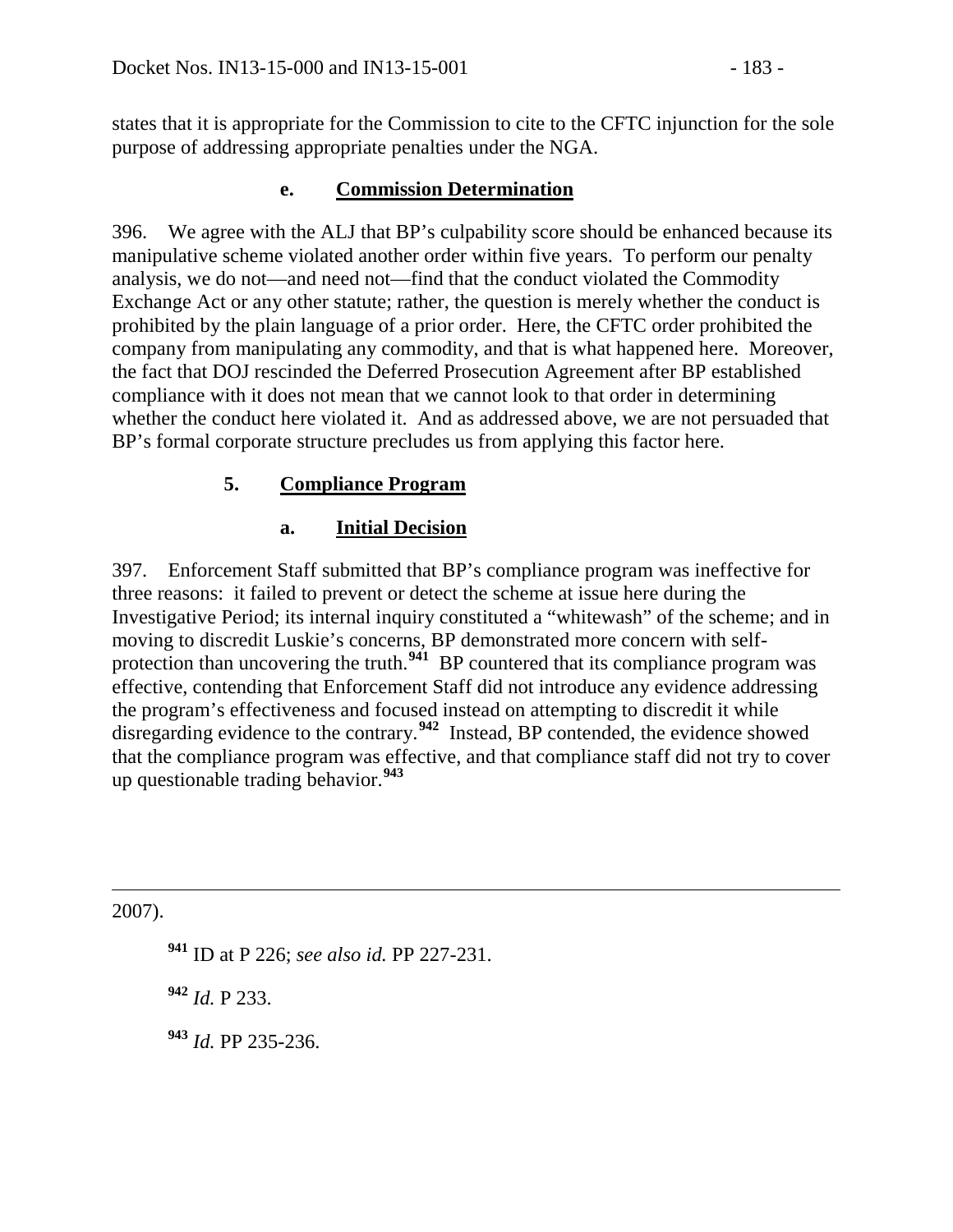states that it is appropriate for the Commission to cite to the CFTC injunction for the sole purpose of addressing appropriate penalties under the NGA.

#### e. Commission Determination

396. We agree with the ALJ that BP's culpability score should be enhanced because its manipulative scheme violated another order within five years. To perform our penalty analysis, we do not—and need not—find that the conduct violated the Commodity Exchange Act or any other statute; rather, the question is merely whether the conduct is prohibited by the plain language of a prior order. Here, the CFTC order prohibited the company from manipulating any commodity, and that is what happened here. Moreover, the fact that DOJ rescinded the Deferred Prosecution Agreement after BP established compliance with it does not mean that we cannot look to that order in determining whether the conduct here violated it. And as addressed above, we are not persuaded that BP's formal corporate structure precludes us from applying this factor here.

### 5. Compliance Program

#### a. Initial Decision

397. Enforcement Staff submitted that BP's compliance program was ineffective for three reasons: it failed to prevent or detect the scheme at issue here during the Investigative Period; its internal inquiry constituted a "whitewash" of the scheme; and in moving to discredit Luskie's concerns, BP demonstrated more concern with self-protection than uncovering the truth.[941] BP countered that its compliance program was effective, contending that Enforcement Staff did not introduce any evidence addressing the program's effectiveness and focused instead on attempting to discredit it while disregarding evidence to the contrary.[942] Instead, BP contended, the evidence showed that the compliance program was effective, and that compliance staff did not try to cover up questionable trading behavior.[943]

---

2007).

[941] ID at P 226; *see also id.* PP 227-231.

[942] *Id.* P 233.

[943] *Id.* PP 235-236.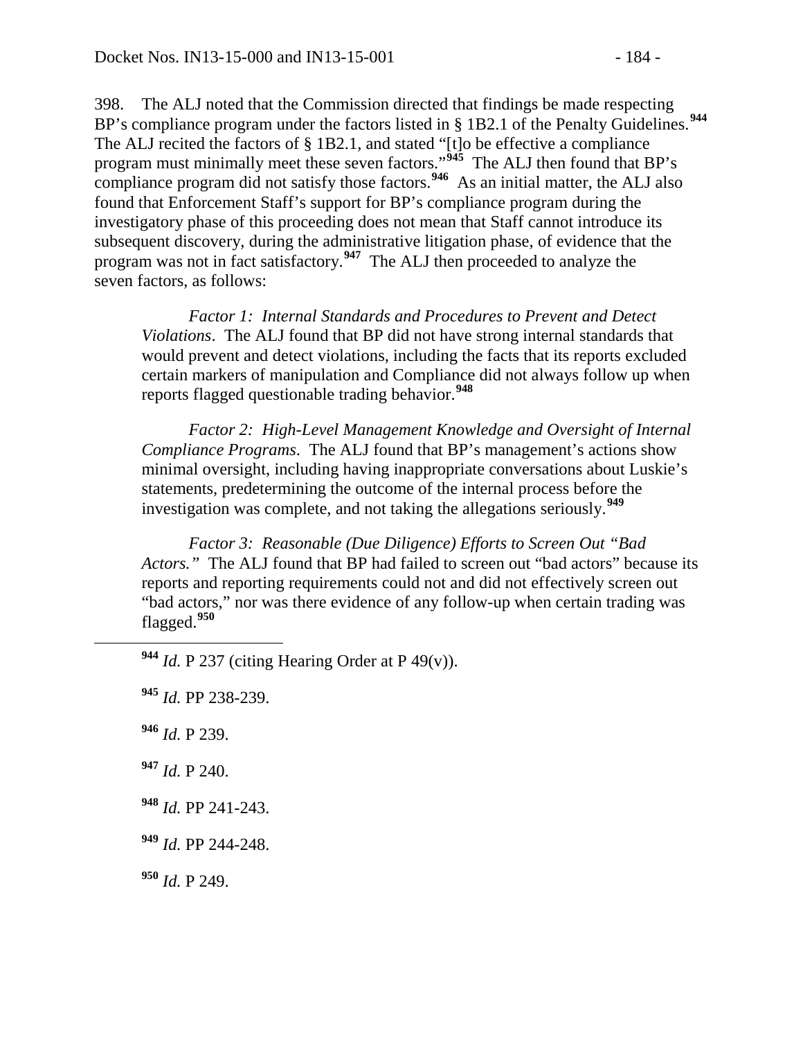398. The ALJ noted that the Commission directed that findings be made respecting BP's compliance program under the factors listed in § 1B2.1 of the Penalty Guidelines.[944] The ALJ recited the factors of § 1B2.1, and stated "[t]o be effective a compliance program must minimally meet these seven factors."[945] The ALJ then found that BP's compliance program did not satisfy those factors.[946] As an initial matter, the ALJ also found that Enforcement Staff's support for BP's compliance program during the investigatory phase of this proceeding does not mean that Staff cannot introduce its subsequent discovery, during the administrative litigation phase, of evidence that the program was not in fact satisfactory.[947] The ALJ then proceeded to analyze the seven factors, as follows:

> *Factor 1: Internal Standards and Procedures to Prevent and Detect Violations*. The ALJ found that BP did not have strong internal standards that would prevent and detect violations, including the facts that its reports excluded certain markers of manipulation and Compliance did not always follow up when reports flagged questionable trading behavior.[948]
>
> *Factor 2: High-Level Management Knowledge and Oversight of Internal Compliance Programs*. The ALJ found that BP's management's actions show minimal oversight, including having inappropriate conversations about Luskie's statements, predetermining the outcome of the internal process before the investigation was complete, and not taking the allegations seriously.[949]
>
> *Factor 3: Reasonable (Due Diligence) Efforts to Screen Out "Bad Actors."* The ALJ found that BP had failed to screen out "bad actors" because its reports and reporting requirements could not and did not effectively screen out "bad actors," nor was there evidence of any follow-up when certain trading was flagged.[950]

---

[944] *Id.* P 237 (citing Hearing Order at P 49(v)).

[945] *Id.* PP 238-239.

[946] *Id.* P 239.

[947] *Id.* P 240.

[948] *Id.* PP 241-243.

[949] *Id.* PP 244-248.

[950] *Id.* P 249.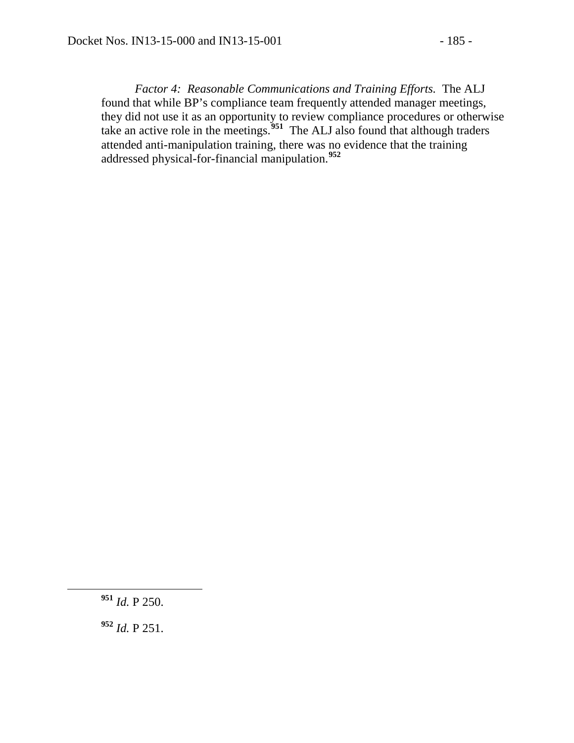*Factor 4: Reasonable Communications and Training Efforts.* The ALJ found that while BP's compliance team frequently attended manager meetings, they did not use it as an opportunity to review compliance procedures or otherwise take an active role in the meetings.[951] The ALJ also found that although traders attended anti-manipulation training, there was no evidence that the training addressed physical-for-financial manipulation.[952]

---

[951] *Id.* P 250.

[952] *Id.* P 251.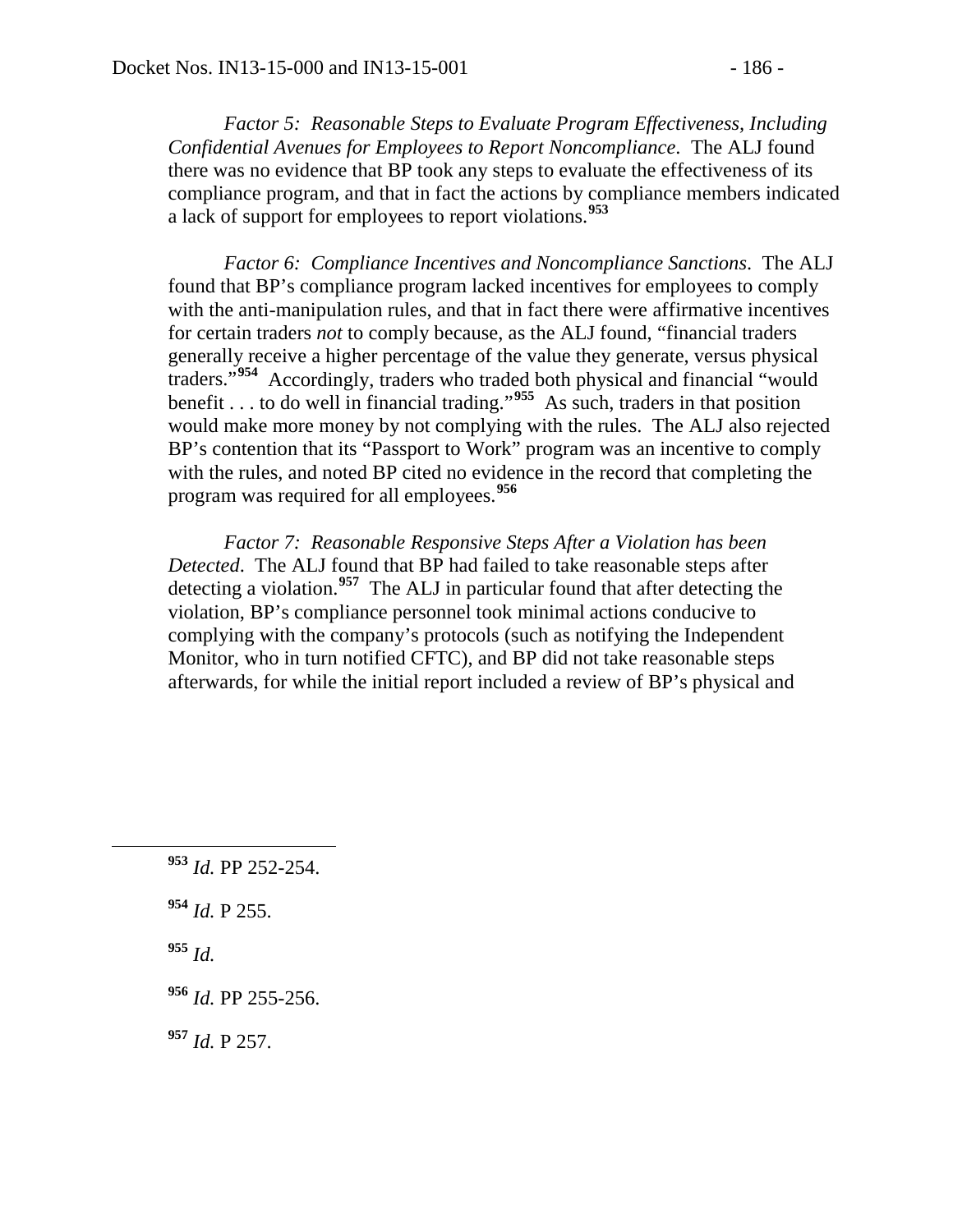*Factor 5: Reasonable Steps to Evaluate Program Effectiveness, Including Confidential Avenues for Employees to Report Noncompliance*. The ALJ found there was no evidence that BP took any steps to evaluate the effectiveness of its compliance program, and that in fact the actions by compliance members indicated a lack of support for employees to report violations.[953]

*Factor 6: Compliance Incentives and Noncompliance Sanctions*. The ALJ found that BP's compliance program lacked incentives for employees to comply with the anti-manipulation rules, and that in fact there were affirmative incentives for certain traders *not* to comply because, as the ALJ found, "financial traders generally receive a higher percentage of the value they generate, versus physical traders."[954] Accordingly, traders who traded both physical and financial "would benefit . . . to do well in financial trading."[955] As such, traders in that position would make more money by not complying with the rules. The ALJ also rejected BP's contention that its "Passport to Work" program was an incentive to comply with the rules, and noted BP cited no evidence in the record that completing the program was required for all employees.[956]

*Factor 7: Reasonable Responsive Steps After a Violation has been Detected*. The ALJ found that BP had failed to take reasonable steps after detecting a violation.[957] The ALJ in particular found that after detecting the violation, BP's compliance personnel took minimal actions conducive to complying with the company's protocols (such as notifying the Independent Monitor, who in turn notified CFTC), and BP did not take reasonable steps afterwards, for while the initial report included a review of BP's physical and

---

[953] *Id.* PP 252-254.

[954] *Id.* P 255.

[955] *Id.*

[956] *Id.* PP 255-256.

[957] *Id.* P 257.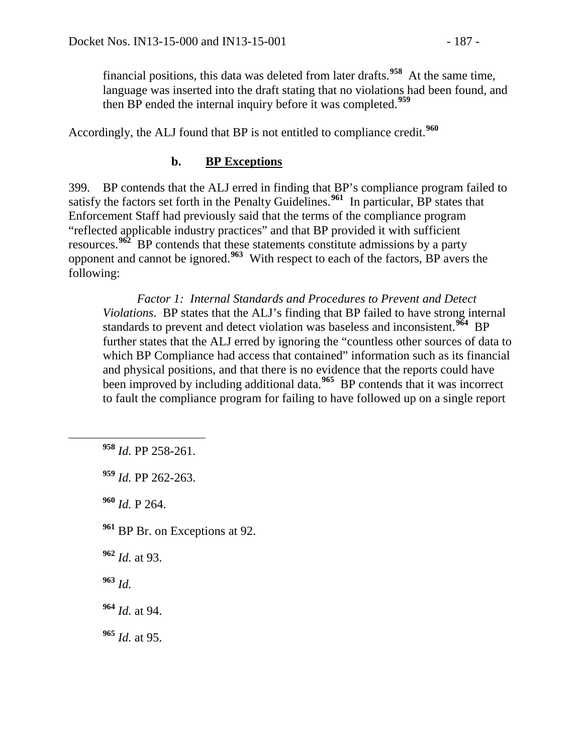financial positions, this data was deleted from later drafts.[958] At the same time, language was inserted into the draft stating that no violations had been found, and then BP ended the internal inquiry before it was completed.[959]

Accordingly, the ALJ found that BP is not entitled to compliance credit.[960]

### b. BP Exceptions

399. BP contends that the ALJ erred in finding that BP's compliance program failed to satisfy the factors set forth in the Penalty Guidelines.[961] In particular, BP states that Enforcement Staff had previously said that the terms of the compliance program "reflected applicable industry practices" and that BP provided it with sufficient resources.[962] BP contends that these statements constitute admissions by a party opponent and cannot be ignored.[963] With respect to each of the factors, BP avers the following:

> *Factor 1: Internal Standards and Procedures to Prevent and Detect Violations*. BP states that the ALJ's finding that BP failed to have strong internal standards to prevent and detect violation was baseless and inconsistent.[964] BP further states that the ALJ erred by ignoring the "countless other sources of data to which BP Compliance had access that contained" information such as its financial and physical positions, and that there is no evidence that the reports could have been improved by including additional data.[965] BP contends that it was incorrect to fault the compliance program for failing to have followed up on a single report

---

[958] *Id.* PP 258-261.

[959] *Id.* PP 262-263.

[960] *Id.* P 264.

[961] BP Br. on Exceptions at 92.

[962] *Id.* at 93.

[963] *Id.*

[964] *Id.* at 94.

[965] *Id.* at 95.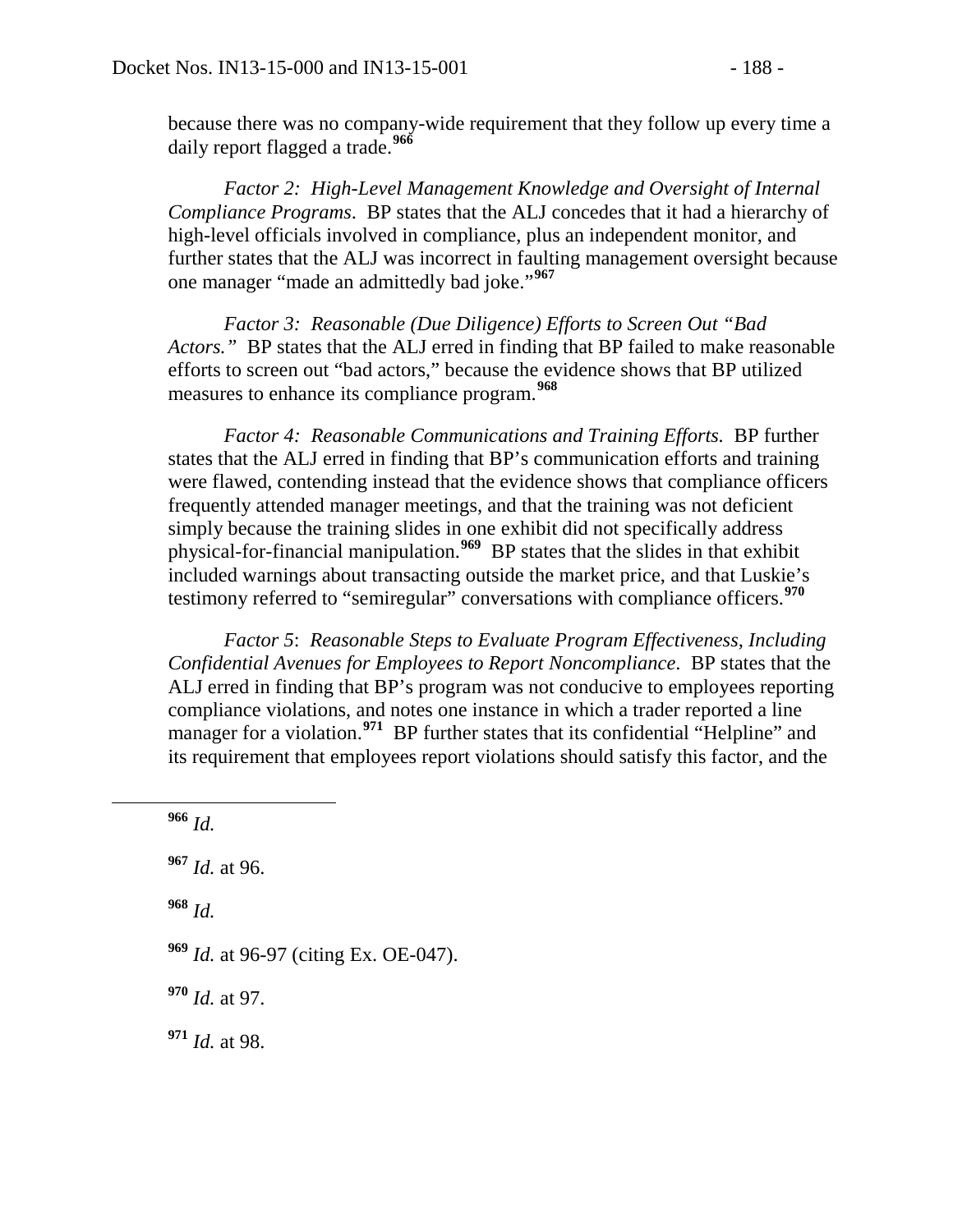because there was no company-wide requirement that they follow up every time a daily report flagged a trade.[966]

*Factor 2: High-Level Management Knowledge and Oversight of Internal Compliance Programs*. BP states that the ALJ concedes that it had a hierarchy of high-level officials involved in compliance, plus an independent monitor, and further states that the ALJ was incorrect in faulting management oversight because one manager "made an admittedly bad joke."[967]

*Factor 3: Reasonable (Due Diligence) Efforts to Screen Out "Bad Actors."* BP states that the ALJ erred in finding that BP failed to make reasonable efforts to screen out "bad actors," because the evidence shows that BP utilized measures to enhance its compliance program.[968]

*Factor 4: Reasonable Communications and Training Efforts.* BP further states that the ALJ erred in finding that BP's communication efforts and training were flawed, contending instead that the evidence shows that compliance officers frequently attended manager meetings, and that the training was not deficient simply because the training slides in one exhibit did not specifically address physical-for-financial manipulation.[969] BP states that the slides in that exhibit included warnings about transacting outside the market price, and that Luskie's testimony referred to "semiregular" conversations with compliance officers.[970]

*Factor 5*: *Reasonable Steps to Evaluate Program Effectiveness, Including Confidential Avenues for Employees to Report Noncompliance*. BP states that the ALJ erred in finding that BP's program was not conducive to employees reporting compliance violations, and notes one instance in which a trader reported a line manager for a violation.[971] BP further states that its confidential "Helpline" and its requirement that employees report violations should satisfy this factor, and the

---

[966] *Id.*

[967] *Id.* at 96.

[968] *Id.*

[969] *Id.* at 96-97 (citing Ex. OE-047).

[970] *Id.* at 97.

[971] *Id.* at 98.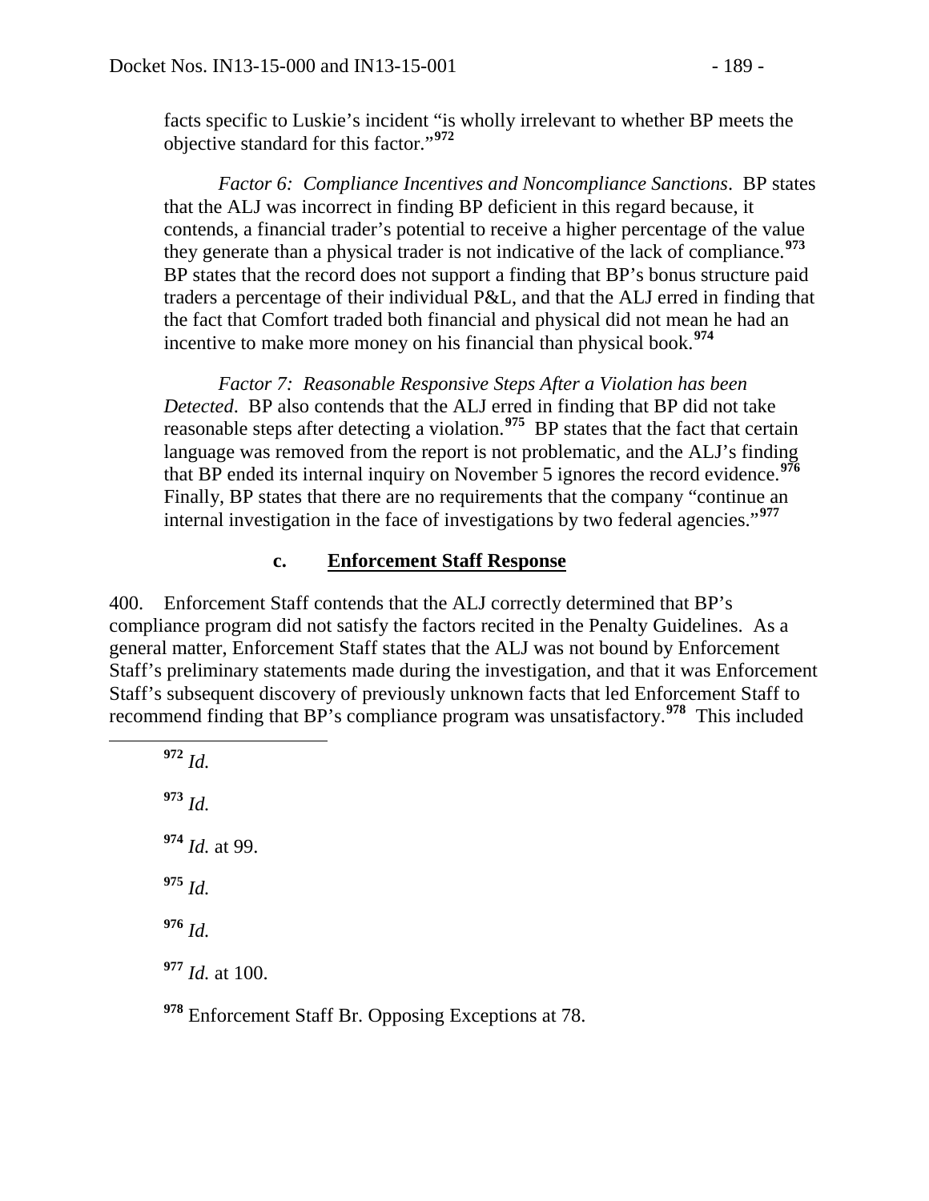facts specific to Luskie's incident "is wholly irrelevant to whether BP meets the objective standard for this factor."[972]

*Factor 6: Compliance Incentives and Noncompliance Sanctions*. BP states that the ALJ was incorrect in finding BP deficient in this regard because, it contends, a financial trader's potential to receive a higher percentage of the value they generate than a physical trader is not indicative of the lack of compliance.[973] BP states that the record does not support a finding that BP's bonus structure paid traders a percentage of their individual P&L, and that the ALJ erred in finding that the fact that Comfort traded both financial and physical did not mean he had an incentive to make more money on his financial than physical book.[974]

*Factor 7: Reasonable Responsive Steps After a Violation has been Detected*. BP also contends that the ALJ erred in finding that BP did not take reasonable steps after detecting a violation.[975] BP states that the fact that certain language was removed from the report is not problematic, and the ALJ's finding that BP ended its internal inquiry on November 5 ignores the record evidence.[976] Finally, BP states that there are no requirements that the company "continue an internal investigation in the face of investigations by two federal agencies."[977]

### c. Enforcement Staff Response

400. Enforcement Staff contends that the ALJ correctly determined that BP's compliance program did not satisfy the factors recited in the Penalty Guidelines. As a general matter, Enforcement Staff states that the ALJ was not bound by Enforcement Staff's preliminary statements made during the investigation, and that it was Enforcement Staff's subsequent discovery of previously unknown facts that led Enforcement Staff to recommend finding that BP's compliance program was unsatisfactory.[978] This included

---

[972] *Id.*

[973] *Id.*

[974] *Id.* at 99.

[975] *Id.*

[976] *Id.*

[977] *Id.* at 100.

[978] Enforcement Staff Br. Opposing Exceptions at 78.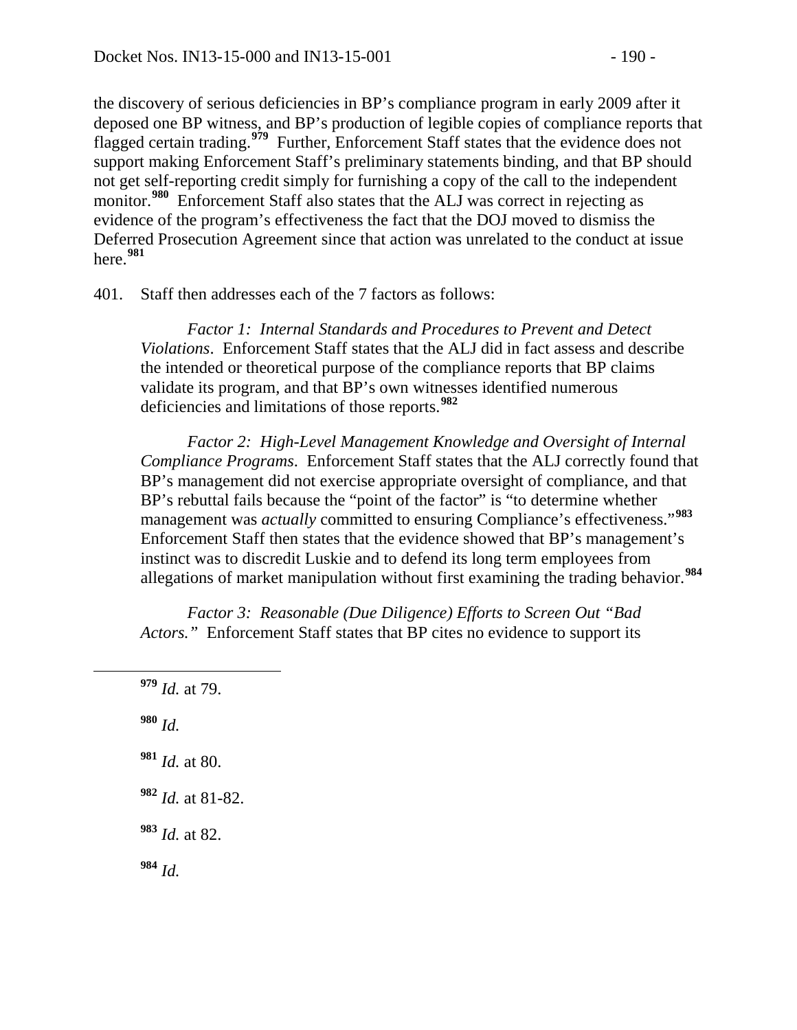the discovery of serious deficiencies in BP's compliance program in early 2009 after it deposed one BP witness, and BP's production of legible copies of compliance reports that flagged certain trading.[979] Further, Enforcement Staff states that the evidence does not support making Enforcement Staff's preliminary statements binding, and that BP should not get self-reporting credit simply for furnishing a copy of the call to the independent monitor.[980] Enforcement Staff also states that the ALJ was correct in rejecting as evidence of the program's effectiveness the fact that the DOJ moved to dismiss the Deferred Prosecution Agreement since that action was unrelated to the conduct at issue here.[981]

401. Staff then addresses each of the 7 factors as follows:

> *Factor 1: Internal Standards and Procedures to Prevent and Detect Violations*. Enforcement Staff states that the ALJ did in fact assess and describe the intended or theoretical purpose of the compliance reports that BP claims validate its program, and that BP's own witnesses identified numerous deficiencies and limitations of those reports.[982]
>
> *Factor 2: High-Level Management Knowledge and Oversight of Internal Compliance Programs*. Enforcement Staff states that the ALJ correctly found that BP's management did not exercise appropriate oversight of compliance, and that BP's rebuttal fails because the "point of the factor" is "to determine whether management was *actually* committed to ensuring Compliance's effectiveness."[983] Enforcement Staff then states that the evidence showed that BP's management's instinct was to discredit Luskie and to defend its long term employees from allegations of market manipulation without first examining the trading behavior.[984]
>
> *Factor 3: Reasonable (Due Diligence) Efforts to Screen Out "Bad Actors."* Enforcement Staff states that BP cites no evidence to support its

---

[979] *Id.* at 79.

[980] *Id.*

[981] *Id.* at 80.

[982] *Id.* at 81-82.

[983] *Id.* at 82.

[984] *Id.*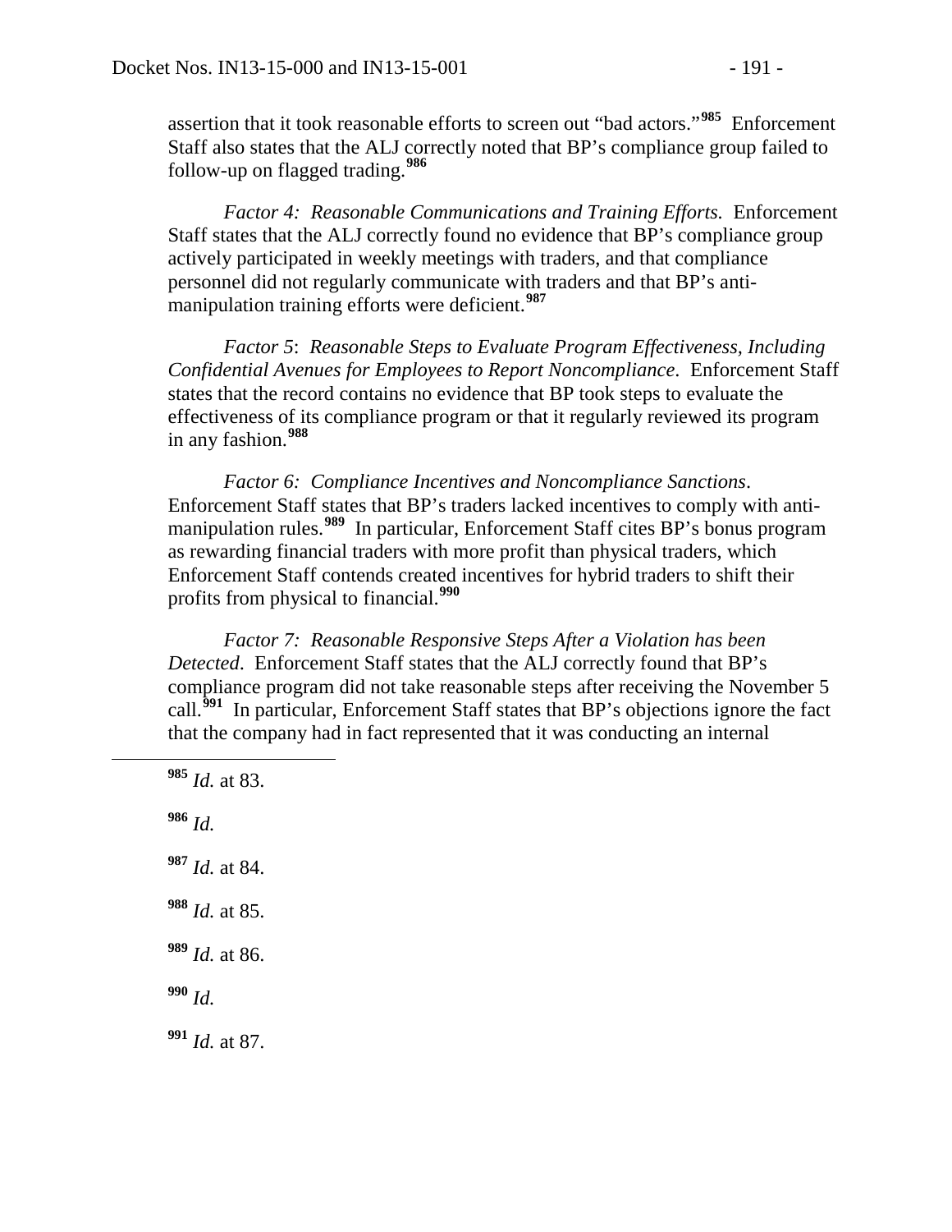assertion that it took reasonable efforts to screen out "bad actors."[985] Enforcement Staff also states that the ALJ correctly noted that BP's compliance group failed to follow-up on flagged trading.[986]

*Factor 4: Reasonable Communications and Training Efforts.* Enforcement Staff states that the ALJ correctly found no evidence that BP's compliance group actively participated in weekly meetings with traders, and that compliance personnel did not regularly communicate with traders and that BP's anti-manipulation training efforts were deficient.[987]

*Factor 5*: *Reasonable Steps to Evaluate Program Effectiveness, Including Confidential Avenues for Employees to Report Noncompliance*. Enforcement Staff states that the record contains no evidence that BP took steps to evaluate the effectiveness of its compliance program or that it regularly reviewed its program in any fashion.[988]

*Factor 6: Compliance Incentives and Noncompliance Sanctions*. Enforcement Staff states that BP's traders lacked incentives to comply with anti-manipulation rules.[989] In particular, Enforcement Staff cites BP's bonus program as rewarding financial traders with more profit than physical traders, which Enforcement Staff contends created incentives for hybrid traders to shift their profits from physical to financial.[990]

*Factor 7: Reasonable Responsive Steps After a Violation has been Detected*. Enforcement Staff states that the ALJ correctly found that BP's compliance program did not take reasonable steps after receiving the November 5 call.[991] In particular, Enforcement Staff states that BP's objections ignore the fact that the company had in fact represented that it was conducting an internal

---

[985] *Id.* at 83.

[986] *Id.*

[987] *Id.* at 84.

[988] *Id.* at 85.

[989] *Id.* at 86.

[990] *Id.*

[991] *Id.* at 87.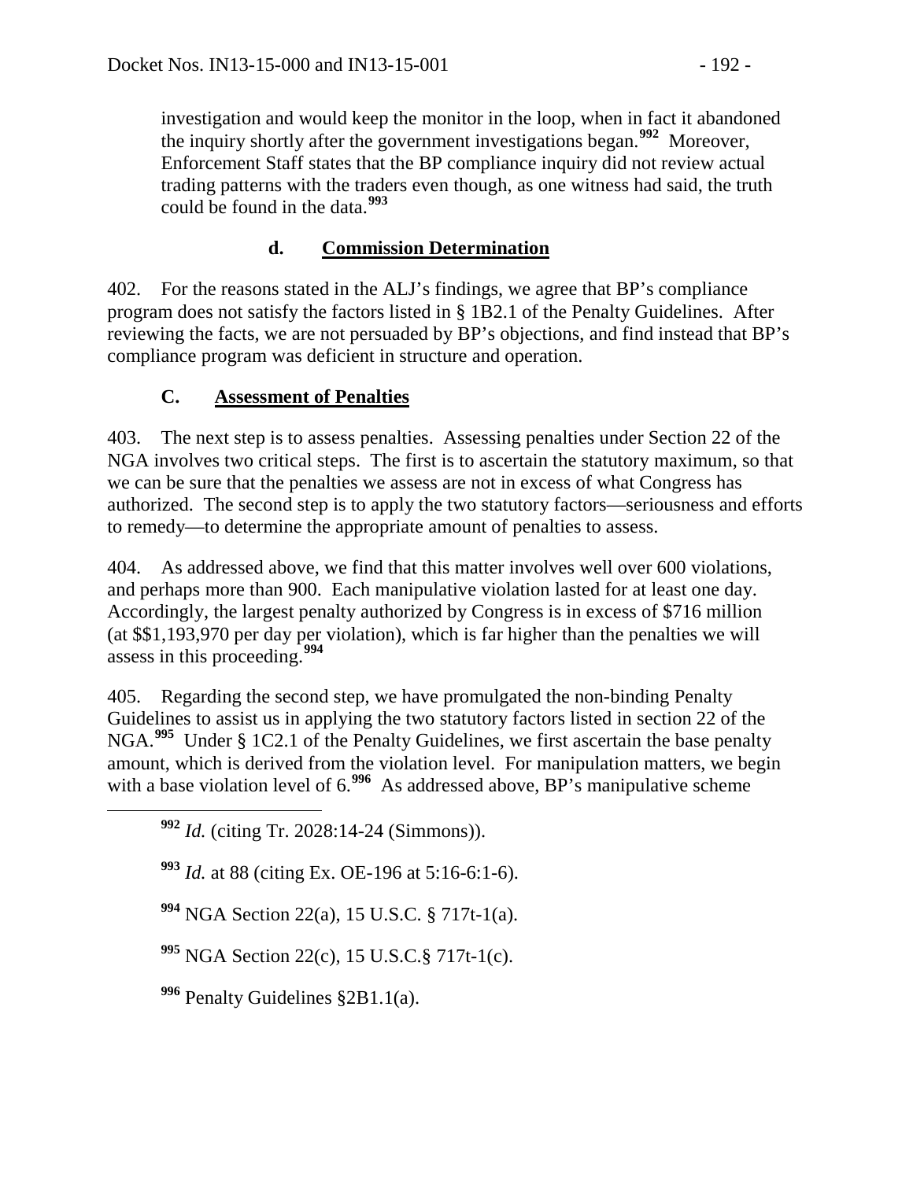investigation and would keep the monitor in the loop, when in fact it abandoned the inquiry shortly after the government investigations began.[992] Moreover, Enforcement Staff states that the BP compliance inquiry did not review actual trading patterns with the traders even though, as one witness had said, the truth could be found in the data.[993]

### d. Commission Determination

402. For the reasons stated in the ALJ's findings, we agree that BP's compliance program does not satisfy the factors listed in § 1B2.1 of the Penalty Guidelines. After reviewing the facts, we are not persuaded by BP's objections, and find instead that BP's compliance program was deficient in structure and operation.

## C. Assessment of Penalties

403. The next step is to assess penalties. Assessing penalties under Section 22 of the NGA involves two critical steps. The first is to ascertain the statutory maximum, so that we can be sure that the penalties we assess are not in excess of what Congress has authorized. The second step is to apply the two statutory factors—seriousness and efforts to remedy—to determine the appropriate amount of penalties to assess.

404. As addressed above, we find that this matter involves well over 600 violations, and perhaps more than 900. Each manipulative violation lasted for at least one day. Accordingly, the largest penalty authorized by Congress is in excess of $716 million (at $$1,193,970 per day per violation), which is far higher than the penalties we will assess in this proceeding.[994]

405. Regarding the second step, we have promulgated the non-binding Penalty Guidelines to assist us in applying the two statutory factors listed in section 22 of the NGA.[995] Under § 1C2.1 of the Penalty Guidelines, we first ascertain the base penalty amount, which is derived from the violation level. For manipulation matters, we begin with a base violation level of 6.[996] As addressed above, BP's manipulative scheme

---

[992] *Id.* (citing Tr. 2028:14-24 (Simmons)).

[993] *Id.* at 88 (citing Ex. OE-196 at 5:16-6:1-6).

[994] NGA Section 22(a), 15 U.S.C. § 717t-1(a).

[995] NGA Section 22(c), 15 U.S.C.§ 717t-1(c).

[996] Penalty Guidelines §2B1.1(a).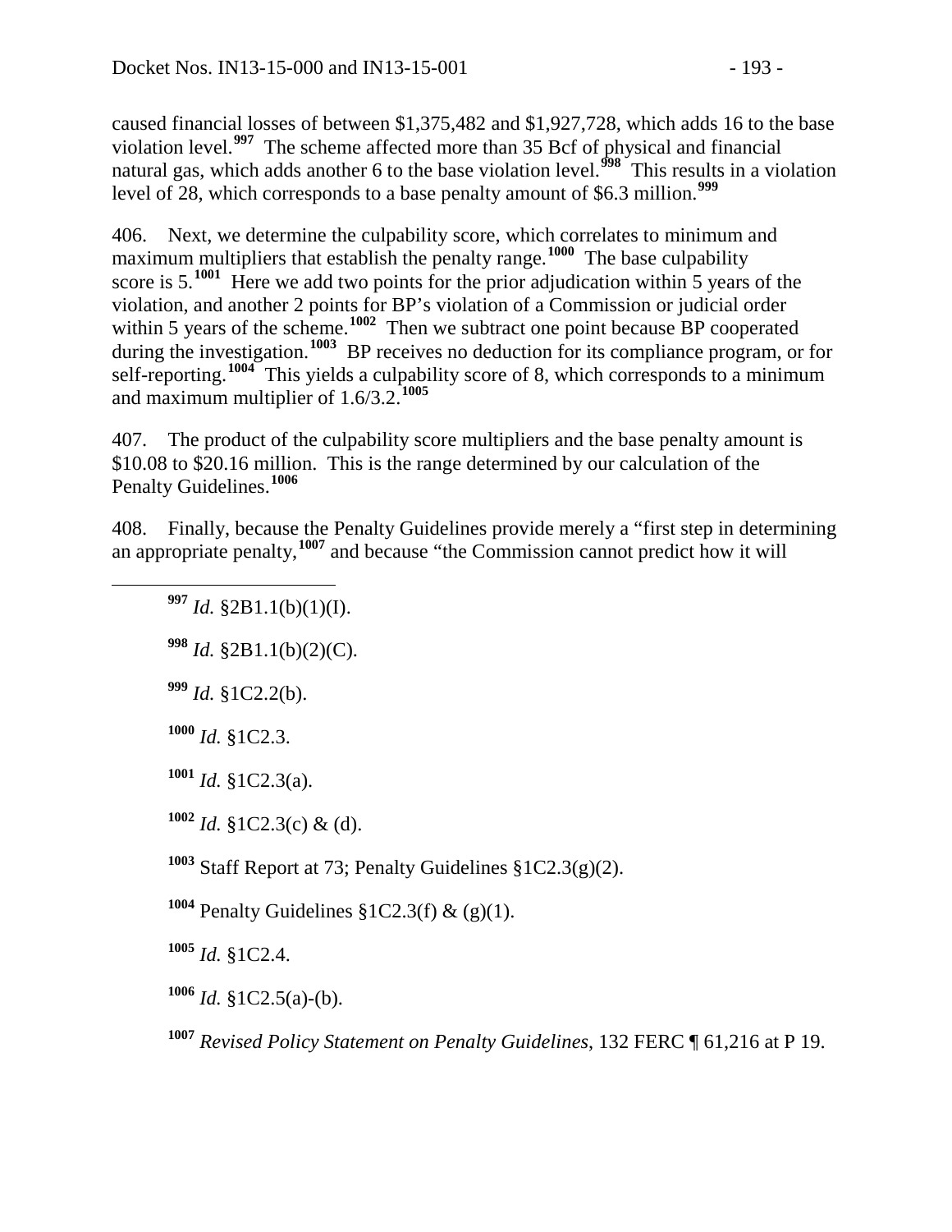caused financial losses of between $1,375,482 and $1,927,728, which adds 16 to the base violation level.[997] The scheme affected more than 35 Bcf of physical and financial natural gas, which adds another 6 to the base violation level.[998] This results in a violation level of 28, which corresponds to a base penalty amount of $6.3 million.[999]

406. Next, we determine the culpability score, which correlates to minimum and maximum multipliers that establish the penalty range.[1000] The base culpability score is 5.[1001] Here we add two points for the prior adjudication within 5 years of the violation, and another 2 points for BP's violation of a Commission or judicial order within 5 years of the scheme.[1002] Then we subtract one point because BP cooperated during the investigation.[1003] BP receives no deduction for its compliance program, or for self-reporting.[1004] This yields a culpability score of 8, which corresponds to a minimum and maximum multiplier of 1.6/3.2.[1005]

407. The product of the culpability score multipliers and the base penalty amount is $10.08 to $20.16 million. This is the range determined by our calculation of the Penalty Guidelines.[1006]

408. Finally, because the Penalty Guidelines provide merely a "first step in determining an appropriate penalty,[1007] and because "the Commission cannot predict how it will

---

[997] *Id.* §2B1.1(b)(1)(I).

[998] *Id.* §2B1.1(b)(2)(C).

[999] *Id.* §1C2.2(b).

[1000] *Id.* §1C2.3.

[1001] *Id.* §1C2.3(a).

[1002] *Id.* §1C2.3(c) & (d).

[1003] Staff Report at 73; Penalty Guidelines §1C2.3(g)(2).

[1004] Penalty Guidelines §1C2.3(f) & (g)(1).

[1005] *Id.* §1C2.4.

[1006] *Id.* §1C2.5(a)-(b).

[1007] *Revised Policy Statement on Penalty Guidelines*, 132 FERC ¶ 61,216 at P 19.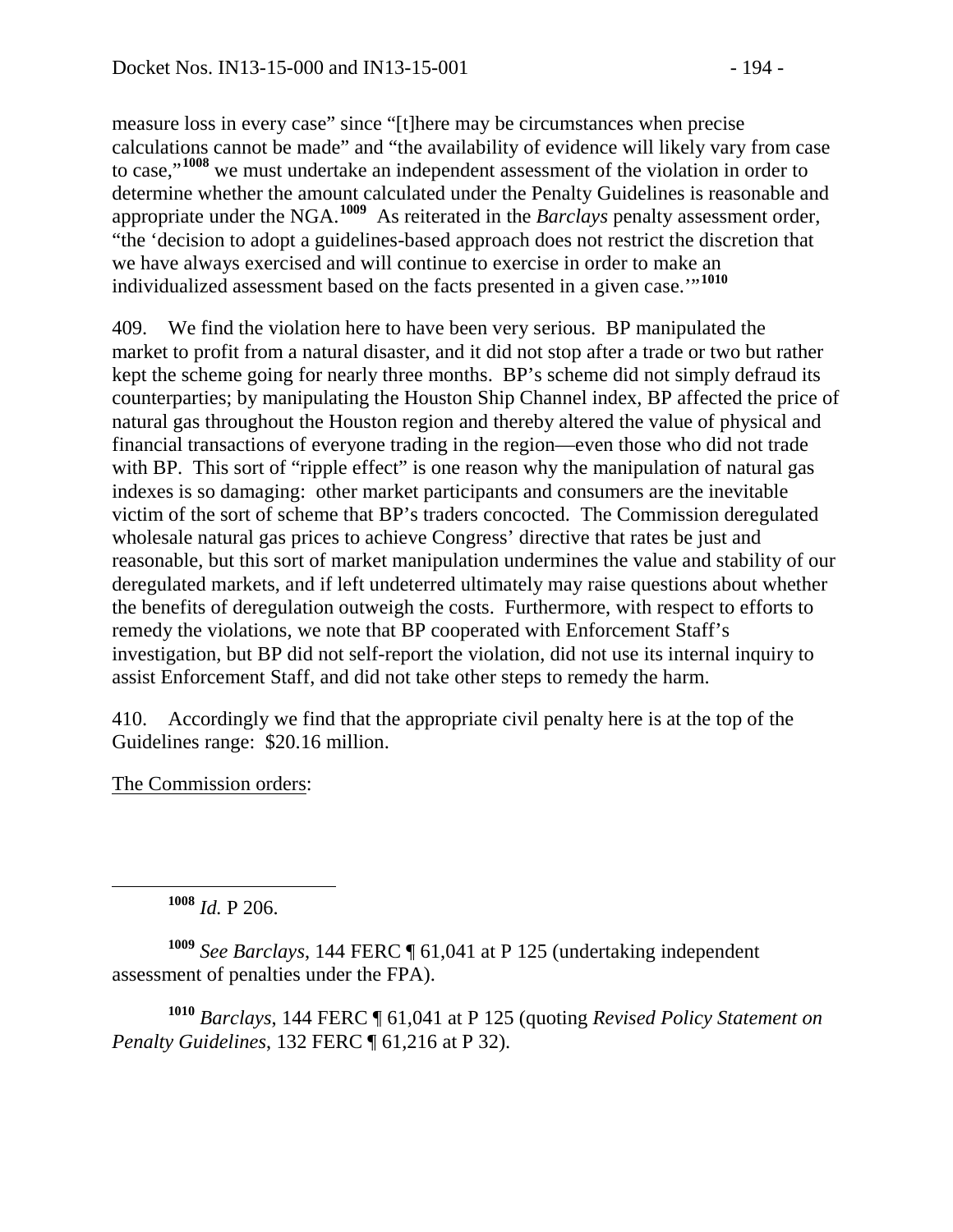measure loss in every case" since "[t]here may be circumstances when precise calculations cannot be made" and "the availability of evidence will likely vary from case to case,"[1008] we must undertake an independent assessment of the violation in order to determine whether the amount calculated under the Penalty Guidelines is reasonable and appropriate under the NGA.[1009] As reiterated in the *Barclays* penalty assessment order, "the 'decision to adopt a guidelines-based approach does not restrict the discretion that we have always exercised and will continue to exercise in order to make an individualized assessment based on the facts presented in a given case.'"[1010]

409. We find the violation here to have been very serious. BP manipulated the market to profit from a natural disaster, and it did not stop after a trade or two but rather kept the scheme going for nearly three months. BP's scheme did not simply defraud its counterparties; by manipulating the Houston Ship Channel index, BP affected the price of natural gas throughout the Houston region and thereby altered the value of physical and financial transactions of everyone trading in the region—even those who did not trade with BP. This sort of "ripple effect" is one reason why the manipulation of natural gas indexes is so damaging: other market participants and consumers are the inevitable victim of the sort of scheme that BP's traders concocted. The Commission deregulated wholesale natural gas prices to achieve Congress' directive that rates be just and reasonable, but this sort of market manipulation undermines the value and stability of our deregulated markets, and if left undeterred ultimately may raise questions about whether the benefits of deregulation outweigh the costs. Furthermore, with respect to efforts to remedy the violations, we note that BP cooperated with Enforcement Staff's investigation, but BP did not self-report the violation, did not use its internal inquiry to assist Enforcement Staff, and did not take other steps to remedy the harm.

410. Accordingly we find that the appropriate civil penalty here is at the top of the Guidelines range: $20.16 million.

The Commission orders:

---

[1008] *Id.* P 206.

[1009] *See Barclays*, 144 FERC ¶ 61,041 at P 125 (undertaking independent assessment of penalties under the FPA).

[1010] *Barclays*, 144 FERC ¶ 61,041 at P 125 (quoting *Revised Policy Statement on Penalty Guidelines*, 132 FERC ¶ 61,216 at P 32).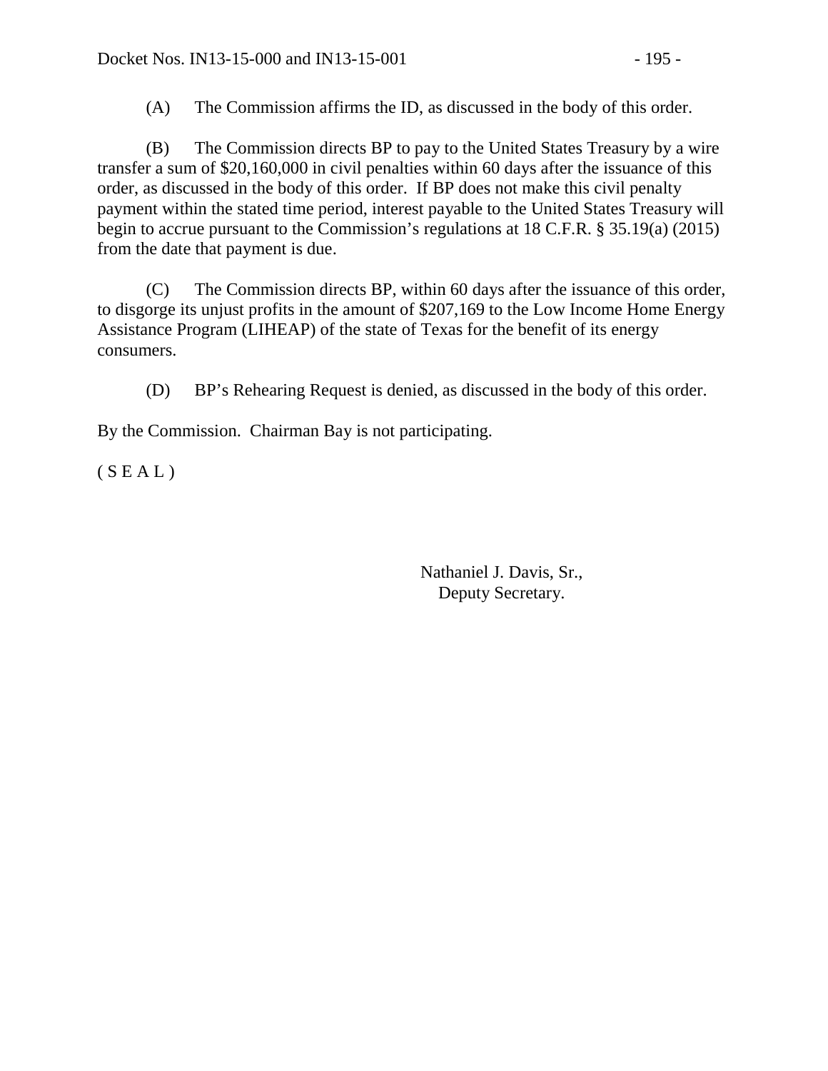(A) The Commission affirms the ID, as discussed in the body of this order.

(B) The Commission directs BP to pay to the United States Treasury by a wire transfer a sum of $20,160,000 in civil penalties within 60 days after the issuance of this order, as discussed in the body of this order. If BP does not make this civil penalty payment within the stated time period, interest payable to the United States Treasury will begin to accrue pursuant to the Commission's regulations at 18 C.F.R. § 35.19(a) (2015) from the date that payment is due.

(C) The Commission directs BP, within 60 days after the issuance of this order, to disgorge its unjust profits in the amount of $207,169 to the Low Income Home Energy Assistance Program (LIHEAP) of the state of Texas for the benefit of its energy consumers.

(D) BP's Rehearing Request is denied, as discussed in the body of this order.

By the Commission. Chairman Bay is not participating.

( S E A L )

Nathaniel J. Davis, Sr.,
Deputy Secretary.